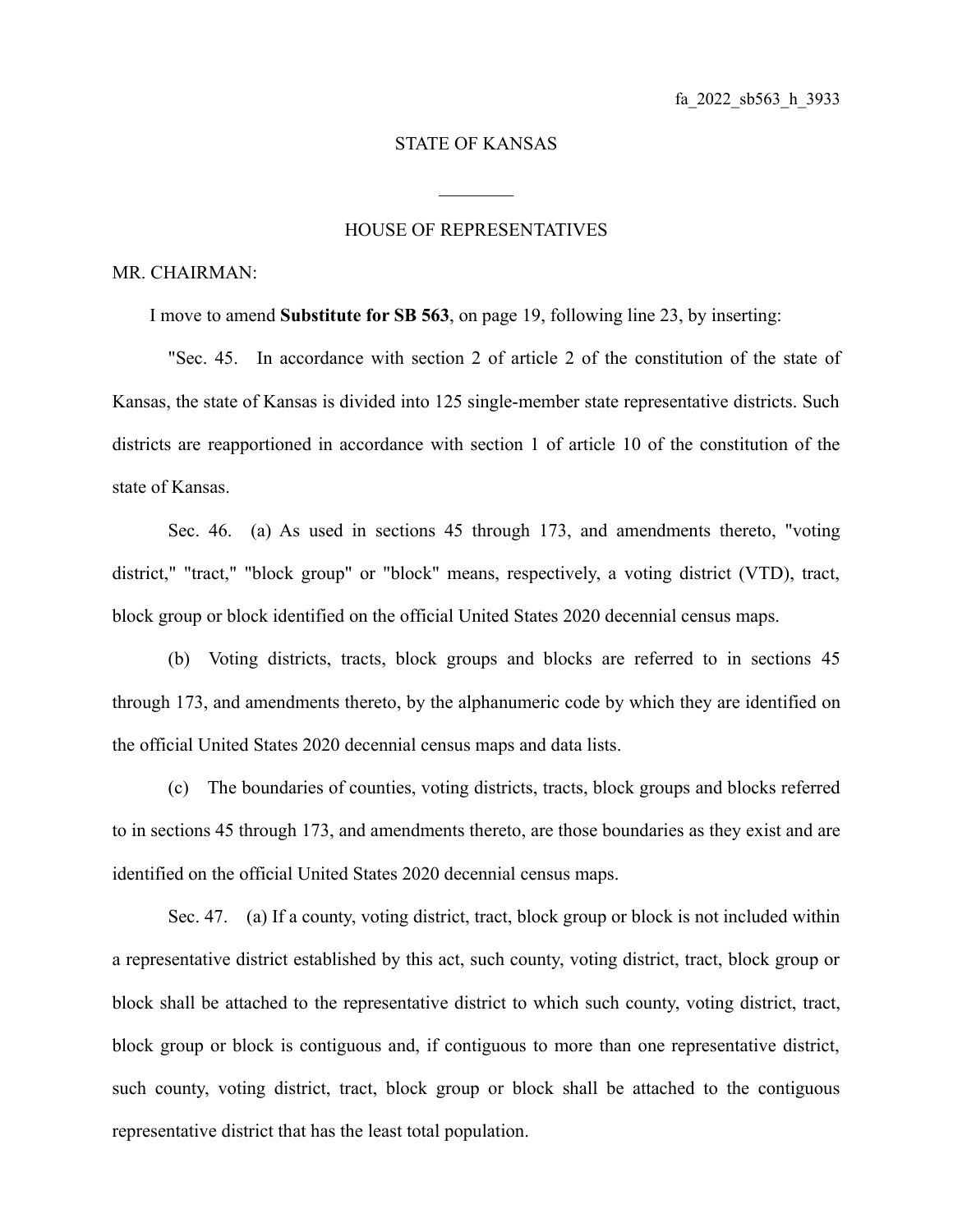fa_2022_sb563_h_3933

STATE OF KANSAS

________

HOUSE OF REPRESENTATIVES

MR. CHAIRMAN:

I move to amend **Substitute for SB 563**, on page 19, following line 23, by inserting:

"Sec. 45. In accordance with section 2 of article 2 of the constitution of the state of Kansas, the state of Kansas is divided into 125 single-member state representative districts. Such districts are reapportioned in accordance with section 1 of article 10 of the constitution of the state of Kansas.

Sec. 46. (a) As used in sections 45 through 173, and amendments thereto, "voting district," "tract," "block group" or "block" means, respectively, a voting district (VTD), tract, block group or block identified on the official United States 2020 decennial census maps.

(b) Voting districts, tracts, block groups and blocks are referred to in sections 45 through 173, and amendments thereto, by the alphanumeric code by which they are identified on the official United States 2020 decennial census maps and data lists.

(c) The boundaries of counties, voting districts, tracts, block groups and blocks referred to in sections 45 through 173, and amendments thereto, are those boundaries as they exist and are identified on the official United States 2020 decennial census maps.

Sec. 47. (a) If a county, voting district, tract, block group or block is not included within a representative district established by this act, such county, voting district, tract, block group or block shall be attached to the representative district to which such county, voting district, tract, block group or block is contiguous and, if contiguous to more than one representative district, such county, voting district, tract, block group or block shall be attached to the contiguous representative district that has the least total population.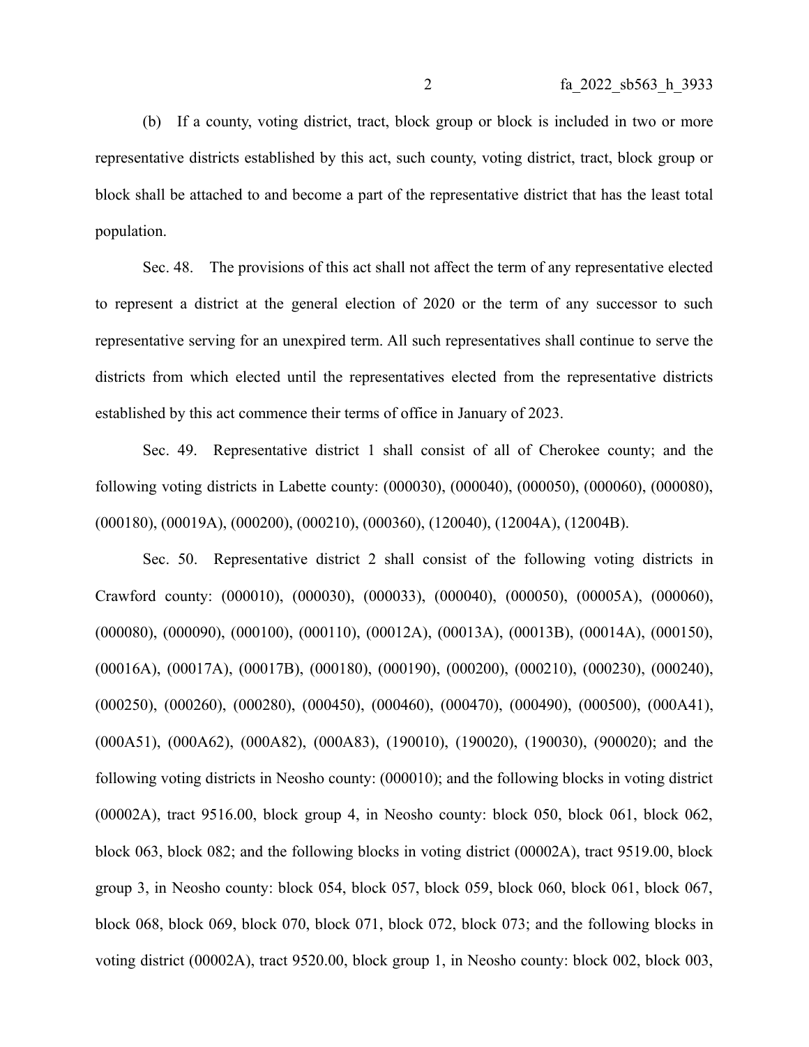(b) If a county, voting district, tract, block group or block is included in two or more representative districts established by this act, such county, voting district, tract, block group or block shall be attached to and become a part of the representative district that has the least total population.

Sec. 48. The provisions of this act shall not affect the term of any representative elected to represent a district at the general election of 2020 or the term of any successor to such representative serving for an unexpired term. All such representatives shall continue to serve the districts from which elected until the representatives elected from the representative districts established by this act commence their terms of office in January of 2023.

Sec. 49. Representative district 1 shall consist of all of Cherokee county; and the following voting districts in Labette county: (000030), (000040), (000050), (000060), (000080), (000180), (00019A), (000200), (000210), (000360), (120040), (12004A), (12004B).

Sec. 50. Representative district 2 shall consist of the following voting districts in Crawford county: (000010), (000030), (000033), (000040), (000050), (00005A), (000060), (000080), (000090), (000100), (000110), (00012A), (00013A), (00013B), (00014A), (000150), (00016A), (00017A), (00017B), (000180), (000190), (000200), (000210), (000230), (000240), (000250), (000260), (000280), (000450), (000460), (000470), (000490), (000500), (000A41), (000A51), (000A62), (000A82), (000A83), (190010), (190020), (190030), (900020); and the following voting districts in Neosho county: (000010); and the following blocks in voting district (00002A), tract 9516.00, block group 4, in Neosho county: block 050, block 061, block 062, block 063, block 082; and the following blocks in voting district (00002A), tract 9519.00, block group 3, in Neosho county: block 054, block 057, block 059, block 060, block 061, block 067, block 068, block 069, block 070, block 071, block 072, block 073; and the following blocks in voting district (00002A), tract 9520.00, block group 1, in Neosho county: block 002, block 003,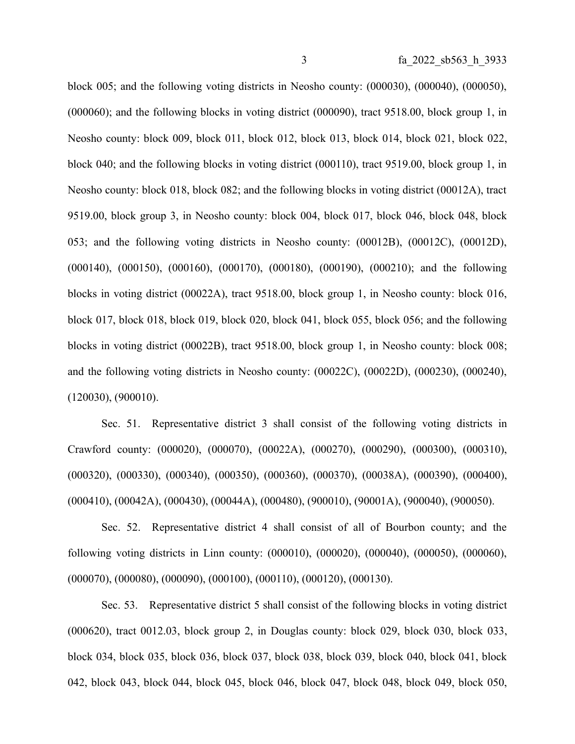block 005; and the following voting districts in Neosho county: (000030), (000040), (000050), (000060); and the following blocks in voting district (000090), tract 9518.00, block group 1, in Neosho county: block 009, block 011, block 012, block 013, block 014, block 021, block 022, block 040; and the following blocks in voting district (000110), tract 9519.00, block group 1, in Neosho county: block 018, block 082; and the following blocks in voting district (00012A), tract 9519.00, block group 3, in Neosho county: block 004, block 017, block 046, block 048, block 053; and the following voting districts in Neosho county: (00012B), (00012C), (00012D), (000140), (000150), (000160), (000170), (000180), (000190), (000210); and the following blocks in voting district (00022A), tract 9518.00, block group 1, in Neosho county: block 016, block 017, block 018, block 019, block 020, block 041, block 055, block 056; and the following blocks in voting district (00022B), tract 9518.00, block group 1, in Neosho county: block 008; and the following voting districts in Neosho county: (00022C), (00022D), (000230), (000240), (120030), (900010).

Sec. 51. Representative district 3 shall consist of the following voting districts in Crawford county: (000020), (000070), (00022A), (000270), (000290), (000300), (000310), (000320), (000330), (000340), (000350), (000360), (000370), (00038A), (000390), (000400), (000410), (00042A), (000430), (00044A), (000480), (900010), (90001A), (900040), (900050).

Sec. 52. Representative district 4 shall consist of all of Bourbon county; and the following voting districts in Linn county: (000010), (000020), (000040), (000050), (000060), (000070), (000080), (000090), (000100), (000110), (000120), (000130).

Sec. 53. Representative district 5 shall consist of the following blocks in voting district (000620), tract 0012.03, block group 2, in Douglas county: block 029, block 030, block 033, block 034, block 035, block 036, block 037, block 038, block 039, block 040, block 041, block 042, block 043, block 044, block 045, block 046, block 047, block 048, block 049, block 050,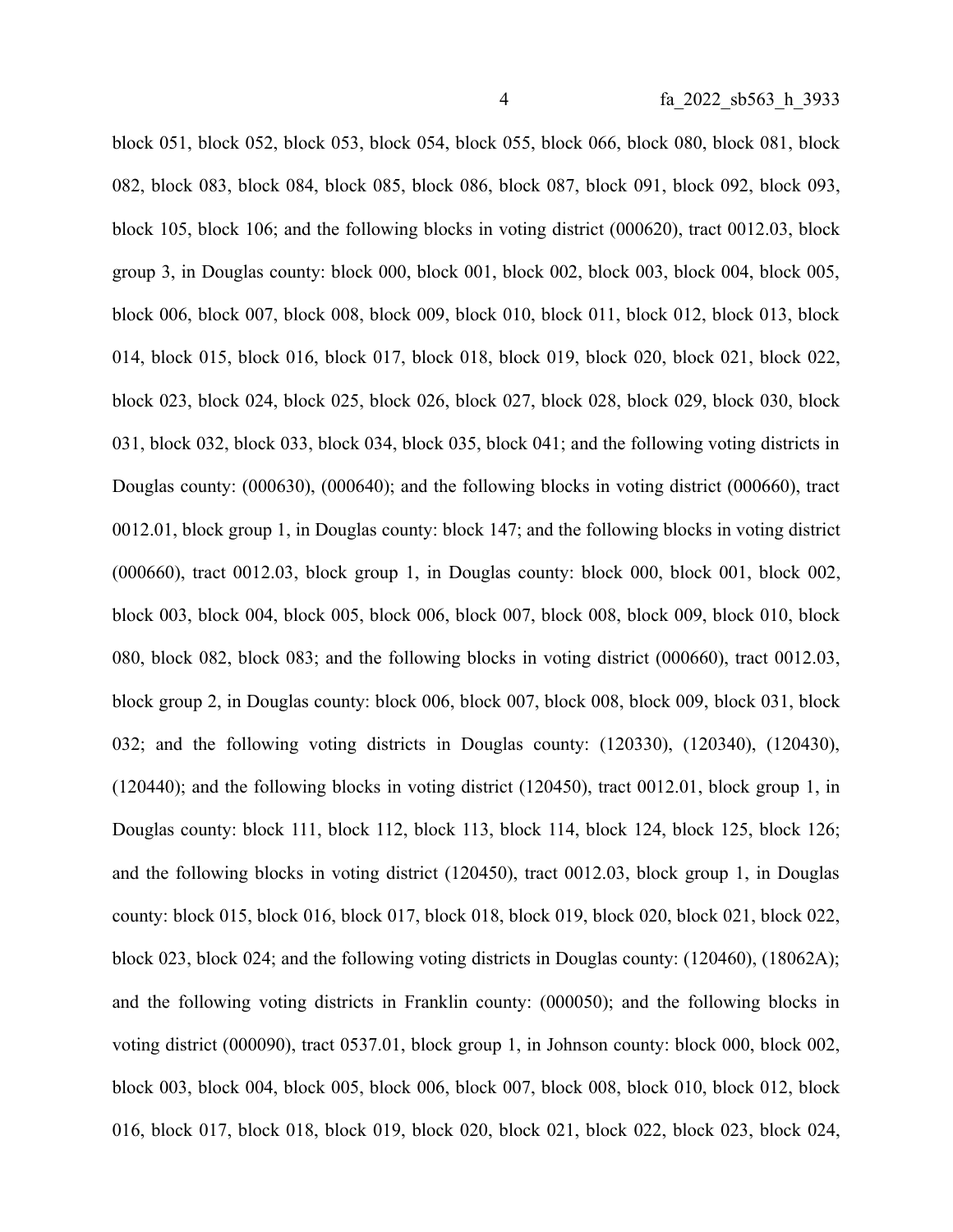block 051, block 052, block 053, block 054, block 055, block 066, block 080, block 081, block 082, block 083, block 084, block 085, block 086, block 087, block 091, block 092, block 093, block 105, block 106; and the following blocks in voting district (000620), tract 0012.03, block group 3, in Douglas county: block 000, block 001, block 002, block 003, block 004, block 005, block 006, block 007, block 008, block 009, block 010, block 011, block 012, block 013, block 014, block 015, block 016, block 017, block 018, block 019, block 020, block 021, block 022, block 023, block 024, block 025, block 026, block 027, block 028, block 029, block 030, block 031, block 032, block 033, block 034, block 035, block 041; and the following voting districts in Douglas county: (000630), (000640); and the following blocks in voting district (000660), tract 0012.01, block group 1, in Douglas county: block 147; and the following blocks in voting district (000660), tract 0012.03, block group 1, in Douglas county: block 000, block 001, block 002, block 003, block 004, block 005, block 006, block 007, block 008, block 009, block 010, block 080, block 082, block 083; and the following blocks in voting district (000660), tract 0012.03, block group 2, in Douglas county: block 006, block 007, block 008, block 009, block 031, block 032; and the following voting districts in Douglas county: (120330), (120340), (120430), (120440); and the following blocks in voting district (120450), tract 0012.01, block group 1, in Douglas county: block 111, block 112, block 113, block 114, block 124, block 125, block 126; and the following blocks in voting district (120450), tract 0012.03, block group 1, in Douglas county: block 015, block 016, block 017, block 018, block 019, block 020, block 021, block 022, block 023, block 024; and the following voting districts in Douglas county: (120460), (18062A); and the following voting districts in Franklin county: (000050); and the following blocks in voting district (000090), tract 0537.01, block group 1, in Johnson county: block 000, block 002, block 003, block 004, block 005, block 006, block 007, block 008, block 010, block 012, block 016, block 017, block 018, block 019, block 020, block 021, block 022, block 023, block 024,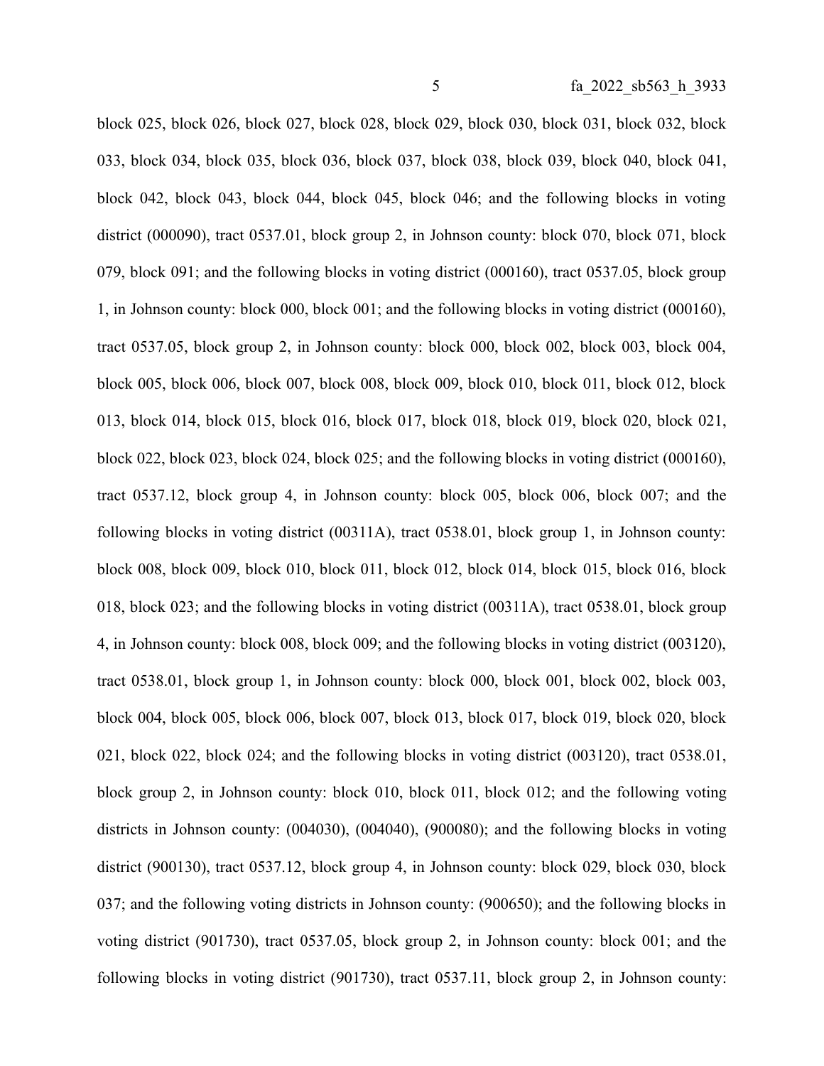block 025, block 026, block 027, block 028, block 029, block 030, block 031, block 032, block 033, block 034, block 035, block 036, block 037, block 038, block 039, block 040, block 041, block 042, block 043, block 044, block 045, block 046; and the following blocks in voting district (000090), tract 0537.01, block group 2, in Johnson county: block 070, block 071, block 079, block 091; and the following blocks in voting district (000160), tract 0537.05, block group 1, in Johnson county: block 000, block 001; and the following blocks in voting district (000160), tract 0537.05, block group 2, in Johnson county: block 000, block 002, block 003, block 004, block 005, block 006, block 007, block 008, block 009, block 010, block 011, block 012, block 013, block 014, block 015, block 016, block 017, block 018, block 019, block 020, block 021, block 022, block 023, block 024, block 025; and the following blocks in voting district (000160), tract 0537.12, block group 4, in Johnson county: block 005, block 006, block 007; and the following blocks in voting district (00311A), tract 0538.01, block group 1, in Johnson county: block 008, block 009, block 010, block 011, block 012, block 014, block 015, block 016, block 018, block 023; and the following blocks in voting district (00311A), tract 0538.01, block group 4, in Johnson county: block 008, block 009; and the following blocks in voting district (003120), tract 0538.01, block group 1, in Johnson county: block 000, block 001, block 002, block 003, block 004, block 005, block 006, block 007, block 013, block 017, block 019, block 020, block 021, block 022, block 024; and the following blocks in voting district (003120), tract 0538.01, block group 2, in Johnson county: block 010, block 011, block 012; and the following voting districts in Johnson county: (004030), (004040), (900080); and the following blocks in voting district (900130), tract 0537.12, block group 4, in Johnson county: block 029, block 030, block 037; and the following voting districts in Johnson county: (900650); and the following blocks in voting district (901730), tract 0537.05, block group 2, in Johnson county: block 001; and the following blocks in voting district (901730), tract 0537.11, block group 2, in Johnson county: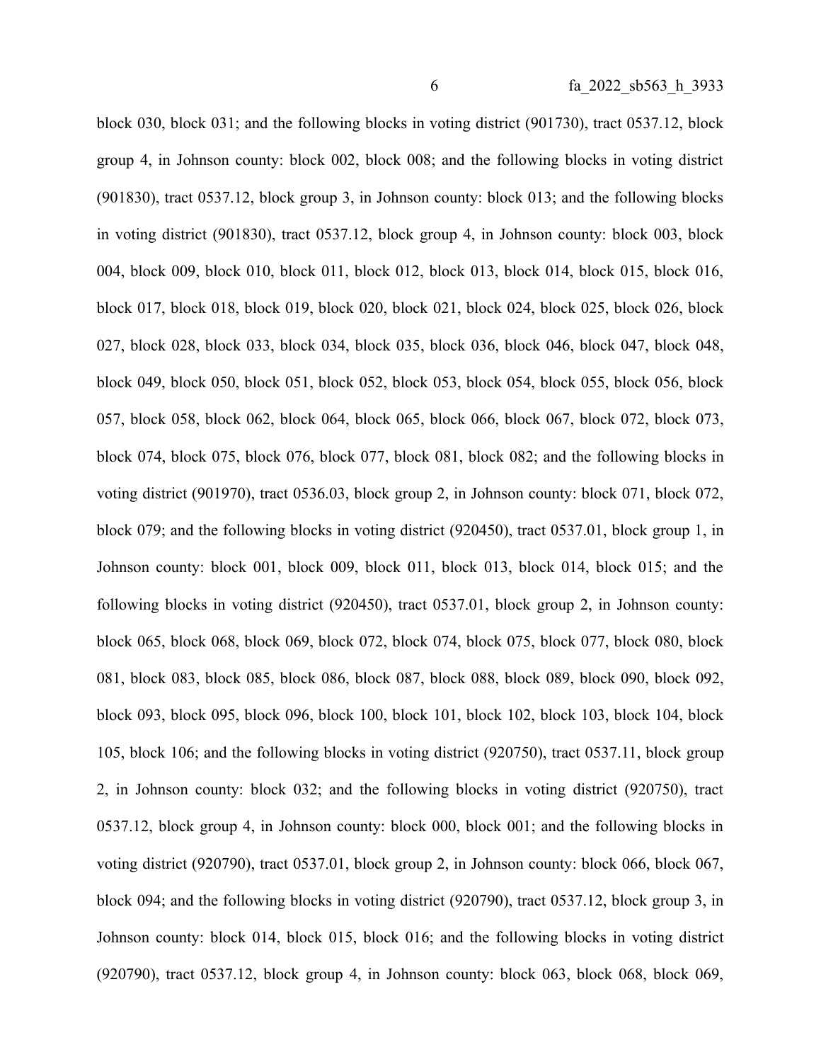block 030, block 031; and the following blocks in voting district (901730), tract 0537.12, block group 4, in Johnson county: block 002, block 008; and the following blocks in voting district (901830), tract 0537.12, block group 3, in Johnson county: block 013; and the following blocks in voting district (901830), tract 0537.12, block group 4, in Johnson county: block 003, block 004, block 009, block 010, block 011, block 012, block 013, block 014, block 015, block 016, block 017, block 018, block 019, block 020, block 021, block 024, block 025, block 026, block 027, block 028, block 033, block 034, block 035, block 036, block 046, block 047, block 048, block 049, block 050, block 051, block 052, block 053, block 054, block 055, block 056, block 057, block 058, block 062, block 064, block 065, block 066, block 067, block 072, block 073, block 074, block 075, block 076, block 077, block 081, block 082; and the following blocks in voting district (901970), tract 0536.03, block group 2, in Johnson county: block 071, block 072, block 079; and the following blocks in voting district (920450), tract 0537.01, block group 1, in Johnson county: block 001, block 009, block 011, block 013, block 014, block 015; and the following blocks in voting district (920450), tract 0537.01, block group 2, in Johnson county: block 065, block 068, block 069, block 072, block 074, block 075, block 077, block 080, block 081, block 083, block 085, block 086, block 087, block 088, block 089, block 090, block 092, block 093, block 095, block 096, block 100, block 101, block 102, block 103, block 104, block 105, block 106; and the following blocks in voting district (920750), tract 0537.11, block group 2, in Johnson county: block 032; and the following blocks in voting district (920750), tract 0537.12, block group 4, in Johnson county: block 000, block 001; and the following blocks in voting district (920790), tract 0537.01, block group 2, in Johnson county: block 066, block 067, block 094; and the following blocks in voting district (920790), tract 0537.12, block group 3, in Johnson county: block 014, block 015, block 016; and the following blocks in voting district (920790), tract 0537.12, block group 4, in Johnson county: block 063, block 068, block 069,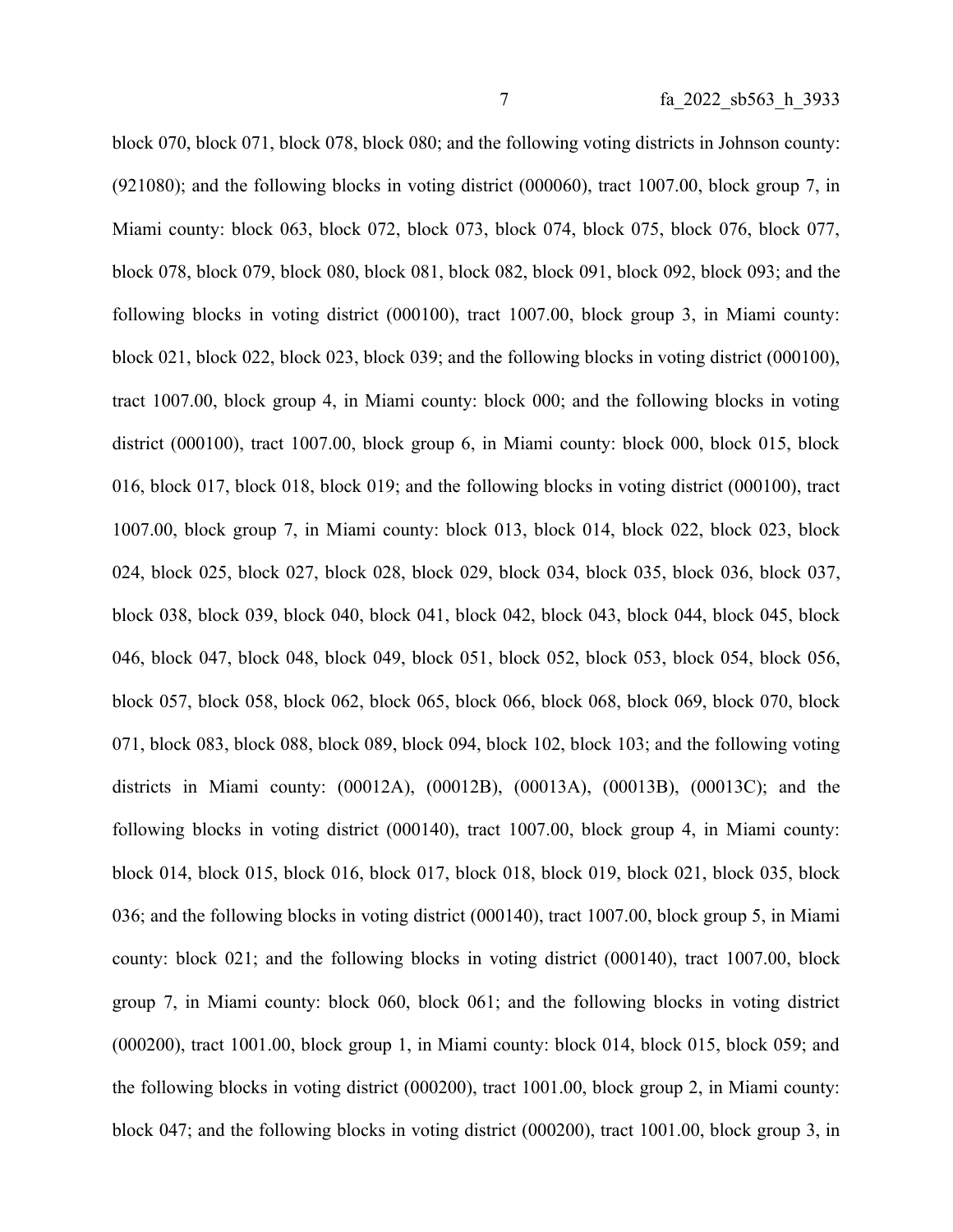block 070, block 071, block 078, block 080; and the following voting districts in Johnson county: (921080); and the following blocks in voting district (000060), tract 1007.00, block group 7, in Miami county: block 063, block 072, block 073, block 074, block 075, block 076, block 077, block 078, block 079, block 080, block 081, block 082, block 091, block 092, block 093; and the following blocks in voting district (000100), tract 1007.00, block group 3, in Miami county: block 021, block 022, block 023, block 039; and the following blocks in voting district (000100), tract 1007.00, block group 4, in Miami county: block 000; and the following blocks in voting district (000100), tract 1007.00, block group 6, in Miami county: block 000, block 015, block 016, block 017, block 018, block 019; and the following blocks in voting district (000100), tract 1007.00, block group 7, in Miami county: block 013, block 014, block 022, block 023, block 024, block 025, block 027, block 028, block 029, block 034, block 035, block 036, block 037, block 038, block 039, block 040, block 041, block 042, block 043, block 044, block 045, block 046, block 047, block 048, block 049, block 051, block 052, block 053, block 054, block 056, block 057, block 058, block 062, block 065, block 066, block 068, block 069, block 070, block 071, block 083, block 088, block 089, block 094, block 102, block 103; and the following voting districts in Miami county: (00012A), (00012B), (00013A), (00013B), (00013C); and the following blocks in voting district (000140), tract 1007.00, block group 4, in Miami county: block 014, block 015, block 016, block 017, block 018, block 019, block 021, block 035, block 036; and the following blocks in voting district (000140), tract 1007.00, block group 5, in Miami county: block 021; and the following blocks in voting district (000140), tract 1007.00, block group 7, in Miami county: block 060, block 061; and the following blocks in voting district (000200), tract 1001.00, block group 1, in Miami county: block 014, block 015, block 059; and the following blocks in voting district (000200), tract 1001.00, block group 2, in Miami county: block 047; and the following blocks in voting district (000200), tract 1001.00, block group 3, in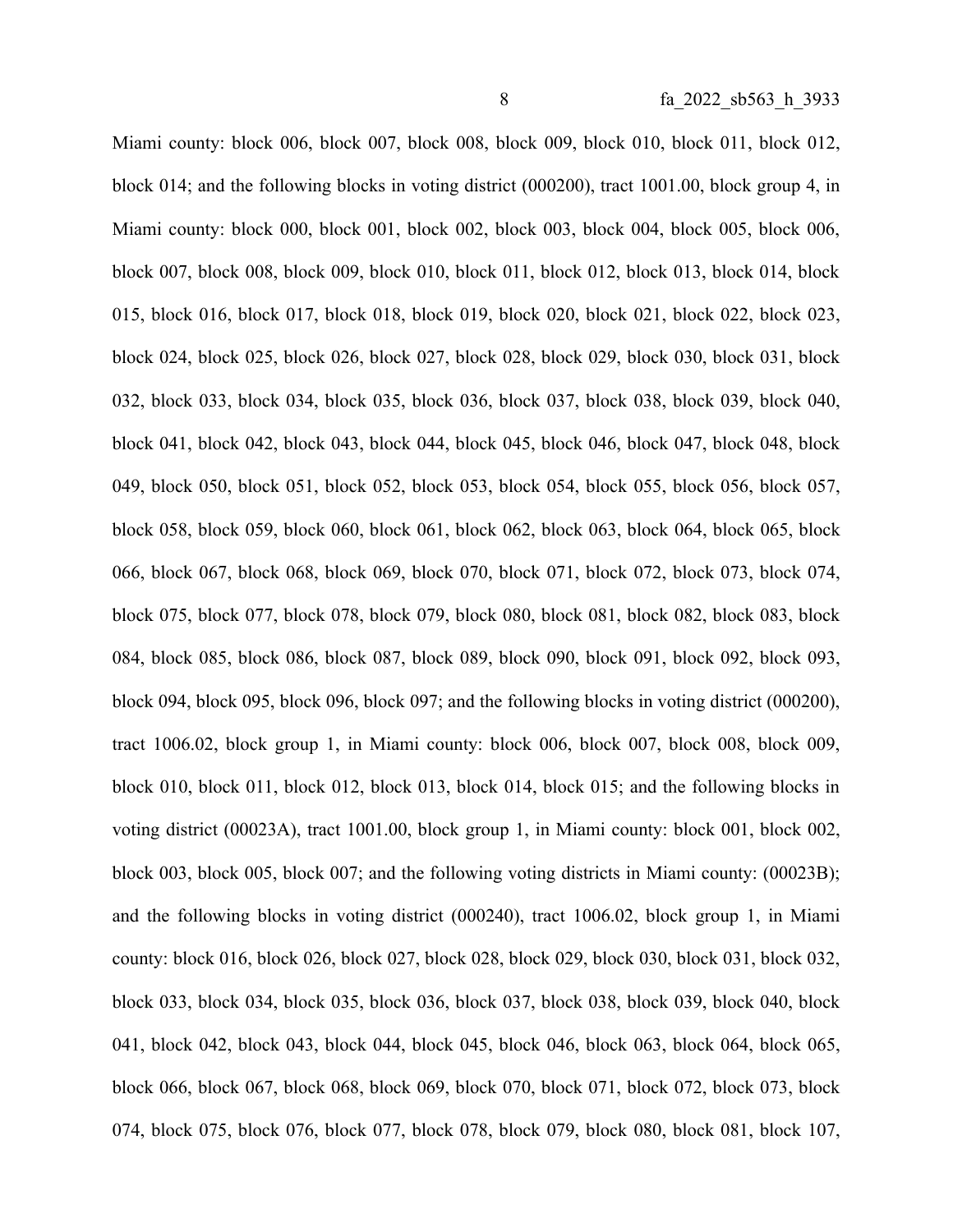Miami county: block 006, block 007, block 008, block 009, block 010, block 011, block 012, block 014; and the following blocks in voting district (000200), tract 1001.00, block group 4, in Miami county: block 000, block 001, block 002, block 003, block 004, block 005, block 006, block 007, block 008, block 009, block 010, block 011, block 012, block 013, block 014, block 015, block 016, block 017, block 018, block 019, block 020, block 021, block 022, block 023, block 024, block 025, block 026, block 027, block 028, block 029, block 030, block 031, block 032, block 033, block 034, block 035, block 036, block 037, block 038, block 039, block 040, block 041, block 042, block 043, block 044, block 045, block 046, block 047, block 048, block 049, block 050, block 051, block 052, block 053, block 054, block 055, block 056, block 057, block 058, block 059, block 060, block 061, block 062, block 063, block 064, block 065, block 066, block 067, block 068, block 069, block 070, block 071, block 072, block 073, block 074, block 075, block 077, block 078, block 079, block 080, block 081, block 082, block 083, block 084, block 085, block 086, block 087, block 089, block 090, block 091, block 092, block 093, block 094, block 095, block 096, block 097; and the following blocks in voting district (000200), tract 1006.02, block group 1, in Miami county: block 006, block 007, block 008, block 009, block 010, block 011, block 012, block 013, block 014, block 015; and the following blocks in voting district (00023A), tract 1001.00, block group 1, in Miami county: block 001, block 002, block 003, block 005, block 007; and the following voting districts in Miami county: (00023B); and the following blocks in voting district (000240), tract 1006.02, block group 1, in Miami county: block 016, block 026, block 027, block 028, block 029, block 030, block 031, block 032, block 033, block 034, block 035, block 036, block 037, block 038, block 039, block 040, block 041, block 042, block 043, block 044, block 045, block 046, block 063, block 064, block 065, block 066, block 067, block 068, block 069, block 070, block 071, block 072, block 073, block 074, block 075, block 076, block 077, block 078, block 079, block 080, block 081, block 107,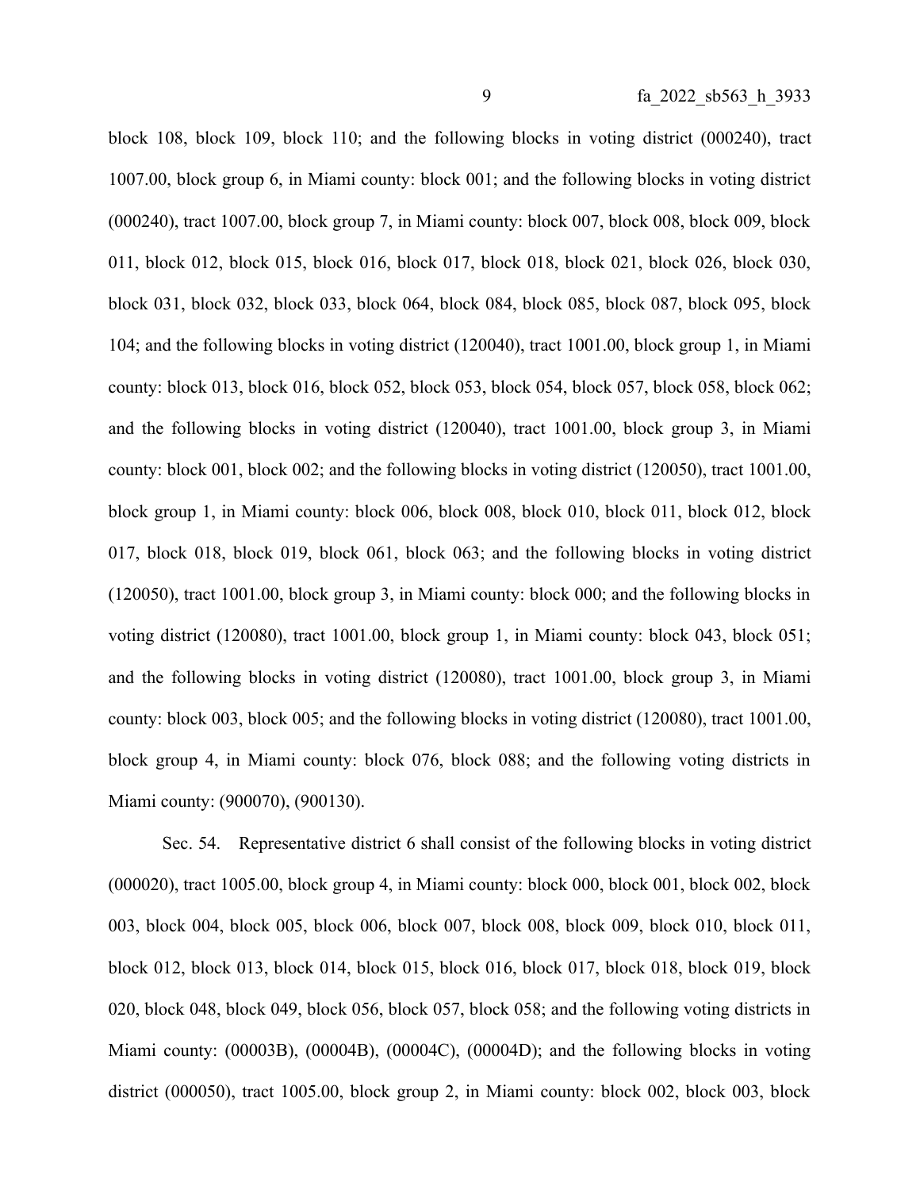block 108, block 109, block 110; and the following blocks in voting district (000240), tract 1007.00, block group 6, in Miami county: block 001; and the following blocks in voting district (000240), tract 1007.00, block group 7, in Miami county: block 007, block 008, block 009, block 011, block 012, block 015, block 016, block 017, block 018, block 021, block 026, block 030, block 031, block 032, block 033, block 064, block 084, block 085, block 087, block 095, block 104; and the following blocks in voting district (120040), tract 1001.00, block group 1, in Miami county: block 013, block 016, block 052, block 053, block 054, block 057, block 058, block 062; and the following blocks in voting district (120040), tract 1001.00, block group 3, in Miami county: block 001, block 002; and the following blocks in voting district (120050), tract 1001.00, block group 1, in Miami county: block 006, block 008, block 010, block 011, block 012, block 017, block 018, block 019, block 061, block 063; and the following blocks in voting district (120050), tract 1001.00, block group 3, in Miami county: block 000; and the following blocks in voting district (120080), tract 1001.00, block group 1, in Miami county: block 043, block 051; and the following blocks in voting district (120080), tract 1001.00, block group 3, in Miami county: block 003, block 005; and the following blocks in voting district (120080), tract 1001.00, block group 4, in Miami county: block 076, block 088; and the following voting districts in Miami county: (900070), (900130).

Sec. 54. Representative district 6 shall consist of the following blocks in voting district (000020), tract 1005.00, block group 4, in Miami county: block 000, block 001, block 002, block 003, block 004, block 005, block 006, block 007, block 008, block 009, block 010, block 011, block 012, block 013, block 014, block 015, block 016, block 017, block 018, block 019, block 020, block 048, block 049, block 056, block 057, block 058; and the following voting districts in Miami county: (00003B), (00004B), (00004C), (00004D); and the following blocks in voting district (000050), tract 1005.00, block group 2, in Miami county: block 002, block 003, block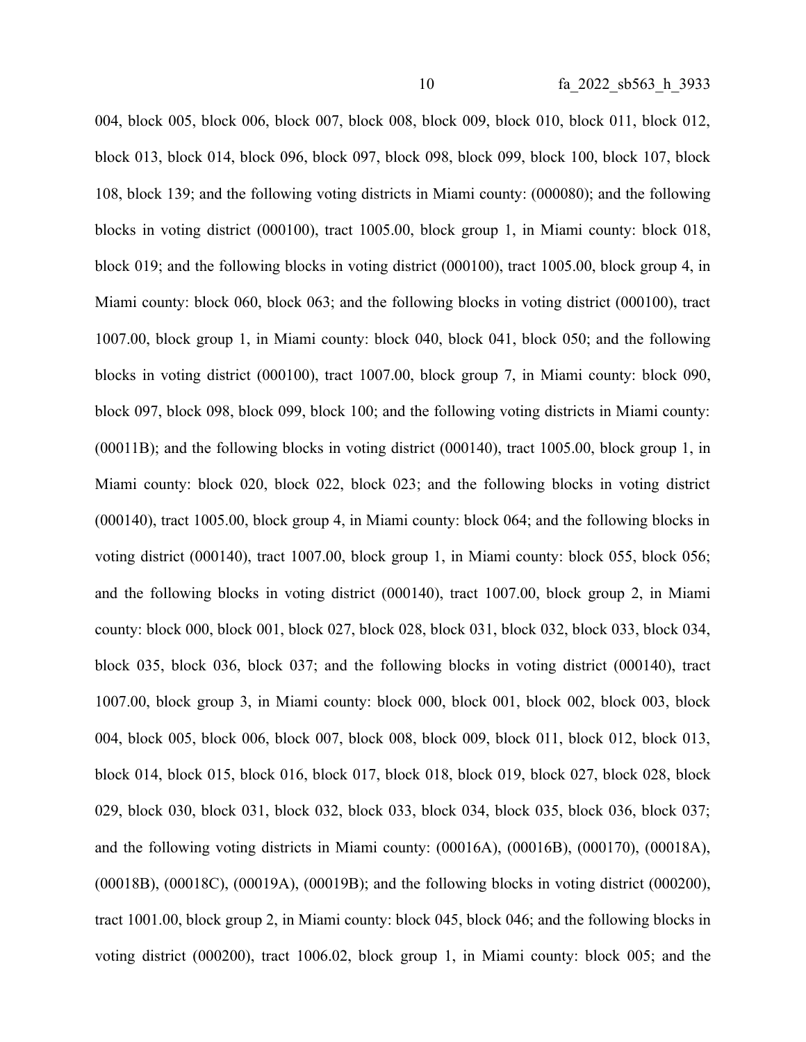004, block 005, block 006, block 007, block 008, block 009, block 010, block 011, block 012, block 013, block 014, block 096, block 097, block 098, block 099, block 100, block 107, block 108, block 139; and the following voting districts in Miami county: (000080); and the following blocks in voting district (000100), tract 1005.00, block group 1, in Miami county: block 018, block 019; and the following blocks in voting district (000100), tract 1005.00, block group 4, in Miami county: block 060, block 063; and the following blocks in voting district (000100), tract 1007.00, block group 1, in Miami county: block 040, block 041, block 050; and the following blocks in voting district (000100), tract 1007.00, block group 7, in Miami county: block 090, block 097, block 098, block 099, block 100; and the following voting districts in Miami county: (00011B); and the following blocks in voting district (000140), tract 1005.00, block group 1, in Miami county: block 020, block 022, block 023; and the following blocks in voting district (000140), tract 1005.00, block group 4, in Miami county: block 064; and the following blocks in voting district (000140), tract 1007.00, block group 1, in Miami county: block 055, block 056; and the following blocks in voting district (000140), tract 1007.00, block group 2, in Miami county: block 000, block 001, block 027, block 028, block 031, block 032, block 033, block 034, block 035, block 036, block 037; and the following blocks in voting district (000140), tract 1007.00, block group 3, in Miami county: block 000, block 001, block 002, block 003, block 004, block 005, block 006, block 007, block 008, block 009, block 011, block 012, block 013, block 014, block 015, block 016, block 017, block 018, block 019, block 027, block 028, block 029, block 030, block 031, block 032, block 033, block 034, block 035, block 036, block 037; and the following voting districts in Miami county: (00016A), (00016B), (000170), (00018A), (00018B), (00018C), (00019A), (00019B); and the following blocks in voting district (000200), tract 1001.00, block group 2, in Miami county: block 045, block 046; and the following blocks in voting district (000200), tract 1006.02, block group 1, in Miami county: block 005; and the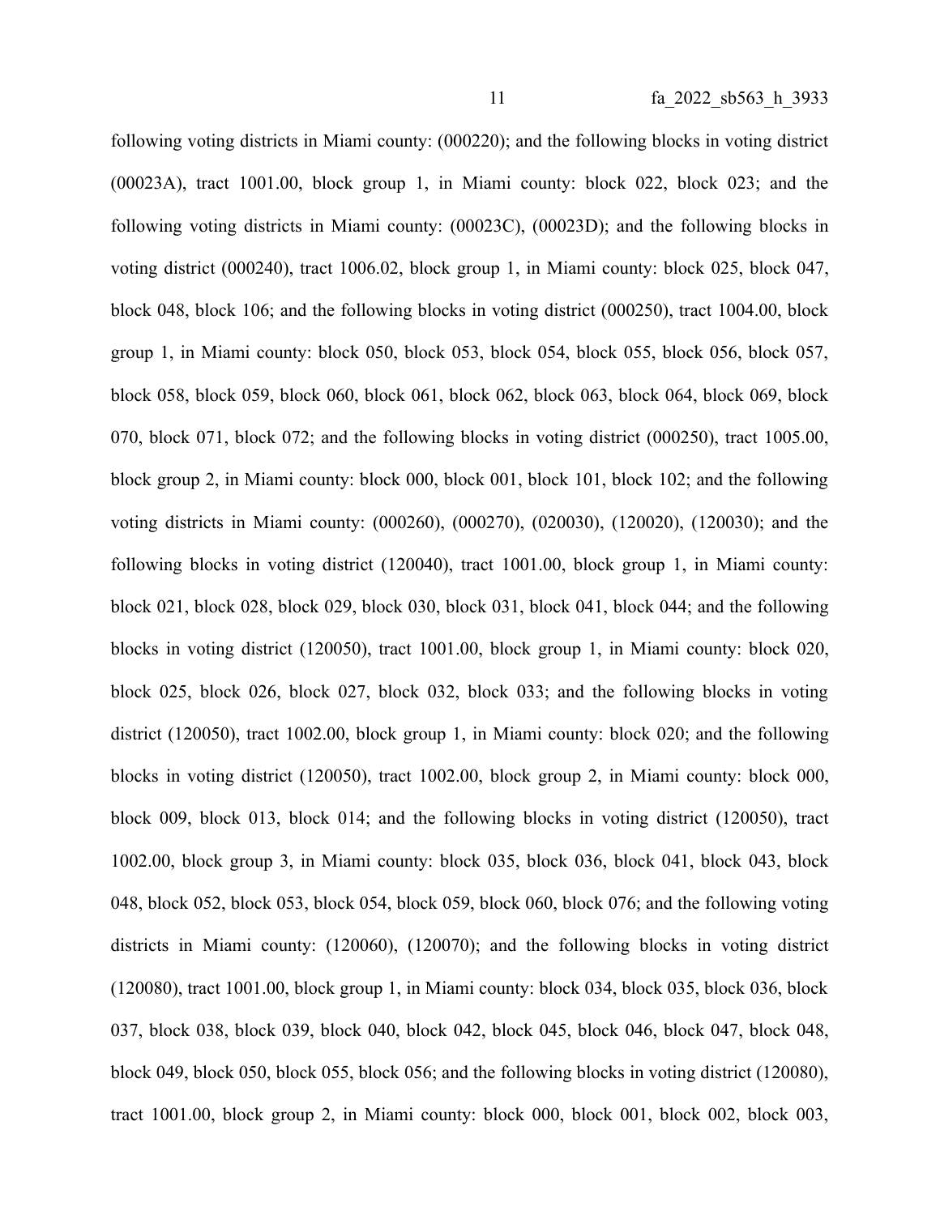following voting districts in Miami county: (000220); and the following blocks in voting district (00023A), tract 1001.00, block group 1, in Miami county: block 022, block 023; and the following voting districts in Miami county: (00023C), (00023D); and the following blocks in voting district (000240), tract 1006.02, block group 1, in Miami county: block 025, block 047, block 048, block 106; and the following blocks in voting district (000250), tract 1004.00, block group 1, in Miami county: block 050, block 053, block 054, block 055, block 056, block 057, block 058, block 059, block 060, block 061, block 062, block 063, block 064, block 069, block 070, block 071, block 072; and the following blocks in voting district (000250), tract 1005.00, block group 2, in Miami county: block 000, block 001, block 101, block 102; and the following voting districts in Miami county: (000260), (000270), (020030), (120020), (120030); and the following blocks in voting district (120040), tract 1001.00, block group 1, in Miami county: block 021, block 028, block 029, block 030, block 031, block 041, block 044; and the following blocks in voting district (120050), tract 1001.00, block group 1, in Miami county: block 020, block 025, block 026, block 027, block 032, block 033; and the following blocks in voting district (120050), tract 1002.00, block group 1, in Miami county: block 020; and the following blocks in voting district (120050), tract 1002.00, block group 2, in Miami county: block 000, block 009, block 013, block 014; and the following blocks in voting district (120050), tract 1002.00, block group 3, in Miami county: block 035, block 036, block 041, block 043, block 048, block 052, block 053, block 054, block 059, block 060, block 076; and the following voting districts in Miami county: (120060), (120070); and the following blocks in voting district (120080), tract 1001.00, block group 1, in Miami county: block 034, block 035, block 036, block 037, block 038, block 039, block 040, block 042, block 045, block 046, block 047, block 048, block 049, block 050, block 055, block 056; and the following blocks in voting district (120080), tract 1001.00, block group 2, in Miami county: block 000, block 001, block 002, block 003,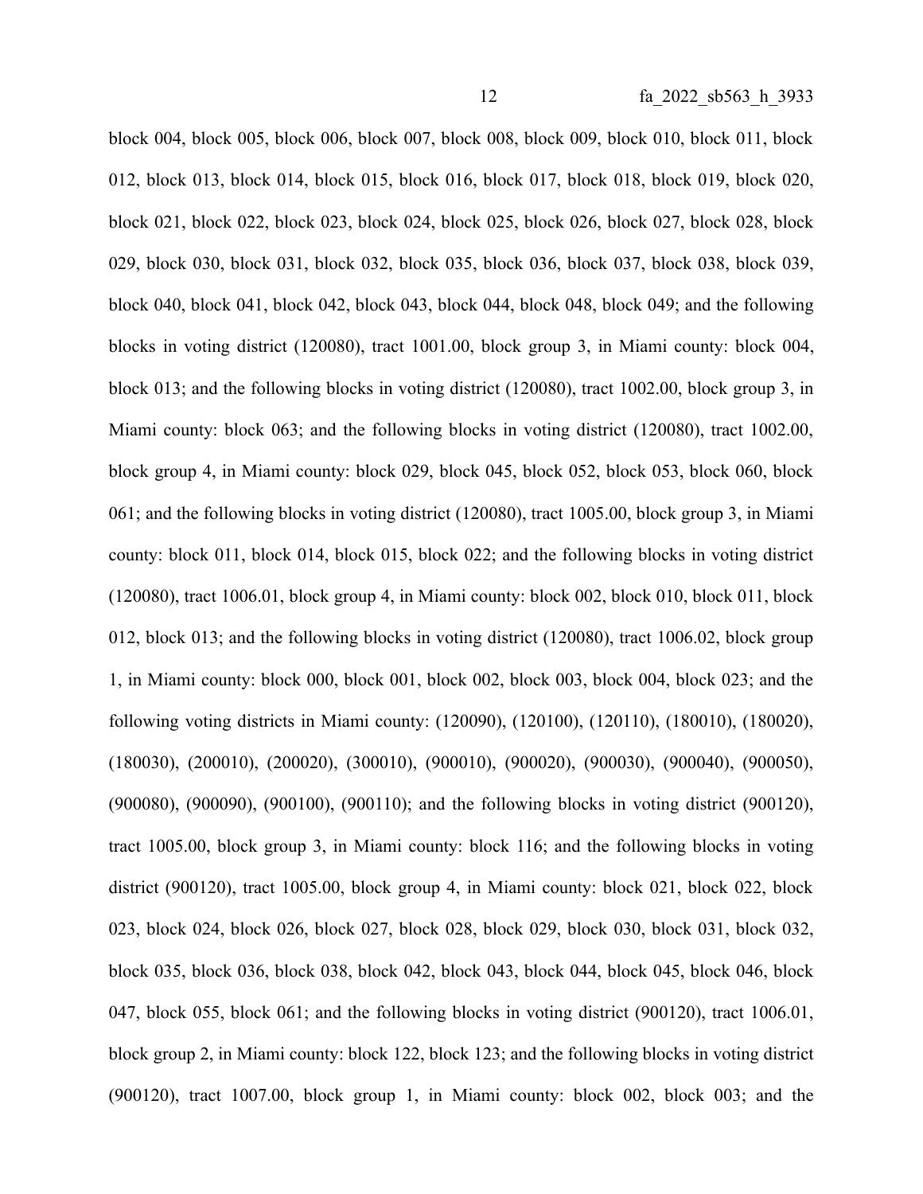block 004, block 005, block 006, block 007, block 008, block 009, block 010, block 011, block 012, block 013, block 014, block 015, block 016, block 017, block 018, block 019, block 020, block 021, block 022, block 023, block 024, block 025, block 026, block 027, block 028, block 029, block 030, block 031, block 032, block 035, block 036, block 037, block 038, block 039, block 040, block 041, block 042, block 043, block 044, block 048, block 049; and the following blocks in voting district (120080), tract 1001.00, block group 3, in Miami county: block 004, block 013; and the following blocks in voting district (120080), tract 1002.00, block group 3, in Miami county: block 063; and the following blocks in voting district (120080), tract 1002.00, block group 4, in Miami county: block 029, block 045, block 052, block 053, block 060, block 061; and the following blocks in voting district (120080), tract 1005.00, block group 3, in Miami county: block 011, block 014, block 015, block 022; and the following blocks in voting district (120080), tract 1006.01, block group 4, in Miami county: block 002, block 010, block 011, block 012, block 013; and the following blocks in voting district (120080), tract 1006.02, block group 1, in Miami county: block 000, block 001, block 002, block 003, block 004, block 023; and the following voting districts in Miami county: (120090), (120100), (120110), (180010), (180020), (180030), (200010), (200020), (300010), (900010), (900020), (900030), (900040), (900050), (900080), (900090), (900100), (900110); and the following blocks in voting district (900120), tract 1005.00, block group 3, in Miami county: block 116; and the following blocks in voting district (900120), tract 1005.00, block group 4, in Miami county: block 021, block 022, block 023, block 024, block 026, block 027, block 028, block 029, block 030, block 031, block 032, block 035, block 036, block 038, block 042, block 043, block 044, block 045, block 046, block 047, block 055, block 061; and the following blocks in voting district (900120), tract 1006.01, block group 2, in Miami county: block 122, block 123; and the following blocks in voting district (900120), tract 1007.00, block group 1, in Miami county: block 002, block 003; and the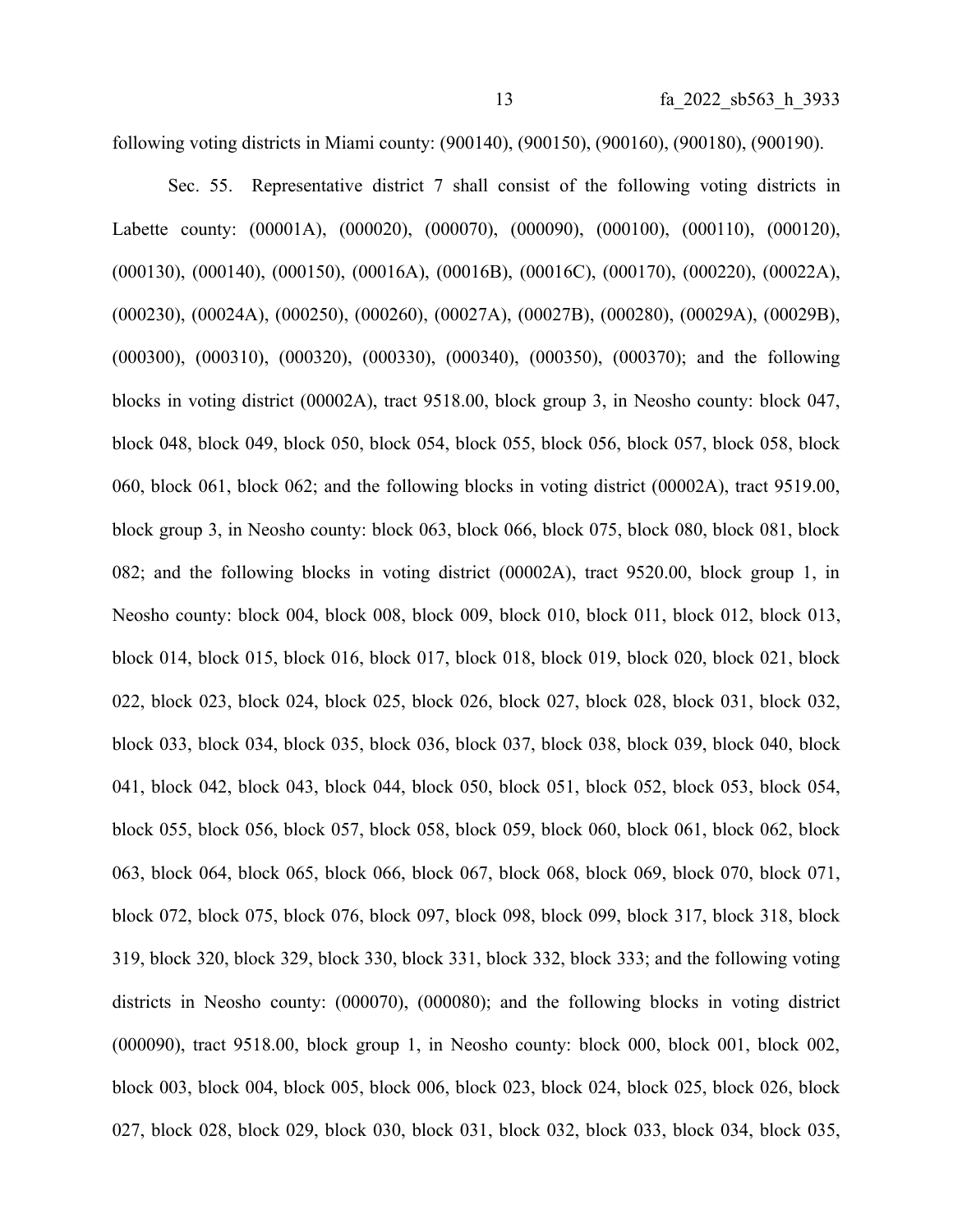following voting districts in Miami county: (900140), (900150), (900160), (900180), (900190).

Sec. 55. Representative district 7 shall consist of the following voting districts in Labette county: (00001A), (000020), (000070), (000090), (000100), (000110), (000120), (000130), (000140), (000150), (00016A), (00016B), (00016C), (000170), (000220), (00022A), (000230), (00024A), (000250), (000260), (00027A), (00027B), (000280), (00029A), (00029B), (000300), (000310), (000320), (000330), (000340), (000350), (000370); and the following blocks in voting district (00002A), tract 9518.00, block group 3, in Neosho county: block 047, block 048, block 049, block 050, block 054, block 055, block 056, block 057, block 058, block 060, block 061, block 062; and the following blocks in voting district (00002A), tract 9519.00, block group 3, in Neosho county: block 063, block 066, block 075, block 080, block 081, block 082; and the following blocks in voting district (00002A), tract 9520.00, block group 1, in Neosho county: block 004, block 008, block 009, block 010, block 011, block 012, block 013, block 014, block 015, block 016, block 017, block 018, block 019, block 020, block 021, block 022, block 023, block 024, block 025, block 026, block 027, block 028, block 031, block 032, block 033, block 034, block 035, block 036, block 037, block 038, block 039, block 040, block 041, block 042, block 043, block 044, block 050, block 051, block 052, block 053, block 054, block 055, block 056, block 057, block 058, block 059, block 060, block 061, block 062, block 063, block 064, block 065, block 066, block 067, block 068, block 069, block 070, block 071, block 072, block 075, block 076, block 097, block 098, block 099, block 317, block 318, block 319, block 320, block 329, block 330, block 331, block 332, block 333; and the following voting districts in Neosho county: (000070), (000080); and the following blocks in voting district (000090), tract 9518.00, block group 1, in Neosho county: block 000, block 001, block 002, block 003, block 004, block 005, block 006, block 023, block 024, block 025, block 026, block 027, block 028, block 029, block 030, block 031, block 032, block 033, block 034, block 035,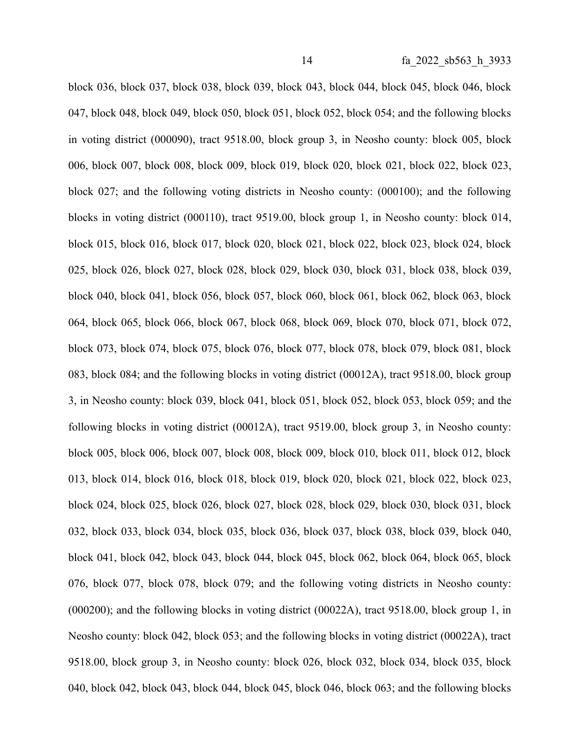block 036, block 037, block 038, block 039, block 043, block 044, block 045, block 046, block 047, block 048, block 049, block 050, block 051, block 052, block 054; and the following blocks in voting district (000090), tract 9518.00, block group 3, in Neosho county: block 005, block 006, block 007, block 008, block 009, block 019, block 020, block 021, block 022, block 023, block 027; and the following voting districts in Neosho county: (000100); and the following blocks in voting district (000110), tract 9519.00, block group 1, in Neosho county: block 014, block 015, block 016, block 017, block 020, block 021, block 022, block 023, block 024, block 025, block 026, block 027, block 028, block 029, block 030, block 031, block 038, block 039, block 040, block 041, block 056, block 057, block 060, block 061, block 062, block 063, block 064, block 065, block 066, block 067, block 068, block 069, block 070, block 071, block 072, block 073, block 074, block 075, block 076, block 077, block 078, block 079, block 081, block 083, block 084; and the following blocks in voting district (00012A), tract 9518.00, block group 3, in Neosho county: block 039, block 041, block 051, block 052, block 053, block 059; and the following blocks in voting district (00012A), tract 9519.00, block group 3, in Neosho county: block 005, block 006, block 007, block 008, block 009, block 010, block 011, block 012, block 013, block 014, block 016, block 018, block 019, block 020, block 021, block 022, block 023, block 024, block 025, block 026, block 027, block 028, block 029, block 030, block 031, block 032, block 033, block 034, block 035, block 036, block 037, block 038, block 039, block 040, block 041, block 042, block 043, block 044, block 045, block 062, block 064, block 065, block 076, block 077, block 078, block 079; and the following voting districts in Neosho county: (000200); and the following blocks in voting district (00022A), tract 9518.00, block group 1, in Neosho county: block 042, block 053; and the following blocks in voting district (00022A), tract 9518.00, block group 3, in Neosho county: block 026, block 032, block 034, block 035, block 040, block 042, block 043, block 044, block 045, block 046, block 063; and the following blocks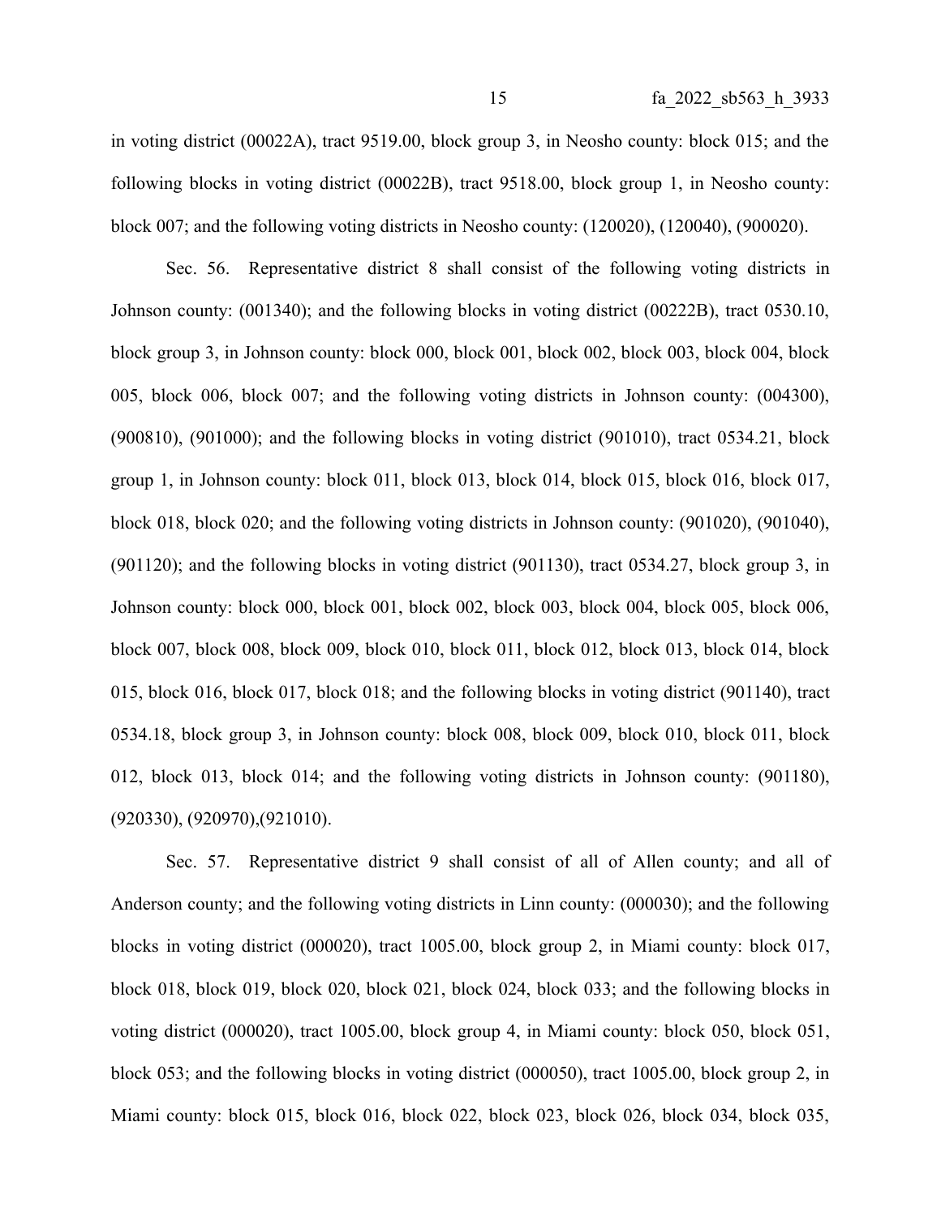in voting district (00022A), tract 9519.00, block group 3, in Neosho county: block 015; and the following blocks in voting district (00022B), tract 9518.00, block group 1, in Neosho county: block 007; and the following voting districts in Neosho county: (120020), (120040), (900020).

Sec. 56. Representative district 8 shall consist of the following voting districts in Johnson county: (001340); and the following blocks in voting district (00222B), tract 0530.10, block group 3, in Johnson county: block 000, block 001, block 002, block 003, block 004, block 005, block 006, block 007; and the following voting districts in Johnson county: (004300), (900810), (901000); and the following blocks in voting district (901010), tract 0534.21, block group 1, in Johnson county: block 011, block 013, block 014, block 015, block 016, block 017, block 018, block 020; and the following voting districts in Johnson county: (901020), (901040), (901120); and the following blocks in voting district (901130), tract 0534.27, block group 3, in Johnson county: block 000, block 001, block 002, block 003, block 004, block 005, block 006, block 007, block 008, block 009, block 010, block 011, block 012, block 013, block 014, block 015, block 016, block 017, block 018; and the following blocks in voting district (901140), tract 0534.18, block group 3, in Johnson county: block 008, block 009, block 010, block 011, block 012, block 013, block 014; and the following voting districts in Johnson county: (901180), (920330), (920970),(921010).

Sec. 57. Representative district 9 shall consist of all of Allen county; and all of Anderson county; and the following voting districts in Linn county: (000030); and the following blocks in voting district (000020), tract 1005.00, block group 2, in Miami county: block 017, block 018, block 019, block 020, block 021, block 024, block 033; and the following blocks in voting district (000020), tract 1005.00, block group 4, in Miami county: block 050, block 051, block 053; and the following blocks in voting district (000050), tract 1005.00, block group 2, in Miami county: block 015, block 016, block 022, block 023, block 026, block 034, block 035,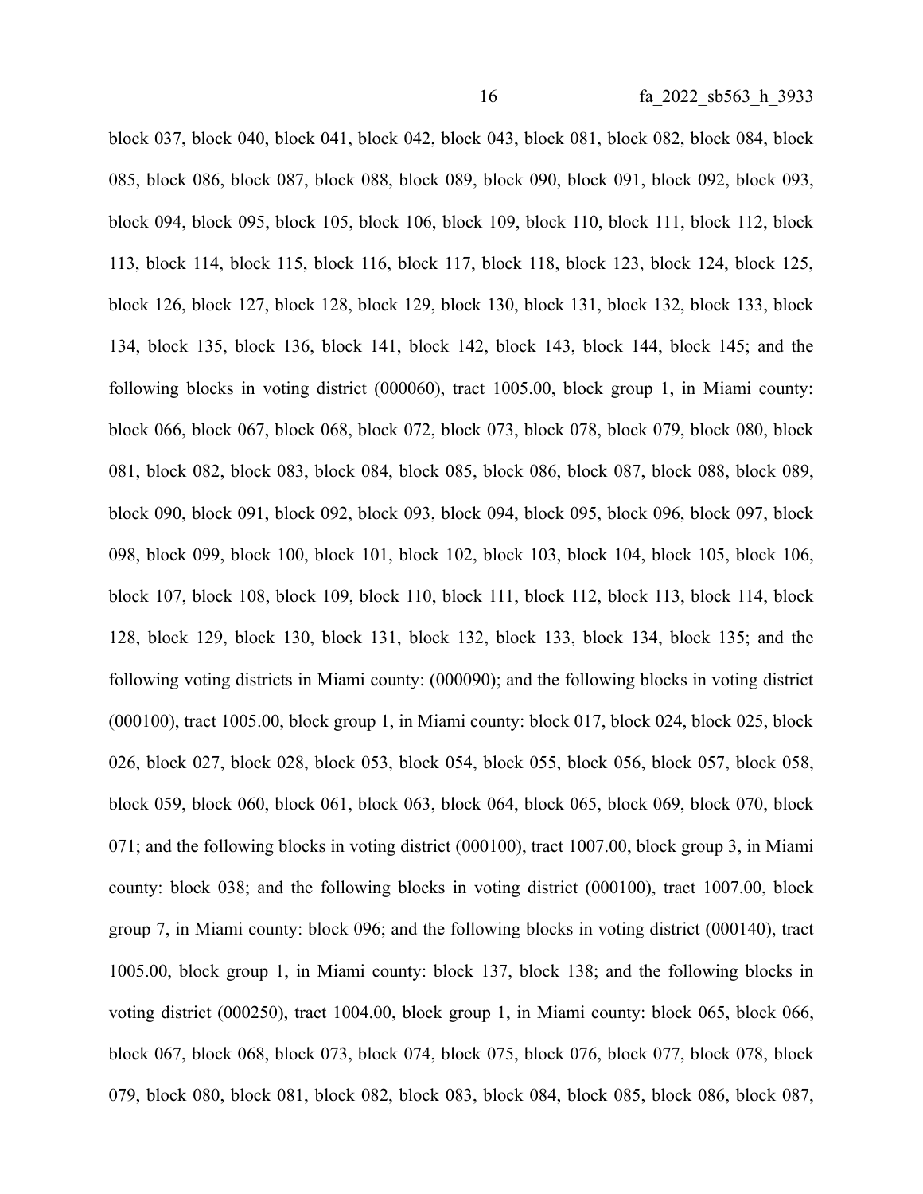block 037, block 040, block 041, block 042, block 043, block 081, block 082, block 084, block 085, block 086, block 087, block 088, block 089, block 090, block 091, block 092, block 093, block 094, block 095, block 105, block 106, block 109, block 110, block 111, block 112, block 113, block 114, block 115, block 116, block 117, block 118, block 123, block 124, block 125, block 126, block 127, block 128, block 129, block 130, block 131, block 132, block 133, block 134, block 135, block 136, block 141, block 142, block 143, block 144, block 145; and the following blocks in voting district (000060), tract 1005.00, block group 1, in Miami county: block 066, block 067, block 068, block 072, block 073, block 078, block 079, block 080, block 081, block 082, block 083, block 084, block 085, block 086, block 087, block 088, block 089, block 090, block 091, block 092, block 093, block 094, block 095, block 096, block 097, block 098, block 099, block 100, block 101, block 102, block 103, block 104, block 105, block 106, block 107, block 108, block 109, block 110, block 111, block 112, block 113, block 114, block 128, block 129, block 130, block 131, block 132, block 133, block 134, block 135; and the following voting districts in Miami county: (000090); and the following blocks in voting district (000100), tract 1005.00, block group 1, in Miami county: block 017, block 024, block 025, block 026, block 027, block 028, block 053, block 054, block 055, block 056, block 057, block 058, block 059, block 060, block 061, block 063, block 064, block 065, block 069, block 070, block 071; and the following blocks in voting district (000100), tract 1007.00, block group 3, in Miami county: block 038; and the following blocks in voting district (000100), tract 1007.00, block group 7, in Miami county: block 096; and the following blocks in voting district (000140), tract 1005.00, block group 1, in Miami county: block 137, block 138; and the following blocks in voting district (000250), tract 1004.00, block group 1, in Miami county: block 065, block 066, block 067, block 068, block 073, block 074, block 075, block 076, block 077, block 078, block 079, block 080, block 081, block 082, block 083, block 084, block 085, block 086, block 087,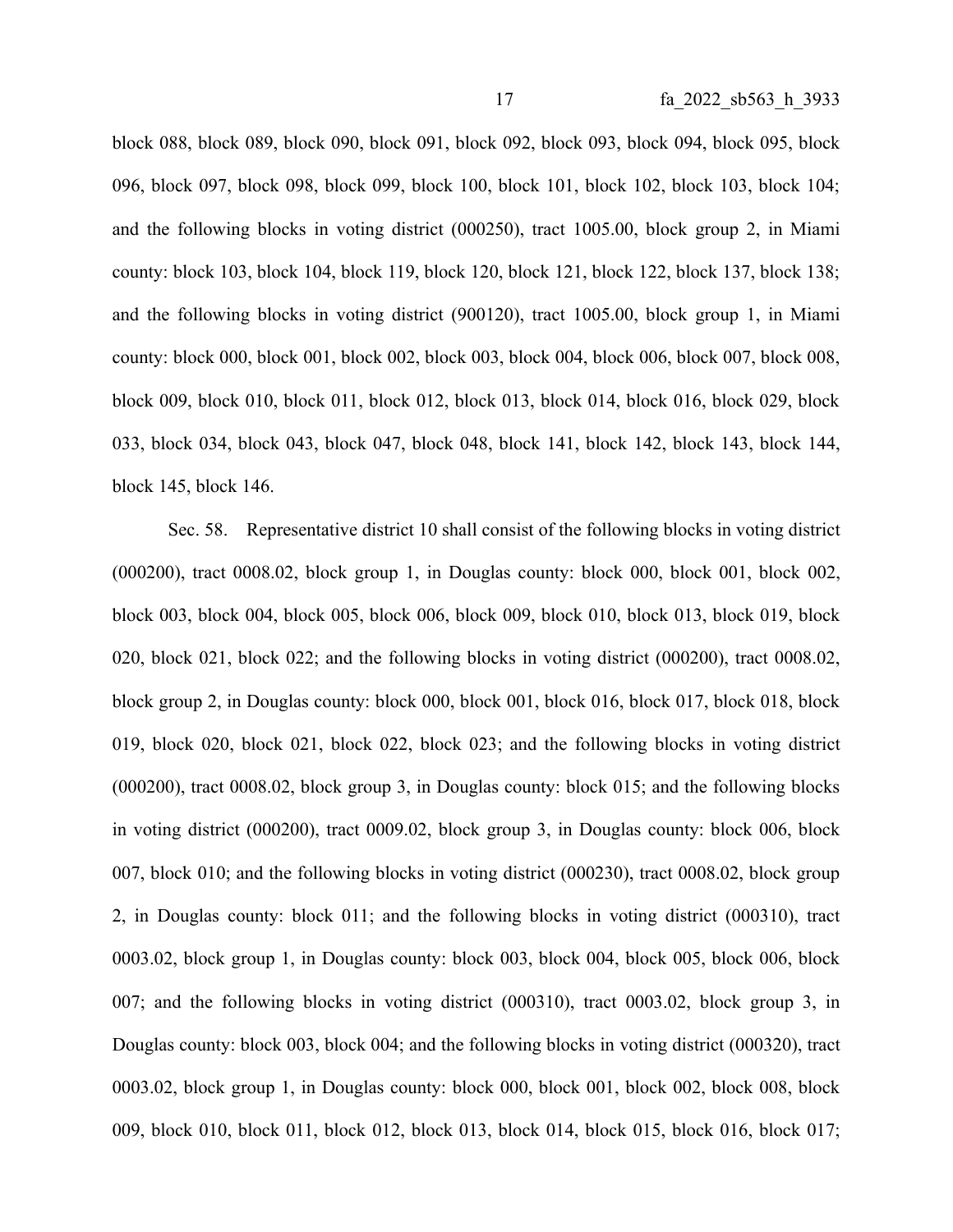block 088, block 089, block 090, block 091, block 092, block 093, block 094, block 095, block 096, block 097, block 098, block 099, block 100, block 101, block 102, block 103, block 104; and the following blocks in voting district (000250), tract 1005.00, block group 2, in Miami county: block 103, block 104, block 119, block 120, block 121, block 122, block 137, block 138; and the following blocks in voting district (900120), tract 1005.00, block group 1, in Miami county: block 000, block 001, block 002, block 003, block 004, block 006, block 007, block 008, block 009, block 010, block 011, block 012, block 013, block 014, block 016, block 029, block 033, block 034, block 043, block 047, block 048, block 141, block 142, block 143, block 144, block 145, block 146.

Sec. 58. Representative district 10 shall consist of the following blocks in voting district (000200), tract 0008.02, block group 1, in Douglas county: block 000, block 001, block 002, block 003, block 004, block 005, block 006, block 009, block 010, block 013, block 019, block 020, block 021, block 022; and the following blocks in voting district (000200), tract 0008.02, block group 2, in Douglas county: block 000, block 001, block 016, block 017, block 018, block 019, block 020, block 021, block 022, block 023; and the following blocks in voting district (000200), tract 0008.02, block group 3, in Douglas county: block 015; and the following blocks in voting district (000200), tract 0009.02, block group 3, in Douglas county: block 006, block 007, block 010; and the following blocks in voting district (000230), tract 0008.02, block group 2, in Douglas county: block 011; and the following blocks in voting district (000310), tract 0003.02, block group 1, in Douglas county: block 003, block 004, block 005, block 006, block 007; and the following blocks in voting district (000310), tract 0003.02, block group 3, in Douglas county: block 003, block 004; and the following blocks in voting district (000320), tract 0003.02, block group 1, in Douglas county: block 000, block 001, block 002, block 008, block 009, block 010, block 011, block 012, block 013, block 014, block 015, block 016, block 017;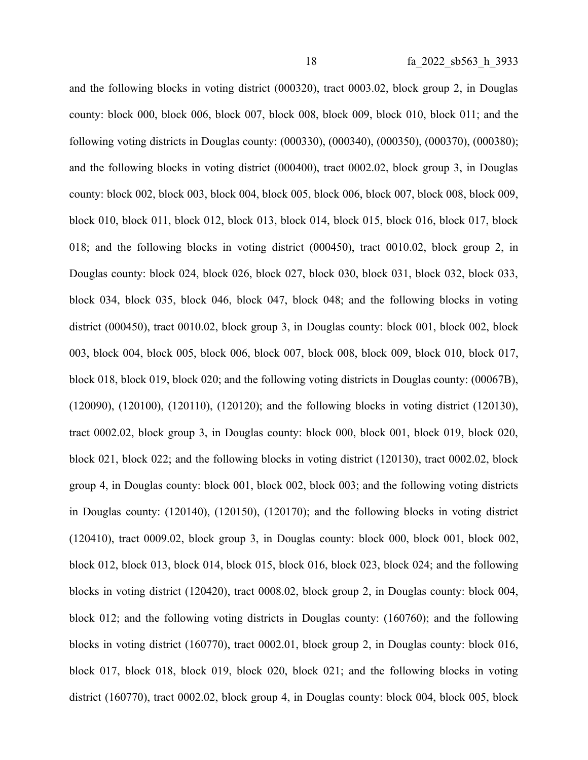and the following blocks in voting district (000320), tract 0003.02, block group 2, in Douglas county: block 000, block 006, block 007, block 008, block 009, block 010, block 011; and the following voting districts in Douglas county: (000330), (000340), (000350), (000370), (000380); and the following blocks in voting district (000400), tract 0002.02, block group 3, in Douglas county: block 002, block 003, block 004, block 005, block 006, block 007, block 008, block 009, block 010, block 011, block 012, block 013, block 014, block 015, block 016, block 017, block 018; and the following blocks in voting district (000450), tract 0010.02, block group 2, in Douglas county: block 024, block 026, block 027, block 030, block 031, block 032, block 033, block 034, block 035, block 046, block 047, block 048; and the following blocks in voting district (000450), tract 0010.02, block group 3, in Douglas county: block 001, block 002, block 003, block 004, block 005, block 006, block 007, block 008, block 009, block 010, block 017, block 018, block 019, block 020; and the following voting districts in Douglas county: (00067B), (120090), (120100), (120110), (120120); and the following blocks in voting district (120130), tract 0002.02, block group 3, in Douglas county: block 000, block 001, block 019, block 020, block 021, block 022; and the following blocks in voting district (120130), tract 0002.02, block group 4, in Douglas county: block 001, block 002, block 003; and the following voting districts in Douglas county: (120140), (120150), (120170); and the following blocks in voting district (120410), tract 0009.02, block group 3, in Douglas county: block 000, block 001, block 002, block 012, block 013, block 014, block 015, block 016, block 023, block 024; and the following blocks in voting district (120420), tract 0008.02, block group 2, in Douglas county: block 004, block 012; and the following voting districts in Douglas county: (160760); and the following blocks in voting district (160770), tract 0002.01, block group 2, in Douglas county: block 016, block 017, block 018, block 019, block 020, block 021; and the following blocks in voting district (160770), tract 0002.02, block group 4, in Douglas county: block 004, block 005, block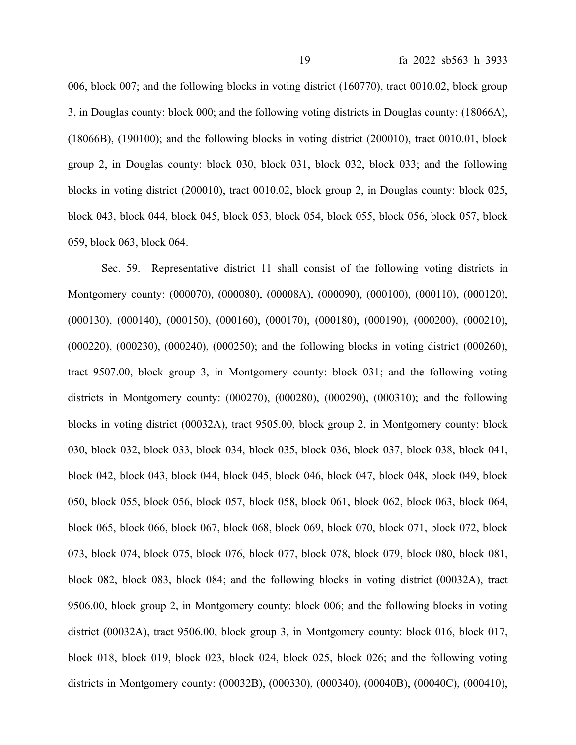006, block 007; and the following blocks in voting district (160770), tract 0010.02, block group 3, in Douglas county: block 000; and the following voting districts in Douglas county: (18066A), (18066B), (190100); and the following blocks in voting district (200010), tract 0010.01, block group 2, in Douglas county: block 030, block 031, block 032, block 033; and the following blocks in voting district (200010), tract 0010.02, block group 2, in Douglas county: block 025, block 043, block 044, block 045, block 053, block 054, block 055, block 056, block 057, block 059, block 063, block 064.

Sec. 59. Representative district 11 shall consist of the following voting districts in Montgomery county: (000070), (000080), (00008A), (000090), (000100), (000110), (000120), (000130), (000140), (000150), (000160), (000170), (000180), (000190), (000200), (000210), (000220), (000230), (000240), (000250); and the following blocks in voting district (000260), tract 9507.00, block group 3, in Montgomery county: block 031; and the following voting districts in Montgomery county: (000270), (000280), (000290), (000310); and the following blocks in voting district (00032A), tract 9505.00, block group 2, in Montgomery county: block 030, block 032, block 033, block 034, block 035, block 036, block 037, block 038, block 041, block 042, block 043, block 044, block 045, block 046, block 047, block 048, block 049, block 050, block 055, block 056, block 057, block 058, block 061, block 062, block 063, block 064, block 065, block 066, block 067, block 068, block 069, block 070, block 071, block 072, block 073, block 074, block 075, block 076, block 077, block 078, block 079, block 080, block 081, block 082, block 083, block 084; and the following blocks in voting district (00032A), tract 9506.00, block group 2, in Montgomery county: block 006; and the following blocks in voting district (00032A), tract 9506.00, block group 3, in Montgomery county: block 016, block 017, block 018, block 019, block 023, block 024, block 025, block 026; and the following voting districts in Montgomery county: (00032B), (000330), (000340), (00040B), (00040C), (000410),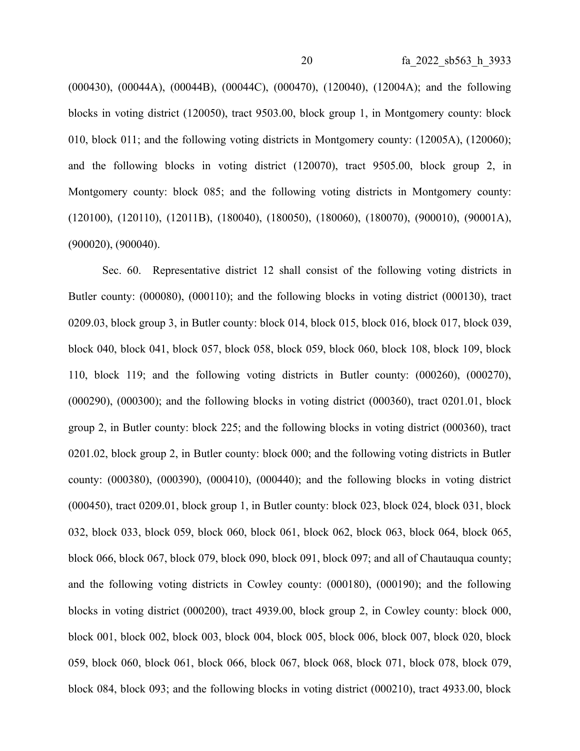(000430), (00044A), (00044B), (00044C), (000470), (120040), (12004A); and the following blocks in voting district (120050), tract 9503.00, block group 1, in Montgomery county: block 010, block 011; and the following voting districts in Montgomery county: (12005A), (120060); and the following blocks in voting district (120070), tract 9505.00, block group 2, in Montgomery county: block 085; and the following voting districts in Montgomery county: (120100), (120110), (12011B), (180040), (180050), (180060), (180070), (900010), (90001A), (900020), (900040).

Sec. 60. Representative district 12 shall consist of the following voting districts in Butler county: (000080), (000110); and the following blocks in voting district (000130), tract 0209.03, block group 3, in Butler county: block 014, block 015, block 016, block 017, block 039, block 040, block 041, block 057, block 058, block 059, block 060, block 108, block 109, block 110, block 119; and the following voting districts in Butler county: (000260), (000270), (000290), (000300); and the following blocks in voting district (000360), tract 0201.01, block group 2, in Butler county: block 225; and the following blocks in voting district (000360), tract 0201.02, block group 2, in Butler county: block 000; and the following voting districts in Butler county: (000380), (000390), (000410), (000440); and the following blocks in voting district (000450), tract 0209.01, block group 1, in Butler county: block 023, block 024, block 031, block 032, block 033, block 059, block 060, block 061, block 062, block 063, block 064, block 065, block 066, block 067, block 079, block 090, block 091, block 097; and all of Chautauqua county; and the following voting districts in Cowley county: (000180), (000190); and the following blocks in voting district (000200), tract 4939.00, block group 2, in Cowley county: block 000, block 001, block 002, block 003, block 004, block 005, block 006, block 007, block 020, block 059, block 060, block 061, block 066, block 067, block 068, block 071, block 078, block 079, block 084, block 093; and the following blocks in voting district (000210), tract 4933.00, block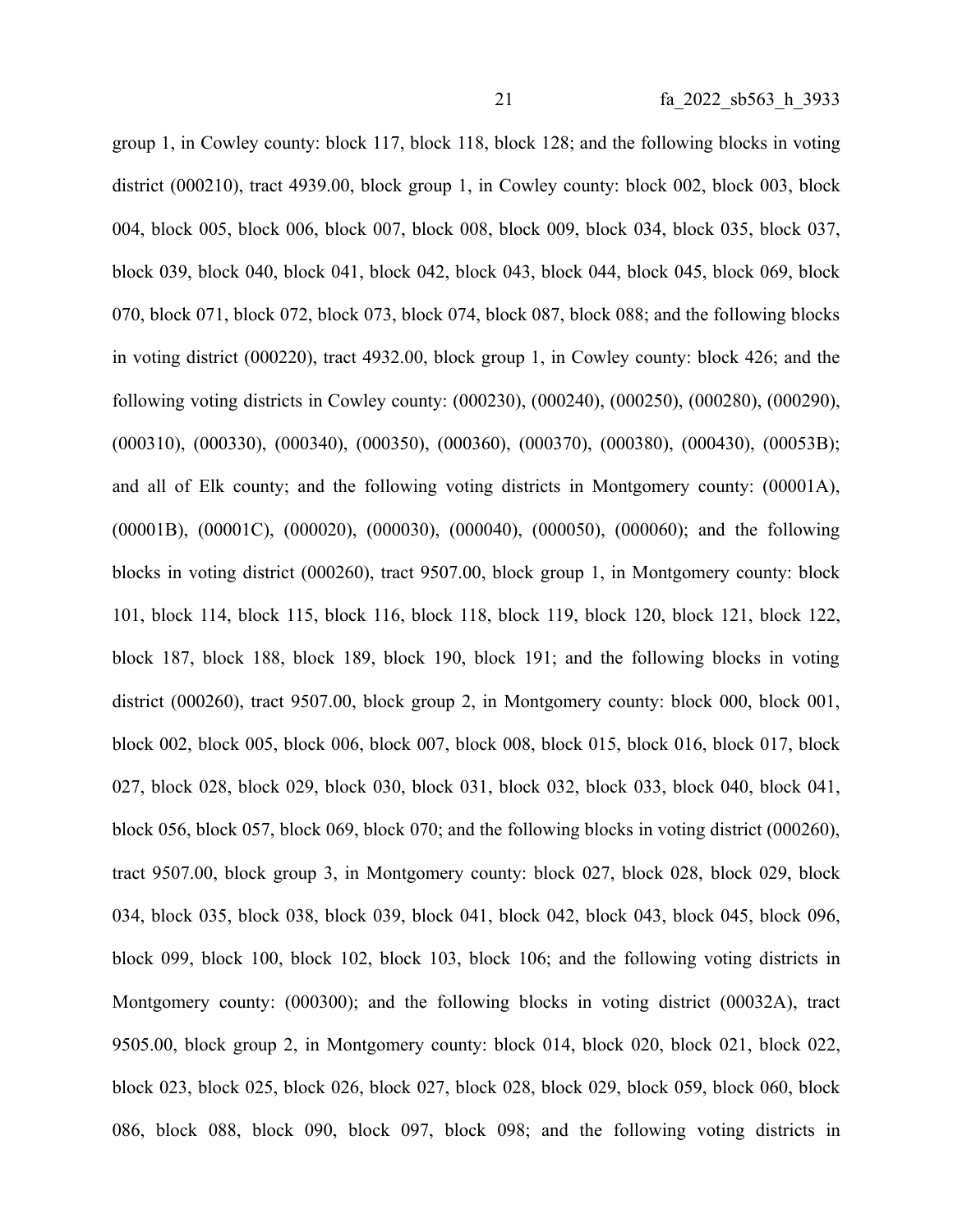group 1, in Cowley county: block 117, block 118, block 128; and the following blocks in voting district (000210), tract 4939.00, block group 1, in Cowley county: block 002, block 003, block 004, block 005, block 006, block 007, block 008, block 009, block 034, block 035, block 037, block 039, block 040, block 041, block 042, block 043, block 044, block 045, block 069, block 070, block 071, block 072, block 073, block 074, block 087, block 088; and the following blocks in voting district (000220), tract 4932.00, block group 1, in Cowley county: block 426; and the following voting districts in Cowley county: (000230), (000240), (000250), (000280), (000290), (000310), (000330), (000340), (000350), (000360), (000370), (000380), (000430), (00053B); and all of Elk county; and the following voting districts in Montgomery county: (00001A), (00001B), (00001C), (000020), (000030), (000040), (000050), (000060); and the following blocks in voting district (000260), tract 9507.00, block group 1, in Montgomery county: block 101, block 114, block 115, block 116, block 118, block 119, block 120, block 121, block 122, block 187, block 188, block 189, block 190, block 191; and the following blocks in voting district (000260), tract 9507.00, block group 2, in Montgomery county: block 000, block 001, block 002, block 005, block 006, block 007, block 008, block 015, block 016, block 017, block 027, block 028, block 029, block 030, block 031, block 032, block 033, block 040, block 041, block 056, block 057, block 069, block 070; and the following blocks in voting district (000260), tract 9507.00, block group 3, in Montgomery county: block 027, block 028, block 029, block 034, block 035, block 038, block 039, block 041, block 042, block 043, block 045, block 096, block 099, block 100, block 102, block 103, block 106; and the following voting districts in Montgomery county: (000300); and the following blocks in voting district (00032A), tract 9505.00, block group 2, in Montgomery county: block 014, block 020, block 021, block 022, block 023, block 025, block 026, block 027, block 028, block 029, block 059, block 060, block 086, block 088, block 090, block 097, block 098; and the following voting districts in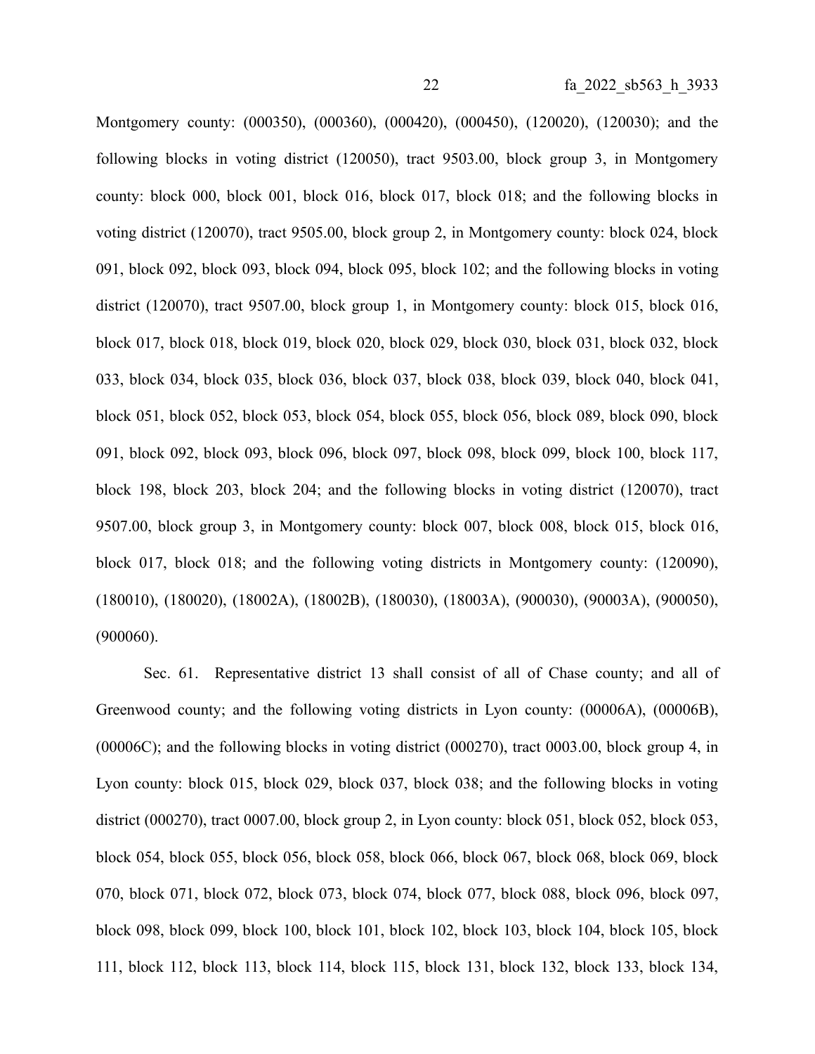Montgomery county: (000350), (000360), (000420), (000450), (120020), (120030); and the following blocks in voting district (120050), tract 9503.00, block group 3, in Montgomery county: block 000, block 001, block 016, block 017, block 018; and the following blocks in voting district (120070), tract 9505.00, block group 2, in Montgomery county: block 024, block 091, block 092, block 093, block 094, block 095, block 102; and the following blocks in voting district (120070), tract 9507.00, block group 1, in Montgomery county: block 015, block 016, block 017, block 018, block 019, block 020, block 029, block 030, block 031, block 032, block 033, block 034, block 035, block 036, block 037, block 038, block 039, block 040, block 041, block 051, block 052, block 053, block 054, block 055, block 056, block 089, block 090, block 091, block 092, block 093, block 096, block 097, block 098, block 099, block 100, block 117, block 198, block 203, block 204; and the following blocks in voting district (120070), tract 9507.00, block group 3, in Montgomery county: block 007, block 008, block 015, block 016, block 017, block 018; and the following voting districts in Montgomery county: (120090), (180010), (180020), (18002A), (18002B), (180030), (18003A), (900030), (90003A), (900050), (900060).

Sec. 61. Representative district 13 shall consist of all of Chase county; and all of Greenwood county; and the following voting districts in Lyon county: (00006A), (00006B), (00006C); and the following blocks in voting district (000270), tract 0003.00, block group 4, in Lyon county: block 015, block 029, block 037, block 038; and the following blocks in voting district (000270), tract 0007.00, block group 2, in Lyon county: block 051, block 052, block 053, block 054, block 055, block 056, block 058, block 066, block 067, block 068, block 069, block 070, block 071, block 072, block 073, block 074, block 077, block 088, block 096, block 097, block 098, block 099, block 100, block 101, block 102, block 103, block 104, block 105, block 111, block 112, block 113, block 114, block 115, block 131, block 132, block 133, block 134,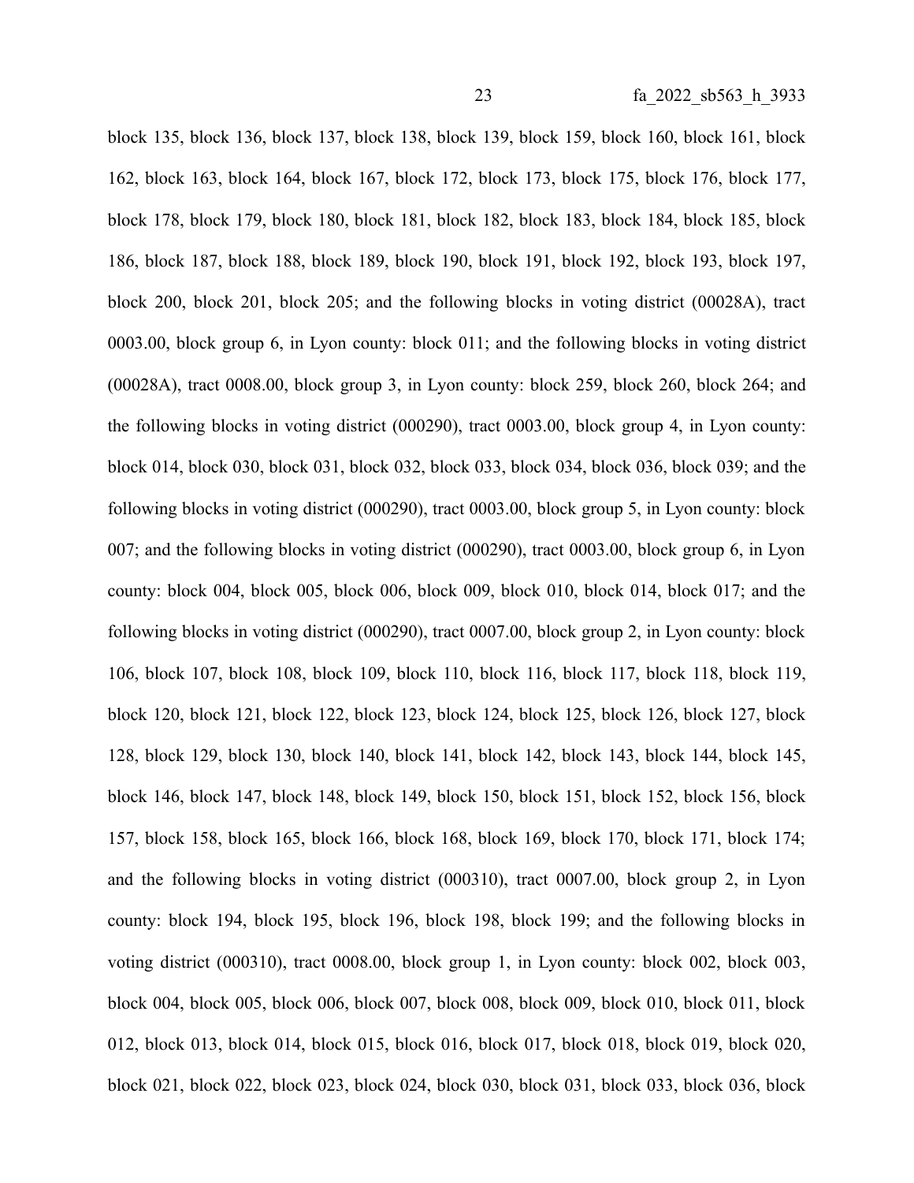block 135, block 136, block 137, block 138, block 139, block 159, block 160, block 161, block 162, block 163, block 164, block 167, block 172, block 173, block 175, block 176, block 177, block 178, block 179, block 180, block 181, block 182, block 183, block 184, block 185, block 186, block 187, block 188, block 189, block 190, block 191, block 192, block 193, block 197, block 200, block 201, block 205; and the following blocks in voting district (00028A), tract 0003.00, block group 6, in Lyon county: block 011; and the following blocks in voting district (00028A), tract 0008.00, block group 3, in Lyon county: block 259, block 260, block 264; and the following blocks in voting district (000290), tract 0003.00, block group 4, in Lyon county: block 014, block 030, block 031, block 032, block 033, block 034, block 036, block 039; and the following blocks in voting district (000290), tract 0003.00, block group 5, in Lyon county: block 007; and the following blocks in voting district (000290), tract 0003.00, block group 6, in Lyon county: block 004, block 005, block 006, block 009, block 010, block 014, block 017; and the following blocks in voting district (000290), tract 0007.00, block group 2, in Lyon county: block 106, block 107, block 108, block 109, block 110, block 116, block 117, block 118, block 119, block 120, block 121, block 122, block 123, block 124, block 125, block 126, block 127, block 128, block 129, block 130, block 140, block 141, block 142, block 143, block 144, block 145, block 146, block 147, block 148, block 149, block 150, block 151, block 152, block 156, block 157, block 158, block 165, block 166, block 168, block 169, block 170, block 171, block 174; and the following blocks in voting district (000310), tract 0007.00, block group 2, in Lyon county: block 194, block 195, block 196, block 198, block 199; and the following blocks in voting district (000310), tract 0008.00, block group 1, in Lyon county: block 002, block 003, block 004, block 005, block 006, block 007, block 008, block 009, block 010, block 011, block 012, block 013, block 014, block 015, block 016, block 017, block 018, block 019, block 020, block 021, block 022, block 023, block 024, block 030, block 031, block 033, block 036, block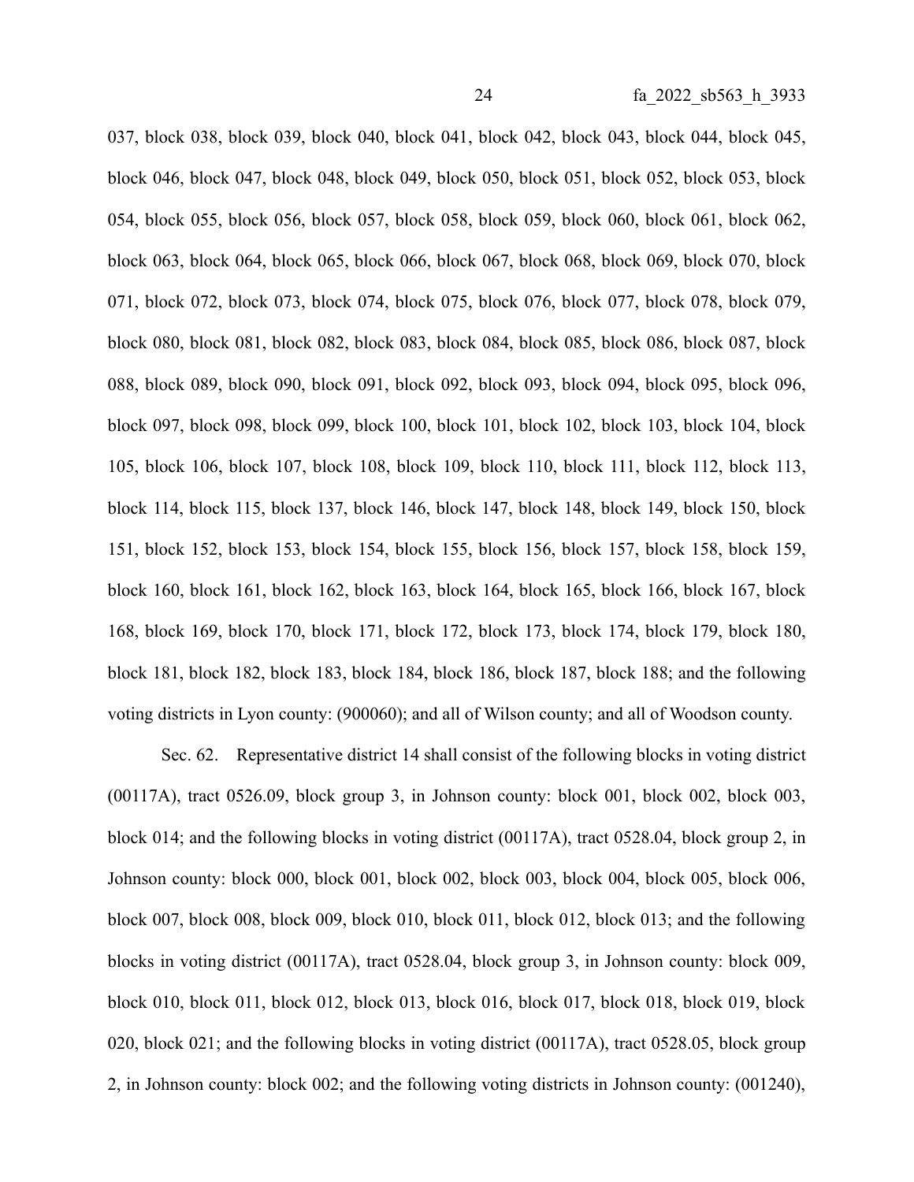037, block 038, block 039, block 040, block 041, block 042, block 043, block 044, block 045, block 046, block 047, block 048, block 049, block 050, block 051, block 052, block 053, block 054, block 055, block 056, block 057, block 058, block 059, block 060, block 061, block 062, block 063, block 064, block 065, block 066, block 067, block 068, block 069, block 070, block 071, block 072, block 073, block 074, block 075, block 076, block 077, block 078, block 079, block 080, block 081, block 082, block 083, block 084, block 085, block 086, block 087, block 088, block 089, block 090, block 091, block 092, block 093, block 094, block 095, block 096, block 097, block 098, block 099, block 100, block 101, block 102, block 103, block 104, block 105, block 106, block 107, block 108, block 109, block 110, block 111, block 112, block 113, block 114, block 115, block 137, block 146, block 147, block 148, block 149, block 150, block 151, block 152, block 153, block 154, block 155, block 156, block 157, block 158, block 159, block 160, block 161, block 162, block 163, block 164, block 165, block 166, block 167, block 168, block 169, block 170, block 171, block 172, block 173, block 174, block 179, block 180, block 181, block 182, block 183, block 184, block 186, block 187, block 188; and the following voting districts in Lyon county: (900060); and all of Wilson county; and all of Woodson county.

Sec. 62. Representative district 14 shall consist of the following blocks in voting district (00117A), tract 0526.09, block group 3, in Johnson county: block 001, block 002, block 003, block 014; and the following blocks in voting district (00117A), tract 0528.04, block group 2, in Johnson county: block 000, block 001, block 002, block 003, block 004, block 005, block 006, block 007, block 008, block 009, block 010, block 011, block 012, block 013; and the following blocks in voting district (00117A), tract 0528.04, block group 3, in Johnson county: block 009, block 010, block 011, block 012, block 013, block 016, block 017, block 018, block 019, block 020, block 021; and the following blocks in voting district (00117A), tract 0528.05, block group 2, in Johnson county: block 002; and the following voting districts in Johnson county: (001240),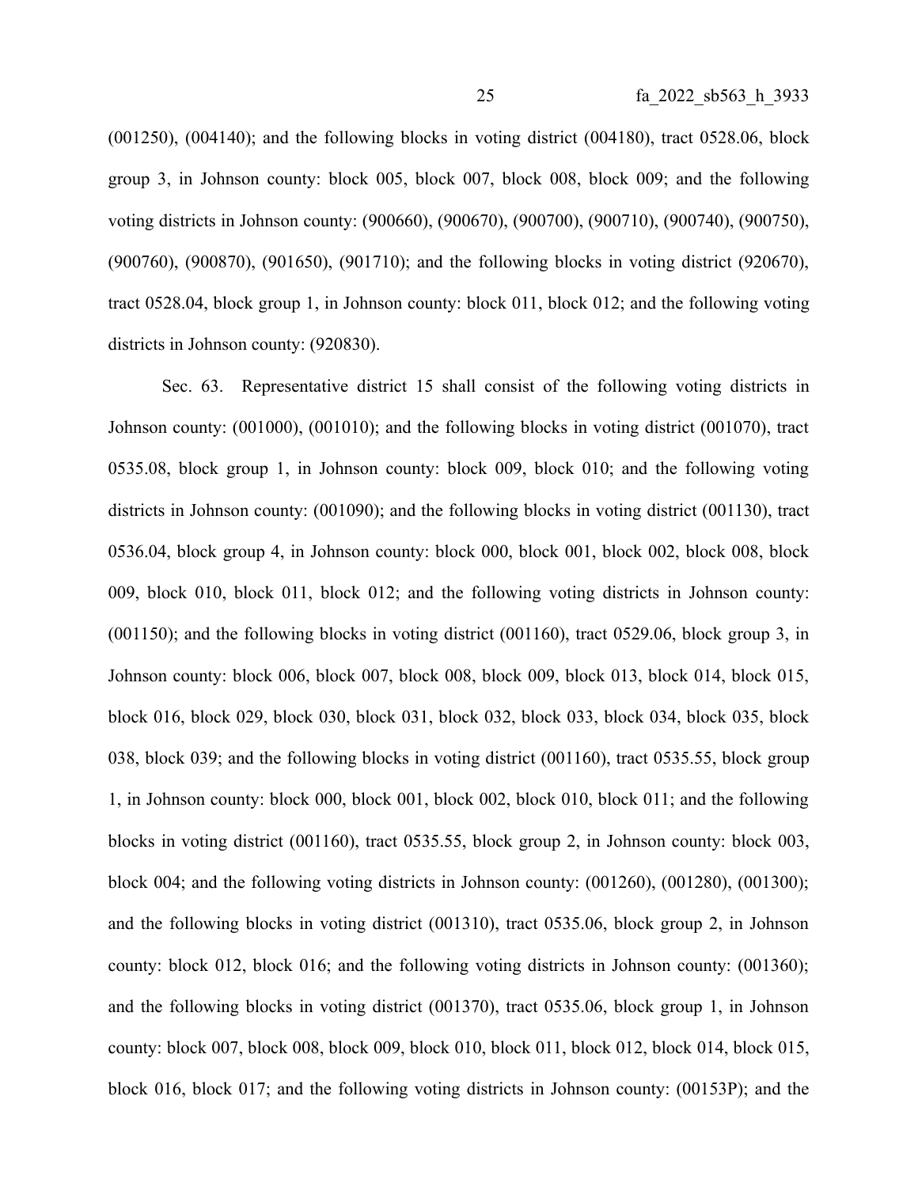(001250), (004140); and the following blocks in voting district (004180), tract 0528.06, block group 3, in Johnson county: block 005, block 007, block 008, block 009; and the following voting districts in Johnson county: (900660), (900670), (900700), (900710), (900740), (900750), (900760), (900870), (901650), (901710); and the following blocks in voting district (920670), tract 0528.04, block group 1, in Johnson county: block 011, block 012; and the following voting districts in Johnson county: (920830).

Sec. 63. Representative district 15 shall consist of the following voting districts in Johnson county: (001000), (001010); and the following blocks in voting district (001070), tract 0535.08, block group 1, in Johnson county: block 009, block 010; and the following voting districts in Johnson county: (001090); and the following blocks in voting district (001130), tract 0536.04, block group 4, in Johnson county: block 000, block 001, block 002, block 008, block 009, block 010, block 011, block 012; and the following voting districts in Johnson county: (001150); and the following blocks in voting district (001160), tract 0529.06, block group 3, in Johnson county: block 006, block 007, block 008, block 009, block 013, block 014, block 015, block 016, block 029, block 030, block 031, block 032, block 033, block 034, block 035, block 038, block 039; and the following blocks in voting district (001160), tract 0535.55, block group 1, in Johnson county: block 000, block 001, block 002, block 010, block 011; and the following blocks in voting district (001160), tract 0535.55, block group 2, in Johnson county: block 003, block 004; and the following voting districts in Johnson county: (001260), (001280), (001300); and the following blocks in voting district (001310), tract 0535.06, block group 2, in Johnson county: block 012, block 016; and the following voting districts in Johnson county: (001360); and the following blocks in voting district (001370), tract 0535.06, block group 1, in Johnson county: block 007, block 008, block 009, block 010, block 011, block 012, block 014, block 015, block 016, block 017; and the following voting districts in Johnson county: (00153P); and the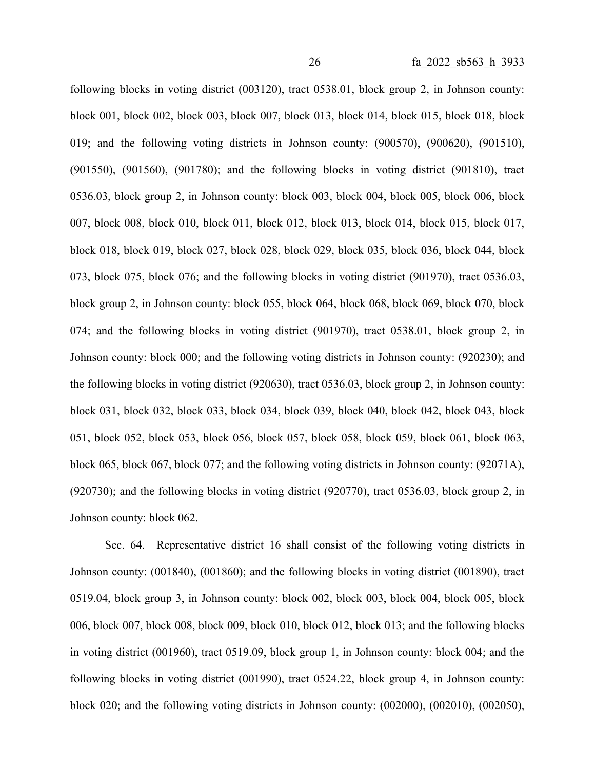following blocks in voting district (003120), tract 0538.01, block group 2, in Johnson county: block 001, block 002, block 003, block 007, block 013, block 014, block 015, block 018, block 019; and the following voting districts in Johnson county: (900570), (900620), (901510), (901550), (901560), (901780); and the following blocks in voting district (901810), tract 0536.03, block group 2, in Johnson county: block 003, block 004, block 005, block 006, block 007, block 008, block 010, block 011, block 012, block 013, block 014, block 015, block 017, block 018, block 019, block 027, block 028, block 029, block 035, block 036, block 044, block 073, block 075, block 076; and the following blocks in voting district (901970), tract 0536.03, block group 2, in Johnson county: block 055, block 064, block 068, block 069, block 070, block 074; and the following blocks in voting district (901970), tract 0538.01, block group 2, in Johnson county: block 000; and the following voting districts in Johnson county: (920230); and the following blocks in voting district (920630), tract 0536.03, block group 2, in Johnson county: block 031, block 032, block 033, block 034, block 039, block 040, block 042, block 043, block 051, block 052, block 053, block 056, block 057, block 058, block 059, block 061, block 063, block 065, block 067, block 077; and the following voting districts in Johnson county: (92071A), (920730); and the following blocks in voting district (920770), tract 0536.03, block group 2, in Johnson county: block 062.

Sec. 64. Representative district 16 shall consist of the following voting districts in Johnson county: (001840), (001860); and the following blocks in voting district (001890), tract 0519.04, block group 3, in Johnson county: block 002, block 003, block 004, block 005, block 006, block 007, block 008, block 009, block 010, block 012, block 013; and the following blocks in voting district (001960), tract 0519.09, block group 1, in Johnson county: block 004; and the following blocks in voting district (001990), tract 0524.22, block group 4, in Johnson county: block 020; and the following voting districts in Johnson county: (002000), (002010), (002050),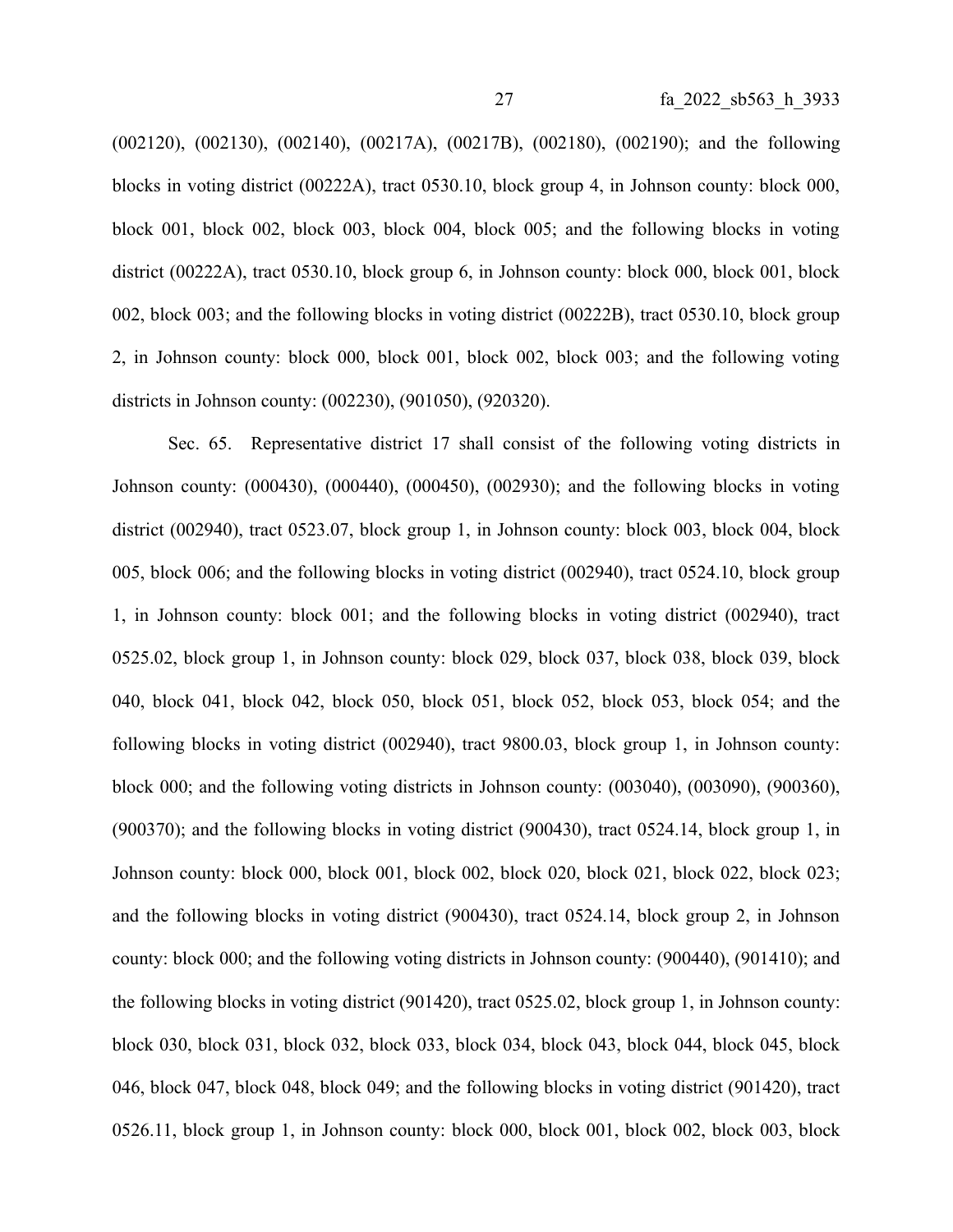(002120), (002130), (002140), (00217A), (00217B), (002180), (002190); and the following blocks in voting district (00222A), tract 0530.10, block group 4, in Johnson county: block 000, block 001, block 002, block 003, block 004, block 005; and the following blocks in voting district (00222A), tract 0530.10, block group 6, in Johnson county: block 000, block 001, block 002, block 003; and the following blocks in voting district (00222B), tract 0530.10, block group 2, in Johnson county: block 000, block 001, block 002, block 003; and the following voting districts in Johnson county: (002230), (901050), (920320).

Sec. 65. Representative district 17 shall consist of the following voting districts in Johnson county: (000430), (000440), (000450), (002930); and the following blocks in voting district (002940), tract 0523.07, block group 1, in Johnson county: block 003, block 004, block 005, block 006; and the following blocks in voting district (002940), tract 0524.10, block group 1, in Johnson county: block 001; and the following blocks in voting district (002940), tract 0525.02, block group 1, in Johnson county: block 029, block 037, block 038, block 039, block 040, block 041, block 042, block 050, block 051, block 052, block 053, block 054; and the following blocks in voting district (002940), tract 9800.03, block group 1, in Johnson county: block 000; and the following voting districts in Johnson county: (003040), (003090), (900360), (900370); and the following blocks in voting district (900430), tract 0524.14, block group 1, in Johnson county: block 000, block 001, block 002, block 020, block 021, block 022, block 023; and the following blocks in voting district (900430), tract 0524.14, block group 2, in Johnson county: block 000; and the following voting districts in Johnson county: (900440), (901410); and the following blocks in voting district (901420), tract 0525.02, block group 1, in Johnson county: block 030, block 031, block 032, block 033, block 034, block 043, block 044, block 045, block 046, block 047, block 048, block 049; and the following blocks in voting district (901420), tract 0526.11, block group 1, in Johnson county: block 000, block 001, block 002, block 003, block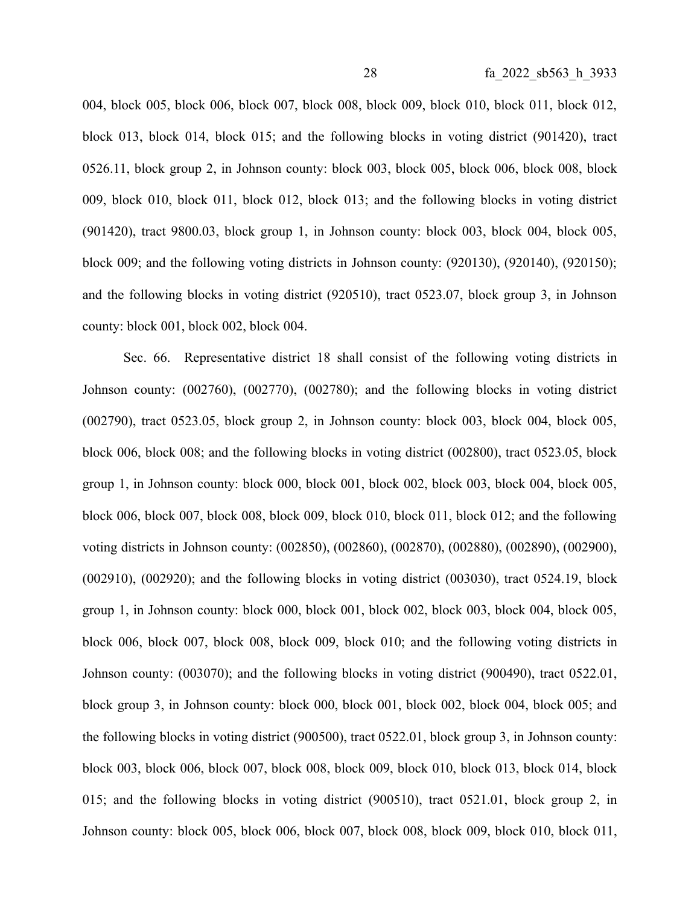004, block 005, block 006, block 007, block 008, block 009, block 010, block 011, block 012, block 013, block 014, block 015; and the following blocks in voting district (901420), tract 0526.11, block group 2, in Johnson county: block 003, block 005, block 006, block 008, block 009, block 010, block 011, block 012, block 013; and the following blocks in voting district (901420), tract 9800.03, block group 1, in Johnson county: block 003, block 004, block 005, block 009; and the following voting districts in Johnson county: (920130), (920140), (920150); and the following blocks in voting district (920510), tract 0523.07, block group 3, in Johnson county: block 001, block 002, block 004.

Sec. 66. Representative district 18 shall consist of the following voting districts in Johnson county: (002760), (002770), (002780); and the following blocks in voting district (002790), tract 0523.05, block group 2, in Johnson county: block 003, block 004, block 005, block 006, block 008; and the following blocks in voting district (002800), tract 0523.05, block group 1, in Johnson county: block 000, block 001, block 002, block 003, block 004, block 005, block 006, block 007, block 008, block 009, block 010, block 011, block 012; and the following voting districts in Johnson county: (002850), (002860), (002870), (002880), (002890), (002900), (002910), (002920); and the following blocks in voting district (003030), tract 0524.19, block group 1, in Johnson county: block 000, block 001, block 002, block 003, block 004, block 005, block 006, block 007, block 008, block 009, block 010; and the following voting districts in Johnson county: (003070); and the following blocks in voting district (900490), tract 0522.01, block group 3, in Johnson county: block 000, block 001, block 002, block 004, block 005; and the following blocks in voting district (900500), tract 0522.01, block group 3, in Johnson county: block 003, block 006, block 007, block 008, block 009, block 010, block 013, block 014, block 015; and the following blocks in voting district (900510), tract 0521.01, block group 2, in Johnson county: block 005, block 006, block 007, block 008, block 009, block 010, block 011,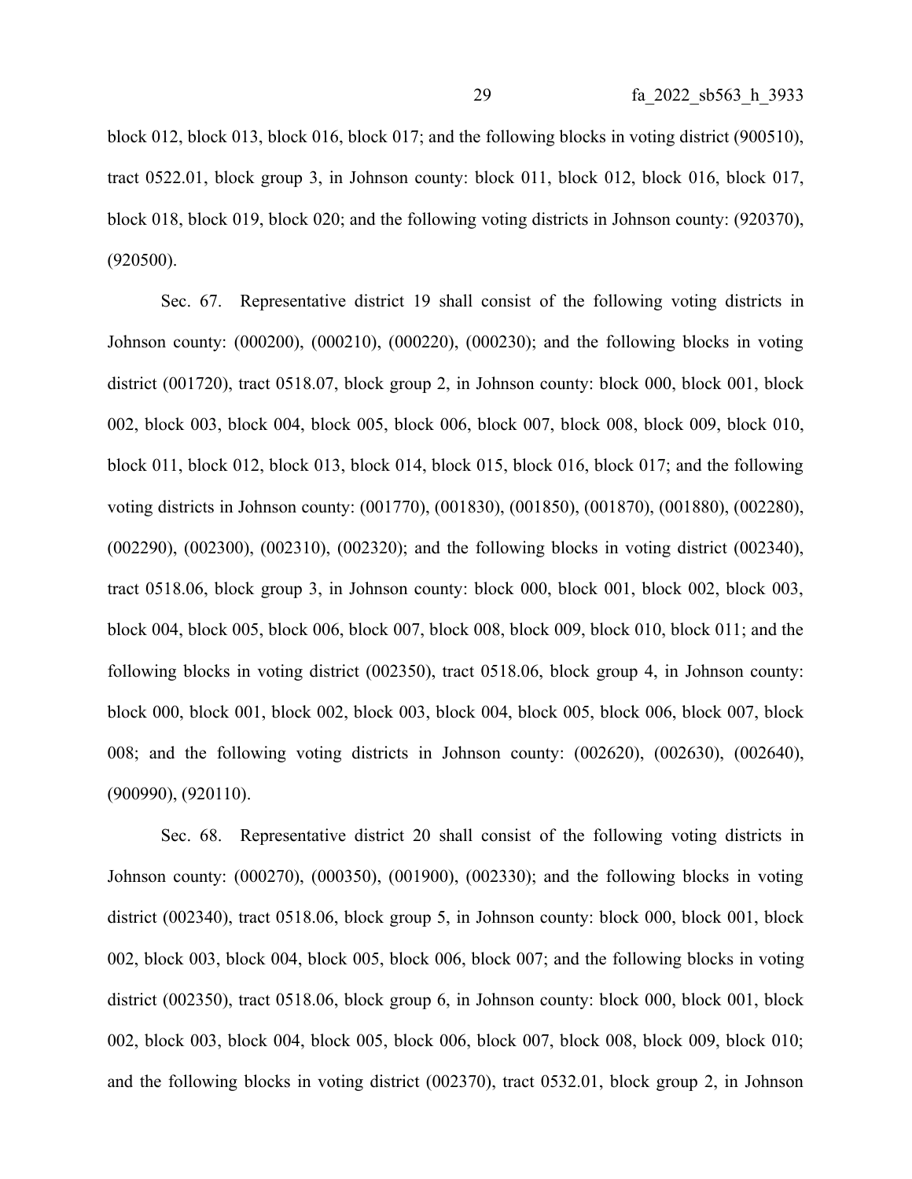block 012, block 013, block 016, block 017; and the following blocks in voting district (900510), tract 0522.01, block group 3, in Johnson county: block 011, block 012, block 016, block 017, block 018, block 019, block 020; and the following voting districts in Johnson county: (920370), (920500).

Sec. 67. Representative district 19 shall consist of the following voting districts in Johnson county: (000200), (000210), (000220), (000230); and the following blocks in voting district (001720), tract 0518.07, block group 2, in Johnson county: block 000, block 001, block 002, block 003, block 004, block 005, block 006, block 007, block 008, block 009, block 010, block 011, block 012, block 013, block 014, block 015, block 016, block 017; and the following voting districts in Johnson county: (001770), (001830), (001850), (001870), (001880), (002280), (002290), (002300), (002310), (002320); and the following blocks in voting district (002340), tract 0518.06, block group 3, in Johnson county: block 000, block 001, block 002, block 003, block 004, block 005, block 006, block 007, block 008, block 009, block 010, block 011; and the following blocks in voting district (002350), tract 0518.06, block group 4, in Johnson county: block 000, block 001, block 002, block 003, block 004, block 005, block 006, block 007, block 008; and the following voting districts in Johnson county: (002620), (002630), (002640), (900990), (920110).

Sec. 68. Representative district 20 shall consist of the following voting districts in Johnson county: (000270), (000350), (001900), (002330); and the following blocks in voting district (002340), tract 0518.06, block group 5, in Johnson county: block 000, block 001, block 002, block 003, block 004, block 005, block 006, block 007; and the following blocks in voting district (002350), tract 0518.06, block group 6, in Johnson county: block 000, block 001, block 002, block 003, block 004, block 005, block 006, block 007, block 008, block 009, block 010; and the following blocks in voting district (002370), tract 0532.01, block group 2, in Johnson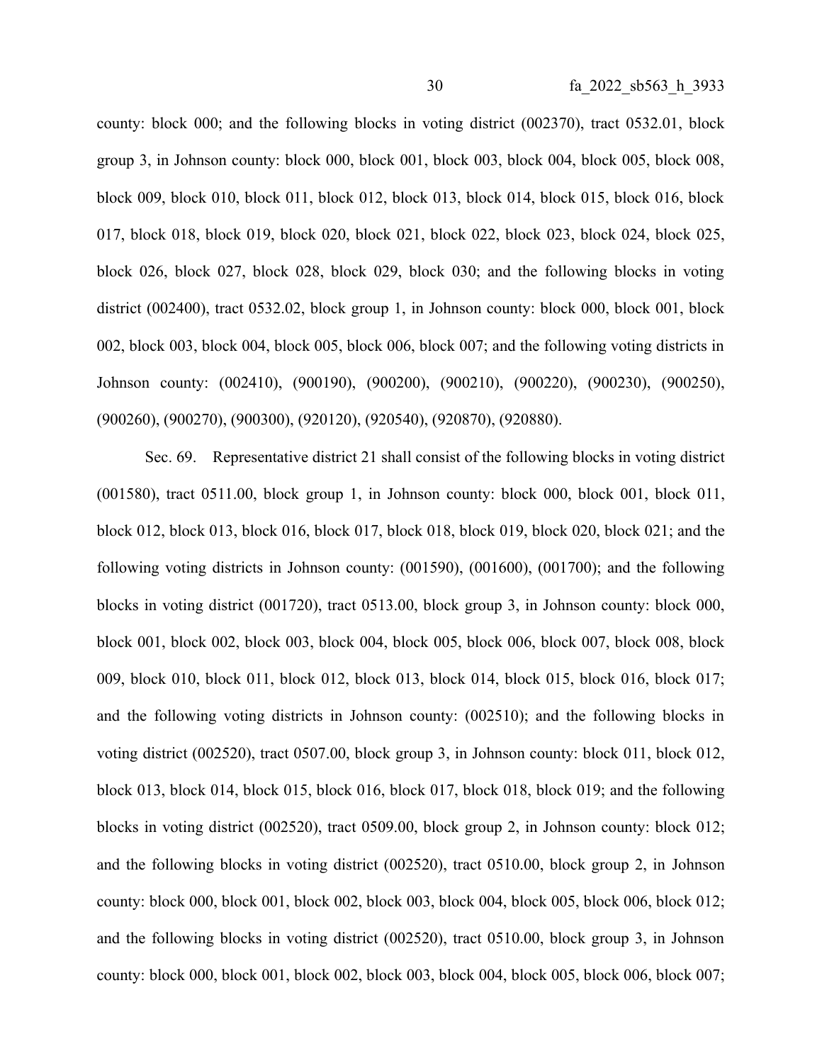county: block 000; and the following blocks in voting district (002370), tract 0532.01, block group 3, in Johnson county: block 000, block 001, block 003, block 004, block 005, block 008, block 009, block 010, block 011, block 012, block 013, block 014, block 015, block 016, block 017, block 018, block 019, block 020, block 021, block 022, block 023, block 024, block 025, block 026, block 027, block 028, block 029, block 030; and the following blocks in voting district (002400), tract 0532.02, block group 1, in Johnson county: block 000, block 001, block 002, block 003, block 004, block 005, block 006, block 007; and the following voting districts in Johnson county: (002410), (900190), (900200), (900210), (900220), (900230), (900250), (900260), (900270), (900300), (920120), (920540), (920870), (920880).

Sec. 69. Representative district 21 shall consist of the following blocks in voting district (001580), tract 0511.00, block group 1, in Johnson county: block 000, block 001, block 011, block 012, block 013, block 016, block 017, block 018, block 019, block 020, block 021; and the following voting districts in Johnson county: (001590), (001600), (001700); and the following blocks in voting district (001720), tract 0513.00, block group 3, in Johnson county: block 000, block 001, block 002, block 003, block 004, block 005, block 006, block 007, block 008, block 009, block 010, block 011, block 012, block 013, block 014, block 015, block 016, block 017; and the following voting districts in Johnson county: (002510); and the following blocks in voting district (002520), tract 0507.00, block group 3, in Johnson county: block 011, block 012, block 013, block 014, block 015, block 016, block 017, block 018, block 019; and the following blocks in voting district (002520), tract 0509.00, block group 2, in Johnson county: block 012; and the following blocks in voting district (002520), tract 0510.00, block group 2, in Johnson county: block 000, block 001, block 002, block 003, block 004, block 005, block 006, block 012; and the following blocks in voting district (002520), tract 0510.00, block group 3, in Johnson county: block 000, block 001, block 002, block 003, block 004, block 005, block 006, block 007;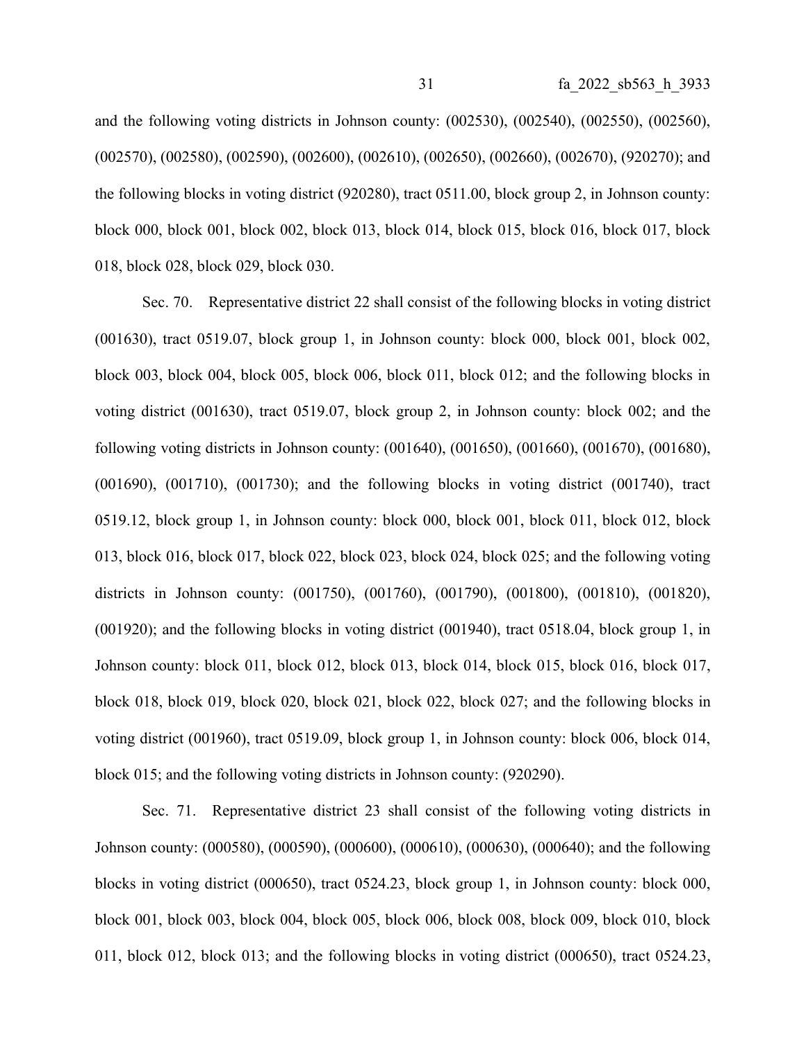and the following voting districts in Johnson county: (002530), (002540), (002550), (002560), (002570), (002580), (002590), (002600), (002610), (002650), (002660), (002670), (920270); and the following blocks in voting district (920280), tract 0511.00, block group 2, in Johnson county: block 000, block 001, block 002, block 013, block 014, block 015, block 016, block 017, block 018, block 028, block 029, block 030.

Sec. 70. Representative district 22 shall consist of the following blocks in voting district (001630), tract 0519.07, block group 1, in Johnson county: block 000, block 001, block 002, block 003, block 004, block 005, block 006, block 011, block 012; and the following blocks in voting district (001630), tract 0519.07, block group 2, in Johnson county: block 002; and the following voting districts in Johnson county: (001640), (001650), (001660), (001670), (001680), (001690), (001710), (001730); and the following blocks in voting district (001740), tract 0519.12, block group 1, in Johnson county: block 000, block 001, block 011, block 012, block 013, block 016, block 017, block 022, block 023, block 024, block 025; and the following voting districts in Johnson county: (001750), (001760), (001790), (001800), (001810), (001820), (001920); and the following blocks in voting district (001940), tract 0518.04, block group 1, in Johnson county: block 011, block 012, block 013, block 014, block 015, block 016, block 017, block 018, block 019, block 020, block 021, block 022, block 027; and the following blocks in voting district (001960), tract 0519.09, block group 1, in Johnson county: block 006, block 014, block 015; and the following voting districts in Johnson county: (920290).

Sec. 71. Representative district 23 shall consist of the following voting districts in Johnson county: (000580), (000590), (000600), (000610), (000630), (000640); and the following blocks in voting district (000650), tract 0524.23, block group 1, in Johnson county: block 000, block 001, block 003, block 004, block 005, block 006, block 008, block 009, block 010, block 011, block 012, block 013; and the following blocks in voting district (000650), tract 0524.23,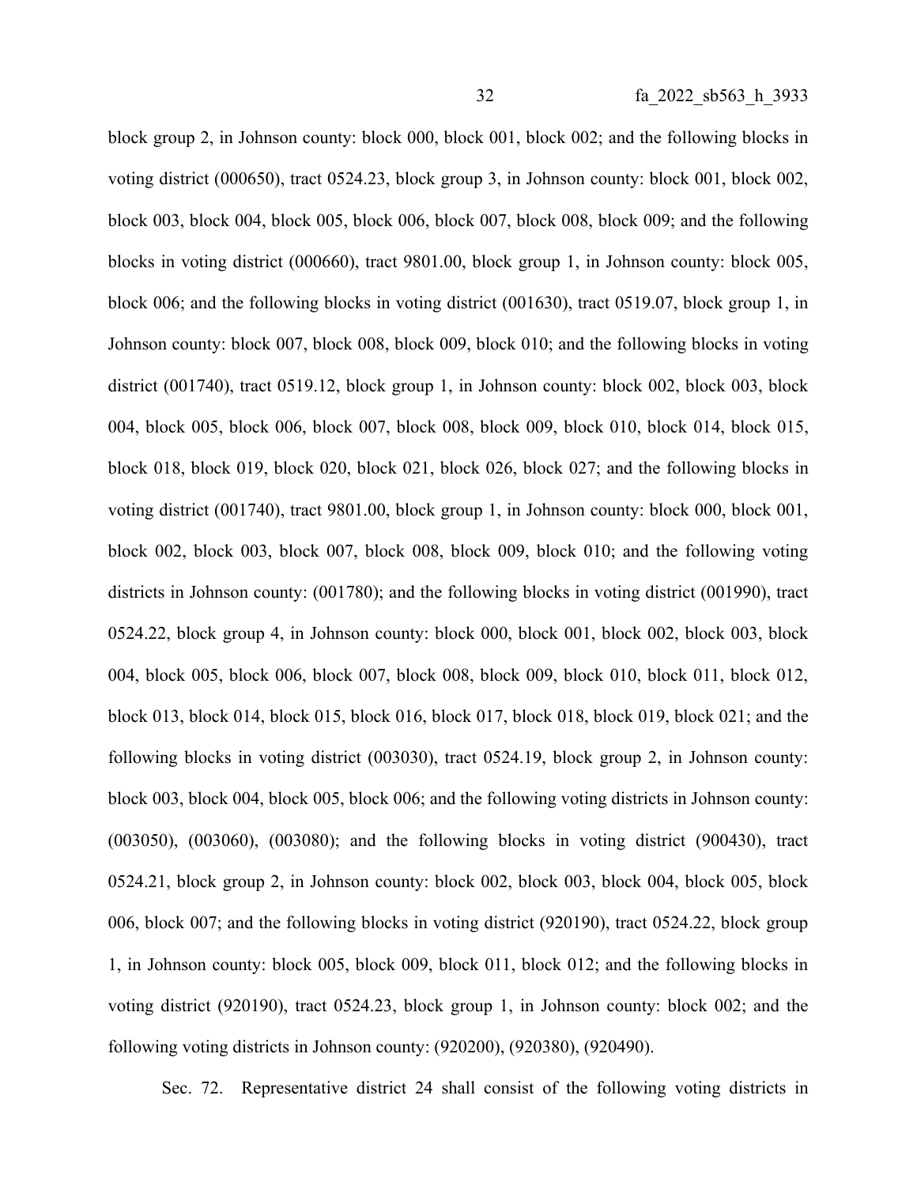block group 2, in Johnson county: block 000, block 001, block 002; and the following blocks in voting district (000650), tract 0524.23, block group 3, in Johnson county: block 001, block 002, block 003, block 004, block 005, block 006, block 007, block 008, block 009; and the following blocks in voting district (000660), tract 9801.00, block group 1, in Johnson county: block 005, block 006; and the following blocks in voting district (001630), tract 0519.07, block group 1, in Johnson county: block 007, block 008, block 009, block 010; and the following blocks in voting district (001740), tract 0519.12, block group 1, in Johnson county: block 002, block 003, block 004, block 005, block 006, block 007, block 008, block 009, block 010, block 014, block 015, block 018, block 019, block 020, block 021, block 026, block 027; and the following blocks in voting district (001740), tract 9801.00, block group 1, in Johnson county: block 000, block 001, block 002, block 003, block 007, block 008, block 009, block 010; and the following voting districts in Johnson county: (001780); and the following blocks in voting district (001990), tract 0524.22, block group 4, in Johnson county: block 000, block 001, block 002, block 003, block 004, block 005, block 006, block 007, block 008, block 009, block 010, block 011, block 012, block 013, block 014, block 015, block 016, block 017, block 018, block 019, block 021; and the following blocks in voting district (003030), tract 0524.19, block group 2, in Johnson county: block 003, block 004, block 005, block 006; and the following voting districts in Johnson county: (003050), (003060), (003080); and the following blocks in voting district (900430), tract 0524.21, block group 2, in Johnson county: block 002, block 003, block 004, block 005, block 006, block 007; and the following blocks in voting district (920190), tract 0524.22, block group 1, in Johnson county: block 005, block 009, block 011, block 012; and the following blocks in voting district (920190), tract 0524.23, block group 1, in Johnson county: block 002; and the following voting districts in Johnson county: (920200), (920380), (920490).

Sec. 72. Representative district 24 shall consist of the following voting districts in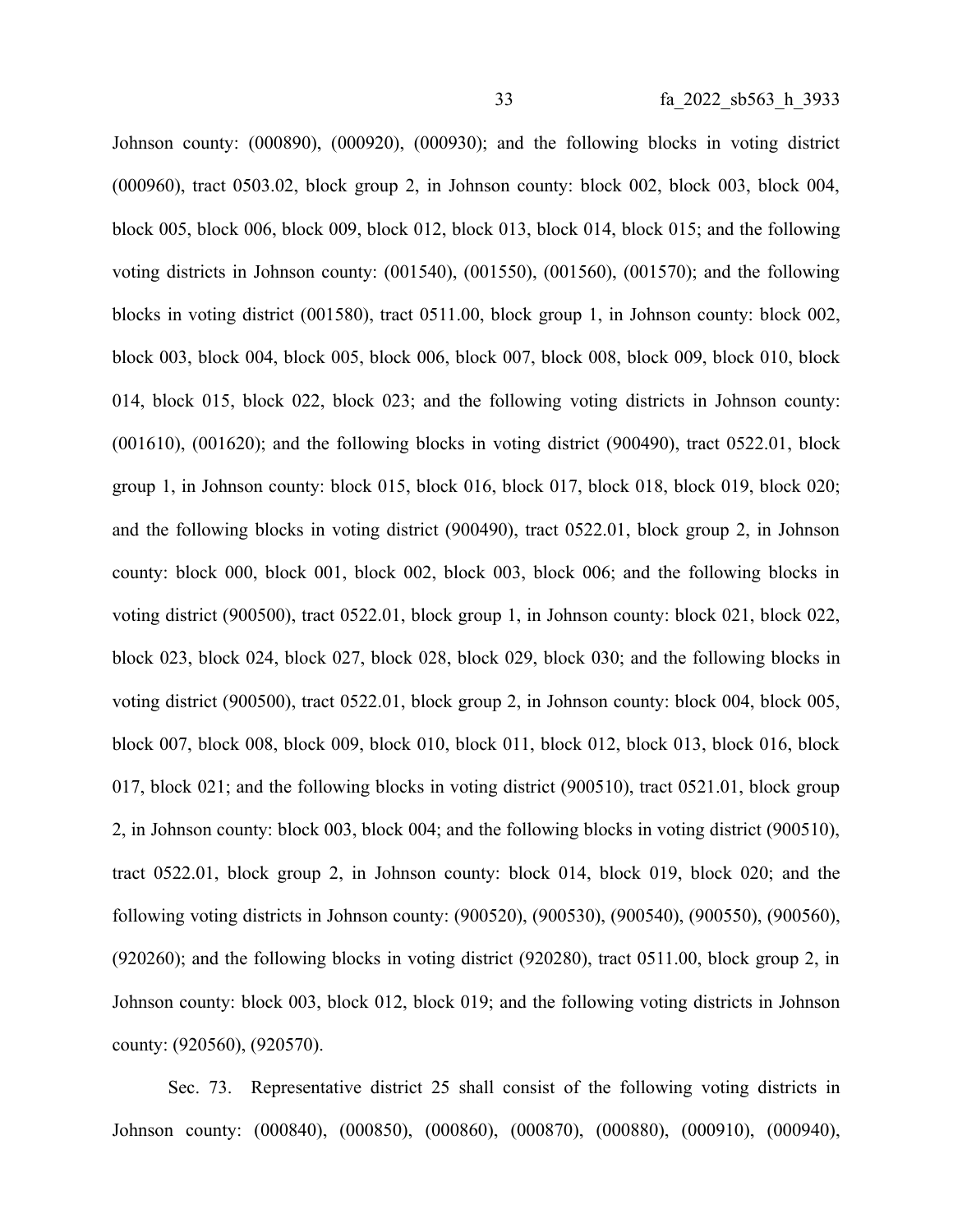Johnson county: (000890), (000920), (000930); and the following blocks in voting district (000960), tract 0503.02, block group 2, in Johnson county: block 002, block 003, block 004, block 005, block 006, block 009, block 012, block 013, block 014, block 015; and the following voting districts in Johnson county: (001540), (001550), (001560), (001570); and the following blocks in voting district (001580), tract 0511.00, block group 1, in Johnson county: block 002, block 003, block 004, block 005, block 006, block 007, block 008, block 009, block 010, block 014, block 015, block 022, block 023; and the following voting districts in Johnson county: (001610), (001620); and the following blocks in voting district (900490), tract 0522.01, block group 1, in Johnson county: block 015, block 016, block 017, block 018, block 019, block 020; and the following blocks in voting district (900490), tract 0522.01, block group 2, in Johnson county: block 000, block 001, block 002, block 003, block 006; and the following blocks in voting district (900500), tract 0522.01, block group 1, in Johnson county: block 021, block 022, block 023, block 024, block 027, block 028, block 029, block 030; and the following blocks in voting district (900500), tract 0522.01, block group 2, in Johnson county: block 004, block 005, block 007, block 008, block 009, block 010, block 011, block 012, block 013, block 016, block 017, block 021; and the following blocks in voting district (900510), tract 0521.01, block group 2, in Johnson county: block 003, block 004; and the following blocks in voting district (900510), tract 0522.01, block group 2, in Johnson county: block 014, block 019, block 020; and the following voting districts in Johnson county: (900520), (900530), (900540), (900550), (900560), (920260); and the following blocks in voting district (920280), tract 0511.00, block group 2, in Johnson county: block 003, block 012, block 019; and the following voting districts in Johnson county: (920560), (920570).

Sec. 73. Representative district 25 shall consist of the following voting districts in Johnson county: (000840), (000850), (000860), (000870), (000880), (000910), (000940),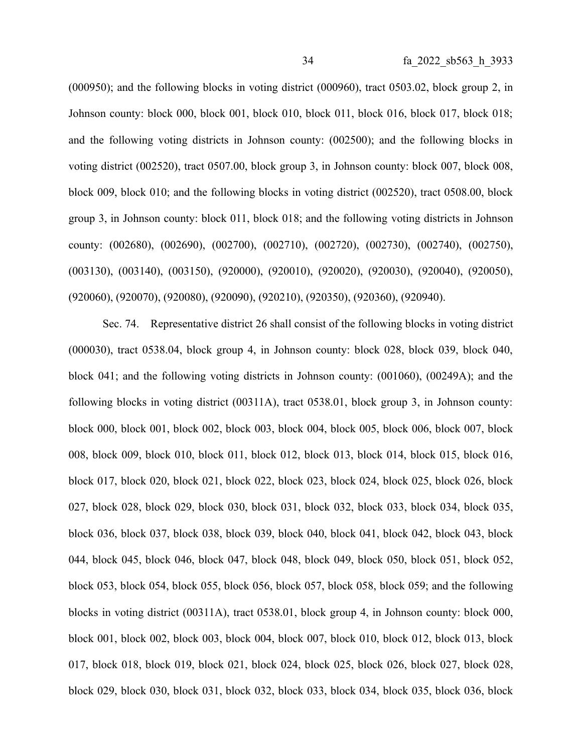(000950); and the following blocks in voting district (000960), tract 0503.02, block group 2, in Johnson county: block 000, block 001, block 010, block 011, block 016, block 017, block 018; and the following voting districts in Johnson county: (002500); and the following blocks in voting district (002520), tract 0507.00, block group 3, in Johnson county: block 007, block 008, block 009, block 010; and the following blocks in voting district (002520), tract 0508.00, block group 3, in Johnson county: block 011, block 018; and the following voting districts in Johnson county: (002680), (002690), (002700), (002710), (002720), (002730), (002740), (002750), (003130), (003140), (003150), (920000), (920010), (920020), (920030), (920040), (920050), (920060), (920070), (920080), (920090), (920210), (920350), (920360), (920940).

Sec. 74. Representative district 26 shall consist of the following blocks in voting district (000030), tract 0538.04, block group 4, in Johnson county: block 028, block 039, block 040, block 041; and the following voting districts in Johnson county: (001060), (00249A); and the following blocks in voting district (00311A), tract 0538.01, block group 3, in Johnson county: block 000, block 001, block 002, block 003, block 004, block 005, block 006, block 007, block 008, block 009, block 010, block 011, block 012, block 013, block 014, block 015, block 016, block 017, block 020, block 021, block 022, block 023, block 024, block 025, block 026, block 027, block 028, block 029, block 030, block 031, block 032, block 033, block 034, block 035, block 036, block 037, block 038, block 039, block 040, block 041, block 042, block 043, block 044, block 045, block 046, block 047, block 048, block 049, block 050, block 051, block 052, block 053, block 054, block 055, block 056, block 057, block 058, block 059; and the following blocks in voting district (00311A), tract 0538.01, block group 4, in Johnson county: block 000, block 001, block 002, block 003, block 004, block 007, block 010, block 012, block 013, block 017, block 018, block 019, block 021, block 024, block 025, block 026, block 027, block 028, block 029, block 030, block 031, block 032, block 033, block 034, block 035, block 036, block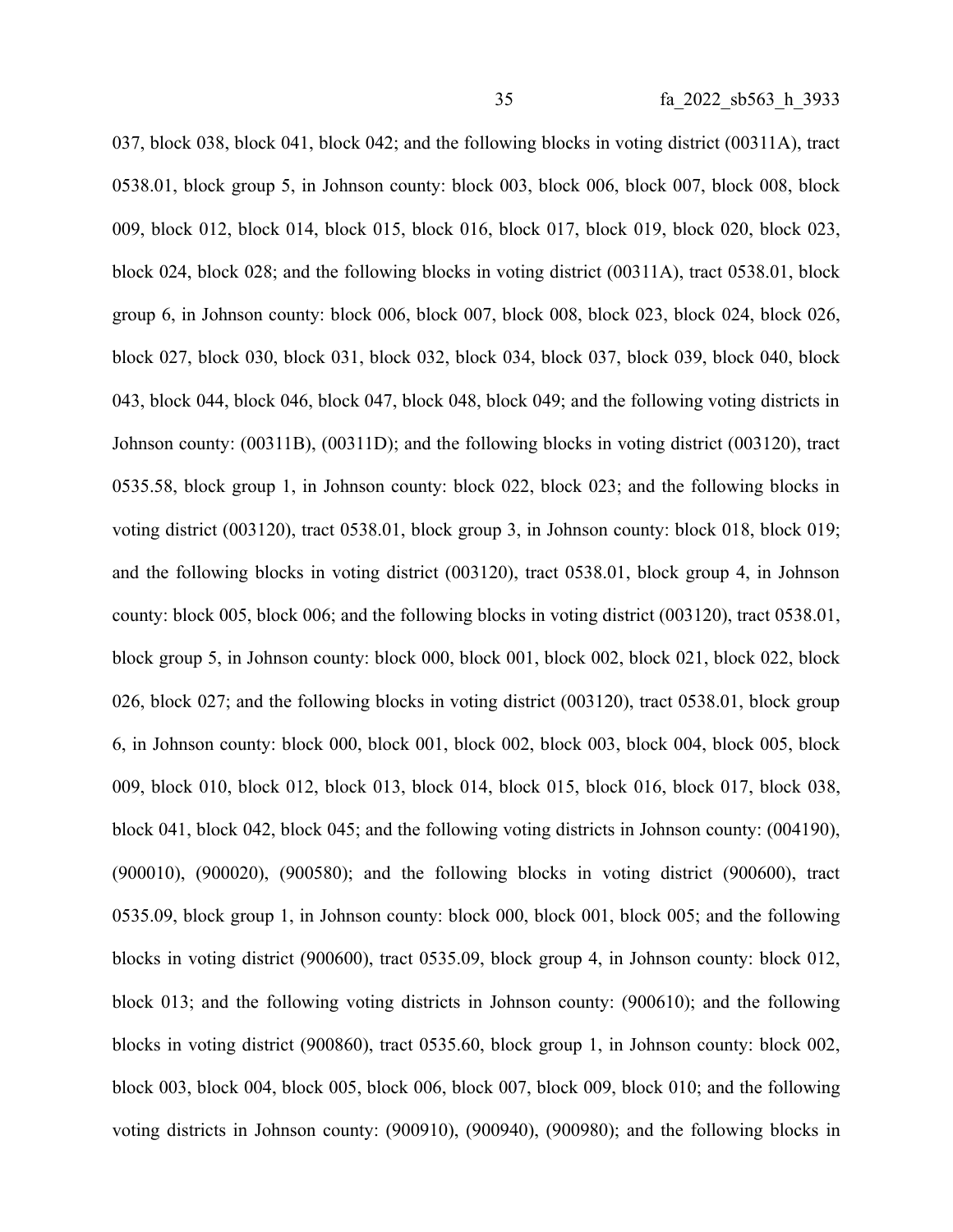037, block 038, block 041, block 042; and the following blocks in voting district (00311A), tract 0538.01, block group 5, in Johnson county: block 003, block 006, block 007, block 008, block 009, block 012, block 014, block 015, block 016, block 017, block 019, block 020, block 023, block 024, block 028; and the following blocks in voting district (00311A), tract 0538.01, block group 6, in Johnson county: block 006, block 007, block 008, block 023, block 024, block 026, block 027, block 030, block 031, block 032, block 034, block 037, block 039, block 040, block 043, block 044, block 046, block 047, block 048, block 049; and the following voting districts in Johnson county: (00311B), (00311D); and the following blocks in voting district (003120), tract 0535.58, block group 1, in Johnson county: block 022, block 023; and the following blocks in voting district (003120), tract 0538.01, block group 3, in Johnson county: block 018, block 019; and the following blocks in voting district (003120), tract 0538.01, block group 4, in Johnson county: block 005, block 006; and the following blocks in voting district (003120), tract 0538.01, block group 5, in Johnson county: block 000, block 001, block 002, block 021, block 022, block 026, block 027; and the following blocks in voting district (003120), tract 0538.01, block group 6, in Johnson county: block 000, block 001, block 002, block 003, block 004, block 005, block 009, block 010, block 012, block 013, block 014, block 015, block 016, block 017, block 038, block 041, block 042, block 045; and the following voting districts in Johnson county: (004190), (900010), (900020), (900580); and the following blocks in voting district (900600), tract 0535.09, block group 1, in Johnson county: block 000, block 001, block 005; and the following blocks in voting district (900600), tract 0535.09, block group 4, in Johnson county: block 012, block 013; and the following voting districts in Johnson county: (900610); and the following blocks in voting district (900860), tract 0535.60, block group 1, in Johnson county: block 002, block 003, block 004, block 005, block 006, block 007, block 009, block 010; and the following voting districts in Johnson county: (900910), (900940), (900980); and the following blocks in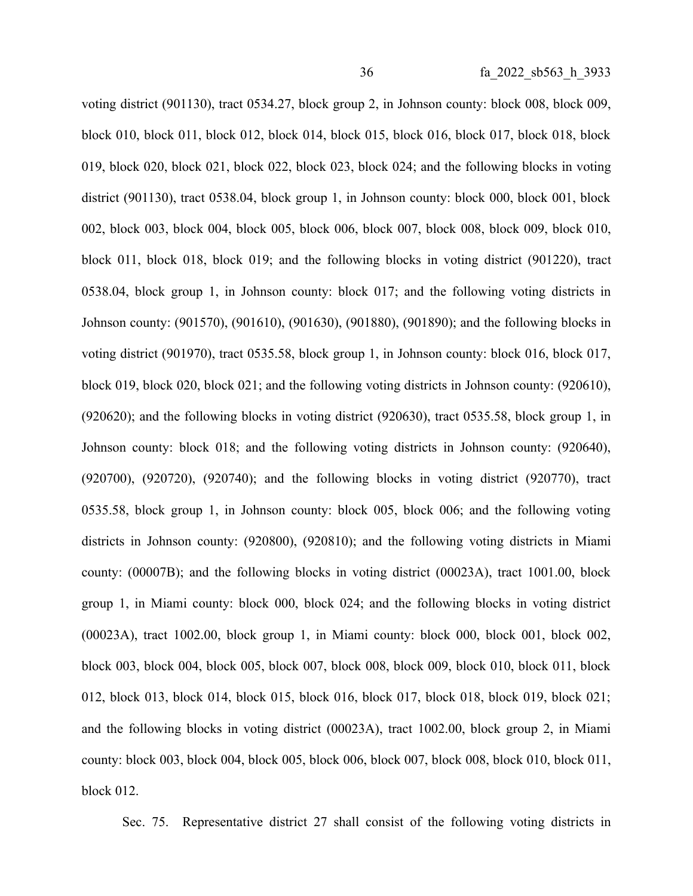voting district (901130), tract 0534.27, block group 2, in Johnson county: block 008, block 009, block 010, block 011, block 012, block 014, block 015, block 016, block 017, block 018, block 019, block 020, block 021, block 022, block 023, block 024; and the following blocks in voting district (901130), tract 0538.04, block group 1, in Johnson county: block 000, block 001, block 002, block 003, block 004, block 005, block 006, block 007, block 008, block 009, block 010, block 011, block 018, block 019; and the following blocks in voting district (901220), tract 0538.04, block group 1, in Johnson county: block 017; and the following voting districts in Johnson county: (901570), (901610), (901630), (901880), (901890); and the following blocks in voting district (901970), tract 0535.58, block group 1, in Johnson county: block 016, block 017, block 019, block 020, block 021; and the following voting districts in Johnson county: (920610), (920620); and the following blocks in voting district (920630), tract 0535.58, block group 1, in Johnson county: block 018; and the following voting districts in Johnson county: (920640), (920700), (920720), (920740); and the following blocks in voting district (920770), tract 0535.58, block group 1, in Johnson county: block 005, block 006; and the following voting districts in Johnson county: (920800), (920810); and the following voting districts in Miami county: (00007B); and the following blocks in voting district (00023A), tract 1001.00, block group 1, in Miami county: block 000, block 024; and the following blocks in voting district (00023A), tract 1002.00, block group 1, in Miami county: block 000, block 001, block 002, block 003, block 004, block 005, block 007, block 008, block 009, block 010, block 011, block 012, block 013, block 014, block 015, block 016, block 017, block 018, block 019, block 021; and the following blocks in voting district (00023A), tract 1002.00, block group 2, in Miami county: block 003, block 004, block 005, block 006, block 007, block 008, block 010, block 011, block 012.

Sec. 75. Representative district 27 shall consist of the following voting districts in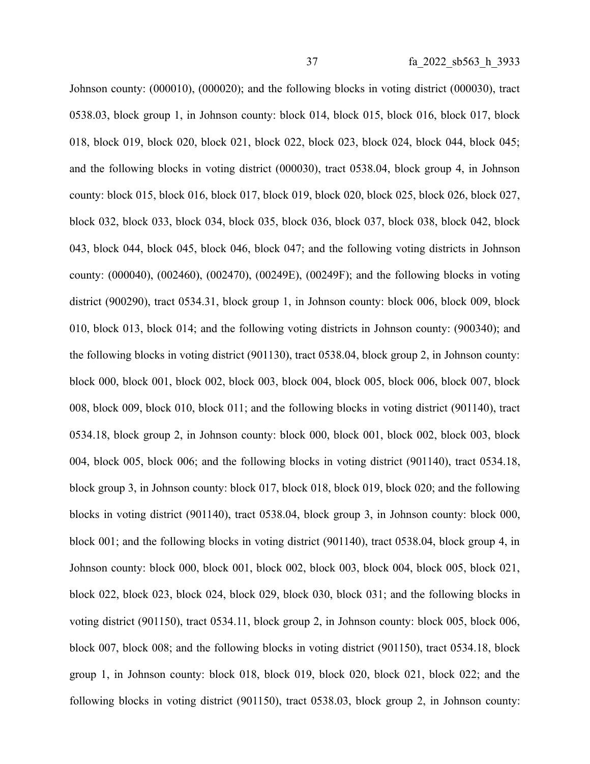Johnson county: (000010), (000020); and the following blocks in voting district (000030), tract 0538.03, block group 1, in Johnson county: block 014, block 015, block 016, block 017, block 018, block 019, block 020, block 021, block 022, block 023, block 024, block 044, block 045; and the following blocks in voting district (000030), tract 0538.04, block group 4, in Johnson county: block 015, block 016, block 017, block 019, block 020, block 025, block 026, block 027, block 032, block 033, block 034, block 035, block 036, block 037, block 038, block 042, block 043, block 044, block 045, block 046, block 047; and the following voting districts in Johnson county: (000040), (002460), (002470), (00249E), (00249F); and the following blocks in voting district (900290), tract 0534.31, block group 1, in Johnson county: block 006, block 009, block 010, block 013, block 014; and the following voting districts in Johnson county: (900340); and the following blocks in voting district (901130), tract 0538.04, block group 2, in Johnson county: block 000, block 001, block 002, block 003, block 004, block 005, block 006, block 007, block 008, block 009, block 010, block 011; and the following blocks in voting district (901140), tract 0534.18, block group 2, in Johnson county: block 000, block 001, block 002, block 003, block 004, block 005, block 006; and the following blocks in voting district (901140), tract 0534.18, block group 3, in Johnson county: block 017, block 018, block 019, block 020; and the following blocks in voting district (901140), tract 0538.04, block group 3, in Johnson county: block 000, block 001; and the following blocks in voting district (901140), tract 0538.04, block group 4, in Johnson county: block 000, block 001, block 002, block 003, block 004, block 005, block 021, block 022, block 023, block 024, block 029, block 030, block 031; and the following blocks in voting district (901150), tract 0534.11, block group 2, in Johnson county: block 005, block 006, block 007, block 008; and the following blocks in voting district (901150), tract 0534.18, block group 1, in Johnson county: block 018, block 019, block 020, block 021, block 022; and the following blocks in voting district (901150), tract 0538.03, block group 2, in Johnson county: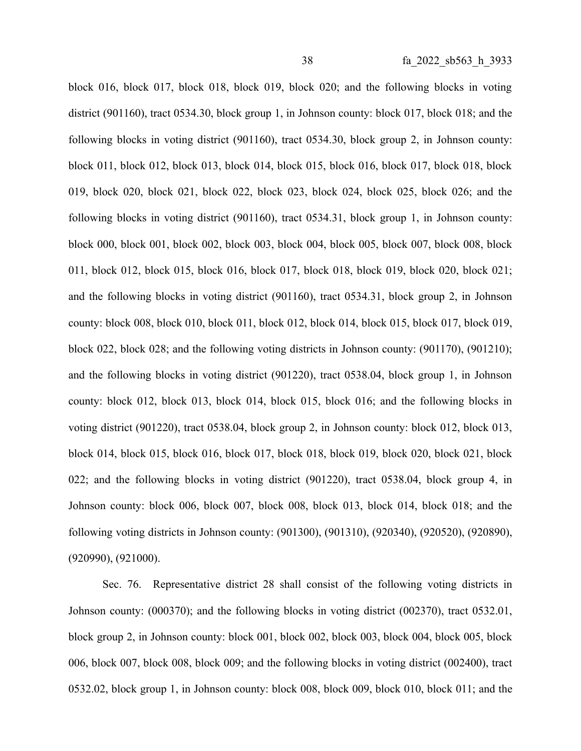block 016, block 017, block 018, block 019, block 020; and the following blocks in voting district (901160), tract 0534.30, block group 1, in Johnson county: block 017, block 018; and the following blocks in voting district (901160), tract 0534.30, block group 2, in Johnson county: block 011, block 012, block 013, block 014, block 015, block 016, block 017, block 018, block 019, block 020, block 021, block 022, block 023, block 024, block 025, block 026; and the following blocks in voting district (901160), tract 0534.31, block group 1, in Johnson county: block 000, block 001, block 002, block 003, block 004, block 005, block 007, block 008, block 011, block 012, block 015, block 016, block 017, block 018, block 019, block 020, block 021; and the following blocks in voting district (901160), tract 0534.31, block group 2, in Johnson county: block 008, block 010, block 011, block 012, block 014, block 015, block 017, block 019, block 022, block 028; and the following voting districts in Johnson county: (901170), (901210); and the following blocks in voting district (901220), tract 0538.04, block group 1, in Johnson county: block 012, block 013, block 014, block 015, block 016; and the following blocks in voting district (901220), tract 0538.04, block group 2, in Johnson county: block 012, block 013, block 014, block 015, block 016, block 017, block 018, block 019, block 020, block 021, block 022; and the following blocks in voting district (901220), tract 0538.04, block group 4, in Johnson county: block 006, block 007, block 008, block 013, block 014, block 018; and the following voting districts in Johnson county: (901300), (901310), (920340), (920520), (920890), (920990), (921000).

Sec. 76. Representative district 28 shall consist of the following voting districts in Johnson county: (000370); and the following blocks in voting district (002370), tract 0532.01, block group 2, in Johnson county: block 001, block 002, block 003, block 004, block 005, block 006, block 007, block 008, block 009; and the following blocks in voting district (002400), tract 0532.02, block group 1, in Johnson county: block 008, block 009, block 010, block 011; and the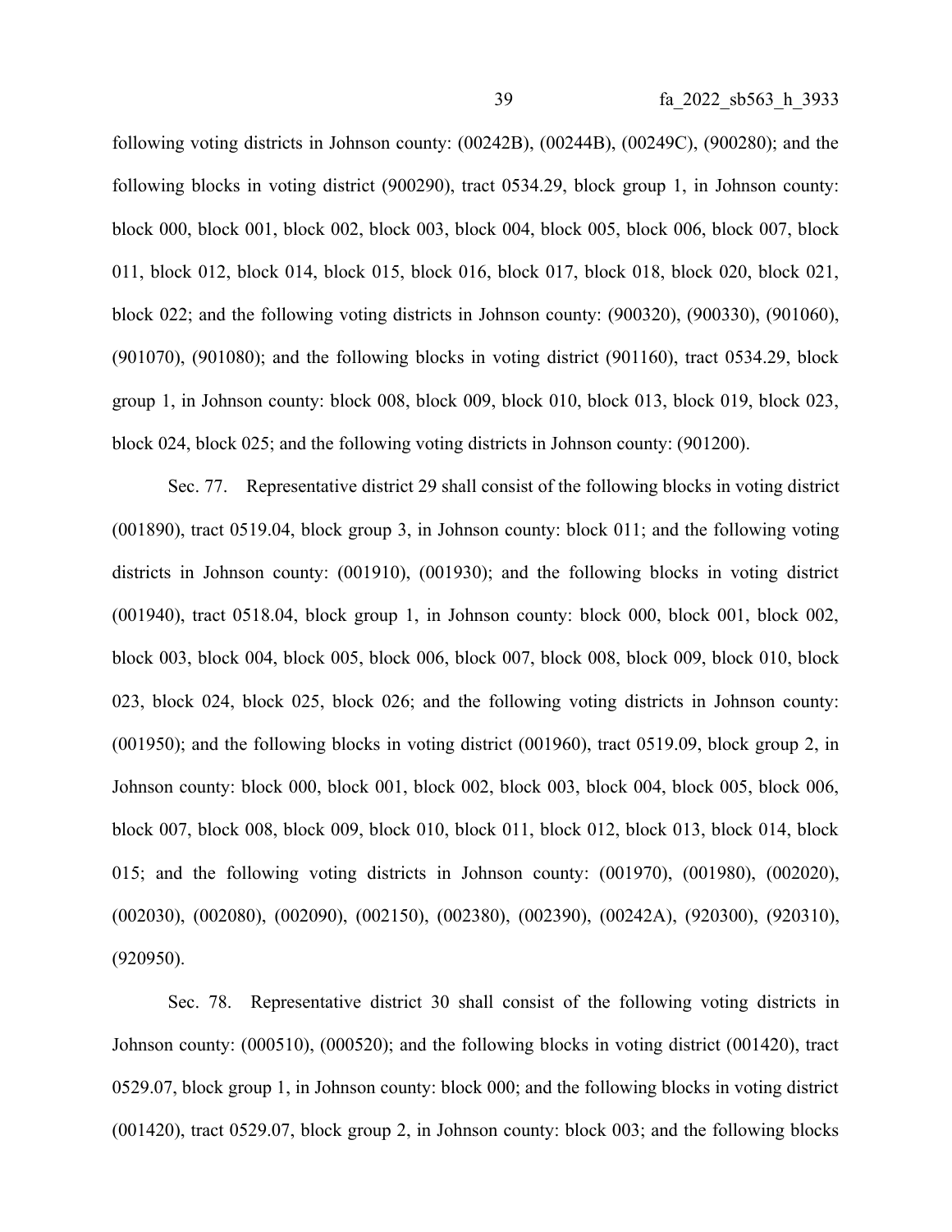following voting districts in Johnson county: (00242B), (00244B), (00249C), (900280); and the following blocks in voting district (900290), tract 0534.29, block group 1, in Johnson county: block 000, block 001, block 002, block 003, block 004, block 005, block 006, block 007, block 011, block 012, block 014, block 015, block 016, block 017, block 018, block 020, block 021, block 022; and the following voting districts in Johnson county: (900320), (900330), (901060), (901070), (901080); and the following blocks in voting district (901160), tract 0534.29, block group 1, in Johnson county: block 008, block 009, block 010, block 013, block 019, block 023, block 024, block 025; and the following voting districts in Johnson county: (901200).

Sec. 77. Representative district 29 shall consist of the following blocks in voting district (001890), tract 0519.04, block group 3, in Johnson county: block 011; and the following voting districts in Johnson county: (001910), (001930); and the following blocks in voting district (001940), tract 0518.04, block group 1, in Johnson county: block 000, block 001, block 002, block 003, block 004, block 005, block 006, block 007, block 008, block 009, block 010, block 023, block 024, block 025, block 026; and the following voting districts in Johnson county: (001950); and the following blocks in voting district (001960), tract 0519.09, block group 2, in Johnson county: block 000, block 001, block 002, block 003, block 004, block 005, block 006, block 007, block 008, block 009, block 010, block 011, block 012, block 013, block 014, block 015; and the following voting districts in Johnson county: (001970), (001980), (002020), (002030), (002080), (002090), (002150), (002380), (002390), (00242A), (920300), (920310), (920950).

Sec. 78. Representative district 30 shall consist of the following voting districts in Johnson county: (000510), (000520); and the following blocks in voting district (001420), tract 0529.07, block group 1, in Johnson county: block 000; and the following blocks in voting district (001420), tract 0529.07, block group 2, in Johnson county: block 003; and the following blocks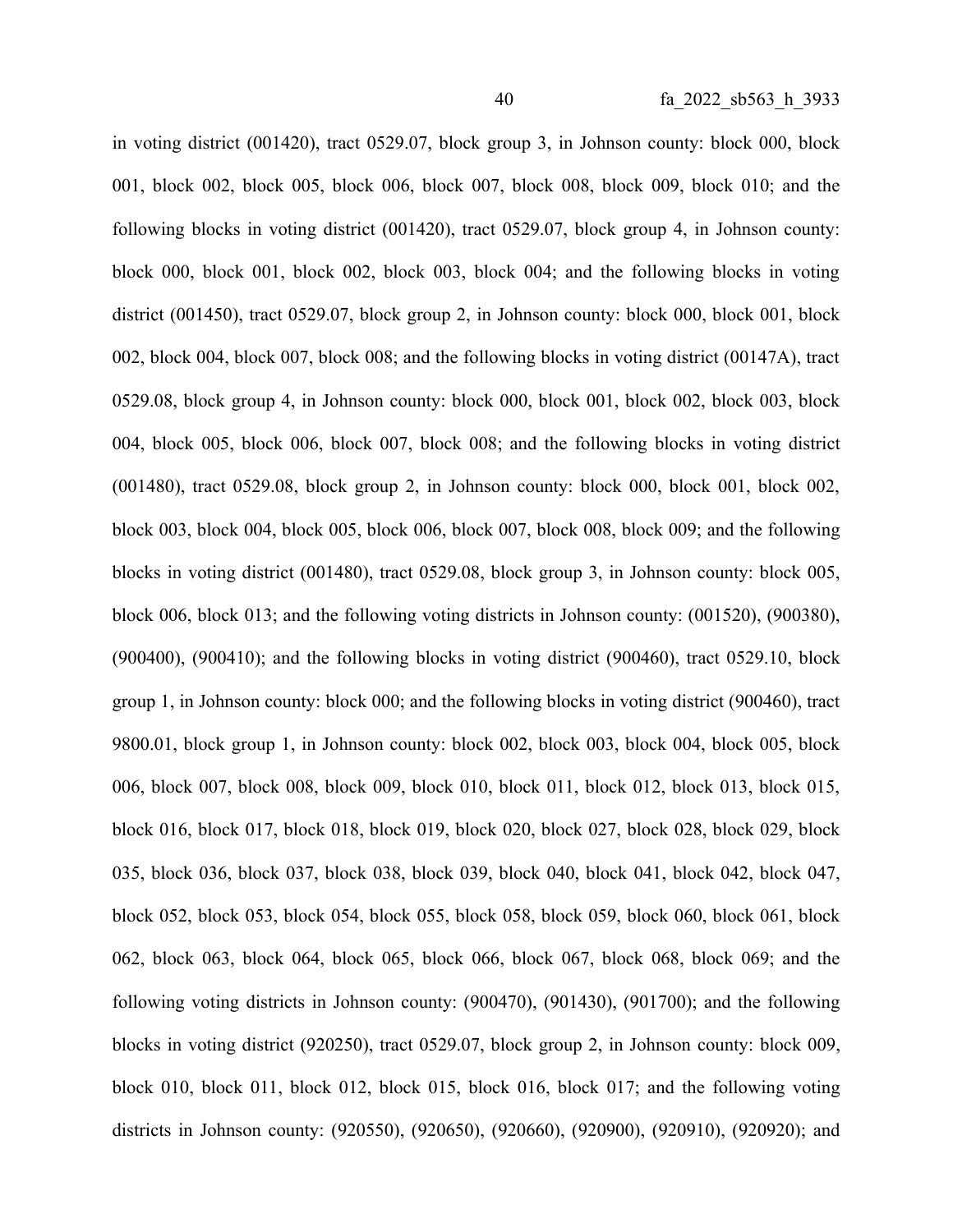in voting district (001420), tract 0529.07, block group 3, in Johnson county: block 000, block 001, block 002, block 005, block 006, block 007, block 008, block 009, block 010; and the following blocks in voting district (001420), tract 0529.07, block group 4, in Johnson county: block 000, block 001, block 002, block 003, block 004; and the following blocks in voting district (001450), tract 0529.07, block group 2, in Johnson county: block 000, block 001, block 002, block 004, block 007, block 008; and the following blocks in voting district (00147A), tract 0529.08, block group 4, in Johnson county: block 000, block 001, block 002, block 003, block 004, block 005, block 006, block 007, block 008; and the following blocks in voting district (001480), tract 0529.08, block group 2, in Johnson county: block 000, block 001, block 002, block 003, block 004, block 005, block 006, block 007, block 008, block 009; and the following blocks in voting district (001480), tract 0529.08, block group 3, in Johnson county: block 005, block 006, block 013; and the following voting districts in Johnson county: (001520), (900380), (900400), (900410); and the following blocks in voting district (900460), tract 0529.10, block group 1, in Johnson county: block 000; and the following blocks in voting district (900460), tract 9800.01, block group 1, in Johnson county: block 002, block 003, block 004, block 005, block 006, block 007, block 008, block 009, block 010, block 011, block 012, block 013, block 015, block 016, block 017, block 018, block 019, block 020, block 027, block 028, block 029, block 035, block 036, block 037, block 038, block 039, block 040, block 041, block 042, block 047, block 052, block 053, block 054, block 055, block 058, block 059, block 060, block 061, block 062, block 063, block 064, block 065, block 066, block 067, block 068, block 069; and the following voting districts in Johnson county: (900470), (901430), (901700); and the following blocks in voting district (920250), tract 0529.07, block group 2, in Johnson county: block 009, block 010, block 011, block 012, block 015, block 016, block 017; and the following voting districts in Johnson county: (920550), (920650), (920660), (920900), (920910), (920920); and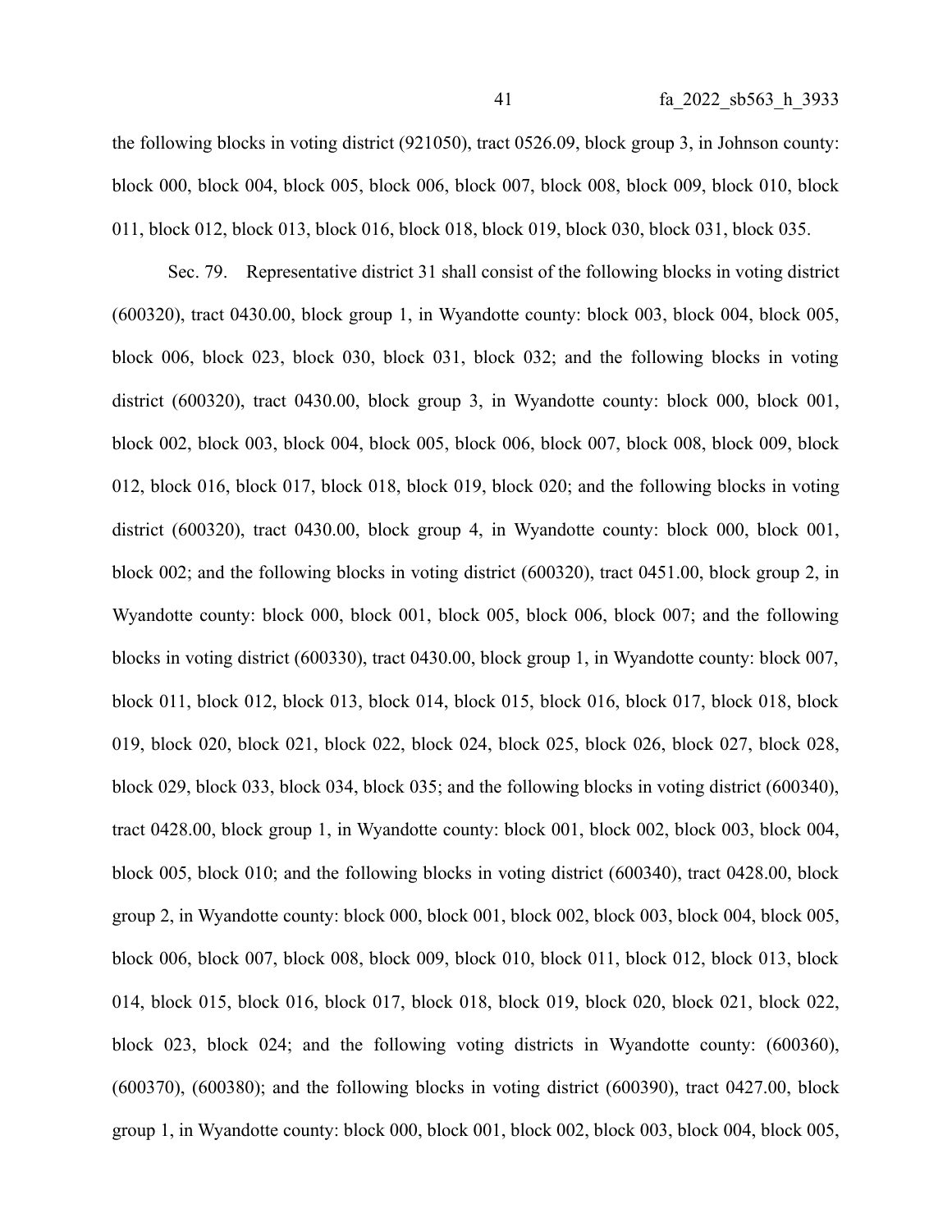the following blocks in voting district (921050), tract 0526.09, block group 3, in Johnson county: block 000, block 004, block 005, block 006, block 007, block 008, block 009, block 010, block 011, block 012, block 013, block 016, block 018, block 019, block 030, block 031, block 035.

Sec. 79. Representative district 31 shall consist of the following blocks in voting district (600320), tract 0430.00, block group 1, in Wyandotte county: block 003, block 004, block 005, block 006, block 023, block 030, block 031, block 032; and the following blocks in voting district (600320), tract 0430.00, block group 3, in Wyandotte county: block 000, block 001, block 002, block 003, block 004, block 005, block 006, block 007, block 008, block 009, block 012, block 016, block 017, block 018, block 019, block 020; and the following blocks in voting district (600320), tract 0430.00, block group 4, in Wyandotte county: block 000, block 001, block 002; and the following blocks in voting district (600320), tract 0451.00, block group 2, in Wyandotte county: block 000, block 001, block 005, block 006, block 007; and the following blocks in voting district (600330), tract 0430.00, block group 1, in Wyandotte county: block 007, block 011, block 012, block 013, block 014, block 015, block 016, block 017, block 018, block 019, block 020, block 021, block 022, block 024, block 025, block 026, block 027, block 028, block 029, block 033, block 034, block 035; and the following blocks in voting district (600340), tract 0428.00, block group 1, in Wyandotte county: block 001, block 002, block 003, block 004, block 005, block 010; and the following blocks in voting district (600340), tract 0428.00, block group 2, in Wyandotte county: block 000, block 001, block 002, block 003, block 004, block 005, block 006, block 007, block 008, block 009, block 010, block 011, block 012, block 013, block 014, block 015, block 016, block 017, block 018, block 019, block 020, block 021, block 022, block 023, block 024; and the following voting districts in Wyandotte county: (600360), (600370), (600380); and the following blocks in voting district (600390), tract 0427.00, block group 1, in Wyandotte county: block 000, block 001, block 002, block 003, block 004, block 005,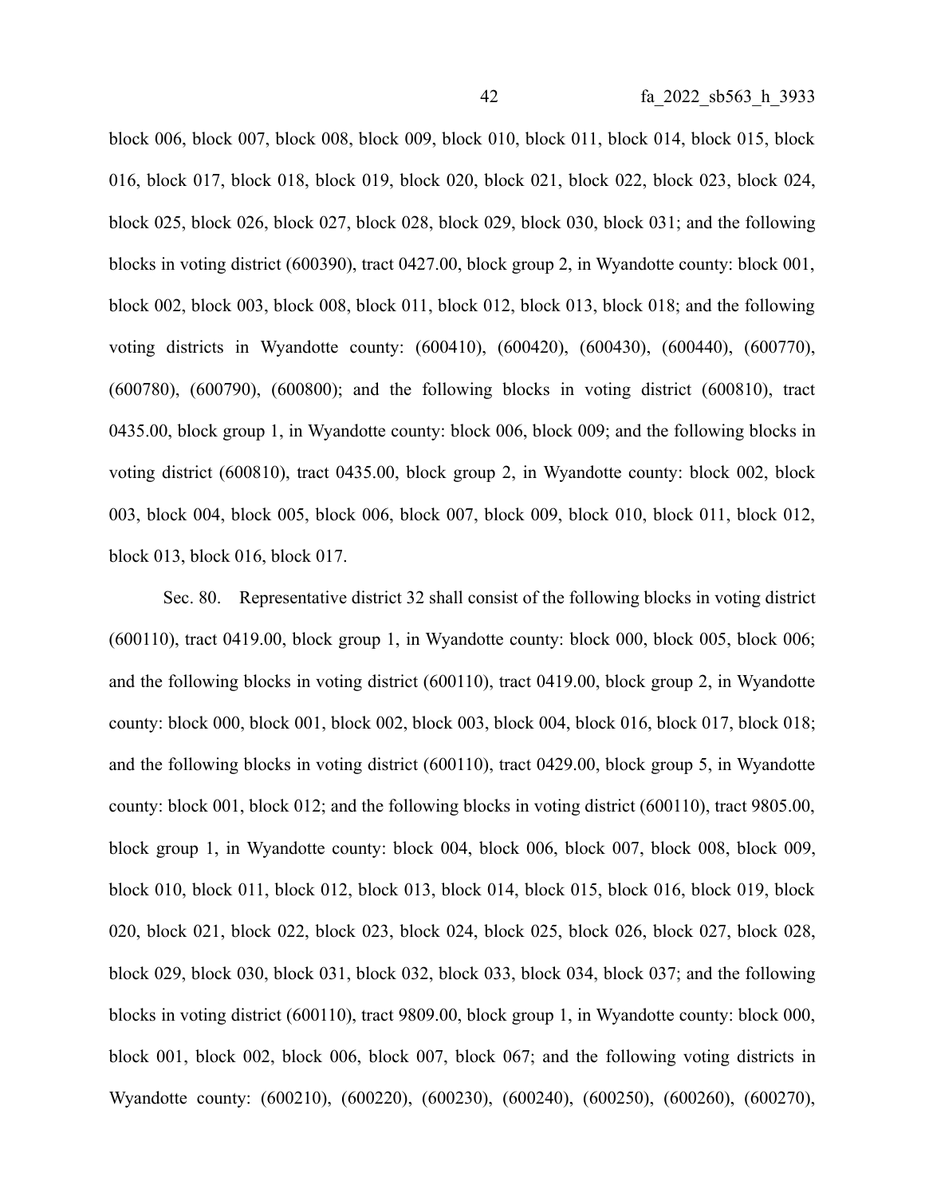block 006, block 007, block 008, block 009, block 010, block 011, block 014, block 015, block 016, block 017, block 018, block 019, block 020, block 021, block 022, block 023, block 024, block 025, block 026, block 027, block 028, block 029, block 030, block 031; and the following blocks in voting district (600390), tract 0427.00, block group 2, in Wyandotte county: block 001, block 002, block 003, block 008, block 011, block 012, block 013, block 018; and the following voting districts in Wyandotte county: (600410), (600420), (600430), (600440), (600770), (600780), (600790), (600800); and the following blocks in voting district (600810), tract 0435.00, block group 1, in Wyandotte county: block 006, block 009; and the following blocks in voting district (600810), tract 0435.00, block group 2, in Wyandotte county: block 002, block 003, block 004, block 005, block 006, block 007, block 009, block 010, block 011, block 012, block 013, block 016, block 017.

Sec. 80. Representative district 32 shall consist of the following blocks in voting district (600110), tract 0419.00, block group 1, in Wyandotte county: block 000, block 005, block 006; and the following blocks in voting district (600110), tract 0419.00, block group 2, in Wyandotte county: block 000, block 001, block 002, block 003, block 004, block 016, block 017, block 018; and the following blocks in voting district (600110), tract 0429.00, block group 5, in Wyandotte county: block 001, block 012; and the following blocks in voting district (600110), tract 9805.00, block group 1, in Wyandotte county: block 004, block 006, block 007, block 008, block 009, block 010, block 011, block 012, block 013, block 014, block 015, block 016, block 019, block 020, block 021, block 022, block 023, block 024, block 025, block 026, block 027, block 028, block 029, block 030, block 031, block 032, block 033, block 034, block 037; and the following blocks in voting district (600110), tract 9809.00, block group 1, in Wyandotte county: block 000, block 001, block 002, block 006, block 007, block 067; and the following voting districts in Wyandotte county: (600210), (600220), (600230), (600240), (600250), (600260), (600270),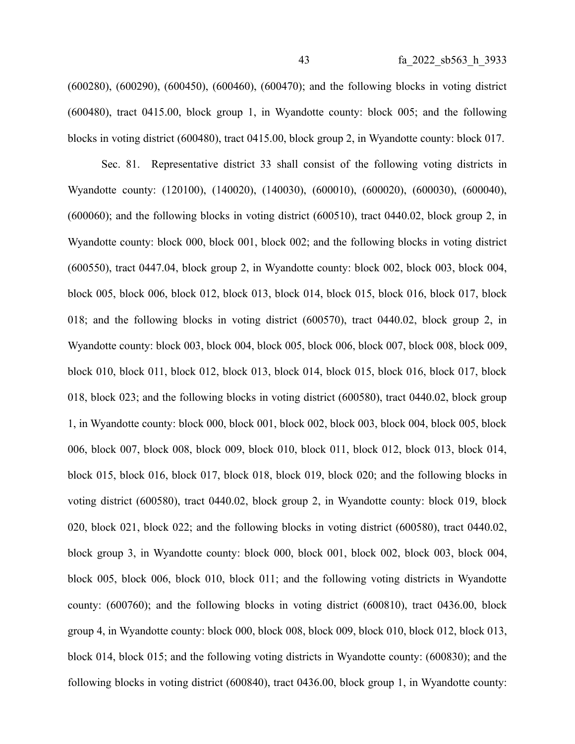(600280), (600290), (600450), (600460), (600470); and the following blocks in voting district (600480), tract 0415.00, block group 1, in Wyandotte county: block 005; and the following blocks in voting district (600480), tract 0415.00, block group 2, in Wyandotte county: block 017.

Sec. 81. Representative district 33 shall consist of the following voting districts in Wyandotte county: (120100), (140020), (140030), (600010), (600020), (600030), (600040), (600060); and the following blocks in voting district (600510), tract 0440.02, block group 2, in Wyandotte county: block 000, block 001, block 002; and the following blocks in voting district (600550), tract 0447.04, block group 2, in Wyandotte county: block 002, block 003, block 004, block 005, block 006, block 012, block 013, block 014, block 015, block 016, block 017, block 018; and the following blocks in voting district (600570), tract 0440.02, block group 2, in Wyandotte county: block 003, block 004, block 005, block 006, block 007, block 008, block 009, block 010, block 011, block 012, block 013, block 014, block 015, block 016, block 017, block 018, block 023; and the following blocks in voting district (600580), tract 0440.02, block group 1, in Wyandotte county: block 000, block 001, block 002, block 003, block 004, block 005, block 006, block 007, block 008, block 009, block 010, block 011, block 012, block 013, block 014, block 015, block 016, block 017, block 018, block 019, block 020; and the following blocks in voting district (600580), tract 0440.02, block group 2, in Wyandotte county: block 019, block 020, block 021, block 022; and the following blocks in voting district (600580), tract 0440.02, block group 3, in Wyandotte county: block 000, block 001, block 002, block 003, block 004, block 005, block 006, block 010, block 011; and the following voting districts in Wyandotte county: (600760); and the following blocks in voting district (600810), tract 0436.00, block group 4, in Wyandotte county: block 000, block 008, block 009, block 010, block 012, block 013, block 014, block 015; and the following voting districts in Wyandotte county: (600830); and the following blocks in voting district (600840), tract 0436.00, block group 1, in Wyandotte county: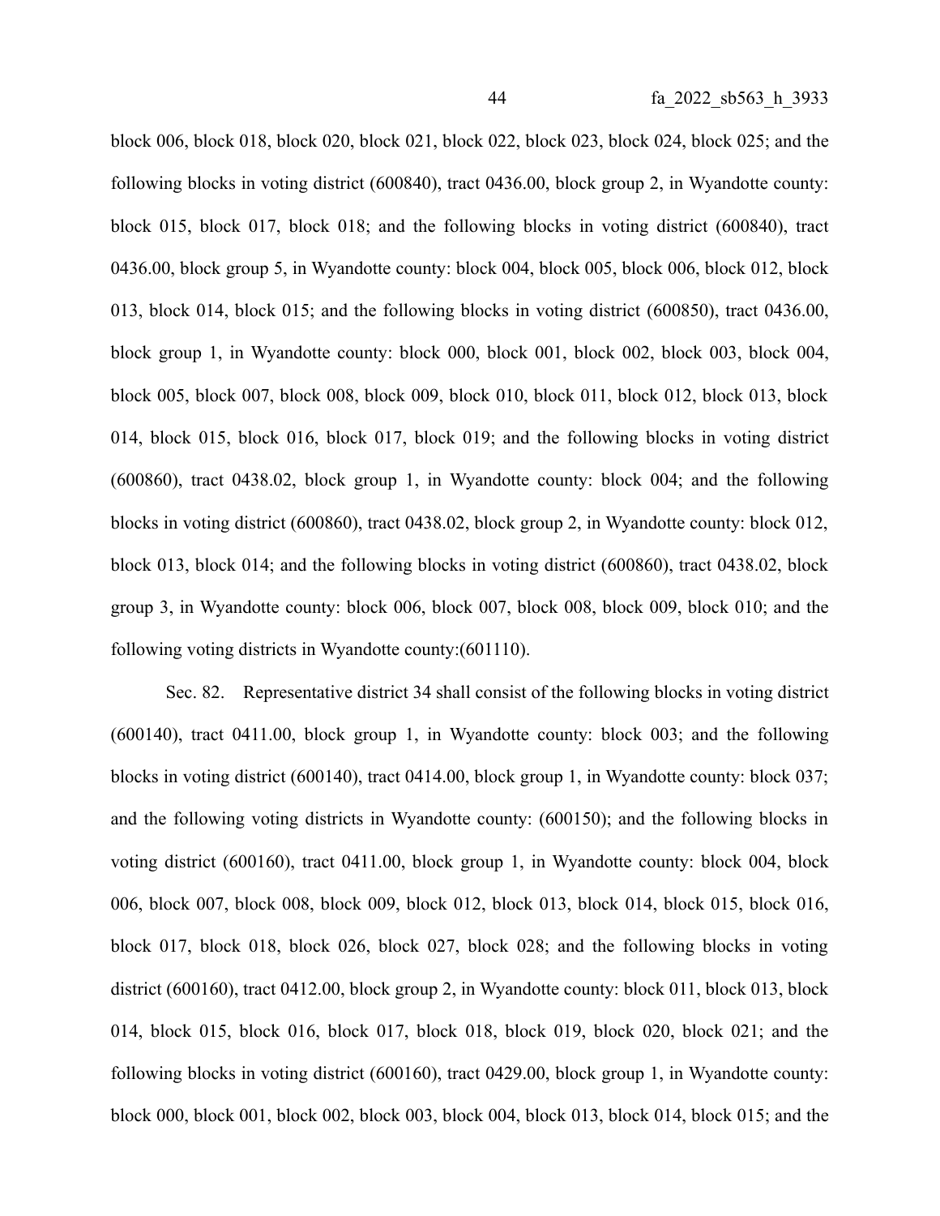block 006, block 018, block 020, block 021, block 022, block 023, block 024, block 025; and the following blocks in voting district (600840), tract 0436.00, block group 2, in Wyandotte county: block 015, block 017, block 018; and the following blocks in voting district (600840), tract 0436.00, block group 5, in Wyandotte county: block 004, block 005, block 006, block 012, block 013, block 014, block 015; and the following blocks in voting district (600850), tract 0436.00, block group 1, in Wyandotte county: block 000, block 001, block 002, block 003, block 004, block 005, block 007, block 008, block 009, block 010, block 011, block 012, block 013, block 014, block 015, block 016, block 017, block 019; and the following blocks in voting district (600860), tract 0438.02, block group 1, in Wyandotte county: block 004; and the following blocks in voting district (600860), tract 0438.02, block group 2, in Wyandotte county: block 012, block 013, block 014; and the following blocks in voting district (600860), tract 0438.02, block group 3, in Wyandotte county: block 006, block 007, block 008, block 009, block 010; and the following voting districts in Wyandotte county:(601110).

Sec. 82. Representative district 34 shall consist of the following blocks in voting district (600140), tract 0411.00, block group 1, in Wyandotte county: block 003; and the following blocks in voting district (600140), tract 0414.00, block group 1, in Wyandotte county: block 037; and the following voting districts in Wyandotte county: (600150); and the following blocks in voting district (600160), tract 0411.00, block group 1, in Wyandotte county: block 004, block 006, block 007, block 008, block 009, block 012, block 013, block 014, block 015, block 016, block 017, block 018, block 026, block 027, block 028; and the following blocks in voting district (600160), tract 0412.00, block group 2, in Wyandotte county: block 011, block 013, block 014, block 015, block 016, block 017, block 018, block 019, block 020, block 021; and the following blocks in voting district (600160), tract 0429.00, block group 1, in Wyandotte county: block 000, block 001, block 002, block 003, block 004, block 013, block 014, block 015; and the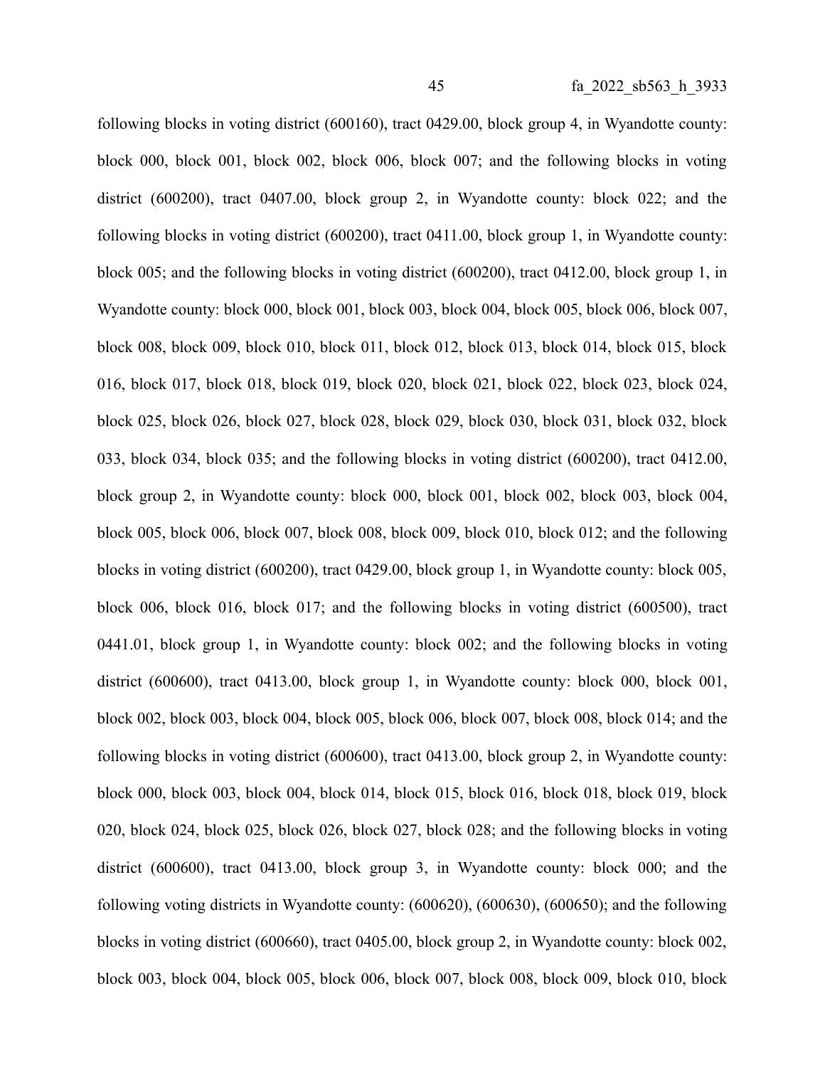following blocks in voting district (600160), tract 0429.00, block group 4, in Wyandotte county: block 000, block 001, block 002, block 006, block 007; and the following blocks in voting district (600200), tract 0407.00, block group 2, in Wyandotte county: block 022; and the following blocks in voting district (600200), tract 0411.00, block group 1, in Wyandotte county: block 005; and the following blocks in voting district (600200), tract 0412.00, block group 1, in Wyandotte county: block 000, block 001, block 003, block 004, block 005, block 006, block 007, block 008, block 009, block 010, block 011, block 012, block 013, block 014, block 015, block 016, block 017, block 018, block 019, block 020, block 021, block 022, block 023, block 024, block 025, block 026, block 027, block 028, block 029, block 030, block 031, block 032, block 033, block 034, block 035; and the following blocks in voting district (600200), tract 0412.00, block group 2, in Wyandotte county: block 000, block 001, block 002, block 003, block 004, block 005, block 006, block 007, block 008, block 009, block 010, block 012; and the following blocks in voting district (600200), tract 0429.00, block group 1, in Wyandotte county: block 005, block 006, block 016, block 017; and the following blocks in voting district (600500), tract 0441.01, block group 1, in Wyandotte county: block 002; and the following blocks in voting district (600600), tract 0413.00, block group 1, in Wyandotte county: block 000, block 001, block 002, block 003, block 004, block 005, block 006, block 007, block 008, block 014; and the following blocks in voting district (600600), tract 0413.00, block group 2, in Wyandotte county: block 000, block 003, block 004, block 014, block 015, block 016, block 018, block 019, block 020, block 024, block 025, block 026, block 027, block 028; and the following blocks in voting district (600600), tract 0413.00, block group 3, in Wyandotte county: block 000; and the following voting districts in Wyandotte county: (600620), (600630), (600650); and the following blocks in voting district (600660), tract 0405.00, block group 2, in Wyandotte county: block 002, block 003, block 004, block 005, block 006, block 007, block 008, block 009, block 010, block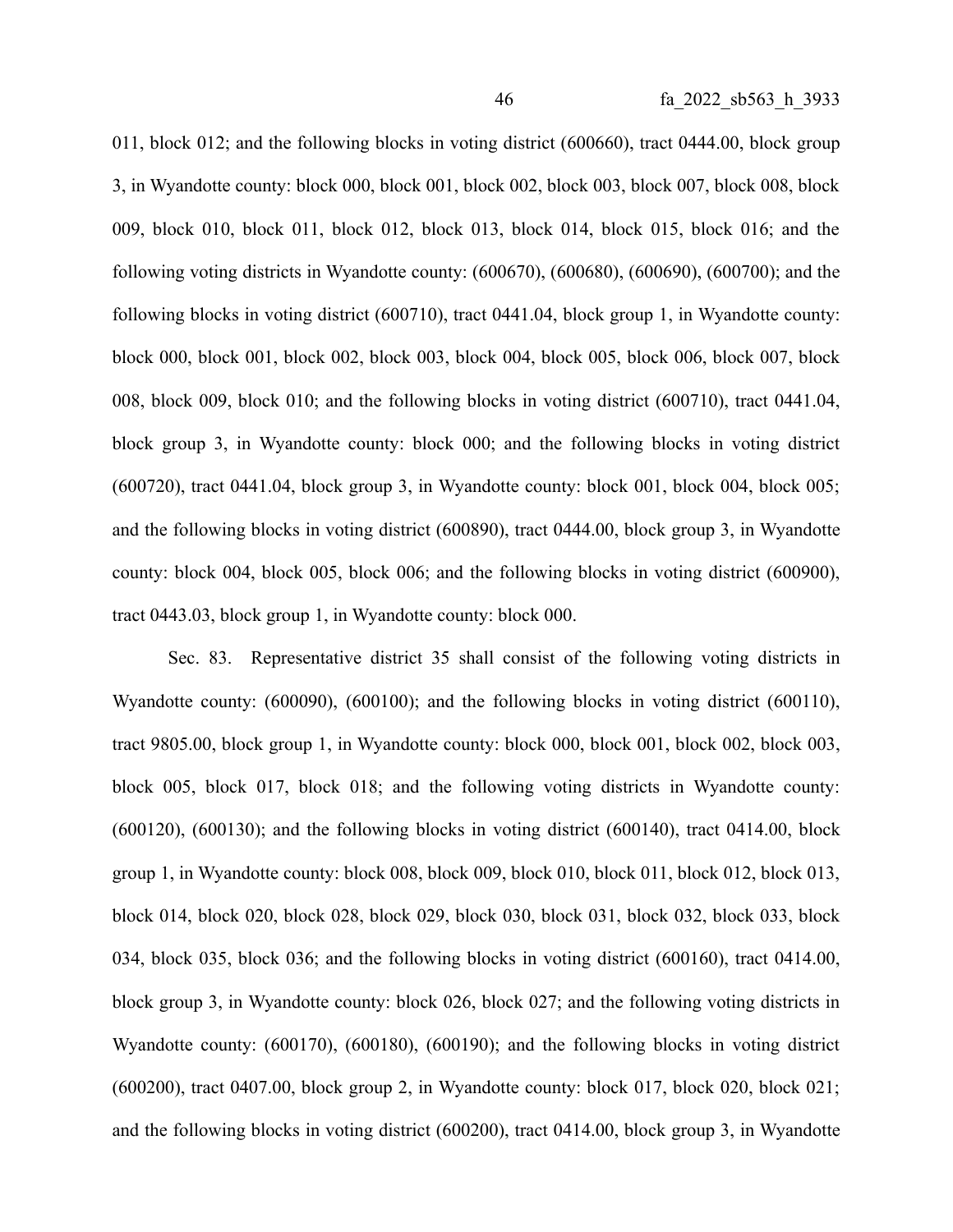011, block 012; and the following blocks in voting district (600660), tract 0444.00, block group 3, in Wyandotte county: block 000, block 001, block 002, block 003, block 007, block 008, block 009, block 010, block 011, block 012, block 013, block 014, block 015, block 016; and the following voting districts in Wyandotte county: (600670), (600680), (600690), (600700); and the following blocks in voting district (600710), tract 0441.04, block group 1, in Wyandotte county: block 000, block 001, block 002, block 003, block 004, block 005, block 006, block 007, block 008, block 009, block 010; and the following blocks in voting district (600710), tract 0441.04, block group 3, in Wyandotte county: block 000; and the following blocks in voting district (600720), tract 0441.04, block group 3, in Wyandotte county: block 001, block 004, block 005; and the following blocks in voting district (600890), tract 0444.00, block group 3, in Wyandotte county: block 004, block 005, block 006; and the following blocks in voting district (600900), tract 0443.03, block group 1, in Wyandotte county: block 000.

Sec. 83. Representative district 35 shall consist of the following voting districts in Wyandotte county: (600090), (600100); and the following blocks in voting district (600110), tract 9805.00, block group 1, in Wyandotte county: block 000, block 001, block 002, block 003, block 005, block 017, block 018; and the following voting districts in Wyandotte county: (600120), (600130); and the following blocks in voting district (600140), tract 0414.00, block group 1, in Wyandotte county: block 008, block 009, block 010, block 011, block 012, block 013, block 014, block 020, block 028, block 029, block 030, block 031, block 032, block 033, block 034, block 035, block 036; and the following blocks in voting district (600160), tract 0414.00, block group 3, in Wyandotte county: block 026, block 027; and the following voting districts in Wyandotte county: (600170), (600180), (600190); and the following blocks in voting district (600200), tract 0407.00, block group 2, in Wyandotte county: block 017, block 020, block 021; and the following blocks in voting district (600200), tract 0414.00, block group 3, in Wyandotte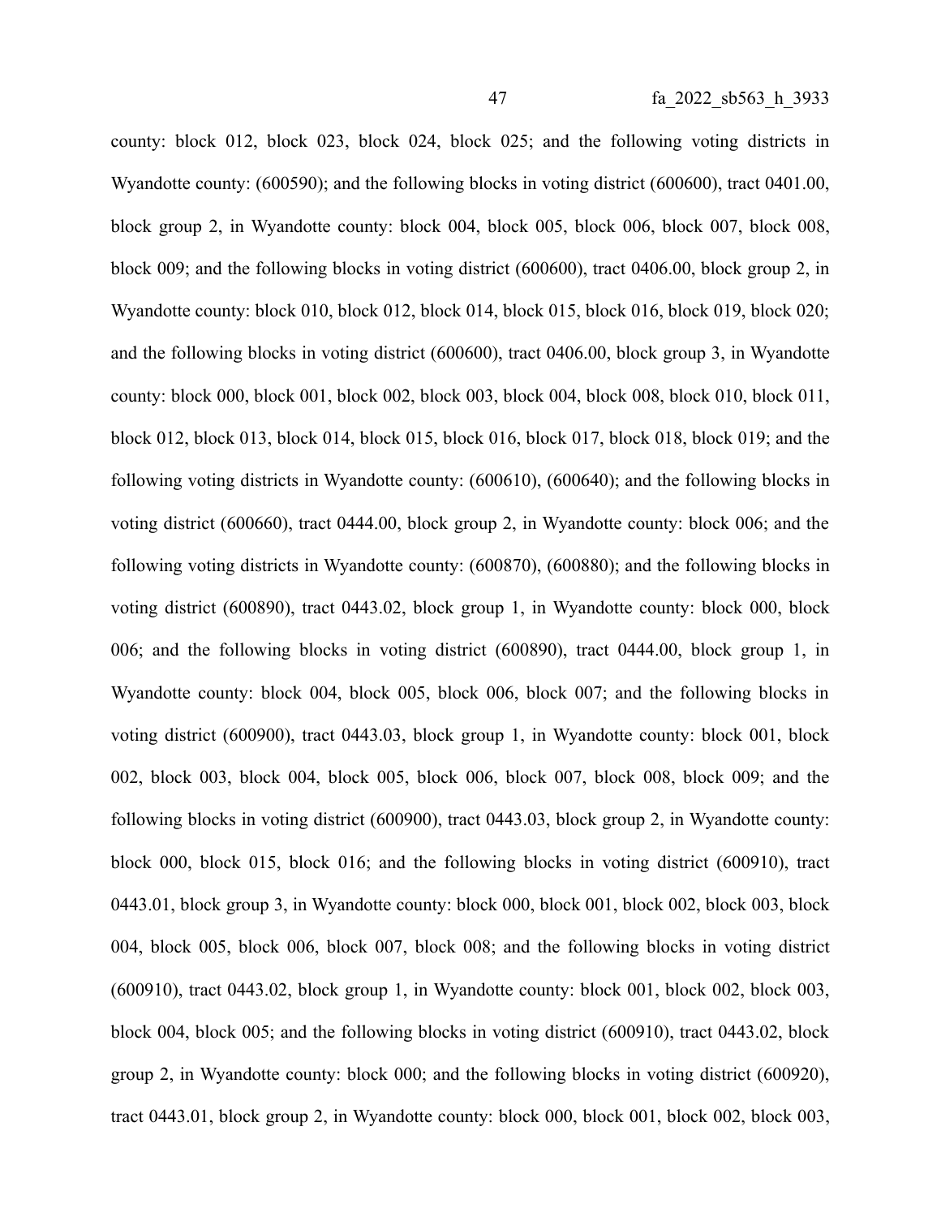county: block 012, block 023, block 024, block 025; and the following voting districts in Wyandotte county: (600590); and the following blocks in voting district (600600), tract 0401.00, block group 2, in Wyandotte county: block 004, block 005, block 006, block 007, block 008, block 009; and the following blocks in voting district (600600), tract 0406.00, block group 2, in Wyandotte county: block 010, block 012, block 014, block 015, block 016, block 019, block 020; and the following blocks in voting district (600600), tract 0406.00, block group 3, in Wyandotte county: block 000, block 001, block 002, block 003, block 004, block 008, block 010, block 011, block 012, block 013, block 014, block 015, block 016, block 017, block 018, block 019; and the following voting districts in Wyandotte county: (600610), (600640); and the following blocks in voting district (600660), tract 0444.00, block group 2, in Wyandotte county: block 006; and the following voting districts in Wyandotte county: (600870), (600880); and the following blocks in voting district (600890), tract 0443.02, block group 1, in Wyandotte county: block 000, block 006; and the following blocks in voting district (600890), tract 0444.00, block group 1, in Wyandotte county: block 004, block 005, block 006, block 007; and the following blocks in voting district (600900), tract 0443.03, block group 1, in Wyandotte county: block 001, block 002, block 003, block 004, block 005, block 006, block 007, block 008, block 009; and the following blocks in voting district (600900), tract 0443.03, block group 2, in Wyandotte county: block 000, block 015, block 016; and the following blocks in voting district (600910), tract 0443.01, block group 3, in Wyandotte county: block 000, block 001, block 002, block 003, block 004, block 005, block 006, block 007, block 008; and the following blocks in voting district (600910), tract 0443.02, block group 1, in Wyandotte county: block 001, block 002, block 003, block 004, block 005; and the following blocks in voting district (600910), tract 0443.02, block group 2, in Wyandotte county: block 000; and the following blocks in voting district (600920), tract 0443.01, block group 2, in Wyandotte county: block 000, block 001, block 002, block 003,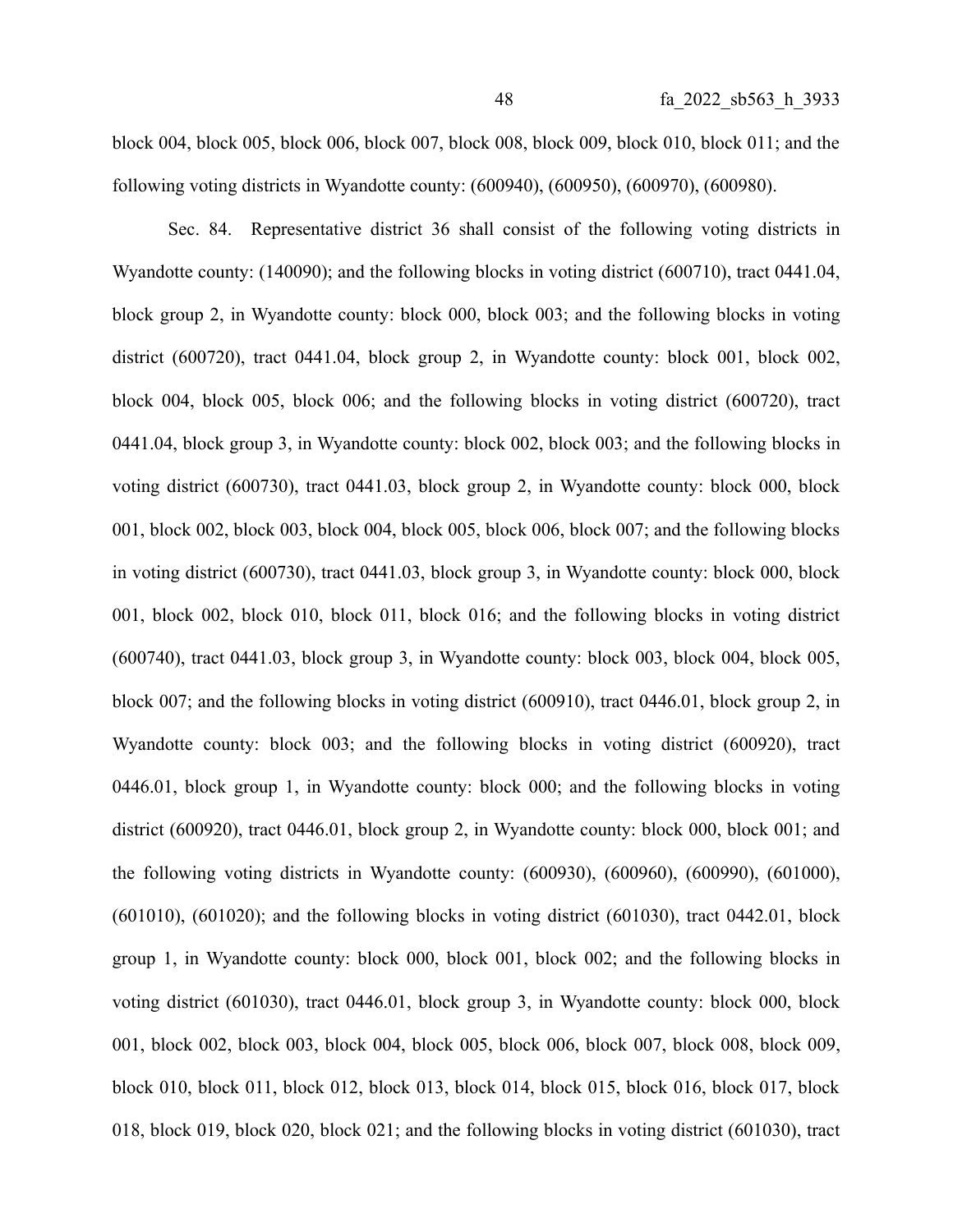block 004, block 005, block 006, block 007, block 008, block 009, block 010, block 011; and the following voting districts in Wyandotte county: (600940), (600950), (600970), (600980).

Sec. 84. Representative district 36 shall consist of the following voting districts in Wyandotte county: (140090); and the following blocks in voting district (600710), tract 0441.04, block group 2, in Wyandotte county: block 000, block 003; and the following blocks in voting district (600720), tract 0441.04, block group 2, in Wyandotte county: block 001, block 002, block 004, block 005, block 006; and the following blocks in voting district (600720), tract 0441.04, block group 3, in Wyandotte county: block 002, block 003; and the following blocks in voting district (600730), tract 0441.03, block group 2, in Wyandotte county: block 000, block 001, block 002, block 003, block 004, block 005, block 006, block 007; and the following blocks in voting district (600730), tract 0441.03, block group 3, in Wyandotte county: block 000, block 001, block 002, block 010, block 011, block 016; and the following blocks in voting district (600740), tract 0441.03, block group 3, in Wyandotte county: block 003, block 004, block 005, block 007; and the following blocks in voting district (600910), tract 0446.01, block group 2, in Wyandotte county: block 003; and the following blocks in voting district (600920), tract 0446.01, block group 1, in Wyandotte county: block 000; and the following blocks in voting district (600920), tract 0446.01, block group 2, in Wyandotte county: block 000, block 001; and the following voting districts in Wyandotte county: (600930), (600960), (600990), (601000), (601010), (601020); and the following blocks in voting district (601030), tract 0442.01, block group 1, in Wyandotte county: block 000, block 001, block 002; and the following blocks in voting district (601030), tract 0446.01, block group 3, in Wyandotte county: block 000, block 001, block 002, block 003, block 004, block 005, block 006, block 007, block 008, block 009, block 010, block 011, block 012, block 013, block 014, block 015, block 016, block 017, block 018, block 019, block 020, block 021; and the following blocks in voting district (601030), tract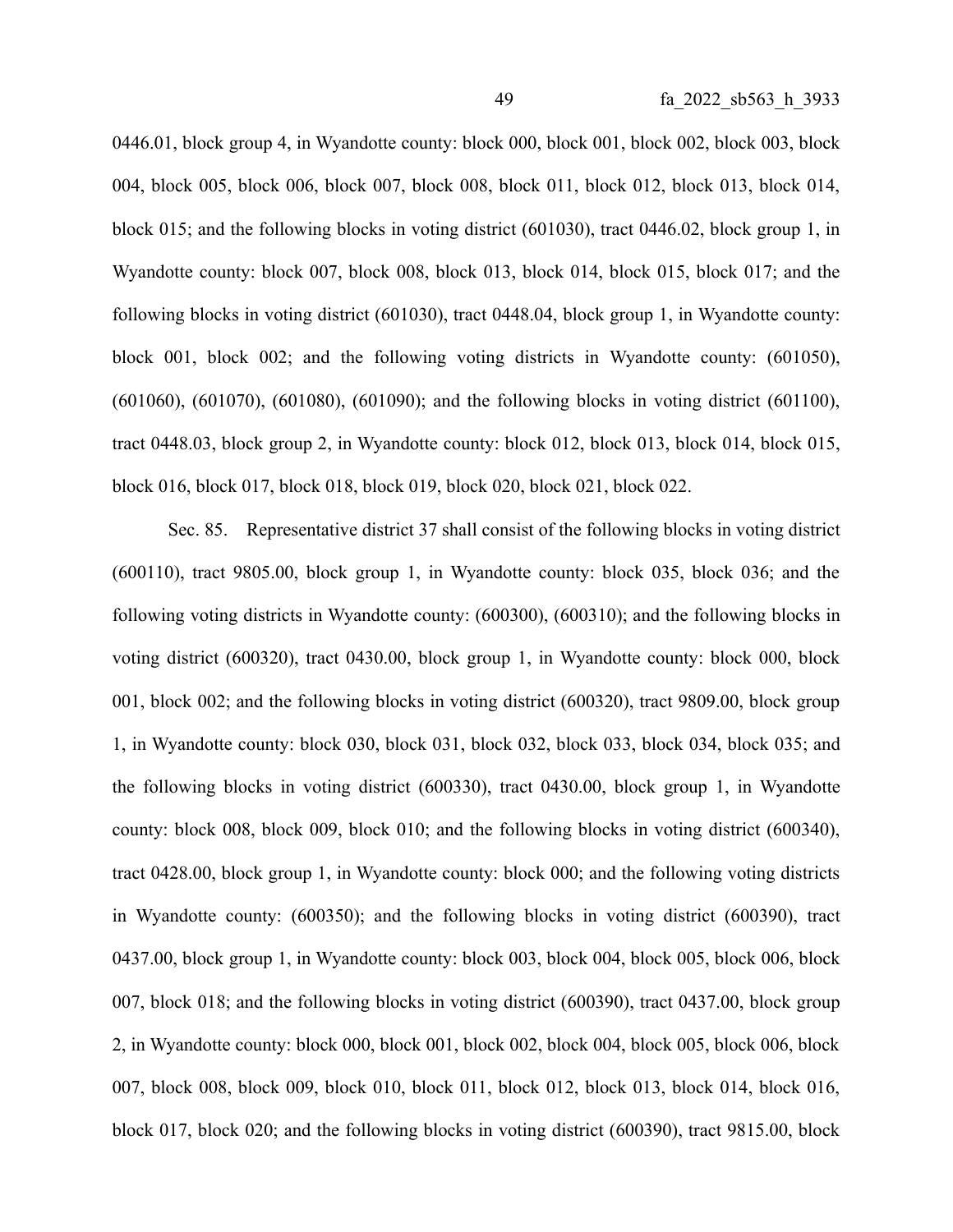0446.01, block group 4, in Wyandotte county: block 000, block 001, block 002, block 003, block 004, block 005, block 006, block 007, block 008, block 011, block 012, block 013, block 014, block 015; and the following blocks in voting district (601030), tract 0446.02, block group 1, in Wyandotte county: block 007, block 008, block 013, block 014, block 015, block 017; and the following blocks in voting district (601030), tract 0448.04, block group 1, in Wyandotte county: block 001, block 002; and the following voting districts in Wyandotte county: (601050), (601060), (601070), (601080), (601090); and the following blocks in voting district (601100), tract 0448.03, block group 2, in Wyandotte county: block 012, block 013, block 014, block 015, block 016, block 017, block 018, block 019, block 020, block 021, block 022.

Sec. 85. Representative district 37 shall consist of the following blocks in voting district (600110), tract 9805.00, block group 1, in Wyandotte county: block 035, block 036; and the following voting districts in Wyandotte county: (600300), (600310); and the following blocks in voting district (600320), tract 0430.00, block group 1, in Wyandotte county: block 000, block 001, block 002; and the following blocks in voting district (600320), tract 9809.00, block group 1, in Wyandotte county: block 030, block 031, block 032, block 033, block 034, block 035; and the following blocks in voting district (600330), tract 0430.00, block group 1, in Wyandotte county: block 008, block 009, block 010; and the following blocks in voting district (600340), tract 0428.00, block group 1, in Wyandotte county: block 000; and the following voting districts in Wyandotte county: (600350); and the following blocks in voting district (600390), tract 0437.00, block group 1, in Wyandotte county: block 003, block 004, block 005, block 006, block 007, block 018; and the following blocks in voting district (600390), tract 0437.00, block group 2, in Wyandotte county: block 000, block 001, block 002, block 004, block 005, block 006, block 007, block 008, block 009, block 010, block 011, block 012, block 013, block 014, block 016, block 017, block 020; and the following blocks in voting district (600390), tract 9815.00, block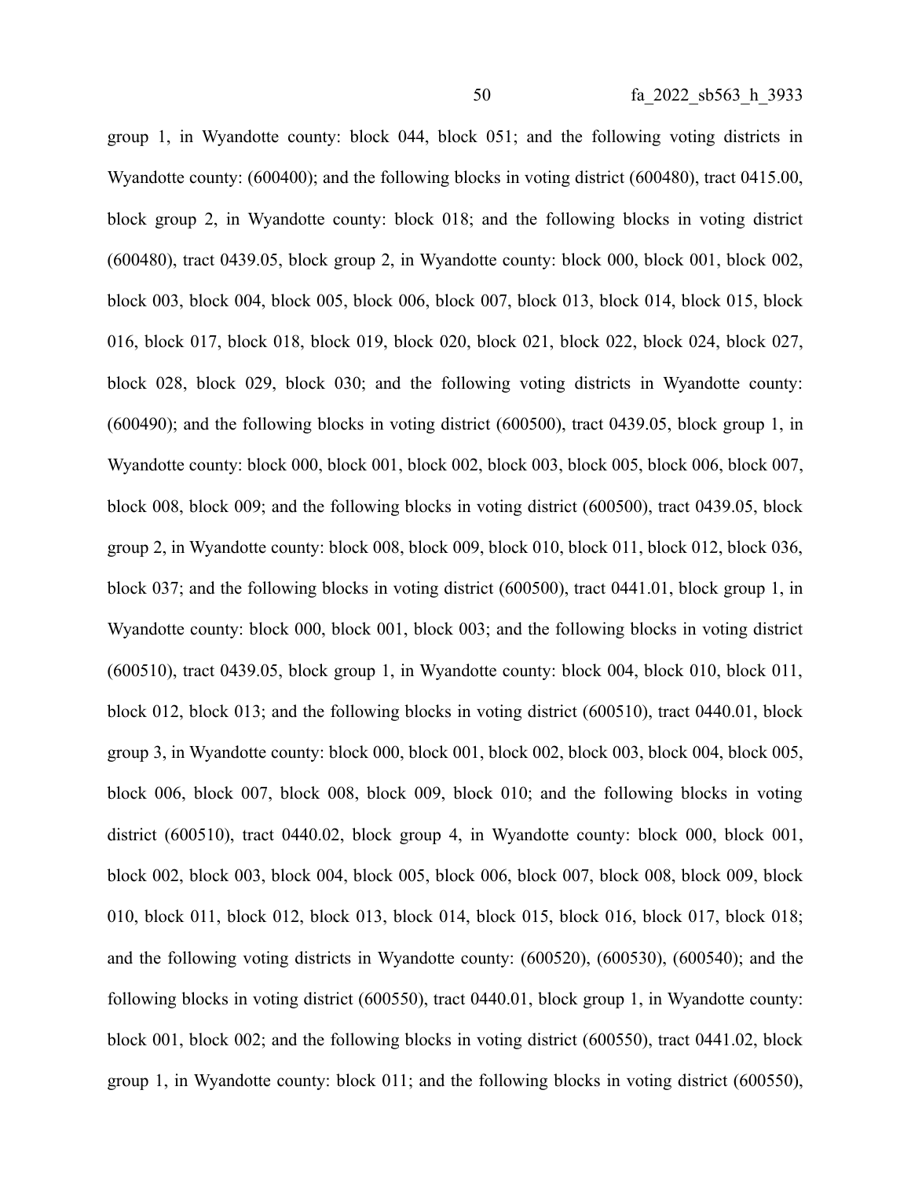group 1, in Wyandotte county: block 044, block 051; and the following voting districts in Wyandotte county: (600400); and the following blocks in voting district (600480), tract 0415.00, block group 2, in Wyandotte county: block 018; and the following blocks in voting district (600480), tract 0439.05, block group 2, in Wyandotte county: block 000, block 001, block 002, block 003, block 004, block 005, block 006, block 007, block 013, block 014, block 015, block 016, block 017, block 018, block 019, block 020, block 021, block 022, block 024, block 027, block 028, block 029, block 030; and the following voting districts in Wyandotte county: (600490); and the following blocks in voting district (600500), tract 0439.05, block group 1, in Wyandotte county: block 000, block 001, block 002, block 003, block 005, block 006, block 007, block 008, block 009; and the following blocks in voting district (600500), tract 0439.05, block group 2, in Wyandotte county: block 008, block 009, block 010, block 011, block 012, block 036, block 037; and the following blocks in voting district (600500), tract 0441.01, block group 1, in Wyandotte county: block 000, block 001, block 003; and the following blocks in voting district (600510), tract 0439.05, block group 1, in Wyandotte county: block 004, block 010, block 011, block 012, block 013; and the following blocks in voting district (600510), tract 0440.01, block group 3, in Wyandotte county: block 000, block 001, block 002, block 003, block 004, block 005, block 006, block 007, block 008, block 009, block 010; and the following blocks in voting district (600510), tract 0440.02, block group 4, in Wyandotte county: block 000, block 001, block 002, block 003, block 004, block 005, block 006, block 007, block 008, block 009, block 010, block 011, block 012, block 013, block 014, block 015, block 016, block 017, block 018; and the following voting districts in Wyandotte county: (600520), (600530), (600540); and the following blocks in voting district (600550), tract 0440.01, block group 1, in Wyandotte county: block 001, block 002; and the following blocks in voting district (600550), tract 0441.02, block group 1, in Wyandotte county: block 011; and the following blocks in voting district (600550),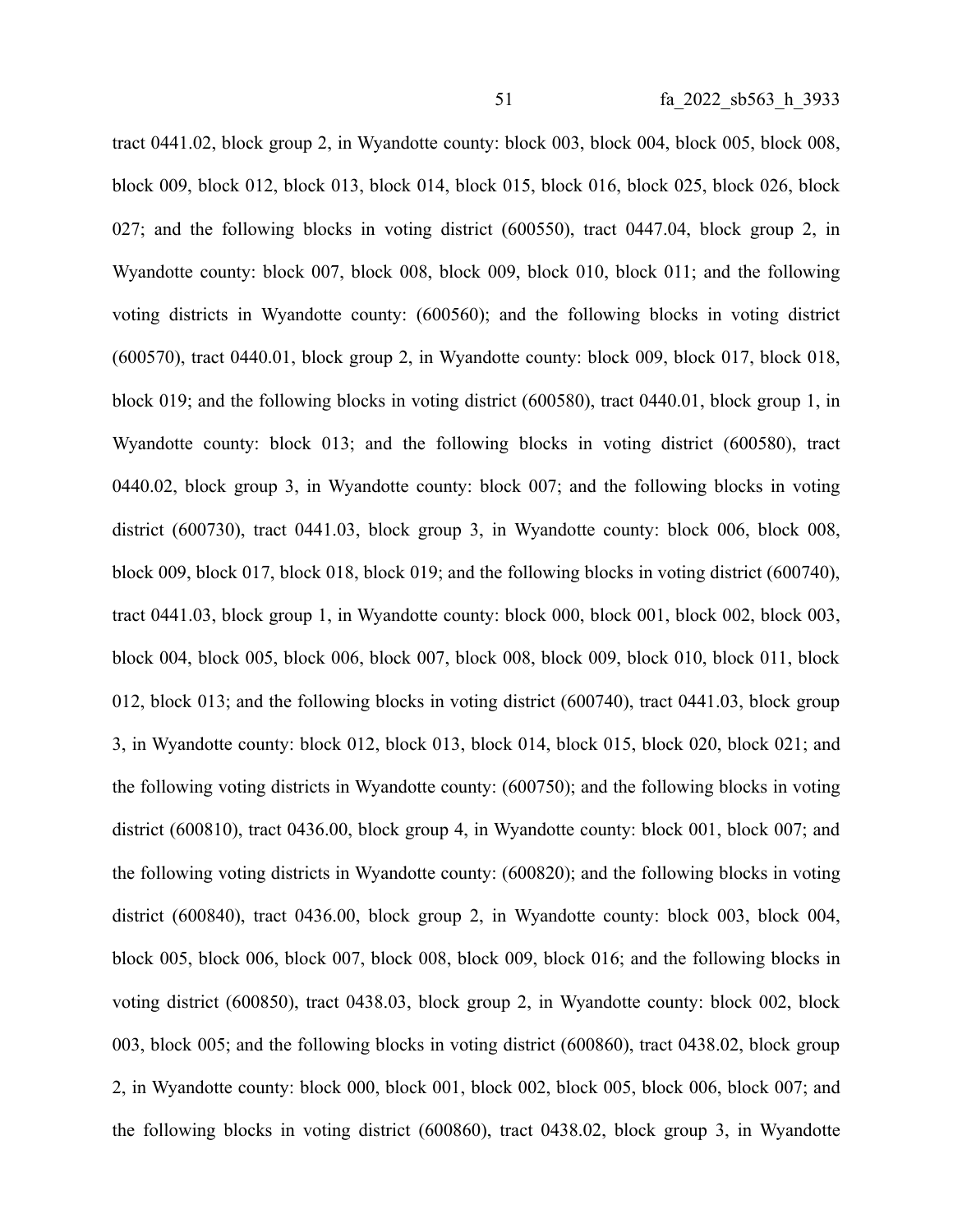tract 0441.02, block group 2, in Wyandotte county: block 003, block 004, block 005, block 008, block 009, block 012, block 013, block 014, block 015, block 016, block 025, block 026, block 027; and the following blocks in voting district (600550), tract 0447.04, block group 2, in Wyandotte county: block 007, block 008, block 009, block 010, block 011; and the following voting districts in Wyandotte county: (600560); and the following blocks in voting district (600570), tract 0440.01, block group 2, in Wyandotte county: block 009, block 017, block 018, block 019; and the following blocks in voting district (600580), tract 0440.01, block group 1, in Wyandotte county: block 013; and the following blocks in voting district (600580), tract 0440.02, block group 3, in Wyandotte county: block 007; and the following blocks in voting district (600730), tract 0441.03, block group 3, in Wyandotte county: block 006, block 008, block 009, block 017, block 018, block 019; and the following blocks in voting district (600740), tract 0441.03, block group 1, in Wyandotte county: block 000, block 001, block 002, block 003, block 004, block 005, block 006, block 007, block 008, block 009, block 010, block 011, block 012, block 013; and the following blocks in voting district (600740), tract 0441.03, block group 3, in Wyandotte county: block 012, block 013, block 014, block 015, block 020, block 021; and the following voting districts in Wyandotte county: (600750); and the following blocks in voting district (600810), tract 0436.00, block group 4, in Wyandotte county: block 001, block 007; and the following voting districts in Wyandotte county: (600820); and the following blocks in voting district (600840), tract 0436.00, block group 2, in Wyandotte county: block 003, block 004, block 005, block 006, block 007, block 008, block 009, block 016; and the following blocks in voting district (600850), tract 0438.03, block group 2, in Wyandotte county: block 002, block 003, block 005; and the following blocks in voting district (600860), tract 0438.02, block group 2, in Wyandotte county: block 000, block 001, block 002, block 005, block 006, block 007; and the following blocks in voting district (600860), tract 0438.02, block group 3, in Wyandotte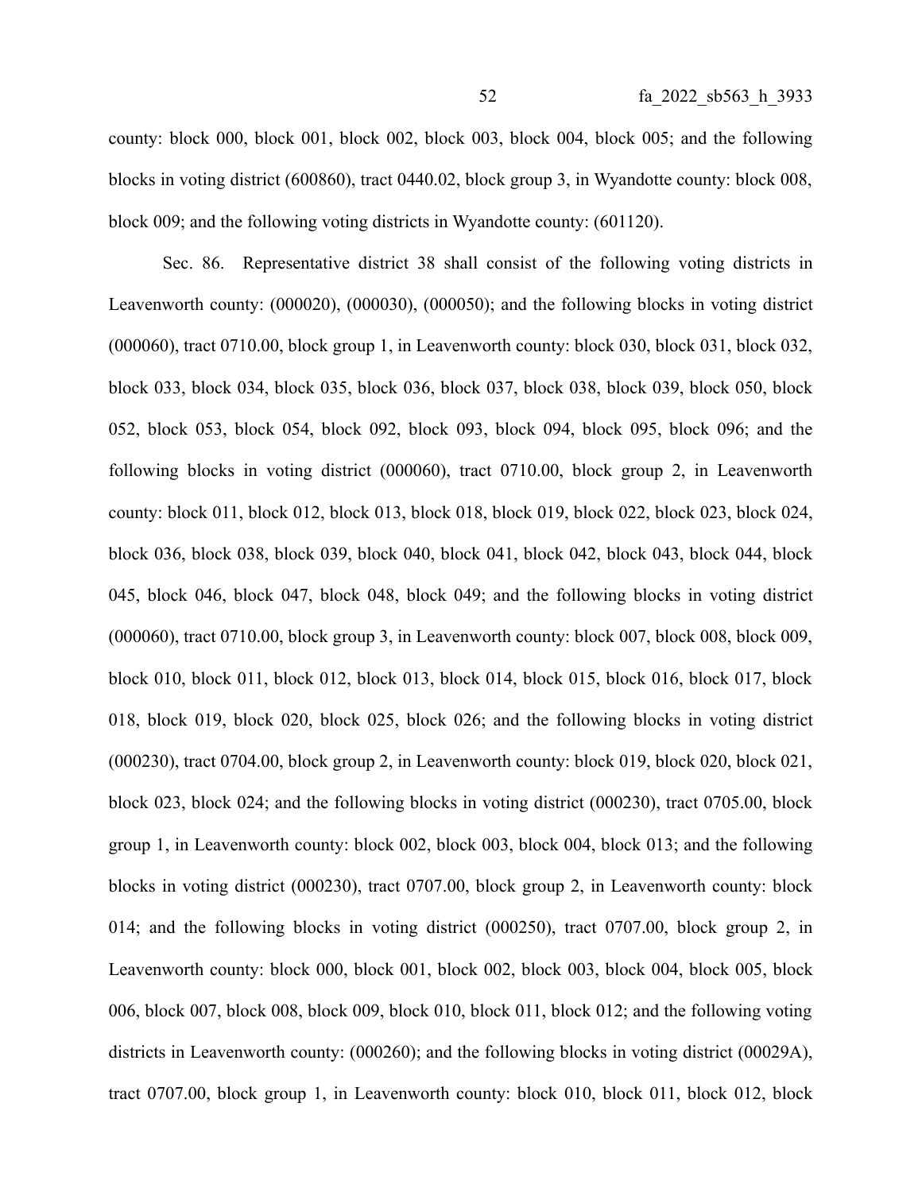county: block 000, block 001, block 002, block 003, block 004, block 005; and the following blocks in voting district (600860), tract 0440.02, block group 3, in Wyandotte county: block 008, block 009; and the following voting districts in Wyandotte county: (601120).

Sec. 86. Representative district 38 shall consist of the following voting districts in Leavenworth county: (000020), (000030), (000050); and the following blocks in voting district (000060), tract 0710.00, block group 1, in Leavenworth county: block 030, block 031, block 032, block 033, block 034, block 035, block 036, block 037, block 038, block 039, block 050, block 052, block 053, block 054, block 092, block 093, block 094, block 095, block 096; and the following blocks in voting district (000060), tract 0710.00, block group 2, in Leavenworth county: block 011, block 012, block 013, block 018, block 019, block 022, block 023, block 024, block 036, block 038, block 039, block 040, block 041, block 042, block 043, block 044, block 045, block 046, block 047, block 048, block 049; and the following blocks in voting district (000060), tract 0710.00, block group 3, in Leavenworth county: block 007, block 008, block 009, block 010, block 011, block 012, block 013, block 014, block 015, block 016, block 017, block 018, block 019, block 020, block 025, block 026; and the following blocks in voting district (000230), tract 0704.00, block group 2, in Leavenworth county: block 019, block 020, block 021, block 023, block 024; and the following blocks in voting district (000230), tract 0705.00, block group 1, in Leavenworth county: block 002, block 003, block 004, block 013; and the following blocks in voting district (000230), tract 0707.00, block group 2, in Leavenworth county: block 014; and the following blocks in voting district (000250), tract 0707.00, block group 2, in Leavenworth county: block 000, block 001, block 002, block 003, block 004, block 005, block 006, block 007, block 008, block 009, block 010, block 011, block 012; and the following voting districts in Leavenworth county: (000260); and the following blocks in voting district (00029A), tract 0707.00, block group 1, in Leavenworth county: block 010, block 011, block 012, block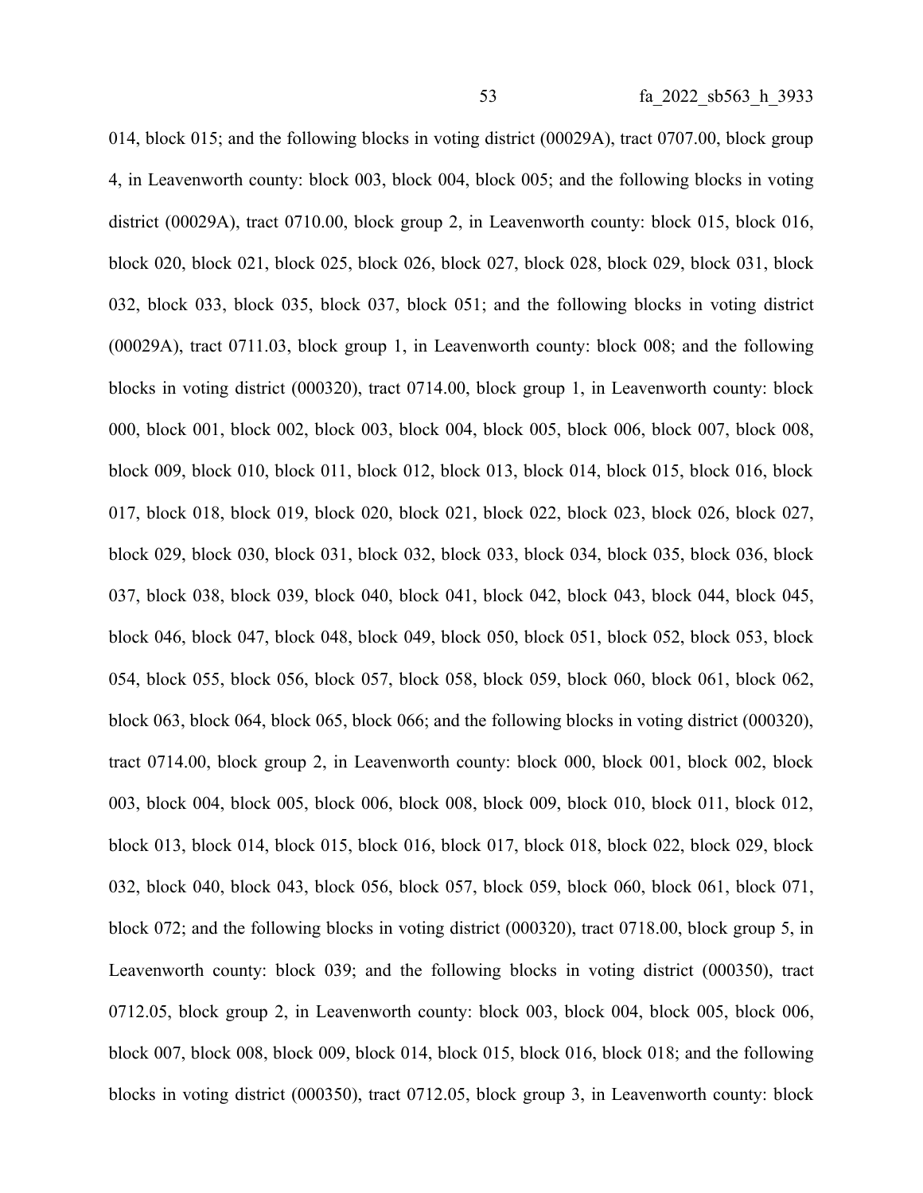014, block 015; and the following blocks in voting district (00029A), tract 0707.00, block group 4, in Leavenworth county: block 003, block 004, block 005; and the following blocks in voting district (00029A), tract 0710.00, block group 2, in Leavenworth county: block 015, block 016, block 020, block 021, block 025, block 026, block 027, block 028, block 029, block 031, block 032, block 033, block 035, block 037, block 051; and the following blocks in voting district (00029A), tract 0711.03, block group 1, in Leavenworth county: block 008; and the following blocks in voting district (000320), tract 0714.00, block group 1, in Leavenworth county: block 000, block 001, block 002, block 003, block 004, block 005, block 006, block 007, block 008, block 009, block 010, block 011, block 012, block 013, block 014, block 015, block 016, block 017, block 018, block 019, block 020, block 021, block 022, block 023, block 026, block 027, block 029, block 030, block 031, block 032, block 033, block 034, block 035, block 036, block 037, block 038, block 039, block 040, block 041, block 042, block 043, block 044, block 045, block 046, block 047, block 048, block 049, block 050, block 051, block 052, block 053, block 054, block 055, block 056, block 057, block 058, block 059, block 060, block 061, block 062, block 063, block 064, block 065, block 066; and the following blocks in voting district (000320), tract 0714.00, block group 2, in Leavenworth county: block 000, block 001, block 002, block 003, block 004, block 005, block 006, block 008, block 009, block 010, block 011, block 012, block 013, block 014, block 015, block 016, block 017, block 018, block 022, block 029, block 032, block 040, block 043, block 056, block 057, block 059, block 060, block 061, block 071, block 072; and the following blocks in voting district (000320), tract 0718.00, block group 5, in Leavenworth county: block 039; and the following blocks in voting district (000350), tract 0712.05, block group 2, in Leavenworth county: block 003, block 004, block 005, block 006, block 007, block 008, block 009, block 014, block 015, block 016, block 018; and the following blocks in voting district (000350), tract 0712.05, block group 3, in Leavenworth county: block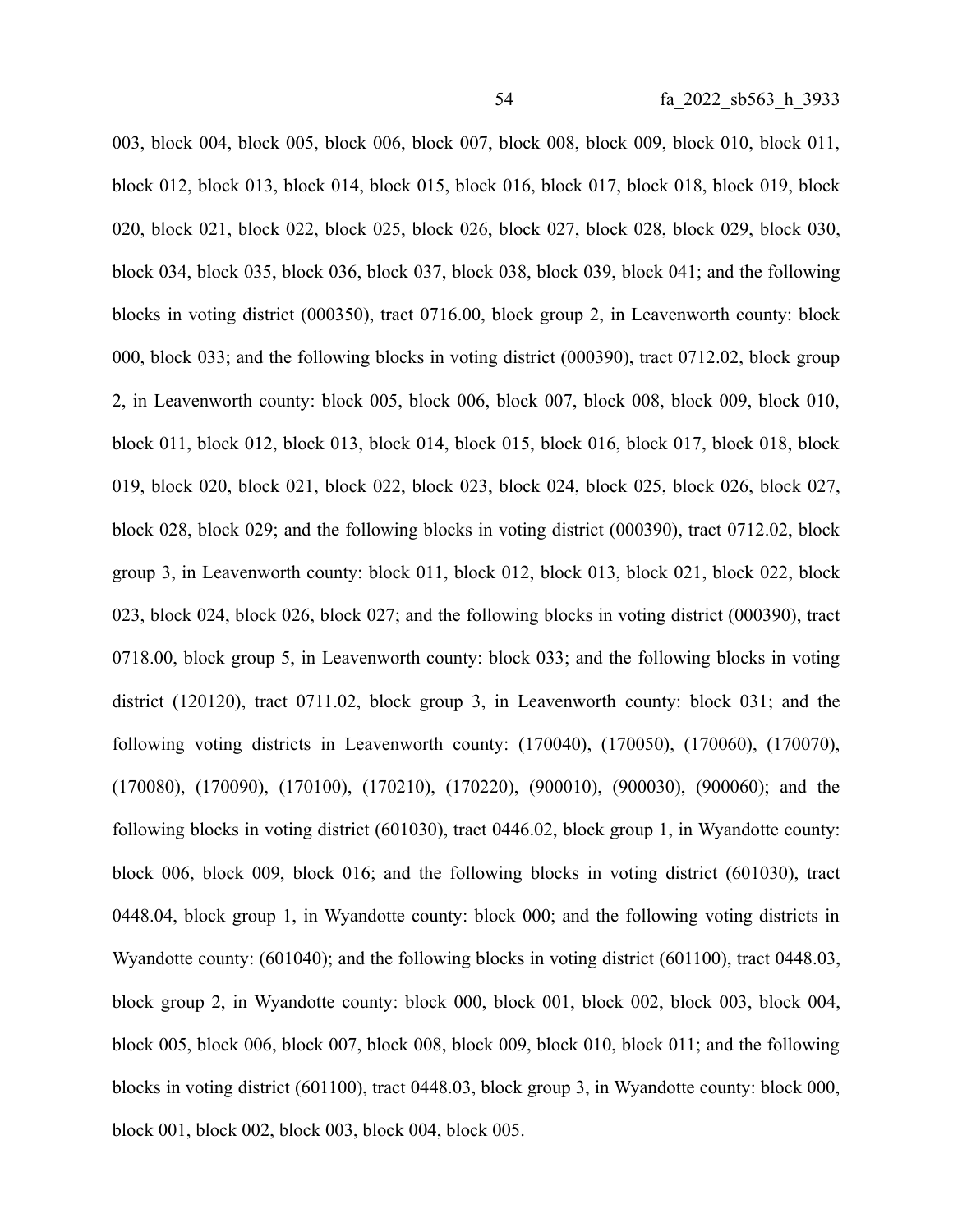003, block 004, block 005, block 006, block 007, block 008, block 009, block 010, block 011, block 012, block 013, block 014, block 015, block 016, block 017, block 018, block 019, block 020, block 021, block 022, block 025, block 026, block 027, block 028, block 029, block 030, block 034, block 035, block 036, block 037, block 038, block 039, block 041; and the following blocks in voting district (000350), tract 0716.00, block group 2, in Leavenworth county: block 000, block 033; and the following blocks in voting district (000390), tract 0712.02, block group 2, in Leavenworth county: block 005, block 006, block 007, block 008, block 009, block 010, block 011, block 012, block 013, block 014, block 015, block 016, block 017, block 018, block 019, block 020, block 021, block 022, block 023, block 024, block 025, block 026, block 027, block 028, block 029; and the following blocks in voting district (000390), tract 0712.02, block group 3, in Leavenworth county: block 011, block 012, block 013, block 021, block 022, block 023, block 024, block 026, block 027; and the following blocks in voting district (000390), tract 0718.00, block group 5, in Leavenworth county: block 033; and the following blocks in voting district (120120), tract 0711.02, block group 3, in Leavenworth county: block 031; and the following voting districts in Leavenworth county: (170040), (170050), (170060), (170070), (170080), (170090), (170100), (170210), (170220), (900010), (900030), (900060); and the following blocks in voting district (601030), tract 0446.02, block group 1, in Wyandotte county: block 006, block 009, block 016; and the following blocks in voting district (601030), tract 0448.04, block group 1, in Wyandotte county: block 000; and the following voting districts in Wyandotte county: (601040); and the following blocks in voting district (601100), tract 0448.03, block group 2, in Wyandotte county: block 000, block 001, block 002, block 003, block 004, block 005, block 006, block 007, block 008, block 009, block 010, block 011; and the following blocks in voting district (601100), tract 0448.03, block group 3, in Wyandotte county: block 000, block 001, block 002, block 003, block 004, block 005.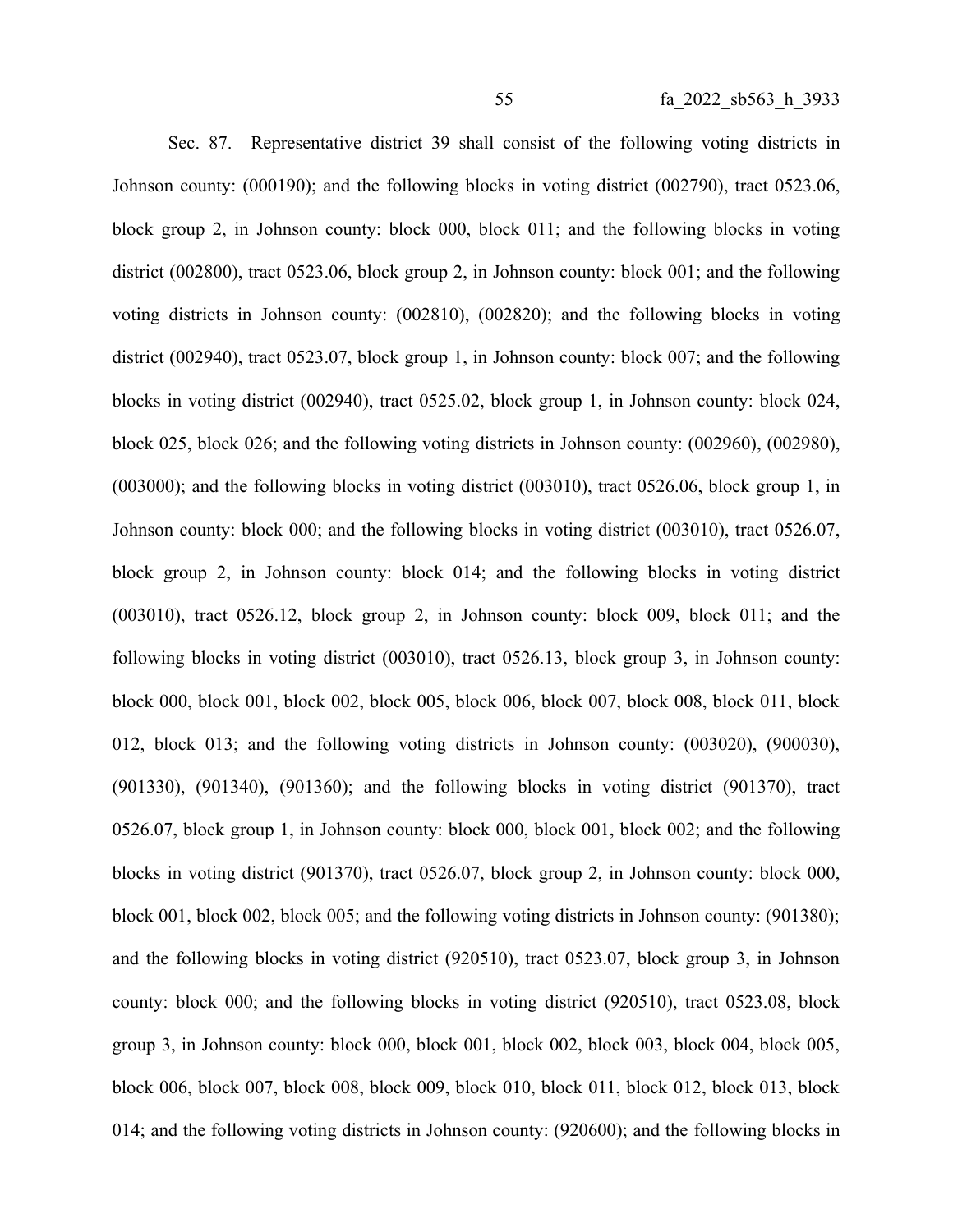Sec. 87. Representative district 39 shall consist of the following voting districts in Johnson county: (000190); and the following blocks in voting district (002790), tract 0523.06, block group 2, in Johnson county: block 000, block 011; and the following blocks in voting district (002800), tract 0523.06, block group 2, in Johnson county: block 001; and the following voting districts in Johnson county: (002810), (002820); and the following blocks in voting district (002940), tract 0523.07, block group 1, in Johnson county: block 007; and the following blocks in voting district (002940), tract 0525.02, block group 1, in Johnson county: block 024, block 025, block 026; and the following voting districts in Johnson county: (002960), (002980), (003000); and the following blocks in voting district (003010), tract 0526.06, block group 1, in Johnson county: block 000; and the following blocks in voting district (003010), tract 0526.07, block group 2, in Johnson county: block 014; and the following blocks in voting district (003010), tract 0526.12, block group 2, in Johnson county: block 009, block 011; and the following blocks in voting district (003010), tract 0526.13, block group 3, in Johnson county: block 000, block 001, block 002, block 005, block 006, block 007, block 008, block 011, block 012, block 013; and the following voting districts in Johnson county: (003020), (900030), (901330), (901340), (901360); and the following blocks in voting district (901370), tract 0526.07, block group 1, in Johnson county: block 000, block 001, block 002; and the following blocks in voting district (901370), tract 0526.07, block group 2, in Johnson county: block 000, block 001, block 002, block 005; and the following voting districts in Johnson county: (901380); and the following blocks in voting district (920510), tract 0523.07, block group 3, in Johnson county: block 000; and the following blocks in voting district (920510), tract 0523.08, block group 3, in Johnson county: block 000, block 001, block 002, block 003, block 004, block 005, block 006, block 007, block 008, block 009, block 010, block 011, block 012, block 013, block 014; and the following voting districts in Johnson county: (920600); and the following blocks in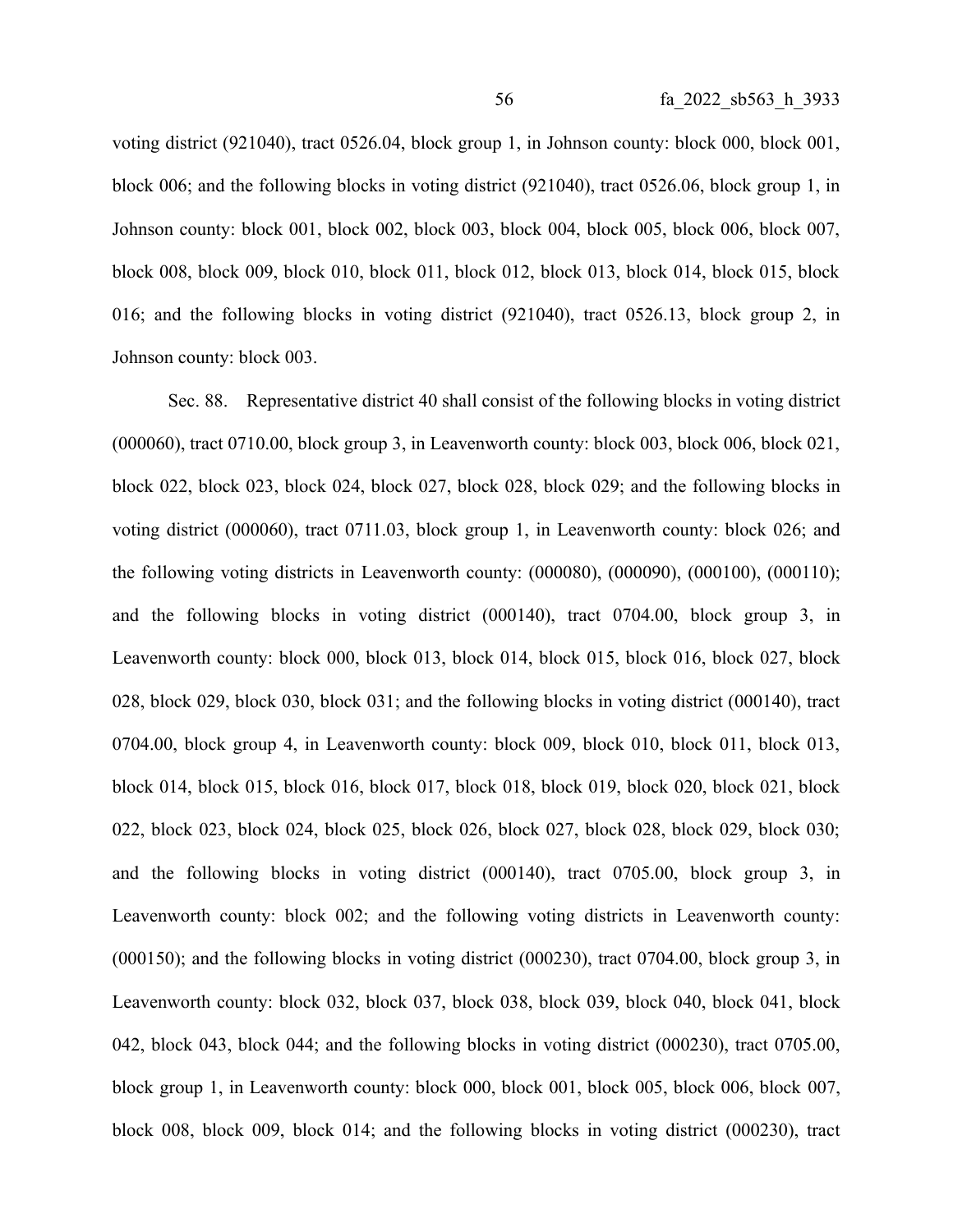voting district (921040), tract 0526.04, block group 1, in Johnson county: block 000, block 001, block 006; and the following blocks in voting district (921040), tract 0526.06, block group 1, in Johnson county: block 001, block 002, block 003, block 004, block 005, block 006, block 007, block 008, block 009, block 010, block 011, block 012, block 013, block 014, block 015, block 016; and the following blocks in voting district (921040), tract 0526.13, block group 2, in Johnson county: block 003.

Sec. 88. Representative district 40 shall consist of the following blocks in voting district (000060), tract 0710.00, block group 3, in Leavenworth county: block 003, block 006, block 021, block 022, block 023, block 024, block 027, block 028, block 029; and the following blocks in voting district (000060), tract 0711.03, block group 1, in Leavenworth county: block 026; and the following voting districts in Leavenworth county: (000080), (000090), (000100), (000110); and the following blocks in voting district (000140), tract 0704.00, block group 3, in Leavenworth county: block 000, block 013, block 014, block 015, block 016, block 027, block 028, block 029, block 030, block 031; and the following blocks in voting district (000140), tract 0704.00, block group 4, in Leavenworth county: block 009, block 010, block 011, block 013, block 014, block 015, block 016, block 017, block 018, block 019, block 020, block 021, block 022, block 023, block 024, block 025, block 026, block 027, block 028, block 029, block 030; and the following blocks in voting district (000140), tract 0705.00, block group 3, in Leavenworth county: block 002; and the following voting districts in Leavenworth county: (000150); and the following blocks in voting district (000230), tract 0704.00, block group 3, in Leavenworth county: block 032, block 037, block 038, block 039, block 040, block 041, block 042, block 043, block 044; and the following blocks in voting district (000230), tract 0705.00, block group 1, in Leavenworth county: block 000, block 001, block 005, block 006, block 007, block 008, block 009, block 014; and the following blocks in voting district (000230), tract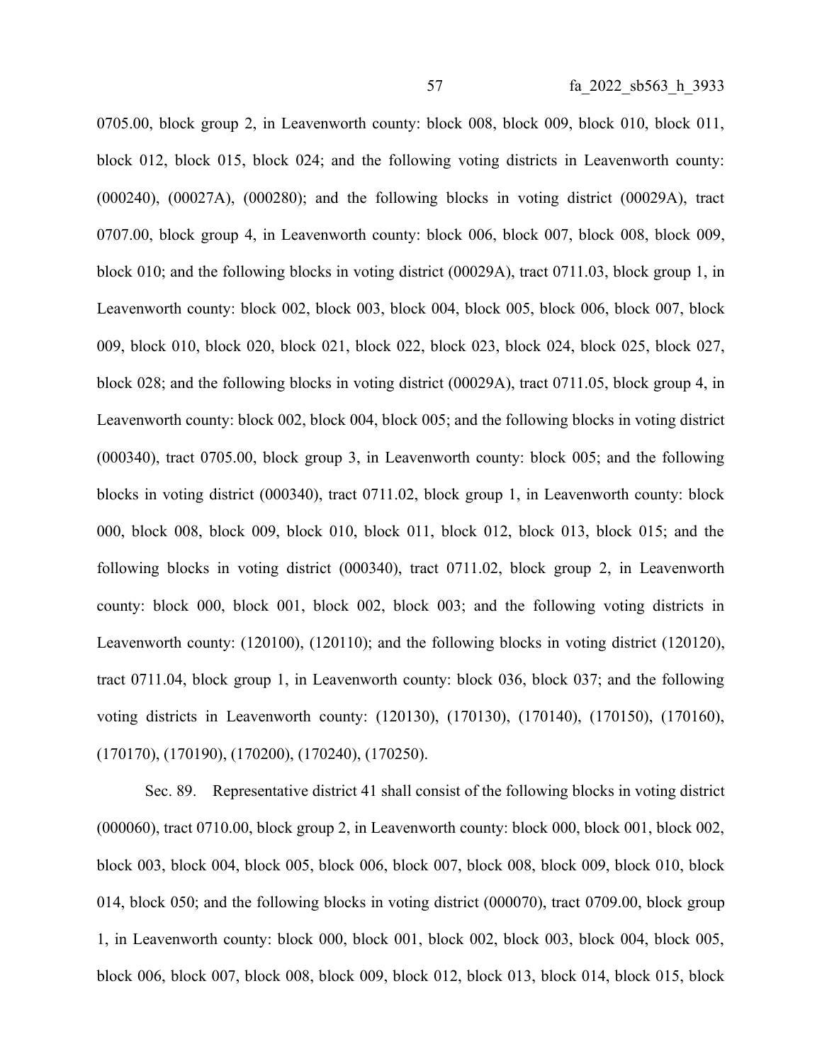0705.00, block group 2, in Leavenworth county: block 008, block 009, block 010, block 011, block 012, block 015, block 024; and the following voting districts in Leavenworth county: (000240), (00027A), (000280); and the following blocks in voting district (00029A), tract 0707.00, block group 4, in Leavenworth county: block 006, block 007, block 008, block 009, block 010; and the following blocks in voting district (00029A), tract 0711.03, block group 1, in Leavenworth county: block 002, block 003, block 004, block 005, block 006, block 007, block 009, block 010, block 020, block 021, block 022, block 023, block 024, block 025, block 027, block 028; and the following blocks in voting district (00029A), tract 0711.05, block group 4, in Leavenworth county: block 002, block 004, block 005; and the following blocks in voting district (000340), tract 0705.00, block group 3, in Leavenworth county: block 005; and the following blocks in voting district (000340), tract 0711.02, block group 1, in Leavenworth county: block 000, block 008, block 009, block 010, block 011, block 012, block 013, block 015; and the following blocks in voting district (000340), tract 0711.02, block group 2, in Leavenworth county: block 000, block 001, block 002, block 003; and the following voting districts in Leavenworth county: (120100), (120110); and the following blocks in voting district (120120), tract 0711.04, block group 1, in Leavenworth county: block 036, block 037; and the following voting districts in Leavenworth county: (120130), (170130), (170140), (170150), (170160), (170170), (170190), (170200), (170240), (170250).

Sec. 89. Representative district 41 shall consist of the following blocks in voting district (000060), tract 0710.00, block group 2, in Leavenworth county: block 000, block 001, block 002, block 003, block 004, block 005, block 006, block 007, block 008, block 009, block 010, block 014, block 050; and the following blocks in voting district (000070), tract 0709.00, block group 1, in Leavenworth county: block 000, block 001, block 002, block 003, block 004, block 005, block 006, block 007, block 008, block 009, block 012, block 013, block 014, block 015, block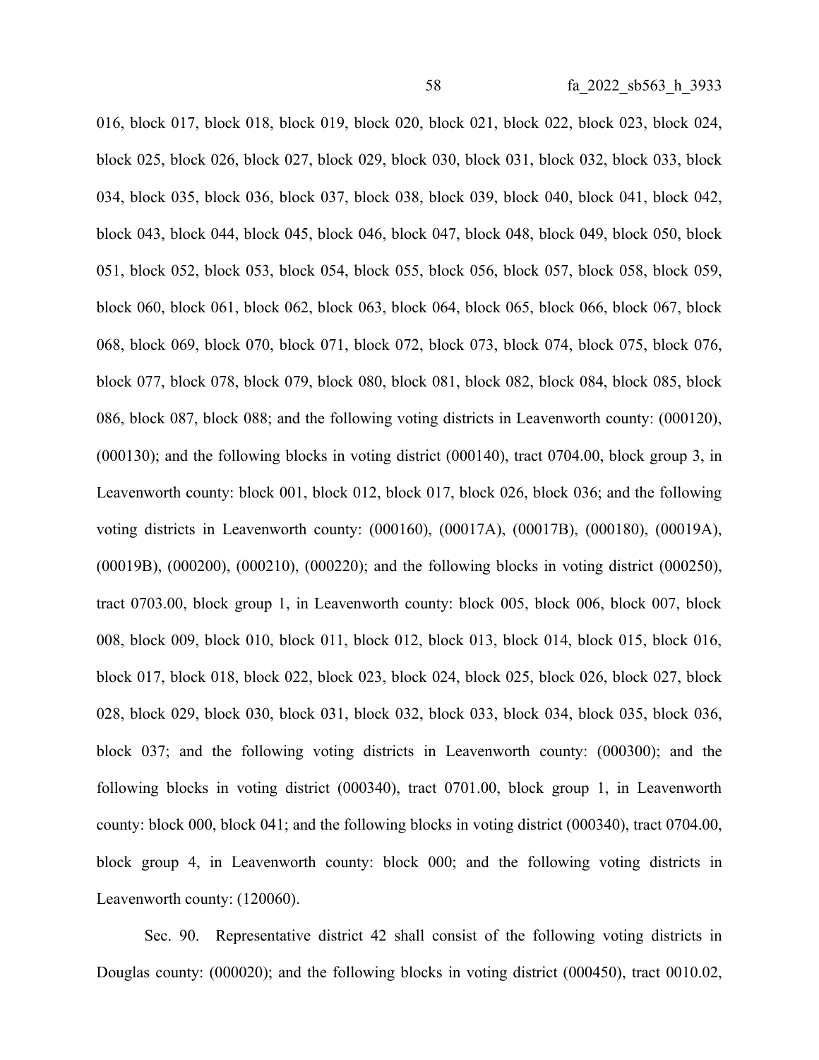016, block 017, block 018, block 019, block 020, block 021, block 022, block 023, block 024, block 025, block 026, block 027, block 029, block 030, block 031, block 032, block 033, block 034, block 035, block 036, block 037, block 038, block 039, block 040, block 041, block 042, block 043, block 044, block 045, block 046, block 047, block 048, block 049, block 050, block 051, block 052, block 053, block 054, block 055, block 056, block 057, block 058, block 059, block 060, block 061, block 062, block 063, block 064, block 065, block 066, block 067, block 068, block 069, block 070, block 071, block 072, block 073, block 074, block 075, block 076, block 077, block 078, block 079, block 080, block 081, block 082, block 084, block 085, block 086, block 087, block 088; and the following voting districts in Leavenworth county: (000120), (000130); and the following blocks in voting district (000140), tract 0704.00, block group 3, in Leavenworth county: block 001, block 012, block 017, block 026, block 036; and the following voting districts in Leavenworth county: (000160), (00017A), (00017B), (000180), (00019A), (00019B), (000200), (000210), (000220); and the following blocks in voting district (000250), tract 0703.00, block group 1, in Leavenworth county: block 005, block 006, block 007, block 008, block 009, block 010, block 011, block 012, block 013, block 014, block 015, block 016, block 017, block 018, block 022, block 023, block 024, block 025, block 026, block 027, block 028, block 029, block 030, block 031, block 032, block 033, block 034, block 035, block 036, block 037; and the following voting districts in Leavenworth county: (000300); and the following blocks in voting district (000340), tract 0701.00, block group 1, in Leavenworth county: block 000, block 041; and the following blocks in voting district (000340), tract 0704.00, block group 4, in Leavenworth county: block 000; and the following voting districts in Leavenworth county: (120060).

Sec. 90. Representative district 42 shall consist of the following voting districts in Douglas county: (000020); and the following blocks in voting district (000450), tract 0010.02,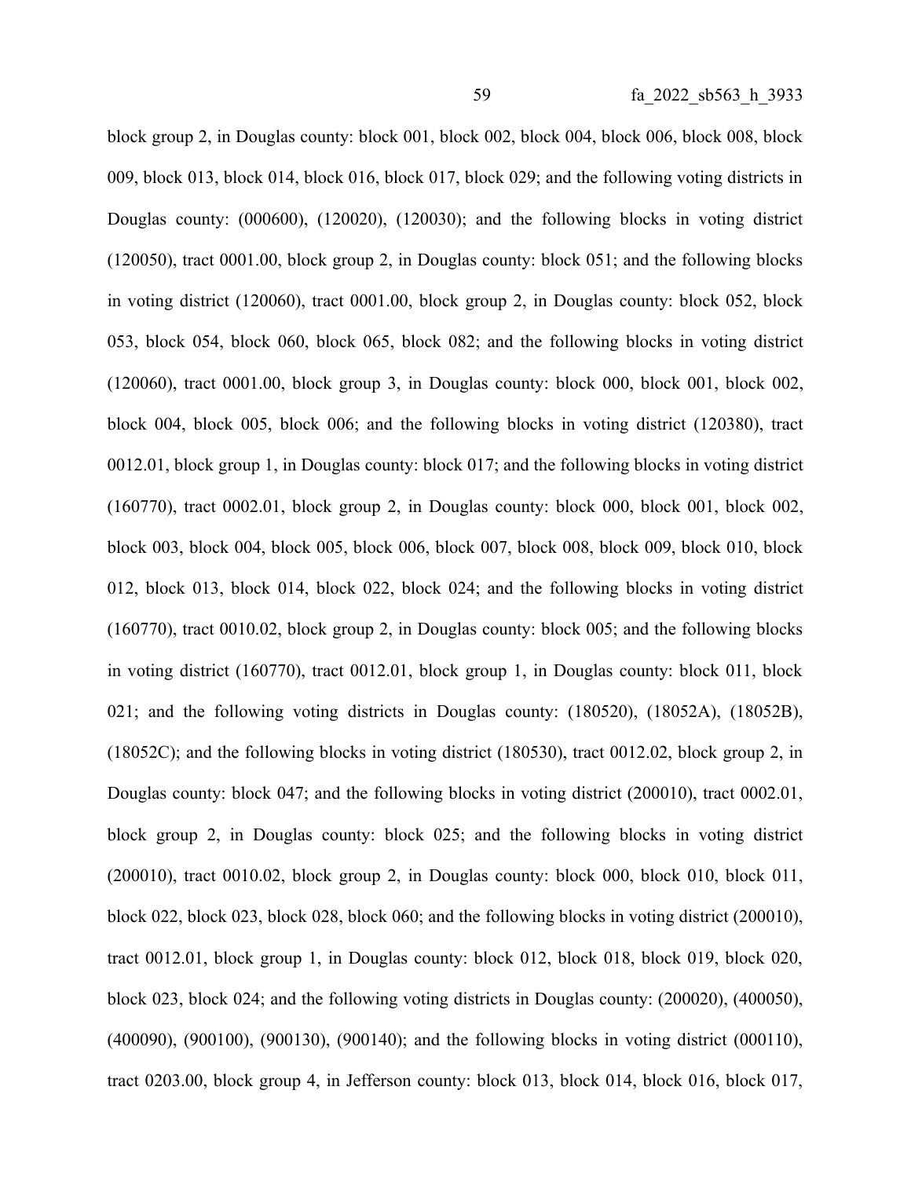block group 2, in Douglas county: block 001, block 002, block 004, block 006, block 008, block 009, block 013, block 014, block 016, block 017, block 029; and the following voting districts in Douglas county: (000600), (120020), (120030); and the following blocks in voting district (120050), tract 0001.00, block group 2, in Douglas county: block 051; and the following blocks in voting district (120060), tract 0001.00, block group 2, in Douglas county: block 052, block 053, block 054, block 060, block 065, block 082; and the following blocks in voting district (120060), tract 0001.00, block group 3, in Douglas county: block 000, block 001, block 002, block 004, block 005, block 006; and the following blocks in voting district (120380), tract 0012.01, block group 1, in Douglas county: block 017; and the following blocks in voting district (160770), tract 0002.01, block group 2, in Douglas county: block 000, block 001, block 002, block 003, block 004, block 005, block 006, block 007, block 008, block 009, block 010, block 012, block 013, block 014, block 022, block 024; and the following blocks in voting district (160770), tract 0010.02, block group 2, in Douglas county: block 005; and the following blocks in voting district (160770), tract 0012.01, block group 1, in Douglas county: block 011, block 021; and the following voting districts in Douglas county: (180520), (18052A), (18052B), (18052C); and the following blocks in voting district (180530), tract 0012.02, block group 2, in Douglas county: block 047; and the following blocks in voting district (200010), tract 0002.01, block group 2, in Douglas county: block 025; and the following blocks in voting district (200010), tract 0010.02, block group 2, in Douglas county: block 000, block 010, block 011, block 022, block 023, block 028, block 060; and the following blocks in voting district (200010), tract 0012.01, block group 1, in Douglas county: block 012, block 018, block 019, block 020, block 023, block 024; and the following voting districts in Douglas county: (200020), (400050), (400090), (900100), (900130), (900140); and the following blocks in voting district (000110), tract 0203.00, block group 4, in Jefferson county: block 013, block 014, block 016, block 017,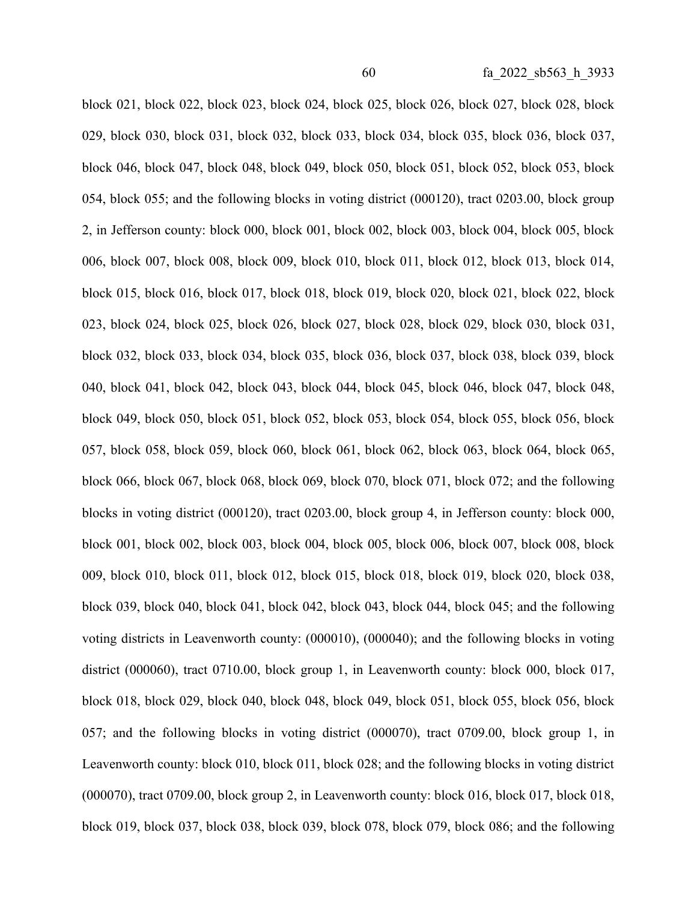block 021, block 022, block 023, block 024, block 025, block 026, block 027, block 028, block 029, block 030, block 031, block 032, block 033, block 034, block 035, block 036, block 037, block 046, block 047, block 048, block 049, block 050, block 051, block 052, block 053, block 054, block 055; and the following blocks in voting district (000120), tract 0203.00, block group 2, in Jefferson county: block 000, block 001, block 002, block 003, block 004, block 005, block 006, block 007, block 008, block 009, block 010, block 011, block 012, block 013, block 014, block 015, block 016, block 017, block 018, block 019, block 020, block 021, block 022, block 023, block 024, block 025, block 026, block 027, block 028, block 029, block 030, block 031, block 032, block 033, block 034, block 035, block 036, block 037, block 038, block 039, block 040, block 041, block 042, block 043, block 044, block 045, block 046, block 047, block 048, block 049, block 050, block 051, block 052, block 053, block 054, block 055, block 056, block 057, block 058, block 059, block 060, block 061, block 062, block 063, block 064, block 065, block 066, block 067, block 068, block 069, block 070, block 071, block 072; and the following blocks in voting district (000120), tract 0203.00, block group 4, in Jefferson county: block 000, block 001, block 002, block 003, block 004, block 005, block 006, block 007, block 008, block 009, block 010, block 011, block 012, block 015, block 018, block 019, block 020, block 038, block 039, block 040, block 041, block 042, block 043, block 044, block 045; and the following voting districts in Leavenworth county: (000010), (000040); and the following blocks in voting district (000060), tract 0710.00, block group 1, in Leavenworth county: block 000, block 017, block 018, block 029, block 040, block 048, block 049, block 051, block 055, block 056, block 057; and the following blocks in voting district (000070), tract 0709.00, block group 1, in Leavenworth county: block 010, block 011, block 028; and the following blocks in voting district (000070), tract 0709.00, block group 2, in Leavenworth county: block 016, block 017, block 018, block 019, block 037, block 038, block 039, block 078, block 079, block 086; and the following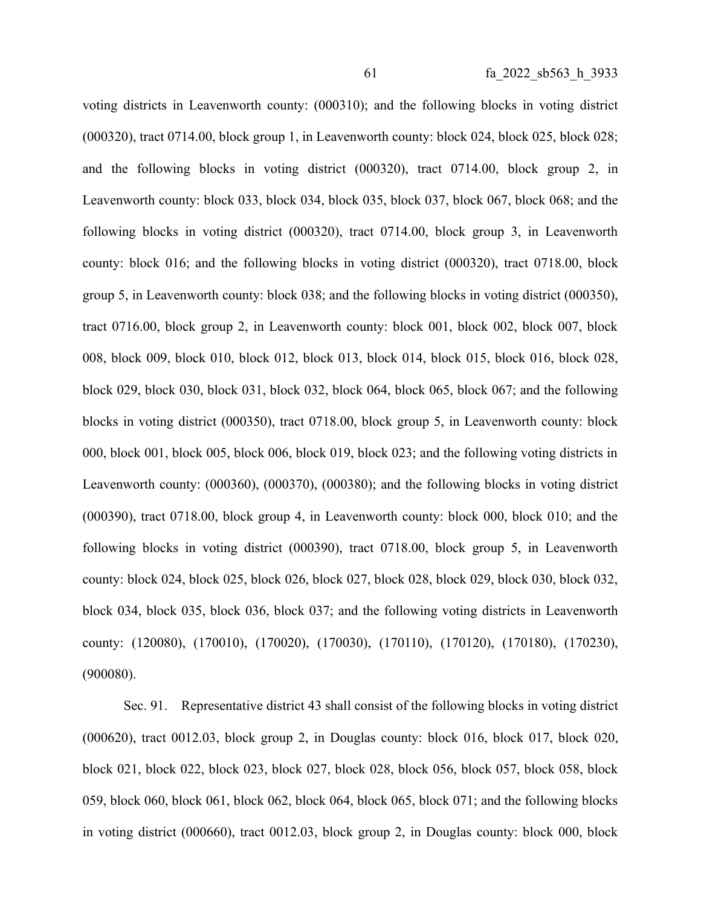voting districts in Leavenworth county: (000310); and the following blocks in voting district (000320), tract 0714.00, block group 1, in Leavenworth county: block 024, block 025, block 028; and the following blocks in voting district (000320), tract 0714.00, block group 2, in Leavenworth county: block 033, block 034, block 035, block 037, block 067, block 068; and the following blocks in voting district (000320), tract 0714.00, block group 3, in Leavenworth county: block 016; and the following blocks in voting district (000320), tract 0718.00, block group 5, in Leavenworth county: block 038; and the following blocks in voting district (000350), tract 0716.00, block group 2, in Leavenworth county: block 001, block 002, block 007, block 008, block 009, block 010, block 012, block 013, block 014, block 015, block 016, block 028, block 029, block 030, block 031, block 032, block 064, block 065, block 067; and the following blocks in voting district (000350), tract 0718.00, block group 5, in Leavenworth county: block 000, block 001, block 005, block 006, block 019, block 023; and the following voting districts in Leavenworth county: (000360), (000370), (000380); and the following blocks in voting district (000390), tract 0718.00, block group 4, in Leavenworth county: block 000, block 010; and the following blocks in voting district (000390), tract 0718.00, block group 5, in Leavenworth county: block 024, block 025, block 026, block 027, block 028, block 029, block 030, block 032, block 034, block 035, block 036, block 037; and the following voting districts in Leavenworth county: (120080), (170010), (170020), (170030), (170110), (170120), (170180), (170230), (900080).

Sec. 91. Representative district 43 shall consist of the following blocks in voting district (000620), tract 0012.03, block group 2, in Douglas county: block 016, block 017, block 020, block 021, block 022, block 023, block 027, block 028, block 056, block 057, block 058, block 059, block 060, block 061, block 062, block 064, block 065, block 071; and the following blocks in voting district (000660), tract 0012.03, block group 2, in Douglas county: block 000, block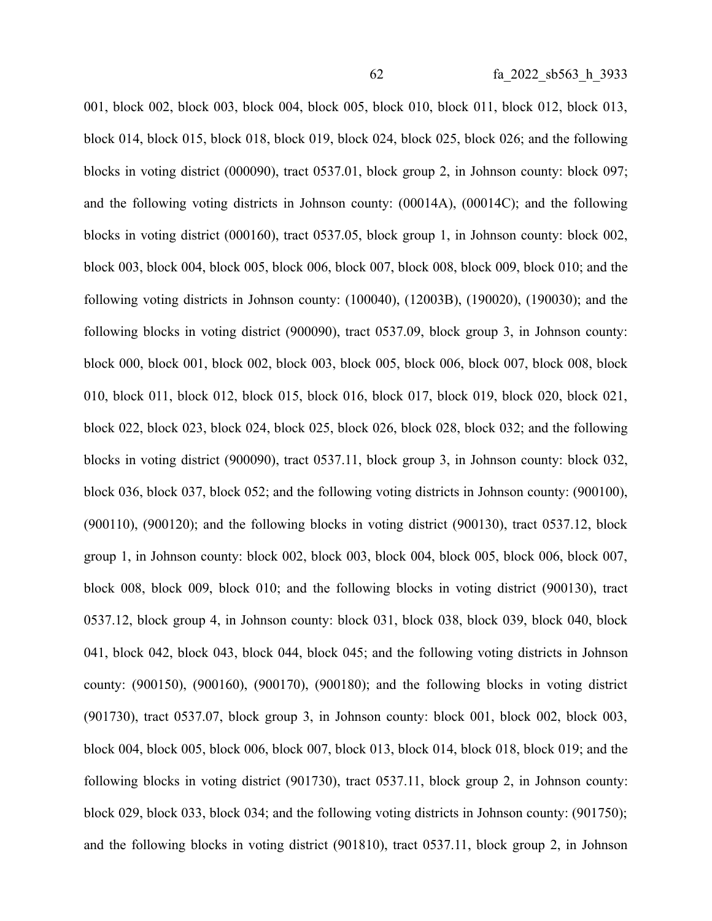001, block 002, block 003, block 004, block 005, block 010, block 011, block 012, block 013, block 014, block 015, block 018, block 019, block 024, block 025, block 026; and the following blocks in voting district (000090), tract 0537.01, block group 2, in Johnson county: block 097; and the following voting districts in Johnson county: (00014A), (00014C); and the following blocks in voting district (000160), tract 0537.05, block group 1, in Johnson county: block 002, block 003, block 004, block 005, block 006, block 007, block 008, block 009, block 010; and the following voting districts in Johnson county: (100040), (12003B), (190020), (190030); and the following blocks in voting district (900090), tract 0537.09, block group 3, in Johnson county: block 000, block 001, block 002, block 003, block 005, block 006, block 007, block 008, block 010, block 011, block 012, block 015, block 016, block 017, block 019, block 020, block 021, block 022, block 023, block 024, block 025, block 026, block 028, block 032; and the following blocks in voting district (900090), tract 0537.11, block group 3, in Johnson county: block 032, block 036, block 037, block 052; and the following voting districts in Johnson county: (900100), (900110), (900120); and the following blocks in voting district (900130), tract 0537.12, block group 1, in Johnson county: block 002, block 003, block 004, block 005, block 006, block 007, block 008, block 009, block 010; and the following blocks in voting district (900130), tract 0537.12, block group 4, in Johnson county: block 031, block 038, block 039, block 040, block 041, block 042, block 043, block 044, block 045; and the following voting districts in Johnson county: (900150), (900160), (900170), (900180); and the following blocks in voting district (901730), tract 0537.07, block group 3, in Johnson county: block 001, block 002, block 003, block 004, block 005, block 006, block 007, block 013, block 014, block 018, block 019; and the following blocks in voting district (901730), tract 0537.11, block group 2, in Johnson county: block 029, block 033, block 034; and the following voting districts in Johnson county: (901750); and the following blocks in voting district (901810), tract 0537.11, block group 2, in Johnson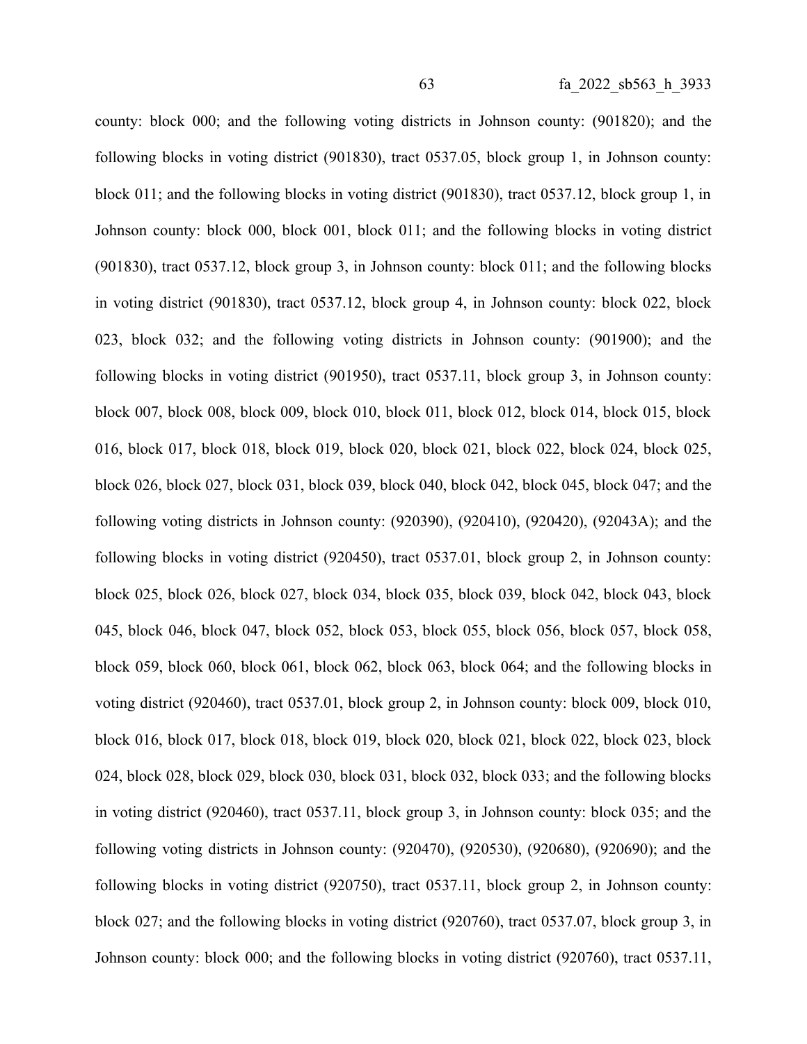county: block 000; and the following voting districts in Johnson county: (901820); and the following blocks in voting district (901830), tract 0537.05, block group 1, in Johnson county: block 011; and the following blocks in voting district (901830), tract 0537.12, block group 1, in Johnson county: block 000, block 001, block 011; and the following blocks in voting district (901830), tract 0537.12, block group 3, in Johnson county: block 011; and the following blocks in voting district (901830), tract 0537.12, block group 4, in Johnson county: block 022, block 023, block 032; and the following voting districts in Johnson county: (901900); and the following blocks in voting district (901950), tract 0537.11, block group 3, in Johnson county: block 007, block 008, block 009, block 010, block 011, block 012, block 014, block 015, block 016, block 017, block 018, block 019, block 020, block 021, block 022, block 024, block 025, block 026, block 027, block 031, block 039, block 040, block 042, block 045, block 047; and the following voting districts in Johnson county: (920390), (920410), (920420), (92043A); and the following blocks in voting district (920450), tract 0537.01, block group 2, in Johnson county: block 025, block 026, block 027, block 034, block 035, block 039, block 042, block 043, block 045, block 046, block 047, block 052, block 053, block 055, block 056, block 057, block 058, block 059, block 060, block 061, block 062, block 063, block 064; and the following blocks in voting district (920460), tract 0537.01, block group 2, in Johnson county: block 009, block 010, block 016, block 017, block 018, block 019, block 020, block 021, block 022, block 023, block 024, block 028, block 029, block 030, block 031, block 032, block 033; and the following blocks in voting district (920460), tract 0537.11, block group 3, in Johnson county: block 035; and the following voting districts in Johnson county: (920470), (920530), (920680), (920690); and the following blocks in voting district (920750), tract 0537.11, block group 2, in Johnson county: block 027; and the following blocks in voting district (920760), tract 0537.07, block group 3, in Johnson county: block 000; and the following blocks in voting district (920760), tract 0537.11,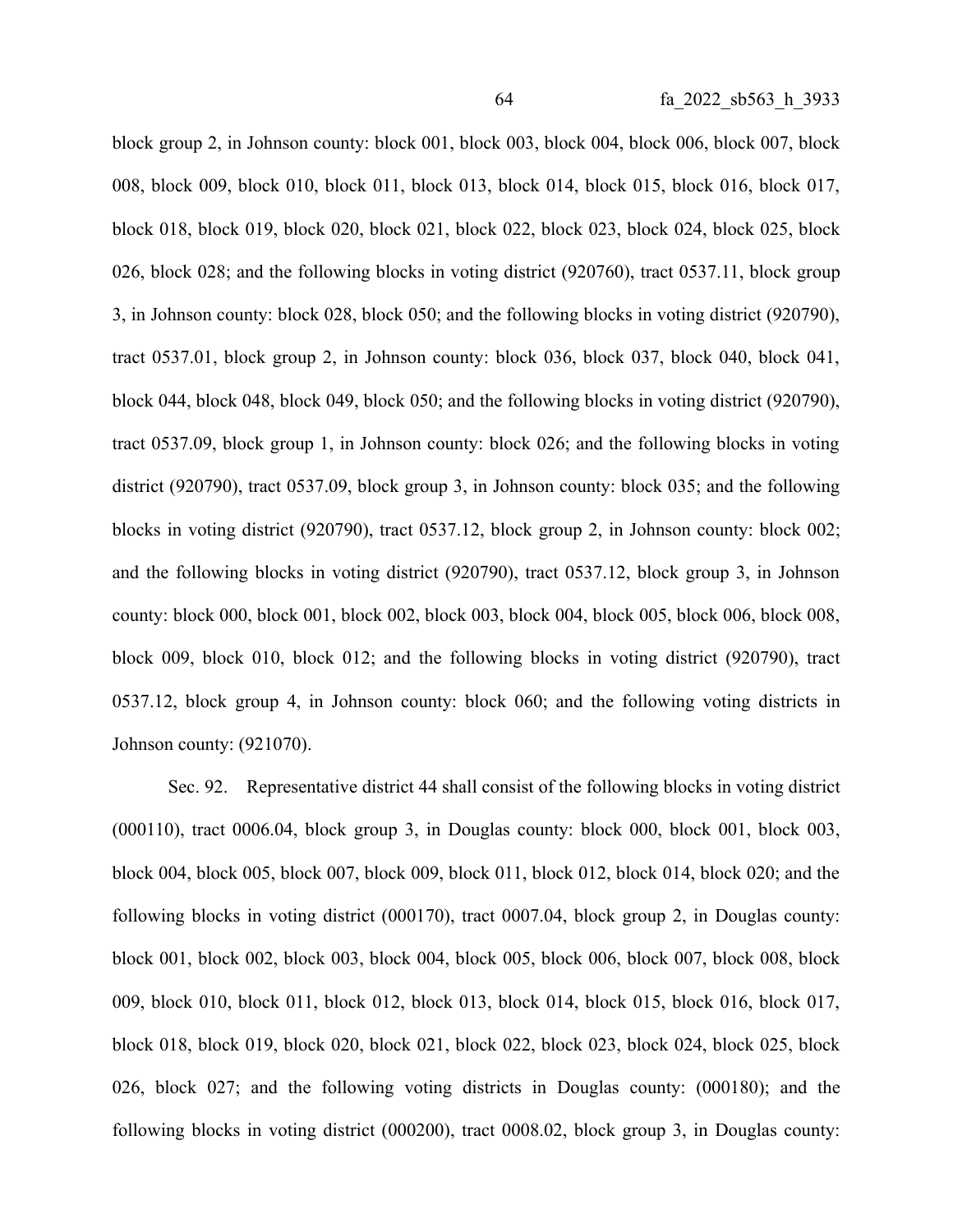block group 2, in Johnson county: block 001, block 003, block 004, block 006, block 007, block 008, block 009, block 010, block 011, block 013, block 014, block 015, block 016, block 017, block 018, block 019, block 020, block 021, block 022, block 023, block 024, block 025, block 026, block 028; and the following blocks in voting district (920760), tract 0537.11, block group 3, in Johnson county: block 028, block 050; and the following blocks in voting district (920790), tract 0537.01, block group 2, in Johnson county: block 036, block 037, block 040, block 041, block 044, block 048, block 049, block 050; and the following blocks in voting district (920790), tract 0537.09, block group 1, in Johnson county: block 026; and the following blocks in voting district (920790), tract 0537.09, block group 3, in Johnson county: block 035; and the following blocks in voting district (920790), tract 0537.12, block group 2, in Johnson county: block 002; and the following blocks in voting district (920790), tract 0537.12, block group 3, in Johnson county: block 000, block 001, block 002, block 003, block 004, block 005, block 006, block 008, block 009, block 010, block 012; and the following blocks in voting district (920790), tract 0537.12, block group 4, in Johnson county: block 060; and the following voting districts in Johnson county: (921070).

Sec. 92. Representative district 44 shall consist of the following blocks in voting district (000110), tract 0006.04, block group 3, in Douglas county: block 000, block 001, block 003, block 004, block 005, block 007, block 009, block 011, block 012, block 014, block 020; and the following blocks in voting district (000170), tract 0007.04, block group 2, in Douglas county: block 001, block 002, block 003, block 004, block 005, block 006, block 007, block 008, block 009, block 010, block 011, block 012, block 013, block 014, block 015, block 016, block 017, block 018, block 019, block 020, block 021, block 022, block 023, block 024, block 025, block 026, block 027; and the following voting districts in Douglas county: (000180); and the following blocks in voting district (000200), tract 0008.02, block group 3, in Douglas county: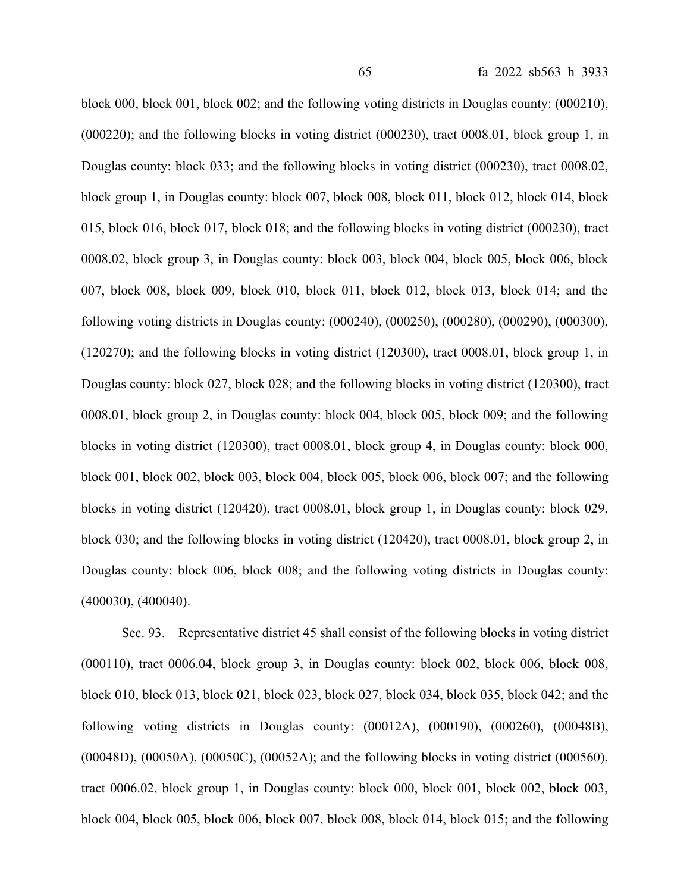block 000, block 001, block 002; and the following voting districts in Douglas county: (000210), (000220); and the following blocks in voting district (000230), tract 0008.01, block group 1, in Douglas county: block 033; and the following blocks in voting district (000230), tract 0008.02, block group 1, in Douglas county: block 007, block 008, block 011, block 012, block 014, block 015, block 016, block 017, block 018; and the following blocks in voting district (000230), tract 0008.02, block group 3, in Douglas county: block 003, block 004, block 005, block 006, block 007, block 008, block 009, block 010, block 011, block 012, block 013, block 014; and the following voting districts in Douglas county: (000240), (000250), (000280), (000290), (000300), (120270); and the following blocks in voting district (120300), tract 0008.01, block group 1, in Douglas county: block 027, block 028; and the following blocks in voting district (120300), tract 0008.01, block group 2, in Douglas county: block 004, block 005, block 009; and the following blocks in voting district (120300), tract 0008.01, block group 4, in Douglas county: block 000, block 001, block 002, block 003, block 004, block 005, block 006, block 007; and the following blocks in voting district (120420), tract 0008.01, block group 1, in Douglas county: block 029, block 030; and the following blocks in voting district (120420), tract 0008.01, block group 2, in Douglas county: block 006, block 008; and the following voting districts in Douglas county: (400030), (400040).

Sec. 93. Representative district 45 shall consist of the following blocks in voting district (000110), tract 0006.04, block group 3, in Douglas county: block 002, block 006, block 008, block 010, block 013, block 021, block 023, block 027, block 034, block 035, block 042; and the following voting districts in Douglas county: (00012A), (000190), (000260), (00048B), (00048D), (00050A), (00050C), (00052A); and the following blocks in voting district (000560), tract 0006.02, block group 1, in Douglas county: block 000, block 001, block 002, block 003, block 004, block 005, block 006, block 007, block 008, block 014, block 015; and the following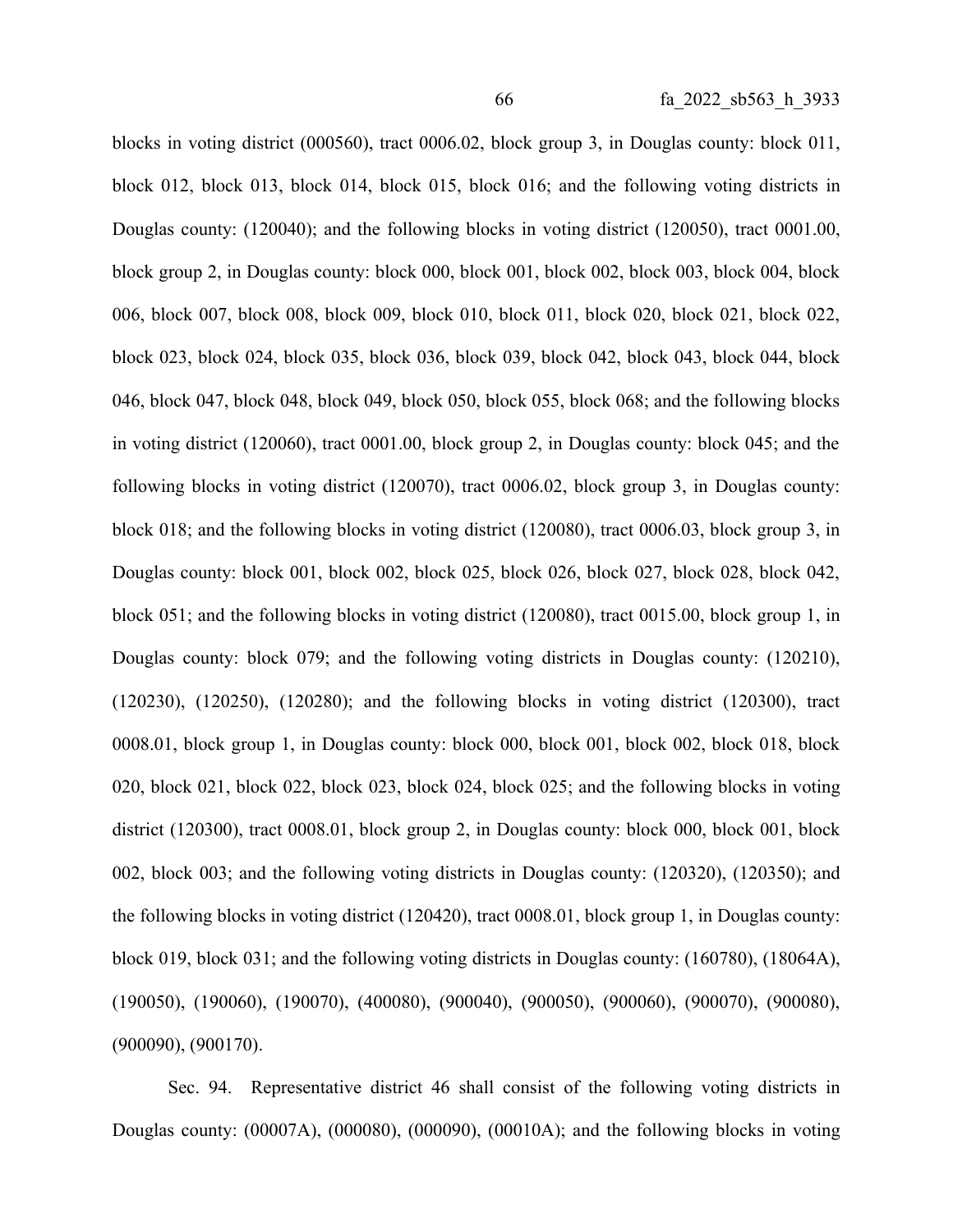blocks in voting district (000560), tract 0006.02, block group 3, in Douglas county: block 011, block 012, block 013, block 014, block 015, block 016; and the following voting districts in Douglas county: (120040); and the following blocks in voting district (120050), tract 0001.00, block group 2, in Douglas county: block 000, block 001, block 002, block 003, block 004, block 006, block 007, block 008, block 009, block 010, block 011, block 020, block 021, block 022, block 023, block 024, block 035, block 036, block 039, block 042, block 043, block 044, block 046, block 047, block 048, block 049, block 050, block 055, block 068; and the following blocks in voting district (120060), tract 0001.00, block group 2, in Douglas county: block 045; and the following blocks in voting district (120070), tract 0006.02, block group 3, in Douglas county: block 018; and the following blocks in voting district (120080), tract 0006.03, block group 3, in Douglas county: block 001, block 002, block 025, block 026, block 027, block 028, block 042, block 051; and the following blocks in voting district (120080), tract 0015.00, block group 1, in Douglas county: block 079; and the following voting districts in Douglas county: (120210), (120230), (120250), (120280); and the following blocks in voting district (120300), tract 0008.01, block group 1, in Douglas county: block 000, block 001, block 002, block 018, block 020, block 021, block 022, block 023, block 024, block 025; and the following blocks in voting district (120300), tract 0008.01, block group 2, in Douglas county: block 000, block 001, block 002, block 003; and the following voting districts in Douglas county: (120320), (120350); and the following blocks in voting district (120420), tract 0008.01, block group 1, in Douglas county: block 019, block 031; and the following voting districts in Douglas county: (160780), (18064A), (190050), (190060), (190070), (400080), (900040), (900050), (900060), (900070), (900080), (900090), (900170).

Sec. 94. Representative district 46 shall consist of the following voting districts in Douglas county: (00007A), (000080), (000090), (00010A); and the following blocks in voting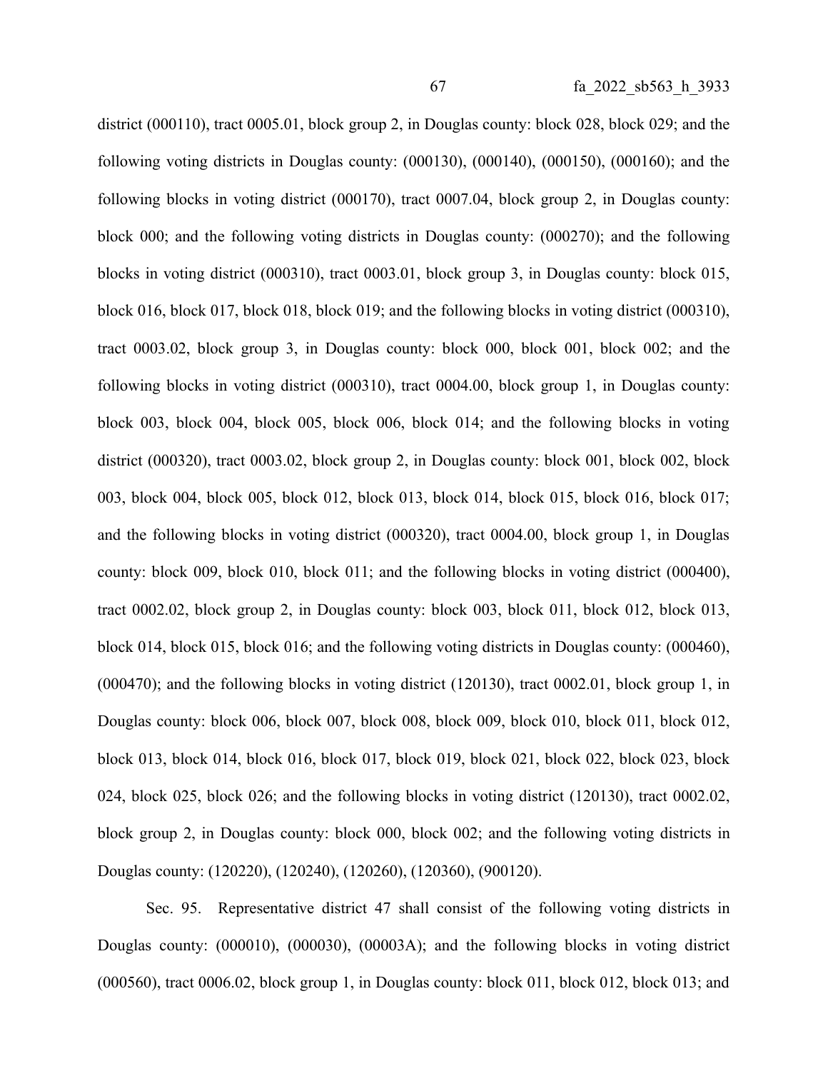district (000110), tract 0005.01, block group 2, in Douglas county: block 028, block 029; and the following voting districts in Douglas county: (000130), (000140), (000150), (000160); and the following blocks in voting district (000170), tract 0007.04, block group 2, in Douglas county: block 000; and the following voting districts in Douglas county: (000270); and the following blocks in voting district (000310), tract 0003.01, block group 3, in Douglas county: block 015, block 016, block 017, block 018, block 019; and the following blocks in voting district (000310), tract 0003.02, block group 3, in Douglas county: block 000, block 001, block 002; and the following blocks in voting district (000310), tract 0004.00, block group 1, in Douglas county: block 003, block 004, block 005, block 006, block 014; and the following blocks in voting district (000320), tract 0003.02, block group 2, in Douglas county: block 001, block 002, block 003, block 004, block 005, block 012, block 013, block 014, block 015, block 016, block 017; and the following blocks in voting district (000320), tract 0004.00, block group 1, in Douglas county: block 009, block 010, block 011; and the following blocks in voting district (000400), tract 0002.02, block group 2, in Douglas county: block 003, block 011, block 012, block 013, block 014, block 015, block 016; and the following voting districts in Douglas county: (000460), (000470); and the following blocks in voting district (120130), tract 0002.01, block group 1, in Douglas county: block 006, block 007, block 008, block 009, block 010, block 011, block 012, block 013, block 014, block 016, block 017, block 019, block 021, block 022, block 023, block 024, block 025, block 026; and the following blocks in voting district (120130), tract 0002.02, block group 2, in Douglas county: block 000, block 002; and the following voting districts in Douglas county: (120220), (120240), (120260), (120360), (900120).

Sec. 95. Representative district 47 shall consist of the following voting districts in Douglas county: (000010), (000030), (00003A); and the following blocks in voting district (000560), tract 0006.02, block group 1, in Douglas county: block 011, block 012, block 013; and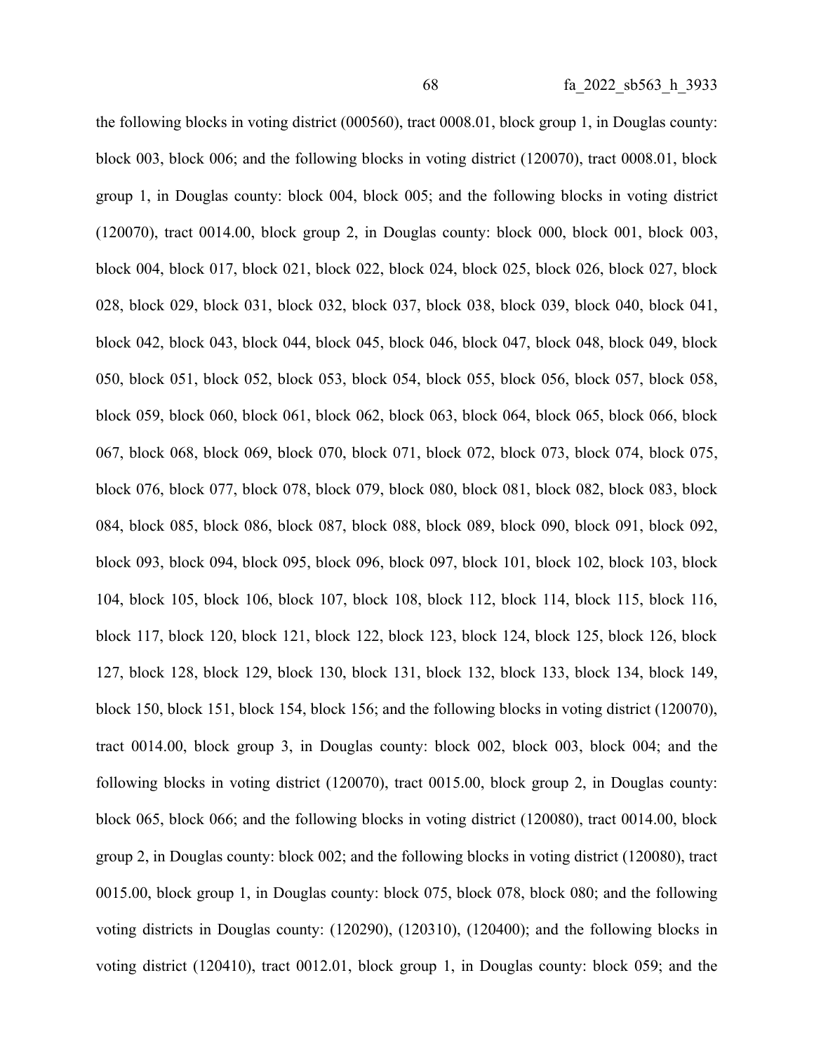the following blocks in voting district (000560), tract 0008.01, block group 1, in Douglas county: block 003, block 006; and the following blocks in voting district (120070), tract 0008.01, block group 1, in Douglas county: block 004, block 005; and the following blocks in voting district (120070), tract 0014.00, block group 2, in Douglas county: block 000, block 001, block 003, block 004, block 017, block 021, block 022, block 024, block 025, block 026, block 027, block 028, block 029, block 031, block 032, block 037, block 038, block 039, block 040, block 041, block 042, block 043, block 044, block 045, block 046, block 047, block 048, block 049, block 050, block 051, block 052, block 053, block 054, block 055, block 056, block 057, block 058, block 059, block 060, block 061, block 062, block 063, block 064, block 065, block 066, block 067, block 068, block 069, block 070, block 071, block 072, block 073, block 074, block 075, block 076, block 077, block 078, block 079, block 080, block 081, block 082, block 083, block 084, block 085, block 086, block 087, block 088, block 089, block 090, block 091, block 092, block 093, block 094, block 095, block 096, block 097, block 101, block 102, block 103, block 104, block 105, block 106, block 107, block 108, block 112, block 114, block 115, block 116, block 117, block 120, block 121, block 122, block 123, block 124, block 125, block 126, block 127, block 128, block 129, block 130, block 131, block 132, block 133, block 134, block 149, block 150, block 151, block 154, block 156; and the following blocks in voting district (120070), tract 0014.00, block group 3, in Douglas county: block 002, block 003, block 004; and the following blocks in voting district (120070), tract 0015.00, block group 2, in Douglas county: block 065, block 066; and the following blocks in voting district (120080), tract 0014.00, block group 2, in Douglas county: block 002; and the following blocks in voting district (120080), tract 0015.00, block group 1, in Douglas county: block 075, block 078, block 080; and the following voting districts in Douglas county: (120290), (120310), (120400); and the following blocks in voting district (120410), tract 0012.01, block group 1, in Douglas county: block 059; and the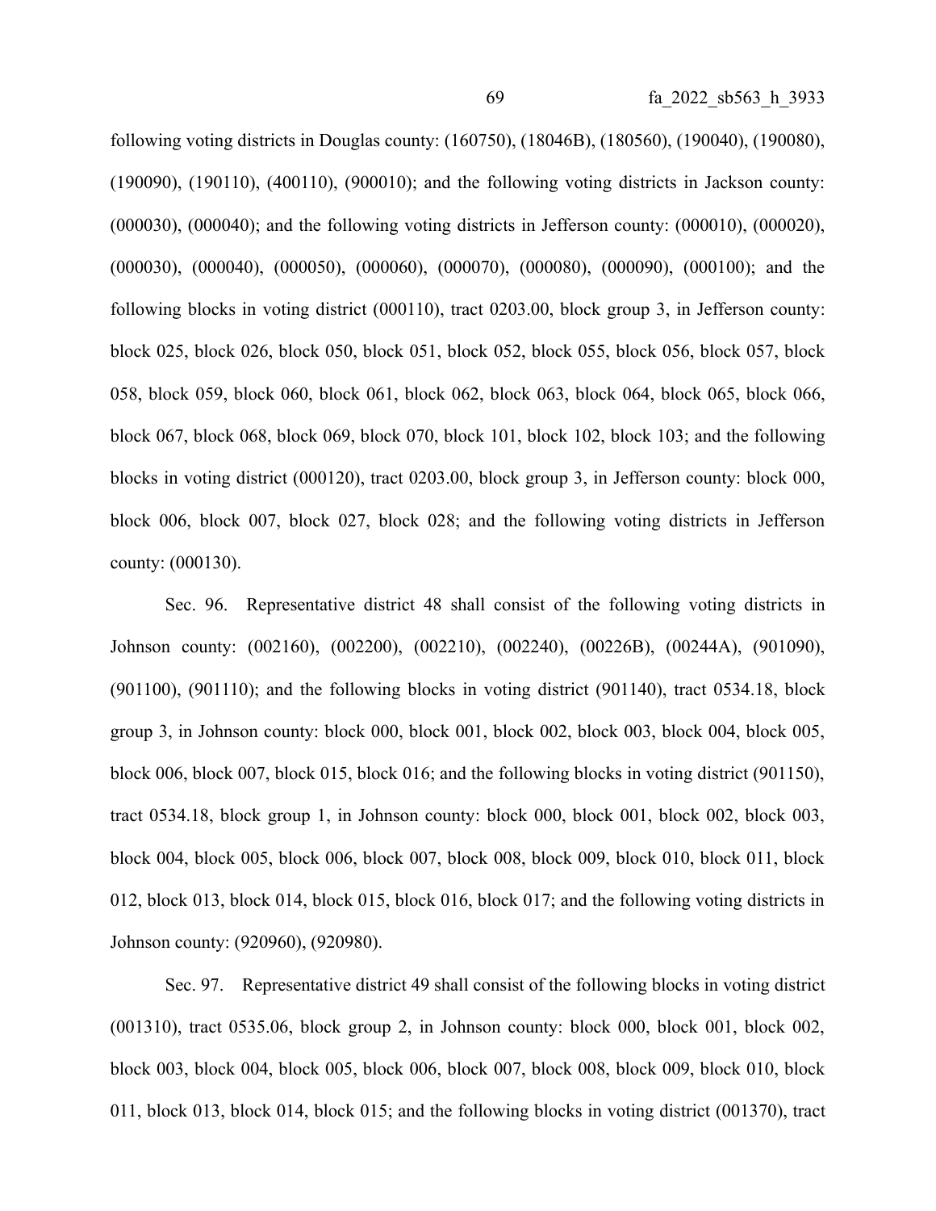following voting districts in Douglas county: (160750), (18046B), (180560), (190040), (190080), (190090), (190110), (400110), (900010); and the following voting districts in Jackson county: (000030), (000040); and the following voting districts in Jefferson county: (000010), (000020), (000030), (000040), (000050), (000060), (000070), (000080), (000090), (000100); and the following blocks in voting district (000110), tract 0203.00, block group 3, in Jefferson county: block 025, block 026, block 050, block 051, block 052, block 055, block 056, block 057, block 058, block 059, block 060, block 061, block 062, block 063, block 064, block 065, block 066, block 067, block 068, block 069, block 070, block 101, block 102, block 103; and the following blocks in voting district (000120), tract 0203.00, block group 3, in Jefferson county: block 000, block 006, block 007, block 027, block 028; and the following voting districts in Jefferson county: (000130).

Sec. 96. Representative district 48 shall consist of the following voting districts in Johnson county: (002160), (002200), (002210), (002240), (00226B), (00244A), (901090), (901100), (901110); and the following blocks in voting district (901140), tract 0534.18, block group 3, in Johnson county: block 000, block 001, block 002, block 003, block 004, block 005, block 006, block 007, block 015, block 016; and the following blocks in voting district (901150), tract 0534.18, block group 1, in Johnson county: block 000, block 001, block 002, block 003, block 004, block 005, block 006, block 007, block 008, block 009, block 010, block 011, block 012, block 013, block 014, block 015, block 016, block 017; and the following voting districts in Johnson county: (920960), (920980).

Sec. 97. Representative district 49 shall consist of the following blocks in voting district (001310), tract 0535.06, block group 2, in Johnson county: block 000, block 001, block 002, block 003, block 004, block 005, block 006, block 007, block 008, block 009, block 010, block 011, block 013, block 014, block 015; and the following blocks in voting district (001370), tract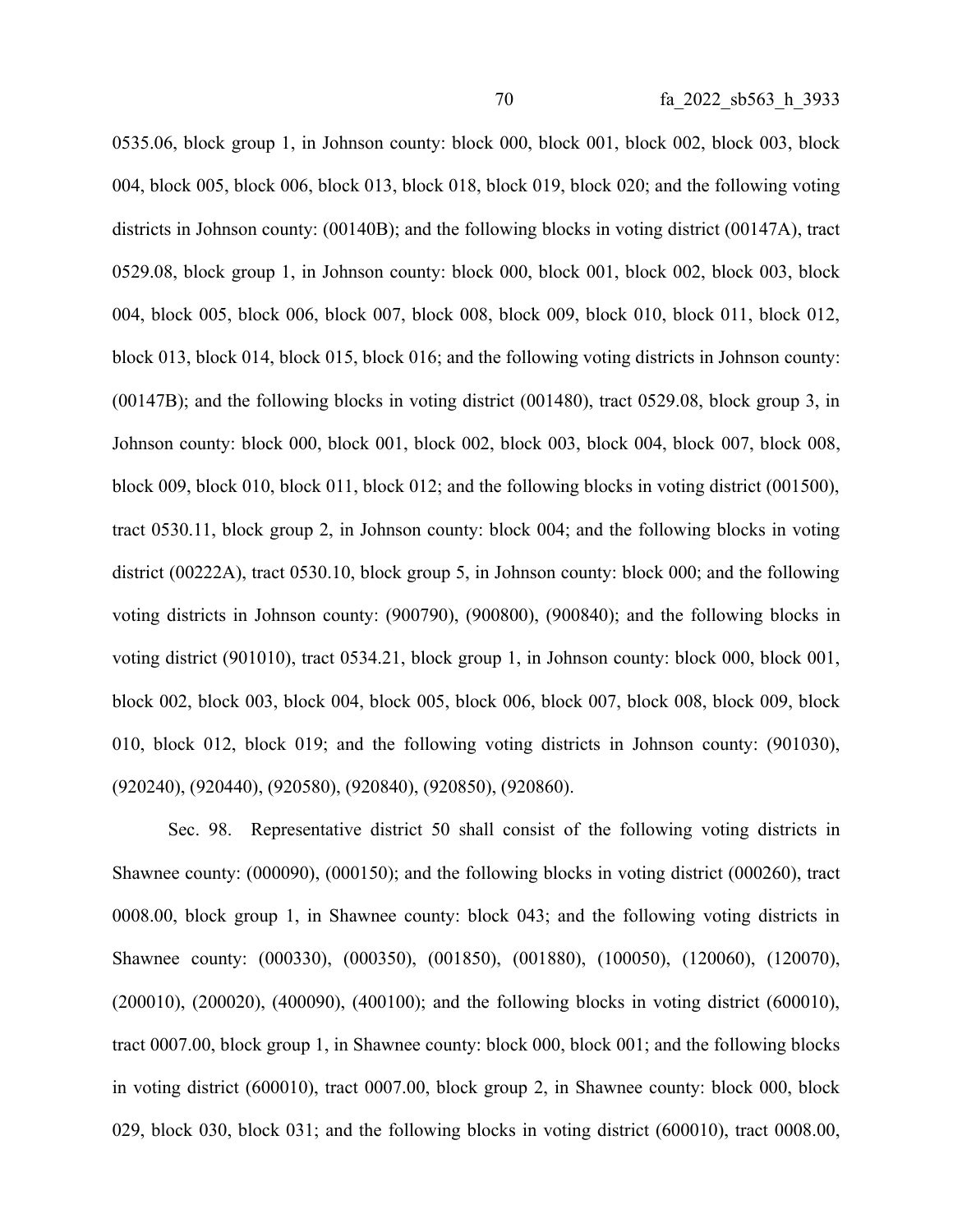0535.06, block group 1, in Johnson county: block 000, block 001, block 002, block 003, block 004, block 005, block 006, block 013, block 018, block 019, block 020; and the following voting districts in Johnson county: (00140B); and the following blocks in voting district (00147A), tract 0529.08, block group 1, in Johnson county: block 000, block 001, block 002, block 003, block 004, block 005, block 006, block 007, block 008, block 009, block 010, block 011, block 012, block 013, block 014, block 015, block 016; and the following voting districts in Johnson county: (00147B); and the following blocks in voting district (001480), tract 0529.08, block group 3, in Johnson county: block 000, block 001, block 002, block 003, block 004, block 007, block 008, block 009, block 010, block 011, block 012; and the following blocks in voting district (001500), tract 0530.11, block group 2, in Johnson county: block 004; and the following blocks in voting district (00222A), tract 0530.10, block group 5, in Johnson county: block 000; and the following voting districts in Johnson county: (900790), (900800), (900840); and the following blocks in voting district (901010), tract 0534.21, block group 1, in Johnson county: block 000, block 001, block 002, block 003, block 004, block 005, block 006, block 007, block 008, block 009, block 010, block 012, block 019; and the following voting districts in Johnson county: (901030), (920240), (920440), (920580), (920840), (920850), (920860).

Sec. 98. Representative district 50 shall consist of the following voting districts in Shawnee county: (000090), (000150); and the following blocks in voting district (000260), tract 0008.00, block group 1, in Shawnee county: block 043; and the following voting districts in Shawnee county: (000330), (000350), (001850), (001880), (100050), (120060), (120070), (200010), (200020), (400090), (400100); and the following blocks in voting district (600010), tract 0007.00, block group 1, in Shawnee county: block 000, block 001; and the following blocks in voting district (600010), tract 0007.00, block group 2, in Shawnee county: block 000, block 029, block 030, block 031; and the following blocks in voting district (600010), tract 0008.00,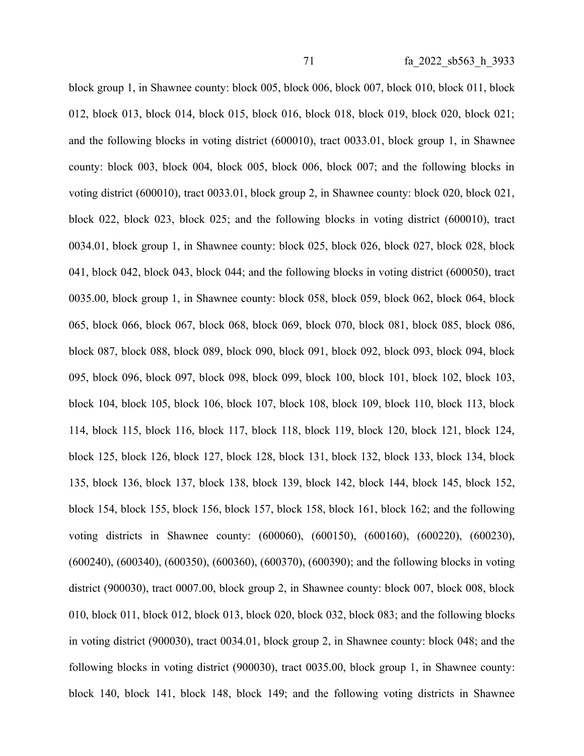block group 1, in Shawnee county: block 005, block 006, block 007, block 010, block 011, block 012, block 013, block 014, block 015, block 016, block 018, block 019, block 020, block 021; and the following blocks in voting district (600010), tract 0033.01, block group 1, in Shawnee county: block 003, block 004, block 005, block 006, block 007; and the following blocks in voting district (600010), tract 0033.01, block group 2, in Shawnee county: block 020, block 021, block 022, block 023, block 025; and the following blocks in voting district (600010), tract 0034.01, block group 1, in Shawnee county: block 025, block 026, block 027, block 028, block 041, block 042, block 043, block 044; and the following blocks in voting district (600050), tract 0035.00, block group 1, in Shawnee county: block 058, block 059, block 062, block 064, block 065, block 066, block 067, block 068, block 069, block 070, block 081, block 085, block 086, block 087, block 088, block 089, block 090, block 091, block 092, block 093, block 094, block 095, block 096, block 097, block 098, block 099, block 100, block 101, block 102, block 103, block 104, block 105, block 106, block 107, block 108, block 109, block 110, block 113, block 114, block 115, block 116, block 117, block 118, block 119, block 120, block 121, block 124, block 125, block 126, block 127, block 128, block 131, block 132, block 133, block 134, block 135, block 136, block 137, block 138, block 139, block 142, block 144, block 145, block 152, block 154, block 155, block 156, block 157, block 158, block 161, block 162; and the following voting districts in Shawnee county: (600060), (600150), (600160), (600220), (600230), (600240), (600340), (600350), (600360), (600370), (600390); and the following blocks in voting district (900030), tract 0007.00, block group 2, in Shawnee county: block 007, block 008, block 010, block 011, block 012, block 013, block 020, block 032, block 083; and the following blocks in voting district (900030), tract 0034.01, block group 2, in Shawnee county: block 048; and the following blocks in voting district (900030), tract 0035.00, block group 1, in Shawnee county: block 140, block 141, block 148, block 149; and the following voting districts in Shawnee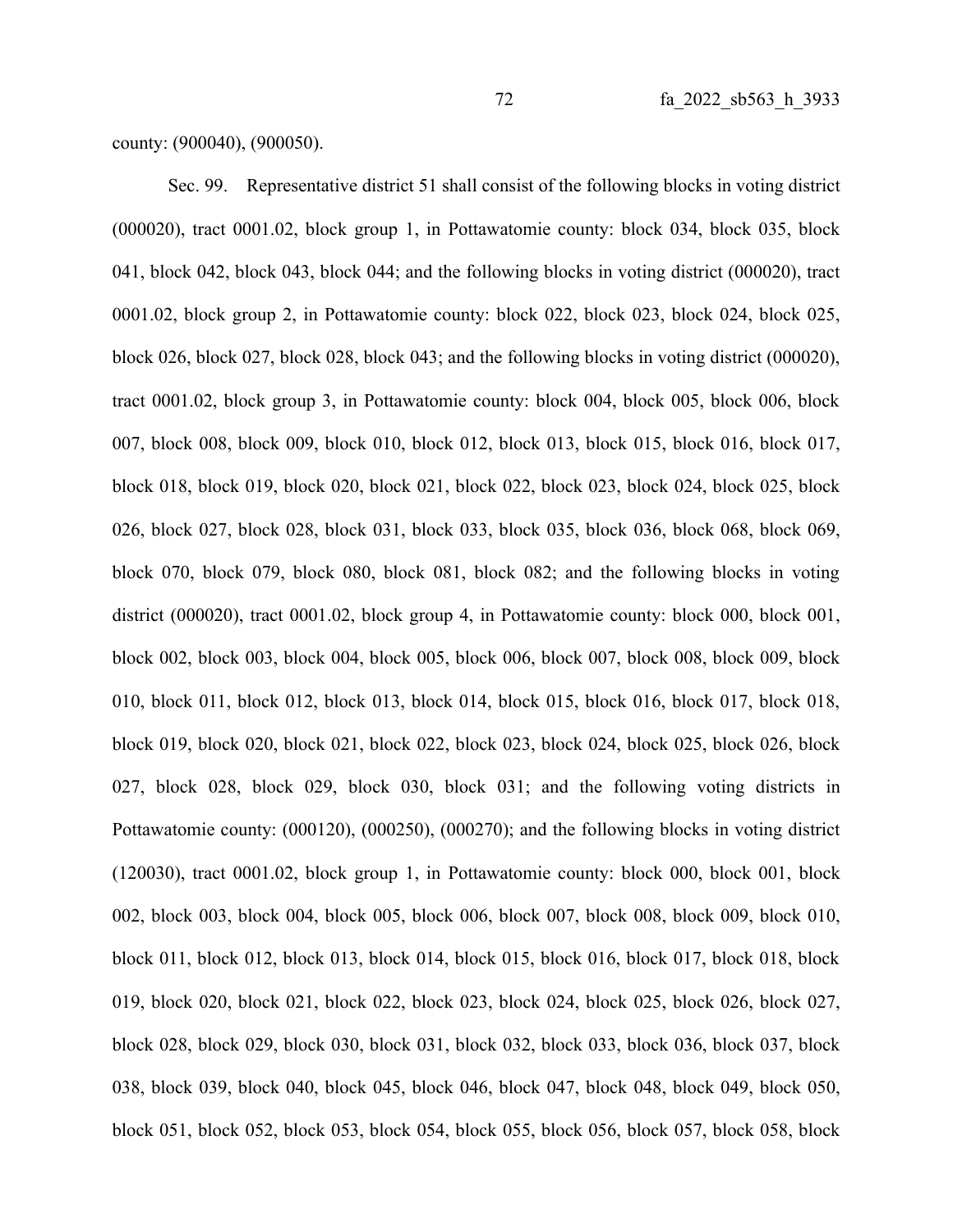county: (900040), (900050).

Sec. 99. Representative district 51 shall consist of the following blocks in voting district (000020), tract 0001.02, block group 1, in Pottawatomie county: block 034, block 035, block 041, block 042, block 043, block 044; and the following blocks in voting district (000020), tract 0001.02, block group 2, in Pottawatomie county: block 022, block 023, block 024, block 025, block 026, block 027, block 028, block 043; and the following blocks in voting district (000020), tract 0001.02, block group 3, in Pottawatomie county: block 004, block 005, block 006, block 007, block 008, block 009, block 010, block 012, block 013, block 015, block 016, block 017, block 018, block 019, block 020, block 021, block 022, block 023, block 024, block 025, block 026, block 027, block 028, block 031, block 033, block 035, block 036, block 068, block 069, block 070, block 079, block 080, block 081, block 082; and the following blocks in voting district (000020), tract 0001.02, block group 4, in Pottawatomie county: block 000, block 001, block 002, block 003, block 004, block 005, block 006, block 007, block 008, block 009, block 010, block 011, block 012, block 013, block 014, block 015, block 016, block 017, block 018, block 019, block 020, block 021, block 022, block 023, block 024, block 025, block 026, block 027, block 028, block 029, block 030, block 031; and the following voting districts in Pottawatomie county: (000120), (000250), (000270); and the following blocks in voting district (120030), tract 0001.02, block group 1, in Pottawatomie county: block 000, block 001, block 002, block 003, block 004, block 005, block 006, block 007, block 008, block 009, block 010, block 011, block 012, block 013, block 014, block 015, block 016, block 017, block 018, block 019, block 020, block 021, block 022, block 023, block 024, block 025, block 026, block 027, block 028, block 029, block 030, block 031, block 032, block 033, block 036, block 037, block 038, block 039, block 040, block 045, block 046, block 047, block 048, block 049, block 050, block 051, block 052, block 053, block 054, block 055, block 056, block 057, block 058, block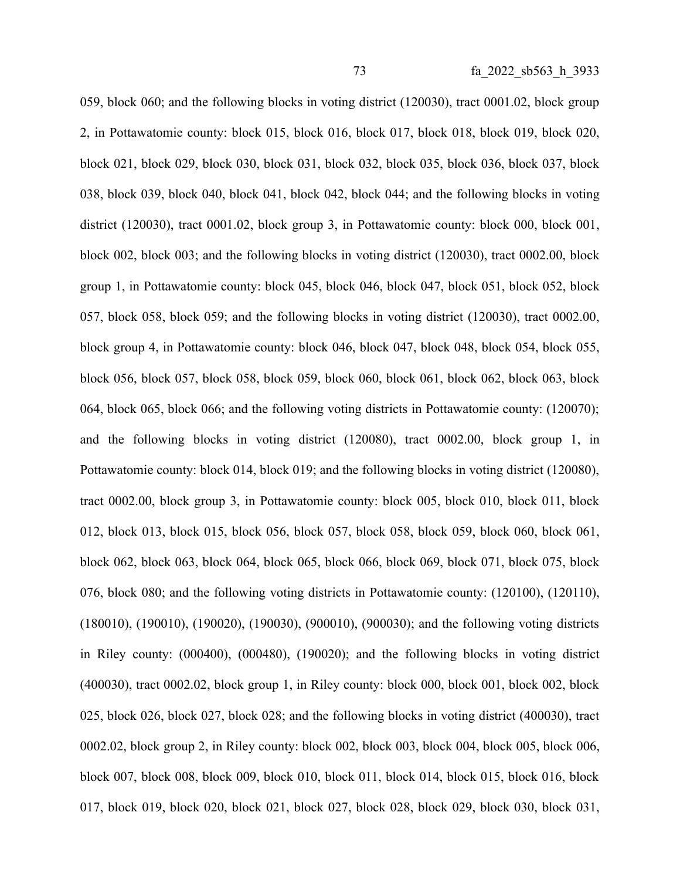059, block 060; and the following blocks in voting district (120030), tract 0001.02, block group 2, in Pottawatomie county: block 015, block 016, block 017, block 018, block 019, block 020, block 021, block 029, block 030, block 031, block 032, block 035, block 036, block 037, block 038, block 039, block 040, block 041, block 042, block 044; and the following blocks in voting district (120030), tract 0001.02, block group 3, in Pottawatomie county: block 000, block 001, block 002, block 003; and the following blocks in voting district (120030), tract 0002.00, block group 1, in Pottawatomie county: block 045, block 046, block 047, block 051, block 052, block 057, block 058, block 059; and the following blocks in voting district (120030), tract 0002.00, block group 4, in Pottawatomie county: block 046, block 047, block 048, block 054, block 055, block 056, block 057, block 058, block 059, block 060, block 061, block 062, block 063, block 064, block 065, block 066; and the following voting districts in Pottawatomie county: (120070); and the following blocks in voting district (120080), tract 0002.00, block group 1, in Pottawatomie county: block 014, block 019; and the following blocks in voting district (120080), tract 0002.00, block group 3, in Pottawatomie county: block 005, block 010, block 011, block 012, block 013, block 015, block 056, block 057, block 058, block 059, block 060, block 061, block 062, block 063, block 064, block 065, block 066, block 069, block 071, block 075, block 076, block 080; and the following voting districts in Pottawatomie county: (120100), (120110), (180010), (190010), (190020), (190030), (900010), (900030); and the following voting districts in Riley county: (000400), (000480), (190020); and the following blocks in voting district (400030), tract 0002.02, block group 1, in Riley county: block 000, block 001, block 002, block 025, block 026, block 027, block 028; and the following blocks in voting district (400030), tract 0002.02, block group 2, in Riley county: block 002, block 003, block 004, block 005, block 006, block 007, block 008, block 009, block 010, block 011, block 014, block 015, block 016, block 017, block 019, block 020, block 021, block 027, block 028, block 029, block 030, block 031,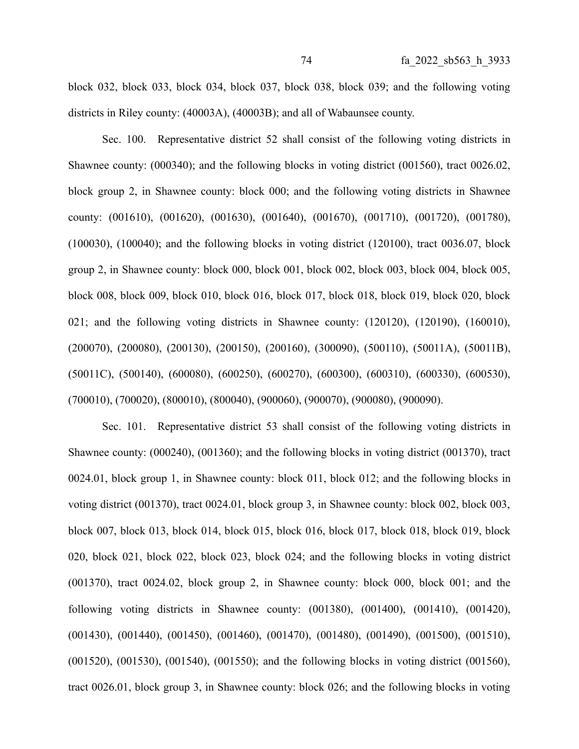block 032, block 033, block 034, block 037, block 038, block 039; and the following voting districts in Riley county: (40003A), (40003B); and all of Wabaunsee county.

Sec. 100. Representative district 52 shall consist of the following voting districts in Shawnee county: (000340); and the following blocks in voting district (001560), tract 0026.02, block group 2, in Shawnee county: block 000; and the following voting districts in Shawnee county: (001610), (001620), (001630), (001640), (001670), (001710), (001720), (001780), (100030), (100040); and the following blocks in voting district (120100), tract 0036.07, block group 2, in Shawnee county: block 000, block 001, block 002, block 003, block 004, block 005, block 008, block 009, block 010, block 016, block 017, block 018, block 019, block 020, block 021; and the following voting districts in Shawnee county: (120120), (120190), (160010), (200070), (200080), (200130), (200150), (200160), (300090), (500110), (50011A), (50011B), (50011C), (500140), (600080), (600250), (600270), (600300), (600310), (600330), (600530), (700010), (700020), (800010), (800040), (900060), (900070), (900080), (900090).

Sec. 101. Representative district 53 shall consist of the following voting districts in Shawnee county: (000240), (001360); and the following blocks in voting district (001370), tract 0024.01, block group 1, in Shawnee county: block 011, block 012; and the following blocks in voting district (001370), tract 0024.01, block group 3, in Shawnee county: block 002, block 003, block 007, block 013, block 014, block 015, block 016, block 017, block 018, block 019, block 020, block 021, block 022, block 023, block 024; and the following blocks in voting district (001370), tract 0024.02, block group 2, in Shawnee county: block 000, block 001; and the following voting districts in Shawnee county: (001380), (001400), (001410), (001420), (001430), (001440), (001450), (001460), (001470), (001480), (001490), (001500), (001510), (001520), (001530), (001540), (001550); and the following blocks in voting district (001560), tract 0026.01, block group 3, in Shawnee county: block 026; and the following blocks in voting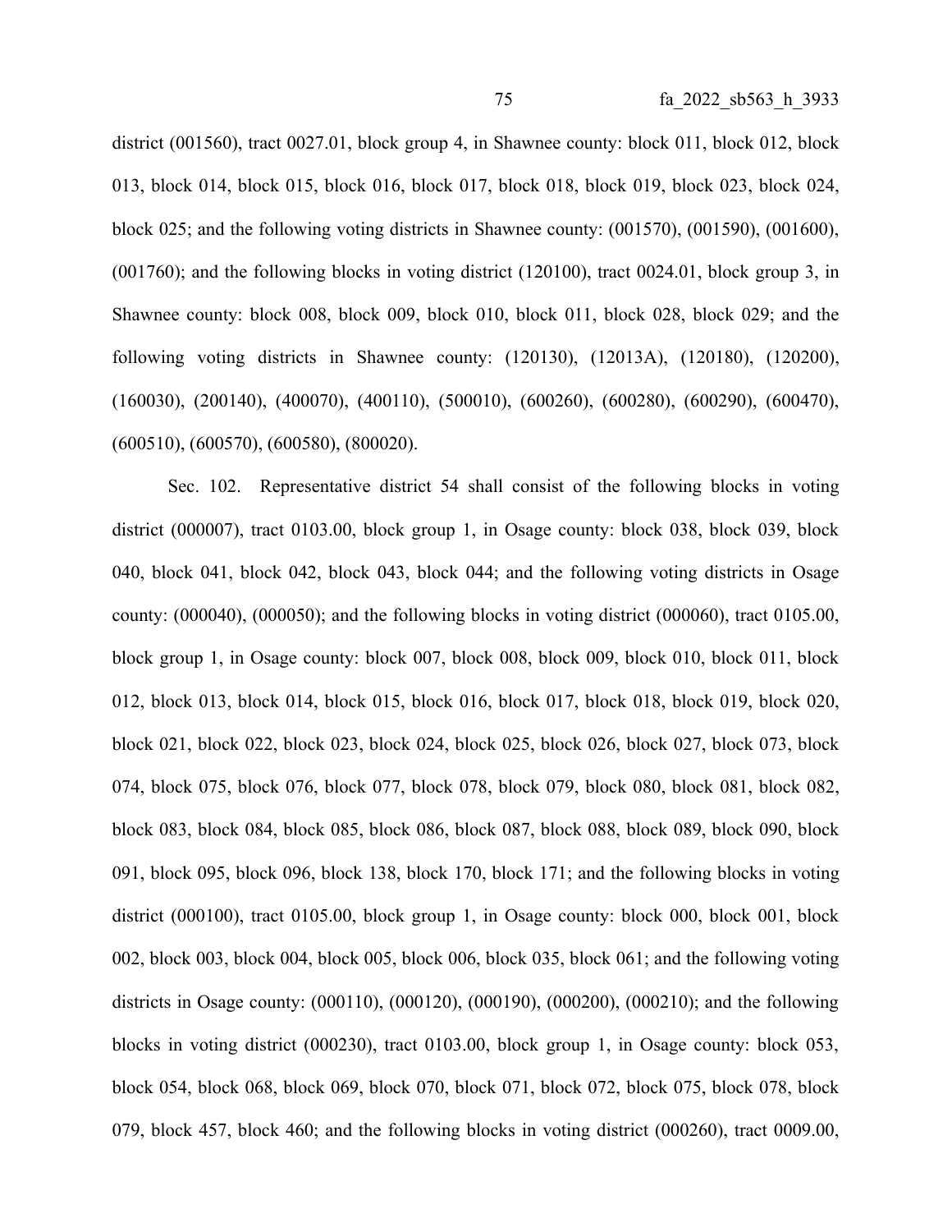district (001560), tract 0027.01, block group 4, in Shawnee county: block 011, block 012, block 013, block 014, block 015, block 016, block 017, block 018, block 019, block 023, block 024, block 025; and the following voting districts in Shawnee county: (001570), (001590), (001600), (001760); and the following blocks in voting district (120100), tract 0024.01, block group 3, in Shawnee county: block 008, block 009, block 010, block 011, block 028, block 029; and the following voting districts in Shawnee county: (120130), (12013A), (120180), (120200), (160030), (200140), (400070), (400110), (500010), (600260), (600280), (600290), (600470), (600510), (600570), (600580), (800020).

Sec. 102. Representative district 54 shall consist of the following blocks in voting district (000007), tract 0103.00, block group 1, in Osage county: block 038, block 039, block 040, block 041, block 042, block 043, block 044; and the following voting districts in Osage county: (000040), (000050); and the following blocks in voting district (000060), tract 0105.00, block group 1, in Osage county: block 007, block 008, block 009, block 010, block 011, block 012, block 013, block 014, block 015, block 016, block 017, block 018, block 019, block 020, block 021, block 022, block 023, block 024, block 025, block 026, block 027, block 073, block 074, block 075, block 076, block 077, block 078, block 079, block 080, block 081, block 082, block 083, block 084, block 085, block 086, block 087, block 088, block 089, block 090, block 091, block 095, block 096, block 138, block 170, block 171; and the following blocks in voting district (000100), tract 0105.00, block group 1, in Osage county: block 000, block 001, block 002, block 003, block 004, block 005, block 006, block 035, block 061; and the following voting districts in Osage county: (000110), (000120), (000190), (000200), (000210); and the following blocks in voting district (000230), tract 0103.00, block group 1, in Osage county: block 053, block 054, block 068, block 069, block 070, block 071, block 072, block 075, block 078, block 079, block 457, block 460; and the following blocks in voting district (000260), tract 0009.00,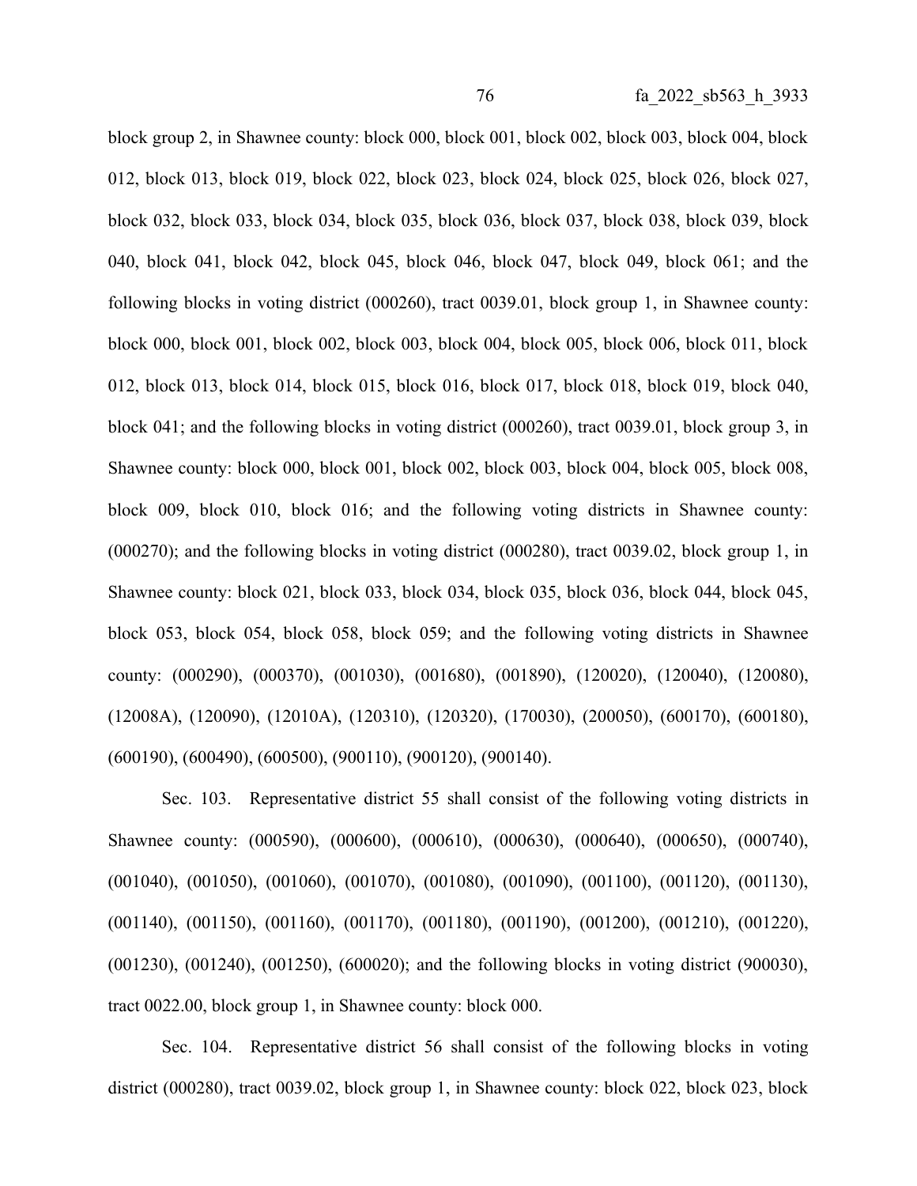block group 2, in Shawnee county: block 000, block 001, block 002, block 003, block 004, block 012, block 013, block 019, block 022, block 023, block 024, block 025, block 026, block 027, block 032, block 033, block 034, block 035, block 036, block 037, block 038, block 039, block 040, block 041, block 042, block 045, block 046, block 047, block 049, block 061; and the following blocks in voting district (000260), tract 0039.01, block group 1, in Shawnee county: block 000, block 001, block 002, block 003, block 004, block 005, block 006, block 011, block 012, block 013, block 014, block 015, block 016, block 017, block 018, block 019, block 040, block 041; and the following blocks in voting district (000260), tract 0039.01, block group 3, in Shawnee county: block 000, block 001, block 002, block 003, block 004, block 005, block 008, block 009, block 010, block 016; and the following voting districts in Shawnee county: (000270); and the following blocks in voting district (000280), tract 0039.02, block group 1, in Shawnee county: block 021, block 033, block 034, block 035, block 036, block 044, block 045, block 053, block 054, block 058, block 059; and the following voting districts in Shawnee county: (000290), (000370), (001030), (001680), (001890), (120020), (120040), (120080), (12008A), (120090), (12010A), (120310), (120320), (170030), (200050), (600170), (600180), (600190), (600490), (600500), (900110), (900120), (900140).

Sec. 103. Representative district 55 shall consist of the following voting districts in Shawnee county: (000590), (000600), (000610), (000630), (000640), (000650), (000740), (001040), (001050), (001060), (001070), (001080), (001090), (001100), (001120), (001130), (001140), (001150), (001160), (001170), (001180), (001190), (001200), (001210), (001220), (001230), (001240), (001250), (600020); and the following blocks in voting district (900030), tract 0022.00, block group 1, in Shawnee county: block 000.

Sec. 104. Representative district 56 shall consist of the following blocks in voting district (000280), tract 0039.02, block group 1, in Shawnee county: block 022, block 023, block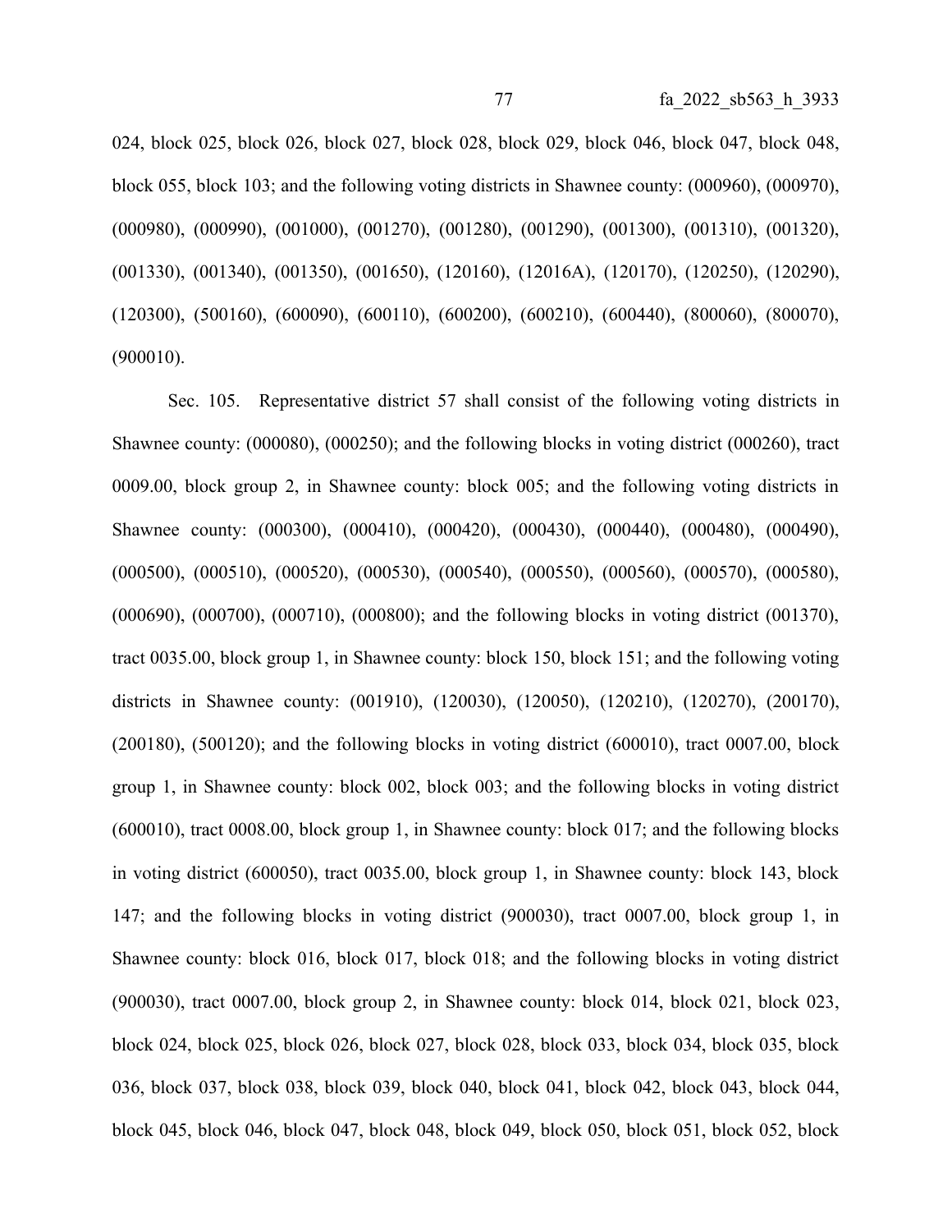024, block 025, block 026, block 027, block 028, block 029, block 046, block 047, block 048, block 055, block 103; and the following voting districts in Shawnee county: (000960), (000970), (000980), (000990), (001000), (001270), (001280), (001290), (001300), (001310), (001320), (001330), (001340), (001350), (001650), (120160), (12016A), (120170), (120250), (120290), (120300), (500160), (600090), (600110), (600200), (600210), (600440), (800060), (800070), (900010).

Sec. 105. Representative district 57 shall consist of the following voting districts in Shawnee county: (000080), (000250); and the following blocks in voting district (000260), tract 0009.00, block group 2, in Shawnee county: block 005; and the following voting districts in Shawnee county: (000300), (000410), (000420), (000430), (000440), (000480), (000490), (000500), (000510), (000520), (000530), (000540), (000550), (000560), (000570), (000580), (000690), (000700), (000710), (000800); and the following blocks in voting district (001370), tract 0035.00, block group 1, in Shawnee county: block 150, block 151; and the following voting districts in Shawnee county: (001910), (120030), (120050), (120210), (120270), (200170), (200180), (500120); and the following blocks in voting district (600010), tract 0007.00, block group 1, in Shawnee county: block 002, block 003; and the following blocks in voting district (600010), tract 0008.00, block group 1, in Shawnee county: block 017; and the following blocks in voting district (600050), tract 0035.00, block group 1, in Shawnee county: block 143, block 147; and the following blocks in voting district (900030), tract 0007.00, block group 1, in Shawnee county: block 016, block 017, block 018; and the following blocks in voting district (900030), tract 0007.00, block group 2, in Shawnee county: block 014, block 021, block 023, block 024, block 025, block 026, block 027, block 028, block 033, block 034, block 035, block 036, block 037, block 038, block 039, block 040, block 041, block 042, block 043, block 044, block 045, block 046, block 047, block 048, block 049, block 050, block 051, block 052, block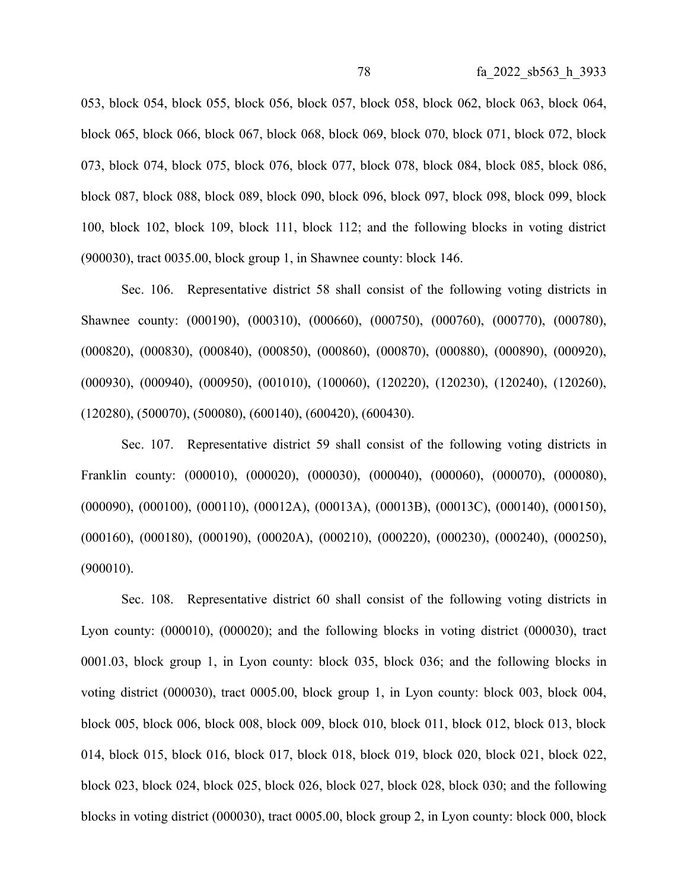053, block 054, block 055, block 056, block 057, block 058, block 062, block 063, block 064, block 065, block 066, block 067, block 068, block 069, block 070, block 071, block 072, block 073, block 074, block 075, block 076, block 077, block 078, block 084, block 085, block 086, block 087, block 088, block 089, block 090, block 096, block 097, block 098, block 099, block 100, block 102, block 109, block 111, block 112; and the following blocks in voting district (900030), tract 0035.00, block group 1, in Shawnee county: block 146.

Sec. 106. Representative district 58 shall consist of the following voting districts in Shawnee county: (000190), (000310), (000660), (000750), (000760), (000770), (000780), (000820), (000830), (000840), (000850), (000860), (000870), (000880), (000890), (000920), (000930), (000940), (000950), (001010), (100060), (120220), (120230), (120240), (120260), (120280), (500070), (500080), (600140), (600420), (600430).

Sec. 107. Representative district 59 shall consist of the following voting districts in Franklin county: (000010), (000020), (000030), (000040), (000060), (000070), (000080), (000090), (000100), (000110), (00012A), (00013A), (00013B), (00013C), (000140), (000150), (000160), (000180), (000190), (00020A), (000210), (000220), (000230), (000240), (000250), (900010).

Sec. 108. Representative district 60 shall consist of the following voting districts in Lyon county: (000010), (000020); and the following blocks in voting district (000030), tract 0001.03, block group 1, in Lyon county: block 035, block 036; and the following blocks in voting district (000030), tract 0005.00, block group 1, in Lyon county: block 003, block 004, block 005, block 006, block 008, block 009, block 010, block 011, block 012, block 013, block 014, block 015, block 016, block 017, block 018, block 019, block 020, block 021, block 022, block 023, block 024, block 025, block 026, block 027, block 028, block 030; and the following blocks in voting district (000030), tract 0005.00, block group 2, in Lyon county: block 000, block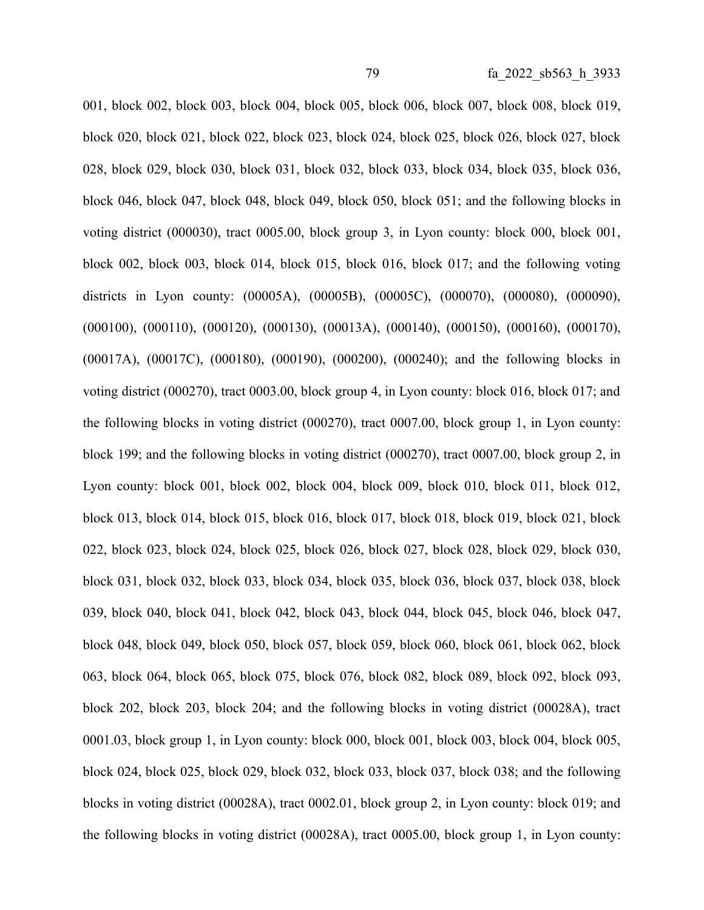001, block 002, block 003, block 004, block 005, block 006, block 007, block 008, block 019, block 020, block 021, block 022, block 023, block 024, block 025, block 026, block 027, block 028, block 029, block 030, block 031, block 032, block 033, block 034, block 035, block 036, block 046, block 047, block 048, block 049, block 050, block 051; and the following blocks in voting district (000030), tract 0005.00, block group 3, in Lyon county: block 000, block 001, block 002, block 003, block 014, block 015, block 016, block 017; and the following voting districts in Lyon county: (00005A), (00005B), (00005C), (000070), (000080), (000090), (000100), (000110), (000120), (000130), (00013A), (000140), (000150), (000160), (000170), (00017A), (00017C), (000180), (000190), (000200), (000240); and the following blocks in voting district (000270), tract 0003.00, block group 4, in Lyon county: block 016, block 017; and the following blocks in voting district (000270), tract 0007.00, block group 1, in Lyon county: block 199; and the following blocks in voting district (000270), tract 0007.00, block group 2, in Lyon county: block 001, block 002, block 004, block 009, block 010, block 011, block 012, block 013, block 014, block 015, block 016, block 017, block 018, block 019, block 021, block 022, block 023, block 024, block 025, block 026, block 027, block 028, block 029, block 030, block 031, block 032, block 033, block 034, block 035, block 036, block 037, block 038, block 039, block 040, block 041, block 042, block 043, block 044, block 045, block 046, block 047, block 048, block 049, block 050, block 057, block 059, block 060, block 061, block 062, block 063, block 064, block 065, block 075, block 076, block 082, block 089, block 092, block 093, block 202, block 203, block 204; and the following blocks in voting district (00028A), tract 0001.03, block group 1, in Lyon county: block 000, block 001, block 003, block 004, block 005, block 024, block 025, block 029, block 032, block 033, block 037, block 038; and the following blocks in voting district (00028A), tract 0002.01, block group 2, in Lyon county: block 019; and the following blocks in voting district (00028A), tract 0005.00, block group 1, in Lyon county: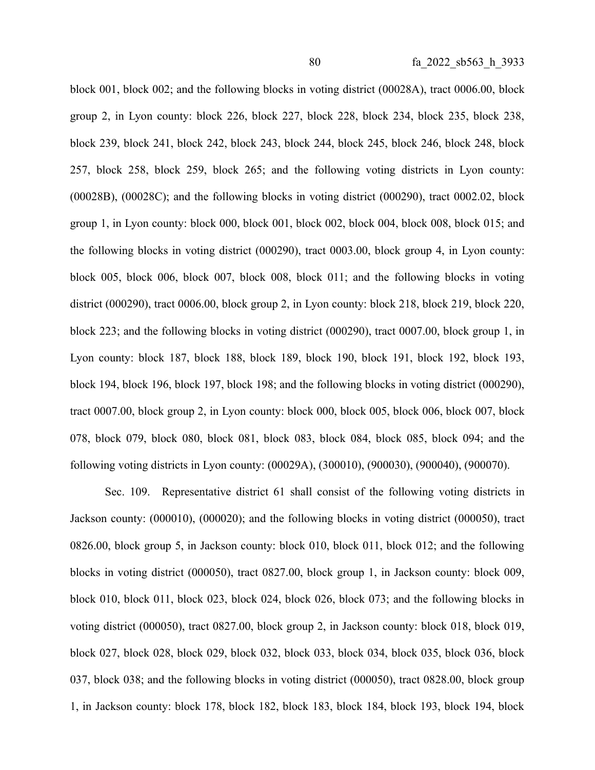block 001, block 002; and the following blocks in voting district (00028A), tract 0006.00, block group 2, in Lyon county: block 226, block 227, block 228, block 234, block 235, block 238, block 239, block 241, block 242, block 243, block 244, block 245, block 246, block 248, block 257, block 258, block 259, block 265; and the following voting districts in Lyon county: (00028B), (00028C); and the following blocks in voting district (000290), tract 0002.02, block group 1, in Lyon county: block 000, block 001, block 002, block 004, block 008, block 015; and the following blocks in voting district (000290), tract 0003.00, block group 4, in Lyon county: block 005, block 006, block 007, block 008, block 011; and the following blocks in voting district (000290), tract 0006.00, block group 2, in Lyon county: block 218, block 219, block 220, block 223; and the following blocks in voting district (000290), tract 0007.00, block group 1, in Lyon county: block 187, block 188, block 189, block 190, block 191, block 192, block 193, block 194, block 196, block 197, block 198; and the following blocks in voting district (000290), tract 0007.00, block group 2, in Lyon county: block 000, block 005, block 006, block 007, block 078, block 079, block 080, block 081, block 083, block 084, block 085, block 094; and the following voting districts in Lyon county: (00029A), (300010), (900030), (900040), (900070).

Sec. 109. Representative district 61 shall consist of the following voting districts in Jackson county: (000010), (000020); and the following blocks in voting district (000050), tract 0826.00, block group 5, in Jackson county: block 010, block 011, block 012; and the following blocks in voting district (000050), tract 0827.00, block group 1, in Jackson county: block 009, block 010, block 011, block 023, block 024, block 026, block 073; and the following blocks in voting district (000050), tract 0827.00, block group 2, in Jackson county: block 018, block 019, block 027, block 028, block 029, block 032, block 033, block 034, block 035, block 036, block 037, block 038; and the following blocks in voting district (000050), tract 0828.00, block group 1, in Jackson county: block 178, block 182, block 183, block 184, block 193, block 194, block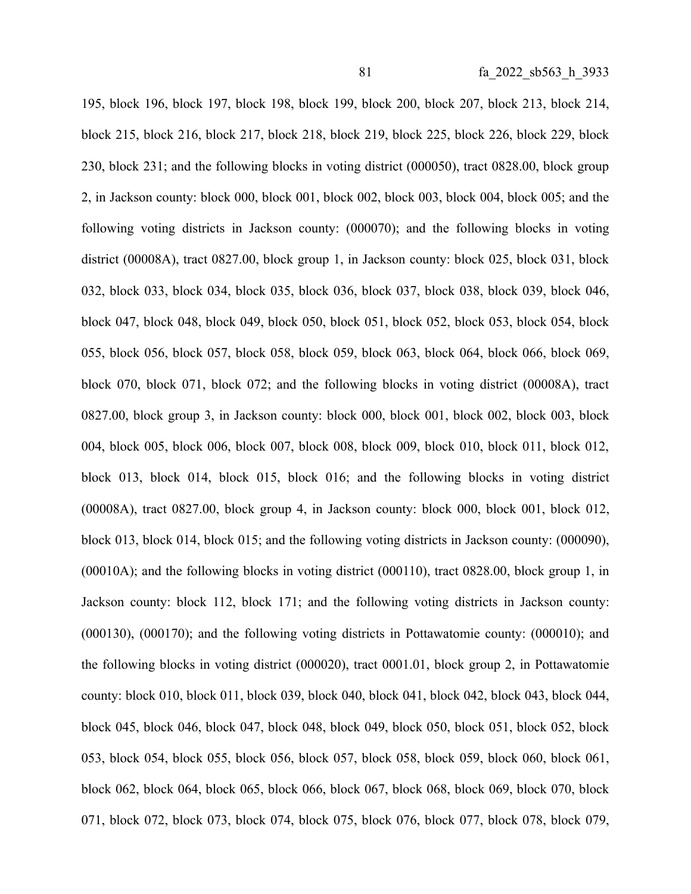195, block 196, block 197, block 198, block 199, block 200, block 207, block 213, block 214, block 215, block 216, block 217, block 218, block 219, block 225, block 226, block 229, block 230, block 231; and the following blocks in voting district (000050), tract 0828.00, block group 2, in Jackson county: block 000, block 001, block 002, block 003, block 004, block 005; and the following voting districts in Jackson county: (000070); and the following blocks in voting district (00008A), tract 0827.00, block group 1, in Jackson county: block 025, block 031, block 032, block 033, block 034, block 035, block 036, block 037, block 038, block 039, block 046, block 047, block 048, block 049, block 050, block 051, block 052, block 053, block 054, block 055, block 056, block 057, block 058, block 059, block 063, block 064, block 066, block 069, block 070, block 071, block 072; and the following blocks in voting district (00008A), tract 0827.00, block group 3, in Jackson county: block 000, block 001, block 002, block 003, block 004, block 005, block 006, block 007, block 008, block 009, block 010, block 011, block 012, block 013, block 014, block 015, block 016; and the following blocks in voting district (00008A), tract 0827.00, block group 4, in Jackson county: block 000, block 001, block 012, block 013, block 014, block 015; and the following voting districts in Jackson county: (000090), (00010A); and the following blocks in voting district (000110), tract 0828.00, block group 1, in Jackson county: block 112, block 171; and the following voting districts in Jackson county: (000130), (000170); and the following voting districts in Pottawatomie county: (000010); and the following blocks in voting district (000020), tract 0001.01, block group 2, in Pottawatomie county: block 010, block 011, block 039, block 040, block 041, block 042, block 043, block 044, block 045, block 046, block 047, block 048, block 049, block 050, block 051, block 052, block 053, block 054, block 055, block 056, block 057, block 058, block 059, block 060, block 061, block 062, block 064, block 065, block 066, block 067, block 068, block 069, block 070, block 071, block 072, block 073, block 074, block 075, block 076, block 077, block 078, block 079,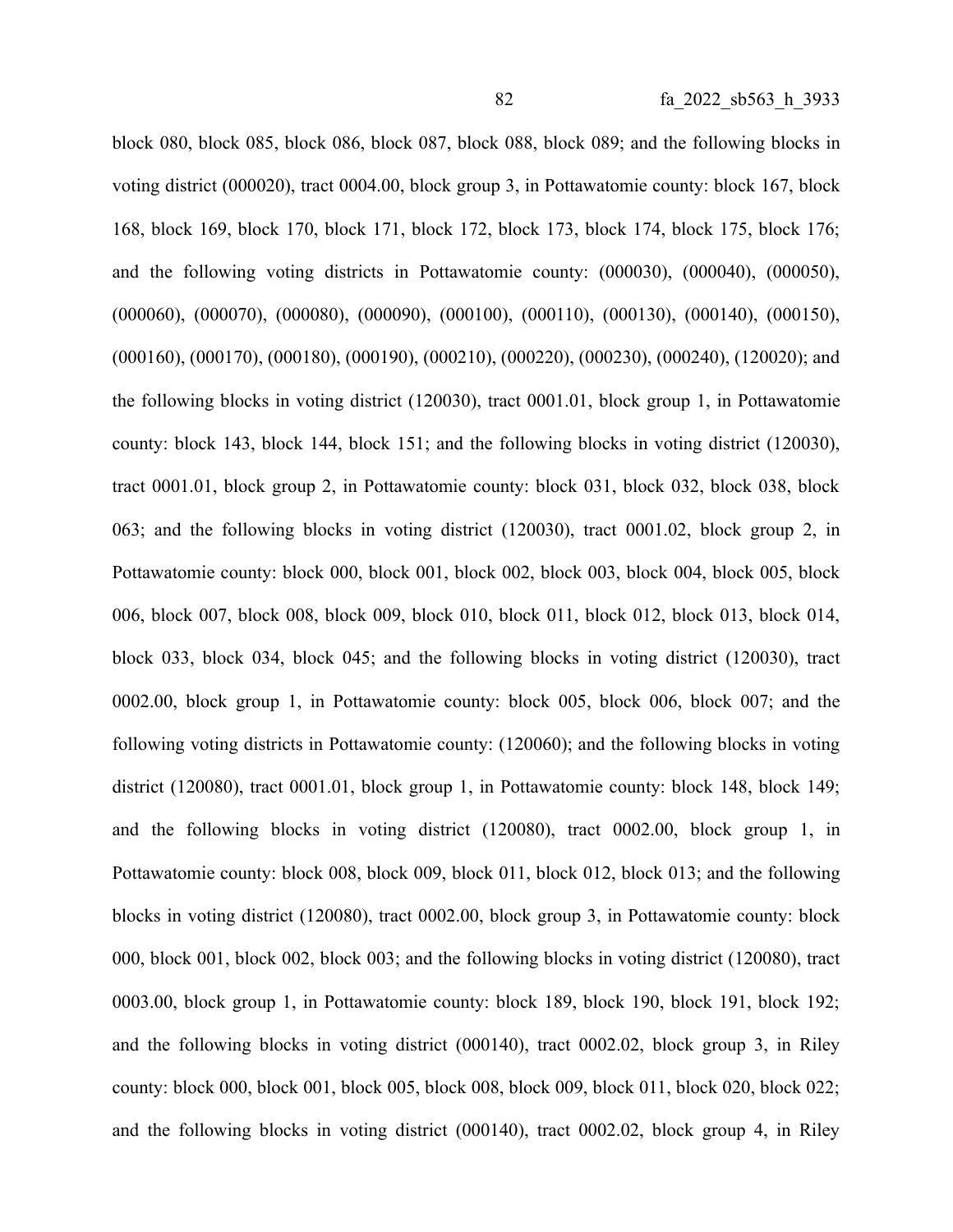block 080, block 085, block 086, block 087, block 088, block 089; and the following blocks in voting district (000020), tract 0004.00, block group 3, in Pottawatomie county: block 167, block 168, block 169, block 170, block 171, block 172, block 173, block 174, block 175, block 176; and the following voting districts in Pottawatomie county: (000030), (000040), (000050), (000060), (000070), (000080), (000090), (000100), (000110), (000130), (000140), (000150), (000160), (000170), (000180), (000190), (000210), (000220), (000230), (000240), (120020); and the following blocks in voting district (120030), tract 0001.01, block group 1, in Pottawatomie county: block 143, block 144, block 151; and the following blocks in voting district (120030), tract 0001.01, block group 2, in Pottawatomie county: block 031, block 032, block 038, block 063; and the following blocks in voting district (120030), tract 0001.02, block group 2, in Pottawatomie county: block 000, block 001, block 002, block 003, block 004, block 005, block 006, block 007, block 008, block 009, block 010, block 011, block 012, block 013, block 014, block 033, block 034, block 045; and the following blocks in voting district (120030), tract 0002.00, block group 1, in Pottawatomie county: block 005, block 006, block 007; and the following voting districts in Pottawatomie county: (120060); and the following blocks in voting district (120080), tract 0001.01, block group 1, in Pottawatomie county: block 148, block 149; and the following blocks in voting district (120080), tract 0002.00, block group 1, in Pottawatomie county: block 008, block 009, block 011, block 012, block 013; and the following blocks in voting district (120080), tract 0002.00, block group 3, in Pottawatomie county: block 000, block 001, block 002, block 003; and the following blocks in voting district (120080), tract 0003.00, block group 1, in Pottawatomie county: block 189, block 190, block 191, block 192; and the following blocks in voting district (000140), tract 0002.02, block group 3, in Riley county: block 000, block 001, block 005, block 008, block 009, block 011, block 020, block 022; and the following blocks in voting district (000140), tract 0002.02, block group 4, in Riley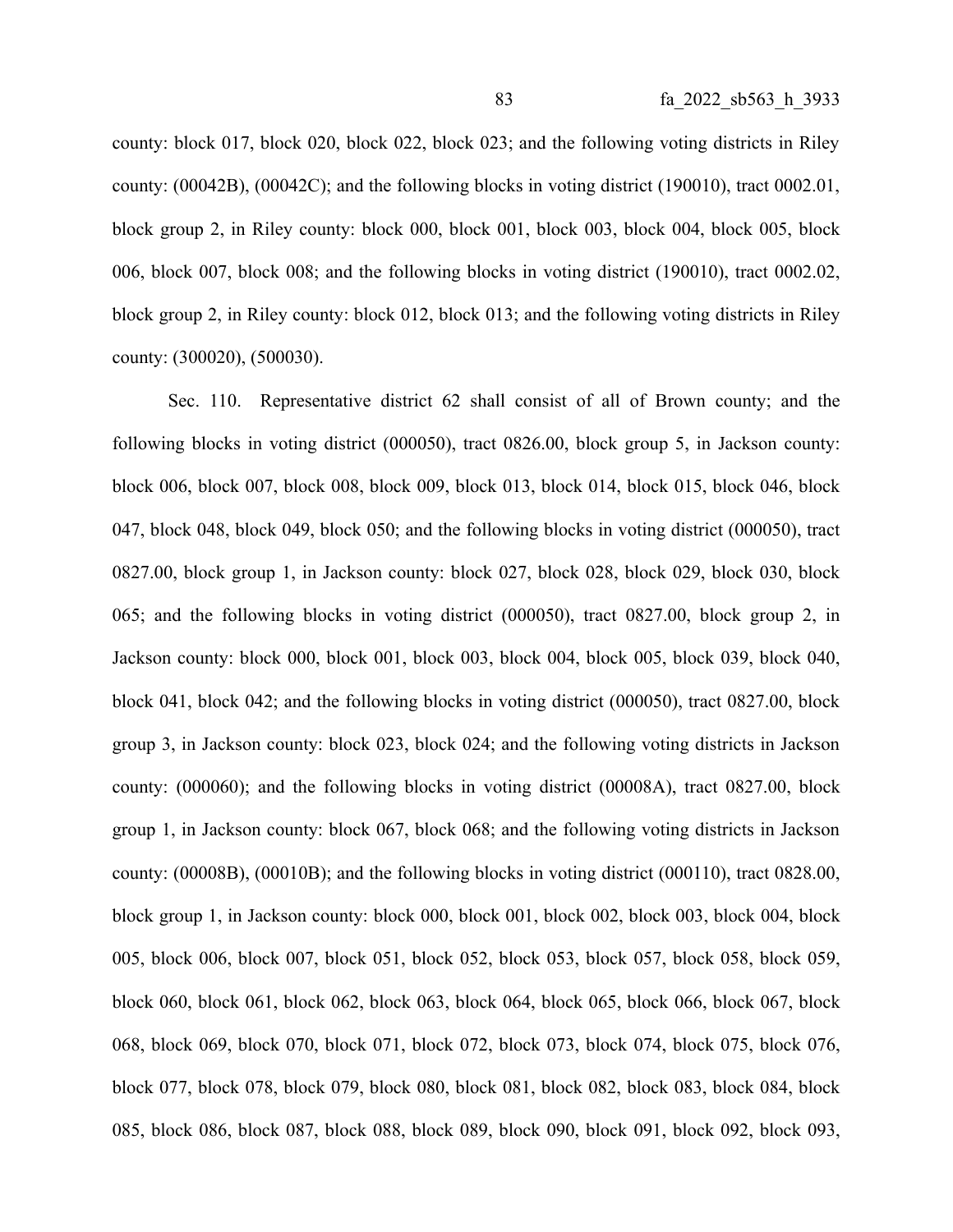county: block 017, block 020, block 022, block 023; and the following voting districts in Riley county: (00042B), (00042C); and the following blocks in voting district (190010), tract 0002.01, block group 2, in Riley county: block 000, block 001, block 003, block 004, block 005, block 006, block 007, block 008; and the following blocks in voting district (190010), tract 0002.02, block group 2, in Riley county: block 012, block 013; and the following voting districts in Riley county: (300020), (500030).

Sec. 110. Representative district 62 shall consist of all of Brown county; and the following blocks in voting district (000050), tract 0826.00, block group 5, in Jackson county: block 006, block 007, block 008, block 009, block 013, block 014, block 015, block 046, block 047, block 048, block 049, block 050; and the following blocks in voting district (000050), tract 0827.00, block group 1, in Jackson county: block 027, block 028, block 029, block 030, block 065; and the following blocks in voting district (000050), tract 0827.00, block group 2, in Jackson county: block 000, block 001, block 003, block 004, block 005, block 039, block 040, block 041, block 042; and the following blocks in voting district (000050), tract 0827.00, block group 3, in Jackson county: block 023, block 024; and the following voting districts in Jackson county: (000060); and the following blocks in voting district (00008A), tract 0827.00, block group 1, in Jackson county: block 067, block 068; and the following voting districts in Jackson county: (00008B), (00010B); and the following blocks in voting district (000110), tract 0828.00, block group 1, in Jackson county: block 000, block 001, block 002, block 003, block 004, block 005, block 006, block 007, block 051, block 052, block 053, block 057, block 058, block 059, block 060, block 061, block 062, block 063, block 064, block 065, block 066, block 067, block 068, block 069, block 070, block 071, block 072, block 073, block 074, block 075, block 076, block 077, block 078, block 079, block 080, block 081, block 082, block 083, block 084, block 085, block 086, block 087, block 088, block 089, block 090, block 091, block 092, block 093,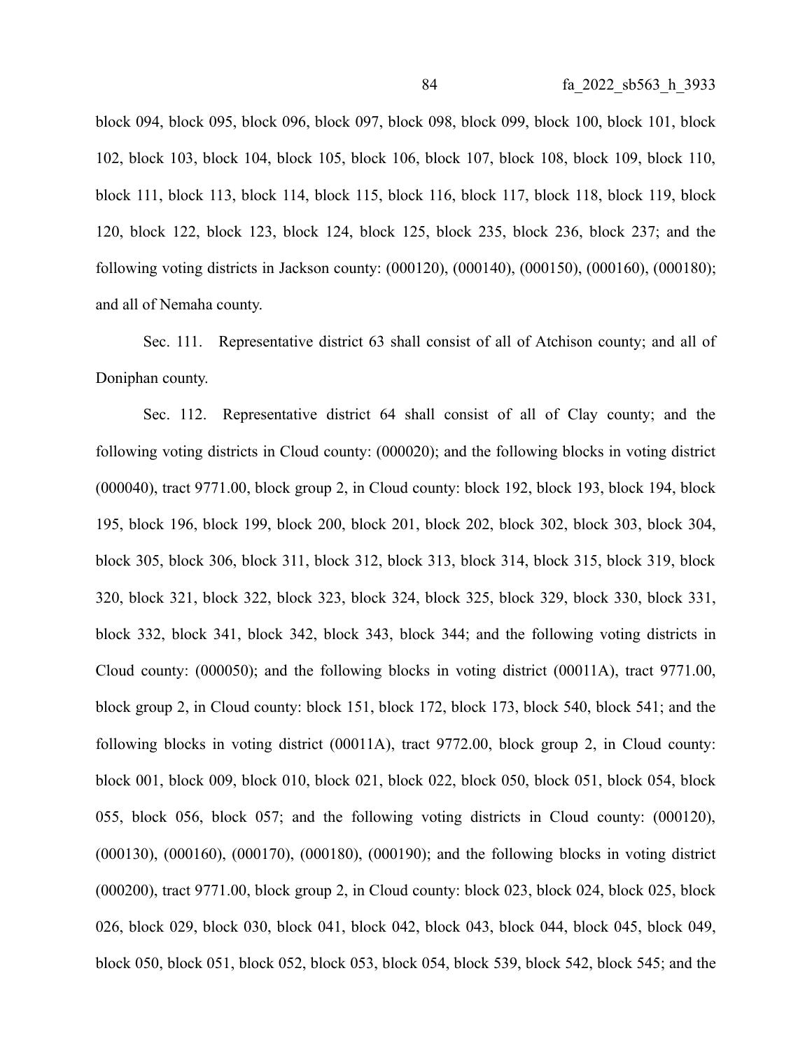block 094, block 095, block 096, block 097, block 098, block 099, block 100, block 101, block 102, block 103, block 104, block 105, block 106, block 107, block 108, block 109, block 110, block 111, block 113, block 114, block 115, block 116, block 117, block 118, block 119, block 120, block 122, block 123, block 124, block 125, block 235, block 236, block 237; and the following voting districts in Jackson county: (000120), (000140), (000150), (000160), (000180); and all of Nemaha county.

Sec. 111. Representative district 63 shall consist of all of Atchison county; and all of Doniphan county.

Sec. 112. Representative district 64 shall consist of all of Clay county; and the following voting districts in Cloud county: (000020); and the following blocks in voting district (000040), tract 9771.00, block group 2, in Cloud county: block 192, block 193, block 194, block 195, block 196, block 199, block 200, block 201, block 202, block 302, block 303, block 304, block 305, block 306, block 311, block 312, block 313, block 314, block 315, block 319, block 320, block 321, block 322, block 323, block 324, block 325, block 329, block 330, block 331, block 332, block 341, block 342, block 343, block 344; and the following voting districts in Cloud county: (000050); and the following blocks in voting district (00011A), tract 9771.00, block group 2, in Cloud county: block 151, block 172, block 173, block 540, block 541; and the following blocks in voting district (00011A), tract 9772.00, block group 2, in Cloud county: block 001, block 009, block 010, block 021, block 022, block 050, block 051, block 054, block 055, block 056, block 057; and the following voting districts in Cloud county: (000120), (000130), (000160), (000170), (000180), (000190); and the following blocks in voting district (000200), tract 9771.00, block group 2, in Cloud county: block 023, block 024, block 025, block 026, block 029, block 030, block 041, block 042, block 043, block 044, block 045, block 049, block 050, block 051, block 052, block 053, block 054, block 539, block 542, block 545; and the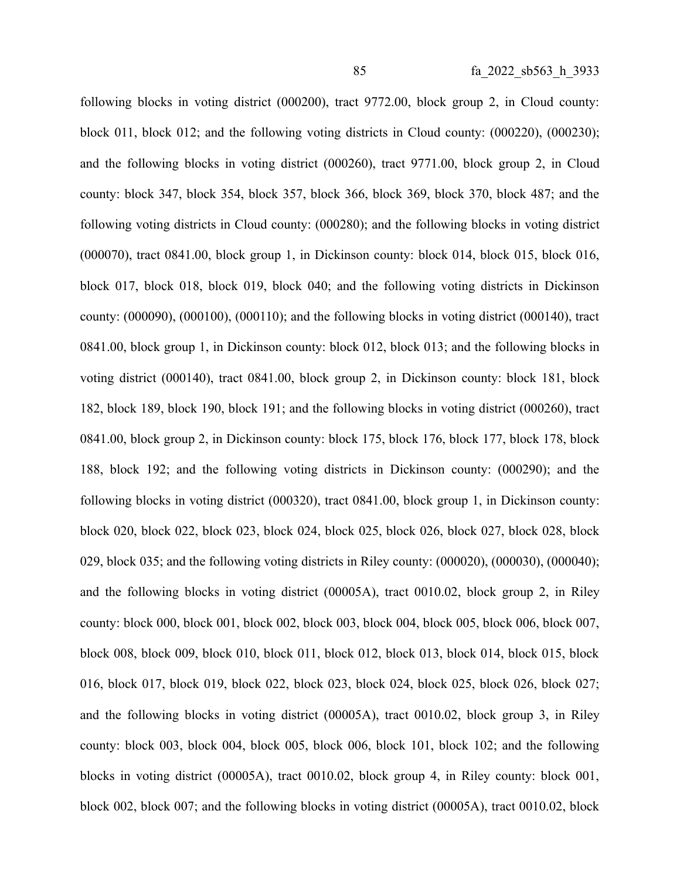following blocks in voting district (000200), tract 9772.00, block group 2, in Cloud county: block 011, block 012; and the following voting districts in Cloud county: (000220), (000230); and the following blocks in voting district (000260), tract 9771.00, block group 2, in Cloud county: block 347, block 354, block 357, block 366, block 369, block 370, block 487; and the following voting districts in Cloud county: (000280); and the following blocks in voting district (000070), tract 0841.00, block group 1, in Dickinson county: block 014, block 015, block 016, block 017, block 018, block 019, block 040; and the following voting districts in Dickinson county: (000090), (000100), (000110); and the following blocks in voting district (000140), tract 0841.00, block group 1, in Dickinson county: block 012, block 013; and the following blocks in voting district (000140), tract 0841.00, block group 2, in Dickinson county: block 181, block 182, block 189, block 190, block 191; and the following blocks in voting district (000260), tract 0841.00, block group 2, in Dickinson county: block 175, block 176, block 177, block 178, block 188, block 192; and the following voting districts in Dickinson county: (000290); and the following blocks in voting district (000320), tract 0841.00, block group 1, in Dickinson county: block 020, block 022, block 023, block 024, block 025, block 026, block 027, block 028, block 029, block 035; and the following voting districts in Riley county: (000020), (000030), (000040); and the following blocks in voting district (00005A), tract 0010.02, block group 2, in Riley county: block 000, block 001, block 002, block 003, block 004, block 005, block 006, block 007, block 008, block 009, block 010, block 011, block 012, block 013, block 014, block 015, block 016, block 017, block 019, block 022, block 023, block 024, block 025, block 026, block 027; and the following blocks in voting district (00005A), tract 0010.02, block group 3, in Riley county: block 003, block 004, block 005, block 006, block 101, block 102; and the following blocks in voting district (00005A), tract 0010.02, block group 4, in Riley county: block 001, block 002, block 007; and the following blocks in voting district (00005A), tract 0010.02, block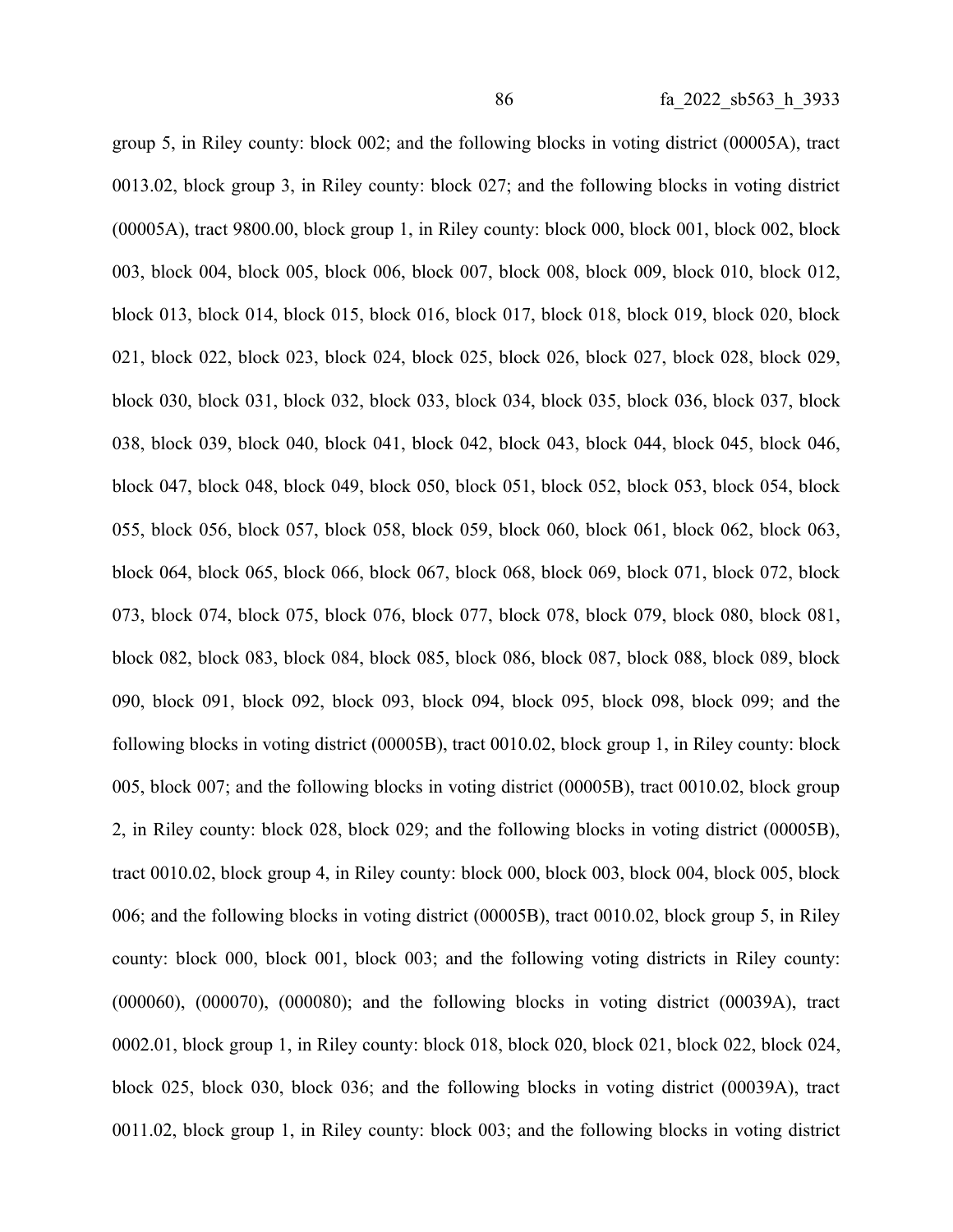group 5, in Riley county: block 002; and the following blocks in voting district (00005A), tract 0013.02, block group 3, in Riley county: block 027; and the following blocks in voting district (00005A), tract 9800.00, block group 1, in Riley county: block 000, block 001, block 002, block 003, block 004, block 005, block 006, block 007, block 008, block 009, block 010, block 012, block 013, block 014, block 015, block 016, block 017, block 018, block 019, block 020, block 021, block 022, block 023, block 024, block 025, block 026, block 027, block 028, block 029, block 030, block 031, block 032, block 033, block 034, block 035, block 036, block 037, block 038, block 039, block 040, block 041, block 042, block 043, block 044, block 045, block 046, block 047, block 048, block 049, block 050, block 051, block 052, block 053, block 054, block 055, block 056, block 057, block 058, block 059, block 060, block 061, block 062, block 063, block 064, block 065, block 066, block 067, block 068, block 069, block 071, block 072, block 073, block 074, block 075, block 076, block 077, block 078, block 079, block 080, block 081, block 082, block 083, block 084, block 085, block 086, block 087, block 088, block 089, block 090, block 091, block 092, block 093, block 094, block 095, block 098, block 099; and the following blocks in voting district (00005B), tract 0010.02, block group 1, in Riley county: block 005, block 007; and the following blocks in voting district (00005B), tract 0010.02, block group 2, in Riley county: block 028, block 029; and the following blocks in voting district (00005B), tract 0010.02, block group 4, in Riley county: block 000, block 003, block 004, block 005, block 006; and the following blocks in voting district (00005B), tract 0010.02, block group 5, in Riley county: block 000, block 001, block 003; and the following voting districts in Riley county: (000060), (000070), (000080); and the following blocks in voting district (00039A), tract 0002.01, block group 1, in Riley county: block 018, block 020, block 021, block 022, block 024, block 025, block 030, block 036; and the following blocks in voting district (00039A), tract 0011.02, block group 1, in Riley county: block 003; and the following blocks in voting district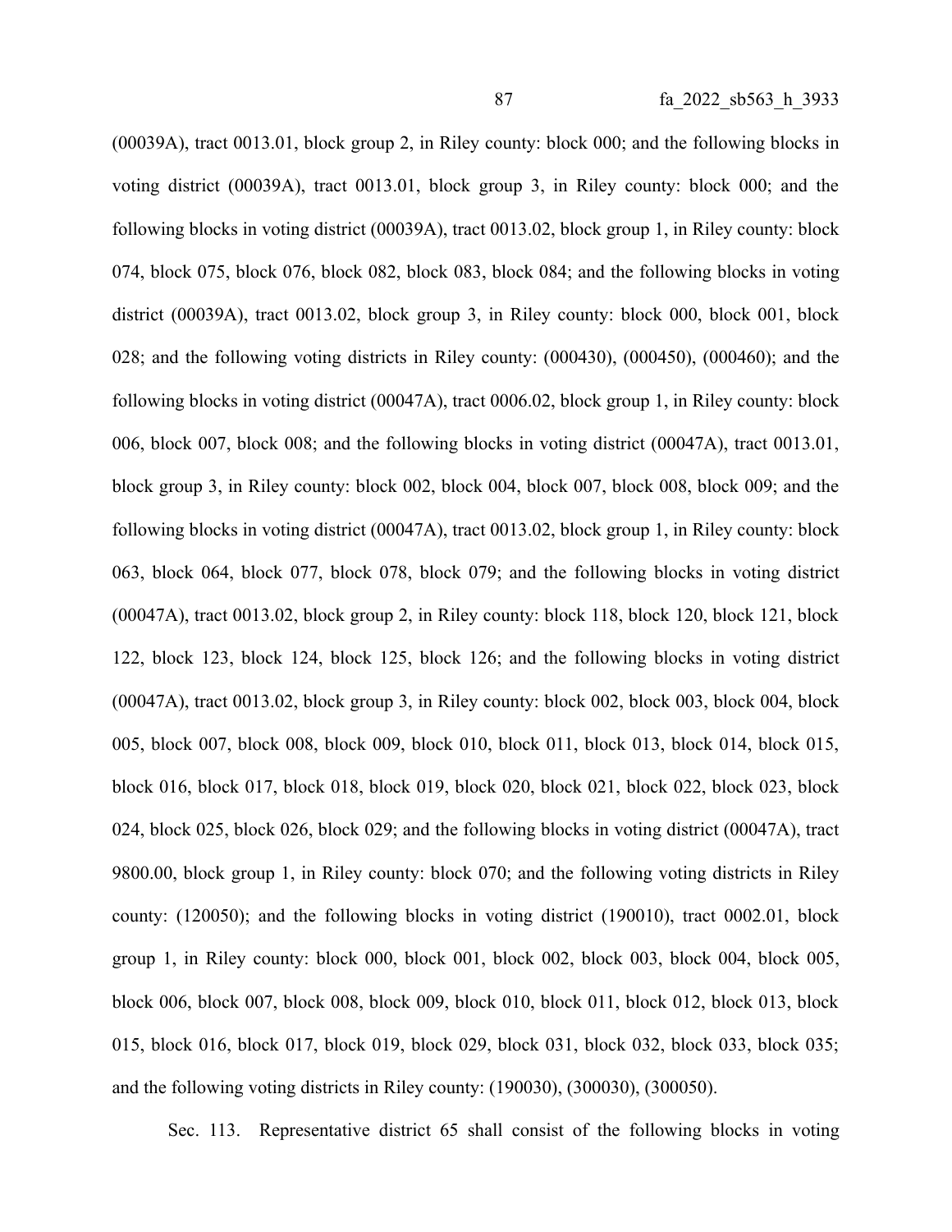(00039A), tract 0013.01, block group 2, in Riley county: block 000; and the following blocks in voting district (00039A), tract 0013.01, block group 3, in Riley county: block 000; and the following blocks in voting district (00039A), tract 0013.02, block group 1, in Riley county: block 074, block 075, block 076, block 082, block 083, block 084; and the following blocks in voting district (00039A), tract 0013.02, block group 3, in Riley county: block 000, block 001, block 028; and the following voting districts in Riley county: (000430), (000450), (000460); and the following blocks in voting district (00047A), tract 0006.02, block group 1, in Riley county: block 006, block 007, block 008; and the following blocks in voting district (00047A), tract 0013.01, block group 3, in Riley county: block 002, block 004, block 007, block 008, block 009; and the following blocks in voting district (00047A), tract 0013.02, block group 1, in Riley county: block 063, block 064, block 077, block 078, block 079; and the following blocks in voting district (00047A), tract 0013.02, block group 2, in Riley county: block 118, block 120, block 121, block 122, block 123, block 124, block 125, block 126; and the following blocks in voting district (00047A), tract 0013.02, block group 3, in Riley county: block 002, block 003, block 004, block 005, block 007, block 008, block 009, block 010, block 011, block 013, block 014, block 015, block 016, block 017, block 018, block 019, block 020, block 021, block 022, block 023, block 024, block 025, block 026, block 029; and the following blocks in voting district (00047A), tract 9800.00, block group 1, in Riley county: block 070; and the following voting districts in Riley county: (120050); and the following blocks in voting district (190010), tract 0002.01, block group 1, in Riley county: block 000, block 001, block 002, block 003, block 004, block 005, block 006, block 007, block 008, block 009, block 010, block 011, block 012, block 013, block 015, block 016, block 017, block 019, block 029, block 031, block 032, block 033, block 035; and the following voting districts in Riley county: (190030), (300030), (300050).

Sec. 113. Representative district 65 shall consist of the following blocks in voting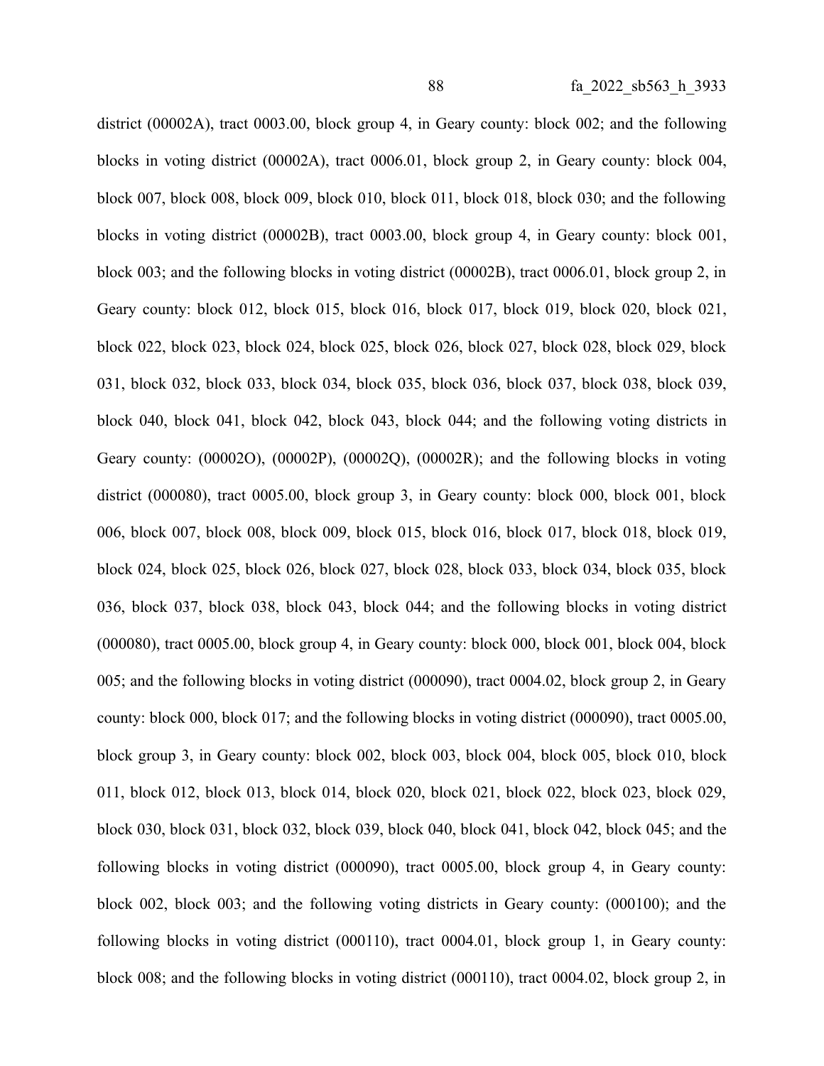district (00002A), tract 0003.00, block group 4, in Geary county: block 002; and the following blocks in voting district (00002A), tract 0006.01, block group 2, in Geary county: block 004, block 007, block 008, block 009, block 010, block 011, block 018, block 030; and the following blocks in voting district (00002B), tract 0003.00, block group 4, in Geary county: block 001, block 003; and the following blocks in voting district (00002B), tract 0006.01, block group 2, in Geary county: block 012, block 015, block 016, block 017, block 019, block 020, block 021, block 022, block 023, block 024, block 025, block 026, block 027, block 028, block 029, block 031, block 032, block 033, block 034, block 035, block 036, block 037, block 038, block 039, block 040, block 041, block 042, block 043, block 044; and the following voting districts in Geary county: (00002O), (00002P), (00002Q), (00002R); and the following blocks in voting district (000080), tract 0005.00, block group 3, in Geary county: block 000, block 001, block 006, block 007, block 008, block 009, block 015, block 016, block 017, block 018, block 019, block 024, block 025, block 026, block 027, block 028, block 033, block 034, block 035, block 036, block 037, block 038, block 043, block 044; and the following blocks in voting district (000080), tract 0005.00, block group 4, in Geary county: block 000, block 001, block 004, block 005; and the following blocks in voting district (000090), tract 0004.02, block group 2, in Geary county: block 000, block 017; and the following blocks in voting district (000090), tract 0005.00, block group 3, in Geary county: block 002, block 003, block 004, block 005, block 010, block 011, block 012, block 013, block 014, block 020, block 021, block 022, block 023, block 029, block 030, block 031, block 032, block 039, block 040, block 041, block 042, block 045; and the following blocks in voting district (000090), tract 0005.00, block group 4, in Geary county: block 002, block 003; and the following voting districts in Geary county: (000100); and the following blocks in voting district (000110), tract 0004.01, block group 1, in Geary county: block 008; and the following blocks in voting district (000110), tract 0004.02, block group 2, in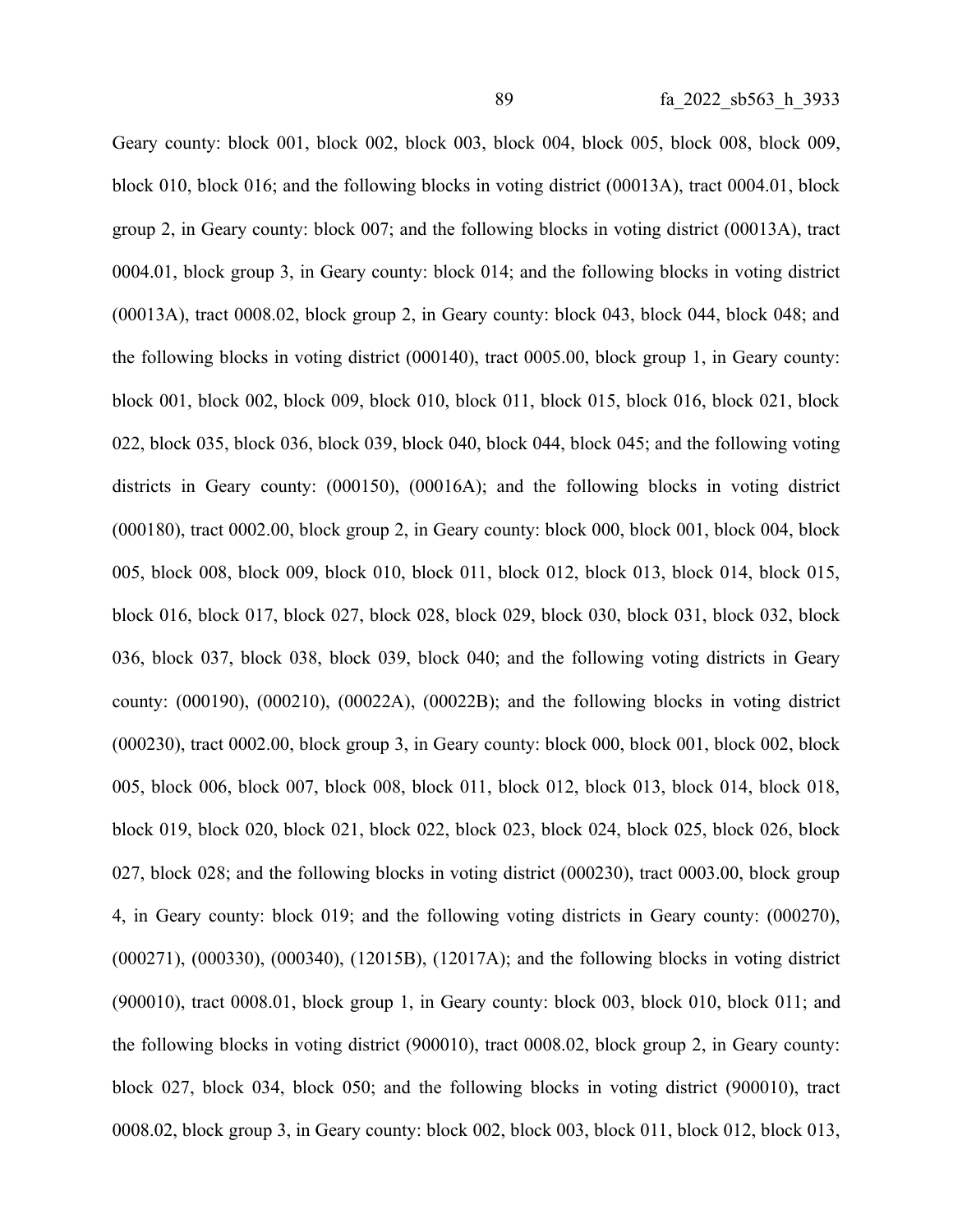Geary county: block 001, block 002, block 003, block 004, block 005, block 008, block 009, block 010, block 016; and the following blocks in voting district (00013A), tract 0004.01, block group 2, in Geary county: block 007; and the following blocks in voting district (00013A), tract 0004.01, block group 3, in Geary county: block 014; and the following blocks in voting district (00013A), tract 0008.02, block group 2, in Geary county: block 043, block 044, block 048; and the following blocks in voting district (000140), tract 0005.00, block group 1, in Geary county: block 001, block 002, block 009, block 010, block 011, block 015, block 016, block 021, block 022, block 035, block 036, block 039, block 040, block 044, block 045; and the following voting districts in Geary county: (000150), (00016A); and the following blocks in voting district (000180), tract 0002.00, block group 2, in Geary county: block 000, block 001, block 004, block 005, block 008, block 009, block 010, block 011, block 012, block 013, block 014, block 015, block 016, block 017, block 027, block 028, block 029, block 030, block 031, block 032, block 036, block 037, block 038, block 039, block 040; and the following voting districts in Geary county: (000190), (000210), (00022A), (00022B); and the following blocks in voting district (000230), tract 0002.00, block group 3, in Geary county: block 000, block 001, block 002, block 005, block 006, block 007, block 008, block 011, block 012, block 013, block 014, block 018, block 019, block 020, block 021, block 022, block 023, block 024, block 025, block 026, block 027, block 028; and the following blocks in voting district (000230), tract 0003.00, block group 4, in Geary county: block 019; and the following voting districts in Geary county: (000270), (000271), (000330), (000340), (12015B), (12017A); and the following blocks in voting district (900010), tract 0008.01, block group 1, in Geary county: block 003, block 010, block 011; and the following blocks in voting district (900010), tract 0008.02, block group 2, in Geary county: block 027, block 034, block 050; and the following blocks in voting district (900010), tract 0008.02, block group 3, in Geary county: block 002, block 003, block 011, block 012, block 013,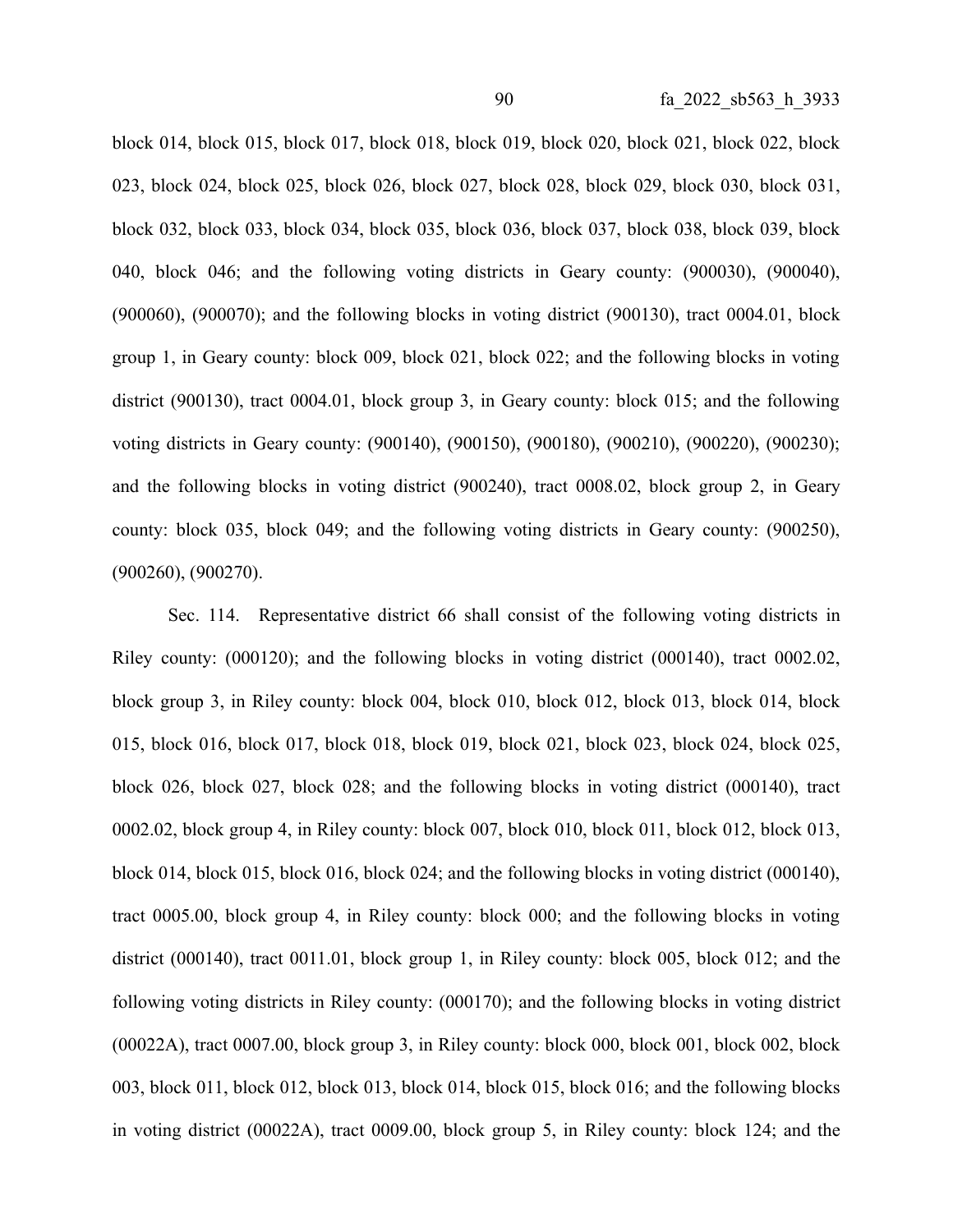block 014, block 015, block 017, block 018, block 019, block 020, block 021, block 022, block 023, block 024, block 025, block 026, block 027, block 028, block 029, block 030, block 031, block 032, block 033, block 034, block 035, block 036, block 037, block 038, block 039, block 040, block 046; and the following voting districts in Geary county: (900030), (900040), (900060), (900070); and the following blocks in voting district (900130), tract 0004.01, block group 1, in Geary county: block 009, block 021, block 022; and the following blocks in voting district (900130), tract 0004.01, block group 3, in Geary county: block 015; and the following voting districts in Geary county: (900140), (900150), (900180), (900210), (900220), (900230); and the following blocks in voting district (900240), tract 0008.02, block group 2, in Geary county: block 035, block 049; and the following voting districts in Geary county: (900250), (900260), (900270).

Sec. 114. Representative district 66 shall consist of the following voting districts in Riley county: (000120); and the following blocks in voting district (000140), tract 0002.02, block group 3, in Riley county: block 004, block 010, block 012, block 013, block 014, block 015, block 016, block 017, block 018, block 019, block 021, block 023, block 024, block 025, block 026, block 027, block 028; and the following blocks in voting district (000140), tract 0002.02, block group 4, in Riley county: block 007, block 010, block 011, block 012, block 013, block 014, block 015, block 016, block 024; and the following blocks in voting district (000140), tract 0005.00, block group 4, in Riley county: block 000; and the following blocks in voting district (000140), tract 0011.01, block group 1, in Riley county: block 005, block 012; and the following voting districts in Riley county: (000170); and the following blocks in voting district (00022A), tract 0007.00, block group 3, in Riley county: block 000, block 001, block 002, block 003, block 011, block 012, block 013, block 014, block 015, block 016; and the following blocks in voting district (00022A), tract 0009.00, block group 5, in Riley county: block 124; and the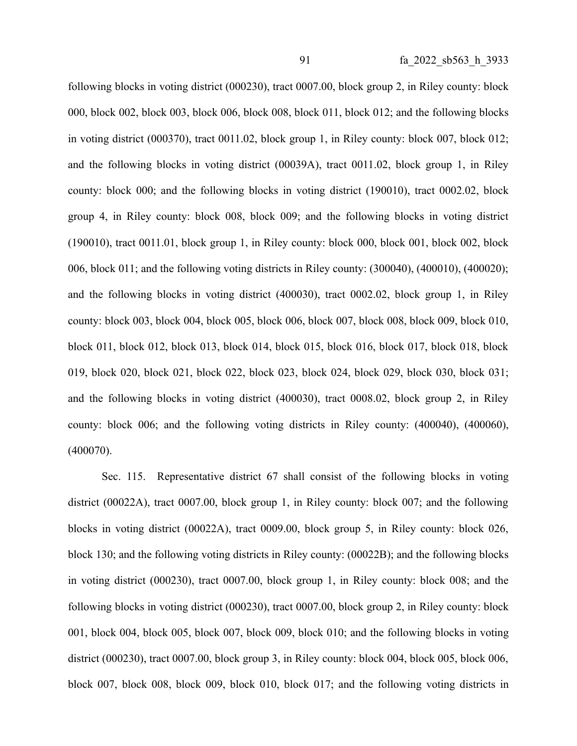following blocks in voting district (000230), tract 0007.00, block group 2, in Riley county: block 000, block 002, block 003, block 006, block 008, block 011, block 012; and the following blocks in voting district (000370), tract 0011.02, block group 1, in Riley county: block 007, block 012; and the following blocks in voting district (00039A), tract 0011.02, block group 1, in Riley county: block 000; and the following blocks in voting district (190010), tract 0002.02, block group 4, in Riley county: block 008, block 009; and the following blocks in voting district (190010), tract 0011.01, block group 1, in Riley county: block 000, block 001, block 002, block 006, block 011; and the following voting districts in Riley county: (300040), (400010), (400020); and the following blocks in voting district (400030), tract 0002.02, block group 1, in Riley county: block 003, block 004, block 005, block 006, block 007, block 008, block 009, block 010, block 011, block 012, block 013, block 014, block 015, block 016, block 017, block 018, block 019, block 020, block 021, block 022, block 023, block 024, block 029, block 030, block 031; and the following blocks in voting district (400030), tract 0008.02, block group 2, in Riley county: block 006; and the following voting districts in Riley county: (400040), (400060), (400070).

Sec. 115. Representative district 67 shall consist of the following blocks in voting district (00022A), tract 0007.00, block group 1, in Riley county: block 007; and the following blocks in voting district (00022A), tract 0009.00, block group 5, in Riley county: block 026, block 130; and the following voting districts in Riley county: (00022B); and the following blocks in voting district (000230), tract 0007.00, block group 1, in Riley county: block 008; and the following blocks in voting district (000230), tract 0007.00, block group 2, in Riley county: block 001, block 004, block 005, block 007, block 009, block 010; and the following blocks in voting district (000230), tract 0007.00, block group 3, in Riley county: block 004, block 005, block 006, block 007, block 008, block 009, block 010, block 017; and the following voting districts in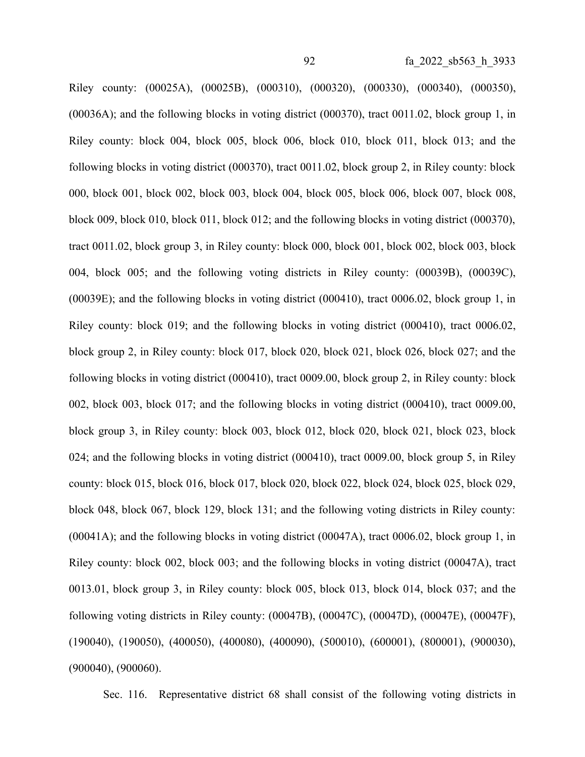Riley county: (00025A), (00025B), (000310), (000320), (000330), (000340), (000350), (00036A); and the following blocks in voting district (000370), tract 0011.02, block group 1, in Riley county: block 004, block 005, block 006, block 010, block 011, block 013; and the following blocks in voting district (000370), tract 0011.02, block group 2, in Riley county: block 000, block 001, block 002, block 003, block 004, block 005, block 006, block 007, block 008, block 009, block 010, block 011, block 012; and the following blocks in voting district (000370), tract 0011.02, block group 3, in Riley county: block 000, block 001, block 002, block 003, block 004, block 005; and the following voting districts in Riley county: (00039B), (00039C), (00039E); and the following blocks in voting district (000410), tract 0006.02, block group 1, in Riley county: block 019; and the following blocks in voting district (000410), tract 0006.02, block group 2, in Riley county: block 017, block 020, block 021, block 026, block 027; and the following blocks in voting district (000410), tract 0009.00, block group 2, in Riley county: block 002, block 003, block 017; and the following blocks in voting district (000410), tract 0009.00, block group 3, in Riley county: block 003, block 012, block 020, block 021, block 023, block 024; and the following blocks in voting district (000410), tract 0009.00, block group 5, in Riley county: block 015, block 016, block 017, block 020, block 022, block 024, block 025, block 029, block 048, block 067, block 129, block 131; and the following voting districts in Riley county: (00041A); and the following blocks in voting district (00047A), tract 0006.02, block group 1, in Riley county: block 002, block 003; and the following blocks in voting district (00047A), tract 0013.01, block group 3, in Riley county: block 005, block 013, block 014, block 037; and the following voting districts in Riley county: (00047B), (00047C), (00047D), (00047E), (00047F), (190040), (190050), (400050), (400080), (400090), (500010), (600001), (800001), (900030), (900040), (900060).

Sec. 116. Representative district 68 shall consist of the following voting districts in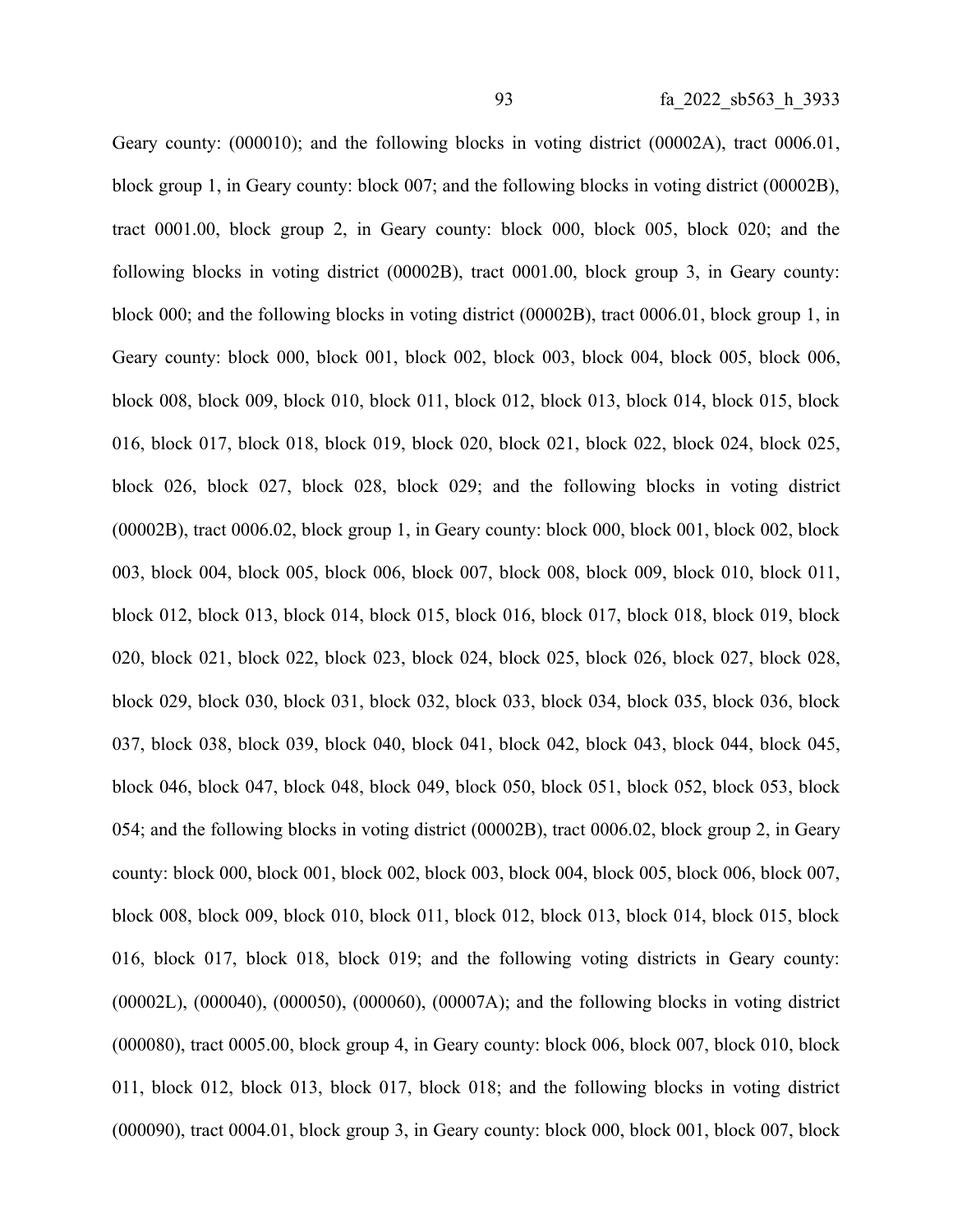Geary county: (000010); and the following blocks in voting district (00002A), tract 0006.01, block group 1, in Geary county: block 007; and the following blocks in voting district (00002B), tract 0001.00, block group 2, in Geary county: block 000, block 005, block 020; and the following blocks in voting district (00002B), tract 0001.00, block group 3, in Geary county: block 000; and the following blocks in voting district (00002B), tract 0006.01, block group 1, in Geary county: block 000, block 001, block 002, block 003, block 004, block 005, block 006, block 008, block 009, block 010, block 011, block 012, block 013, block 014, block 015, block 016, block 017, block 018, block 019, block 020, block 021, block 022, block 024, block 025, block 026, block 027, block 028, block 029; and the following blocks in voting district (00002B), tract 0006.02, block group 1, in Geary county: block 000, block 001, block 002, block 003, block 004, block 005, block 006, block 007, block 008, block 009, block 010, block 011, block 012, block 013, block 014, block 015, block 016, block 017, block 018, block 019, block 020, block 021, block 022, block 023, block 024, block 025, block 026, block 027, block 028, block 029, block 030, block 031, block 032, block 033, block 034, block 035, block 036, block 037, block 038, block 039, block 040, block 041, block 042, block 043, block 044, block 045, block 046, block 047, block 048, block 049, block 050, block 051, block 052, block 053, block 054; and the following blocks in voting district (00002B), tract 0006.02, block group 2, in Geary county: block 000, block 001, block 002, block 003, block 004, block 005, block 006, block 007, block 008, block 009, block 010, block 011, block 012, block 013, block 014, block 015, block 016, block 017, block 018, block 019; and the following voting districts in Geary county: (00002L), (000040), (000050), (000060), (00007A); and the following blocks in voting district (000080), tract 0005.00, block group 4, in Geary county: block 006, block 007, block 010, block 011, block 012, block 013, block 017, block 018; and the following blocks in voting district (000090), tract 0004.01, block group 3, in Geary county: block 000, block 001, block 007, block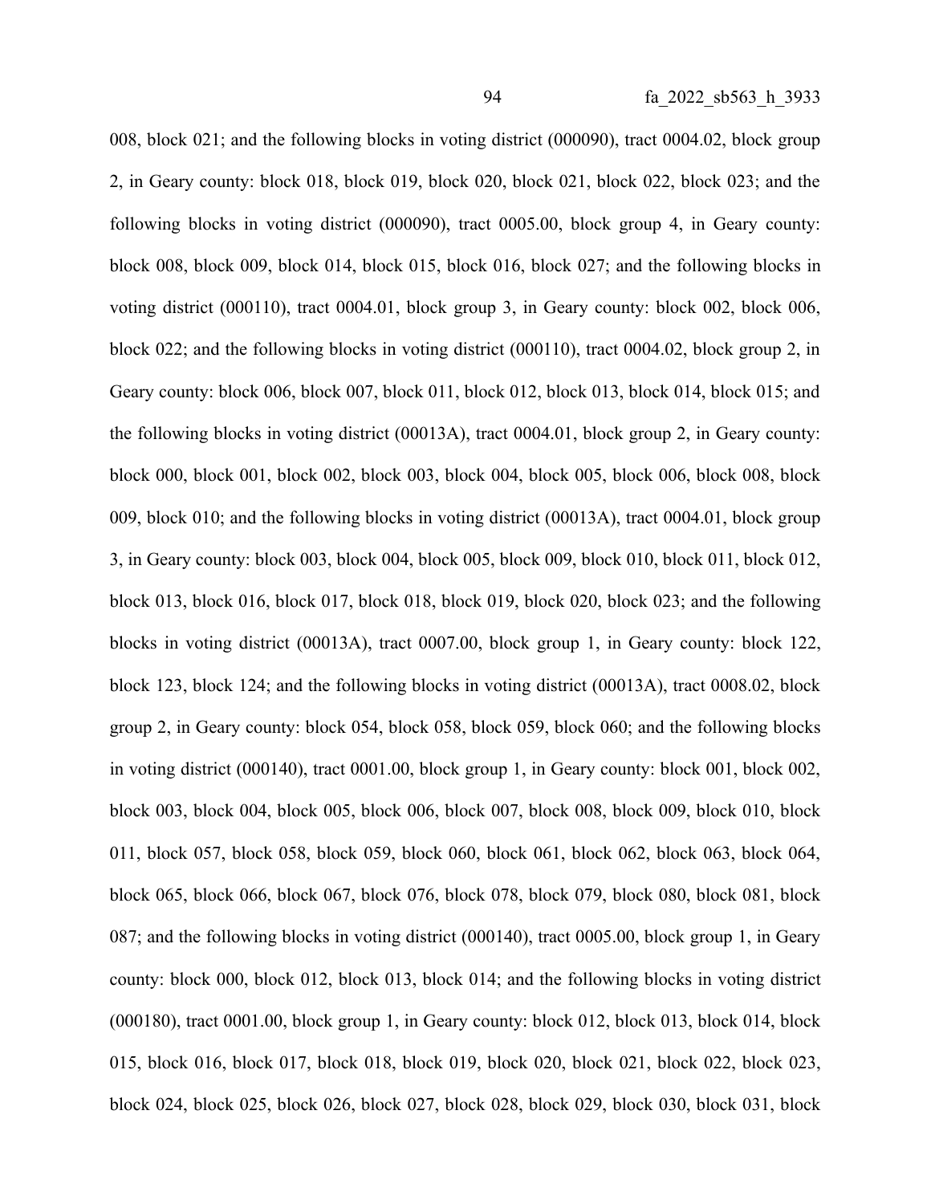008, block 021; and the following blocks in voting district (000090), tract 0004.02, block group 2, in Geary county: block 018, block 019, block 020, block 021, block 022, block 023; and the following blocks in voting district (000090), tract 0005.00, block group 4, in Geary county: block 008, block 009, block 014, block 015, block 016, block 027; and the following blocks in voting district (000110), tract 0004.01, block group 3, in Geary county: block 002, block 006, block 022; and the following blocks in voting district (000110), tract 0004.02, block group 2, in Geary county: block 006, block 007, block 011, block 012, block 013, block 014, block 015; and the following blocks in voting district (00013A), tract 0004.01, block group 2, in Geary county: block 000, block 001, block 002, block 003, block 004, block 005, block 006, block 008, block 009, block 010; and the following blocks in voting district (00013A), tract 0004.01, block group 3, in Geary county: block 003, block 004, block 005, block 009, block 010, block 011, block 012, block 013, block 016, block 017, block 018, block 019, block 020, block 023; and the following blocks in voting district (00013A), tract 0007.00, block group 1, in Geary county: block 122, block 123, block 124; and the following blocks in voting district (00013A), tract 0008.02, block group 2, in Geary county: block 054, block 058, block 059, block 060; and the following blocks in voting district (000140), tract 0001.00, block group 1, in Geary county: block 001, block 002, block 003, block 004, block 005, block 006, block 007, block 008, block 009, block 010, block 011, block 057, block 058, block 059, block 060, block 061, block 062, block 063, block 064, block 065, block 066, block 067, block 076, block 078, block 079, block 080, block 081, block 087; and the following blocks in voting district (000140), tract 0005.00, block group 1, in Geary county: block 000, block 012, block 013, block 014; and the following blocks in voting district (000180), tract 0001.00, block group 1, in Geary county: block 012, block 013, block 014, block 015, block 016, block 017, block 018, block 019, block 020, block 021, block 022, block 023, block 024, block 025, block 026, block 027, block 028, block 029, block 030, block 031, block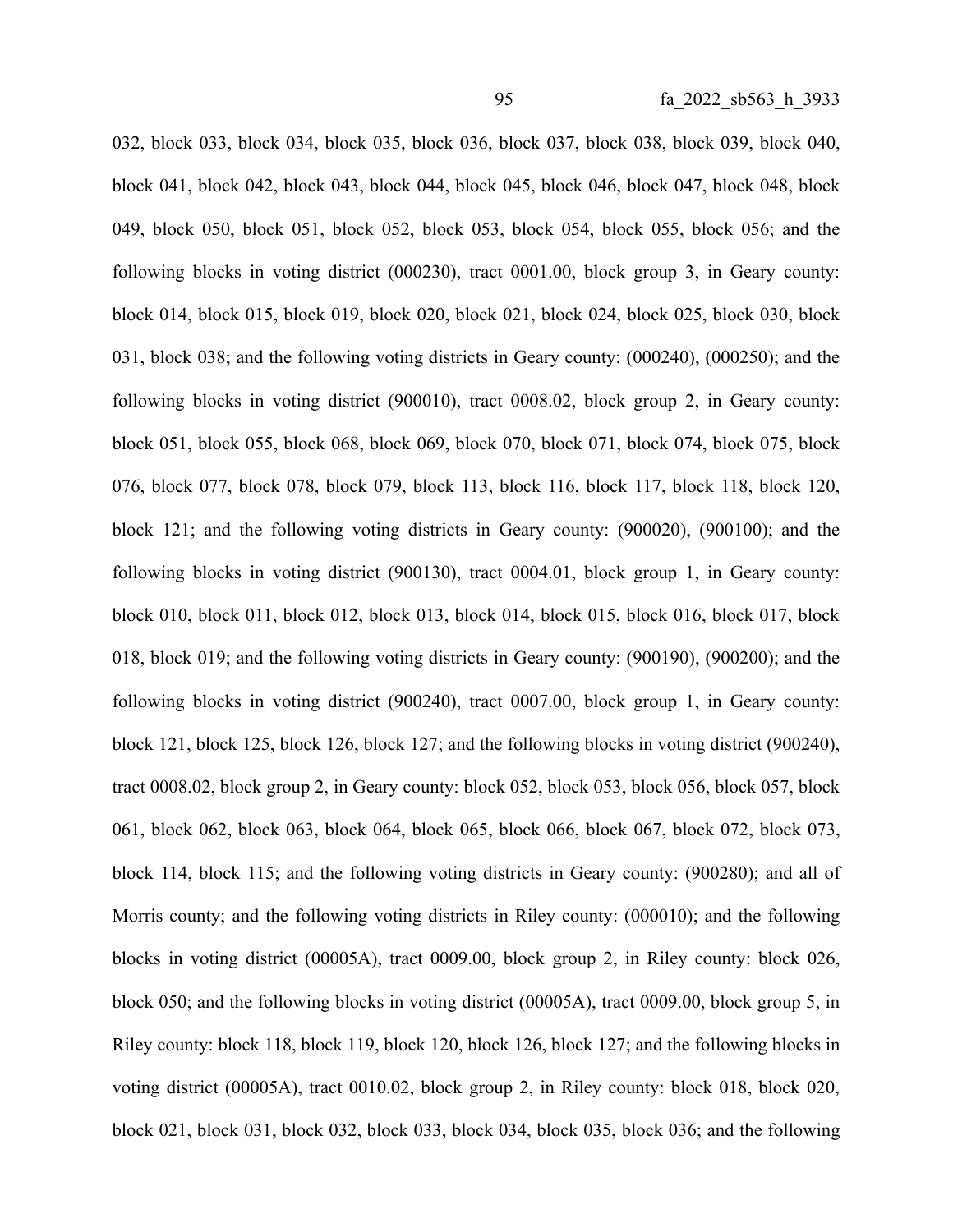032, block 033, block 034, block 035, block 036, block 037, block 038, block 039, block 040, block 041, block 042, block 043, block 044, block 045, block 046, block 047, block 048, block 049, block 050, block 051, block 052, block 053, block 054, block 055, block 056; and the following blocks in voting district (000230), tract 0001.00, block group 3, in Geary county: block 014, block 015, block 019, block 020, block 021, block 024, block 025, block 030, block 031, block 038; and the following voting districts in Geary county: (000240), (000250); and the following blocks in voting district (900010), tract 0008.02, block group 2, in Geary county: block 051, block 055, block 068, block 069, block 070, block 071, block 074, block 075, block 076, block 077, block 078, block 079, block 113, block 116, block 117, block 118, block 120, block 121; and the following voting districts in Geary county: (900020), (900100); and the following blocks in voting district (900130), tract 0004.01, block group 1, in Geary county: block 010, block 011, block 012, block 013, block 014, block 015, block 016, block 017, block 018, block 019; and the following voting districts in Geary county: (900190), (900200); and the following blocks in voting district (900240), tract 0007.00, block group 1, in Geary county: block 121, block 125, block 126, block 127; and the following blocks in voting district (900240), tract 0008.02, block group 2, in Geary county: block 052, block 053, block 056, block 057, block 061, block 062, block 063, block 064, block 065, block 066, block 067, block 072, block 073, block 114, block 115; and the following voting districts in Geary county: (900280); and all of Morris county; and the following voting districts in Riley county: (000010); and the following blocks in voting district (00005A), tract 0009.00, block group 2, in Riley county: block 026, block 050; and the following blocks in voting district (00005A), tract 0009.00, block group 5, in Riley county: block 118, block 119, block 120, block 126, block 127; and the following blocks in voting district (00005A), tract 0010.02, block group 2, in Riley county: block 018, block 020, block 021, block 031, block 032, block 033, block 034, block 035, block 036; and the following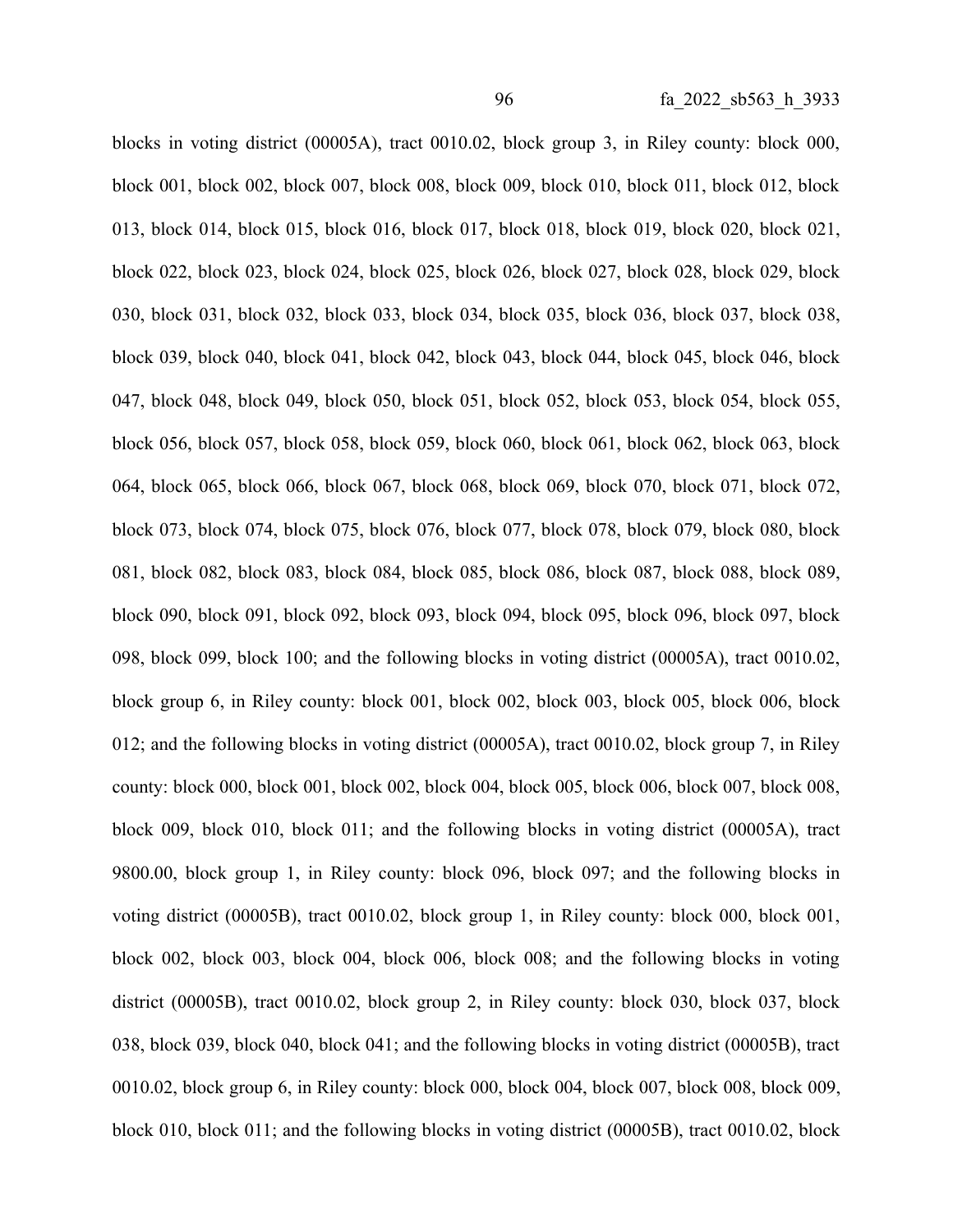blocks in voting district (00005A), tract 0010.02, block group 3, in Riley county: block 000, block 001, block 002, block 007, block 008, block 009, block 010, block 011, block 012, block 013, block 014, block 015, block 016, block 017, block 018, block 019, block 020, block 021, block 022, block 023, block 024, block 025, block 026, block 027, block 028, block 029, block 030, block 031, block 032, block 033, block 034, block 035, block 036, block 037, block 038, block 039, block 040, block 041, block 042, block 043, block 044, block 045, block 046, block 047, block 048, block 049, block 050, block 051, block 052, block 053, block 054, block 055, block 056, block 057, block 058, block 059, block 060, block 061, block 062, block 063, block 064, block 065, block 066, block 067, block 068, block 069, block 070, block 071, block 072, block 073, block 074, block 075, block 076, block 077, block 078, block 079, block 080, block 081, block 082, block 083, block 084, block 085, block 086, block 087, block 088, block 089, block 090, block 091, block 092, block 093, block 094, block 095, block 096, block 097, block 098, block 099, block 100; and the following blocks in voting district (00005A), tract 0010.02, block group 6, in Riley county: block 001, block 002, block 003, block 005, block 006, block 012; and the following blocks in voting district (00005A), tract 0010.02, block group 7, in Riley county: block 000, block 001, block 002, block 004, block 005, block 006, block 007, block 008, block 009, block 010, block 011; and the following blocks in voting district (00005A), tract 9800.00, block group 1, in Riley county: block 096, block 097; and the following blocks in voting district (00005B), tract 0010.02, block group 1, in Riley county: block 000, block 001, block 002, block 003, block 004, block 006, block 008; and the following blocks in voting district (00005B), tract 0010.02, block group 2, in Riley county: block 030, block 037, block 038, block 039, block 040, block 041; and the following blocks in voting district (00005B), tract 0010.02, block group 6, in Riley county: block 000, block 004, block 007, block 008, block 009, block 010, block 011; and the following blocks in voting district (00005B), tract 0010.02, block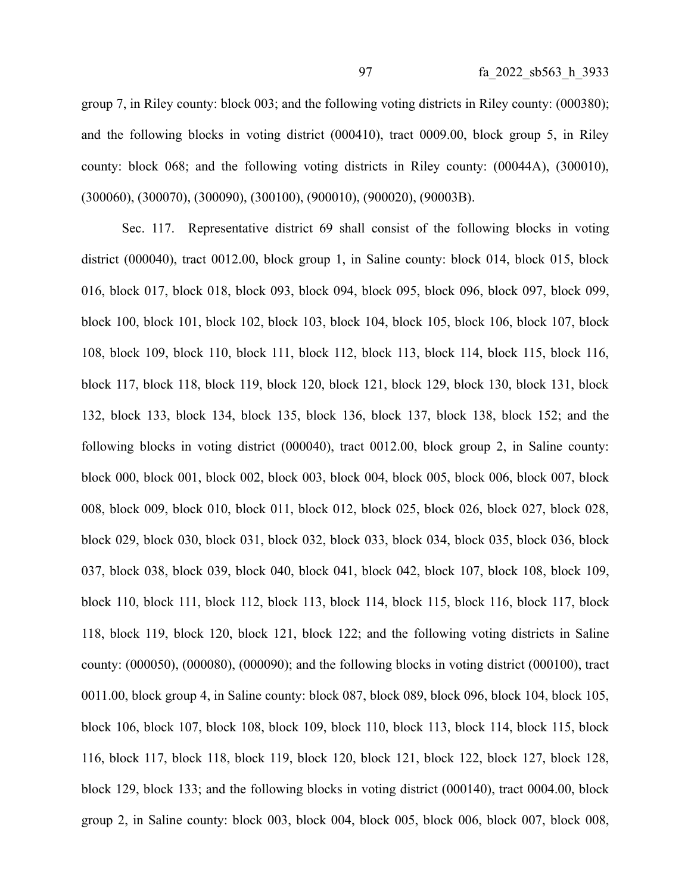group 7, in Riley county: block 003; and the following voting districts in Riley county: (000380); and the following blocks in voting district (000410), tract 0009.00, block group 5, in Riley county: block 068; and the following voting districts in Riley county: (00044A), (300010), (300060), (300070), (300090), (300100), (900010), (900020), (90003B).

Sec. 117. Representative district 69 shall consist of the following blocks in voting district (000040), tract 0012.00, block group 1, in Saline county: block 014, block 015, block 016, block 017, block 018, block 093, block 094, block 095, block 096, block 097, block 099, block 100, block 101, block 102, block 103, block 104, block 105, block 106, block 107, block 108, block 109, block 110, block 111, block 112, block 113, block 114, block 115, block 116, block 117, block 118, block 119, block 120, block 121, block 129, block 130, block 131, block 132, block 133, block 134, block 135, block 136, block 137, block 138, block 152; and the following blocks in voting district (000040), tract 0012.00, block group 2, in Saline county: block 000, block 001, block 002, block 003, block 004, block 005, block 006, block 007, block 008, block 009, block 010, block 011, block 012, block 025, block 026, block 027, block 028, block 029, block 030, block 031, block 032, block 033, block 034, block 035, block 036, block 037, block 038, block 039, block 040, block 041, block 042, block 107, block 108, block 109, block 110, block 111, block 112, block 113, block 114, block 115, block 116, block 117, block 118, block 119, block 120, block 121, block 122; and the following voting districts in Saline county: (000050), (000080), (000090); and the following blocks in voting district (000100), tract 0011.00, block group 4, in Saline county: block 087, block 089, block 096, block 104, block 105, block 106, block 107, block 108, block 109, block 110, block 113, block 114, block 115, block 116, block 117, block 118, block 119, block 120, block 121, block 122, block 127, block 128, block 129, block 133; and the following blocks in voting district (000140), tract 0004.00, block group 2, in Saline county: block 003, block 004, block 005, block 006, block 007, block 008,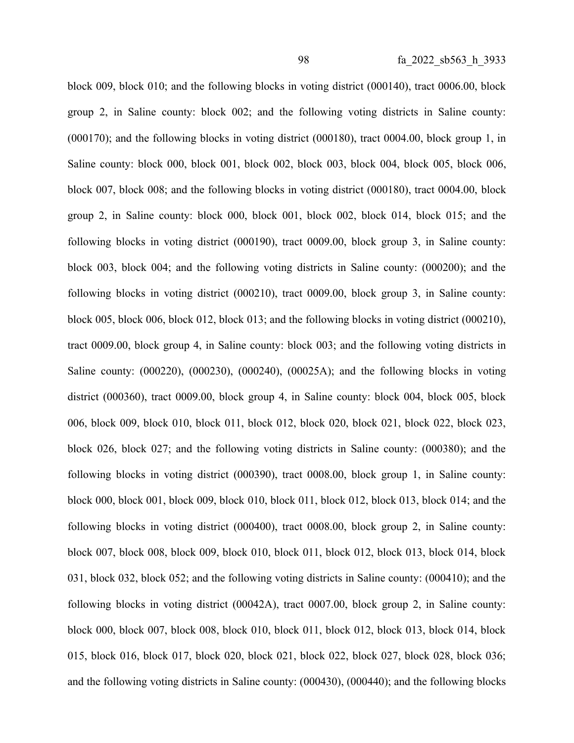block 009, block 010; and the following blocks in voting district (000140), tract 0006.00, block group 2, in Saline county: block 002; and the following voting districts in Saline county: (000170); and the following blocks in voting district (000180), tract 0004.00, block group 1, in Saline county: block 000, block 001, block 002, block 003, block 004, block 005, block 006, block 007, block 008; and the following blocks in voting district (000180), tract 0004.00, block group 2, in Saline county: block 000, block 001, block 002, block 014, block 015; and the following blocks in voting district (000190), tract 0009.00, block group 3, in Saline county: block 003, block 004; and the following voting districts in Saline county: (000200); and the following blocks in voting district (000210), tract 0009.00, block group 3, in Saline county: block 005, block 006, block 012, block 013; and the following blocks in voting district (000210), tract 0009.00, block group 4, in Saline county: block 003; and the following voting districts in Saline county: (000220), (000230), (000240), (00025A); and the following blocks in voting district (000360), tract 0009.00, block group 4, in Saline county: block 004, block 005, block 006, block 009, block 010, block 011, block 012, block 020, block 021, block 022, block 023, block 026, block 027; and the following voting districts in Saline county: (000380); and the following blocks in voting district (000390), tract 0008.00, block group 1, in Saline county: block 000, block 001, block 009, block 010, block 011, block 012, block 013, block 014; and the following blocks in voting district (000400), tract 0008.00, block group 2, in Saline county: block 007, block 008, block 009, block 010, block 011, block 012, block 013, block 014, block 031, block 032, block 052; and the following voting districts in Saline county: (000410); and the following blocks in voting district (00042A), tract 0007.00, block group 2, in Saline county: block 000, block 007, block 008, block 010, block 011, block 012, block 013, block 014, block 015, block 016, block 017, block 020, block 021, block 022, block 027, block 028, block 036; and the following voting districts in Saline county: (000430), (000440); and the following blocks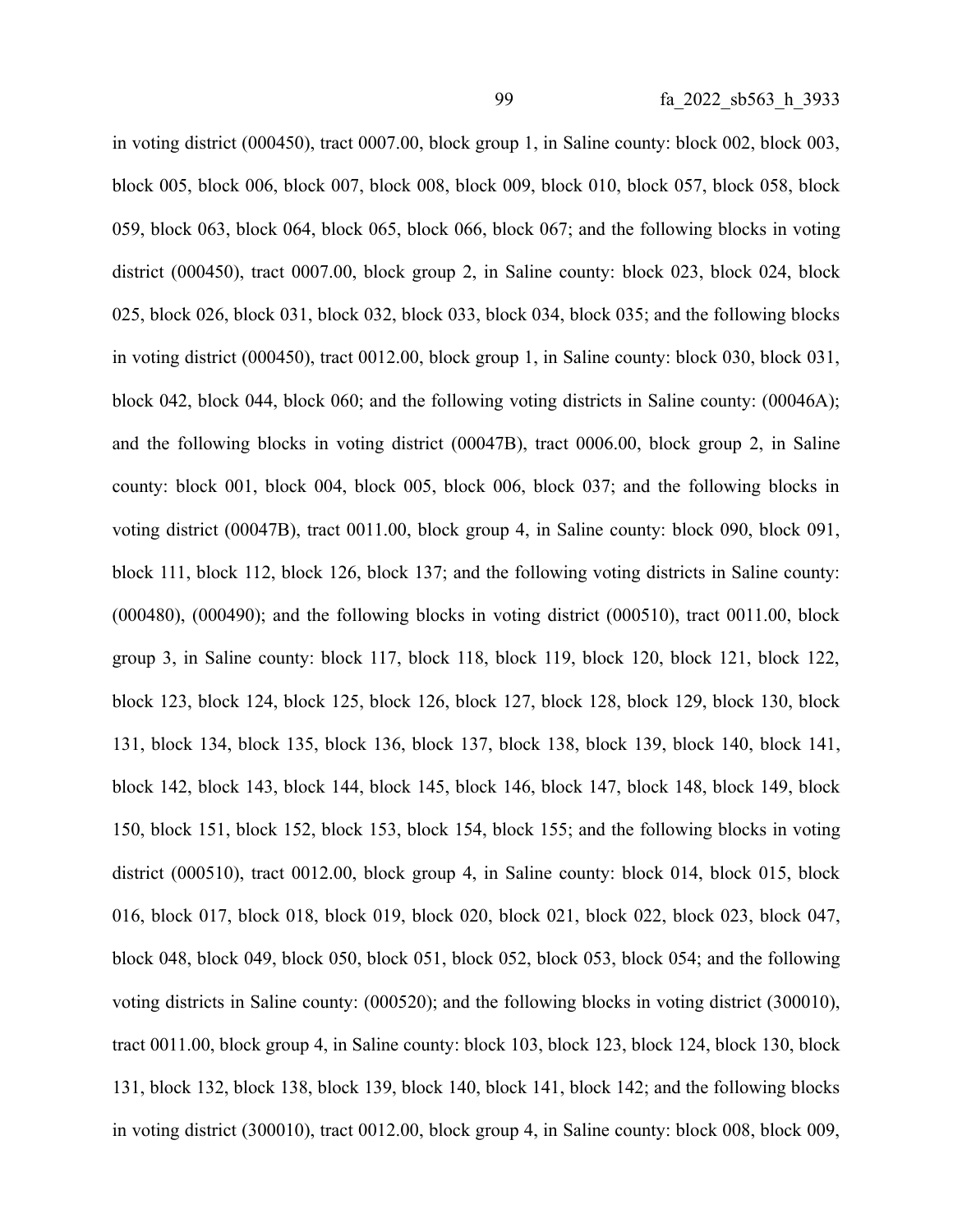in voting district (000450), tract 0007.00, block group 1, in Saline county: block 002, block 003, block 005, block 006, block 007, block 008, block 009, block 010, block 057, block 058, block 059, block 063, block 064, block 065, block 066, block 067; and the following blocks in voting district (000450), tract 0007.00, block group 2, in Saline county: block 023, block 024, block 025, block 026, block 031, block 032, block 033, block 034, block 035; and the following blocks in voting district (000450), tract 0012.00, block group 1, in Saline county: block 030, block 031, block 042, block 044, block 060; and the following voting districts in Saline county: (00046A); and the following blocks in voting district (00047B), tract 0006.00, block group 2, in Saline county: block 001, block 004, block 005, block 006, block 037; and the following blocks in voting district (00047B), tract 0011.00, block group 4, in Saline county: block 090, block 091, block 111, block 112, block 126, block 137; and the following voting districts in Saline county: (000480), (000490); and the following blocks in voting district (000510), tract 0011.00, block group 3, in Saline county: block 117, block 118, block 119, block 120, block 121, block 122, block 123, block 124, block 125, block 126, block 127, block 128, block 129, block 130, block 131, block 134, block 135, block 136, block 137, block 138, block 139, block 140, block 141, block 142, block 143, block 144, block 145, block 146, block 147, block 148, block 149, block 150, block 151, block 152, block 153, block 154, block 155; and the following blocks in voting district (000510), tract 0012.00, block group 4, in Saline county: block 014, block 015, block 016, block 017, block 018, block 019, block 020, block 021, block 022, block 023, block 047, block 048, block 049, block 050, block 051, block 052, block 053, block 054; and the following voting districts in Saline county: (000520); and the following blocks in voting district (300010), tract 0011.00, block group 4, in Saline county: block 103, block 123, block 124, block 130, block 131, block 132, block 138, block 139, block 140, block 141, block 142; and the following blocks in voting district (300010), tract 0012.00, block group 4, in Saline county: block 008, block 009,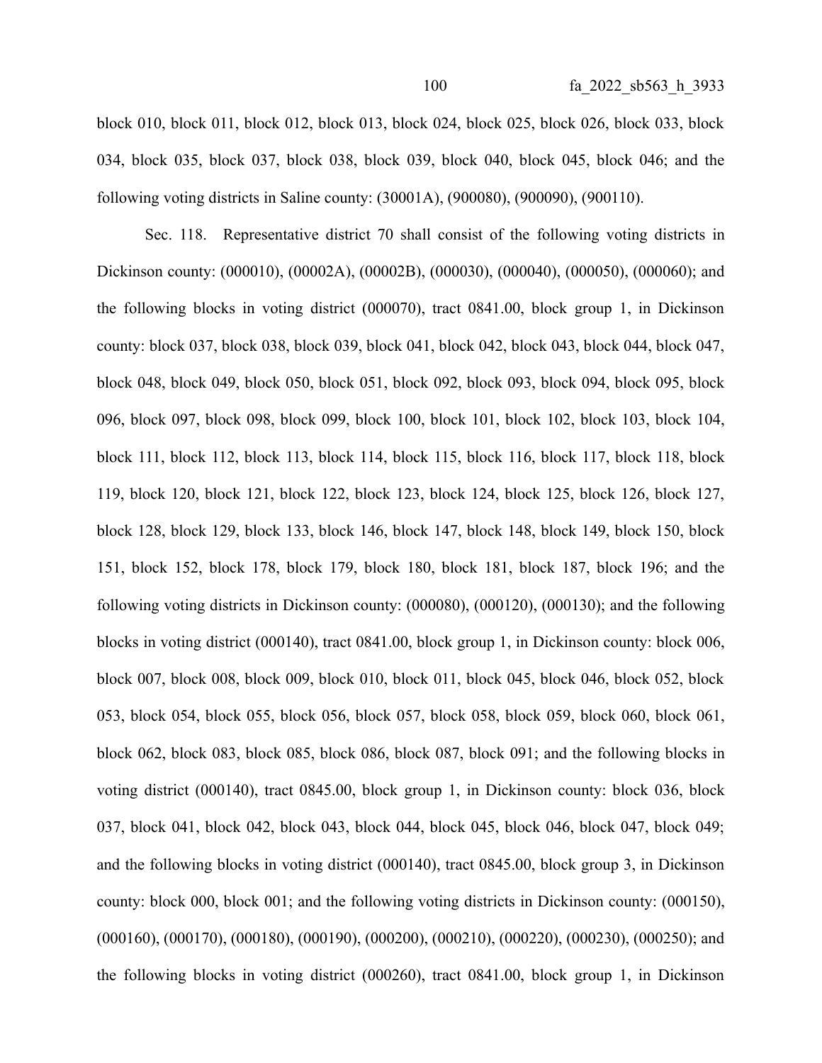block 010, block 011, block 012, block 013, block 024, block 025, block 026, block 033, block 034, block 035, block 037, block 038, block 039, block 040, block 045, block 046; and the following voting districts in Saline county: (30001A), (900080), (900090), (900110).

Sec. 118. Representative district 70 shall consist of the following voting districts in Dickinson county: (000010), (00002A), (00002B), (000030), (000040), (000050), (000060); and the following blocks in voting district (000070), tract 0841.00, block group 1, in Dickinson county: block 037, block 038, block 039, block 041, block 042, block 043, block 044, block 047, block 048, block 049, block 050, block 051, block 092, block 093, block 094, block 095, block 096, block 097, block 098, block 099, block 100, block 101, block 102, block 103, block 104, block 111, block 112, block 113, block 114, block 115, block 116, block 117, block 118, block 119, block 120, block 121, block 122, block 123, block 124, block 125, block 126, block 127, block 128, block 129, block 133, block 146, block 147, block 148, block 149, block 150, block 151, block 152, block 178, block 179, block 180, block 181, block 187, block 196; and the following voting districts in Dickinson county: (000080), (000120), (000130); and the following blocks in voting district (000140), tract 0841.00, block group 1, in Dickinson county: block 006, block 007, block 008, block 009, block 010, block 011, block 045, block 046, block 052, block 053, block 054, block 055, block 056, block 057, block 058, block 059, block 060, block 061, block 062, block 083, block 085, block 086, block 087, block 091; and the following blocks in voting district (000140), tract 0845.00, block group 1, in Dickinson county: block 036, block 037, block 041, block 042, block 043, block 044, block 045, block 046, block 047, block 049; and the following blocks in voting district (000140), tract 0845.00, block group 3, in Dickinson county: block 000, block 001; and the following voting districts in Dickinson county: (000150), (000160), (000170), (000180), (000190), (000200), (000210), (000220), (000230), (000250); and the following blocks in voting district (000260), tract 0841.00, block group 1, in Dickinson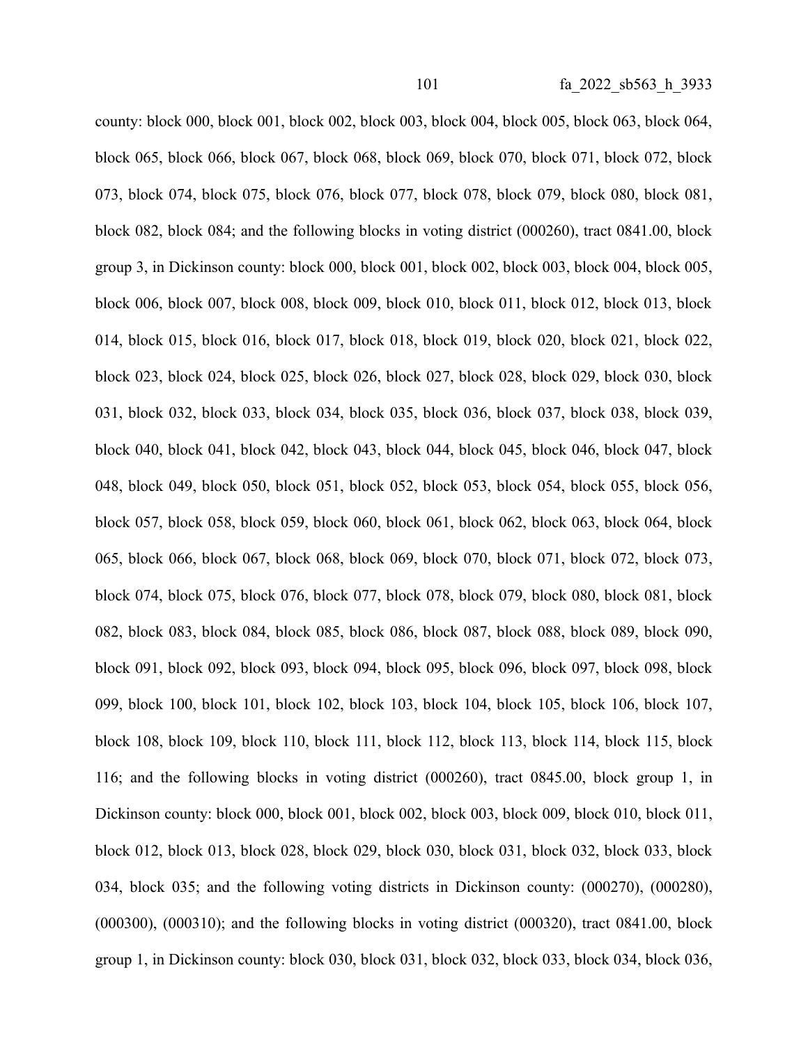county: block 000, block 001, block 002, block 003, block 004, block 005, block 063, block 064, block 065, block 066, block 067, block 068, block 069, block 070, block 071, block 072, block 073, block 074, block 075, block 076, block 077, block 078, block 079, block 080, block 081, block 082, block 084; and the following blocks in voting district (000260), tract 0841.00, block group 3, in Dickinson county: block 000, block 001, block 002, block 003, block 004, block 005, block 006, block 007, block 008, block 009, block 010, block 011, block 012, block 013, block 014, block 015, block 016, block 017, block 018, block 019, block 020, block 021, block 022, block 023, block 024, block 025, block 026, block 027, block 028, block 029, block 030, block 031, block 032, block 033, block 034, block 035, block 036, block 037, block 038, block 039, block 040, block 041, block 042, block 043, block 044, block 045, block 046, block 047, block 048, block 049, block 050, block 051, block 052, block 053, block 054, block 055, block 056, block 057, block 058, block 059, block 060, block 061, block 062, block 063, block 064, block 065, block 066, block 067, block 068, block 069, block 070, block 071, block 072, block 073, block 074, block 075, block 076, block 077, block 078, block 079, block 080, block 081, block 082, block 083, block 084, block 085, block 086, block 087, block 088, block 089, block 090, block 091, block 092, block 093, block 094, block 095, block 096, block 097, block 098, block 099, block 100, block 101, block 102, block 103, block 104, block 105, block 106, block 107, block 108, block 109, block 110, block 111, block 112, block 113, block 114, block 115, block 116; and the following blocks in voting district (000260), tract 0845.00, block group 1, in Dickinson county: block 000, block 001, block 002, block 003, block 009, block 010, block 011, block 012, block 013, block 028, block 029, block 030, block 031, block 032, block 033, block 034, block 035; and the following voting districts in Dickinson county: (000270), (000280), (000300), (000310); and the following blocks in voting district (000320), tract 0841.00, block group 1, in Dickinson county: block 030, block 031, block 032, block 033, block 034, block 036,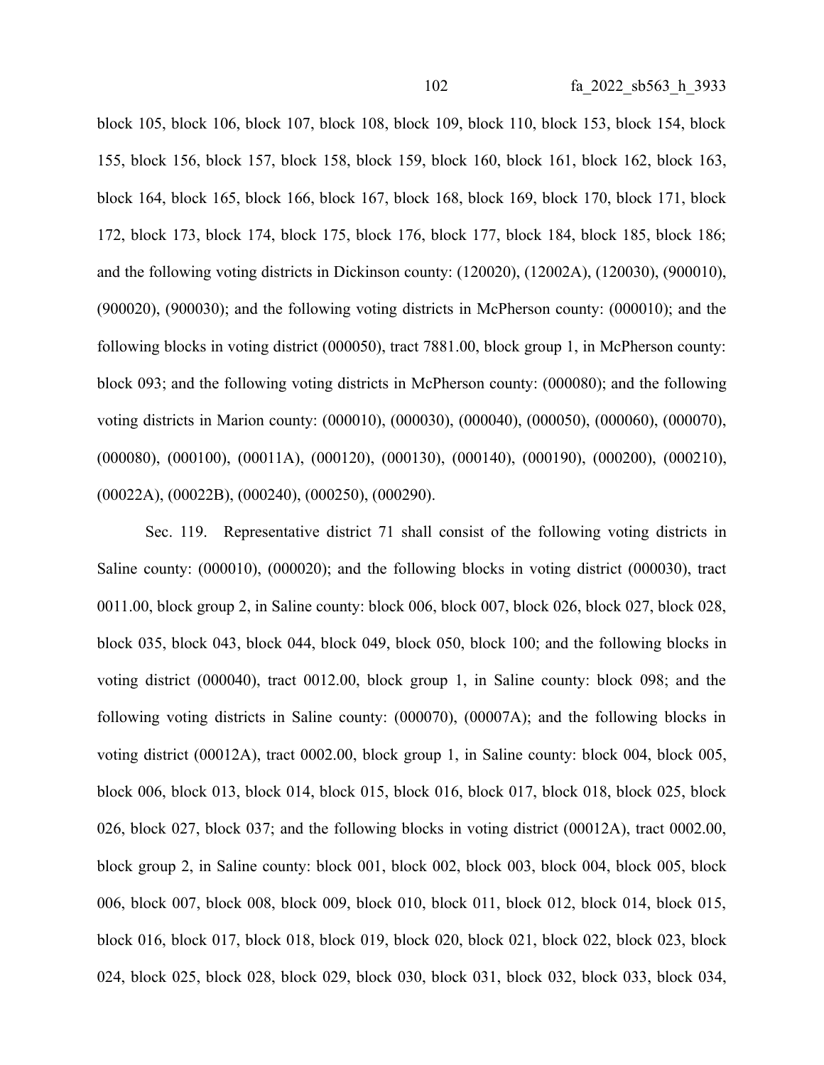block 105, block 106, block 107, block 108, block 109, block 110, block 153, block 154, block 155, block 156, block 157, block 158, block 159, block 160, block 161, block 162, block 163, block 164, block 165, block 166, block 167, block 168, block 169, block 170, block 171, block 172, block 173, block 174, block 175, block 176, block 177, block 184, block 185, block 186; and the following voting districts in Dickinson county: (120020), (12002A), (120030), (900010), (900020), (900030); and the following voting districts in McPherson county: (000010); and the following blocks in voting district (000050), tract 7881.00, block group 1, in McPherson county: block 093; and the following voting districts in McPherson county: (000080); and the following voting districts in Marion county: (000010), (000030), (000040), (000050), (000060), (000070), (000080), (000100), (00011A), (000120), (000130), (000140), (000190), (000200), (000210), (00022A), (00022B), (000240), (000250), (000290).

Sec. 119. Representative district 71 shall consist of the following voting districts in Saline county: (000010), (000020); and the following blocks in voting district (000030), tract 0011.00, block group 2, in Saline county: block 006, block 007, block 026, block 027, block 028, block 035, block 043, block 044, block 049, block 050, block 100; and the following blocks in voting district (000040), tract 0012.00, block group 1, in Saline county: block 098; and the following voting districts in Saline county: (000070), (00007A); and the following blocks in voting district (00012A), tract 0002.00, block group 1, in Saline county: block 004, block 005, block 006, block 013, block 014, block 015, block 016, block 017, block 018, block 025, block 026, block 027, block 037; and the following blocks in voting district (00012A), tract 0002.00, block group 2, in Saline county: block 001, block 002, block 003, block 004, block 005, block 006, block 007, block 008, block 009, block 010, block 011, block 012, block 014, block 015, block 016, block 017, block 018, block 019, block 020, block 021, block 022, block 023, block 024, block 025, block 028, block 029, block 030, block 031, block 032, block 033, block 034,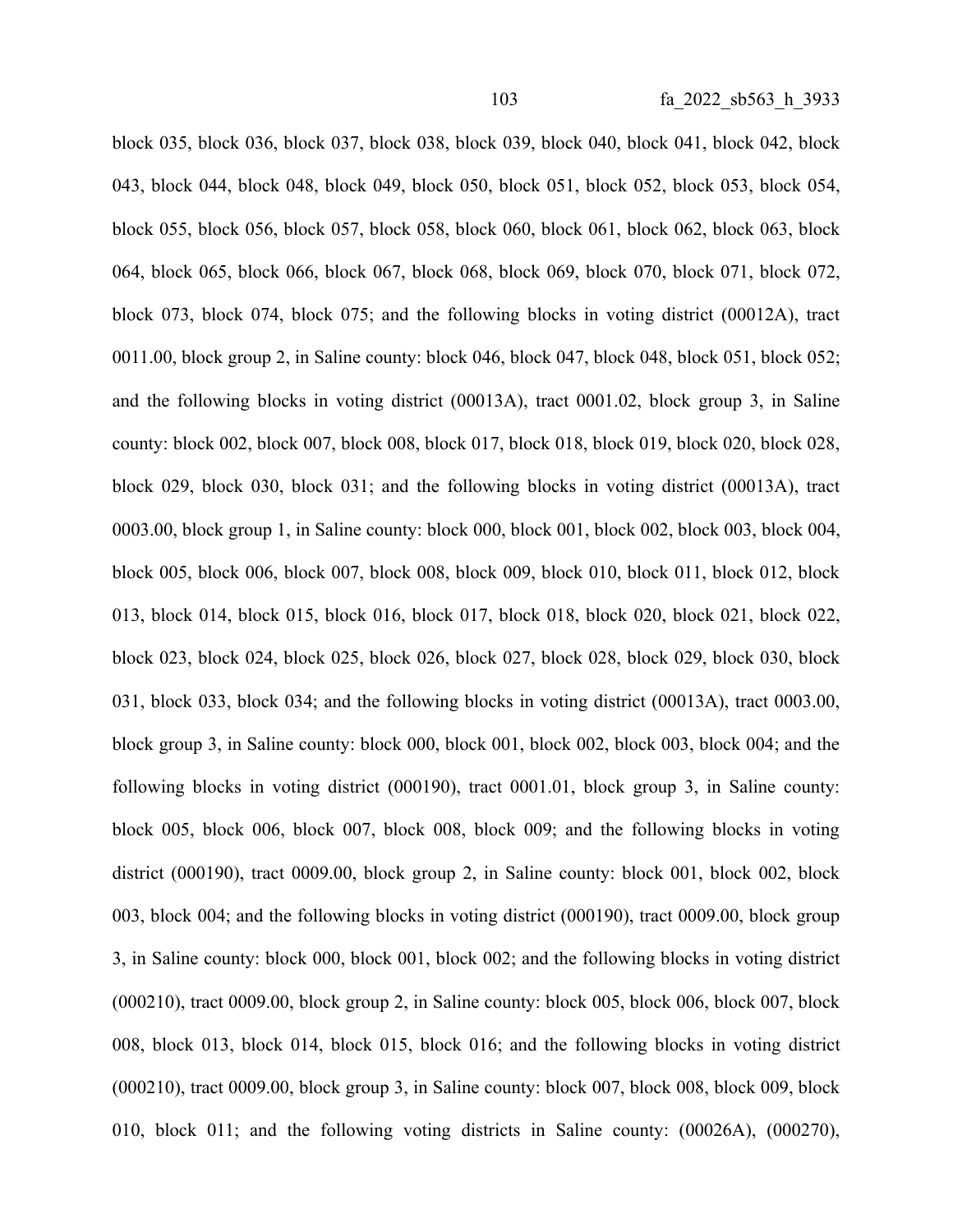block 035, block 036, block 037, block 038, block 039, block 040, block 041, block 042, block 043, block 044, block 048, block 049, block 050, block 051, block 052, block 053, block 054, block 055, block 056, block 057, block 058, block 060, block 061, block 062, block 063, block 064, block 065, block 066, block 067, block 068, block 069, block 070, block 071, block 072, block 073, block 074, block 075; and the following blocks in voting district (00012A), tract 0011.00, block group 2, in Saline county: block 046, block 047, block 048, block 051, block 052; and the following blocks in voting district (00013A), tract 0001.02, block group 3, in Saline county: block 002, block 007, block 008, block 017, block 018, block 019, block 020, block 028, block 029, block 030, block 031; and the following blocks in voting district (00013A), tract 0003.00, block group 1, in Saline county: block 000, block 001, block 002, block 003, block 004, block 005, block 006, block 007, block 008, block 009, block 010, block 011, block 012, block 013, block 014, block 015, block 016, block 017, block 018, block 020, block 021, block 022, block 023, block 024, block 025, block 026, block 027, block 028, block 029, block 030, block 031, block 033, block 034; and the following blocks in voting district (00013A), tract 0003.00, block group 3, in Saline county: block 000, block 001, block 002, block 003, block 004; and the following blocks in voting district (000190), tract 0001.01, block group 3, in Saline county: block 005, block 006, block 007, block 008, block 009; and the following blocks in voting district (000190), tract 0009.00, block group 2, in Saline county: block 001, block 002, block 003, block 004; and the following blocks in voting district (000190), tract 0009.00, block group 3, in Saline county: block 000, block 001, block 002; and the following blocks in voting district (000210), tract 0009.00, block group 2, in Saline county: block 005, block 006, block 007, block 008, block 013, block 014, block 015, block 016; and the following blocks in voting district (000210), tract 0009.00, block group 3, in Saline county: block 007, block 008, block 009, block 010, block 011; and the following voting districts in Saline county: (00026A), (000270),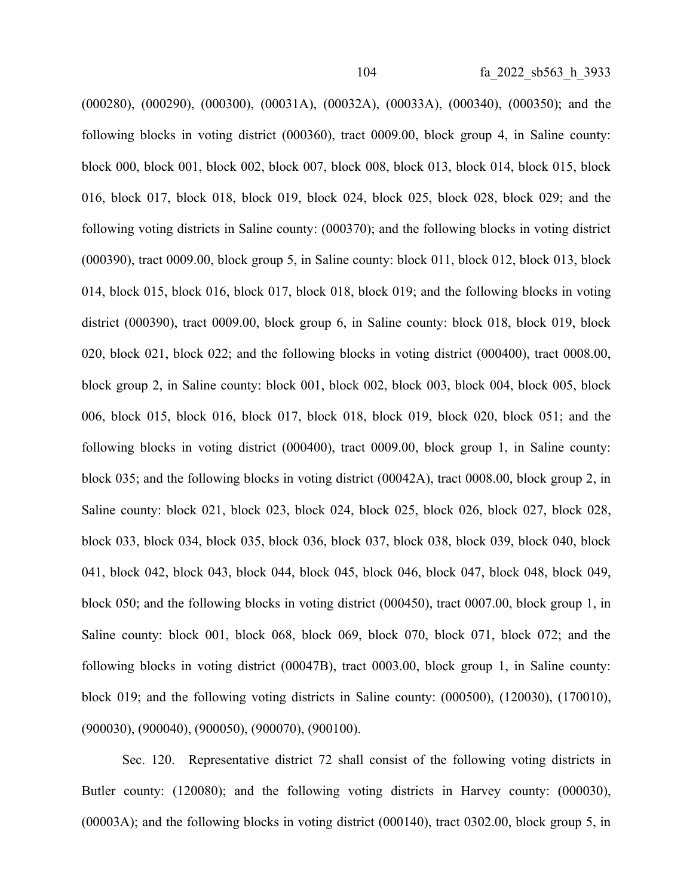(000280), (000290), (000300), (00031A), (00032A), (00033A), (000340), (000350); and the following blocks in voting district (000360), tract 0009.00, block group 4, in Saline county: block 000, block 001, block 002, block 007, block 008, block 013, block 014, block 015, block 016, block 017, block 018, block 019, block 024, block 025, block 028, block 029; and the following voting districts in Saline county: (000370); and the following blocks in voting district (000390), tract 0009.00, block group 5, in Saline county: block 011, block 012, block 013, block 014, block 015, block 016, block 017, block 018, block 019; and the following blocks in voting district (000390), tract 0009.00, block group 6, in Saline county: block 018, block 019, block 020, block 021, block 022; and the following blocks in voting district (000400), tract 0008.00, block group 2, in Saline county: block 001, block 002, block 003, block 004, block 005, block 006, block 015, block 016, block 017, block 018, block 019, block 020, block 051; and the following blocks in voting district (000400), tract 0009.00, block group 1, in Saline county: block 035; and the following blocks in voting district (00042A), tract 0008.00, block group 2, in Saline county: block 021, block 023, block 024, block 025, block 026, block 027, block 028, block 033, block 034, block 035, block 036, block 037, block 038, block 039, block 040, block 041, block 042, block 043, block 044, block 045, block 046, block 047, block 048, block 049, block 050; and the following blocks in voting district (000450), tract 0007.00, block group 1, in Saline county: block 001, block 068, block 069, block 070, block 071, block 072; and the following blocks in voting district (00047B), tract 0003.00, block group 1, in Saline county: block 019; and the following voting districts in Saline county: (000500), (120030), (170010), (900030), (900040), (900050), (900070), (900100).

Sec. 120. Representative district 72 shall consist of the following voting districts in Butler county: (120080); and the following voting districts in Harvey county: (000030), (00003A); and the following blocks in voting district (000140), tract 0302.00, block group 5, in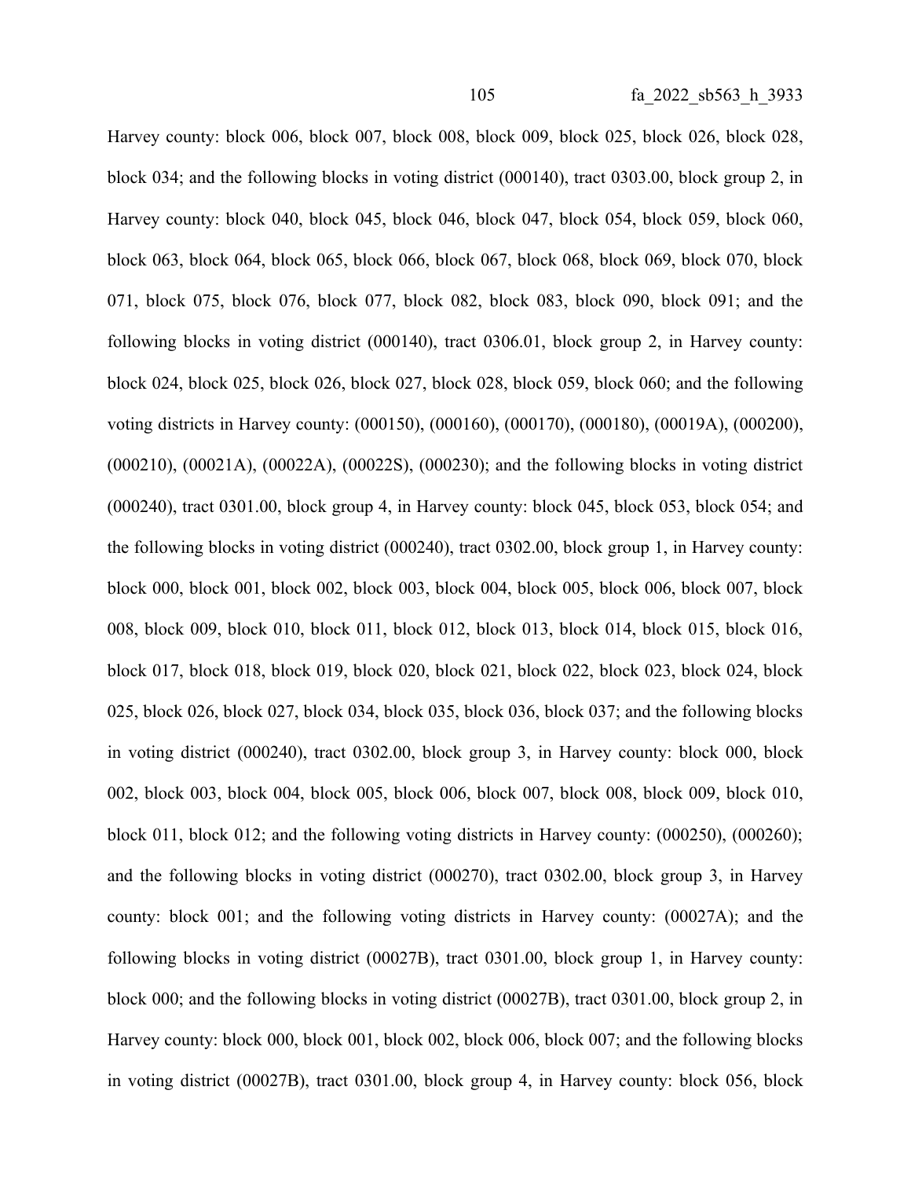Harvey county: block 006, block 007, block 008, block 009, block 025, block 026, block 028, block 034; and the following blocks in voting district (000140), tract 0303.00, block group 2, in Harvey county: block 040, block 045, block 046, block 047, block 054, block 059, block 060, block 063, block 064, block 065, block 066, block 067, block 068, block 069, block 070, block 071, block 075, block 076, block 077, block 082, block 083, block 090, block 091; and the following blocks in voting district (000140), tract 0306.01, block group 2, in Harvey county: block 024, block 025, block 026, block 027, block 028, block 059, block 060; and the following voting districts in Harvey county: (000150), (000160), (000170), (000180), (00019A), (000200), (000210), (00021A), (00022A), (00022S), (000230); and the following blocks in voting district (000240), tract 0301.00, block group 4, in Harvey county: block 045, block 053, block 054; and the following blocks in voting district (000240), tract 0302.00, block group 1, in Harvey county: block 000, block 001, block 002, block 003, block 004, block 005, block 006, block 007, block 008, block 009, block 010, block 011, block 012, block 013, block 014, block 015, block 016, block 017, block 018, block 019, block 020, block 021, block 022, block 023, block 024, block 025, block 026, block 027, block 034, block 035, block 036, block 037; and the following blocks in voting district (000240), tract 0302.00, block group 3, in Harvey county: block 000, block 002, block 003, block 004, block 005, block 006, block 007, block 008, block 009, block 010, block 011, block 012; and the following voting districts in Harvey county: (000250), (000260); and the following blocks in voting district (000270), tract 0302.00, block group 3, in Harvey county: block 001; and the following voting districts in Harvey county: (00027A); and the following blocks in voting district (00027B), tract 0301.00, block group 1, in Harvey county: block 000; and the following blocks in voting district (00027B), tract 0301.00, block group 2, in Harvey county: block 000, block 001, block 002, block 006, block 007; and the following blocks in voting district (00027B), tract 0301.00, block group 4, in Harvey county: block 056, block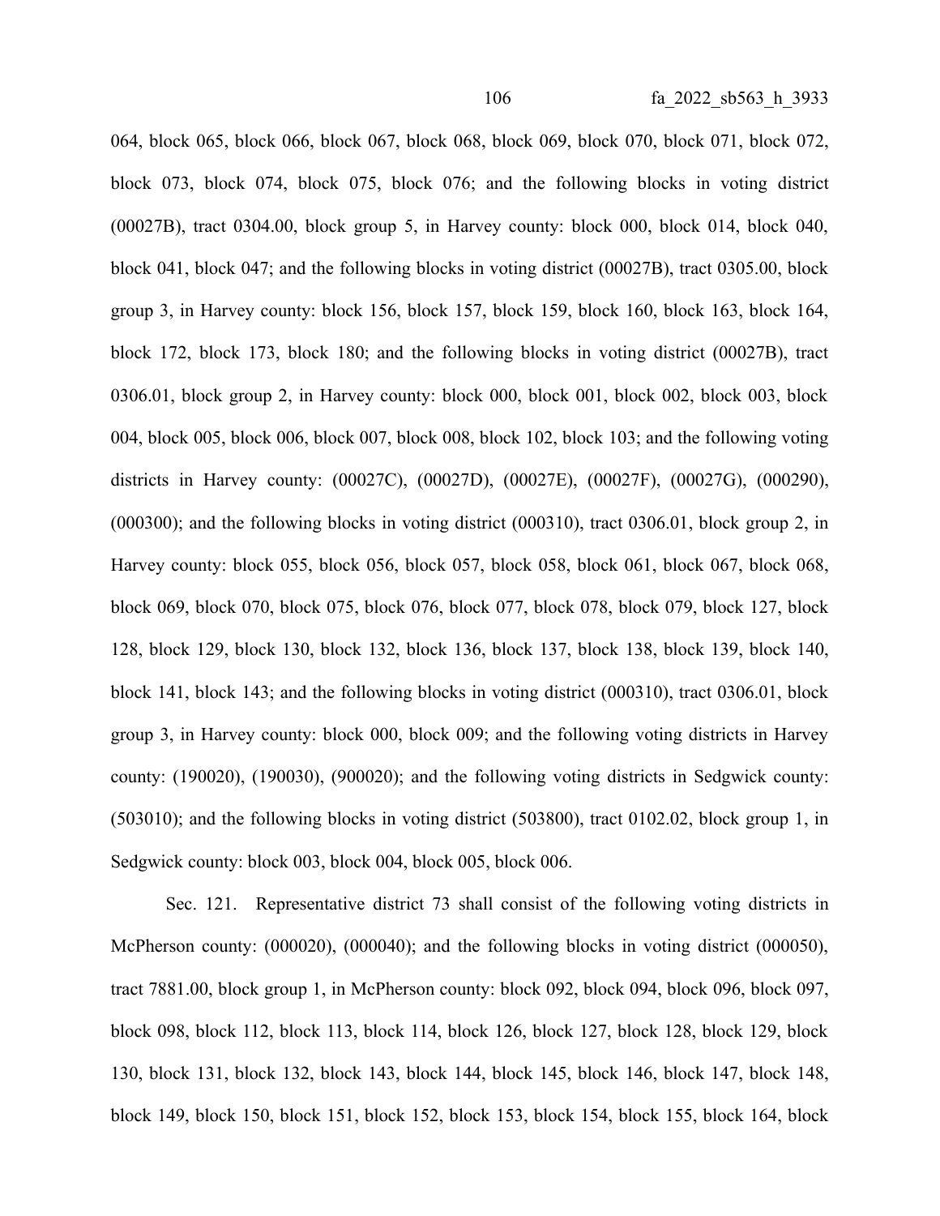064, block 065, block 066, block 067, block 068, block 069, block 070, block 071, block 072, block 073, block 074, block 075, block 076; and the following blocks in voting district (00027B), tract 0304.00, block group 5, in Harvey county: block 000, block 014, block 040, block 041, block 047; and the following blocks in voting district (00027B), tract 0305.00, block group 3, in Harvey county: block 156, block 157, block 159, block 160, block 163, block 164, block 172, block 173, block 180; and the following blocks in voting district (00027B), tract 0306.01, block group 2, in Harvey county: block 000, block 001, block 002, block 003, block 004, block 005, block 006, block 007, block 008, block 102, block 103; and the following voting districts in Harvey county: (00027C), (00027D), (00027E), (00027F), (00027G), (000290), (000300); and the following blocks in voting district (000310), tract 0306.01, block group 2, in Harvey county: block 055, block 056, block 057, block 058, block 061, block 067, block 068, block 069, block 070, block 075, block 076, block 077, block 078, block 079, block 127, block 128, block 129, block 130, block 132, block 136, block 137, block 138, block 139, block 140, block 141, block 143; and the following blocks in voting district (000310), tract 0306.01, block group 3, in Harvey county: block 000, block 009; and the following voting districts in Harvey county: (190020), (190030), (900020); and the following voting districts in Sedgwick county: (503010); and the following blocks in voting district (503800), tract 0102.02, block group 1, in Sedgwick county: block 003, block 004, block 005, block 006.

Sec. 121. Representative district 73 shall consist of the following voting districts in McPherson county: (000020), (000040); and the following blocks in voting district (000050), tract 7881.00, block group 1, in McPherson county: block 092, block 094, block 096, block 097, block 098, block 112, block 113, block 114, block 126, block 127, block 128, block 129, block 130, block 131, block 132, block 143, block 144, block 145, block 146, block 147, block 148, block 149, block 150, block 151, block 152, block 153, block 154, block 155, block 164, block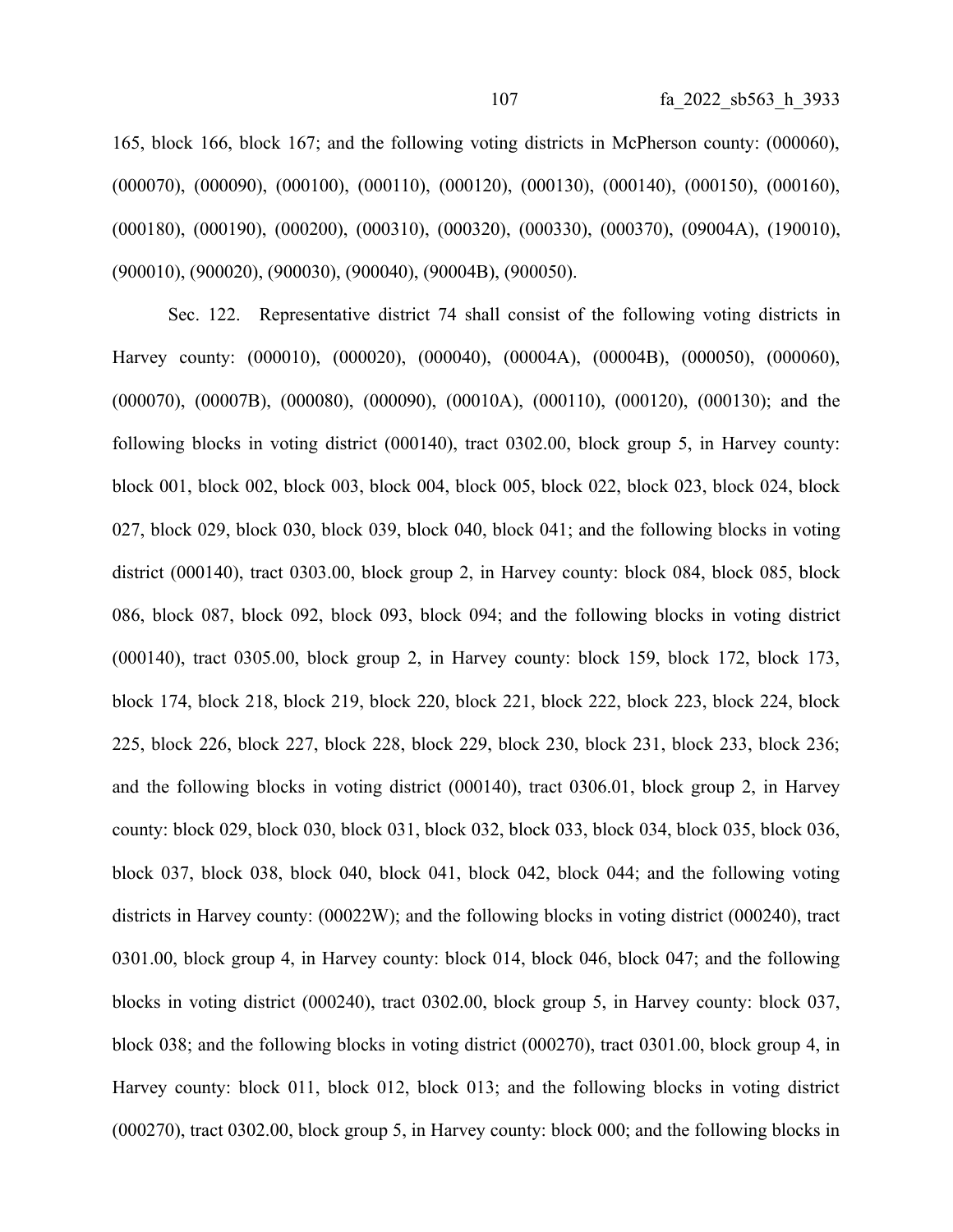165, block 166, block 167; and the following voting districts in McPherson county: (000060), (000070), (000090), (000100), (000110), (000120), (000130), (000140), (000150), (000160), (000180), (000190), (000200), (000310), (000320), (000330), (000370), (09004A), (190010), (900010), (900020), (900030), (900040), (90004B), (900050).

Sec. 122. Representative district 74 shall consist of the following voting districts in Harvey county: (000010), (000020), (000040), (00004A), (00004B), (000050), (000060), (000070), (00007B), (000080), (000090), (00010A), (000110), (000120), (000130); and the following blocks in voting district (000140), tract 0302.00, block group 5, in Harvey county: block 001, block 002, block 003, block 004, block 005, block 022, block 023, block 024, block 027, block 029, block 030, block 039, block 040, block 041; and the following blocks in voting district (000140), tract 0303.00, block group 2, in Harvey county: block 084, block 085, block 086, block 087, block 092, block 093, block 094; and the following blocks in voting district (000140), tract 0305.00, block group 2, in Harvey county: block 159, block 172, block 173, block 174, block 218, block 219, block 220, block 221, block 222, block 223, block 224, block 225, block 226, block 227, block 228, block 229, block 230, block 231, block 233, block 236; and the following blocks in voting district (000140), tract 0306.01, block group 2, in Harvey county: block 029, block 030, block 031, block 032, block 033, block 034, block 035, block 036, block 037, block 038, block 040, block 041, block 042, block 044; and the following voting districts in Harvey county: (00022W); and the following blocks in voting district (000240), tract 0301.00, block group 4, in Harvey county: block 014, block 046, block 047; and the following blocks in voting district (000240), tract 0302.00, block group 5, in Harvey county: block 037, block 038; and the following blocks in voting district (000270), tract 0301.00, block group 4, in Harvey county: block 011, block 012, block 013; and the following blocks in voting district (000270), tract 0302.00, block group 5, in Harvey county: block 000; and the following blocks in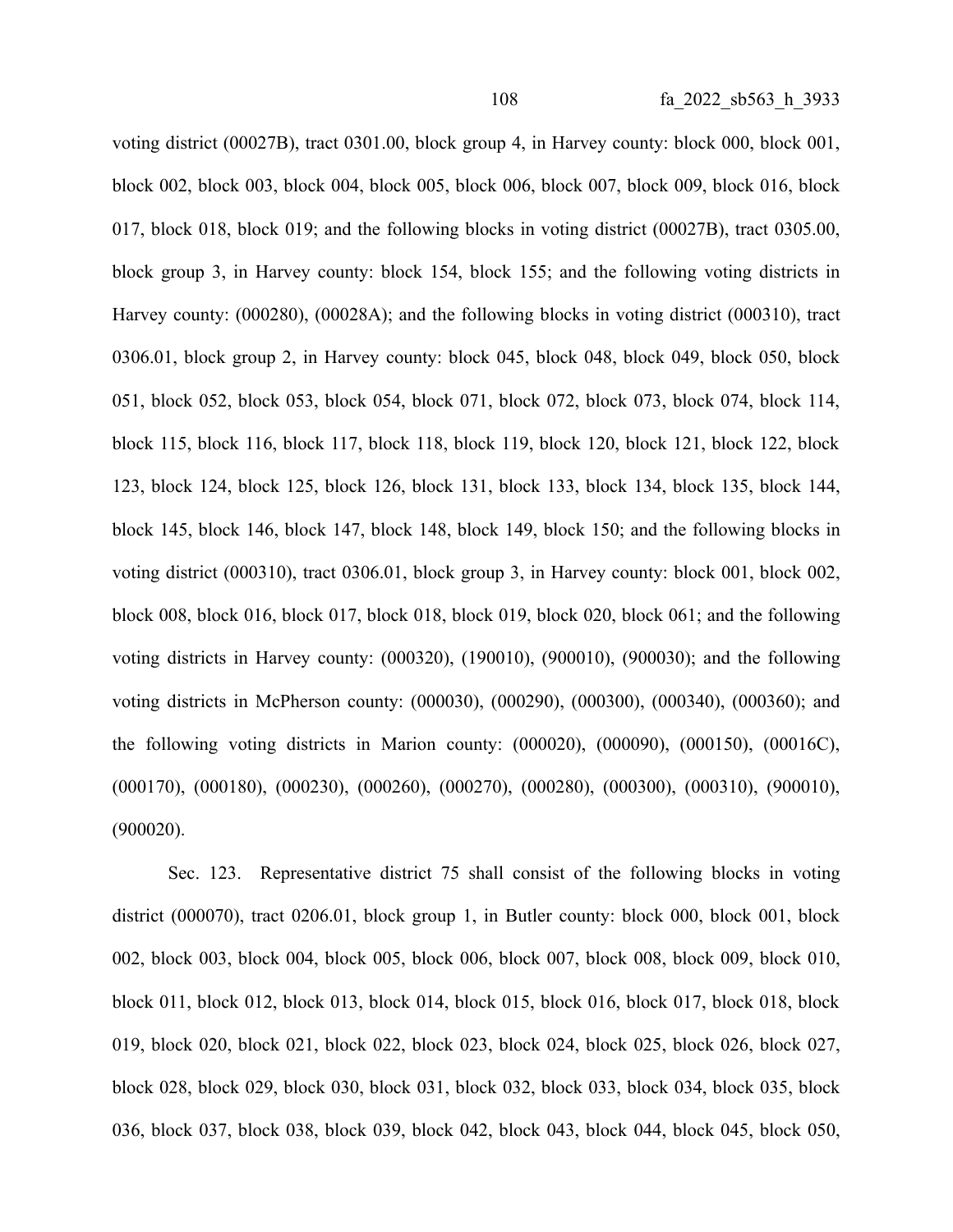voting district (00027B), tract 0301.00, block group 4, in Harvey county: block 000, block 001, block 002, block 003, block 004, block 005, block 006, block 007, block 009, block 016, block 017, block 018, block 019; and the following blocks in voting district (00027B), tract 0305.00, block group 3, in Harvey county: block 154, block 155; and the following voting districts in Harvey county: (000280), (00028A); and the following blocks in voting district (000310), tract 0306.01, block group 2, in Harvey county: block 045, block 048, block 049, block 050, block 051, block 052, block 053, block 054, block 071, block 072, block 073, block 074, block 114, block 115, block 116, block 117, block 118, block 119, block 120, block 121, block 122, block 123, block 124, block 125, block 126, block 131, block 133, block 134, block 135, block 144, block 145, block 146, block 147, block 148, block 149, block 150; and the following blocks in voting district (000310), tract 0306.01, block group 3, in Harvey county: block 001, block 002, block 008, block 016, block 017, block 018, block 019, block 020, block 061; and the following voting districts in Harvey county: (000320), (190010), (900010), (900030); and the following voting districts in McPherson county: (000030), (000290), (000300), (000340), (000360); and the following voting districts in Marion county: (000020), (000090), (000150), (00016C), (000170), (000180), (000230), (000260), (000270), (000280), (000300), (000310), (900010), (900020).

Sec. 123. Representative district 75 shall consist of the following blocks in voting district (000070), tract 0206.01, block group 1, in Butler county: block 000, block 001, block 002, block 003, block 004, block 005, block 006, block 007, block 008, block 009, block 010, block 011, block 012, block 013, block 014, block 015, block 016, block 017, block 018, block 019, block 020, block 021, block 022, block 023, block 024, block 025, block 026, block 027, block 028, block 029, block 030, block 031, block 032, block 033, block 034, block 035, block 036, block 037, block 038, block 039, block 042, block 043, block 044, block 045, block 050,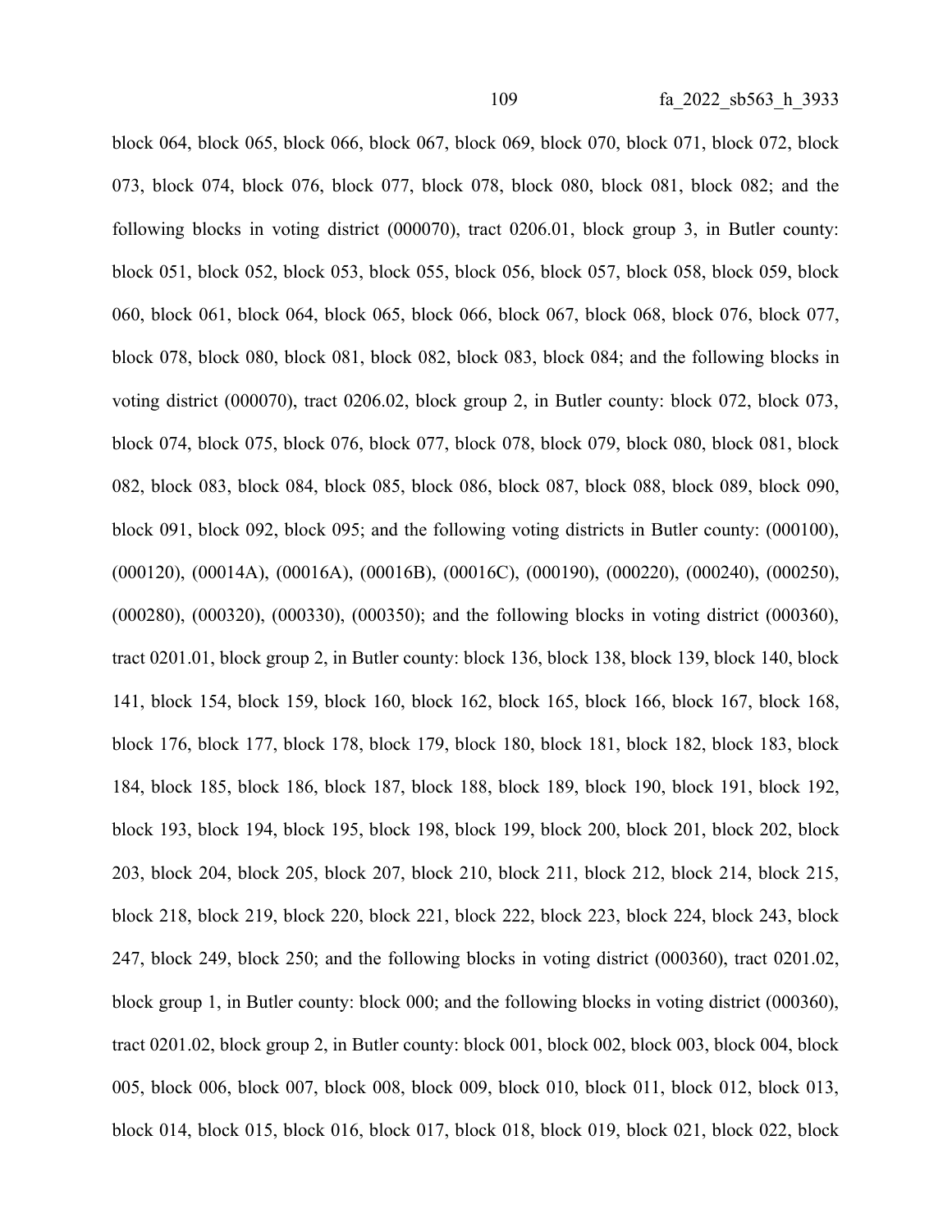block 064, block 065, block 066, block 067, block 069, block 070, block 071, block 072, block 073, block 074, block 076, block 077, block 078, block 080, block 081, block 082; and the following blocks in voting district (000070), tract 0206.01, block group 3, in Butler county: block 051, block 052, block 053, block 055, block 056, block 057, block 058, block 059, block 060, block 061, block 064, block 065, block 066, block 067, block 068, block 076, block 077, block 078, block 080, block 081, block 082, block 083, block 084; and the following blocks in voting district (000070), tract 0206.02, block group 2, in Butler county: block 072, block 073, block 074, block 075, block 076, block 077, block 078, block 079, block 080, block 081, block 082, block 083, block 084, block 085, block 086, block 087, block 088, block 089, block 090, block 091, block 092, block 095; and the following voting districts in Butler county: (000100), (000120), (00014A), (00016A), (00016B), (00016C), (000190), (000220), (000240), (000250), (000280), (000320), (000330), (000350); and the following blocks in voting district (000360), tract 0201.01, block group 2, in Butler county: block 136, block 138, block 139, block 140, block 141, block 154, block 159, block 160, block 162, block 165, block 166, block 167, block 168, block 176, block 177, block 178, block 179, block 180, block 181, block 182, block 183, block 184, block 185, block 186, block 187, block 188, block 189, block 190, block 191, block 192, block 193, block 194, block 195, block 198, block 199, block 200, block 201, block 202, block 203, block 204, block 205, block 207, block 210, block 211, block 212, block 214, block 215, block 218, block 219, block 220, block 221, block 222, block 223, block 224, block 243, block 247, block 249, block 250; and the following blocks in voting district (000360), tract 0201.02, block group 1, in Butler county: block 000; and the following blocks in voting district (000360), tract 0201.02, block group 2, in Butler county: block 001, block 002, block 003, block 004, block 005, block 006, block 007, block 008, block 009, block 010, block 011, block 012, block 013, block 014, block 015, block 016, block 017, block 018, block 019, block 021, block 022, block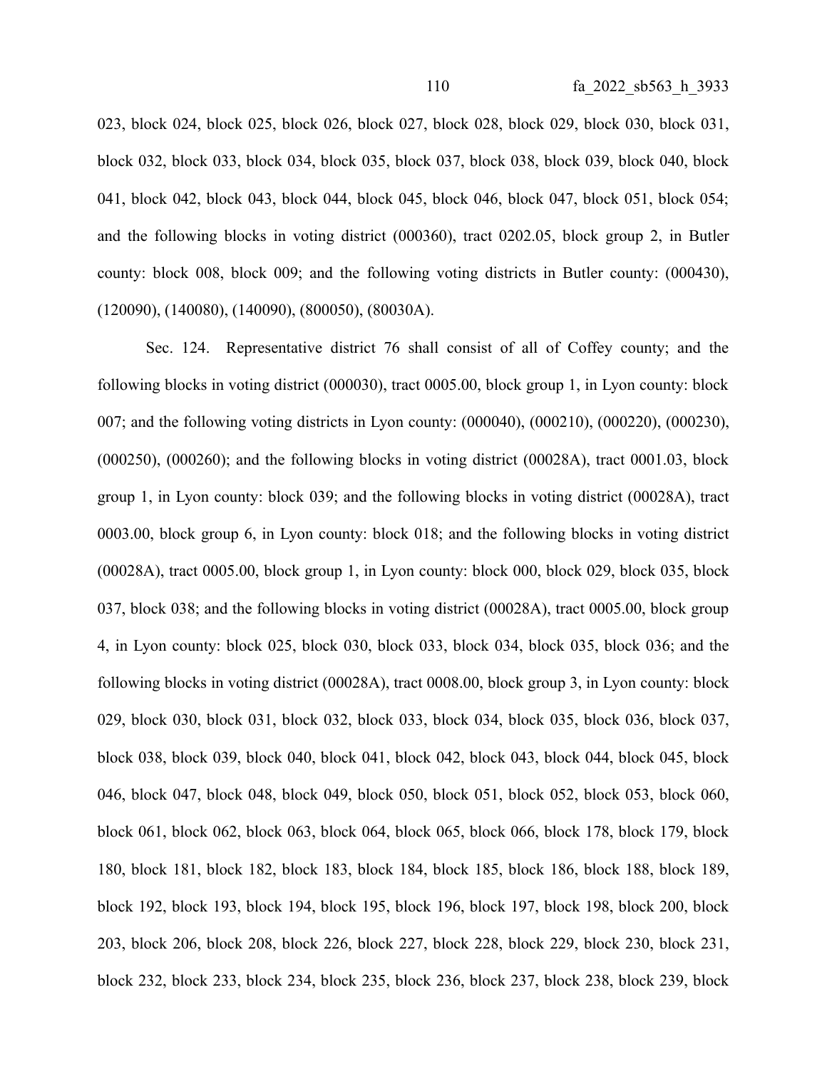023, block 024, block 025, block 026, block 027, block 028, block 029, block 030, block 031, block 032, block 033, block 034, block 035, block 037, block 038, block 039, block 040, block 041, block 042, block 043, block 044, block 045, block 046, block 047, block 051, block 054; and the following blocks in voting district (000360), tract 0202.05, block group 2, in Butler county: block 008, block 009; and the following voting districts in Butler county: (000430), (120090), (140080), (140090), (800050), (80030A).

Sec. 124. Representative district 76 shall consist of all of Coffey county; and the following blocks in voting district (000030), tract 0005.00, block group 1, in Lyon county: block 007; and the following voting districts in Lyon county: (000040), (000210), (000220), (000230), (000250), (000260); and the following blocks in voting district (00028A), tract 0001.03, block group 1, in Lyon county: block 039; and the following blocks in voting district (00028A), tract 0003.00, block group 6, in Lyon county: block 018; and the following blocks in voting district (00028A), tract 0005.00, block group 1, in Lyon county: block 000, block 029, block 035, block 037, block 038; and the following blocks in voting district (00028A), tract 0005.00, block group 4, in Lyon county: block 025, block 030, block 033, block 034, block 035, block 036; and the following blocks in voting district (00028A), tract 0008.00, block group 3, in Lyon county: block 029, block 030, block 031, block 032, block 033, block 034, block 035, block 036, block 037, block 038, block 039, block 040, block 041, block 042, block 043, block 044, block 045, block 046, block 047, block 048, block 049, block 050, block 051, block 052, block 053, block 060, block 061, block 062, block 063, block 064, block 065, block 066, block 178, block 179, block 180, block 181, block 182, block 183, block 184, block 185, block 186, block 188, block 189, block 192, block 193, block 194, block 195, block 196, block 197, block 198, block 200, block 203, block 206, block 208, block 226, block 227, block 228, block 229, block 230, block 231, block 232, block 233, block 234, block 235, block 236, block 237, block 238, block 239, block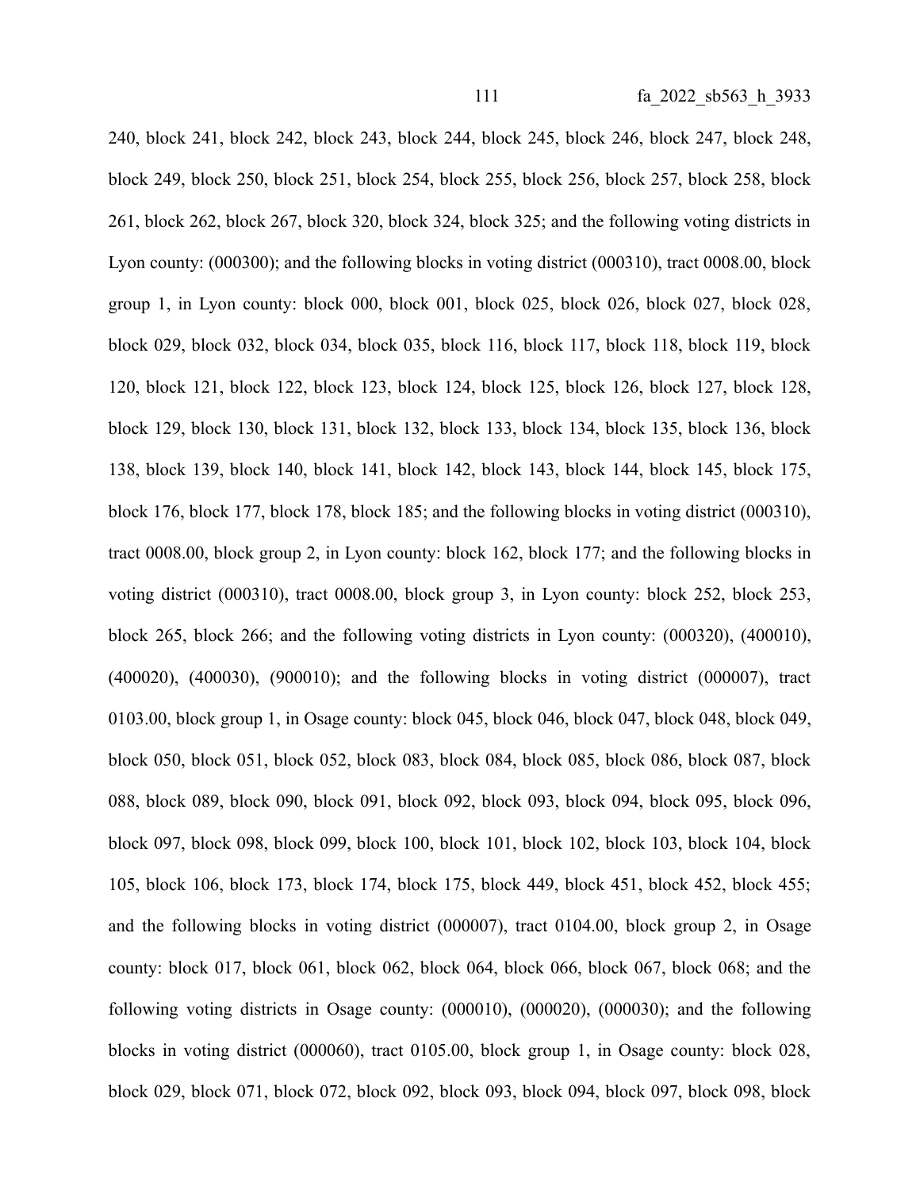240, block 241, block 242, block 243, block 244, block 245, block 246, block 247, block 248, block 249, block 250, block 251, block 254, block 255, block 256, block 257, block 258, block 261, block 262, block 267, block 320, block 324, block 325; and the following voting districts in Lyon county: (000300); and the following blocks in voting district (000310), tract 0008.00, block group 1, in Lyon county: block 000, block 001, block 025, block 026, block 027, block 028, block 029, block 032, block 034, block 035, block 116, block 117, block 118, block 119, block 120, block 121, block 122, block 123, block 124, block 125, block 126, block 127, block 128, block 129, block 130, block 131, block 132, block 133, block 134, block 135, block 136, block 138, block 139, block 140, block 141, block 142, block 143, block 144, block 145, block 175, block 176, block 177, block 178, block 185; and the following blocks in voting district (000310), tract 0008.00, block group 2, in Lyon county: block 162, block 177; and the following blocks in voting district (000310), tract 0008.00, block group 3, in Lyon county: block 252, block 253, block 265, block 266; and the following voting districts in Lyon county: (000320), (400010), (400020), (400030), (900010); and the following blocks in voting district (000007), tract 0103.00, block group 1, in Osage county: block 045, block 046, block 047, block 048, block 049, block 050, block 051, block 052, block 083, block 084, block 085, block 086, block 087, block 088, block 089, block 090, block 091, block 092, block 093, block 094, block 095, block 096, block 097, block 098, block 099, block 100, block 101, block 102, block 103, block 104, block 105, block 106, block 173, block 174, block 175, block 449, block 451, block 452, block 455; and the following blocks in voting district (000007), tract 0104.00, block group 2, in Osage county: block 017, block 061, block 062, block 064, block 066, block 067, block 068; and the following voting districts in Osage county: (000010), (000020), (000030); and the following blocks in voting district (000060), tract 0105.00, block group 1, in Osage county: block 028, block 029, block 071, block 072, block 092, block 093, block 094, block 097, block 098, block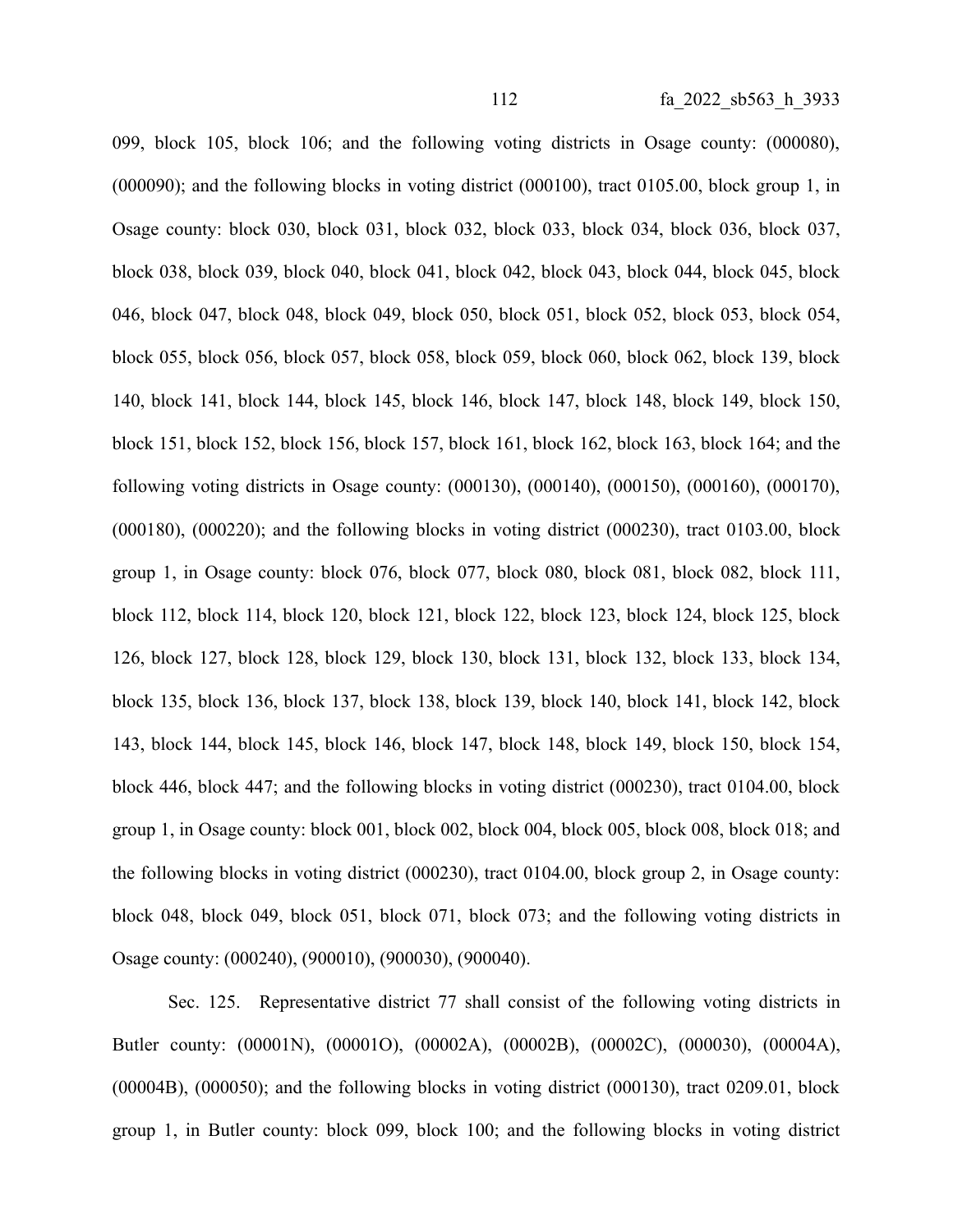099, block 105, block 106; and the following voting districts in Osage county: (000080), (000090); and the following blocks in voting district (000100), tract 0105.00, block group 1, in Osage county: block 030, block 031, block 032, block 033, block 034, block 036, block 037, block 038, block 039, block 040, block 041, block 042, block 043, block 044, block 045, block 046, block 047, block 048, block 049, block 050, block 051, block 052, block 053, block 054, block 055, block 056, block 057, block 058, block 059, block 060, block 062, block 139, block 140, block 141, block 144, block 145, block 146, block 147, block 148, block 149, block 150, block 151, block 152, block 156, block 157, block 161, block 162, block 163, block 164; and the following voting districts in Osage county: (000130), (000140), (000150), (000160), (000170), (000180), (000220); and the following blocks in voting district (000230), tract 0103.00, block group 1, in Osage county: block 076, block 077, block 080, block 081, block 082, block 111, block 112, block 114, block 120, block 121, block 122, block 123, block 124, block 125, block 126, block 127, block 128, block 129, block 130, block 131, block 132, block 133, block 134, block 135, block 136, block 137, block 138, block 139, block 140, block 141, block 142, block 143, block 144, block 145, block 146, block 147, block 148, block 149, block 150, block 154, block 446, block 447; and the following blocks in voting district (000230), tract 0104.00, block group 1, in Osage county: block 001, block 002, block 004, block 005, block 008, block 018; and the following blocks in voting district (000230), tract 0104.00, block group 2, in Osage county: block 048, block 049, block 051, block 071, block 073; and the following voting districts in Osage county: (000240), (900010), (900030), (900040).

Sec. 125. Representative district 77 shall consist of the following voting districts in Butler county: (00001N), (00001O), (00002A), (00002B), (00002C), (000030), (00004A), (00004B), (000050); and the following blocks in voting district (000130), tract 0209.01, block group 1, in Butler county: block 099, block 100; and the following blocks in voting district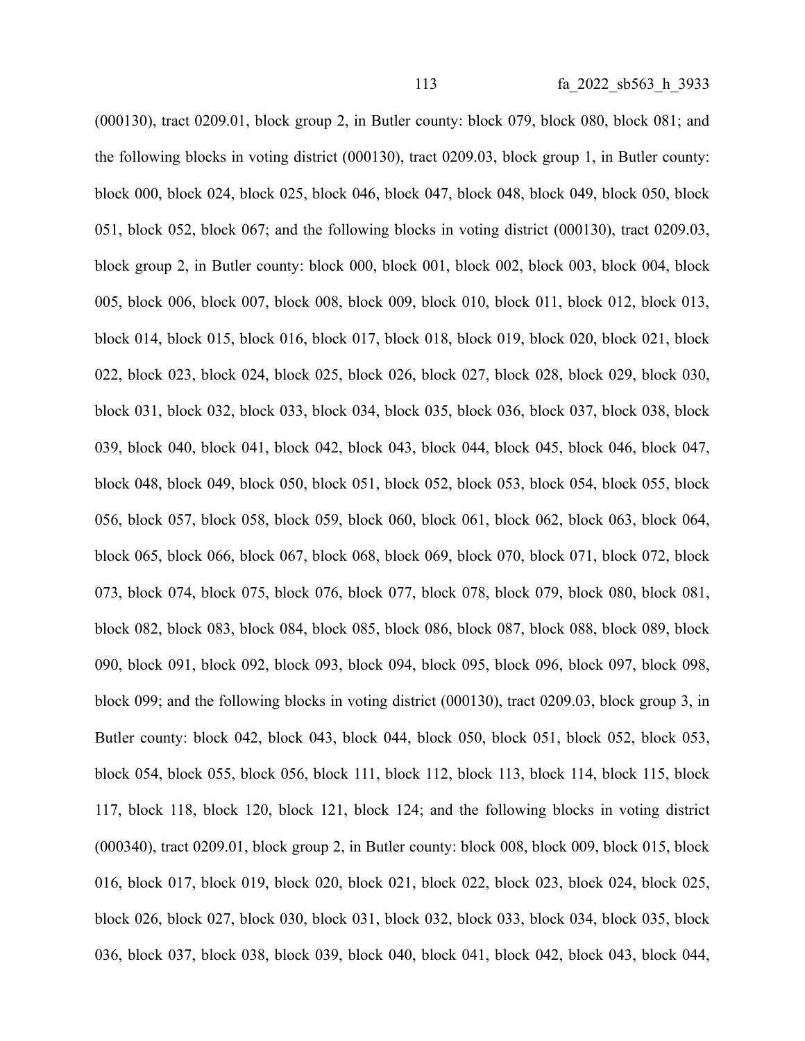(000130), tract 0209.01, block group 2, in Butler county: block 079, block 080, block 081; and the following blocks in voting district (000130), tract 0209.03, block group 1, in Butler county: block 000, block 024, block 025, block 046, block 047, block 048, block 049, block 050, block 051, block 052, block 067; and the following blocks in voting district (000130), tract 0209.03, block group 2, in Butler county: block 000, block 001, block 002, block 003, block 004, block 005, block 006, block 007, block 008, block 009, block 010, block 011, block 012, block 013, block 014, block 015, block 016, block 017, block 018, block 019, block 020, block 021, block 022, block 023, block 024, block 025, block 026, block 027, block 028, block 029, block 030, block 031, block 032, block 033, block 034, block 035, block 036, block 037, block 038, block 039, block 040, block 041, block 042, block 043, block 044, block 045, block 046, block 047, block 048, block 049, block 050, block 051, block 052, block 053, block 054, block 055, block 056, block 057, block 058, block 059, block 060, block 061, block 062, block 063, block 064, block 065, block 066, block 067, block 068, block 069, block 070, block 071, block 072, block 073, block 074, block 075, block 076, block 077, block 078, block 079, block 080, block 081, block 082, block 083, block 084, block 085, block 086, block 087, block 088, block 089, block 090, block 091, block 092, block 093, block 094, block 095, block 096, block 097, block 098, block 099; and the following blocks in voting district (000130), tract 0209.03, block group 3, in Butler county: block 042, block 043, block 044, block 050, block 051, block 052, block 053, block 054, block 055, block 056, block 111, block 112, block 113, block 114, block 115, block 117, block 118, block 120, block 121, block 124; and the following blocks in voting district (000340), tract 0209.01, block group 2, in Butler county: block 008, block 009, block 015, block 016, block 017, block 019, block 020, block 021, block 022, block 023, block 024, block 025, block 026, block 027, block 030, block 031, block 032, block 033, block 034, block 035, block 036, block 037, block 038, block 039, block 040, block 041, block 042, block 043, block 044,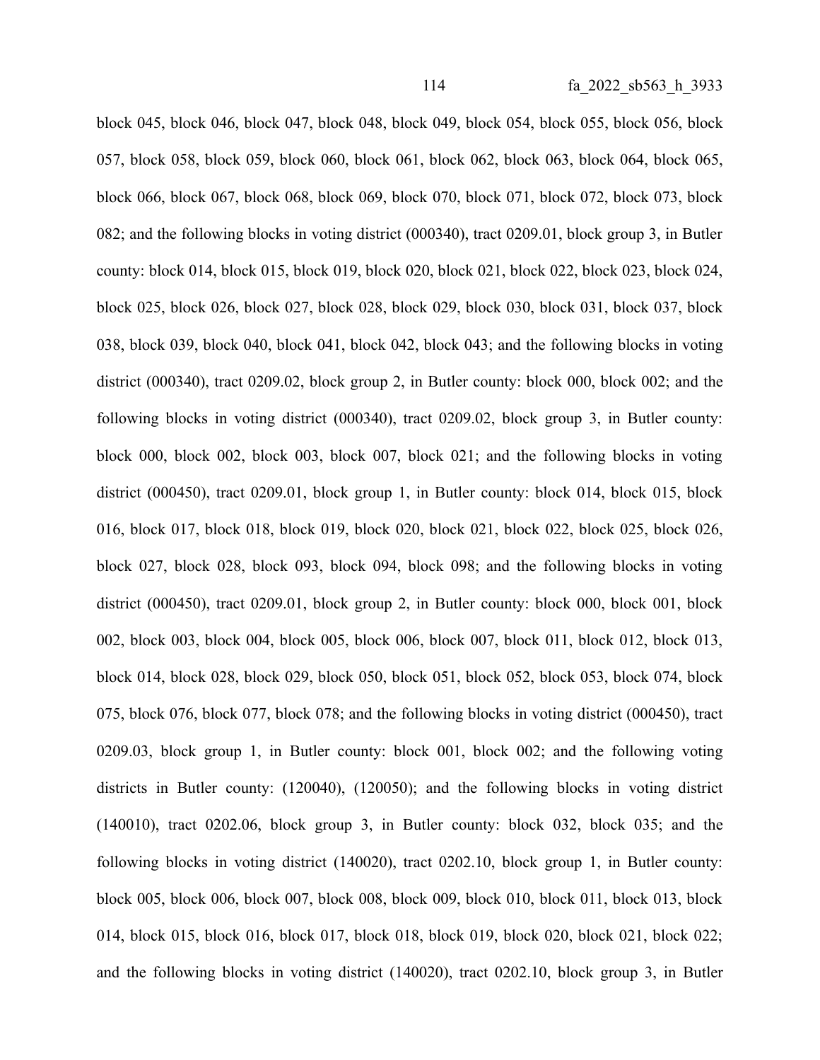block 045, block 046, block 047, block 048, block 049, block 054, block 055, block 056, block 057, block 058, block 059, block 060, block 061, block 062, block 063, block 064, block 065, block 066, block 067, block 068, block 069, block 070, block 071, block 072, block 073, block 082; and the following blocks in voting district (000340), tract 0209.01, block group 3, in Butler county: block 014, block 015, block 019, block 020, block 021, block 022, block 023, block 024, block 025, block 026, block 027, block 028, block 029, block 030, block 031, block 037, block 038, block 039, block 040, block 041, block 042, block 043; and the following blocks in voting district (000340), tract 0209.02, block group 2, in Butler county: block 000, block 002; and the following blocks in voting district (000340), tract 0209.02, block group 3, in Butler county: block 000, block 002, block 003, block 007, block 021; and the following blocks in voting district (000450), tract 0209.01, block group 1, in Butler county: block 014, block 015, block 016, block 017, block 018, block 019, block 020, block 021, block 022, block 025, block 026, block 027, block 028, block 093, block 094, block 098; and the following blocks in voting district (000450), tract 0209.01, block group 2, in Butler county: block 000, block 001, block 002, block 003, block 004, block 005, block 006, block 007, block 011, block 012, block 013, block 014, block 028, block 029, block 050, block 051, block 052, block 053, block 074, block 075, block 076, block 077, block 078; and the following blocks in voting district (000450), tract 0209.03, block group 1, in Butler county: block 001, block 002; and the following voting districts in Butler county: (120040), (120050); and the following blocks in voting district (140010), tract 0202.06, block group 3, in Butler county: block 032, block 035; and the following blocks in voting district (140020), tract 0202.10, block group 1, in Butler county: block 005, block 006, block 007, block 008, block 009, block 010, block 011, block 013, block 014, block 015, block 016, block 017, block 018, block 019, block 020, block 021, block 022; and the following blocks in voting district (140020), tract 0202.10, block group 3, in Butler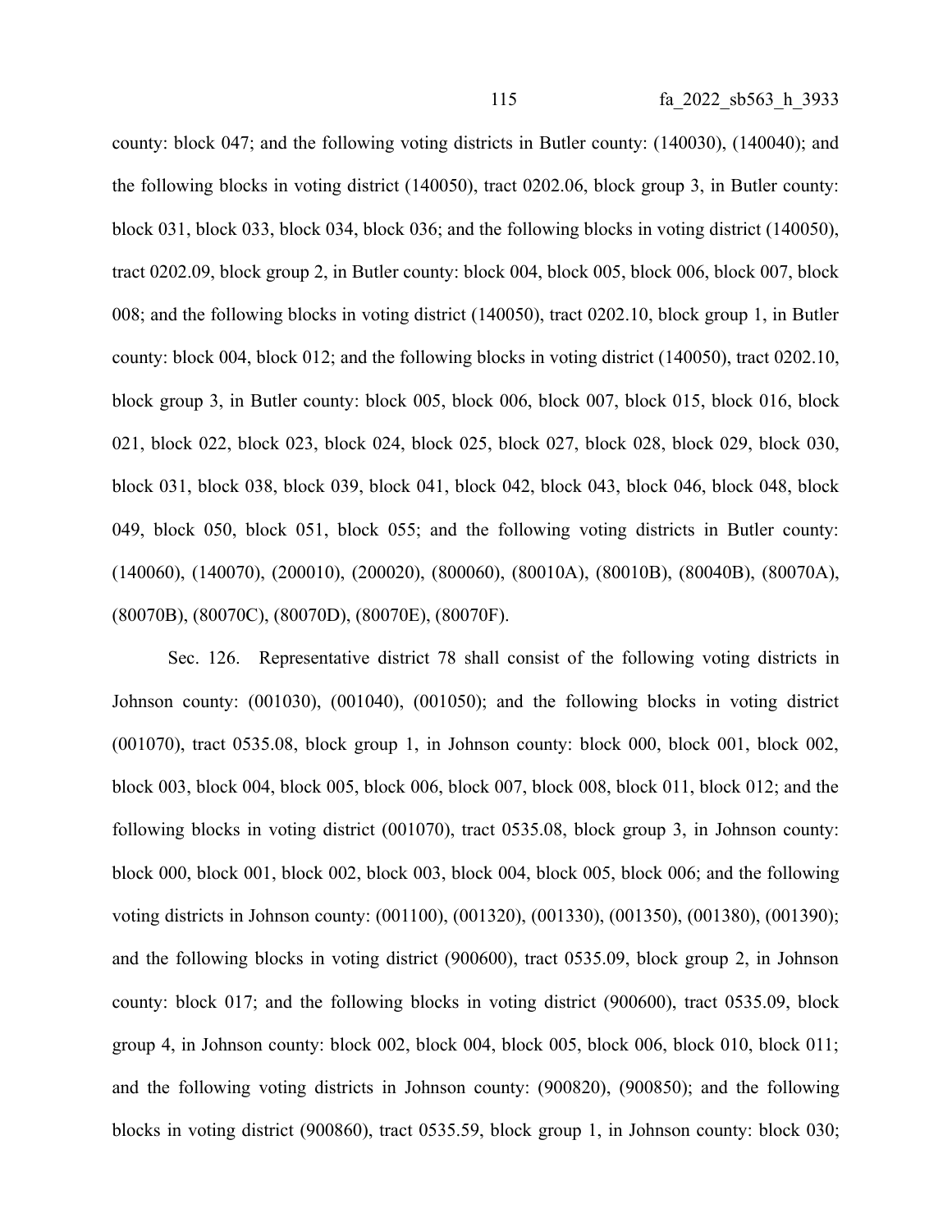county: block 047; and the following voting districts in Butler county: (140030), (140040); and the following blocks in voting district (140050), tract 0202.06, block group 3, in Butler county: block 031, block 033, block 034, block 036; and the following blocks in voting district (140050), tract 0202.09, block group 2, in Butler county: block 004, block 005, block 006, block 007, block 008; and the following blocks in voting district (140050), tract 0202.10, block group 1, in Butler county: block 004, block 012; and the following blocks in voting district (140050), tract 0202.10, block group 3, in Butler county: block 005, block 006, block 007, block 015, block 016, block 021, block 022, block 023, block 024, block 025, block 027, block 028, block 029, block 030, block 031, block 038, block 039, block 041, block 042, block 043, block 046, block 048, block 049, block 050, block 051, block 055; and the following voting districts in Butler county: (140060), (140070), (200010), (200020), (800060), (80010A), (80010B), (80040B), (80070A), (80070B), (80070C), (80070D), (80070E), (80070F).

Sec. 126. Representative district 78 shall consist of the following voting districts in Johnson county: (001030), (001040), (001050); and the following blocks in voting district (001070), tract 0535.08, block group 1, in Johnson county: block 000, block 001, block 002, block 003, block 004, block 005, block 006, block 007, block 008, block 011, block 012; and the following blocks in voting district (001070), tract 0535.08, block group 3, in Johnson county: block 000, block 001, block 002, block 003, block 004, block 005, block 006; and the following voting districts in Johnson county: (001100), (001320), (001330), (001350), (001380), (001390); and the following blocks in voting district (900600), tract 0535.09, block group 2, in Johnson county: block 017; and the following blocks in voting district (900600), tract 0535.09, block group 4, in Johnson county: block 002, block 004, block 005, block 006, block 010, block 011; and the following voting districts in Johnson county: (900820), (900850); and the following blocks in voting district (900860), tract 0535.59, block group 1, in Johnson county: block 030;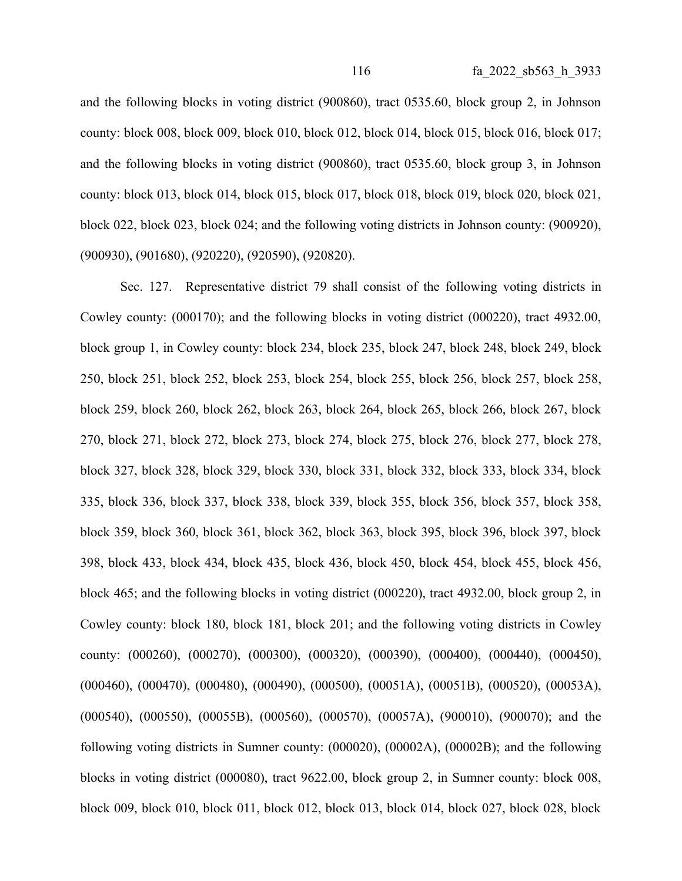and the following blocks in voting district (900860), tract 0535.60, block group 2, in Johnson county: block 008, block 009, block 010, block 012, block 014, block 015, block 016, block 017; and the following blocks in voting district (900860), tract 0535.60, block group 3, in Johnson county: block 013, block 014, block 015, block 017, block 018, block 019, block 020, block 021, block 022, block 023, block 024; and the following voting districts in Johnson county: (900920), (900930), (901680), (920220), (920590), (920820).

Sec. 127. Representative district 79 shall consist of the following voting districts in Cowley county: (000170); and the following blocks in voting district (000220), tract 4932.00, block group 1, in Cowley county: block 234, block 235, block 247, block 248, block 249, block 250, block 251, block 252, block 253, block 254, block 255, block 256, block 257, block 258, block 259, block 260, block 262, block 263, block 264, block 265, block 266, block 267, block 270, block 271, block 272, block 273, block 274, block 275, block 276, block 277, block 278, block 327, block 328, block 329, block 330, block 331, block 332, block 333, block 334, block 335, block 336, block 337, block 338, block 339, block 355, block 356, block 357, block 358, block 359, block 360, block 361, block 362, block 363, block 395, block 396, block 397, block 398, block 433, block 434, block 435, block 436, block 450, block 454, block 455, block 456, block 465; and the following blocks in voting district (000220), tract 4932.00, block group 2, in Cowley county: block 180, block 181, block 201; and the following voting districts in Cowley county: (000260), (000270), (000300), (000320), (000390), (000400), (000440), (000450), (000460), (000470), (000480), (000490), (000500), (00051A), (00051B), (000520), (00053A), (000540), (000550), (00055B), (000560), (000570), (00057A), (900010), (900070); and the following voting districts in Sumner county: (000020), (00002A), (00002B); and the following blocks in voting district (000080), tract 9622.00, block group 2, in Sumner county: block 008, block 009, block 010, block 011, block 012, block 013, block 014, block 027, block 028, block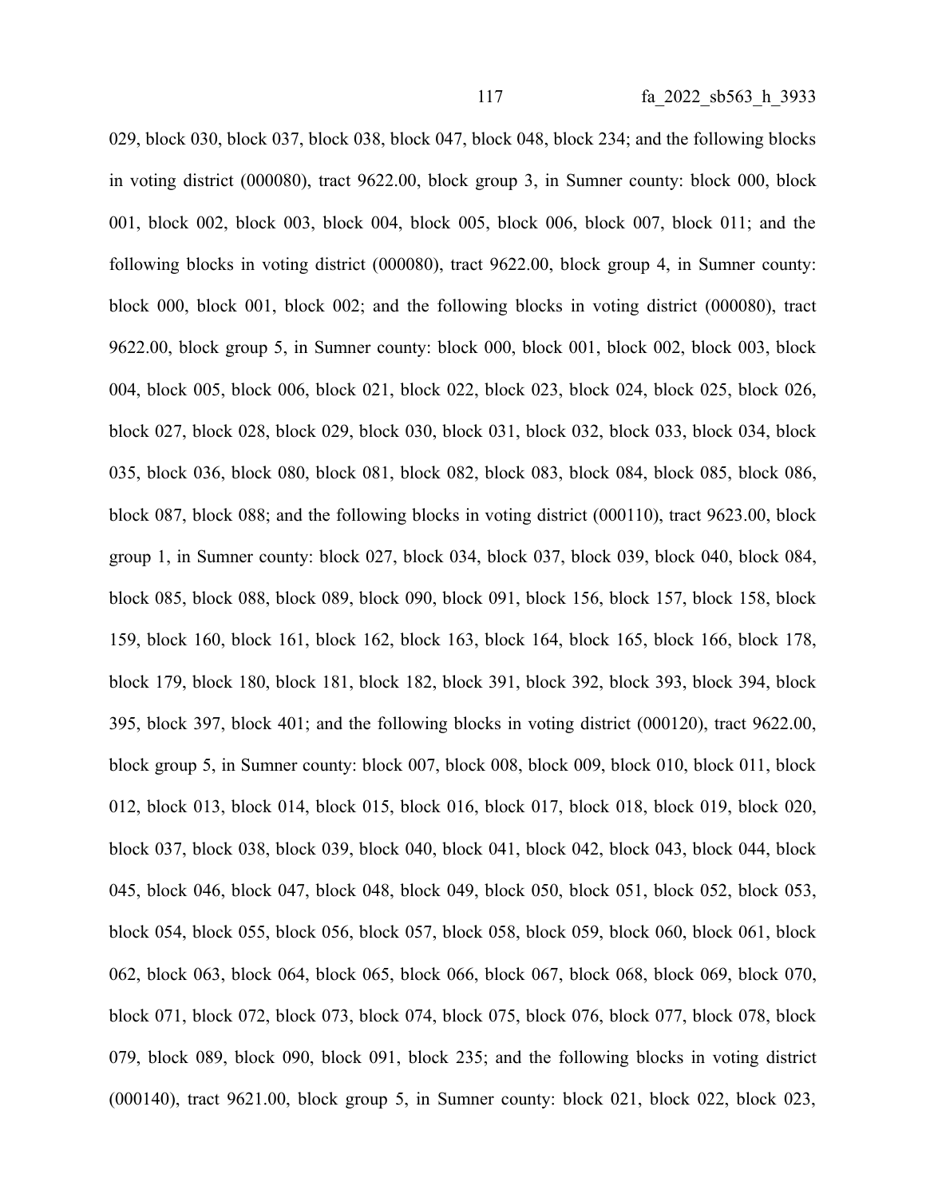029, block 030, block 037, block 038, block 047, block 048, block 234; and the following blocks in voting district (000080), tract 9622.00, block group 3, in Sumner county: block 000, block 001, block 002, block 003, block 004, block 005, block 006, block 007, block 011; and the following blocks in voting district (000080), tract 9622.00, block group 4, in Sumner county: block 000, block 001, block 002; and the following blocks in voting district (000080), tract 9622.00, block group 5, in Sumner county: block 000, block 001, block 002, block 003, block 004, block 005, block 006, block 021, block 022, block 023, block 024, block 025, block 026, block 027, block 028, block 029, block 030, block 031, block 032, block 033, block 034, block 035, block 036, block 080, block 081, block 082, block 083, block 084, block 085, block 086, block 087, block 088; and the following blocks in voting district (000110), tract 9623.00, block group 1, in Sumner county: block 027, block 034, block 037, block 039, block 040, block 084, block 085, block 088, block 089, block 090, block 091, block 156, block 157, block 158, block 159, block 160, block 161, block 162, block 163, block 164, block 165, block 166, block 178, block 179, block 180, block 181, block 182, block 391, block 392, block 393, block 394, block 395, block 397, block 401; and the following blocks in voting district (000120), tract 9622.00, block group 5, in Sumner county: block 007, block 008, block 009, block 010, block 011, block 012, block 013, block 014, block 015, block 016, block 017, block 018, block 019, block 020, block 037, block 038, block 039, block 040, block 041, block 042, block 043, block 044, block 045, block 046, block 047, block 048, block 049, block 050, block 051, block 052, block 053, block 054, block 055, block 056, block 057, block 058, block 059, block 060, block 061, block 062, block 063, block 064, block 065, block 066, block 067, block 068, block 069, block 070, block 071, block 072, block 073, block 074, block 075, block 076, block 077, block 078, block 079, block 089, block 090, block 091, block 235; and the following blocks in voting district (000140), tract 9621.00, block group 5, in Sumner county: block 021, block 022, block 023,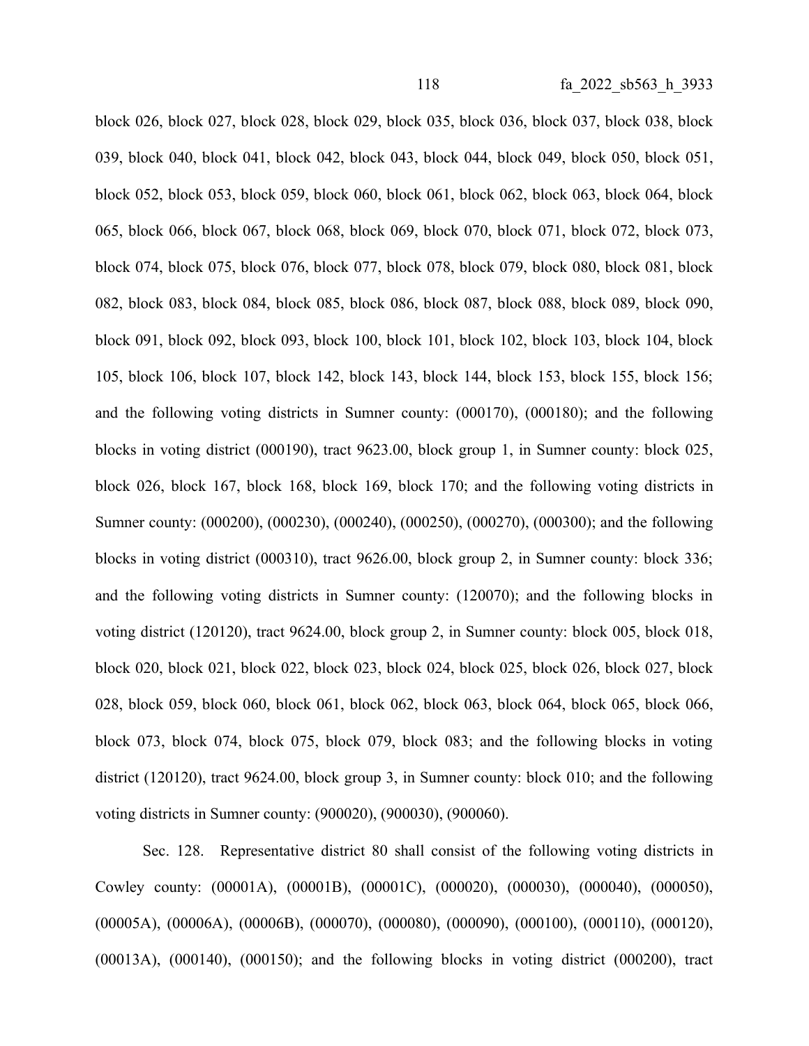block 026, block 027, block 028, block 029, block 035, block 036, block 037, block 038, block 039, block 040, block 041, block 042, block 043, block 044, block 049, block 050, block 051, block 052, block 053, block 059, block 060, block 061, block 062, block 063, block 064, block 065, block 066, block 067, block 068, block 069, block 070, block 071, block 072, block 073, block 074, block 075, block 076, block 077, block 078, block 079, block 080, block 081, block 082, block 083, block 084, block 085, block 086, block 087, block 088, block 089, block 090, block 091, block 092, block 093, block 100, block 101, block 102, block 103, block 104, block 105, block 106, block 107, block 142, block 143, block 144, block 153, block 155, block 156; and the following voting districts in Sumner county: (000170), (000180); and the following blocks in voting district (000190), tract 9623.00, block group 1, in Sumner county: block 025, block 026, block 167, block 168, block 169, block 170; and the following voting districts in Sumner county: (000200), (000230), (000240), (000250), (000270), (000300); and the following blocks in voting district (000310), tract 9626.00, block group 2, in Sumner county: block 336; and the following voting districts in Sumner county: (120070); and the following blocks in voting district (120120), tract 9624.00, block group 2, in Sumner county: block 005, block 018, block 020, block 021, block 022, block 023, block 024, block 025, block 026, block 027, block 028, block 059, block 060, block 061, block 062, block 063, block 064, block 065, block 066, block 073, block 074, block 075, block 079, block 083; and the following blocks in voting district (120120), tract 9624.00, block group 3, in Sumner county: block 010; and the following voting districts in Sumner county: (900020), (900030), (900060).

Sec. 128. Representative district 80 shall consist of the following voting districts in Cowley county: (00001A), (00001B), (00001C), (000020), (000030), (000040), (000050), (00005A), (00006A), (00006B), (000070), (000080), (000090), (000100), (000110), (000120), (00013A), (000140), (000150); and the following blocks in voting district (000200), tract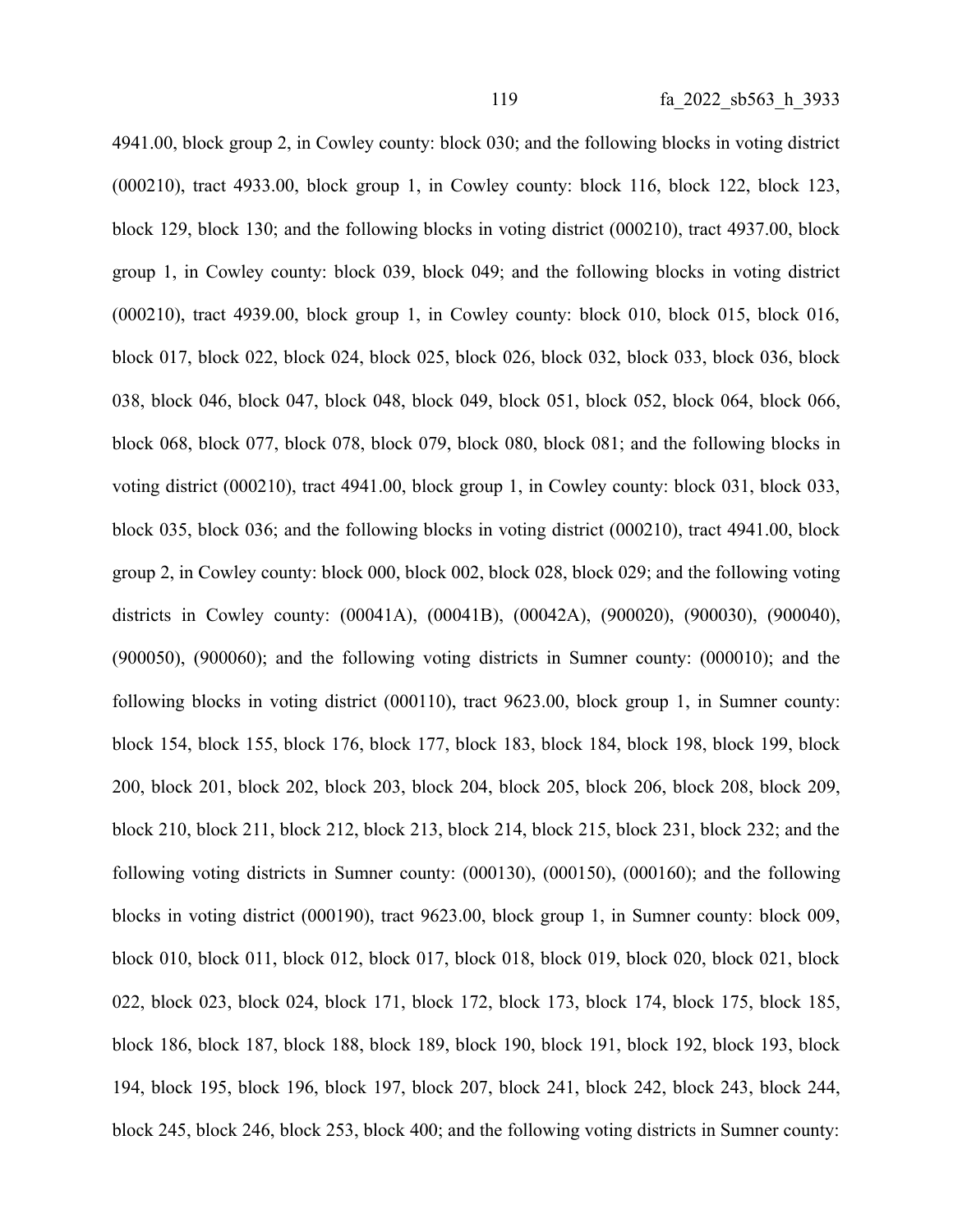4941.00, block group 2, in Cowley county: block 030; and the following blocks in voting district (000210), tract 4933.00, block group 1, in Cowley county: block 116, block 122, block 123, block 129, block 130; and the following blocks in voting district (000210), tract 4937.00, block group 1, in Cowley county: block 039, block 049; and the following blocks in voting district (000210), tract 4939.00, block group 1, in Cowley county: block 010, block 015, block 016, block 017, block 022, block 024, block 025, block 026, block 032, block 033, block 036, block 038, block 046, block 047, block 048, block 049, block 051, block 052, block 064, block 066, block 068, block 077, block 078, block 079, block 080, block 081; and the following blocks in voting district (000210), tract 4941.00, block group 1, in Cowley county: block 031, block 033, block 035, block 036; and the following blocks in voting district (000210), tract 4941.00, block group 2, in Cowley county: block 000, block 002, block 028, block 029; and the following voting districts in Cowley county: (00041A), (00041B), (00042A), (900020), (900030), (900040), (900050), (900060); and the following voting districts in Sumner county: (000010); and the following blocks in voting district (000110), tract 9623.00, block group 1, in Sumner county: block 154, block 155, block 176, block 177, block 183, block 184, block 198, block 199, block 200, block 201, block 202, block 203, block 204, block 205, block 206, block 208, block 209, block 210, block 211, block 212, block 213, block 214, block 215, block 231, block 232; and the following voting districts in Sumner county: (000130), (000150), (000160); and the following blocks in voting district (000190), tract 9623.00, block group 1, in Sumner county: block 009, block 010, block 011, block 012, block 017, block 018, block 019, block 020, block 021, block 022, block 023, block 024, block 171, block 172, block 173, block 174, block 175, block 185, block 186, block 187, block 188, block 189, block 190, block 191, block 192, block 193, block 194, block 195, block 196, block 197, block 207, block 241, block 242, block 243, block 244, block 245, block 246, block 253, block 400; and the following voting districts in Sumner county: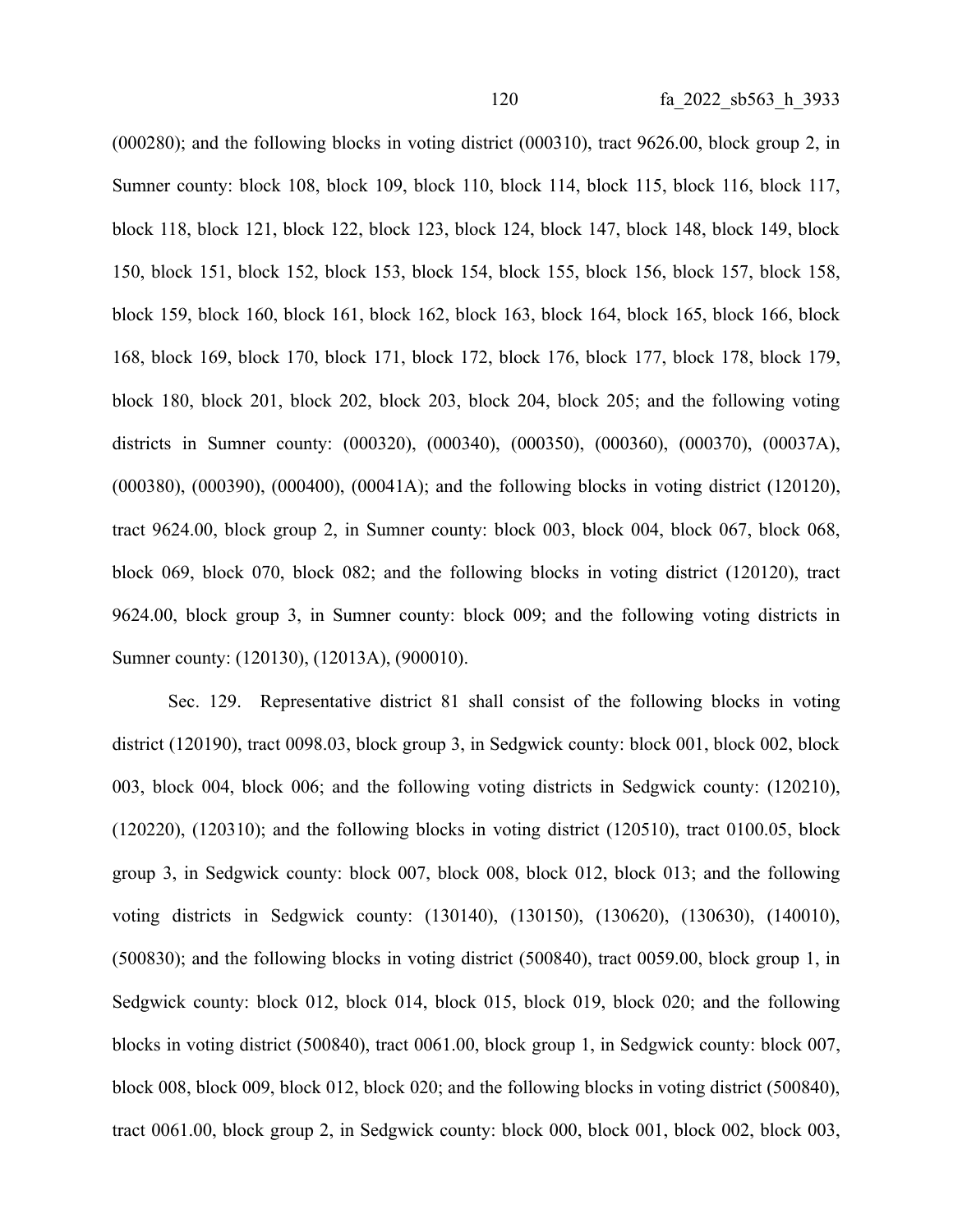(000280); and the following blocks in voting district (000310), tract 9626.00, block group 2, in Sumner county: block 108, block 109, block 110, block 114, block 115, block 116, block 117, block 118, block 121, block 122, block 123, block 124, block 147, block 148, block 149, block 150, block 151, block 152, block 153, block 154, block 155, block 156, block 157, block 158, block 159, block 160, block 161, block 162, block 163, block 164, block 165, block 166, block 168, block 169, block 170, block 171, block 172, block 176, block 177, block 178, block 179, block 180, block 201, block 202, block 203, block 204, block 205; and the following voting districts in Sumner county: (000320), (000340), (000350), (000360), (000370), (00037A), (000380), (000390), (000400), (00041A); and the following blocks in voting district (120120), tract 9624.00, block group 2, in Sumner county: block 003, block 004, block 067, block 068, block 069, block 070, block 082; and the following blocks in voting district (120120), tract 9624.00, block group 3, in Sumner county: block 009; and the following voting districts in Sumner county: (120130), (12013A), (900010).

Sec. 129. Representative district 81 shall consist of the following blocks in voting district (120190), tract 0098.03, block group 3, in Sedgwick county: block 001, block 002, block 003, block 004, block 006; and the following voting districts in Sedgwick county: (120210), (120220), (120310); and the following blocks in voting district (120510), tract 0100.05, block group 3, in Sedgwick county: block 007, block 008, block 012, block 013; and the following voting districts in Sedgwick county: (130140), (130150), (130620), (130630), (140010), (500830); and the following blocks in voting district (500840), tract 0059.00, block group 1, in Sedgwick county: block 012, block 014, block 015, block 019, block 020; and the following blocks in voting district (500840), tract 0061.00, block group 1, in Sedgwick county: block 007, block 008, block 009, block 012, block 020; and the following blocks in voting district (500840), tract 0061.00, block group 2, in Sedgwick county: block 000, block 001, block 002, block 003,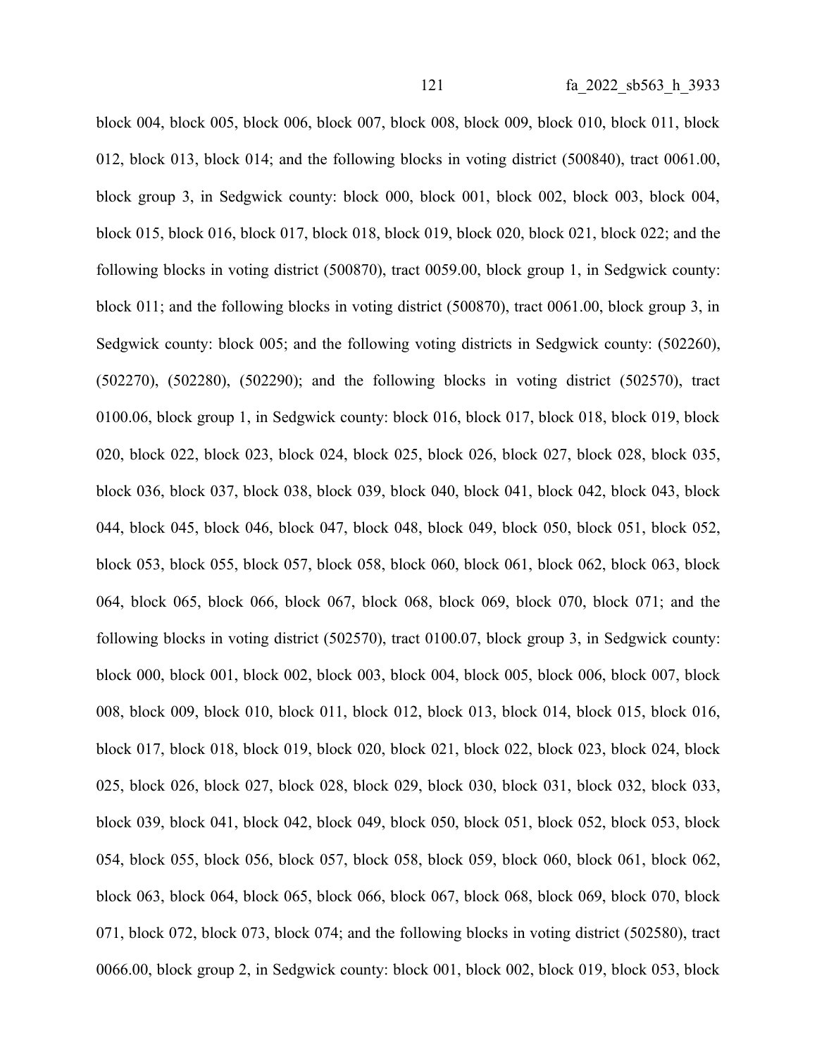block 004, block 005, block 006, block 007, block 008, block 009, block 010, block 011, block 012, block 013, block 014; and the following blocks in voting district (500840), tract 0061.00, block group 3, in Sedgwick county: block 000, block 001, block 002, block 003, block 004, block 015, block 016, block 017, block 018, block 019, block 020, block 021, block 022; and the following blocks in voting district (500870), tract 0059.00, block group 1, in Sedgwick county: block 011; and the following blocks in voting district (500870), tract 0061.00, block group 3, in Sedgwick county: block 005; and the following voting districts in Sedgwick county: (502260), (502270), (502280), (502290); and the following blocks in voting district (502570), tract 0100.06, block group 1, in Sedgwick county: block 016, block 017, block 018, block 019, block 020, block 022, block 023, block 024, block 025, block 026, block 027, block 028, block 035, block 036, block 037, block 038, block 039, block 040, block 041, block 042, block 043, block 044, block 045, block 046, block 047, block 048, block 049, block 050, block 051, block 052, block 053, block 055, block 057, block 058, block 060, block 061, block 062, block 063, block 064, block 065, block 066, block 067, block 068, block 069, block 070, block 071; and the following blocks in voting district (502570), tract 0100.07, block group 3, in Sedgwick county: block 000, block 001, block 002, block 003, block 004, block 005, block 006, block 007, block 008, block 009, block 010, block 011, block 012, block 013, block 014, block 015, block 016, block 017, block 018, block 019, block 020, block 021, block 022, block 023, block 024, block 025, block 026, block 027, block 028, block 029, block 030, block 031, block 032, block 033, block 039, block 041, block 042, block 049, block 050, block 051, block 052, block 053, block 054, block 055, block 056, block 057, block 058, block 059, block 060, block 061, block 062, block 063, block 064, block 065, block 066, block 067, block 068, block 069, block 070, block 071, block 072, block 073, block 074; and the following blocks in voting district (502580), tract 0066.00, block group 2, in Sedgwick county: block 001, block 002, block 019, block 053, block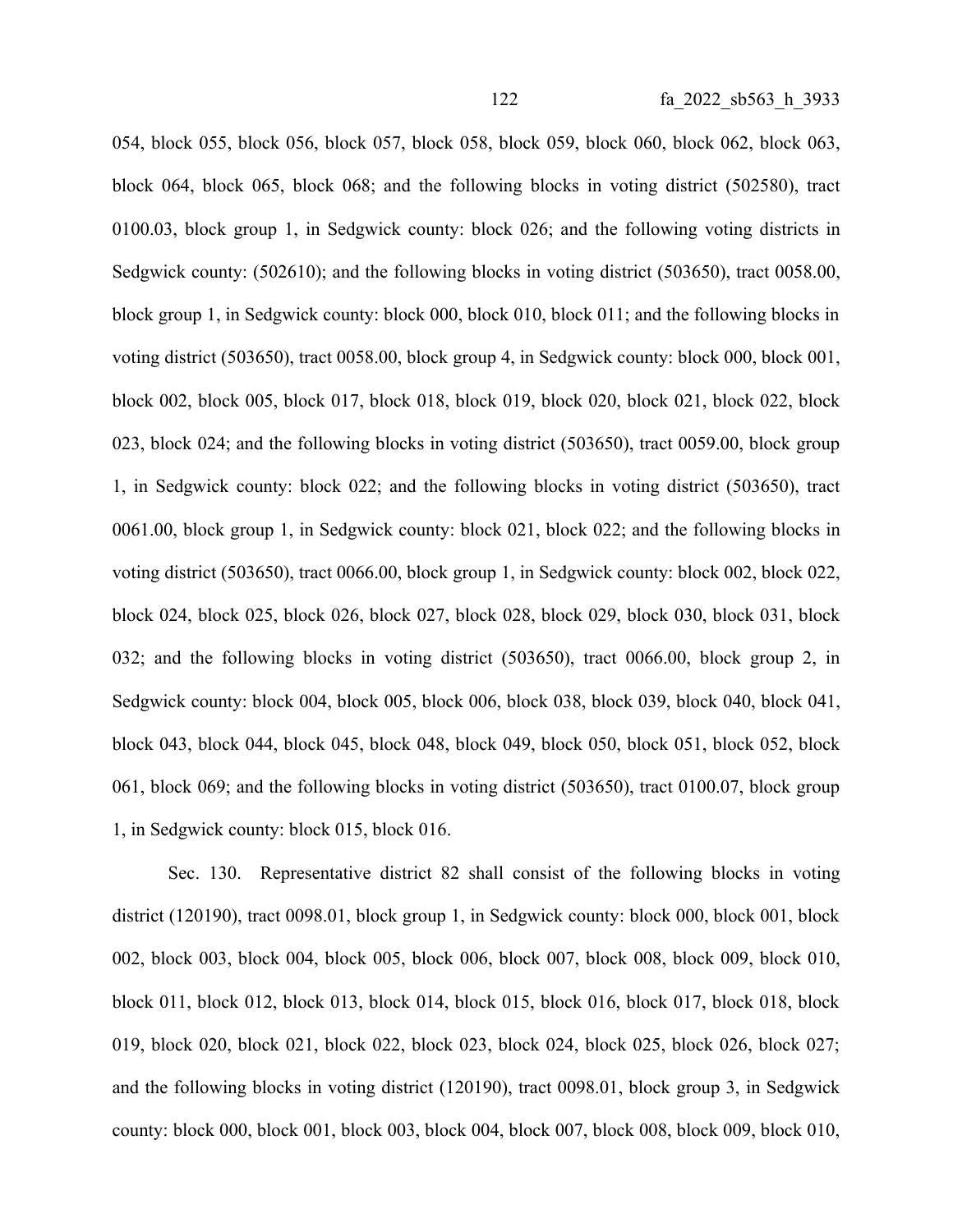054, block 055, block 056, block 057, block 058, block 059, block 060, block 062, block 063, block 064, block 065, block 068; and the following blocks in voting district (502580), tract 0100.03, block group 1, in Sedgwick county: block 026; and the following voting districts in Sedgwick county: (502610); and the following blocks in voting district (503650), tract 0058.00, block group 1, in Sedgwick county: block 000, block 010, block 011; and the following blocks in voting district (503650), tract 0058.00, block group 4, in Sedgwick county: block 000, block 001, block 002, block 005, block 017, block 018, block 019, block 020, block 021, block 022, block 023, block 024; and the following blocks in voting district (503650), tract 0059.00, block group 1, in Sedgwick county: block 022; and the following blocks in voting district (503650), tract 0061.00, block group 1, in Sedgwick county: block 021, block 022; and the following blocks in voting district (503650), tract 0066.00, block group 1, in Sedgwick county: block 002, block 022, block 024, block 025, block 026, block 027, block 028, block 029, block 030, block 031, block 032; and the following blocks in voting district (503650), tract 0066.00, block group 2, in Sedgwick county: block 004, block 005, block 006, block 038, block 039, block 040, block 041, block 043, block 044, block 045, block 048, block 049, block 050, block 051, block 052, block 061, block 069; and the following blocks in voting district (503650), tract 0100.07, block group 1, in Sedgwick county: block 015, block 016.

Sec. 130. Representative district 82 shall consist of the following blocks in voting district (120190), tract 0098.01, block group 1, in Sedgwick county: block 000, block 001, block 002, block 003, block 004, block 005, block 006, block 007, block 008, block 009, block 010, block 011, block 012, block 013, block 014, block 015, block 016, block 017, block 018, block 019, block 020, block 021, block 022, block 023, block 024, block 025, block 026, block 027; and the following blocks in voting district (120190), tract 0098.01, block group 3, in Sedgwick county: block 000, block 001, block 003, block 004, block 007, block 008, block 009, block 010,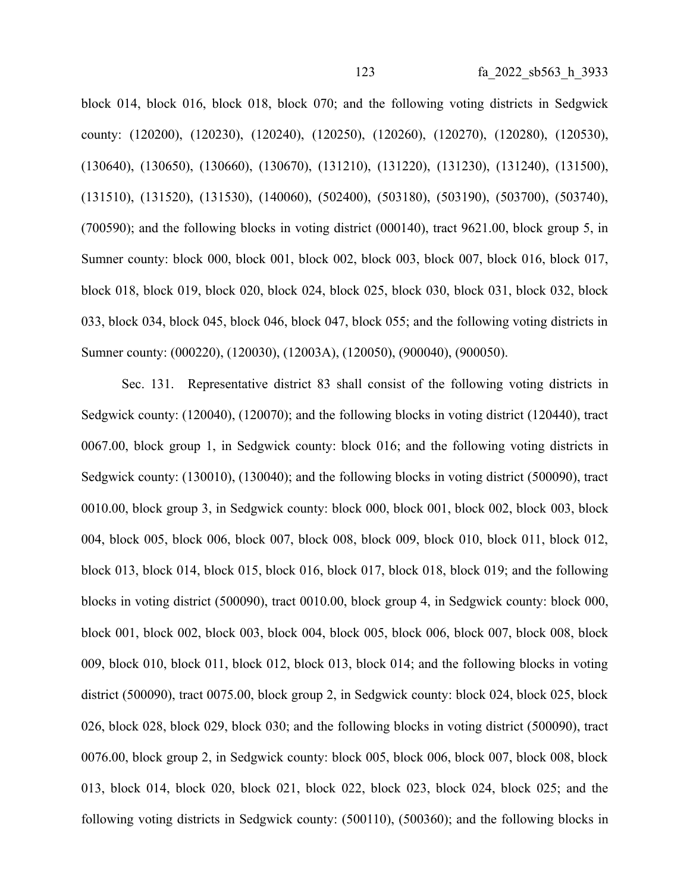block 014, block 016, block 018, block 070; and the following voting districts in Sedgwick county: (120200), (120230), (120240), (120250), (120260), (120270), (120280), (120530), (130640), (130650), (130660), (130670), (131210), (131220), (131230), (131240), (131500), (131510), (131520), (131530), (140060), (502400), (503180), (503190), (503700), (503740), (700590); and the following blocks in voting district (000140), tract 9621.00, block group 5, in Sumner county: block 000, block 001, block 002, block 003, block 007, block 016, block 017, block 018, block 019, block 020, block 024, block 025, block 030, block 031, block 032, block 033, block 034, block 045, block 046, block 047, block 055; and the following voting districts in Sumner county: (000220), (120030), (12003A), (120050), (900040), (900050).

Sec. 131. Representative district 83 shall consist of the following voting districts in Sedgwick county: (120040), (120070); and the following blocks in voting district (120440), tract 0067.00, block group 1, in Sedgwick county: block 016; and the following voting districts in Sedgwick county: (130010), (130040); and the following blocks in voting district (500090), tract 0010.00, block group 3, in Sedgwick county: block 000, block 001, block 002, block 003, block 004, block 005, block 006, block 007, block 008, block 009, block 010, block 011, block 012, block 013, block 014, block 015, block 016, block 017, block 018, block 019; and the following blocks in voting district (500090), tract 0010.00, block group 4, in Sedgwick county: block 000, block 001, block 002, block 003, block 004, block 005, block 006, block 007, block 008, block 009, block 010, block 011, block 012, block 013, block 014; and the following blocks in voting district (500090), tract 0075.00, block group 2, in Sedgwick county: block 024, block 025, block 026, block 028, block 029, block 030; and the following blocks in voting district (500090), tract 0076.00, block group 2, in Sedgwick county: block 005, block 006, block 007, block 008, block 013, block 014, block 020, block 021, block 022, block 023, block 024, block 025; and the following voting districts in Sedgwick county: (500110), (500360); and the following blocks in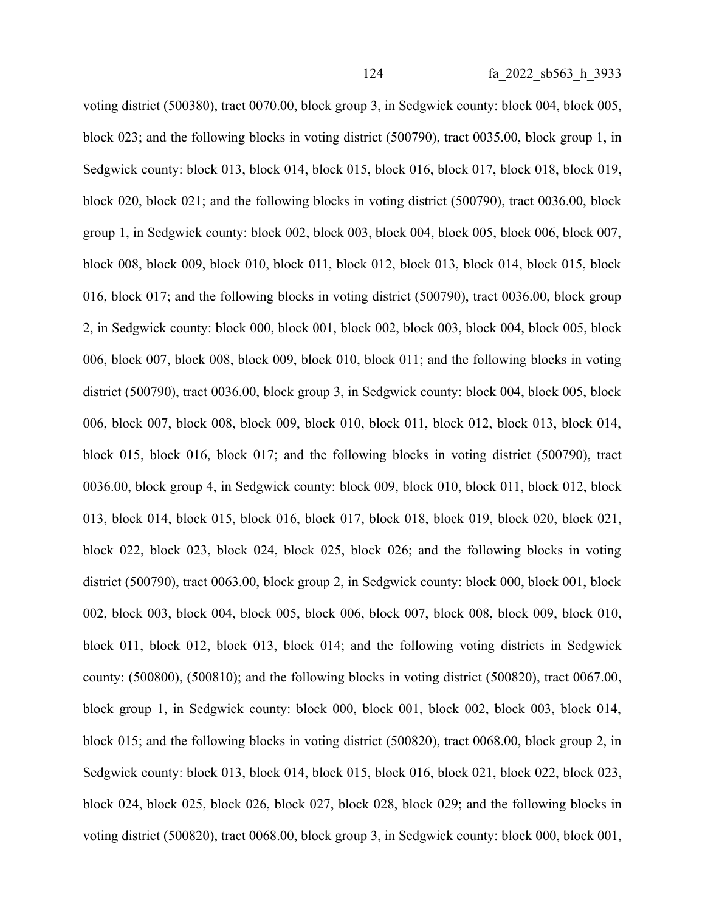voting district (500380), tract 0070.00, block group 3, in Sedgwick county: block 004, block 005, block 023; and the following blocks in voting district (500790), tract 0035.00, block group 1, in Sedgwick county: block 013, block 014, block 015, block 016, block 017, block 018, block 019, block 020, block 021; and the following blocks in voting district (500790), tract 0036.00, block group 1, in Sedgwick county: block 002, block 003, block 004, block 005, block 006, block 007, block 008, block 009, block 010, block 011, block 012, block 013, block 014, block 015, block 016, block 017; and the following blocks in voting district (500790), tract 0036.00, block group 2, in Sedgwick county: block 000, block 001, block 002, block 003, block 004, block 005, block 006, block 007, block 008, block 009, block 010, block 011; and the following blocks in voting district (500790), tract 0036.00, block group 3, in Sedgwick county: block 004, block 005, block 006, block 007, block 008, block 009, block 010, block 011, block 012, block 013, block 014, block 015, block 016, block 017; and the following blocks in voting district (500790), tract 0036.00, block group 4, in Sedgwick county: block 009, block 010, block 011, block 012, block 013, block 014, block 015, block 016, block 017, block 018, block 019, block 020, block 021, block 022, block 023, block 024, block 025, block 026; and the following blocks in voting district (500790), tract 0063.00, block group 2, in Sedgwick county: block 000, block 001, block 002, block 003, block 004, block 005, block 006, block 007, block 008, block 009, block 010, block 011, block 012, block 013, block 014; and the following voting districts in Sedgwick county: (500800), (500810); and the following blocks in voting district (500820), tract 0067.00, block group 1, in Sedgwick county: block 000, block 001, block 002, block 003, block 014, block 015; and the following blocks in voting district (500820), tract 0068.00, block group 2, in Sedgwick county: block 013, block 014, block 015, block 016, block 021, block 022, block 023, block 024, block 025, block 026, block 027, block 028, block 029; and the following blocks in voting district (500820), tract 0068.00, block group 3, in Sedgwick county: block 000, block 001,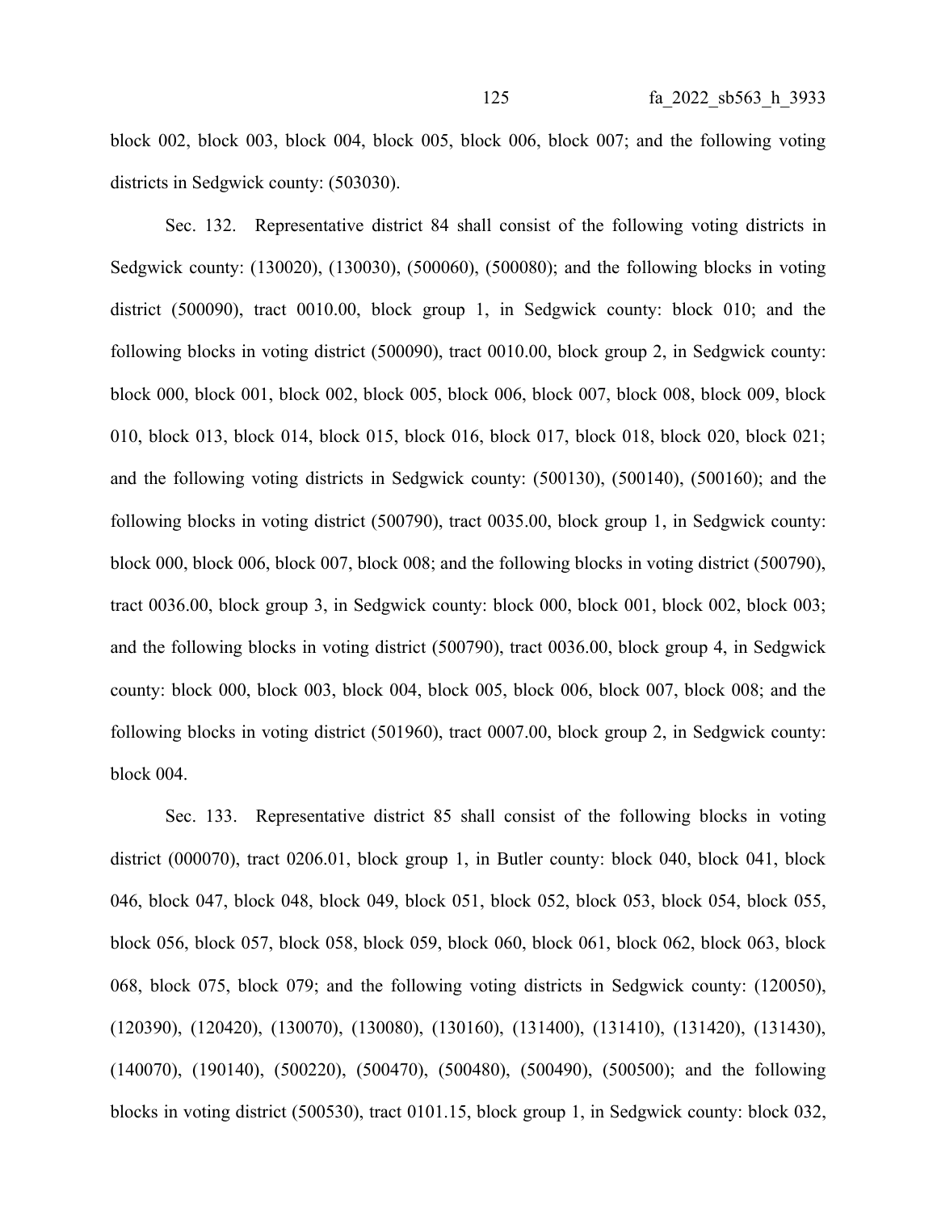block 002, block 003, block 004, block 005, block 006, block 007; and the following voting districts in Sedgwick county: (503030).

Sec. 132. Representative district 84 shall consist of the following voting districts in Sedgwick county: (130020), (130030), (500060), (500080); and the following blocks in voting district (500090), tract 0010.00, block group 1, in Sedgwick county: block 010; and the following blocks in voting district (500090), tract 0010.00, block group 2, in Sedgwick county: block 000, block 001, block 002, block 005, block 006, block 007, block 008, block 009, block 010, block 013, block 014, block 015, block 016, block 017, block 018, block 020, block 021; and the following voting districts in Sedgwick county: (500130), (500140), (500160); and the following blocks in voting district (500790), tract 0035.00, block group 1, in Sedgwick county: block 000, block 006, block 007, block 008; and the following blocks in voting district (500790), tract 0036.00, block group 3, in Sedgwick county: block 000, block 001, block 002, block 003; and the following blocks in voting district (500790), tract 0036.00, block group 4, in Sedgwick county: block 000, block 003, block 004, block 005, block 006, block 007, block 008; and the following blocks in voting district (501960), tract 0007.00, block group 2, in Sedgwick county: block 004.

Sec. 133. Representative district 85 shall consist of the following blocks in voting district (000070), tract 0206.01, block group 1, in Butler county: block 040, block 041, block 046, block 047, block 048, block 049, block 051, block 052, block 053, block 054, block 055, block 056, block 057, block 058, block 059, block 060, block 061, block 062, block 063, block 068, block 075, block 079; and the following voting districts in Sedgwick county: (120050), (120390), (120420), (130070), (130080), (130160), (131400), (131410), (131420), (131430), (140070), (190140), (500220), (500470), (500480), (500490), (500500); and the following blocks in voting district (500530), tract 0101.15, block group 1, in Sedgwick county: block 032,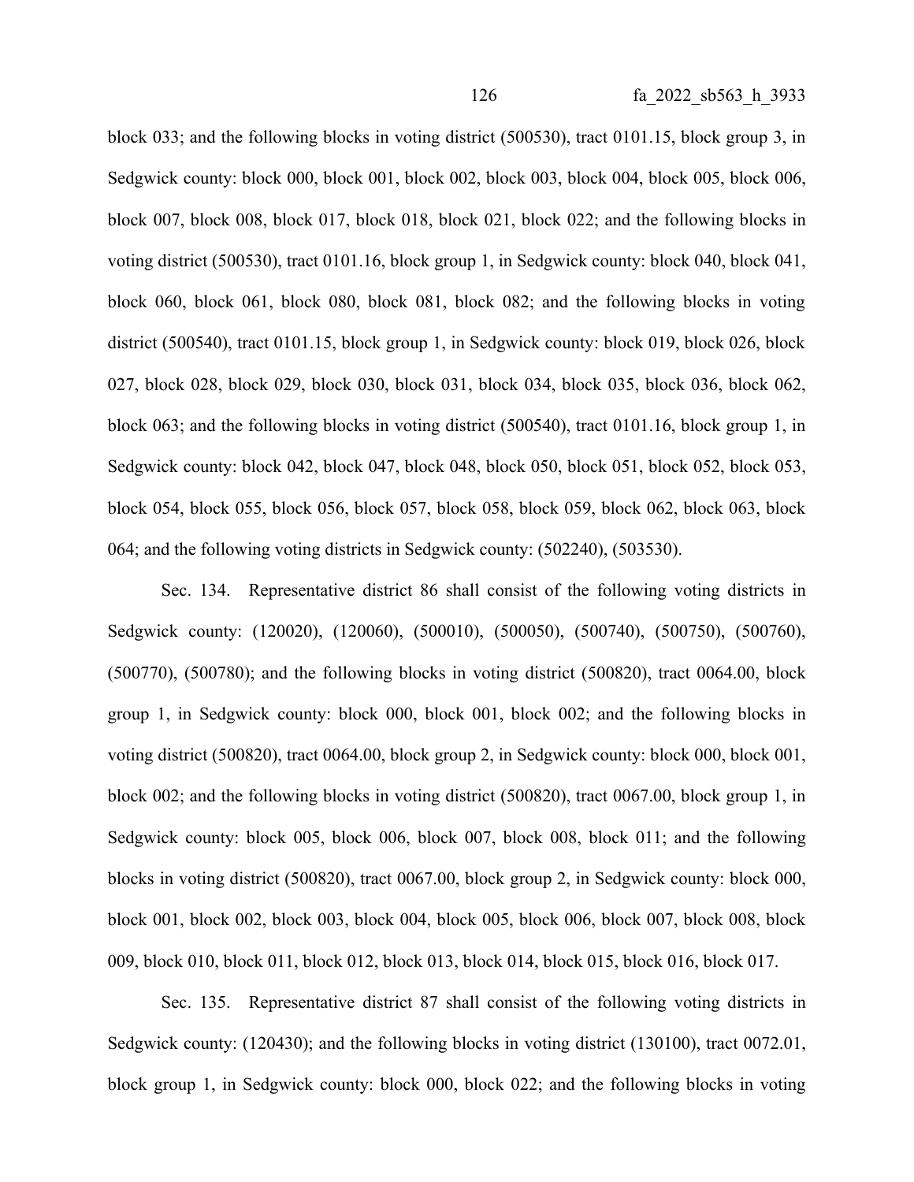block 033; and the following blocks in voting district (500530), tract 0101.15, block group 3, in Sedgwick county: block 000, block 001, block 002, block 003, block 004, block 005, block 006, block 007, block 008, block 017, block 018, block 021, block 022; and the following blocks in voting district (500530), tract 0101.16, block group 1, in Sedgwick county: block 040, block 041, block 060, block 061, block 080, block 081, block 082; and the following blocks in voting district (500540), tract 0101.15, block group 1, in Sedgwick county: block 019, block 026, block 027, block 028, block 029, block 030, block 031, block 034, block 035, block 036, block 062, block 063; and the following blocks in voting district (500540), tract 0101.16, block group 1, in Sedgwick county: block 042, block 047, block 048, block 050, block 051, block 052, block 053, block 054, block 055, block 056, block 057, block 058, block 059, block 062, block 063, block 064; and the following voting districts in Sedgwick county: (502240), (503530).

Sec. 134. Representative district 86 shall consist of the following voting districts in Sedgwick county: (120020), (120060), (500010), (500050), (500740), (500750), (500760), (500770), (500780); and the following blocks in voting district (500820), tract 0064.00, block group 1, in Sedgwick county: block 000, block 001, block 002; and the following blocks in voting district (500820), tract 0064.00, block group 2, in Sedgwick county: block 000, block 001, block 002; and the following blocks in voting district (500820), tract 0067.00, block group 1, in Sedgwick county: block 005, block 006, block 007, block 008, block 011; and the following blocks in voting district (500820), tract 0067.00, block group 2, in Sedgwick county: block 000, block 001, block 002, block 003, block 004, block 005, block 006, block 007, block 008, block 009, block 010, block 011, block 012, block 013, block 014, block 015, block 016, block 017.

Sec. 135. Representative district 87 shall consist of the following voting districts in Sedgwick county: (120430); and the following blocks in voting district (130100), tract 0072.01, block group 1, in Sedgwick county: block 000, block 022; and the following blocks in voting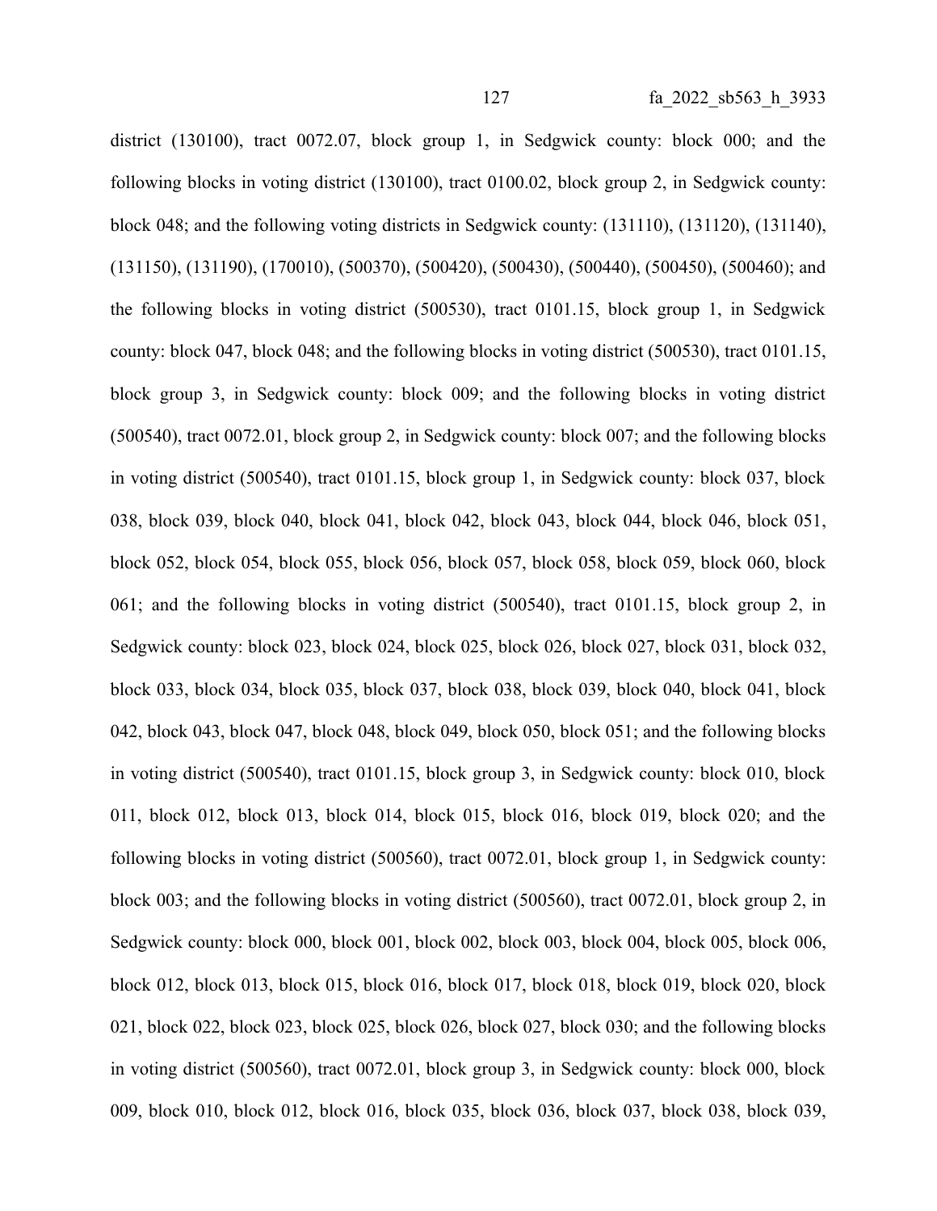district (130100), tract 0072.07, block group 1, in Sedgwick county: block 000; and the following blocks in voting district (130100), tract 0100.02, block group 2, in Sedgwick county: block 048; and the following voting districts in Sedgwick county: (131110), (131120), (131140), (131150), (131190), (170010), (500370), (500420), (500430), (500440), (500450), (500460); and the following blocks in voting district (500530), tract 0101.15, block group 1, in Sedgwick county: block 047, block 048; and the following blocks in voting district (500530), tract 0101.15, block group 3, in Sedgwick county: block 009; and the following blocks in voting district (500540), tract 0072.01, block group 2, in Sedgwick county: block 007; and the following blocks in voting district (500540), tract 0101.15, block group 1, in Sedgwick county: block 037, block 038, block 039, block 040, block 041, block 042, block 043, block 044, block 046, block 051, block 052, block 054, block 055, block 056, block 057, block 058, block 059, block 060, block 061; and the following blocks in voting district (500540), tract 0101.15, block group 2, in Sedgwick county: block 023, block 024, block 025, block 026, block 027, block 031, block 032, block 033, block 034, block 035, block 037, block 038, block 039, block 040, block 041, block 042, block 043, block 047, block 048, block 049, block 050, block 051; and the following blocks in voting district (500540), tract 0101.15, block group 3, in Sedgwick county: block 010, block 011, block 012, block 013, block 014, block 015, block 016, block 019, block 020; and the following blocks in voting district (500560), tract 0072.01, block group 1, in Sedgwick county: block 003; and the following blocks in voting district (500560), tract 0072.01, block group 2, in Sedgwick county: block 000, block 001, block 002, block 003, block 004, block 005, block 006, block 012, block 013, block 015, block 016, block 017, block 018, block 019, block 020, block 021, block 022, block 023, block 025, block 026, block 027, block 030; and the following blocks in voting district (500560), tract 0072.01, block group 3, in Sedgwick county: block 000, block 009, block 010, block 012, block 016, block 035, block 036, block 037, block 038, block 039,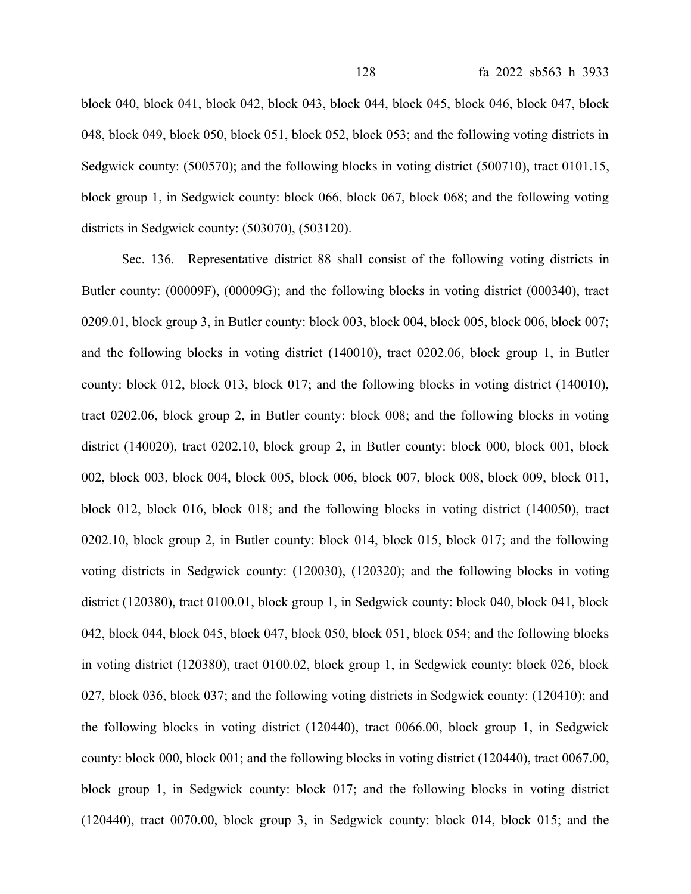block 040, block 041, block 042, block 043, block 044, block 045, block 046, block 047, block 048, block 049, block 050, block 051, block 052, block 053; and the following voting districts in Sedgwick county: (500570); and the following blocks in voting district (500710), tract 0101.15, block group 1, in Sedgwick county: block 066, block 067, block 068; and the following voting districts in Sedgwick county: (503070), (503120).

Sec. 136. Representative district 88 shall consist of the following voting districts in Butler county: (00009F), (00009G); and the following blocks in voting district (000340), tract 0209.01, block group 3, in Butler county: block 003, block 004, block 005, block 006, block 007; and the following blocks in voting district (140010), tract 0202.06, block group 1, in Butler county: block 012, block 013, block 017; and the following blocks in voting district (140010), tract 0202.06, block group 2, in Butler county: block 008; and the following blocks in voting district (140020), tract 0202.10, block group 2, in Butler county: block 000, block 001, block 002, block 003, block 004, block 005, block 006, block 007, block 008, block 009, block 011, block 012, block 016, block 018; and the following blocks in voting district (140050), tract 0202.10, block group 2, in Butler county: block 014, block 015, block 017; and the following voting districts in Sedgwick county: (120030), (120320); and the following blocks in voting district (120380), tract 0100.01, block group 1, in Sedgwick county: block 040, block 041, block 042, block 044, block 045, block 047, block 050, block 051, block 054; and the following blocks in voting district (120380), tract 0100.02, block group 1, in Sedgwick county: block 026, block 027, block 036, block 037; and the following voting districts in Sedgwick county: (120410); and the following blocks in voting district (120440), tract 0066.00, block group 1, in Sedgwick county: block 000, block 001; and the following blocks in voting district (120440), tract 0067.00, block group 1, in Sedgwick county: block 017; and the following blocks in voting district (120440), tract 0070.00, block group 3, in Sedgwick county: block 014, block 015; and the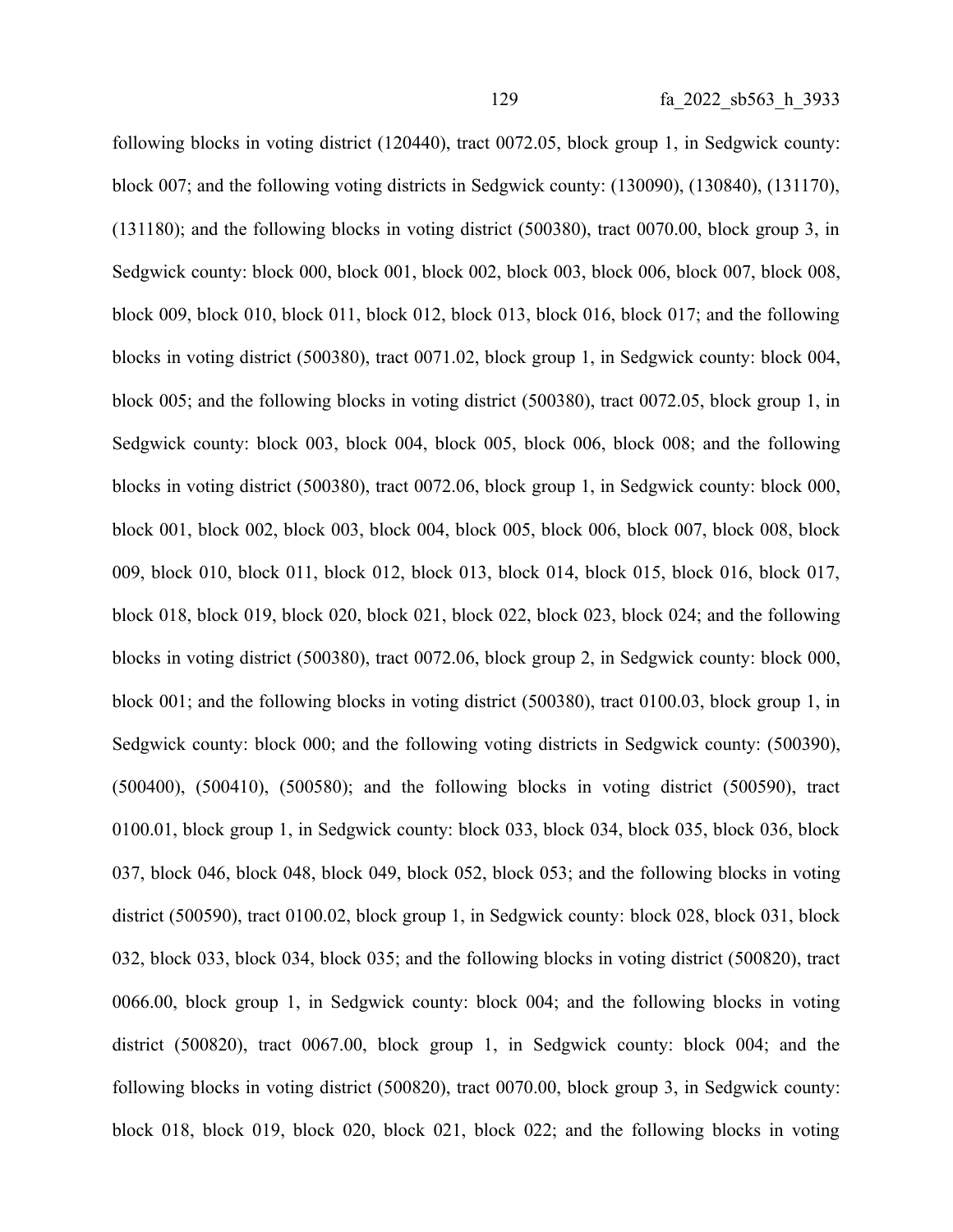following blocks in voting district (120440), tract 0072.05, block group 1, in Sedgwick county: block 007; and the following voting districts in Sedgwick county: (130090), (130840), (131170), (131180); and the following blocks in voting district (500380), tract 0070.00, block group 3, in Sedgwick county: block 000, block 001, block 002, block 003, block 006, block 007, block 008, block 009, block 010, block 011, block 012, block 013, block 016, block 017; and the following blocks in voting district (500380), tract 0071.02, block group 1, in Sedgwick county: block 004, block 005; and the following blocks in voting district (500380), tract 0072.05, block group 1, in Sedgwick county: block 003, block 004, block 005, block 006, block 008; and the following blocks in voting district (500380), tract 0072.06, block group 1, in Sedgwick county: block 000, block 001, block 002, block 003, block 004, block 005, block 006, block 007, block 008, block 009, block 010, block 011, block 012, block 013, block 014, block 015, block 016, block 017, block 018, block 019, block 020, block 021, block 022, block 023, block 024; and the following blocks in voting district (500380), tract 0072.06, block group 2, in Sedgwick county: block 000, block 001; and the following blocks in voting district (500380), tract 0100.03, block group 1, in Sedgwick county: block 000; and the following voting districts in Sedgwick county: (500390), (500400), (500410), (500580); and the following blocks in voting district (500590), tract 0100.01, block group 1, in Sedgwick county: block 033, block 034, block 035, block 036, block 037, block 046, block 048, block 049, block 052, block 053; and the following blocks in voting district (500590), tract 0100.02, block group 1, in Sedgwick county: block 028, block 031, block 032, block 033, block 034, block 035; and the following blocks in voting district (500820), tract 0066.00, block group 1, in Sedgwick county: block 004; and the following blocks in voting district (500820), tract 0067.00, block group 1, in Sedgwick county: block 004; and the following blocks in voting district (500820), tract 0070.00, block group 3, in Sedgwick county: block 018, block 019, block 020, block 021, block 022; and the following blocks in voting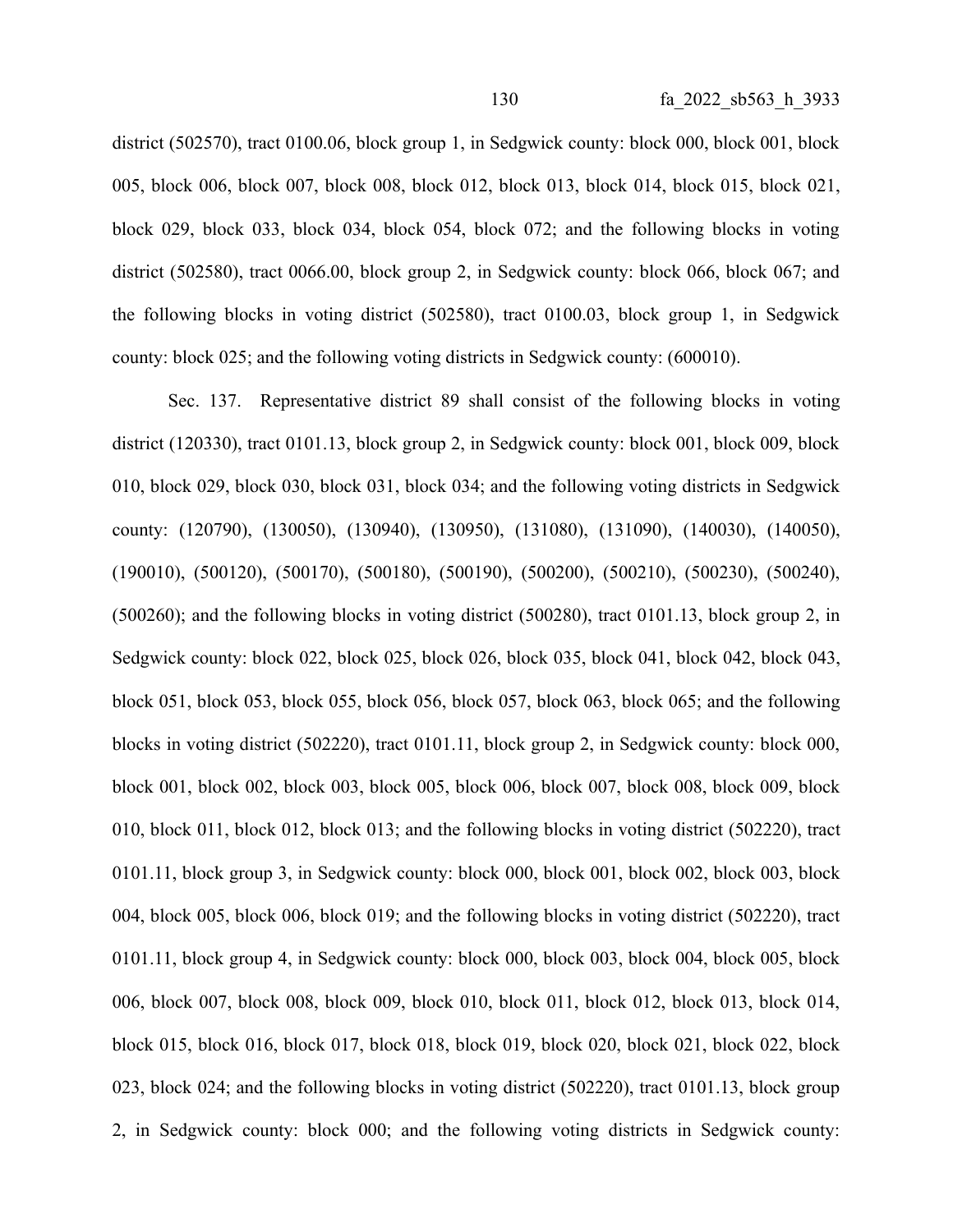district (502570), tract 0100.06, block group 1, in Sedgwick county: block 000, block 001, block 005, block 006, block 007, block 008, block 012, block 013, block 014, block 015, block 021, block 029, block 033, block 034, block 054, block 072; and the following blocks in voting district (502580), tract 0066.00, block group 2, in Sedgwick county: block 066, block 067; and the following blocks in voting district (502580), tract 0100.03, block group 1, in Sedgwick county: block 025; and the following voting districts in Sedgwick county: (600010).

Sec. 137. Representative district 89 shall consist of the following blocks in voting district (120330), tract 0101.13, block group 2, in Sedgwick county: block 001, block 009, block 010, block 029, block 030, block 031, block 034; and the following voting districts in Sedgwick county: (120790), (130050), (130940), (130950), (131080), (131090), (140030), (140050), (190010), (500120), (500170), (500180), (500190), (500200), (500210), (500230), (500240), (500260); and the following blocks in voting district (500280), tract 0101.13, block group 2, in Sedgwick county: block 022, block 025, block 026, block 035, block 041, block 042, block 043, block 051, block 053, block 055, block 056, block 057, block 063, block 065; and the following blocks in voting district (502220), tract 0101.11, block group 2, in Sedgwick county: block 000, block 001, block 002, block 003, block 005, block 006, block 007, block 008, block 009, block 010, block 011, block 012, block 013; and the following blocks in voting district (502220), tract 0101.11, block group 3, in Sedgwick county: block 000, block 001, block 002, block 003, block 004, block 005, block 006, block 019; and the following blocks in voting district (502220), tract 0101.11, block group 4, in Sedgwick county: block 000, block 003, block 004, block 005, block 006, block 007, block 008, block 009, block 010, block 011, block 012, block 013, block 014, block 015, block 016, block 017, block 018, block 019, block 020, block 021, block 022, block 023, block 024; and the following blocks in voting district (502220), tract 0101.13, block group 2, in Sedgwick county: block 000; and the following voting districts in Sedgwick county: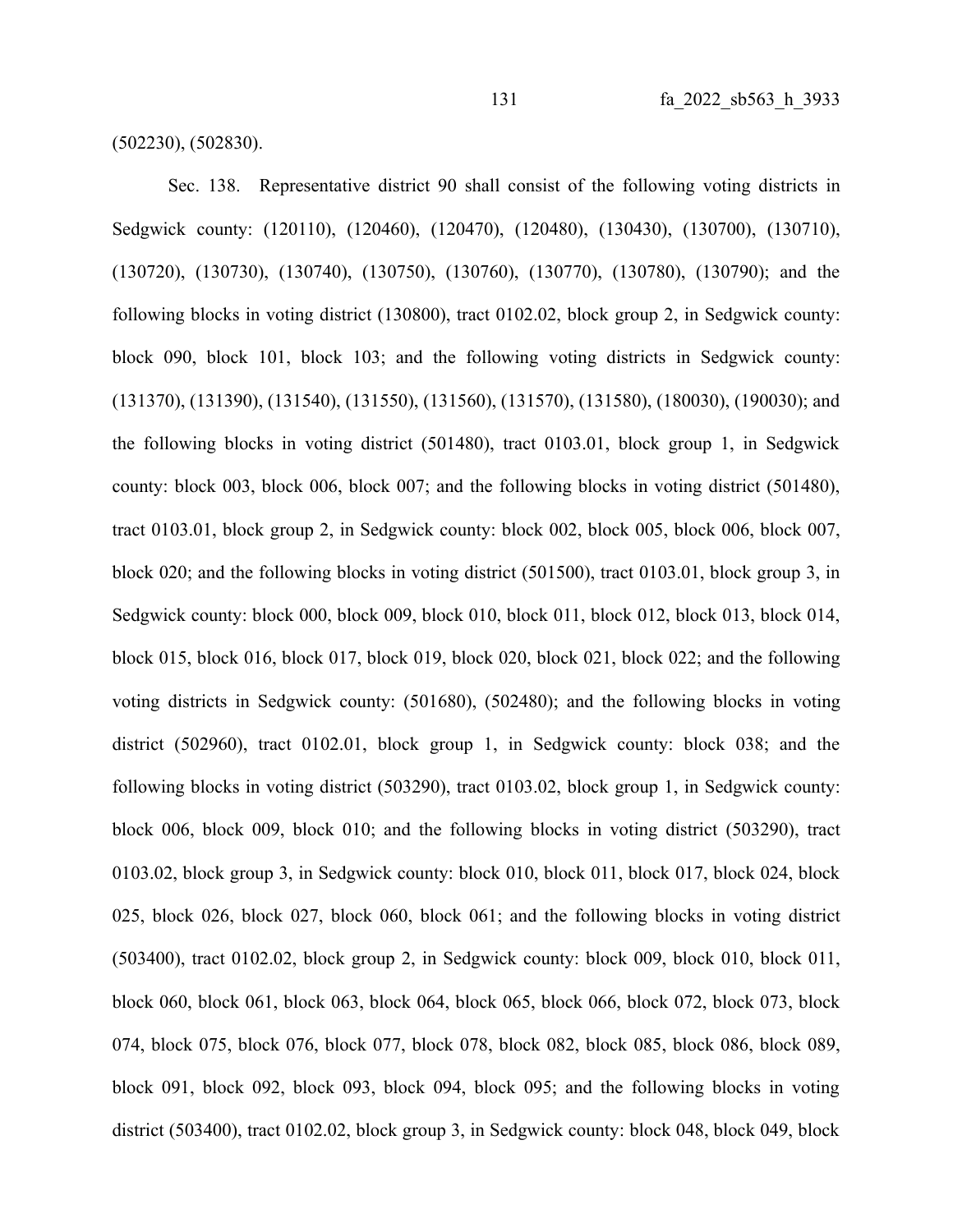(502230), (502830).

Sec. 138. Representative district 90 shall consist of the following voting districts in Sedgwick county: (120110), (120460), (120470), (120480), (130430), (130700), (130710), (130720), (130730), (130740), (130750), (130760), (130770), (130780), (130790); and the following blocks in voting district (130800), tract 0102.02, block group 2, in Sedgwick county: block 090, block 101, block 103; and the following voting districts in Sedgwick county: (131370), (131390), (131540), (131550), (131560), (131570), (131580), (180030), (190030); and the following blocks in voting district (501480), tract 0103.01, block group 1, in Sedgwick county: block 003, block 006, block 007; and the following blocks in voting district (501480), tract 0103.01, block group 2, in Sedgwick county: block 002, block 005, block 006, block 007, block 020; and the following blocks in voting district (501500), tract 0103.01, block group 3, in Sedgwick county: block 000, block 009, block 010, block 011, block 012, block 013, block 014, block 015, block 016, block 017, block 019, block 020, block 021, block 022; and the following voting districts in Sedgwick county: (501680), (502480); and the following blocks in voting district (502960), tract 0102.01, block group 1, in Sedgwick county: block 038; and the following blocks in voting district (503290), tract 0103.02, block group 1, in Sedgwick county: block 006, block 009, block 010; and the following blocks in voting district (503290), tract 0103.02, block group 3, in Sedgwick county: block 010, block 011, block 017, block 024, block 025, block 026, block 027, block 060, block 061; and the following blocks in voting district (503400), tract 0102.02, block group 2, in Sedgwick county: block 009, block 010, block 011, block 060, block 061, block 063, block 064, block 065, block 066, block 072, block 073, block 074, block 075, block 076, block 077, block 078, block 082, block 085, block 086, block 089, block 091, block 092, block 093, block 094, block 095; and the following blocks in voting district (503400), tract 0102.02, block group 3, in Sedgwick county: block 048, block 049, block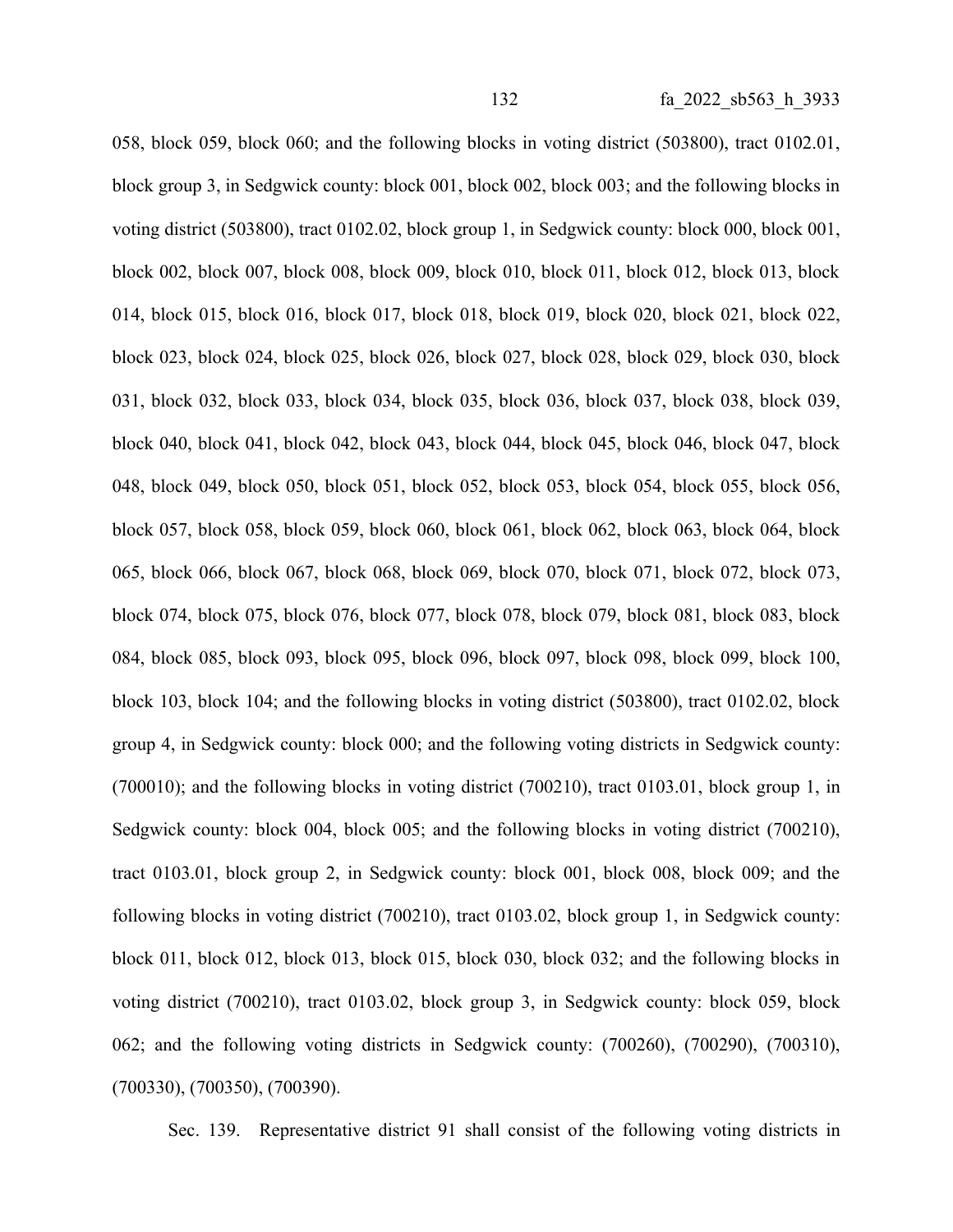058, block 059, block 060; and the following blocks in voting district (503800), tract 0102.01, block group 3, in Sedgwick county: block 001, block 002, block 003; and the following blocks in voting district (503800), tract 0102.02, block group 1, in Sedgwick county: block 000, block 001, block 002, block 007, block 008, block 009, block 010, block 011, block 012, block 013, block 014, block 015, block 016, block 017, block 018, block 019, block 020, block 021, block 022, block 023, block 024, block 025, block 026, block 027, block 028, block 029, block 030, block 031, block 032, block 033, block 034, block 035, block 036, block 037, block 038, block 039, block 040, block 041, block 042, block 043, block 044, block 045, block 046, block 047, block 048, block 049, block 050, block 051, block 052, block 053, block 054, block 055, block 056, block 057, block 058, block 059, block 060, block 061, block 062, block 063, block 064, block 065, block 066, block 067, block 068, block 069, block 070, block 071, block 072, block 073, block 074, block 075, block 076, block 077, block 078, block 079, block 081, block 083, block 084, block 085, block 093, block 095, block 096, block 097, block 098, block 099, block 100, block 103, block 104; and the following blocks in voting district (503800), tract 0102.02, block group 4, in Sedgwick county: block 000; and the following voting districts in Sedgwick county: (700010); and the following blocks in voting district (700210), tract 0103.01, block group 1, in Sedgwick county: block 004, block 005; and the following blocks in voting district (700210), tract 0103.01, block group 2, in Sedgwick county: block 001, block 008, block 009; and the following blocks in voting district (700210), tract 0103.02, block group 1, in Sedgwick county: block 011, block 012, block 013, block 015, block 030, block 032; and the following blocks in voting district (700210), tract 0103.02, block group 3, in Sedgwick county: block 059, block 062; and the following voting districts in Sedgwick county: (700260), (700290), (700310), (700330), (700350), (700390).

Sec. 139. Representative district 91 shall consist of the following voting districts in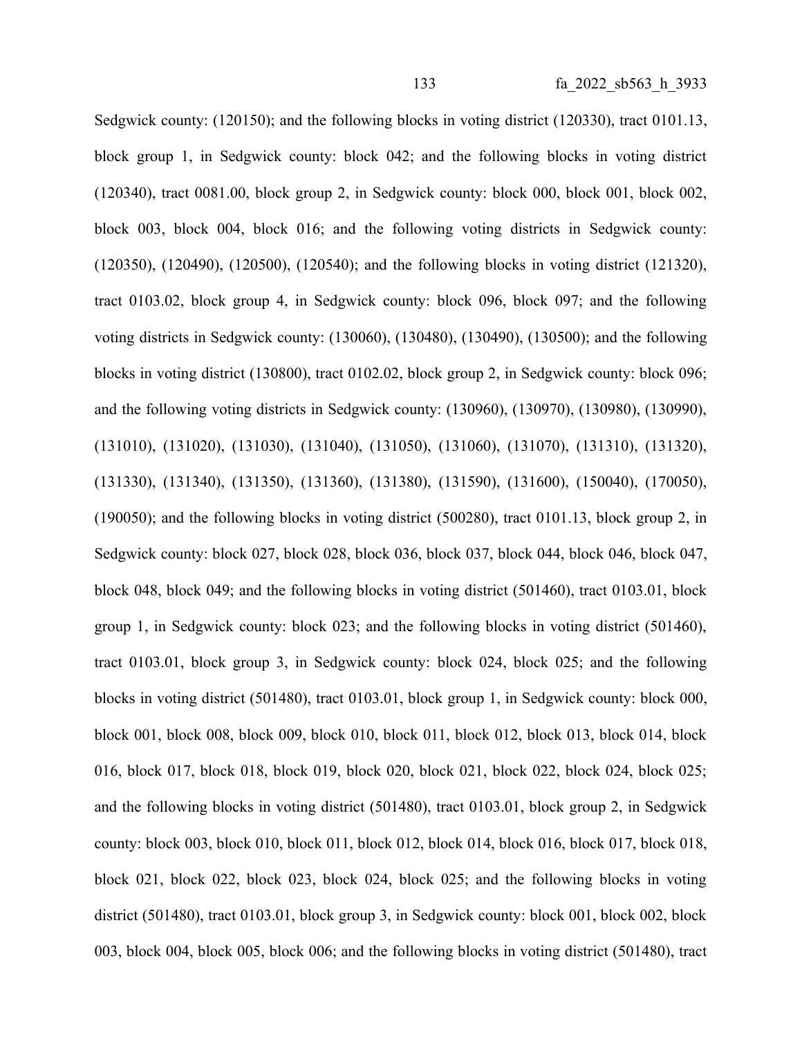Sedgwick county: (120150); and the following blocks in voting district (120330), tract 0101.13, block group 1, in Sedgwick county: block 042; and the following blocks in voting district (120340), tract 0081.00, block group 2, in Sedgwick county: block 000, block 001, block 002, block 003, block 004, block 016; and the following voting districts in Sedgwick county: (120350), (120490), (120500), (120540); and the following blocks in voting district (121320), tract 0103.02, block group 4, in Sedgwick county: block 096, block 097; and the following voting districts in Sedgwick county: (130060), (130480), (130490), (130500); and the following blocks in voting district (130800), tract 0102.02, block group 2, in Sedgwick county: block 096; and the following voting districts in Sedgwick county: (130960), (130970), (130980), (130990), (131010), (131020), (131030), (131040), (131050), (131060), (131070), (131310), (131320), (131330), (131340), (131350), (131360), (131380), (131590), (131600), (150040), (170050), (190050); and the following blocks in voting district (500280), tract 0101.13, block group 2, in Sedgwick county: block 027, block 028, block 036, block 037, block 044, block 046, block 047, block 048, block 049; and the following blocks in voting district (501460), tract 0103.01, block group 1, in Sedgwick county: block 023; and the following blocks in voting district (501460), tract 0103.01, block group 3, in Sedgwick county: block 024, block 025; and the following blocks in voting district (501480), tract 0103.01, block group 1, in Sedgwick county: block 000, block 001, block 008, block 009, block 010, block 011, block 012, block 013, block 014, block 016, block 017, block 018, block 019, block 020, block 021, block 022, block 024, block 025; and the following blocks in voting district (501480), tract 0103.01, block group 2, in Sedgwick county: block 003, block 010, block 011, block 012, block 014, block 016, block 017, block 018, block 021, block 022, block 023, block 024, block 025; and the following blocks in voting district (501480), tract 0103.01, block group 3, in Sedgwick county: block 001, block 002, block 003, block 004, block 005, block 006; and the following blocks in voting district (501480), tract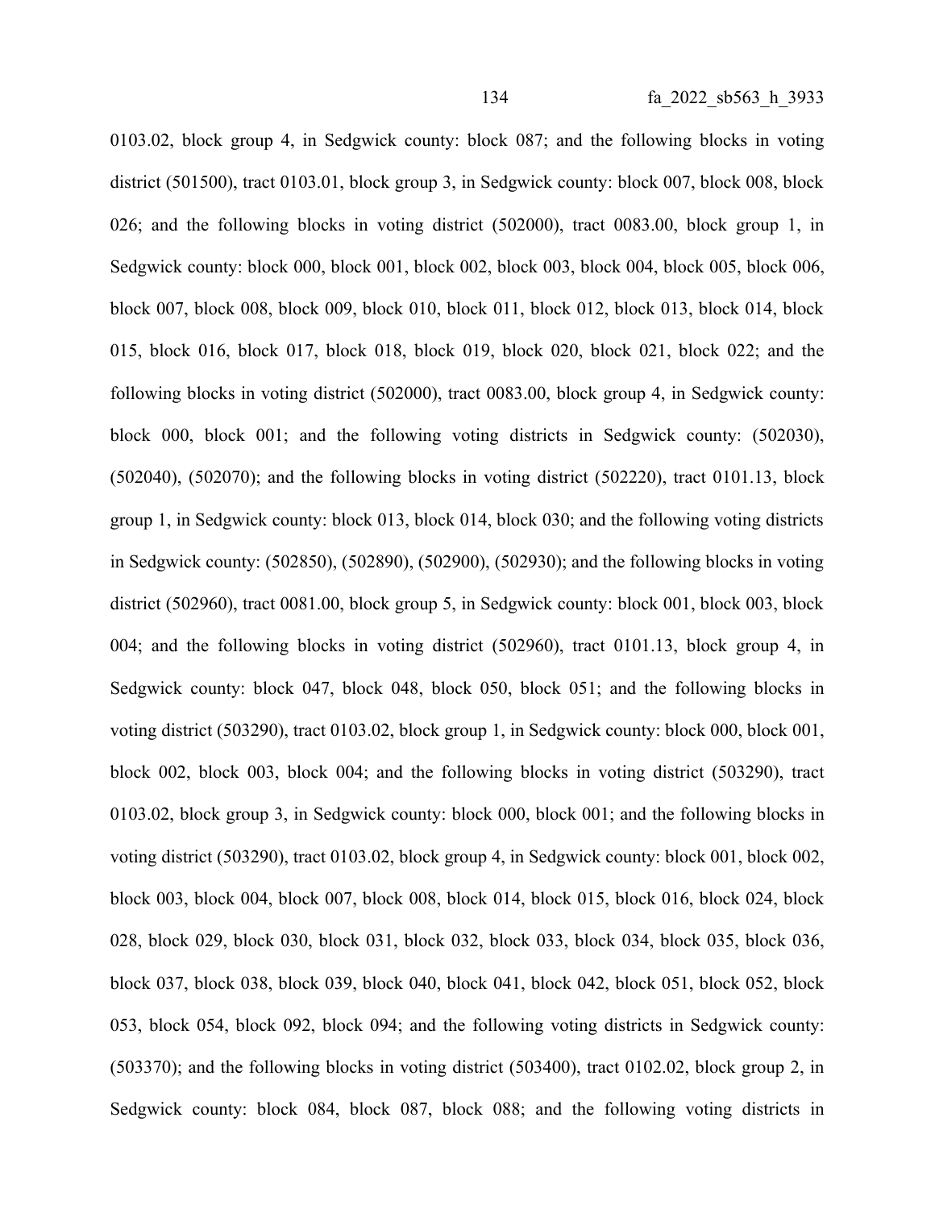0103.02, block group 4, in Sedgwick county: block 087; and the following blocks in voting district (501500), tract 0103.01, block group 3, in Sedgwick county: block 007, block 008, block 026; and the following blocks in voting district (502000), tract 0083.00, block group 1, in Sedgwick county: block 000, block 001, block 002, block 003, block 004, block 005, block 006, block 007, block 008, block 009, block 010, block 011, block 012, block 013, block 014, block 015, block 016, block 017, block 018, block 019, block 020, block 021, block 022; and the following blocks in voting district (502000), tract 0083.00, block group 4, in Sedgwick county: block 000, block 001; and the following voting districts in Sedgwick county: (502030), (502040), (502070); and the following blocks in voting district (502220), tract 0101.13, block group 1, in Sedgwick county: block 013, block 014, block 030; and the following voting districts in Sedgwick county: (502850), (502890), (502900), (502930); and the following blocks in voting district (502960), tract 0081.00, block group 5, in Sedgwick county: block 001, block 003, block 004; and the following blocks in voting district (502960), tract 0101.13, block group 4, in Sedgwick county: block 047, block 048, block 050, block 051; and the following blocks in voting district (503290), tract 0103.02, block group 1, in Sedgwick county: block 000, block 001, block 002, block 003, block 004; and the following blocks in voting district (503290), tract 0103.02, block group 3, in Sedgwick county: block 000, block 001; and the following blocks in voting district (503290), tract 0103.02, block group 4, in Sedgwick county: block 001, block 002, block 003, block 004, block 007, block 008, block 014, block 015, block 016, block 024, block 028, block 029, block 030, block 031, block 032, block 033, block 034, block 035, block 036, block 037, block 038, block 039, block 040, block 041, block 042, block 051, block 052, block 053, block 054, block 092, block 094; and the following voting districts in Sedgwick county: (503370); and the following blocks in voting district (503400), tract 0102.02, block group 2, in Sedgwick county: block 084, block 087, block 088; and the following voting districts in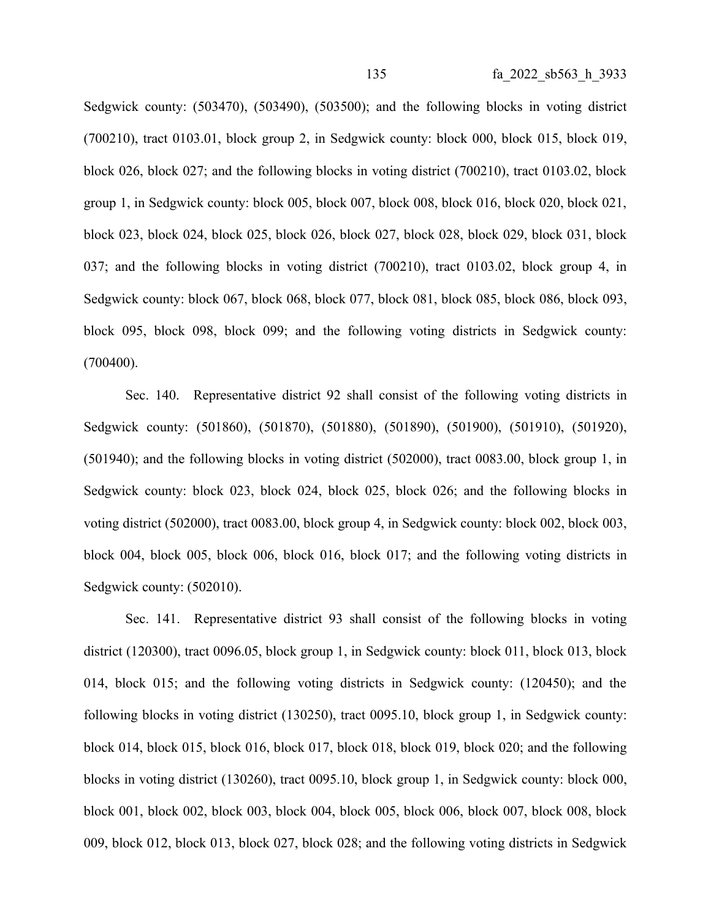Sedgwick county: (503470), (503490), (503500); and the following blocks in voting district (700210), tract 0103.01, block group 2, in Sedgwick county: block 000, block 015, block 019, block 026, block 027; and the following blocks in voting district (700210), tract 0103.02, block group 1, in Sedgwick county: block 005, block 007, block 008, block 016, block 020, block 021, block 023, block 024, block 025, block 026, block 027, block 028, block 029, block 031, block 037; and the following blocks in voting district (700210), tract 0103.02, block group 4, in Sedgwick county: block 067, block 068, block 077, block 081, block 085, block 086, block 093, block 095, block 098, block 099; and the following voting districts in Sedgwick county: (700400).

Sec. 140. Representative district 92 shall consist of the following voting districts in Sedgwick county: (501860), (501870), (501880), (501890), (501900), (501910), (501920), (501940); and the following blocks in voting district (502000), tract 0083.00, block group 1, in Sedgwick county: block 023, block 024, block 025, block 026; and the following blocks in voting district (502000), tract 0083.00, block group 4, in Sedgwick county: block 002, block 003, block 004, block 005, block 006, block 016, block 017; and the following voting districts in Sedgwick county: (502010).

Sec. 141. Representative district 93 shall consist of the following blocks in voting district (120300), tract 0096.05, block group 1, in Sedgwick county: block 011, block 013, block 014, block 015; and the following voting districts in Sedgwick county: (120450); and the following blocks in voting district (130250), tract 0095.10, block group 1, in Sedgwick county: block 014, block 015, block 016, block 017, block 018, block 019, block 020; and the following blocks in voting district (130260), tract 0095.10, block group 1, in Sedgwick county: block 000, block 001, block 002, block 003, block 004, block 005, block 006, block 007, block 008, block 009, block 012, block 013, block 027, block 028; and the following voting districts in Sedgwick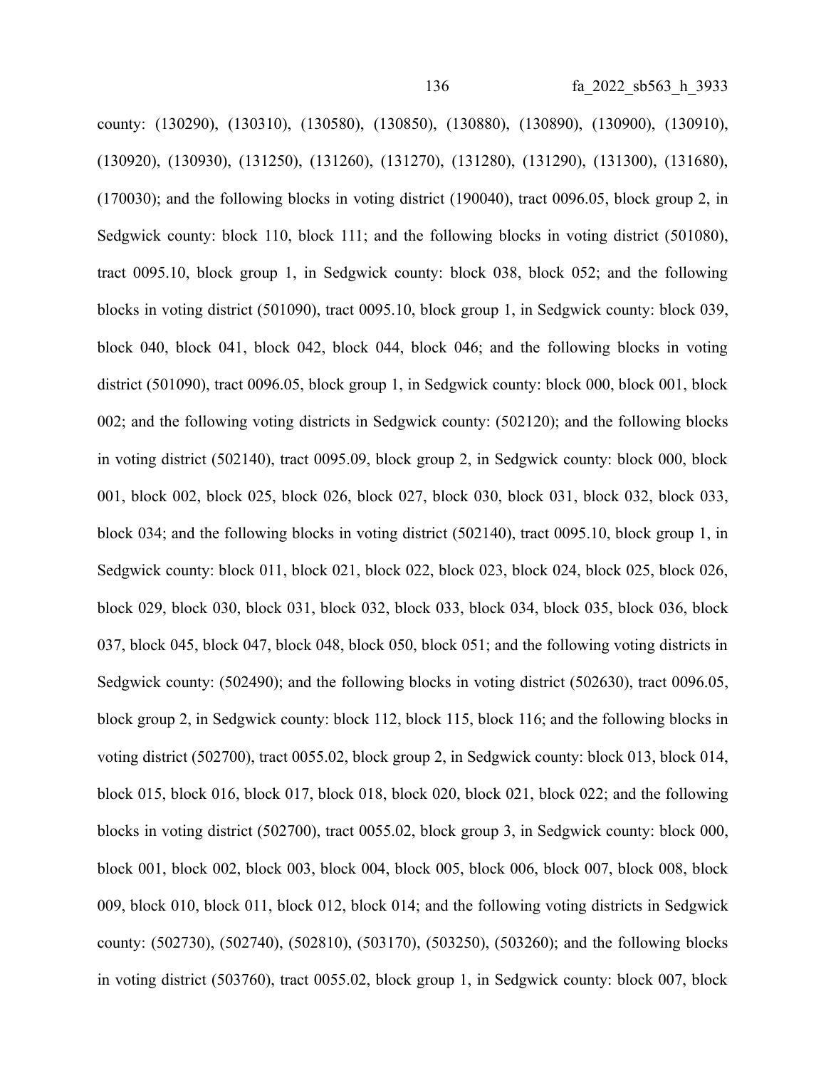county: (130290), (130310), (130580), (130850), (130880), (130890), (130900), (130910), (130920), (130930), (131250), (131260), (131270), (131280), (131290), (131300), (131680), (170030); and the following blocks in voting district (190040), tract 0096.05, block group 2, in Sedgwick county: block 110, block 111; and the following blocks in voting district (501080), tract 0095.10, block group 1, in Sedgwick county: block 038, block 052; and the following blocks in voting district (501090), tract 0095.10, block group 1, in Sedgwick county: block 039, block 040, block 041, block 042, block 044, block 046; and the following blocks in voting district (501090), tract 0096.05, block group 1, in Sedgwick county: block 000, block 001, block 002; and the following voting districts in Sedgwick county: (502120); and the following blocks in voting district (502140), tract 0095.09, block group 2, in Sedgwick county: block 000, block 001, block 002, block 025, block 026, block 027, block 030, block 031, block 032, block 033, block 034; and the following blocks in voting district (502140), tract 0095.10, block group 1, in Sedgwick county: block 011, block 021, block 022, block 023, block 024, block 025, block 026, block 029, block 030, block 031, block 032, block 033, block 034, block 035, block 036, block 037, block 045, block 047, block 048, block 050, block 051; and the following voting districts in Sedgwick county: (502490); and the following blocks in voting district (502630), tract 0096.05, block group 2, in Sedgwick county: block 112, block 115, block 116; and the following blocks in voting district (502700), tract 0055.02, block group 2, in Sedgwick county: block 013, block 014, block 015, block 016, block 017, block 018, block 020, block 021, block 022; and the following blocks in voting district (502700), tract 0055.02, block group 3, in Sedgwick county: block 000, block 001, block 002, block 003, block 004, block 005, block 006, block 007, block 008, block 009, block 010, block 011, block 012, block 014; and the following voting districts in Sedgwick county: (502730), (502740), (502810), (503170), (503250), (503260); and the following blocks in voting district (503760), tract 0055.02, block group 1, in Sedgwick county: block 007, block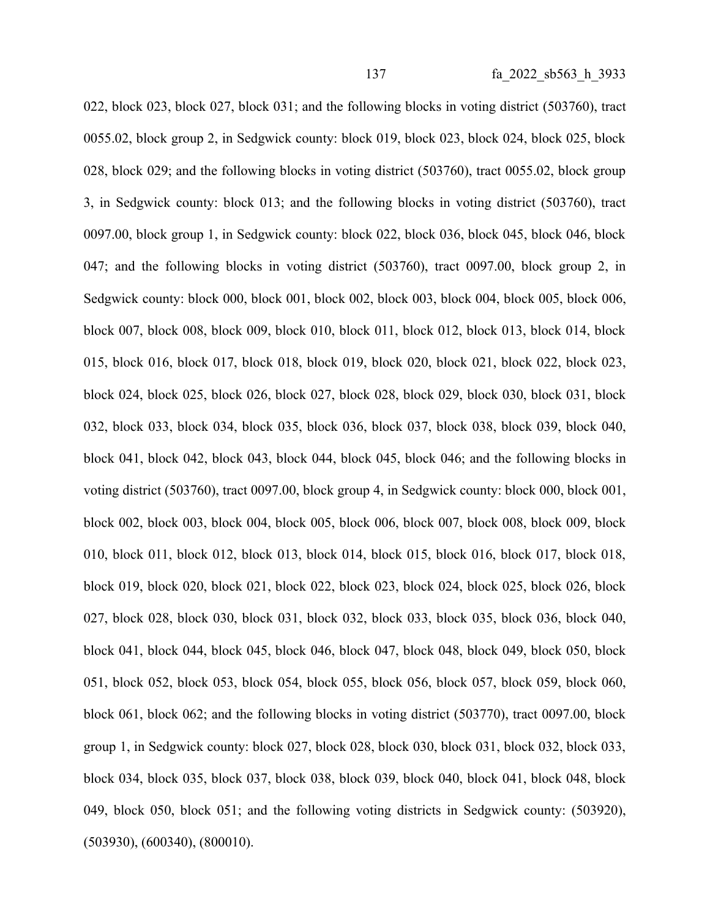022, block 023, block 027, block 031; and the following blocks in voting district (503760), tract 0055.02, block group 2, in Sedgwick county: block 019, block 023, block 024, block 025, block 028, block 029; and the following blocks in voting district (503760), tract 0055.02, block group 3, in Sedgwick county: block 013; and the following blocks in voting district (503760), tract 0097.00, block group 1, in Sedgwick county: block 022, block 036, block 045, block 046, block 047; and the following blocks in voting district (503760), tract 0097.00, block group 2, in Sedgwick county: block 000, block 001, block 002, block 003, block 004, block 005, block 006, block 007, block 008, block 009, block 010, block 011, block 012, block 013, block 014, block 015, block 016, block 017, block 018, block 019, block 020, block 021, block 022, block 023, block 024, block 025, block 026, block 027, block 028, block 029, block 030, block 031, block 032, block 033, block 034, block 035, block 036, block 037, block 038, block 039, block 040, block 041, block 042, block 043, block 044, block 045, block 046; and the following blocks in voting district (503760), tract 0097.00, block group 4, in Sedgwick county: block 000, block 001, block 002, block 003, block 004, block 005, block 006, block 007, block 008, block 009, block 010, block 011, block 012, block 013, block 014, block 015, block 016, block 017, block 018, block 019, block 020, block 021, block 022, block 023, block 024, block 025, block 026, block 027, block 028, block 030, block 031, block 032, block 033, block 035, block 036, block 040, block 041, block 044, block 045, block 046, block 047, block 048, block 049, block 050, block 051, block 052, block 053, block 054, block 055, block 056, block 057, block 059, block 060, block 061, block 062; and the following blocks in voting district (503770), tract 0097.00, block group 1, in Sedgwick county: block 027, block 028, block 030, block 031, block 032, block 033, block 034, block 035, block 037, block 038, block 039, block 040, block 041, block 048, block 049, block 050, block 051; and the following voting districts in Sedgwick county: (503920), (503930), (600340), (800010).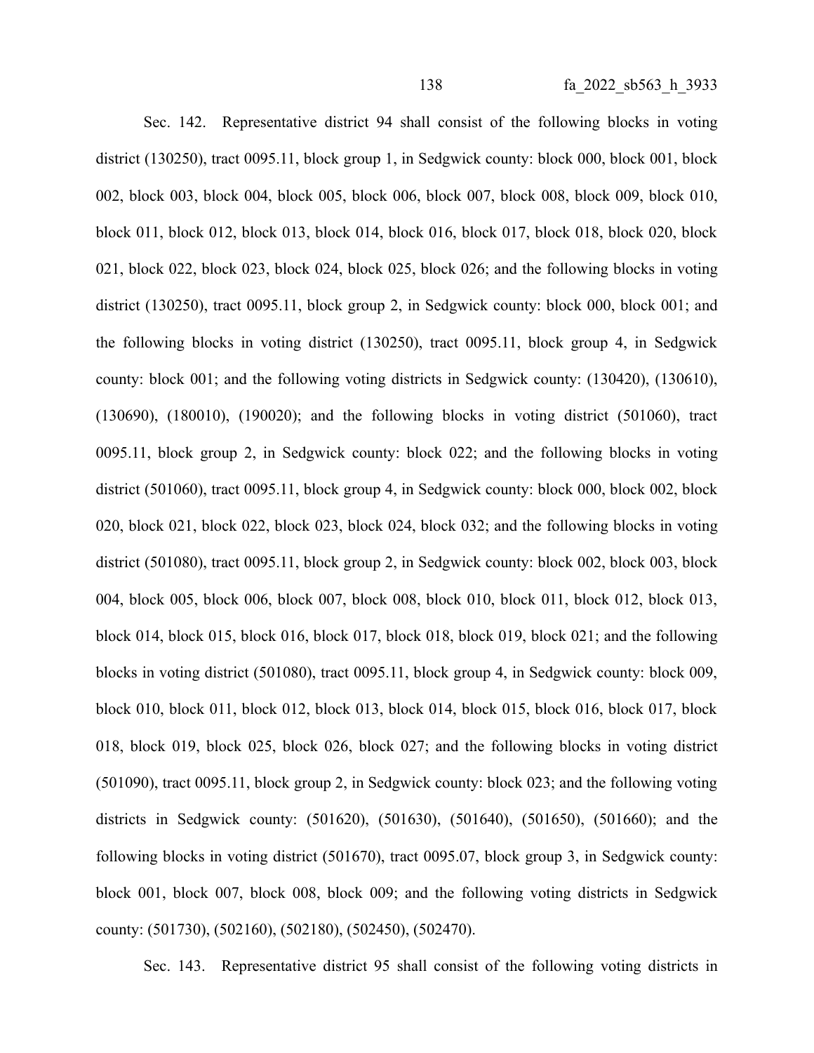Sec. 142. Representative district 94 shall consist of the following blocks in voting district (130250), tract 0095.11, block group 1, in Sedgwick county: block 000, block 001, block 002, block 003, block 004, block 005, block 006, block 007, block 008, block 009, block 010, block 011, block 012, block 013, block 014, block 016, block 017, block 018, block 020, block 021, block 022, block 023, block 024, block 025, block 026; and the following blocks in voting district (130250), tract 0095.11, block group 2, in Sedgwick county: block 000, block 001; and the following blocks in voting district (130250), tract 0095.11, block group 4, in Sedgwick county: block 001; and the following voting districts in Sedgwick county: (130420), (130610), (130690), (180010), (190020); and the following blocks in voting district (501060), tract 0095.11, block group 2, in Sedgwick county: block 022; and the following blocks in voting district (501060), tract 0095.11, block group 4, in Sedgwick county: block 000, block 002, block 020, block 021, block 022, block 023, block 024, block 032; and the following blocks in voting district (501080), tract 0095.11, block group 2, in Sedgwick county: block 002, block 003, block 004, block 005, block 006, block 007, block 008, block 010, block 011, block 012, block 013, block 014, block 015, block 016, block 017, block 018, block 019, block 021; and the following blocks in voting district (501080), tract 0095.11, block group 4, in Sedgwick county: block 009, block 010, block 011, block 012, block 013, block 014, block 015, block 016, block 017, block 018, block 019, block 025, block 026, block 027; and the following blocks in voting district (501090), tract 0095.11, block group 2, in Sedgwick county: block 023; and the following voting districts in Sedgwick county: (501620), (501630), (501640), (501650), (501660); and the following blocks in voting district (501670), tract 0095.07, block group 3, in Sedgwick county: block 001, block 007, block 008, block 009; and the following voting districts in Sedgwick county: (501730), (502160), (502180), (502450), (502470).

Sec. 143. Representative district 95 shall consist of the following voting districts in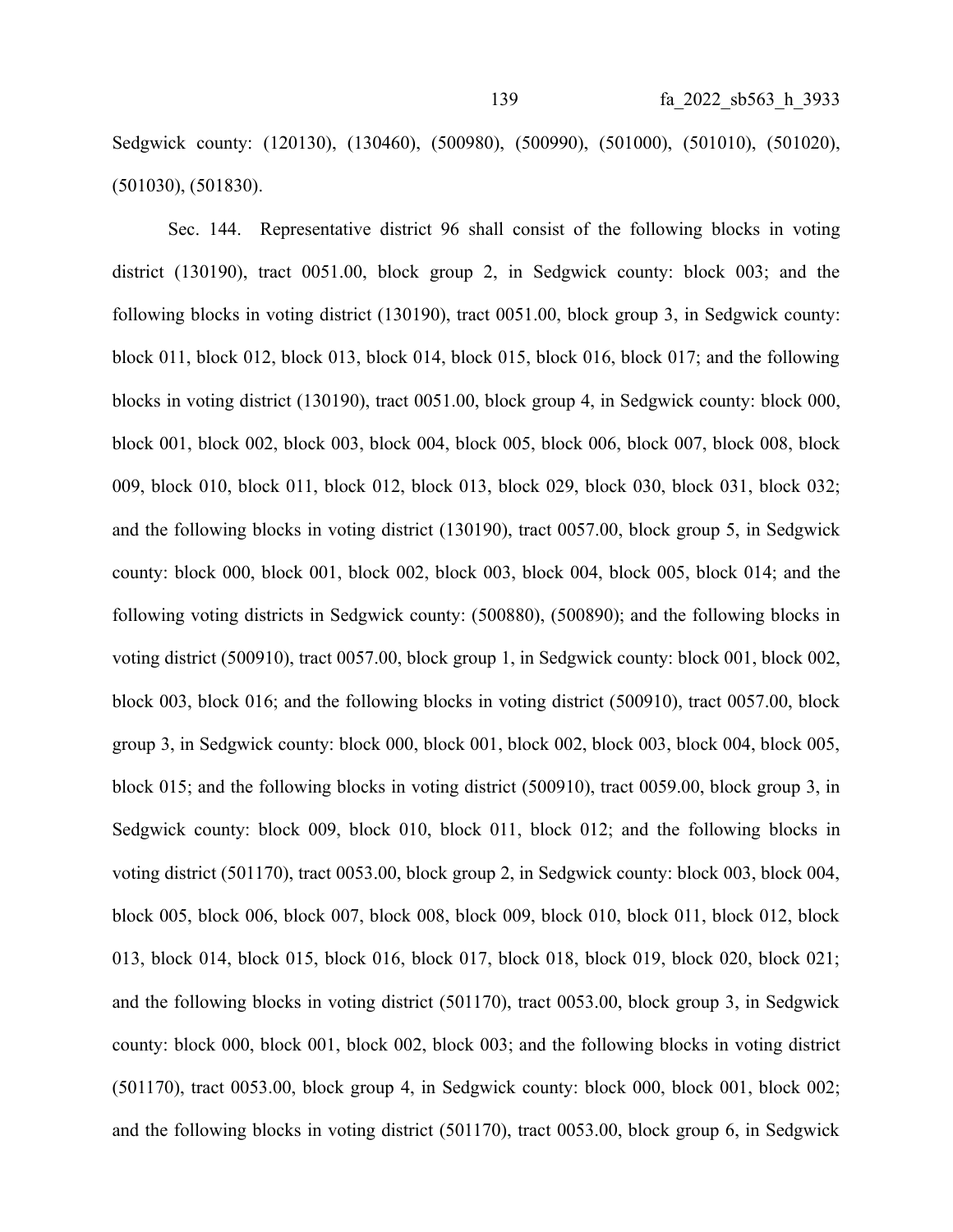Sedgwick county: (120130), (130460), (500980), (500990), (501000), (501010), (501020), (501030), (501830).

Sec. 144. Representative district 96 shall consist of the following blocks in voting district (130190), tract 0051.00, block group 2, in Sedgwick county: block 003; and the following blocks in voting district (130190), tract 0051.00, block group 3, in Sedgwick county: block 011, block 012, block 013, block 014, block 015, block 016, block 017; and the following blocks in voting district (130190), tract 0051.00, block group 4, in Sedgwick county: block 000, block 001, block 002, block 003, block 004, block 005, block 006, block 007, block 008, block 009, block 010, block 011, block 012, block 013, block 029, block 030, block 031, block 032; and the following blocks in voting district (130190), tract 0057.00, block group 5, in Sedgwick county: block 000, block 001, block 002, block 003, block 004, block 005, block 014; and the following voting districts in Sedgwick county: (500880), (500890); and the following blocks in voting district (500910), tract 0057.00, block group 1, in Sedgwick county: block 001, block 002, block 003, block 016; and the following blocks in voting district (500910), tract 0057.00, block group 3, in Sedgwick county: block 000, block 001, block 002, block 003, block 004, block 005, block 015; and the following blocks in voting district (500910), tract 0059.00, block group 3, in Sedgwick county: block 009, block 010, block 011, block 012; and the following blocks in voting district (501170), tract 0053.00, block group 2, in Sedgwick county: block 003, block 004, block 005, block 006, block 007, block 008, block 009, block 010, block 011, block 012, block 013, block 014, block 015, block 016, block 017, block 018, block 019, block 020, block 021; and the following blocks in voting district (501170), tract 0053.00, block group 3, in Sedgwick county: block 000, block 001, block 002, block 003; and the following blocks in voting district (501170), tract 0053.00, block group 4, in Sedgwick county: block 000, block 001, block 002; and the following blocks in voting district (501170), tract 0053.00, block group 6, in Sedgwick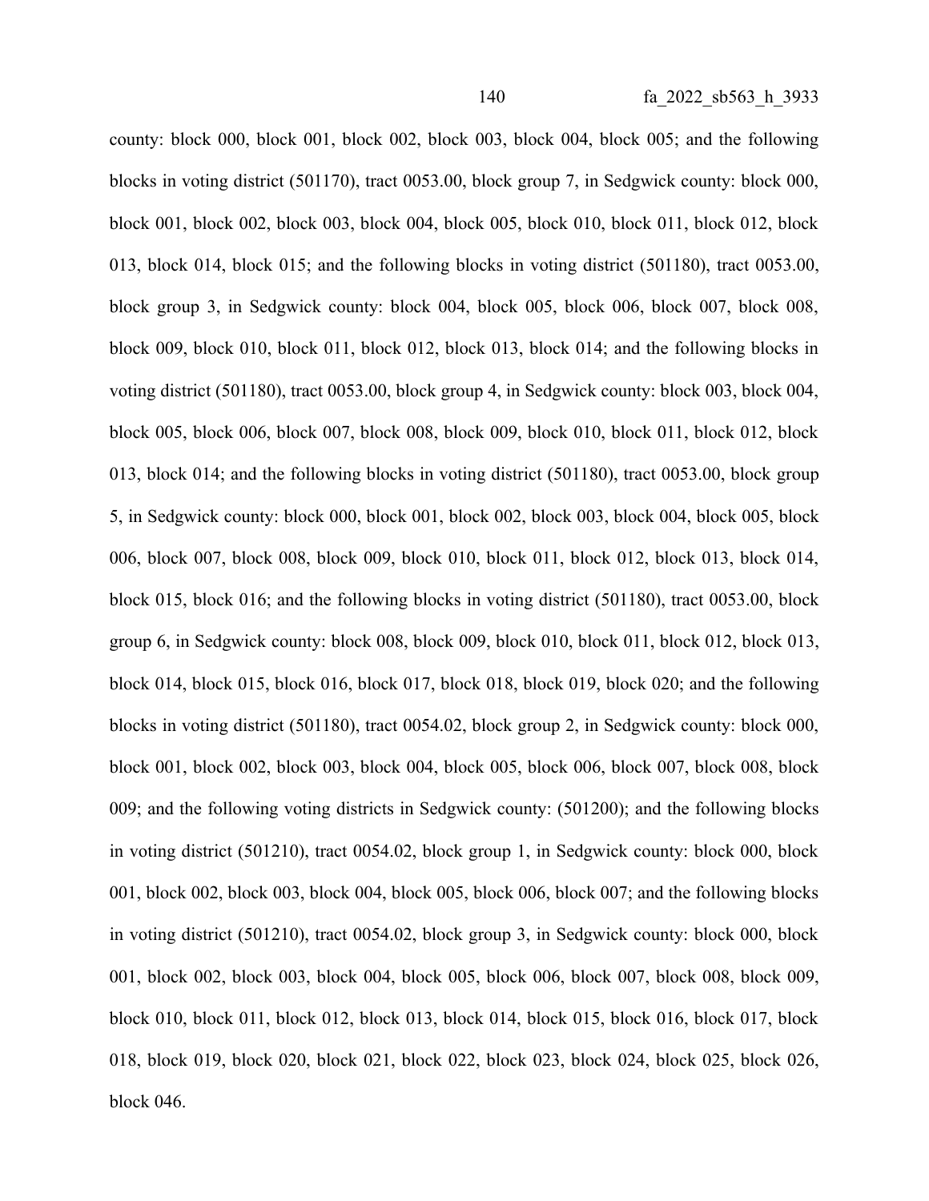county: block 000, block 001, block 002, block 003, block 004, block 005; and the following blocks in voting district (501170), tract 0053.00, block group 7, in Sedgwick county: block 000, block 001, block 002, block 003, block 004, block 005, block 010, block 011, block 012, block 013, block 014, block 015; and the following blocks in voting district (501180), tract 0053.00, block group 3, in Sedgwick county: block 004, block 005, block 006, block 007, block 008, block 009, block 010, block 011, block 012, block 013, block 014; and the following blocks in voting district (501180), tract 0053.00, block group 4, in Sedgwick county: block 003, block 004, block 005, block 006, block 007, block 008, block 009, block 010, block 011, block 012, block 013, block 014; and the following blocks in voting district (501180), tract 0053.00, block group 5, in Sedgwick county: block 000, block 001, block 002, block 003, block 004, block 005, block 006, block 007, block 008, block 009, block 010, block 011, block 012, block 013, block 014, block 015, block 016; and the following blocks in voting district (501180), tract 0053.00, block group 6, in Sedgwick county: block 008, block 009, block 010, block 011, block 012, block 013, block 014, block 015, block 016, block 017, block 018, block 019, block 020; and the following blocks in voting district (501180), tract 0054.02, block group 2, in Sedgwick county: block 000, block 001, block 002, block 003, block 004, block 005, block 006, block 007, block 008, block 009; and the following voting districts in Sedgwick county: (501200); and the following blocks in voting district (501210), tract 0054.02, block group 1, in Sedgwick county: block 000, block 001, block 002, block 003, block 004, block 005, block 006, block 007; and the following blocks in voting district (501210), tract 0054.02, block group 3, in Sedgwick county: block 000, block 001, block 002, block 003, block 004, block 005, block 006, block 007, block 008, block 009, block 010, block 011, block 012, block 013, block 014, block 015, block 016, block 017, block 018, block 019, block 020, block 021, block 022, block 023, block 024, block 025, block 026, block 046.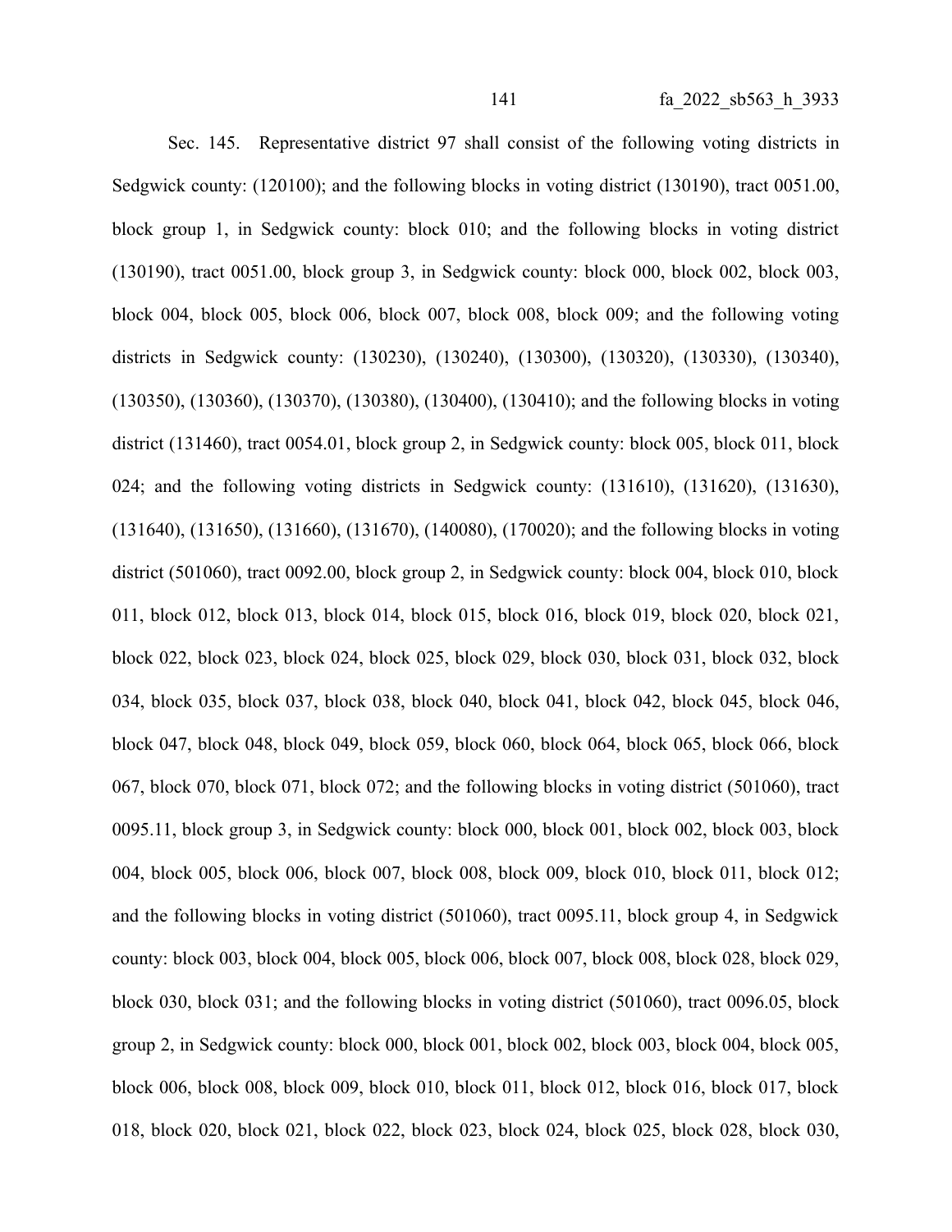Sec. 145. Representative district 97 shall consist of the following voting districts in Sedgwick county: (120100); and the following blocks in voting district (130190), tract 0051.00, block group 1, in Sedgwick county: block 010; and the following blocks in voting district (130190), tract 0051.00, block group 3, in Sedgwick county: block 000, block 002, block 003, block 004, block 005, block 006, block 007, block 008, block 009; and the following voting districts in Sedgwick county: (130230), (130240), (130300), (130320), (130330), (130340), (130350), (130360), (130370), (130380), (130400), (130410); and the following blocks in voting district (131460), tract 0054.01, block group 2, in Sedgwick county: block 005, block 011, block 024; and the following voting districts in Sedgwick county: (131610), (131620), (131630), (131640), (131650), (131660), (131670), (140080), (170020); and the following blocks in voting district (501060), tract 0092.00, block group 2, in Sedgwick county: block 004, block 010, block 011, block 012, block 013, block 014, block 015, block 016, block 019, block 020, block 021, block 022, block 023, block 024, block 025, block 029, block 030, block 031, block 032, block 034, block 035, block 037, block 038, block 040, block 041, block 042, block 045, block 046, block 047, block 048, block 049, block 059, block 060, block 064, block 065, block 066, block 067, block 070, block 071, block 072; and the following blocks in voting district (501060), tract 0095.11, block group 3, in Sedgwick county: block 000, block 001, block 002, block 003, block 004, block 005, block 006, block 007, block 008, block 009, block 010, block 011, block 012; and the following blocks in voting district (501060), tract 0095.11, block group 4, in Sedgwick county: block 003, block 004, block 005, block 006, block 007, block 008, block 028, block 029, block 030, block 031; and the following blocks in voting district (501060), tract 0096.05, block group 2, in Sedgwick county: block 000, block 001, block 002, block 003, block 004, block 005, block 006, block 008, block 009, block 010, block 011, block 012, block 016, block 017, block 018, block 020, block 021, block 022, block 023, block 024, block 025, block 028, block 030,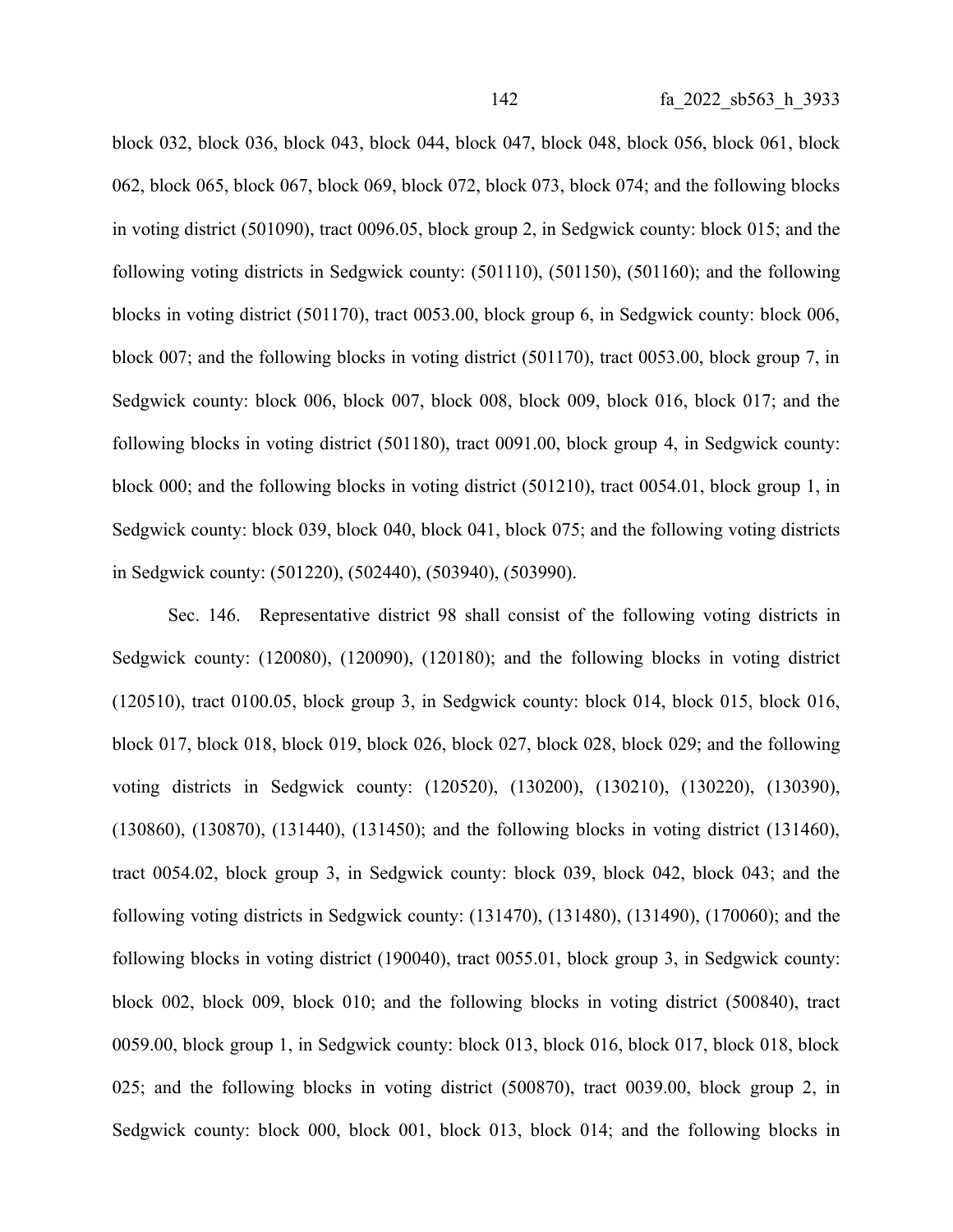block 032, block 036, block 043, block 044, block 047, block 048, block 056, block 061, block 062, block 065, block 067, block 069, block 072, block 073, block 074; and the following blocks in voting district (501090), tract 0096.05, block group 2, in Sedgwick county: block 015; and the following voting districts in Sedgwick county: (501110), (501150), (501160); and the following blocks in voting district (501170), tract 0053.00, block group 6, in Sedgwick county: block 006, block 007; and the following blocks in voting district (501170), tract 0053.00, block group 7, in Sedgwick county: block 006, block 007, block 008, block 009, block 016, block 017; and the following blocks in voting district (501180), tract 0091.00, block group 4, in Sedgwick county: block 000; and the following blocks in voting district (501210), tract 0054.01, block group 1, in Sedgwick county: block 039, block 040, block 041, block 075; and the following voting districts in Sedgwick county: (501220), (502440), (503940), (503990).

Sec. 146. Representative district 98 shall consist of the following voting districts in Sedgwick county: (120080), (120090), (120180); and the following blocks in voting district (120510), tract 0100.05, block group 3, in Sedgwick county: block 014, block 015, block 016, block 017, block 018, block 019, block 026, block 027, block 028, block 029; and the following voting districts in Sedgwick county: (120520), (130200), (130210), (130220), (130390), (130860), (130870), (131440), (131450); and the following blocks in voting district (131460), tract 0054.02, block group 3, in Sedgwick county: block 039, block 042, block 043; and the following voting districts in Sedgwick county: (131470), (131480), (131490), (170060); and the following blocks in voting district (190040), tract 0055.01, block group 3, in Sedgwick county: block 002, block 009, block 010; and the following blocks in voting district (500840), tract 0059.00, block group 1, in Sedgwick county: block 013, block 016, block 017, block 018, block 025; and the following blocks in voting district (500870), tract 0039.00, block group 2, in Sedgwick county: block 000, block 001, block 013, block 014; and the following blocks in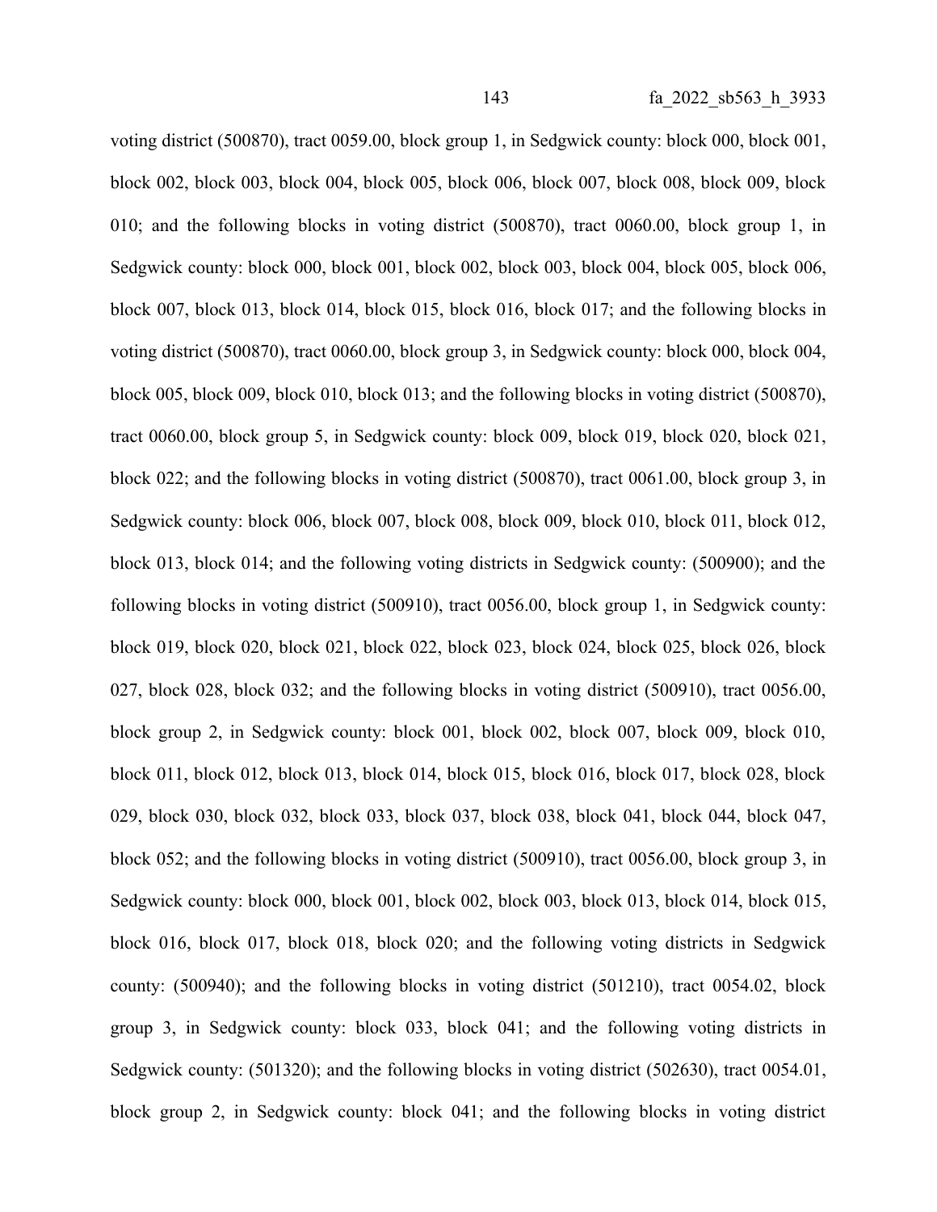voting district (500870), tract 0059.00, block group 1, in Sedgwick county: block 000, block 001, block 002, block 003, block 004, block 005, block 006, block 007, block 008, block 009, block 010; and the following blocks in voting district (500870), tract 0060.00, block group 1, in Sedgwick county: block 000, block 001, block 002, block 003, block 004, block 005, block 006, block 007, block 013, block 014, block 015, block 016, block 017; and the following blocks in voting district (500870), tract 0060.00, block group 3, in Sedgwick county: block 000, block 004, block 005, block 009, block 010, block 013; and the following blocks in voting district (500870), tract 0060.00, block group 5, in Sedgwick county: block 009, block 019, block 020, block 021, block 022; and the following blocks in voting district (500870), tract 0061.00, block group 3, in Sedgwick county: block 006, block 007, block 008, block 009, block 010, block 011, block 012, block 013, block 014; and the following voting districts in Sedgwick county: (500900); and the following blocks in voting district (500910), tract 0056.00, block group 1, in Sedgwick county: block 019, block 020, block 021, block 022, block 023, block 024, block 025, block 026, block 027, block 028, block 032; and the following blocks in voting district (500910), tract 0056.00, block group 2, in Sedgwick county: block 001, block 002, block 007, block 009, block 010, block 011, block 012, block 013, block 014, block 015, block 016, block 017, block 028, block 029, block 030, block 032, block 033, block 037, block 038, block 041, block 044, block 047, block 052; and the following blocks in voting district (500910), tract 0056.00, block group 3, in Sedgwick county: block 000, block 001, block 002, block 003, block 013, block 014, block 015, block 016, block 017, block 018, block 020; and the following voting districts in Sedgwick county: (500940); and the following blocks in voting district (501210), tract 0054.02, block group 3, in Sedgwick county: block 033, block 041; and the following voting districts in Sedgwick county: (501320); and the following blocks in voting district (502630), tract 0054.01, block group 2, in Sedgwick county: block 041; and the following blocks in voting district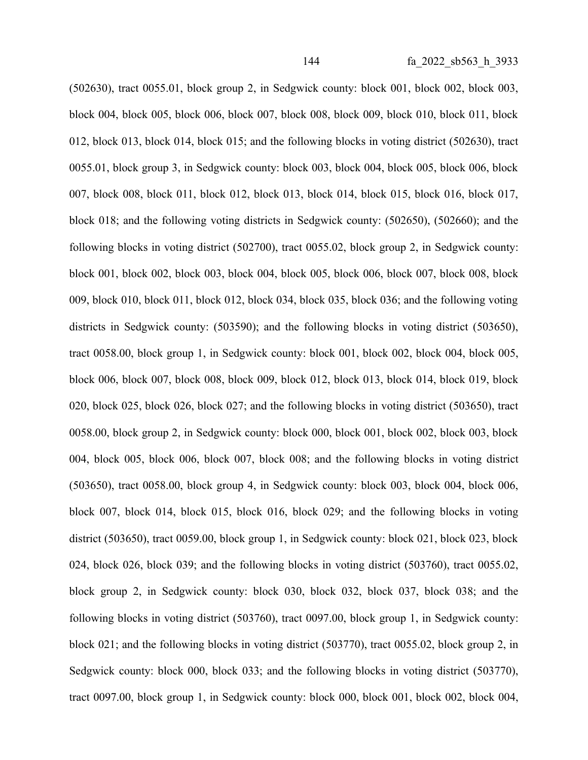(502630), tract 0055.01, block group 2, in Sedgwick county: block 001, block 002, block 003, block 004, block 005, block 006, block 007, block 008, block 009, block 010, block 011, block 012, block 013, block 014, block 015; and the following blocks in voting district (502630), tract 0055.01, block group 3, in Sedgwick county: block 003, block 004, block 005, block 006, block 007, block 008, block 011, block 012, block 013, block 014, block 015, block 016, block 017, block 018; and the following voting districts in Sedgwick county: (502650), (502660); and the following blocks in voting district (502700), tract 0055.02, block group 2, in Sedgwick county: block 001, block 002, block 003, block 004, block 005, block 006, block 007, block 008, block 009, block 010, block 011, block 012, block 034, block 035, block 036; and the following voting districts in Sedgwick county: (503590); and the following blocks in voting district (503650), tract 0058.00, block group 1, in Sedgwick county: block 001, block 002, block 004, block 005, block 006, block 007, block 008, block 009, block 012, block 013, block 014, block 019, block 020, block 025, block 026, block 027; and the following blocks in voting district (503650), tract 0058.00, block group 2, in Sedgwick county: block 000, block 001, block 002, block 003, block 004, block 005, block 006, block 007, block 008; and the following blocks in voting district (503650), tract 0058.00, block group 4, in Sedgwick county: block 003, block 004, block 006, block 007, block 014, block 015, block 016, block 029; and the following blocks in voting district (503650), tract 0059.00, block group 1, in Sedgwick county: block 021, block 023, block 024, block 026, block 039; and the following blocks in voting district (503760), tract 0055.02, block group 2, in Sedgwick county: block 030, block 032, block 037, block 038; and the following blocks in voting district (503760), tract 0097.00, block group 1, in Sedgwick county: block 021; and the following blocks in voting district (503770), tract 0055.02, block group 2, in Sedgwick county: block 000, block 033; and the following blocks in voting district (503770), tract 0097.00, block group 1, in Sedgwick county: block 000, block 001, block 002, block 004,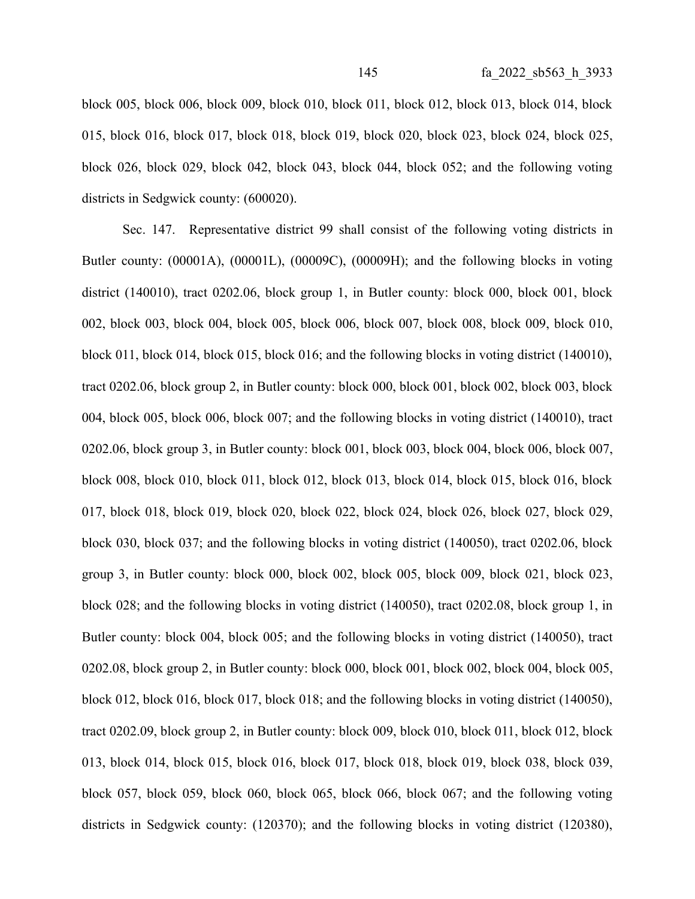block 005, block 006, block 009, block 010, block 011, block 012, block 013, block 014, block 015, block 016, block 017, block 018, block 019, block 020, block 023, block 024, block 025, block 026, block 029, block 042, block 043, block 044, block 052; and the following voting districts in Sedgwick county: (600020).

Sec. 147. Representative district 99 shall consist of the following voting districts in Butler county: (00001A), (00001L), (00009C), (00009H); and the following blocks in voting district (140010), tract 0202.06, block group 1, in Butler county: block 000, block 001, block 002, block 003, block 004, block 005, block 006, block 007, block 008, block 009, block 010, block 011, block 014, block 015, block 016; and the following blocks in voting district (140010), tract 0202.06, block group 2, in Butler county: block 000, block 001, block 002, block 003, block 004, block 005, block 006, block 007; and the following blocks in voting district (140010), tract 0202.06, block group 3, in Butler county: block 001, block 003, block 004, block 006, block 007, block 008, block 010, block 011, block 012, block 013, block 014, block 015, block 016, block 017, block 018, block 019, block 020, block 022, block 024, block 026, block 027, block 029, block 030, block 037; and the following blocks in voting district (140050), tract 0202.06, block group 3, in Butler county: block 000, block 002, block 005, block 009, block 021, block 023, block 028; and the following blocks in voting district (140050), tract 0202.08, block group 1, in Butler county: block 004, block 005; and the following blocks in voting district (140050), tract 0202.08, block group 2, in Butler county: block 000, block 001, block 002, block 004, block 005, block 012, block 016, block 017, block 018; and the following blocks in voting district (140050), tract 0202.09, block group 2, in Butler county: block 009, block 010, block 011, block 012, block 013, block 014, block 015, block 016, block 017, block 018, block 019, block 038, block 039, block 057, block 059, block 060, block 065, block 066, block 067; and the following voting districts in Sedgwick county: (120370); and the following blocks in voting district (120380),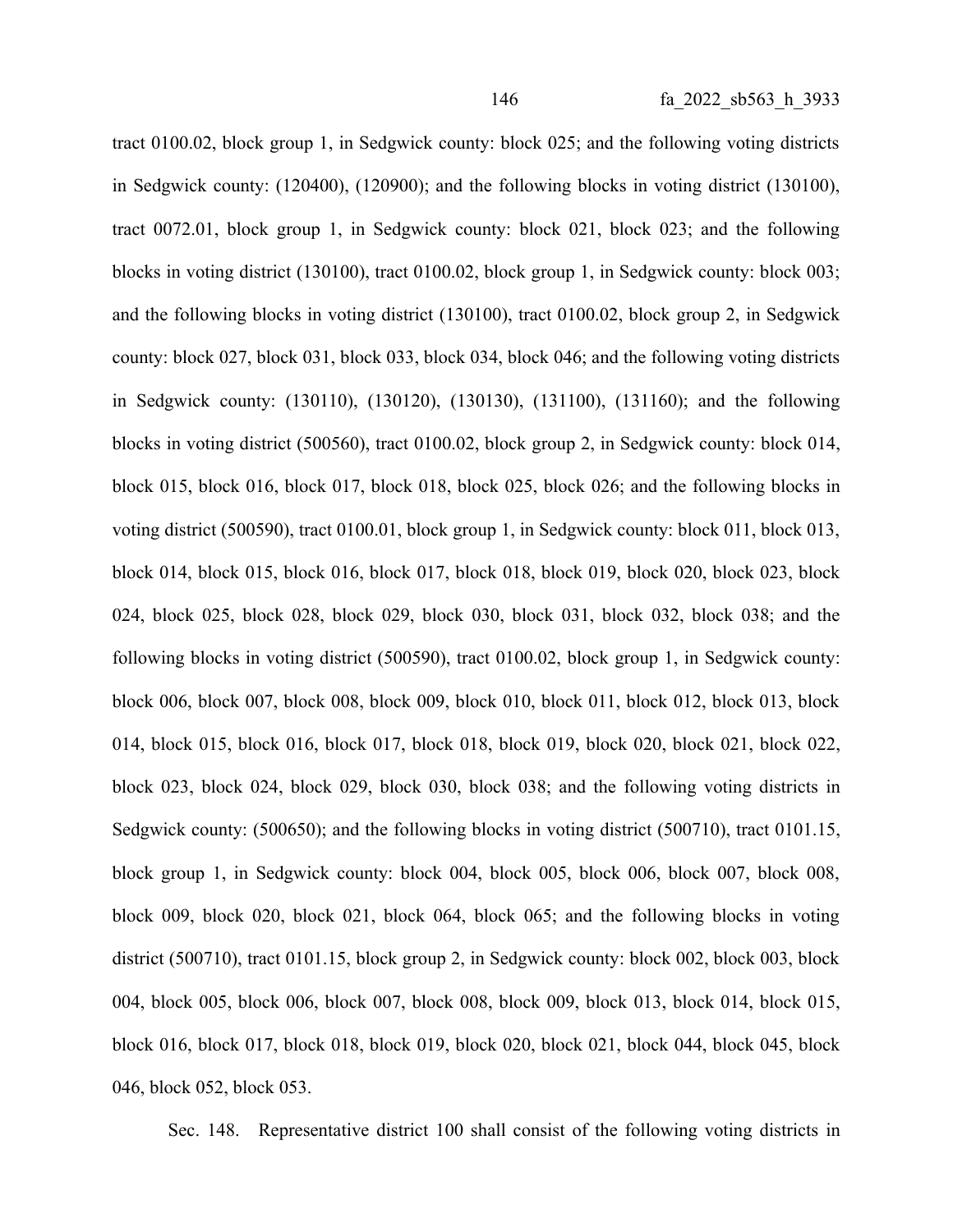tract 0100.02, block group 1, in Sedgwick county: block 025; and the following voting districts in Sedgwick county: (120400), (120900); and the following blocks in voting district (130100), tract 0072.01, block group 1, in Sedgwick county: block 021, block 023; and the following blocks in voting district (130100), tract 0100.02, block group 1, in Sedgwick county: block 003; and the following blocks in voting district (130100), tract 0100.02, block group 2, in Sedgwick county: block 027, block 031, block 033, block 034, block 046; and the following voting districts in Sedgwick county: (130110), (130120), (130130), (131100), (131160); and the following blocks in voting district (500560), tract 0100.02, block group 2, in Sedgwick county: block 014, block 015, block 016, block 017, block 018, block 025, block 026; and the following blocks in voting district (500590), tract 0100.01, block group 1, in Sedgwick county: block 011, block 013, block 014, block 015, block 016, block 017, block 018, block 019, block 020, block 023, block 024, block 025, block 028, block 029, block 030, block 031, block 032, block 038; and the following blocks in voting district (500590), tract 0100.02, block group 1, in Sedgwick county: block 006, block 007, block 008, block 009, block 010, block 011, block 012, block 013, block 014, block 015, block 016, block 017, block 018, block 019, block 020, block 021, block 022, block 023, block 024, block 029, block 030, block 038; and the following voting districts in Sedgwick county: (500650); and the following blocks in voting district (500710), tract 0101.15, block group 1, in Sedgwick county: block 004, block 005, block 006, block 007, block 008, block 009, block 020, block 021, block 064, block 065; and the following blocks in voting district (500710), tract 0101.15, block group 2, in Sedgwick county: block 002, block 003, block 004, block 005, block 006, block 007, block 008, block 009, block 013, block 014, block 015, block 016, block 017, block 018, block 019, block 020, block 021, block 044, block 045, block 046, block 052, block 053.

Sec. 148. Representative district 100 shall consist of the following voting districts in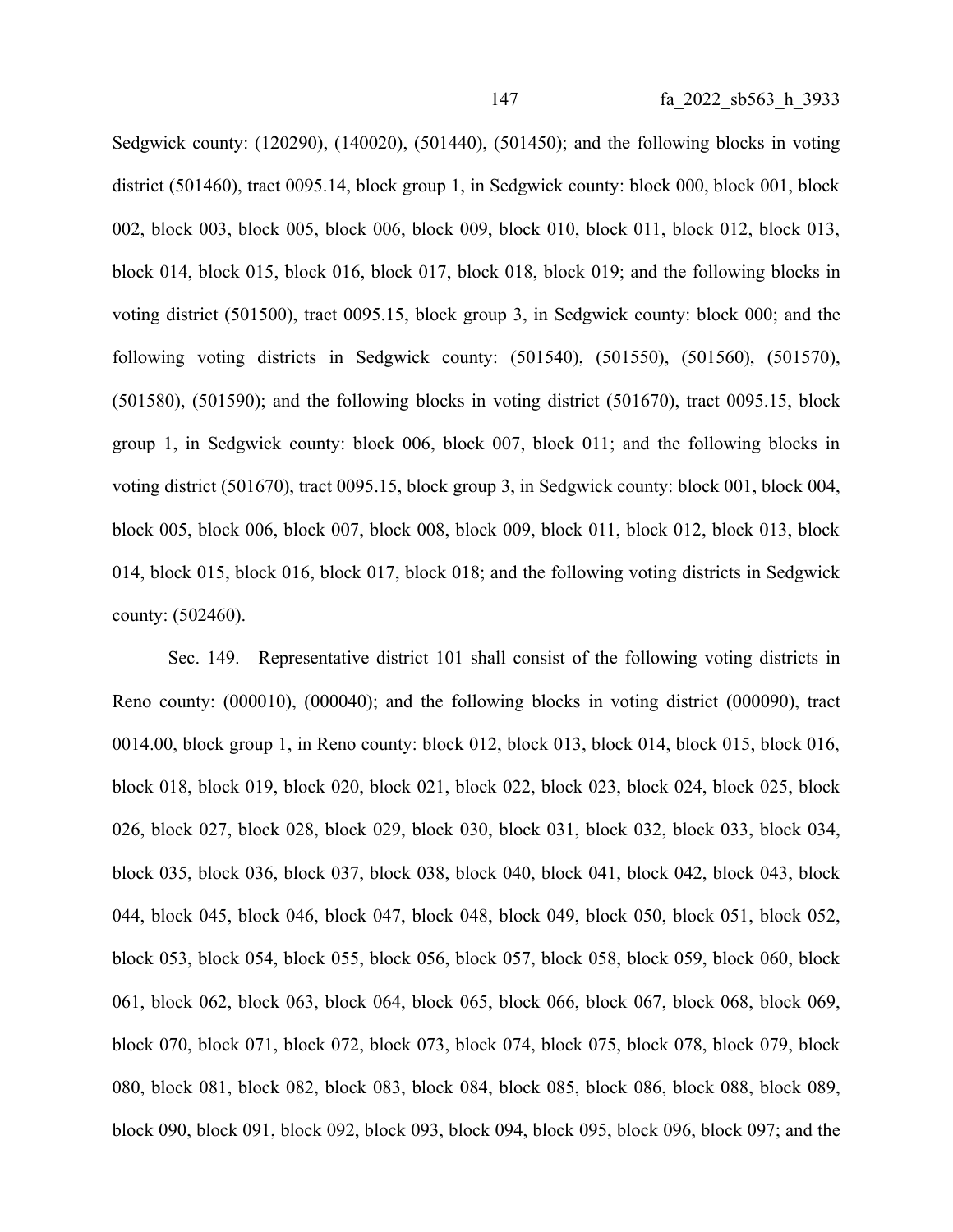Sedgwick county: (120290), (140020), (501440), (501450); and the following blocks in voting district (501460), tract 0095.14, block group 1, in Sedgwick county: block 000, block 001, block 002, block 003, block 005, block 006, block 009, block 010, block 011, block 012, block 013, block 014, block 015, block 016, block 017, block 018, block 019; and the following blocks in voting district (501500), tract 0095.15, block group 3, in Sedgwick county: block 000; and the following voting districts in Sedgwick county: (501540), (501550), (501560), (501570), (501580), (501590); and the following blocks in voting district (501670), tract 0095.15, block group 1, in Sedgwick county: block 006, block 007, block 011; and the following blocks in voting district (501670), tract 0095.15, block group 3, in Sedgwick county: block 001, block 004, block 005, block 006, block 007, block 008, block 009, block 011, block 012, block 013, block 014, block 015, block 016, block 017, block 018; and the following voting districts in Sedgwick county: (502460).

Sec. 149. Representative district 101 shall consist of the following voting districts in Reno county: (000010), (000040); and the following blocks in voting district (000090), tract 0014.00, block group 1, in Reno county: block 012, block 013, block 014, block 015, block 016, block 018, block 019, block 020, block 021, block 022, block 023, block 024, block 025, block 026, block 027, block 028, block 029, block 030, block 031, block 032, block 033, block 034, block 035, block 036, block 037, block 038, block 040, block 041, block 042, block 043, block 044, block 045, block 046, block 047, block 048, block 049, block 050, block 051, block 052, block 053, block 054, block 055, block 056, block 057, block 058, block 059, block 060, block 061, block 062, block 063, block 064, block 065, block 066, block 067, block 068, block 069, block 070, block 071, block 072, block 073, block 074, block 075, block 078, block 079, block 080, block 081, block 082, block 083, block 084, block 085, block 086, block 088, block 089, block 090, block 091, block 092, block 093, block 094, block 095, block 096, block 097; and the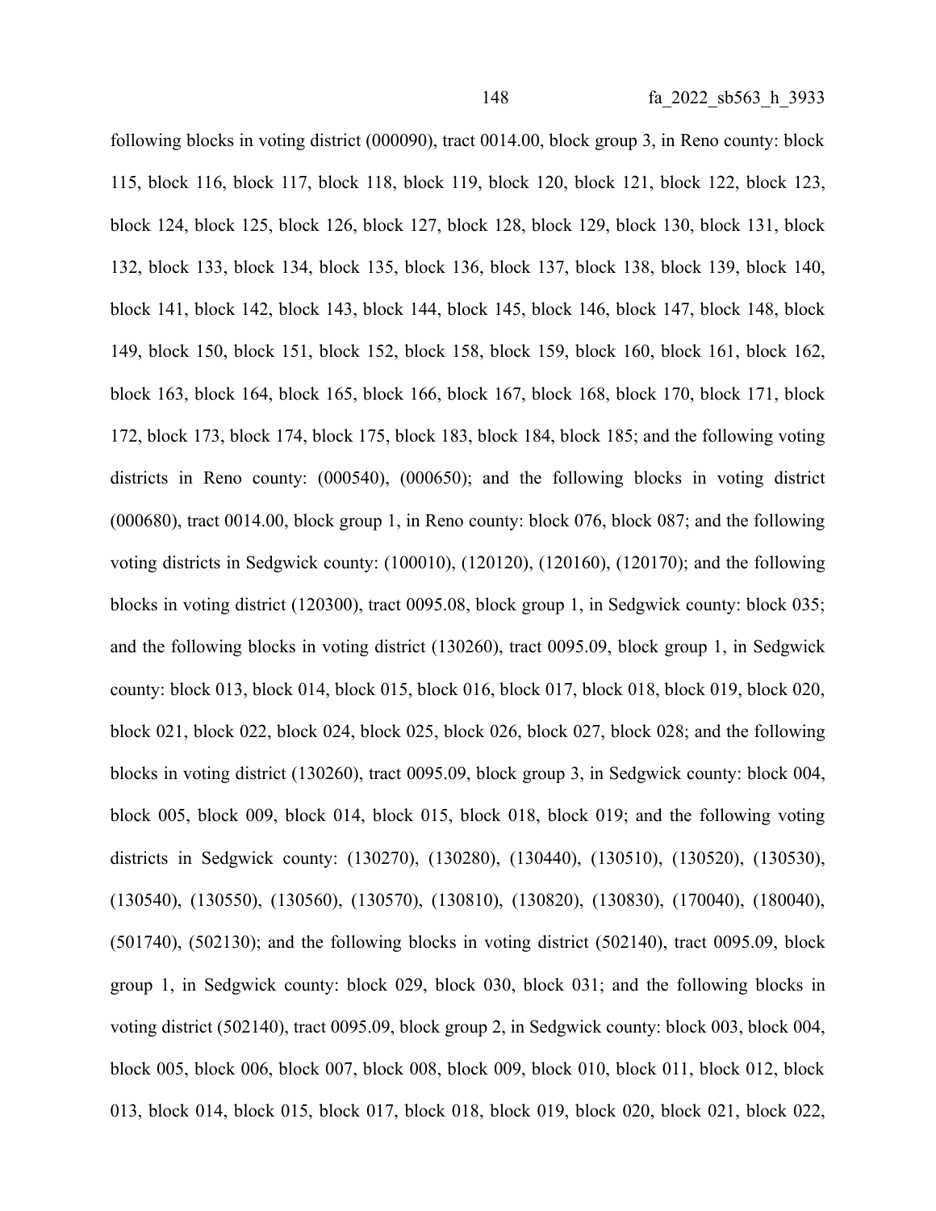following blocks in voting district (000090), tract 0014.00, block group 3, in Reno county: block 115, block 116, block 117, block 118, block 119, block 120, block 121, block 122, block 123, block 124, block 125, block 126, block 127, block 128, block 129, block 130, block 131, block 132, block 133, block 134, block 135, block 136, block 137, block 138, block 139, block 140, block 141, block 142, block 143, block 144, block 145, block 146, block 147, block 148, block 149, block 150, block 151, block 152, block 158, block 159, block 160, block 161, block 162, block 163, block 164, block 165, block 166, block 167, block 168, block 170, block 171, block 172, block 173, block 174, block 175, block 183, block 184, block 185; and the following voting districts in Reno county: (000540), (000650); and the following blocks in voting district (000680), tract 0014.00, block group 1, in Reno county: block 076, block 087; and the following voting districts in Sedgwick county: (100010), (120120), (120160), (120170); and the following blocks in voting district (120300), tract 0095.08, block group 1, in Sedgwick county: block 035; and the following blocks in voting district (130260), tract 0095.09, block group 1, in Sedgwick county: block 013, block 014, block 015, block 016, block 017, block 018, block 019, block 020, block 021, block 022, block 024, block 025, block 026, block 027, block 028; and the following blocks in voting district (130260), tract 0095.09, block group 3, in Sedgwick county: block 004, block 005, block 009, block 014, block 015, block 018, block 019; and the following voting districts in Sedgwick county: (130270), (130280), (130440), (130510), (130520), (130530), (130540), (130550), (130560), (130570), (130810), (130820), (130830), (170040), (180040), (501740), (502130); and the following blocks in voting district (502140), tract 0095.09, block group 1, in Sedgwick county: block 029, block 030, block 031; and the following blocks in voting district (502140), tract 0095.09, block group 2, in Sedgwick county: block 003, block 004, block 005, block 006, block 007, block 008, block 009, block 010, block 011, block 012, block 013, block 014, block 015, block 017, block 018, block 019, block 020, block 021, block 022,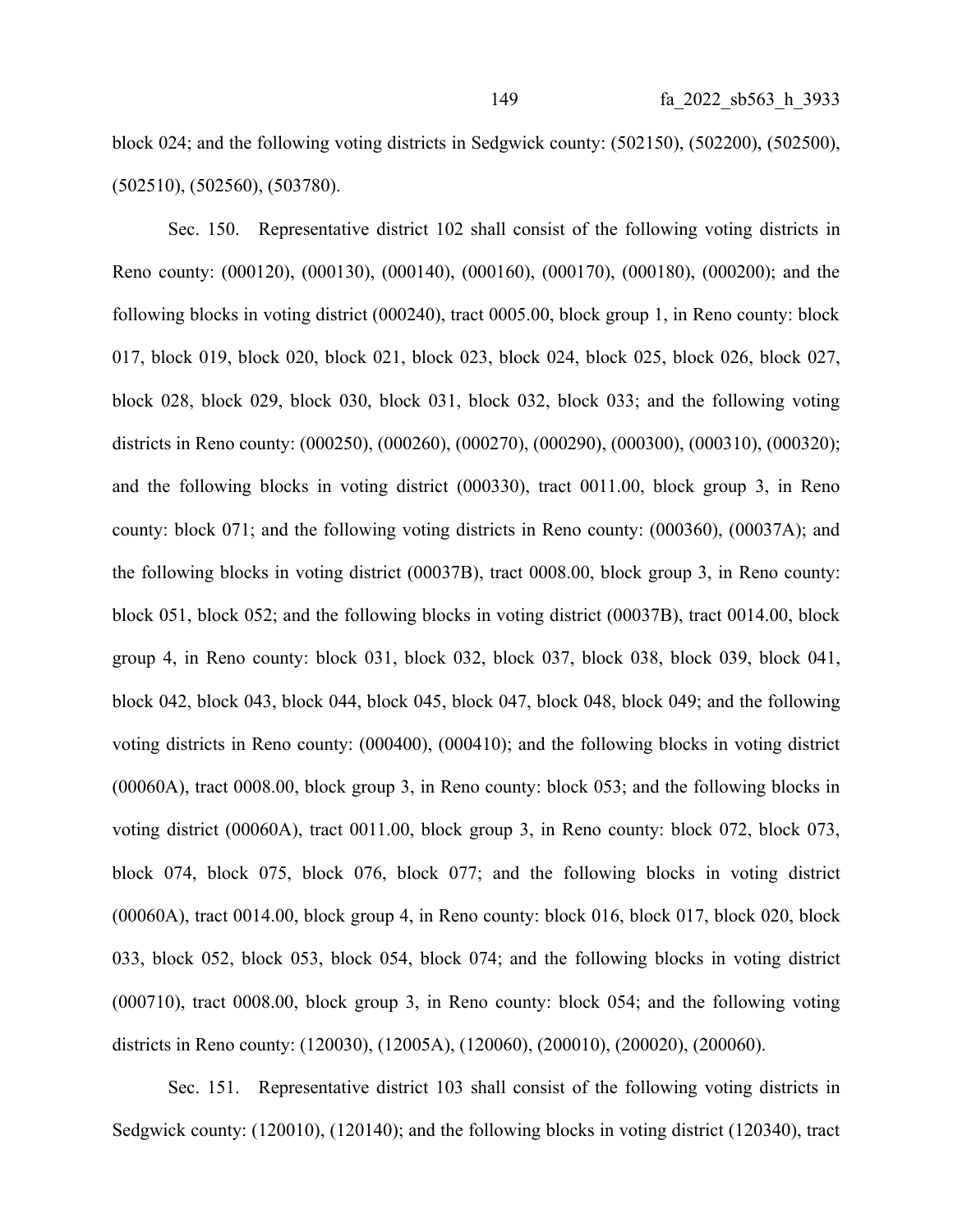block 024; and the following voting districts in Sedgwick county: (502150), (502200), (502500), (502510), (502560), (503780).

Sec. 150. Representative district 102 shall consist of the following voting districts in Reno county: (000120), (000130), (000140), (000160), (000170), (000180), (000200); and the following blocks in voting district (000240), tract 0005.00, block group 1, in Reno county: block 017, block 019, block 020, block 021, block 023, block 024, block 025, block 026, block 027, block 028, block 029, block 030, block 031, block 032, block 033; and the following voting districts in Reno county: (000250), (000260), (000270), (000290), (000300), (000310), (000320); and the following blocks in voting district (000330), tract 0011.00, block group 3, in Reno county: block 071; and the following voting districts in Reno county: (000360), (00037A); and the following blocks in voting district (00037B), tract 0008.00, block group 3, in Reno county: block 051, block 052; and the following blocks in voting district (00037B), tract 0014.00, block group 4, in Reno county: block 031, block 032, block 037, block 038, block 039, block 041, block 042, block 043, block 044, block 045, block 047, block 048, block 049; and the following voting districts in Reno county: (000400), (000410); and the following blocks in voting district (00060A), tract 0008.00, block group 3, in Reno county: block 053; and the following blocks in voting district (00060A), tract 0011.00, block group 3, in Reno county: block 072, block 073, block 074, block 075, block 076, block 077; and the following blocks in voting district (00060A), tract 0014.00, block group 4, in Reno county: block 016, block 017, block 020, block 033, block 052, block 053, block 054, block 074; and the following blocks in voting district (000710), tract 0008.00, block group 3, in Reno county: block 054; and the following voting districts in Reno county: (120030), (12005A), (120060), (200010), (200020), (200060).

Sec. 151. Representative district 103 shall consist of the following voting districts in Sedgwick county: (120010), (120140); and the following blocks in voting district (120340), tract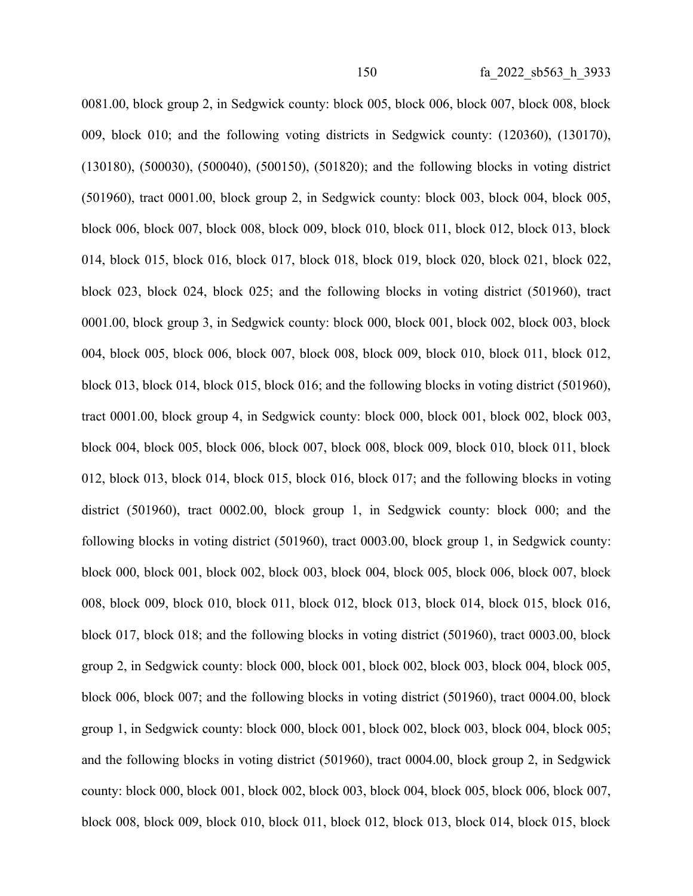0081.00, block group 2, in Sedgwick county: block 005, block 006, block 007, block 008, block 009, block 010; and the following voting districts in Sedgwick county: (120360), (130170), (130180), (500030), (500040), (500150), (501820); and the following blocks in voting district (501960), tract 0001.00, block group 2, in Sedgwick county: block 003, block 004, block 005, block 006, block 007, block 008, block 009, block 010, block 011, block 012, block 013, block 014, block 015, block 016, block 017, block 018, block 019, block 020, block 021, block 022, block 023, block 024, block 025; and the following blocks in voting district (501960), tract 0001.00, block group 3, in Sedgwick county: block 000, block 001, block 002, block 003, block 004, block 005, block 006, block 007, block 008, block 009, block 010, block 011, block 012, block 013, block 014, block 015, block 016; and the following blocks in voting district (501960), tract 0001.00, block group 4, in Sedgwick county: block 000, block 001, block 002, block 003, block 004, block 005, block 006, block 007, block 008, block 009, block 010, block 011, block 012, block 013, block 014, block 015, block 016, block 017; and the following blocks in voting district (501960), tract 0002.00, block group 1, in Sedgwick county: block 000; and the following blocks in voting district (501960), tract 0003.00, block group 1, in Sedgwick county: block 000, block 001, block 002, block 003, block 004, block 005, block 006, block 007, block 008, block 009, block 010, block 011, block 012, block 013, block 014, block 015, block 016, block 017, block 018; and the following blocks in voting district (501960), tract 0003.00, block group 2, in Sedgwick county: block 000, block 001, block 002, block 003, block 004, block 005, block 006, block 007; and the following blocks in voting district (501960), tract 0004.00, block group 1, in Sedgwick county: block 000, block 001, block 002, block 003, block 004, block 005; and the following blocks in voting district (501960), tract 0004.00, block group 2, in Sedgwick county: block 000, block 001, block 002, block 003, block 004, block 005, block 006, block 007, block 008, block 009, block 010, block 011, block 012, block 013, block 014, block 015, block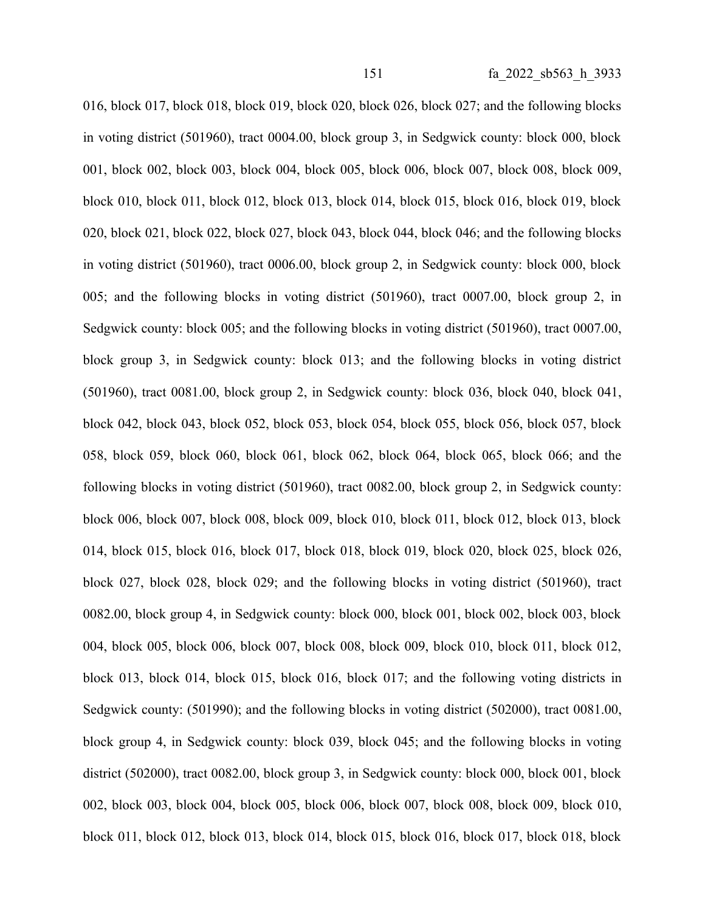016, block 017, block 018, block 019, block 020, block 026, block 027; and the following blocks in voting district (501960), tract 0004.00, block group 3, in Sedgwick county: block 000, block 001, block 002, block 003, block 004, block 005, block 006, block 007, block 008, block 009, block 010, block 011, block 012, block 013, block 014, block 015, block 016, block 019, block 020, block 021, block 022, block 027, block 043, block 044, block 046; and the following blocks in voting district (501960), tract 0006.00, block group 2, in Sedgwick county: block 000, block 005; and the following blocks in voting district (501960), tract 0007.00, block group 2, in Sedgwick county: block 005; and the following blocks in voting district (501960), tract 0007.00, block group 3, in Sedgwick county: block 013; and the following blocks in voting district (501960), tract 0081.00, block group 2, in Sedgwick county: block 036, block 040, block 041, block 042, block 043, block 052, block 053, block 054, block 055, block 056, block 057, block 058, block 059, block 060, block 061, block 062, block 064, block 065, block 066; and the following blocks in voting district (501960), tract 0082.00, block group 2, in Sedgwick county: block 006, block 007, block 008, block 009, block 010, block 011, block 012, block 013, block 014, block 015, block 016, block 017, block 018, block 019, block 020, block 025, block 026, block 027, block 028, block 029; and the following blocks in voting district (501960), tract 0082.00, block group 4, in Sedgwick county: block 000, block 001, block 002, block 003, block 004, block 005, block 006, block 007, block 008, block 009, block 010, block 011, block 012, block 013, block 014, block 015, block 016, block 017; and the following voting districts in Sedgwick county: (501990); and the following blocks in voting district (502000), tract 0081.00, block group 4, in Sedgwick county: block 039, block 045; and the following blocks in voting district (502000), tract 0082.00, block group 3, in Sedgwick county: block 000, block 001, block 002, block 003, block 004, block 005, block 006, block 007, block 008, block 009, block 010, block 011, block 012, block 013, block 014, block 015, block 016, block 017, block 018, block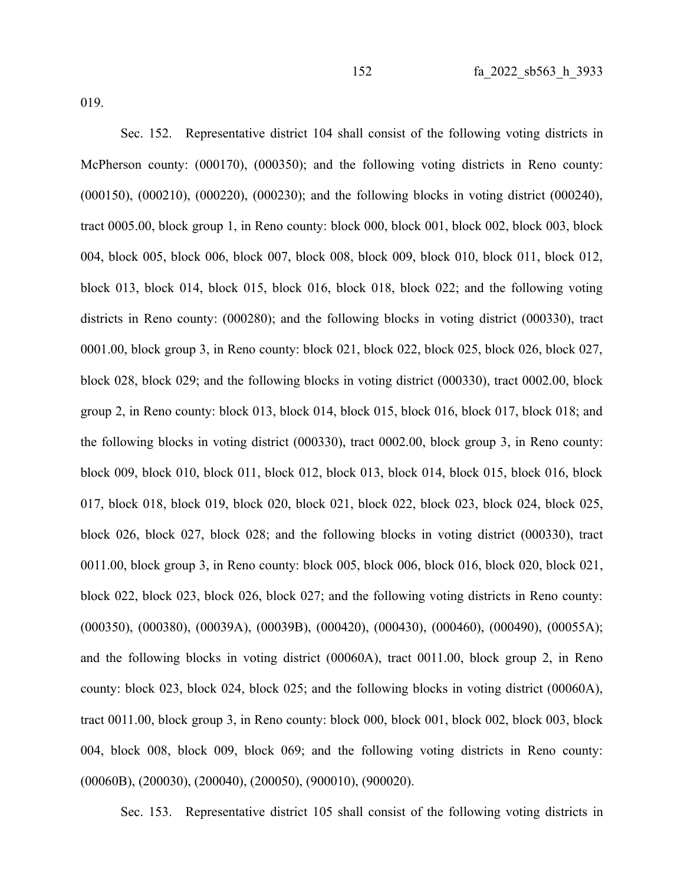019.

Sec. 152. Representative district 104 shall consist of the following voting districts in McPherson county: (000170), (000350); and the following voting districts in Reno county: (000150), (000210), (000220), (000230); and the following blocks in voting district (000240), tract 0005.00, block group 1, in Reno county: block 000, block 001, block 002, block 003, block 004, block 005, block 006, block 007, block 008, block 009, block 010, block 011, block 012, block 013, block 014, block 015, block 016, block 018, block 022; and the following voting districts in Reno county: (000280); and the following blocks in voting district (000330), tract 0001.00, block group 3, in Reno county: block 021, block 022, block 025, block 026, block 027, block 028, block 029; and the following blocks in voting district (000330), tract 0002.00, block group 2, in Reno county: block 013, block 014, block 015, block 016, block 017, block 018; and the following blocks in voting district (000330), tract 0002.00, block group 3, in Reno county: block 009, block 010, block 011, block 012, block 013, block 014, block 015, block 016, block 017, block 018, block 019, block 020, block 021, block 022, block 023, block 024, block 025, block 026, block 027, block 028; and the following blocks in voting district (000330), tract 0011.00, block group 3, in Reno county: block 005, block 006, block 016, block 020, block 021, block 022, block 023, block 026, block 027; and the following voting districts in Reno county: (000350), (000380), (00039A), (00039B), (000420), (000430), (000460), (000490), (00055A); and the following blocks in voting district (00060A), tract 0011.00, block group 2, in Reno county: block 023, block 024, block 025; and the following blocks in voting district (00060A), tract 0011.00, block group 3, in Reno county: block 000, block 001, block 002, block 003, block 004, block 008, block 009, block 069; and the following voting districts in Reno county: (00060B), (200030), (200040), (200050), (900010), (900020).

Sec. 153. Representative district 105 shall consist of the following voting districts in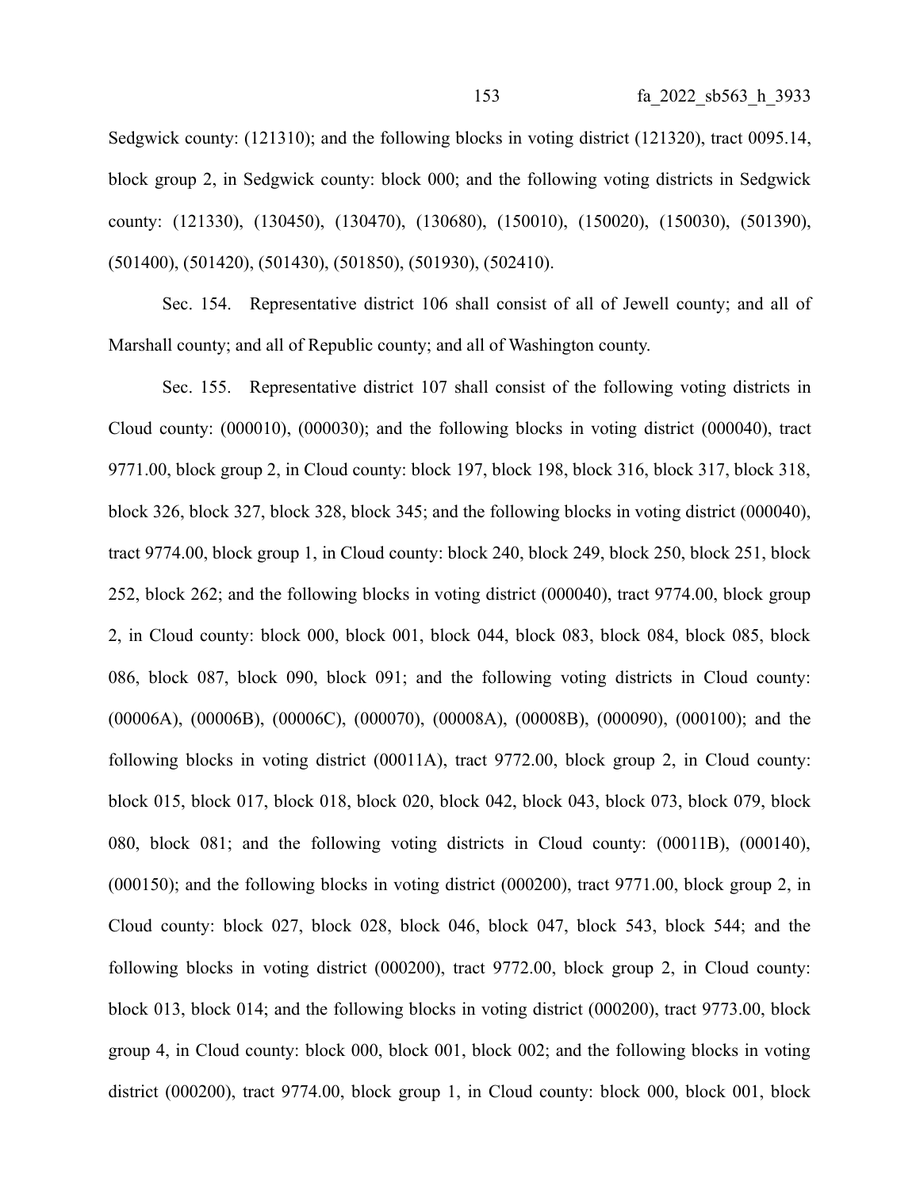Sedgwick county: (121310); and the following blocks in voting district (121320), tract 0095.14, block group 2, in Sedgwick county: block 000; and the following voting districts in Sedgwick county: (121330), (130450), (130470), (130680), (150010), (150020), (150030), (501390), (501400), (501420), (501430), (501850), (501930), (502410).

Sec. 154. Representative district 106 shall consist of all of Jewell county; and all of Marshall county; and all of Republic county; and all of Washington county.

Sec. 155. Representative district 107 shall consist of the following voting districts in Cloud county: (000010), (000030); and the following blocks in voting district (000040), tract 9771.00, block group 2, in Cloud county: block 197, block 198, block 316, block 317, block 318, block 326, block 327, block 328, block 345; and the following blocks in voting district (000040), tract 9774.00, block group 1, in Cloud county: block 240, block 249, block 250, block 251, block 252, block 262; and the following blocks in voting district (000040), tract 9774.00, block group 2, in Cloud county: block 000, block 001, block 044, block 083, block 084, block 085, block 086, block 087, block 090, block 091; and the following voting districts in Cloud county: (00006A), (00006B), (00006C), (000070), (00008A), (00008B), (000090), (000100); and the following blocks in voting district (00011A), tract 9772.00, block group 2, in Cloud county: block 015, block 017, block 018, block 020, block 042, block 043, block 073, block 079, block 080, block 081; and the following voting districts in Cloud county: (00011B), (000140), (000150); and the following blocks in voting district (000200), tract 9771.00, block group 2, in Cloud county: block 027, block 028, block 046, block 047, block 543, block 544; and the following blocks in voting district (000200), tract 9772.00, block group 2, in Cloud county: block 013, block 014; and the following blocks in voting district (000200), tract 9773.00, block group 4, in Cloud county: block 000, block 001, block 002; and the following blocks in voting district (000200), tract 9774.00, block group 1, in Cloud county: block 000, block 001, block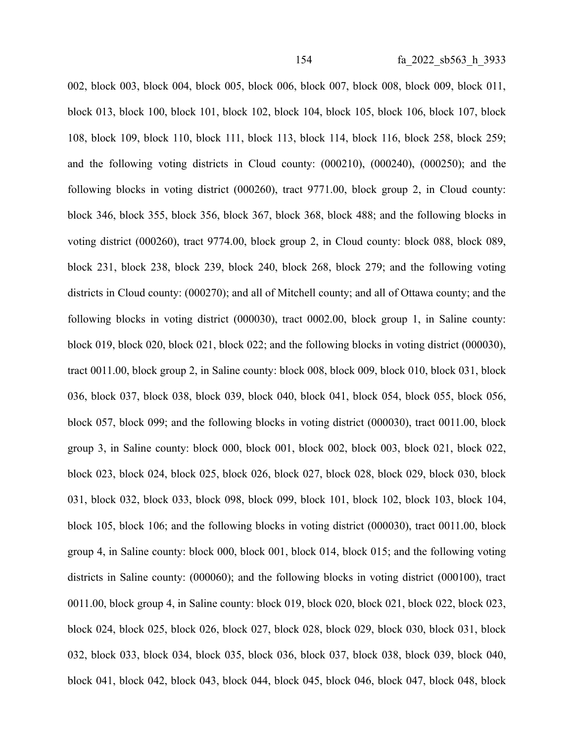002, block 003, block 004, block 005, block 006, block 007, block 008, block 009, block 011, block 013, block 100, block 101, block 102, block 104, block 105, block 106, block 107, block 108, block 109, block 110, block 111, block 113, block 114, block 116, block 258, block 259; and the following voting districts in Cloud county: (000210), (000240), (000250); and the following blocks in voting district (000260), tract 9771.00, block group 2, in Cloud county: block 346, block 355, block 356, block 367, block 368, block 488; and the following blocks in voting district (000260), tract 9774.00, block group 2, in Cloud county: block 088, block 089, block 231, block 238, block 239, block 240, block 268, block 279; and the following voting districts in Cloud county: (000270); and all of Mitchell county; and all of Ottawa county; and the following blocks in voting district (000030), tract 0002.00, block group 1, in Saline county: block 019, block 020, block 021, block 022; and the following blocks in voting district (000030), tract 0011.00, block group 2, in Saline county: block 008, block 009, block 010, block 031, block 036, block 037, block 038, block 039, block 040, block 041, block 054, block 055, block 056, block 057, block 099; and the following blocks in voting district (000030), tract 0011.00, block group 3, in Saline county: block 000, block 001, block 002, block 003, block 021, block 022, block 023, block 024, block 025, block 026, block 027, block 028, block 029, block 030, block 031, block 032, block 033, block 098, block 099, block 101, block 102, block 103, block 104, block 105, block 106; and the following blocks in voting district (000030), tract 0011.00, block group 4, in Saline county: block 000, block 001, block 014, block 015; and the following voting districts in Saline county: (000060); and the following blocks in voting district (000100), tract 0011.00, block group 4, in Saline county: block 019, block 020, block 021, block 022, block 023, block 024, block 025, block 026, block 027, block 028, block 029, block 030, block 031, block 032, block 033, block 034, block 035, block 036, block 037, block 038, block 039, block 040, block 041, block 042, block 043, block 044, block 045, block 046, block 047, block 048, block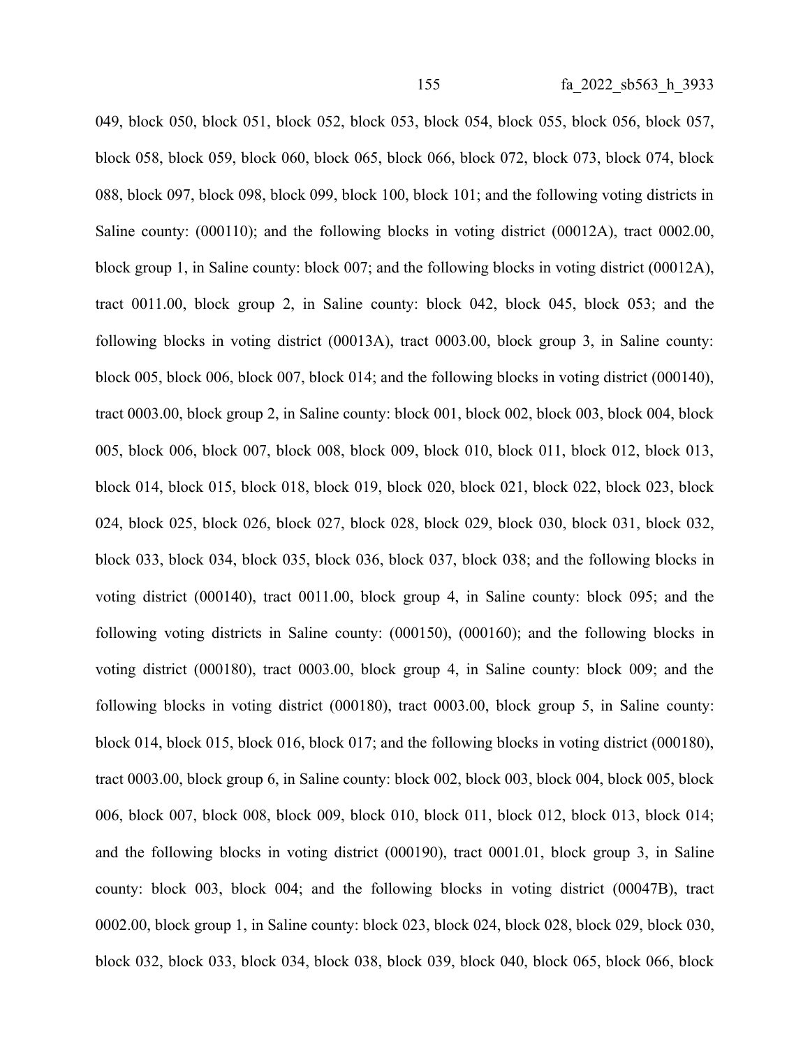049, block 050, block 051, block 052, block 053, block 054, block 055, block 056, block 057, block 058, block 059, block 060, block 065, block 066, block 072, block 073, block 074, block 088, block 097, block 098, block 099, block 100, block 101; and the following voting districts in Saline county: (000110); and the following blocks in voting district (00012A), tract 0002.00, block group 1, in Saline county: block 007; and the following blocks in voting district (00012A), tract 0011.00, block group 2, in Saline county: block 042, block 045, block 053; and the following blocks in voting district (00013A), tract 0003.00, block group 3, in Saline county: block 005, block 006, block 007, block 014; and the following blocks in voting district (000140), tract 0003.00, block group 2, in Saline county: block 001, block 002, block 003, block 004, block 005, block 006, block 007, block 008, block 009, block 010, block 011, block 012, block 013, block 014, block 015, block 018, block 019, block 020, block 021, block 022, block 023, block 024, block 025, block 026, block 027, block 028, block 029, block 030, block 031, block 032, block 033, block 034, block 035, block 036, block 037, block 038; and the following blocks in voting district (000140), tract 0011.00, block group 4, in Saline county: block 095; and the following voting districts in Saline county: (000150), (000160); and the following blocks in voting district (000180), tract 0003.00, block group 4, in Saline county: block 009; and the following blocks in voting district (000180), tract 0003.00, block group 5, in Saline county: block 014, block 015, block 016, block 017; and the following blocks in voting district (000180), tract 0003.00, block group 6, in Saline county: block 002, block 003, block 004, block 005, block 006, block 007, block 008, block 009, block 010, block 011, block 012, block 013, block 014; and the following blocks in voting district (000190), tract 0001.01, block group 3, in Saline county: block 003, block 004; and the following blocks in voting district (00047B), tract 0002.00, block group 1, in Saline county: block 023, block 024, block 028, block 029, block 030, block 032, block 033, block 034, block 038, block 039, block 040, block 065, block 066, block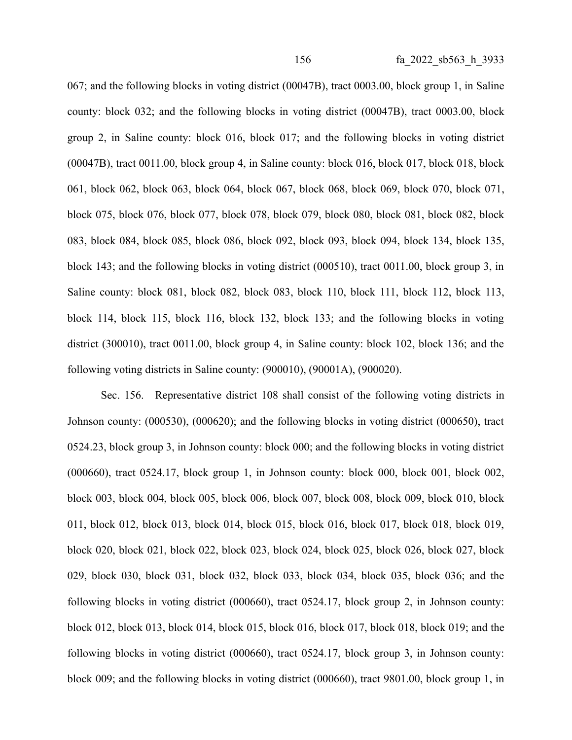067; and the following blocks in voting district (00047B), tract 0003.00, block group 1, in Saline county: block 032; and the following blocks in voting district (00047B), tract 0003.00, block group 2, in Saline county: block 016, block 017; and the following blocks in voting district (00047B), tract 0011.00, block group 4, in Saline county: block 016, block 017, block 018, block 061, block 062, block 063, block 064, block 067, block 068, block 069, block 070, block 071, block 075, block 076, block 077, block 078, block 079, block 080, block 081, block 082, block 083, block 084, block 085, block 086, block 092, block 093, block 094, block 134, block 135, block 143; and the following blocks in voting district (000510), tract 0011.00, block group 3, in Saline county: block 081, block 082, block 083, block 110, block 111, block 112, block 113, block 114, block 115, block 116, block 132, block 133; and the following blocks in voting district (300010), tract 0011.00, block group 4, in Saline county: block 102, block 136; and the following voting districts in Saline county: (900010), (90001A), (900020).

Sec. 156. Representative district 108 shall consist of the following voting districts in Johnson county: (000530), (000620); and the following blocks in voting district (000650), tract 0524.23, block group 3, in Johnson county: block 000; and the following blocks in voting district (000660), tract 0524.17, block group 1, in Johnson county: block 000, block 001, block 002, block 003, block 004, block 005, block 006, block 007, block 008, block 009, block 010, block 011, block 012, block 013, block 014, block 015, block 016, block 017, block 018, block 019, block 020, block 021, block 022, block 023, block 024, block 025, block 026, block 027, block 029, block 030, block 031, block 032, block 033, block 034, block 035, block 036; and the following blocks in voting district (000660), tract 0524.17, block group 2, in Johnson county: block 012, block 013, block 014, block 015, block 016, block 017, block 018, block 019; and the following blocks in voting district (000660), tract 0524.17, block group 3, in Johnson county: block 009; and the following blocks in voting district (000660), tract 9801.00, block group 1, in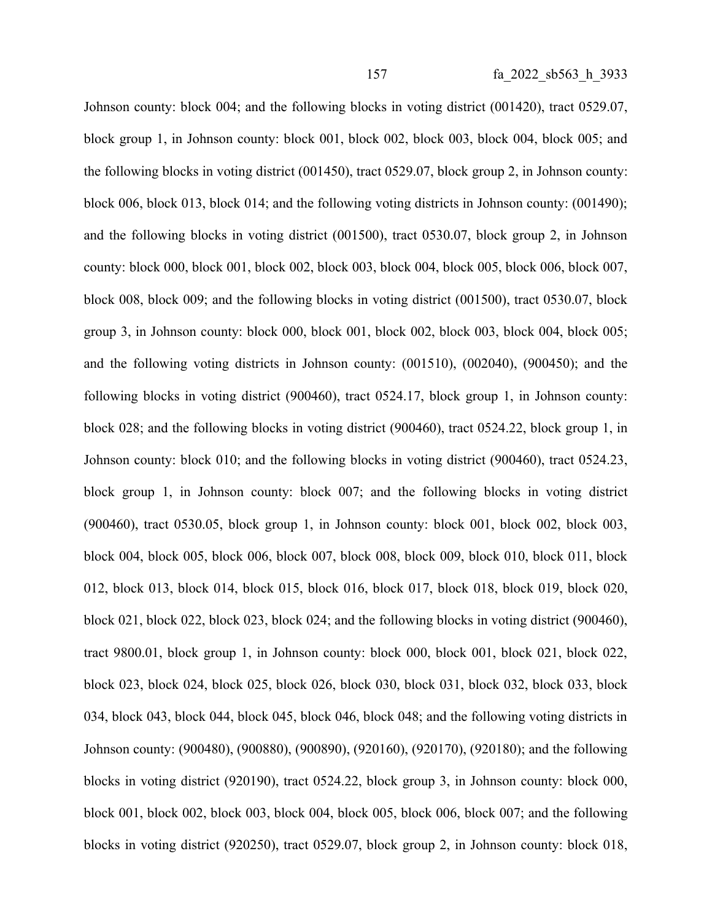Johnson county: block 004; and the following blocks in voting district (001420), tract 0529.07, block group 1, in Johnson county: block 001, block 002, block 003, block 004, block 005; and the following blocks in voting district (001450), tract 0529.07, block group 2, in Johnson county: block 006, block 013, block 014; and the following voting districts in Johnson county: (001490); and the following blocks in voting district (001500), tract 0530.07, block group 2, in Johnson county: block 000, block 001, block 002, block 003, block 004, block 005, block 006, block 007, block 008, block 009; and the following blocks in voting district (001500), tract 0530.07, block group 3, in Johnson county: block 000, block 001, block 002, block 003, block 004, block 005; and the following voting districts in Johnson county: (001510), (002040), (900450); and the following blocks in voting district (900460), tract 0524.17, block group 1, in Johnson county: block 028; and the following blocks in voting district (900460), tract 0524.22, block group 1, in Johnson county: block 010; and the following blocks in voting district (900460), tract 0524.23, block group 1, in Johnson county: block 007; and the following blocks in voting district (900460), tract 0530.05, block group 1, in Johnson county: block 001, block 002, block 003, block 004, block 005, block 006, block 007, block 008, block 009, block 010, block 011, block 012, block 013, block 014, block 015, block 016, block 017, block 018, block 019, block 020, block 021, block 022, block 023, block 024; and the following blocks in voting district (900460), tract 9800.01, block group 1, in Johnson county: block 000, block 001, block 021, block 022, block 023, block 024, block 025, block 026, block 030, block 031, block 032, block 033, block 034, block 043, block 044, block 045, block 046, block 048; and the following voting districts in Johnson county: (900480), (900880), (900890), (920160), (920170), (920180); and the following blocks in voting district (920190), tract 0524.22, block group 3, in Johnson county: block 000, block 001, block 002, block 003, block 004, block 005, block 006, block 007; and the following blocks in voting district (920250), tract 0529.07, block group 2, in Johnson county: block 018,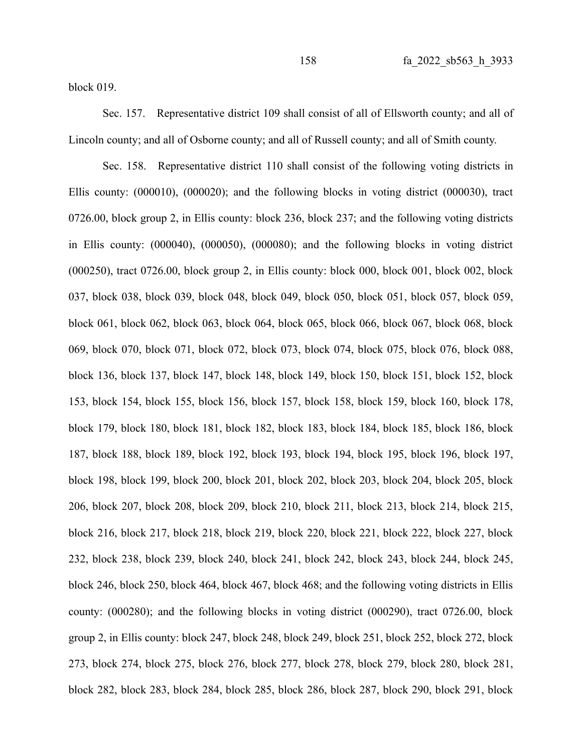block 019.

Sec. 157. Representative district 109 shall consist of all of Ellsworth county; and all of Lincoln county; and all of Osborne county; and all of Russell county; and all of Smith county.

Sec. 158. Representative district 110 shall consist of the following voting districts in Ellis county: (000010), (000020); and the following blocks in voting district (000030), tract 0726.00, block group 2, in Ellis county: block 236, block 237; and the following voting districts in Ellis county: (000040), (000050), (000080); and the following blocks in voting district (000250), tract 0726.00, block group 2, in Ellis county: block 000, block 001, block 002, block 037, block 038, block 039, block 048, block 049, block 050, block 051, block 057, block 059, block 061, block 062, block 063, block 064, block 065, block 066, block 067, block 068, block 069, block 070, block 071, block 072, block 073, block 074, block 075, block 076, block 088, block 136, block 137, block 147, block 148, block 149, block 150, block 151, block 152, block 153, block 154, block 155, block 156, block 157, block 158, block 159, block 160, block 178, block 179, block 180, block 181, block 182, block 183, block 184, block 185, block 186, block 187, block 188, block 189, block 192, block 193, block 194, block 195, block 196, block 197, block 198, block 199, block 200, block 201, block 202, block 203, block 204, block 205, block 206, block 207, block 208, block 209, block 210, block 211, block 213, block 214, block 215, block 216, block 217, block 218, block 219, block 220, block 221, block 222, block 227, block 232, block 238, block 239, block 240, block 241, block 242, block 243, block 244, block 245, block 246, block 250, block 464, block 467, block 468; and the following voting districts in Ellis county: (000280); and the following blocks in voting district (000290), tract 0726.00, block group 2, in Ellis county: block 247, block 248, block 249, block 251, block 252, block 272, block 273, block 274, block 275, block 276, block 277, block 278, block 279, block 280, block 281, block 282, block 283, block 284, block 285, block 286, block 287, block 290, block 291, block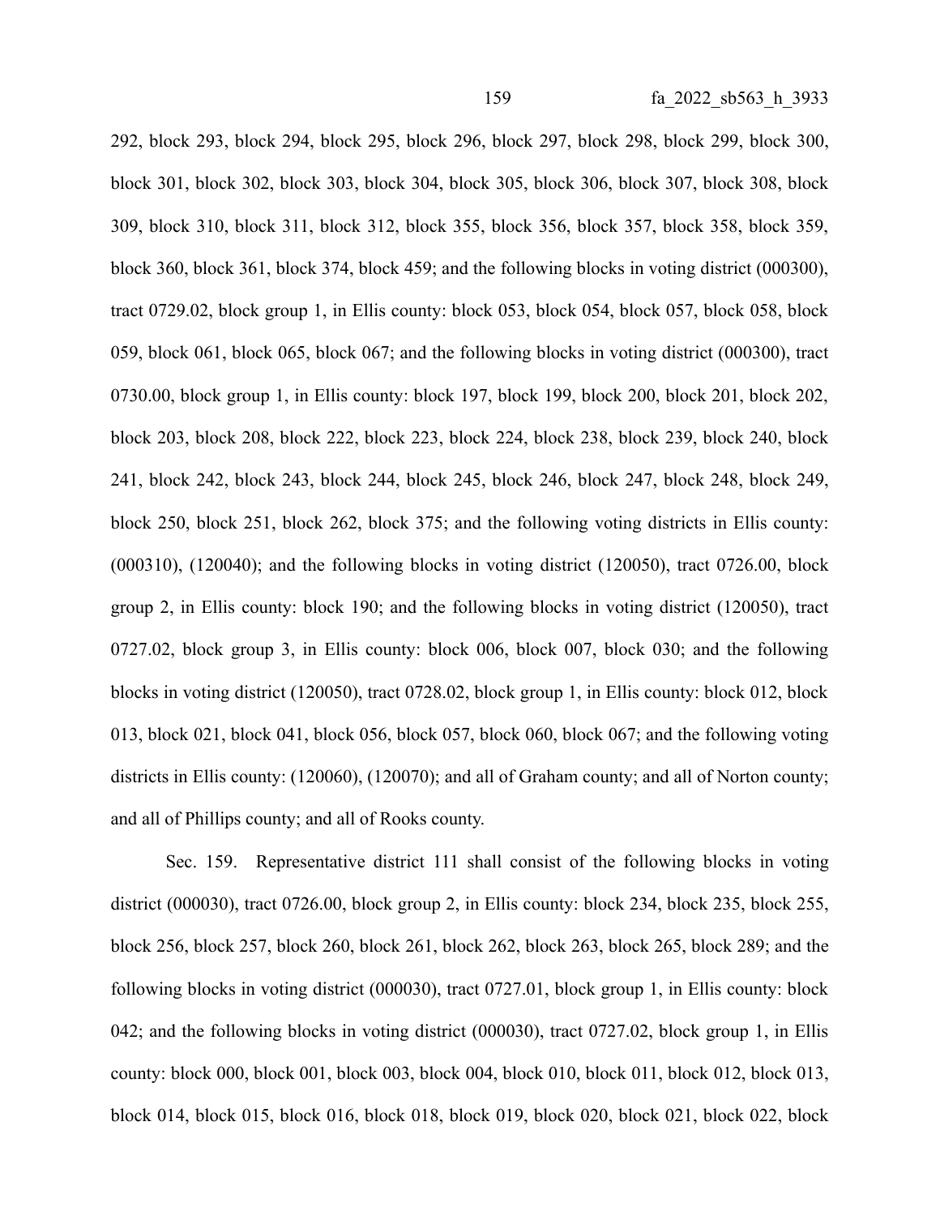292, block 293, block 294, block 295, block 296, block 297, block 298, block 299, block 300, block 301, block 302, block 303, block 304, block 305, block 306, block 307, block 308, block 309, block 310, block 311, block 312, block 355, block 356, block 357, block 358, block 359, block 360, block 361, block 374, block 459; and the following blocks in voting district (000300), tract 0729.02, block group 1, in Ellis county: block 053, block 054, block 057, block 058, block 059, block 061, block 065, block 067; and the following blocks in voting district (000300), tract 0730.00, block group 1, in Ellis county: block 197, block 199, block 200, block 201, block 202, block 203, block 208, block 222, block 223, block 224, block 238, block 239, block 240, block 241, block 242, block 243, block 244, block 245, block 246, block 247, block 248, block 249, block 250, block 251, block 262, block 375; and the following voting districts in Ellis county: (000310), (120040); and the following blocks in voting district (120050), tract 0726.00, block group 2, in Ellis county: block 190; and the following blocks in voting district (120050), tract 0727.02, block group 3, in Ellis county: block 006, block 007, block 030; and the following blocks in voting district (120050), tract 0728.02, block group 1, in Ellis county: block 012, block 013, block 021, block 041, block 056, block 057, block 060, block 067; and the following voting districts in Ellis county: (120060), (120070); and all of Graham county; and all of Norton county; and all of Phillips county; and all of Rooks county.

Sec. 159. Representative district 111 shall consist of the following blocks in voting district (000030), tract 0726.00, block group 2, in Ellis county: block 234, block 235, block 255, block 256, block 257, block 260, block 261, block 262, block 263, block 265, block 289; and the following blocks in voting district (000030), tract 0727.01, block group 1, in Ellis county: block 042; and the following blocks in voting district (000030), tract 0727.02, block group 1, in Ellis county: block 000, block 001, block 003, block 004, block 010, block 011, block 012, block 013, block 014, block 015, block 016, block 018, block 019, block 020, block 021, block 022, block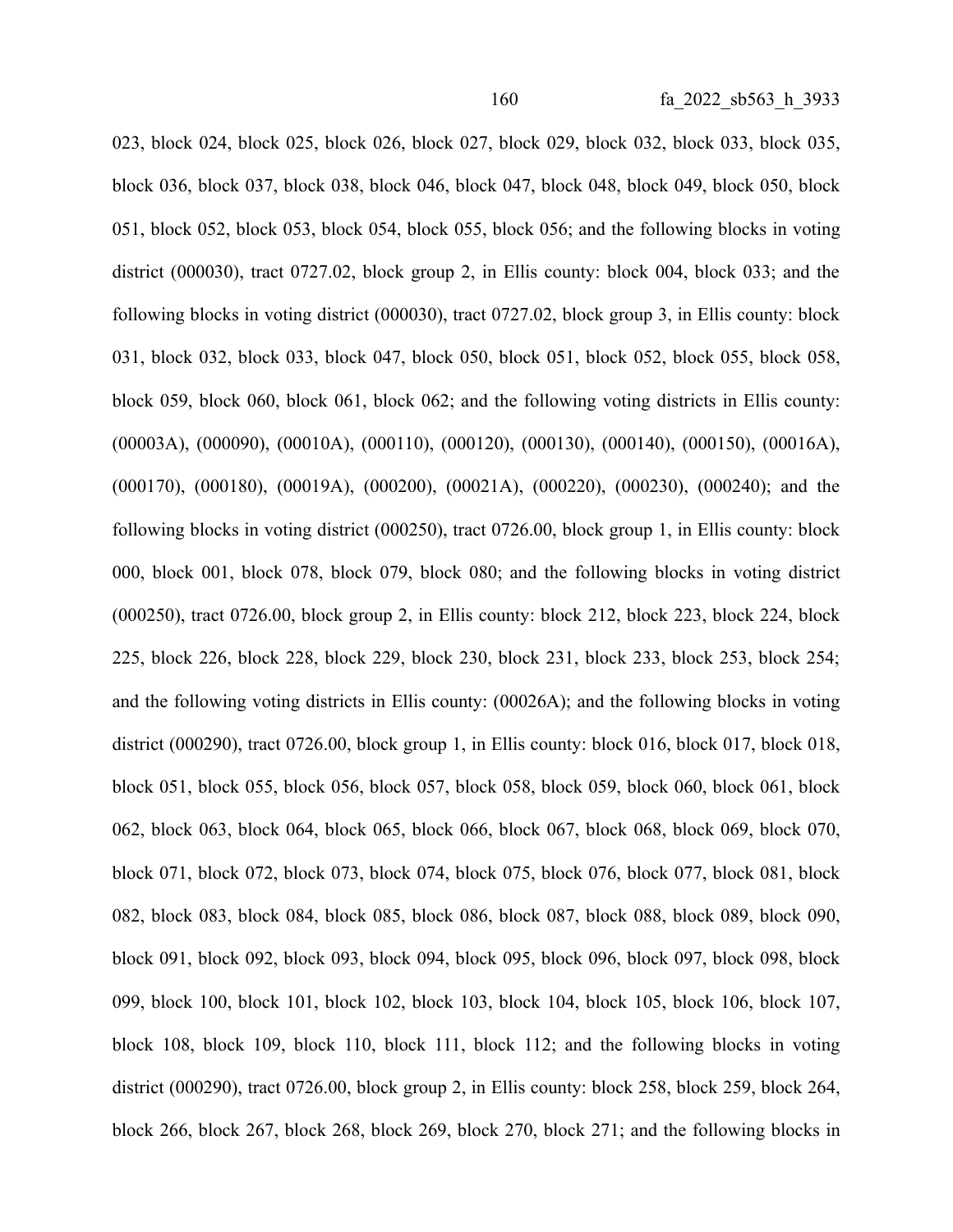023, block 024, block 025, block 026, block 027, block 029, block 032, block 033, block 035, block 036, block 037, block 038, block 046, block 047, block 048, block 049, block 050, block 051, block 052, block 053, block 054, block 055, block 056; and the following blocks in voting district (000030), tract 0727.02, block group 2, in Ellis county: block 004, block 033; and the following blocks in voting district (000030), tract 0727.02, block group 3, in Ellis county: block 031, block 032, block 033, block 047, block 050, block 051, block 052, block 055, block 058, block 059, block 060, block 061, block 062; and the following voting districts in Ellis county: (00003A), (000090), (00010A), (000110), (000120), (000130), (000140), (000150), (00016A), (000170), (000180), (00019A), (000200), (00021A), (000220), (000230), (000240); and the following blocks in voting district (000250), tract 0726.00, block group 1, in Ellis county: block 000, block 001, block 078, block 079, block 080; and the following blocks in voting district (000250), tract 0726.00, block group 2, in Ellis county: block 212, block 223, block 224, block 225, block 226, block 228, block 229, block 230, block 231, block 233, block 253, block 254; and the following voting districts in Ellis county: (00026A); and the following blocks in voting district (000290), tract 0726.00, block group 1, in Ellis county: block 016, block 017, block 018, block 051, block 055, block 056, block 057, block 058, block 059, block 060, block 061, block 062, block 063, block 064, block 065, block 066, block 067, block 068, block 069, block 070, block 071, block 072, block 073, block 074, block 075, block 076, block 077, block 081, block 082, block 083, block 084, block 085, block 086, block 087, block 088, block 089, block 090, block 091, block 092, block 093, block 094, block 095, block 096, block 097, block 098, block 099, block 100, block 101, block 102, block 103, block 104, block 105, block 106, block 107, block 108, block 109, block 110, block 111, block 112; and the following blocks in voting district (000290), tract 0726.00, block group 2, in Ellis county: block 258, block 259, block 264, block 266, block 267, block 268, block 269, block 270, block 271; and the following blocks in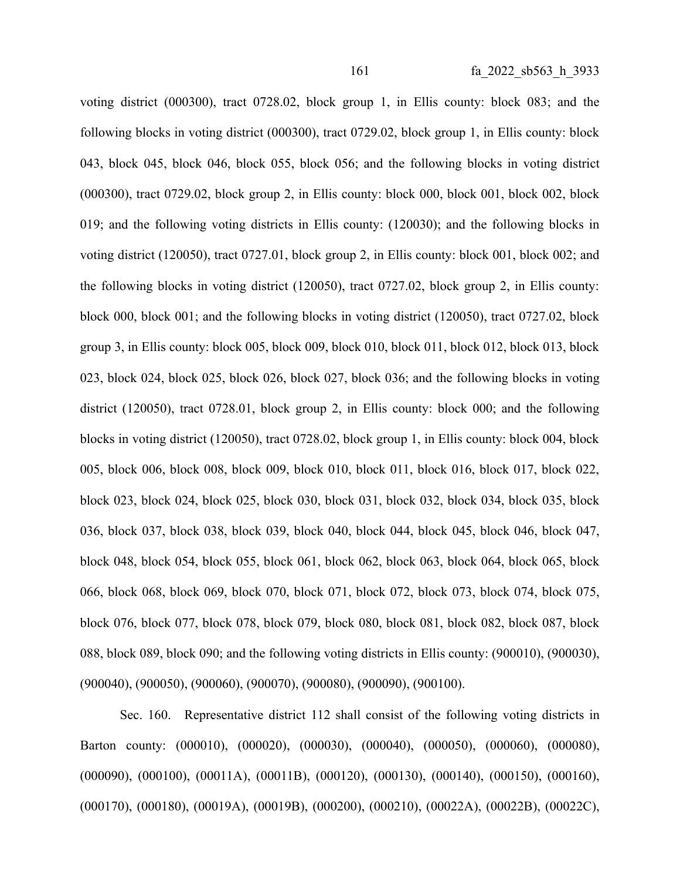voting district (000300), tract 0728.02, block group 1, in Ellis county: block 083; and the following blocks in voting district (000300), tract 0729.02, block group 1, in Ellis county: block 043, block 045, block 046, block 055, block 056; and the following blocks in voting district (000300), tract 0729.02, block group 2, in Ellis county: block 000, block 001, block 002, block 019; and the following voting districts in Ellis county: (120030); and the following blocks in voting district (120050), tract 0727.01, block group 2, in Ellis county: block 001, block 002; and the following blocks in voting district (120050), tract 0727.02, block group 2, in Ellis county: block 000, block 001; and the following blocks in voting district (120050), tract 0727.02, block group 3, in Ellis county: block 005, block 009, block 010, block 011, block 012, block 013, block 023, block 024, block 025, block 026, block 027, block 036; and the following blocks in voting district (120050), tract 0728.01, block group 2, in Ellis county: block 000; and the following blocks in voting district (120050), tract 0728.02, block group 1, in Ellis county: block 004, block 005, block 006, block 008, block 009, block 010, block 011, block 016, block 017, block 022, block 023, block 024, block 025, block 030, block 031, block 032, block 034, block 035, block 036, block 037, block 038, block 039, block 040, block 044, block 045, block 046, block 047, block 048, block 054, block 055, block 061, block 062, block 063, block 064, block 065, block 066, block 068, block 069, block 070, block 071, block 072, block 073, block 074, block 075, block 076, block 077, block 078, block 079, block 080, block 081, block 082, block 087, block 088, block 089, block 090; and the following voting districts in Ellis county: (900010), (900030), (900040), (900050), (900060), (900070), (900080), (900090), (900100).

Sec. 160. Representative district 112 shall consist of the following voting districts in Barton county: (000010), (000020), (000030), (000040), (000050), (000060), (000080), (000090), (000100), (00011A), (00011B), (000120), (000130), (000140), (000150), (000160), (000170), (000180), (00019A), (00019B), (000200), (000210), (00022A), (00022B), (00022C),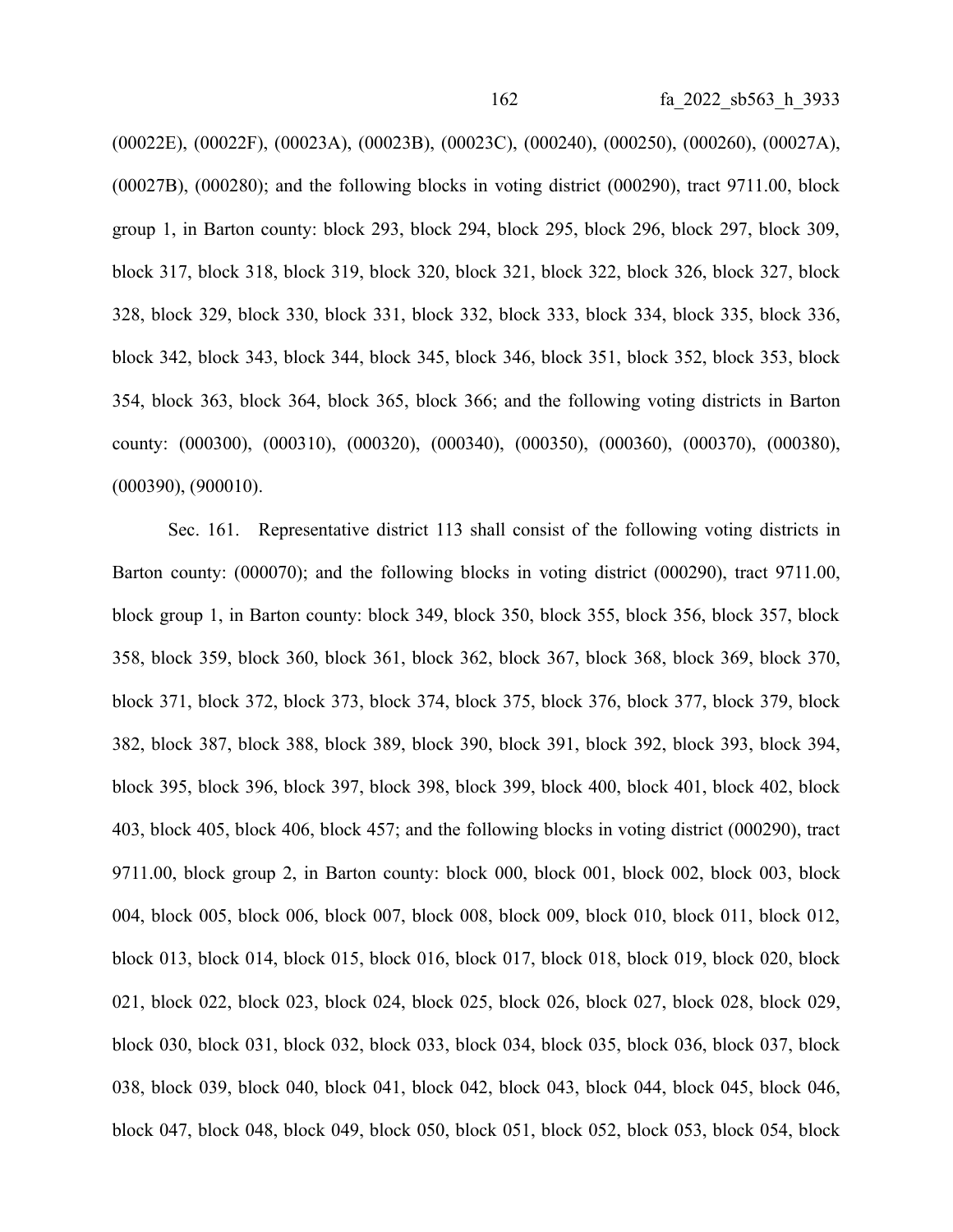(00022E), (00022F), (00023A), (00023B), (00023C), (000240), (000250), (000260), (00027A), (00027B), (000280); and the following blocks in voting district (000290), tract 9711.00, block group 1, in Barton county: block 293, block 294, block 295, block 296, block 297, block 309, block 317, block 318, block 319, block 320, block 321, block 322, block 326, block 327, block 328, block 329, block 330, block 331, block 332, block 333, block 334, block 335, block 336, block 342, block 343, block 344, block 345, block 346, block 351, block 352, block 353, block 354, block 363, block 364, block 365, block 366; and the following voting districts in Barton county: (000300), (000310), (000320), (000340), (000350), (000360), (000370), (000380), (000390), (900010).

Sec. 161. Representative district 113 shall consist of the following voting districts in Barton county: (000070); and the following blocks in voting district (000290), tract 9711.00, block group 1, in Barton county: block 349, block 350, block 355, block 356, block 357, block 358, block 359, block 360, block 361, block 362, block 367, block 368, block 369, block 370, block 371, block 372, block 373, block 374, block 375, block 376, block 377, block 379, block 382, block 387, block 388, block 389, block 390, block 391, block 392, block 393, block 394, block 395, block 396, block 397, block 398, block 399, block 400, block 401, block 402, block 403, block 405, block 406, block 457; and the following blocks in voting district (000290), tract 9711.00, block group 2, in Barton county: block 000, block 001, block 002, block 003, block 004, block 005, block 006, block 007, block 008, block 009, block 010, block 011, block 012, block 013, block 014, block 015, block 016, block 017, block 018, block 019, block 020, block 021, block 022, block 023, block 024, block 025, block 026, block 027, block 028, block 029, block 030, block 031, block 032, block 033, block 034, block 035, block 036, block 037, block 038, block 039, block 040, block 041, block 042, block 043, block 044, block 045, block 046, block 047, block 048, block 049, block 050, block 051, block 052, block 053, block 054, block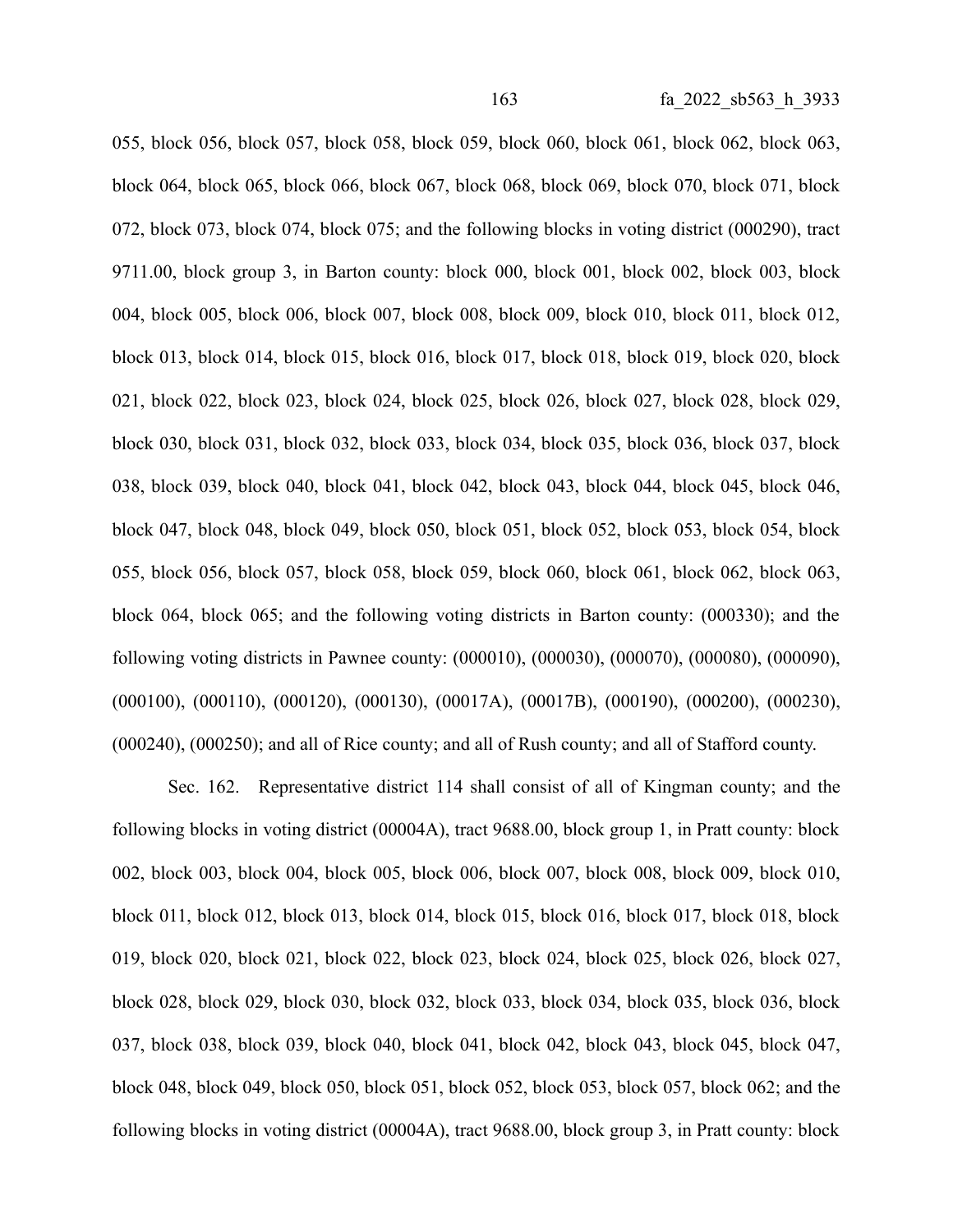055, block 056, block 057, block 058, block 059, block 060, block 061, block 062, block 063, block 064, block 065, block 066, block 067, block 068, block 069, block 070, block 071, block 072, block 073, block 074, block 075; and the following blocks in voting district (000290), tract 9711.00, block group 3, in Barton county: block 000, block 001, block 002, block 003, block 004, block 005, block 006, block 007, block 008, block 009, block 010, block 011, block 012, block 013, block 014, block 015, block 016, block 017, block 018, block 019, block 020, block 021, block 022, block 023, block 024, block 025, block 026, block 027, block 028, block 029, block 030, block 031, block 032, block 033, block 034, block 035, block 036, block 037, block 038, block 039, block 040, block 041, block 042, block 043, block 044, block 045, block 046, block 047, block 048, block 049, block 050, block 051, block 052, block 053, block 054, block 055, block 056, block 057, block 058, block 059, block 060, block 061, block 062, block 063, block 064, block 065; and the following voting districts in Barton county: (000330); and the following voting districts in Pawnee county: (000010), (000030), (000070), (000080), (000090), (000100), (000110), (000120), (000130), (00017A), (00017B), (000190), (000200), (000230), (000240), (000250); and all of Rice county; and all of Rush county; and all of Stafford county.

Sec. 162. Representative district 114 shall consist of all of Kingman county; and the following blocks in voting district (00004A), tract 9688.00, block group 1, in Pratt county: block 002, block 003, block 004, block 005, block 006, block 007, block 008, block 009, block 010, block 011, block 012, block 013, block 014, block 015, block 016, block 017, block 018, block 019, block 020, block 021, block 022, block 023, block 024, block 025, block 026, block 027, block 028, block 029, block 030, block 032, block 033, block 034, block 035, block 036, block 037, block 038, block 039, block 040, block 041, block 042, block 043, block 045, block 047, block 048, block 049, block 050, block 051, block 052, block 053, block 057, block 062; and the following blocks in voting district (00004A), tract 9688.00, block group 3, in Pratt county: block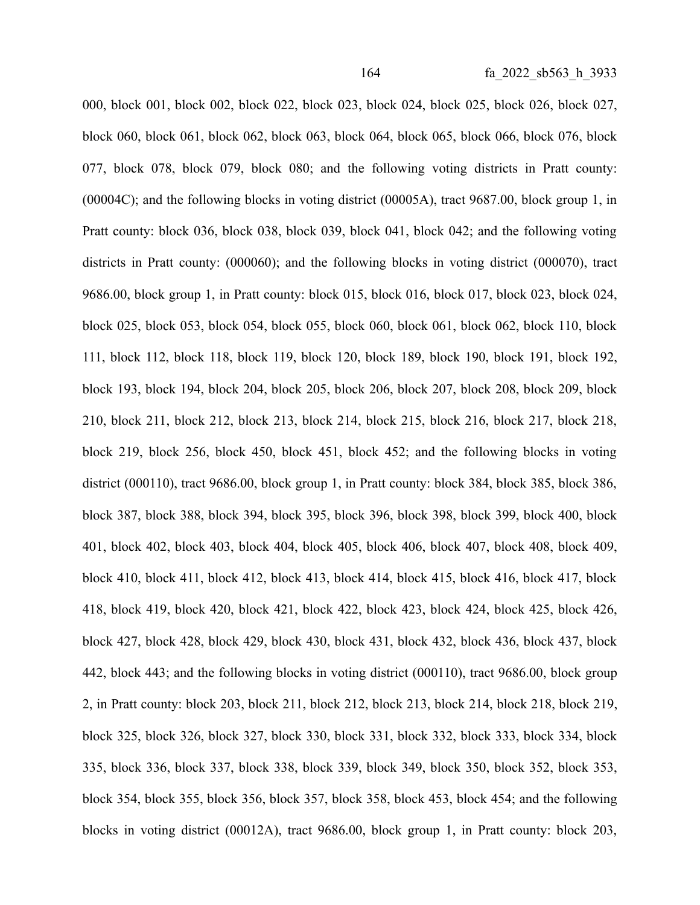000, block 001, block 002, block 022, block 023, block 024, block 025, block 026, block 027, block 060, block 061, block 062, block 063, block 064, block 065, block 066, block 076, block 077, block 078, block 079, block 080; and the following voting districts in Pratt county: (00004C); and the following blocks in voting district (00005A), tract 9687.00, block group 1, in Pratt county: block 036, block 038, block 039, block 041, block 042; and the following voting districts in Pratt county: (000060); and the following blocks in voting district (000070), tract 9686.00, block group 1, in Pratt county: block 015, block 016, block 017, block 023, block 024, block 025, block 053, block 054, block 055, block 060, block 061, block 062, block 110, block 111, block 112, block 118, block 119, block 120, block 189, block 190, block 191, block 192, block 193, block 194, block 204, block 205, block 206, block 207, block 208, block 209, block 210, block 211, block 212, block 213, block 214, block 215, block 216, block 217, block 218, block 219, block 256, block 450, block 451, block 452; and the following blocks in voting district (000110), tract 9686.00, block group 1, in Pratt county: block 384, block 385, block 386, block 387, block 388, block 394, block 395, block 396, block 398, block 399, block 400, block 401, block 402, block 403, block 404, block 405, block 406, block 407, block 408, block 409, block 410, block 411, block 412, block 413, block 414, block 415, block 416, block 417, block 418, block 419, block 420, block 421, block 422, block 423, block 424, block 425, block 426, block 427, block 428, block 429, block 430, block 431, block 432, block 436, block 437, block 442, block 443; and the following blocks in voting district (000110), tract 9686.00, block group 2, in Pratt county: block 203, block 211, block 212, block 213, block 214, block 218, block 219, block 325, block 326, block 327, block 330, block 331, block 332, block 333, block 334, block 335, block 336, block 337, block 338, block 339, block 349, block 350, block 352, block 353, block 354, block 355, block 356, block 357, block 358, block 453, block 454; and the following blocks in voting district (00012A), tract 9686.00, block group 1, in Pratt county: block 203,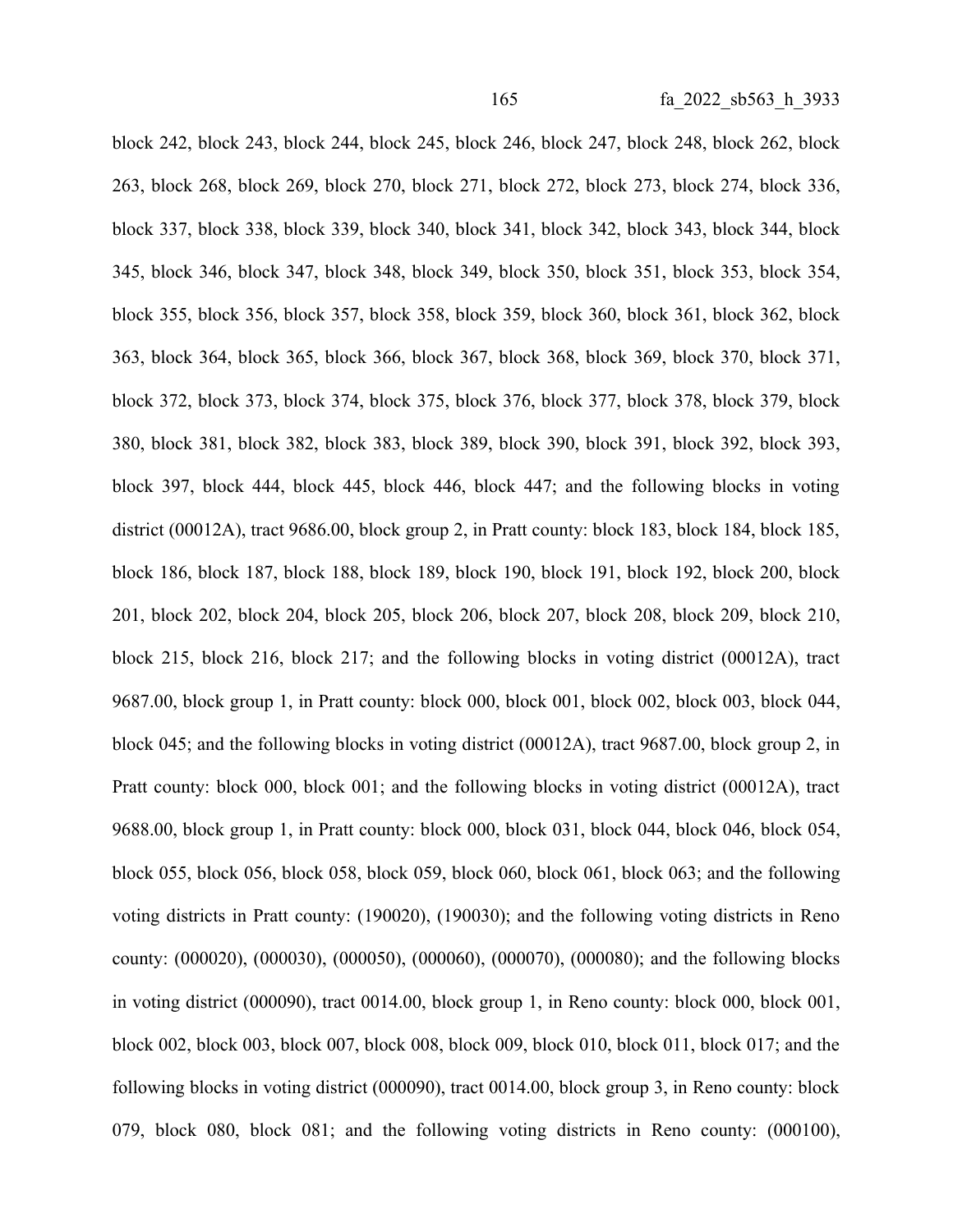block 242, block 243, block 244, block 245, block 246, block 247, block 248, block 262, block 263, block 268, block 269, block 270, block 271, block 272, block 273, block 274, block 336, block 337, block 338, block 339, block 340, block 341, block 342, block 343, block 344, block 345, block 346, block 347, block 348, block 349, block 350, block 351, block 353, block 354, block 355, block 356, block 357, block 358, block 359, block 360, block 361, block 362, block 363, block 364, block 365, block 366, block 367, block 368, block 369, block 370, block 371, block 372, block 373, block 374, block 375, block 376, block 377, block 378, block 379, block 380, block 381, block 382, block 383, block 389, block 390, block 391, block 392, block 393, block 397, block 444, block 445, block 446, block 447; and the following blocks in voting district (00012A), tract 9686.00, block group 2, in Pratt county: block 183, block 184, block 185, block 186, block 187, block 188, block 189, block 190, block 191, block 192, block 200, block 201, block 202, block 204, block 205, block 206, block 207, block 208, block 209, block 210, block 215, block 216, block 217; and the following blocks in voting district (00012A), tract 9687.00, block group 1, in Pratt county: block 000, block 001, block 002, block 003, block 044, block 045; and the following blocks in voting district (00012A), tract 9687.00, block group 2, in Pratt county: block 000, block 001; and the following blocks in voting district (00012A), tract 9688.00, block group 1, in Pratt county: block 000, block 031, block 044, block 046, block 054, block 055, block 056, block 058, block 059, block 060, block 061, block 063; and the following voting districts in Pratt county: (190020), (190030); and the following voting districts in Reno county: (000020), (000030), (000050), (000060), (000070), (000080); and the following blocks in voting district (000090), tract 0014.00, block group 1, in Reno county: block 000, block 001, block 002, block 003, block 007, block 008, block 009, block 010, block 011, block 017; and the following blocks in voting district (000090), tract 0014.00, block group 3, in Reno county: block 079, block 080, block 081; and the following voting districts in Reno county: (000100),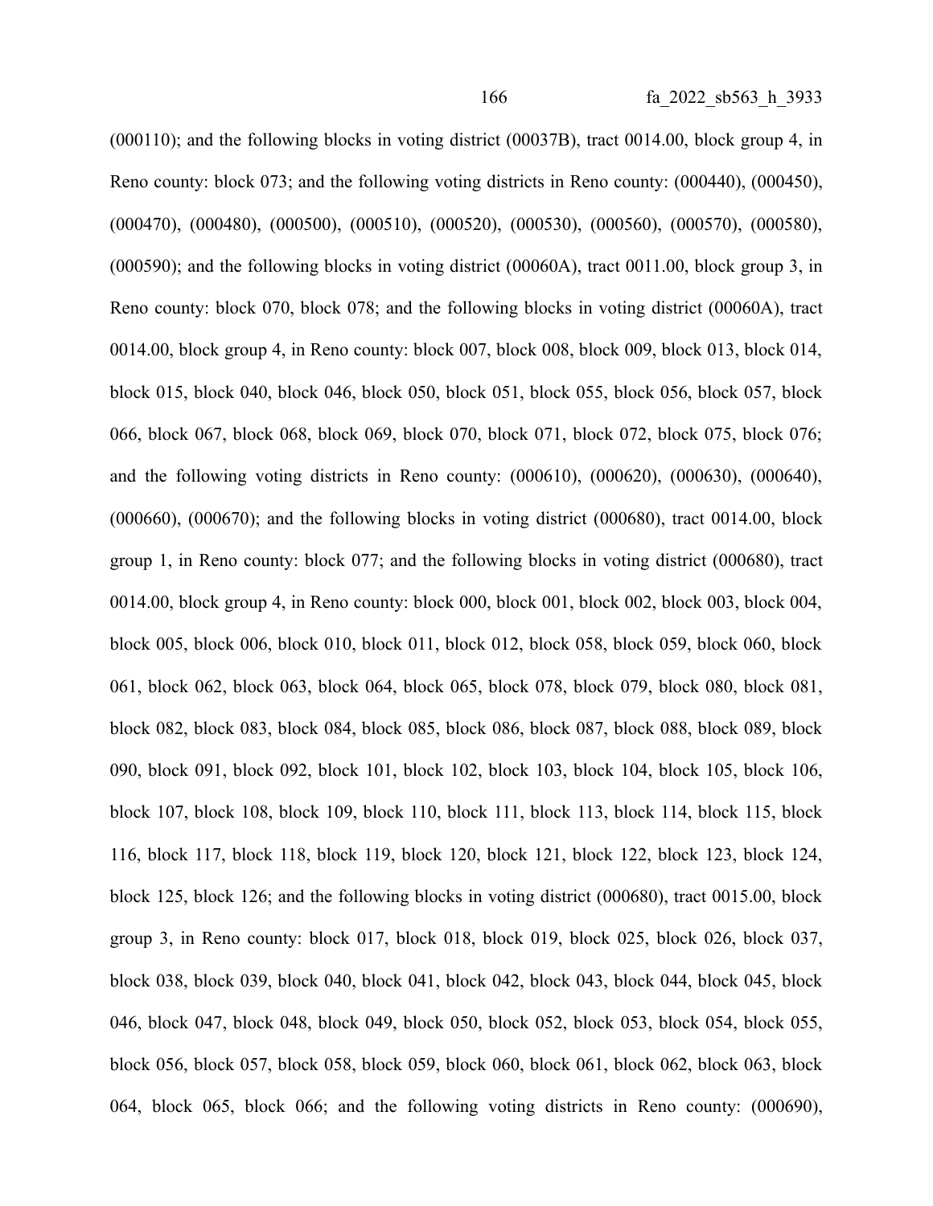(000110); and the following blocks in voting district (00037B), tract 0014.00, block group 4, in Reno county: block 073; and the following voting districts in Reno county: (000440), (000450), (000470), (000480), (000500), (000510), (000520), (000530), (000560), (000570), (000580), (000590); and the following blocks in voting district (00060A), tract 0011.00, block group 3, in Reno county: block 070, block 078; and the following blocks in voting district (00060A), tract 0014.00, block group 4, in Reno county: block 007, block 008, block 009, block 013, block 014, block 015, block 040, block 046, block 050, block 051, block 055, block 056, block 057, block 066, block 067, block 068, block 069, block 070, block 071, block 072, block 075, block 076; and the following voting districts in Reno county: (000610), (000620), (000630), (000640), (000660), (000670); and the following blocks in voting district (000680), tract 0014.00, block group 1, in Reno county: block 077; and the following blocks in voting district (000680), tract 0014.00, block group 4, in Reno county: block 000, block 001, block 002, block 003, block 004, block 005, block 006, block 010, block 011, block 012, block 058, block 059, block 060, block 061, block 062, block 063, block 064, block 065, block 078, block 079, block 080, block 081, block 082, block 083, block 084, block 085, block 086, block 087, block 088, block 089, block 090, block 091, block 092, block 101, block 102, block 103, block 104, block 105, block 106, block 107, block 108, block 109, block 110, block 111, block 113, block 114, block 115, block 116, block 117, block 118, block 119, block 120, block 121, block 122, block 123, block 124, block 125, block 126; and the following blocks in voting district (000680), tract 0015.00, block group 3, in Reno county: block 017, block 018, block 019, block 025, block 026, block 037, block 038, block 039, block 040, block 041, block 042, block 043, block 044, block 045, block 046, block 047, block 048, block 049, block 050, block 052, block 053, block 054, block 055, block 056, block 057, block 058, block 059, block 060, block 061, block 062, block 063, block 064, block 065, block 066; and the following voting districts in Reno county: (000690),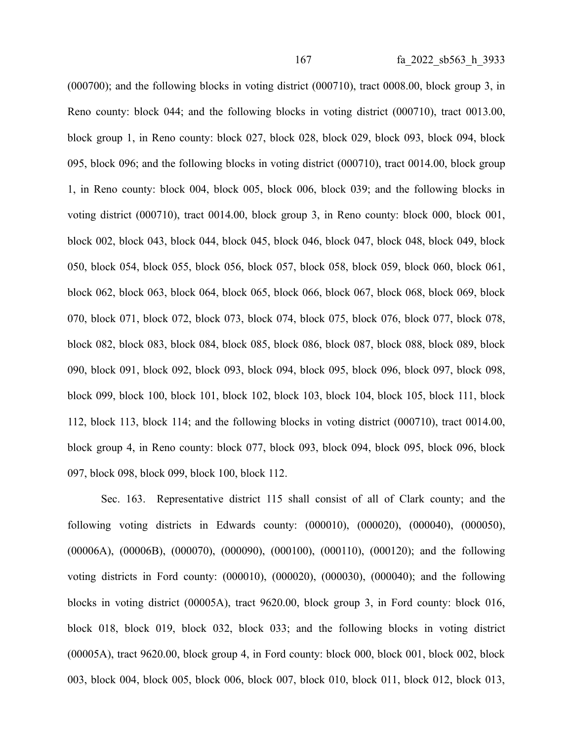(000700); and the following blocks in voting district (000710), tract 0008.00, block group 3, in Reno county: block 044; and the following blocks in voting district (000710), tract 0013.00, block group 1, in Reno county: block 027, block 028, block 029, block 093, block 094, block 095, block 096; and the following blocks in voting district (000710), tract 0014.00, block group 1, in Reno county: block 004, block 005, block 006, block 039; and the following blocks in voting district (000710), tract 0014.00, block group 3, in Reno county: block 000, block 001, block 002, block 043, block 044, block 045, block 046, block 047, block 048, block 049, block 050, block 054, block 055, block 056, block 057, block 058, block 059, block 060, block 061, block 062, block 063, block 064, block 065, block 066, block 067, block 068, block 069, block 070, block 071, block 072, block 073, block 074, block 075, block 076, block 077, block 078, block 082, block 083, block 084, block 085, block 086, block 087, block 088, block 089, block 090, block 091, block 092, block 093, block 094, block 095, block 096, block 097, block 098, block 099, block 100, block 101, block 102, block 103, block 104, block 105, block 111, block 112, block 113, block 114; and the following blocks in voting district (000710), tract 0014.00, block group 4, in Reno county: block 077, block 093, block 094, block 095, block 096, block 097, block 098, block 099, block 100, block 112.

Sec. 163. Representative district 115 shall consist of all of Clark county; and the following voting districts in Edwards county: (000010), (000020), (000040), (000050), (00006A), (00006B), (000070), (000090), (000100), (000110), (000120); and the following voting districts in Ford county: (000010), (000020), (000030), (000040); and the following blocks in voting district (00005A), tract 9620.00, block group 3, in Ford county: block 016, block 018, block 019, block 032, block 033; and the following blocks in voting district (00005A), tract 9620.00, block group 4, in Ford county: block 000, block 001, block 002, block 003, block 004, block 005, block 006, block 007, block 010, block 011, block 012, block 013,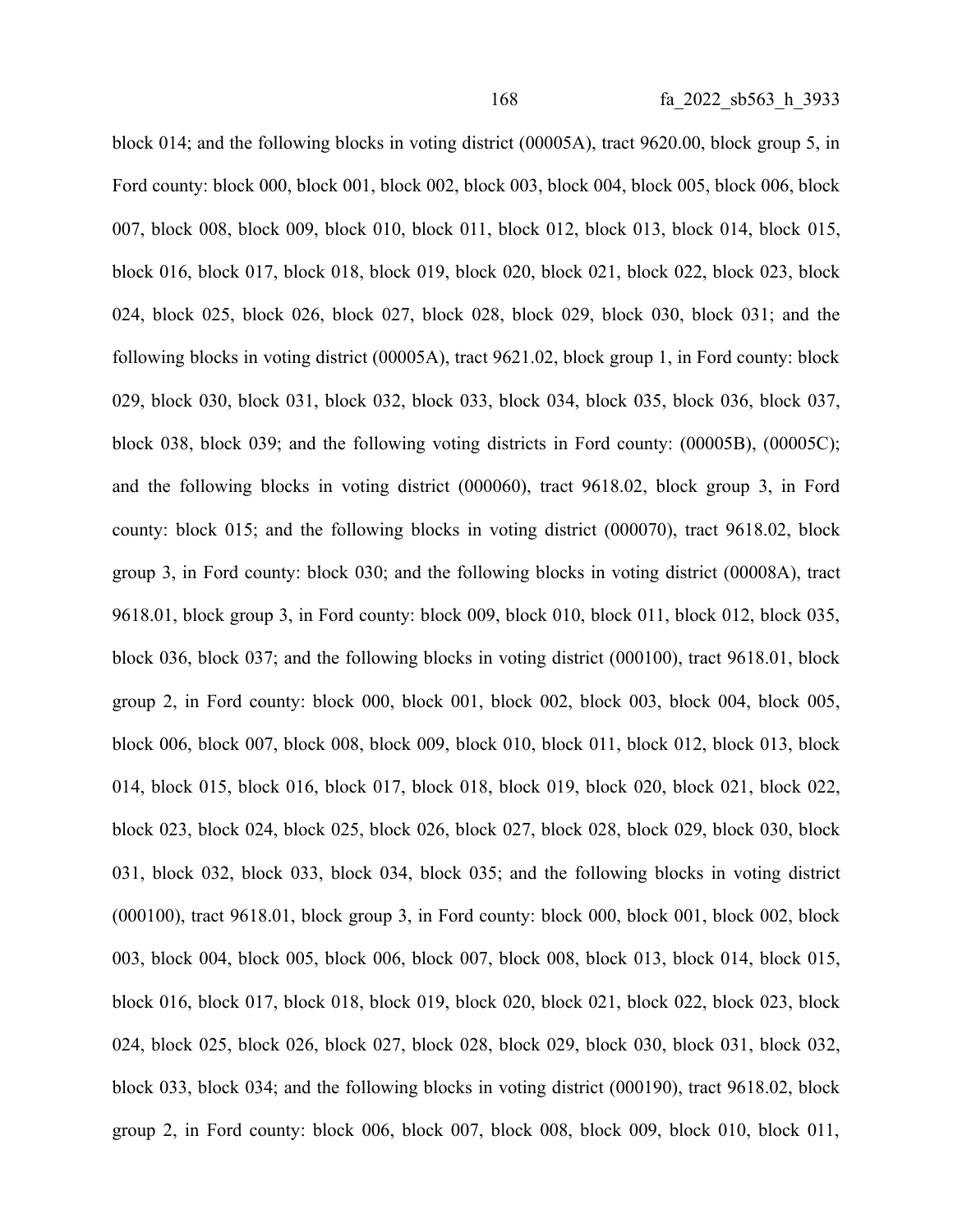block 014; and the following blocks in voting district (00005A), tract 9620.00, block group 5, in Ford county: block 000, block 001, block 002, block 003, block 004, block 005, block 006, block 007, block 008, block 009, block 010, block 011, block 012, block 013, block 014, block 015, block 016, block 017, block 018, block 019, block 020, block 021, block 022, block 023, block 024, block 025, block 026, block 027, block 028, block 029, block 030, block 031; and the following blocks in voting district (00005A), tract 9621.02, block group 1, in Ford county: block 029, block 030, block 031, block 032, block 033, block 034, block 035, block 036, block 037, block 038, block 039; and the following voting districts in Ford county: (00005B), (00005C); and the following blocks in voting district (000060), tract 9618.02, block group 3, in Ford county: block 015; and the following blocks in voting district (000070), tract 9618.02, block group 3, in Ford county: block 030; and the following blocks in voting district (00008A), tract 9618.01, block group 3, in Ford county: block 009, block 010, block 011, block 012, block 035, block 036, block 037; and the following blocks in voting district (000100), tract 9618.01, block group 2, in Ford county: block 000, block 001, block 002, block 003, block 004, block 005, block 006, block 007, block 008, block 009, block 010, block 011, block 012, block 013, block 014, block 015, block 016, block 017, block 018, block 019, block 020, block 021, block 022, block 023, block 024, block 025, block 026, block 027, block 028, block 029, block 030, block 031, block 032, block 033, block 034, block 035; and the following blocks in voting district (000100), tract 9618.01, block group 3, in Ford county: block 000, block 001, block 002, block 003, block 004, block 005, block 006, block 007, block 008, block 013, block 014, block 015, block 016, block 017, block 018, block 019, block 020, block 021, block 022, block 023, block 024, block 025, block 026, block 027, block 028, block 029, block 030, block 031, block 032, block 033, block 034; and the following blocks in voting district (000190), tract 9618.02, block group 2, in Ford county: block 006, block 007, block 008, block 009, block 010, block 011,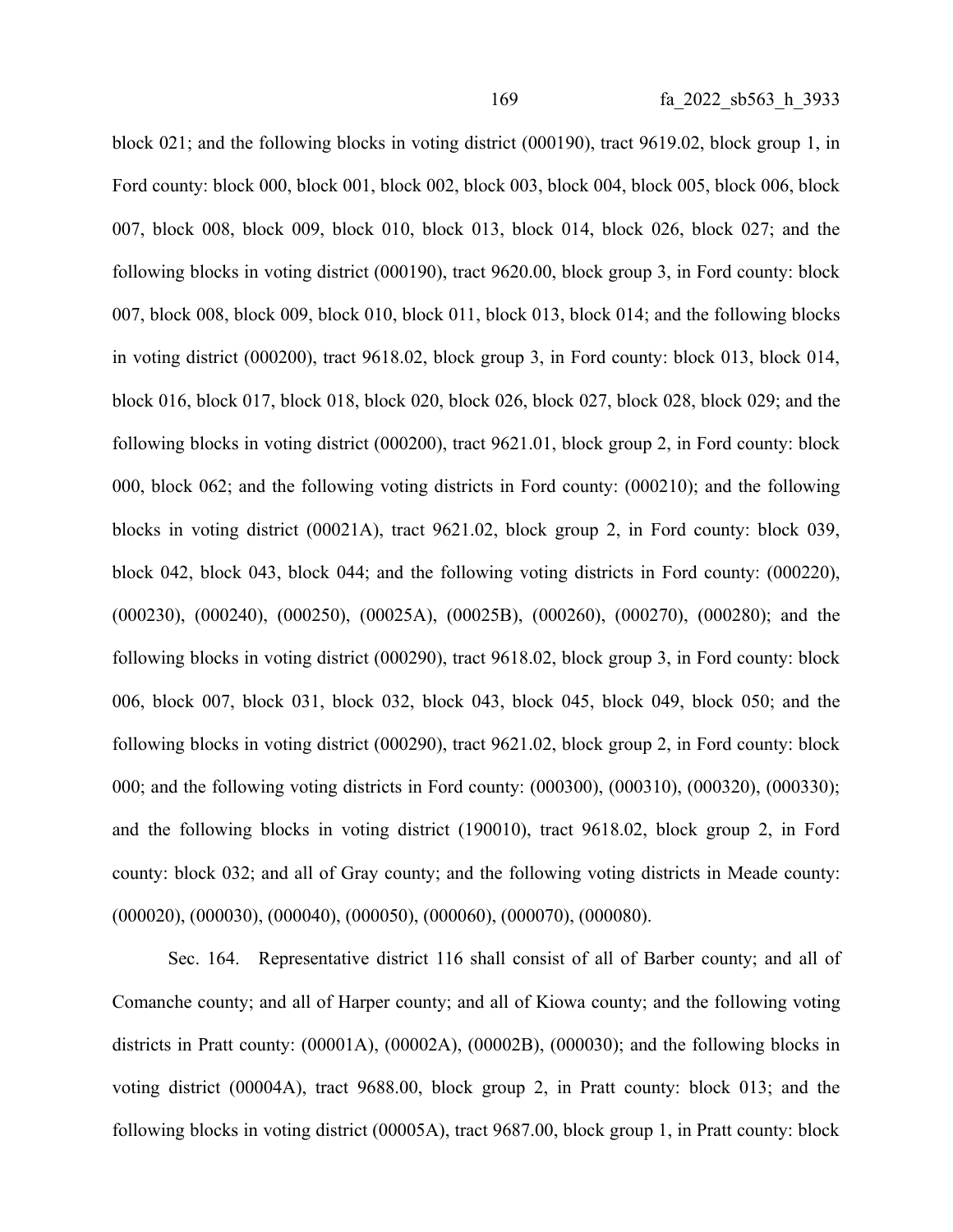block 021; and the following blocks in voting district (000190), tract 9619.02, block group 1, in Ford county: block 000, block 001, block 002, block 003, block 004, block 005, block 006, block 007, block 008, block 009, block 010, block 013, block 014, block 026, block 027; and the following blocks in voting district (000190), tract 9620.00, block group 3, in Ford county: block 007, block 008, block 009, block 010, block 011, block 013, block 014; and the following blocks in voting district (000200), tract 9618.02, block group 3, in Ford county: block 013, block 014, block 016, block 017, block 018, block 020, block 026, block 027, block 028, block 029; and the following blocks in voting district (000200), tract 9621.01, block group 2, in Ford county: block 000, block 062; and the following voting districts in Ford county: (000210); and the following blocks in voting district (00021A), tract 9621.02, block group 2, in Ford county: block 039, block 042, block 043, block 044; and the following voting districts in Ford county: (000220), (000230), (000240), (000250), (00025A), (00025B), (000260), (000270), (000280); and the following blocks in voting district (000290), tract 9618.02, block group 3, in Ford county: block 006, block 007, block 031, block 032, block 043, block 045, block 049, block 050; and the following blocks in voting district (000290), tract 9621.02, block group 2, in Ford county: block 000; and the following voting districts in Ford county: (000300), (000310), (000320), (000330); and the following blocks in voting district (190010), tract 9618.02, block group 2, in Ford county: block 032; and all of Gray county; and the following voting districts in Meade county: (000020), (000030), (000040), (000050), (000060), (000070), (000080).

Sec. 164. Representative district 116 shall consist of all of Barber county; and all of Comanche county; and all of Harper county; and all of Kiowa county; and the following voting districts in Pratt county: (00001A), (00002A), (00002B), (000030); and the following blocks in voting district (00004A), tract 9688.00, block group 2, in Pratt county: block 013; and the following blocks in voting district (00005A), tract 9687.00, block group 1, in Pratt county: block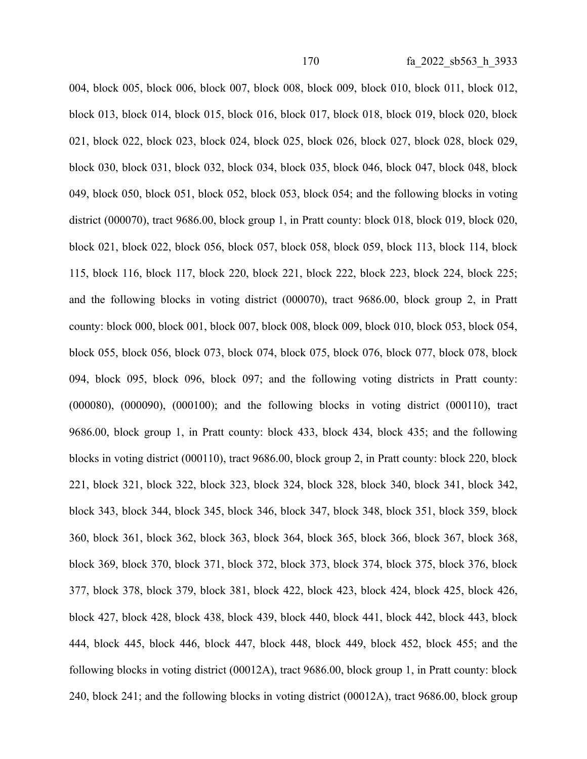004, block 005, block 006, block 007, block 008, block 009, block 010, block 011, block 012, block 013, block 014, block 015, block 016, block 017, block 018, block 019, block 020, block 021, block 022, block 023, block 024, block 025, block 026, block 027, block 028, block 029, block 030, block 031, block 032, block 034, block 035, block 046, block 047, block 048, block 049, block 050, block 051, block 052, block 053, block 054; and the following blocks in voting district (000070), tract 9686.00, block group 1, in Pratt county: block 018, block 019, block 020, block 021, block 022, block 056, block 057, block 058, block 059, block 113, block 114, block 115, block 116, block 117, block 220, block 221, block 222, block 223, block 224, block 225; and the following blocks in voting district (000070), tract 9686.00, block group 2, in Pratt county: block 000, block 001, block 007, block 008, block 009, block 010, block 053, block 054, block 055, block 056, block 073, block 074, block 075, block 076, block 077, block 078, block 094, block 095, block 096, block 097; and the following voting districts in Pratt county: (000080), (000090), (000100); and the following blocks in voting district (000110), tract 9686.00, block group 1, in Pratt county: block 433, block 434, block 435; and the following blocks in voting district (000110), tract 9686.00, block group 2, in Pratt county: block 220, block 221, block 321, block 322, block 323, block 324, block 328, block 340, block 341, block 342, block 343, block 344, block 345, block 346, block 347, block 348, block 351, block 359, block 360, block 361, block 362, block 363, block 364, block 365, block 366, block 367, block 368, block 369, block 370, block 371, block 372, block 373, block 374, block 375, block 376, block 377, block 378, block 379, block 381, block 422, block 423, block 424, block 425, block 426, block 427, block 428, block 438, block 439, block 440, block 441, block 442, block 443, block 444, block 445, block 446, block 447, block 448, block 449, block 452, block 455; and the following blocks in voting district (00012A), tract 9686.00, block group 1, in Pratt county: block 240, block 241; and the following blocks in voting district (00012A), tract 9686.00, block group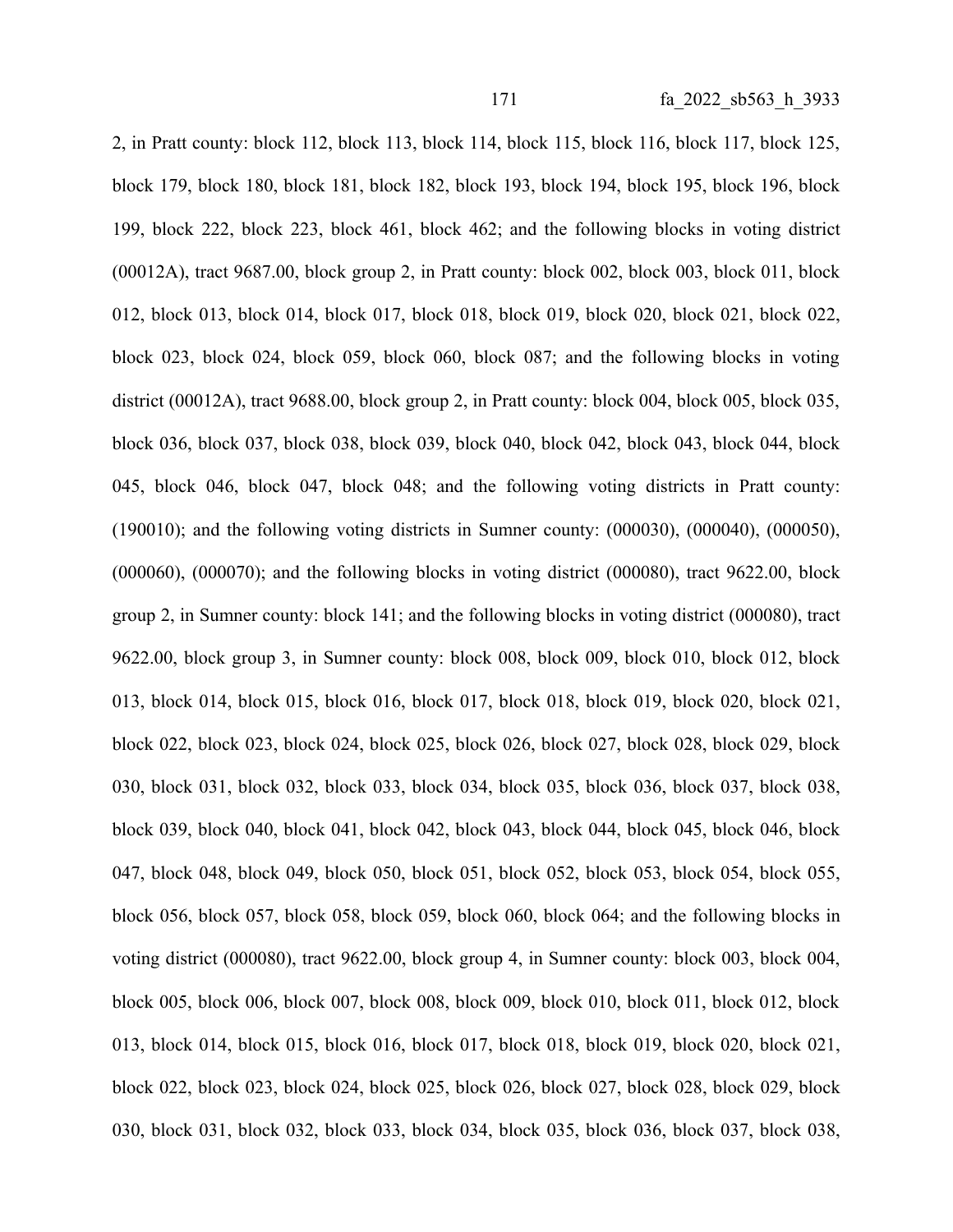2, in Pratt county: block 112, block 113, block 114, block 115, block 116, block 117, block 125, block 179, block 180, block 181, block 182, block 193, block 194, block 195, block 196, block 199, block 222, block 223, block 461, block 462; and the following blocks in voting district (00012A), tract 9687.00, block group 2, in Pratt county: block 002, block 003, block 011, block 012, block 013, block 014, block 017, block 018, block 019, block 020, block 021, block 022, block 023, block 024, block 059, block 060, block 087; and the following blocks in voting district (00012A), tract 9688.00, block group 2, in Pratt county: block 004, block 005, block 035, block 036, block 037, block 038, block 039, block 040, block 042, block 043, block 044, block 045, block 046, block 047, block 048; and the following voting districts in Pratt county: (190010); and the following voting districts in Sumner county: (000030), (000040), (000050), (000060), (000070); and the following blocks in voting district (000080), tract 9622.00, block group 2, in Sumner county: block 141; and the following blocks in voting district (000080), tract 9622.00, block group 3, in Sumner county: block 008, block 009, block 010, block 012, block 013, block 014, block 015, block 016, block 017, block 018, block 019, block 020, block 021, block 022, block 023, block 024, block 025, block 026, block 027, block 028, block 029, block 030, block 031, block 032, block 033, block 034, block 035, block 036, block 037, block 038, block 039, block 040, block 041, block 042, block 043, block 044, block 045, block 046, block 047, block 048, block 049, block 050, block 051, block 052, block 053, block 054, block 055, block 056, block 057, block 058, block 059, block 060, block 064; and the following blocks in voting district (000080), tract 9622.00, block group 4, in Sumner county: block 003, block 004, block 005, block 006, block 007, block 008, block 009, block 010, block 011, block 012, block 013, block 014, block 015, block 016, block 017, block 018, block 019, block 020, block 021, block 022, block 023, block 024, block 025, block 026, block 027, block 028, block 029, block 030, block 031, block 032, block 033, block 034, block 035, block 036, block 037, block 038,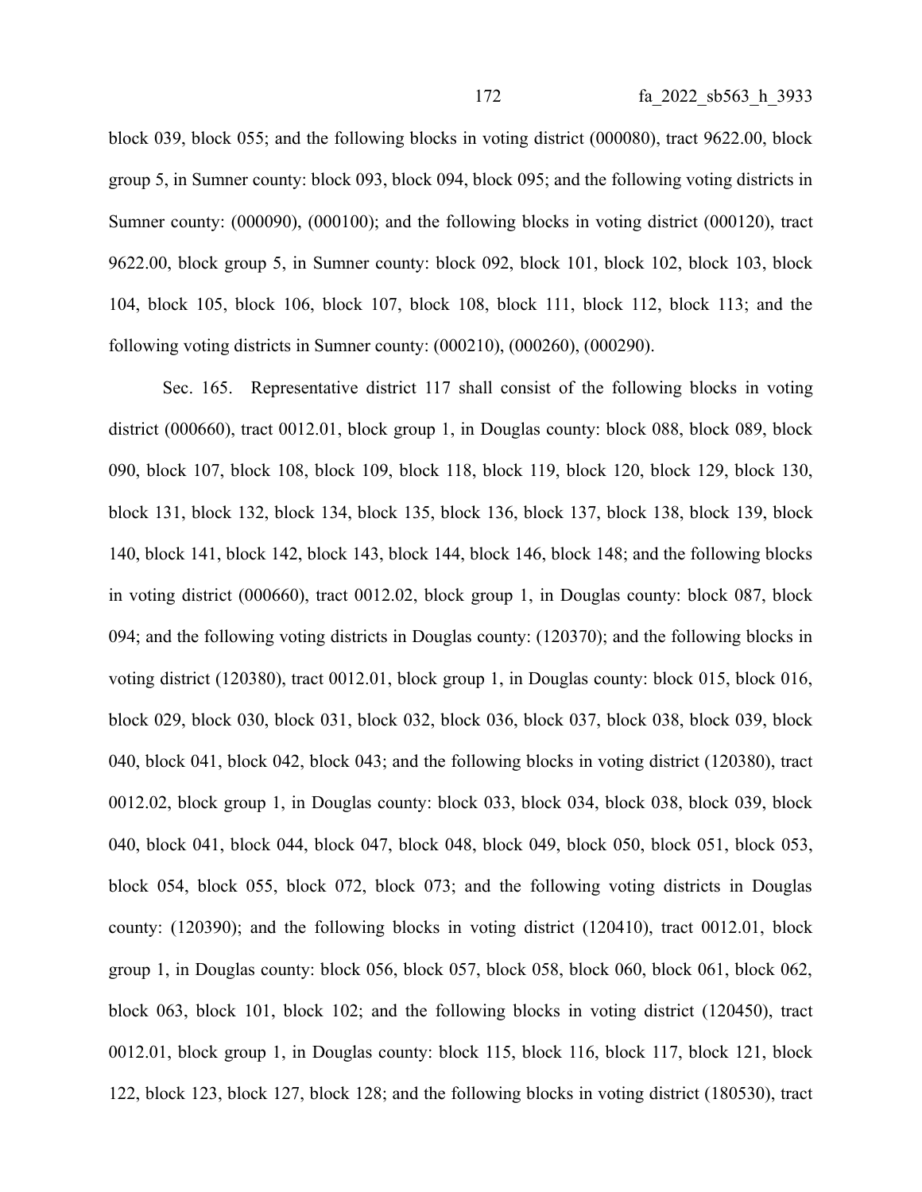block 039, block 055; and the following blocks in voting district (000080), tract 9622.00, block group 5, in Sumner county: block 093, block 094, block 095; and the following voting districts in Sumner county: (000090), (000100); and the following blocks in voting district (000120), tract 9622.00, block group 5, in Sumner county: block 092, block 101, block 102, block 103, block 104, block 105, block 106, block 107, block 108, block 111, block 112, block 113; and the following voting districts in Sumner county: (000210), (000260), (000290).

Sec. 165. Representative district 117 shall consist of the following blocks in voting district (000660), tract 0012.01, block group 1, in Douglas county: block 088, block 089, block 090, block 107, block 108, block 109, block 118, block 119, block 120, block 129, block 130, block 131, block 132, block 134, block 135, block 136, block 137, block 138, block 139, block 140, block 141, block 142, block 143, block 144, block 146, block 148; and the following blocks in voting district (000660), tract 0012.02, block group 1, in Douglas county: block 087, block 094; and the following voting districts in Douglas county: (120370); and the following blocks in voting district (120380), tract 0012.01, block group 1, in Douglas county: block 015, block 016, block 029, block 030, block 031, block 032, block 036, block 037, block 038, block 039, block 040, block 041, block 042, block 043; and the following blocks in voting district (120380), tract 0012.02, block group 1, in Douglas county: block 033, block 034, block 038, block 039, block 040, block 041, block 044, block 047, block 048, block 049, block 050, block 051, block 053, block 054, block 055, block 072, block 073; and the following voting districts in Douglas county: (120390); and the following blocks in voting district (120410), tract 0012.01, block group 1, in Douglas county: block 056, block 057, block 058, block 060, block 061, block 062, block 063, block 101, block 102; and the following blocks in voting district (120450), tract 0012.01, block group 1, in Douglas county: block 115, block 116, block 117, block 121, block 122, block 123, block 127, block 128; and the following blocks in voting district (180530), tract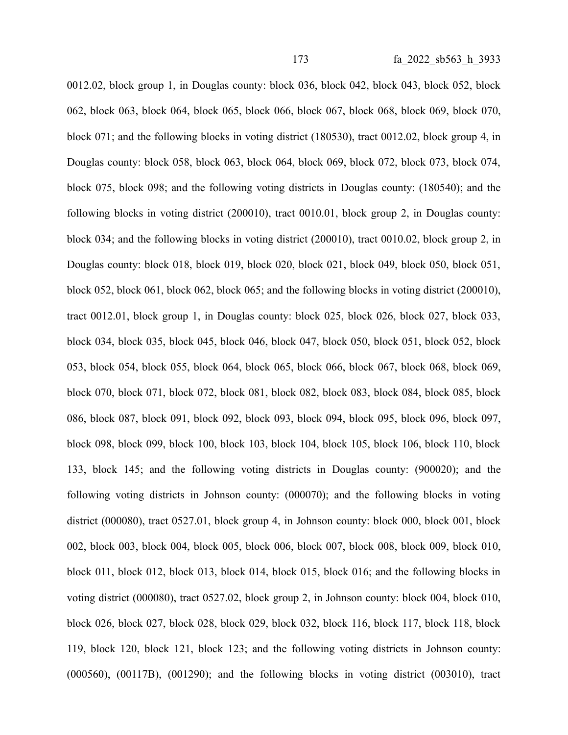0012.02, block group 1, in Douglas county: block 036, block 042, block 043, block 052, block 062, block 063, block 064, block 065, block 066, block 067, block 068, block 069, block 070, block 071; and the following blocks in voting district (180530), tract 0012.02, block group 4, in Douglas county: block 058, block 063, block 064, block 069, block 072, block 073, block 074, block 075, block 098; and the following voting districts in Douglas county: (180540); and the following blocks in voting district (200010), tract 0010.01, block group 2, in Douglas county: block 034; and the following blocks in voting district (200010), tract 0010.02, block group 2, in Douglas county: block 018, block 019, block 020, block 021, block 049, block 050, block 051, block 052, block 061, block 062, block 065; and the following blocks in voting district (200010), tract 0012.01, block group 1, in Douglas county: block 025, block 026, block 027, block 033, block 034, block 035, block 045, block 046, block 047, block 050, block 051, block 052, block 053, block 054, block 055, block 064, block 065, block 066, block 067, block 068, block 069, block 070, block 071, block 072, block 081, block 082, block 083, block 084, block 085, block 086, block 087, block 091, block 092, block 093, block 094, block 095, block 096, block 097, block 098, block 099, block 100, block 103, block 104, block 105, block 106, block 110, block 133, block 145; and the following voting districts in Douglas county: (900020); and the following voting districts in Johnson county: (000070); and the following blocks in voting district (000080), tract 0527.01, block group 4, in Johnson county: block 000, block 001, block 002, block 003, block 004, block 005, block 006, block 007, block 008, block 009, block 010, block 011, block 012, block 013, block 014, block 015, block 016; and the following blocks in voting district (000080), tract 0527.02, block group 2, in Johnson county: block 004, block 010, block 026, block 027, block 028, block 029, block 032, block 116, block 117, block 118, block 119, block 120, block 121, block 123; and the following voting districts in Johnson county: (000560), (00117B), (001290); and the following blocks in voting district (003010), tract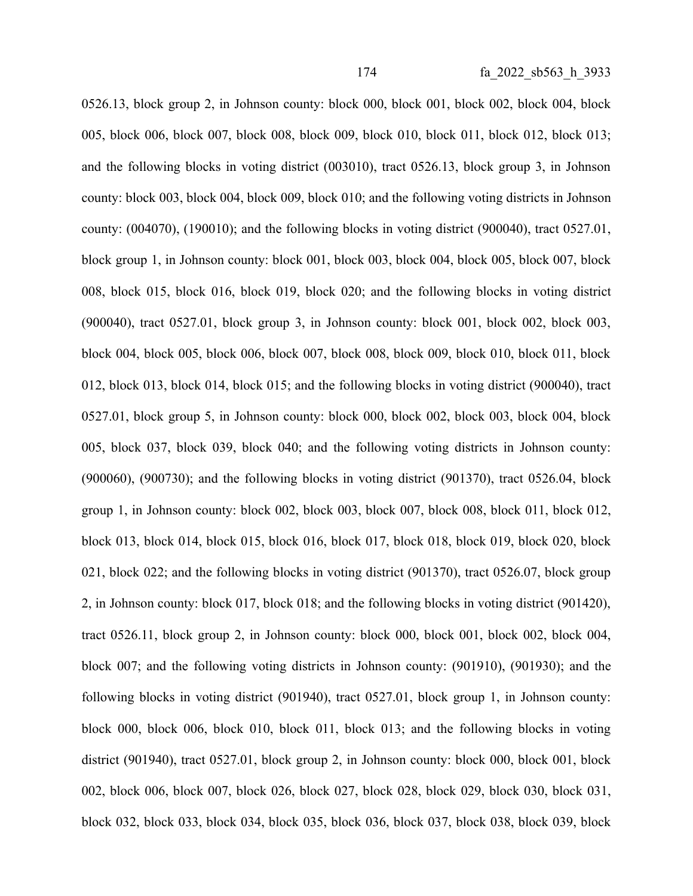0526.13, block group 2, in Johnson county: block 000, block 001, block 002, block 004, block 005, block 006, block 007, block 008, block 009, block 010, block 011, block 012, block 013; and the following blocks in voting district (003010), tract 0526.13, block group 3, in Johnson county: block 003, block 004, block 009, block 010; and the following voting districts in Johnson county: (004070), (190010); and the following blocks in voting district (900040), tract 0527.01, block group 1, in Johnson county: block 001, block 003, block 004, block 005, block 007, block 008, block 015, block 016, block 019, block 020; and the following blocks in voting district (900040), tract 0527.01, block group 3, in Johnson county: block 001, block 002, block 003, block 004, block 005, block 006, block 007, block 008, block 009, block 010, block 011, block 012, block 013, block 014, block 015; and the following blocks in voting district (900040), tract 0527.01, block group 5, in Johnson county: block 000, block 002, block 003, block 004, block 005, block 037, block 039, block 040; and the following voting districts in Johnson county: (900060), (900730); and the following blocks in voting district (901370), tract 0526.04, block group 1, in Johnson county: block 002, block 003, block 007, block 008, block 011, block 012, block 013, block 014, block 015, block 016, block 017, block 018, block 019, block 020, block 021, block 022; and the following blocks in voting district (901370), tract 0526.07, block group 2, in Johnson county: block 017, block 018; and the following blocks in voting district (901420), tract 0526.11, block group 2, in Johnson county: block 000, block 001, block 002, block 004, block 007; and the following voting districts in Johnson county: (901910), (901930); and the following blocks in voting district (901940), tract 0527.01, block group 1, in Johnson county: block 000, block 006, block 010, block 011, block 013; and the following blocks in voting district (901940), tract 0527.01, block group 2, in Johnson county: block 000, block 001, block 002, block 006, block 007, block 026, block 027, block 028, block 029, block 030, block 031, block 032, block 033, block 034, block 035, block 036, block 037, block 038, block 039, block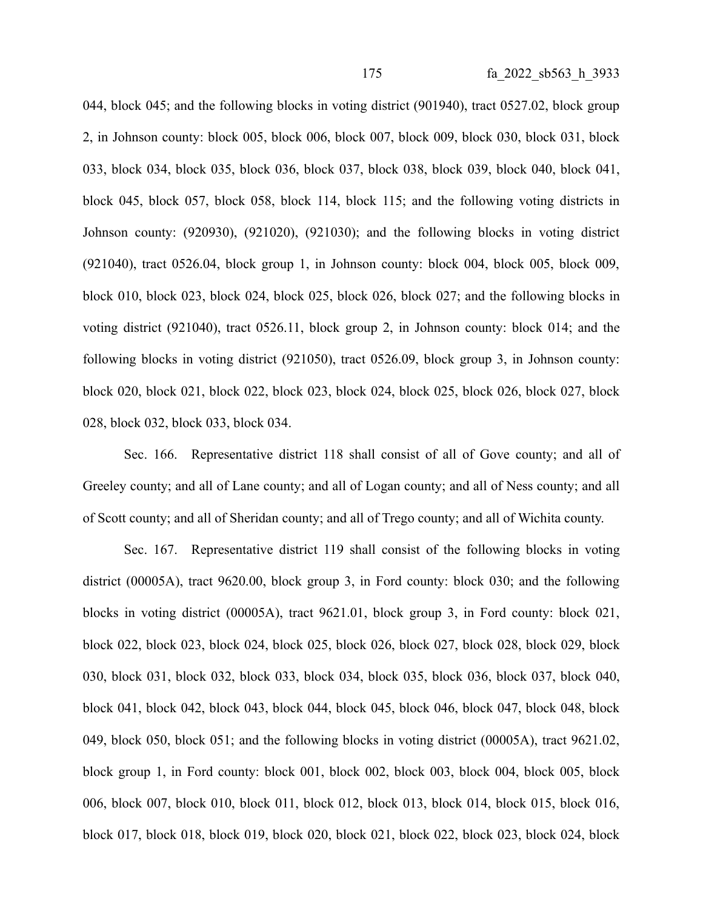044, block 045; and the following blocks in voting district (901940), tract 0527.02, block group 2, in Johnson county: block 005, block 006, block 007, block 009, block 030, block 031, block 033, block 034, block 035, block 036, block 037, block 038, block 039, block 040, block 041, block 045, block 057, block 058, block 114, block 115; and the following voting districts in Johnson county: (920930), (921020), (921030); and the following blocks in voting district (921040), tract 0526.04, block group 1, in Johnson county: block 004, block 005, block 009, block 010, block 023, block 024, block 025, block 026, block 027; and the following blocks in voting district (921040), tract 0526.11, block group 2, in Johnson county: block 014; and the following blocks in voting district (921050), tract 0526.09, block group 3, in Johnson county: block 020, block 021, block 022, block 023, block 024, block 025, block 026, block 027, block 028, block 032, block 033, block 034.

Sec. 166. Representative district 118 shall consist of all of Gove county; and all of Greeley county; and all of Lane county; and all of Logan county; and all of Ness county; and all of Scott county; and all of Sheridan county; and all of Trego county; and all of Wichita county.

Sec. 167. Representative district 119 shall consist of the following blocks in voting district (00005A), tract 9620.00, block group 3, in Ford county: block 030; and the following blocks in voting district (00005A), tract 9621.01, block group 3, in Ford county: block 021, block 022, block 023, block 024, block 025, block 026, block 027, block 028, block 029, block 030, block 031, block 032, block 033, block 034, block 035, block 036, block 037, block 040, block 041, block 042, block 043, block 044, block 045, block 046, block 047, block 048, block 049, block 050, block 051; and the following blocks in voting district (00005A), tract 9621.02, block group 1, in Ford county: block 001, block 002, block 003, block 004, block 005, block 006, block 007, block 010, block 011, block 012, block 013, block 014, block 015, block 016, block 017, block 018, block 019, block 020, block 021, block 022, block 023, block 024, block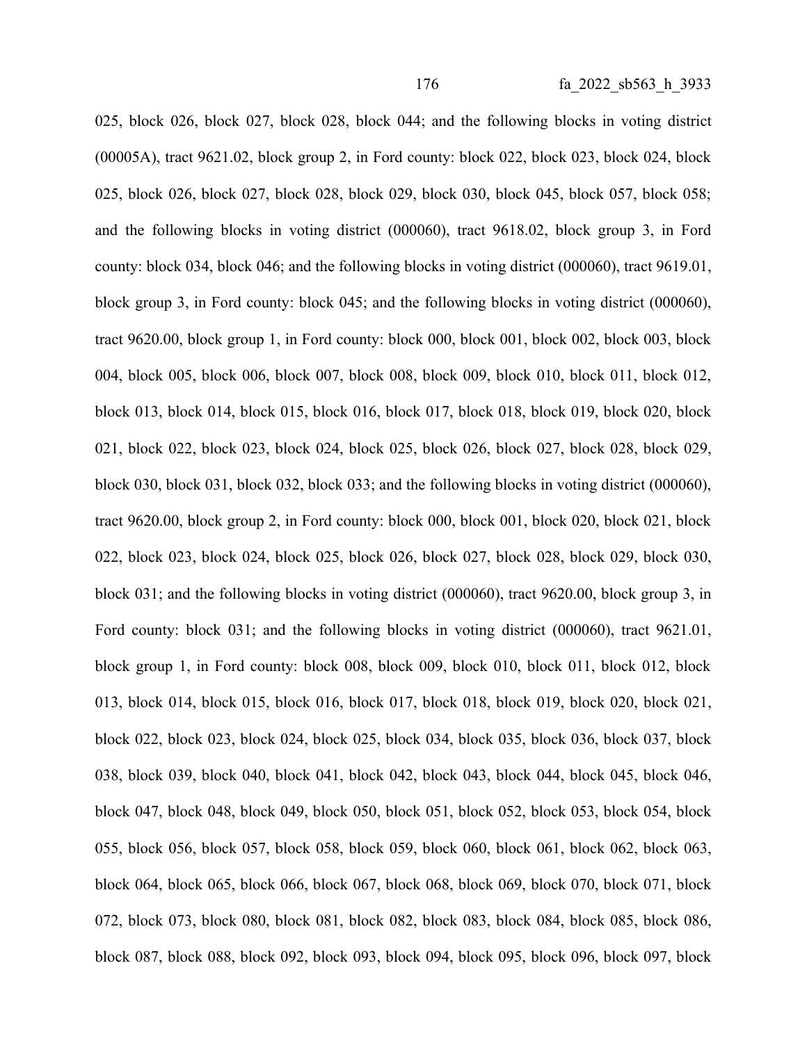025, block 026, block 027, block 028, block 044; and the following blocks in voting district (00005A), tract 9621.02, block group 2, in Ford county: block 022, block 023, block 024, block 025, block 026, block 027, block 028, block 029, block 030, block 045, block 057, block 058; and the following blocks in voting district (000060), tract 9618.02, block group 3, in Ford county: block 034, block 046; and the following blocks in voting district (000060), tract 9619.01, block group 3, in Ford county: block 045; and the following blocks in voting district (000060), tract 9620.00, block group 1, in Ford county: block 000, block 001, block 002, block 003, block 004, block 005, block 006, block 007, block 008, block 009, block 010, block 011, block 012, block 013, block 014, block 015, block 016, block 017, block 018, block 019, block 020, block 021, block 022, block 023, block 024, block 025, block 026, block 027, block 028, block 029, block 030, block 031, block 032, block 033; and the following blocks in voting district (000060), tract 9620.00, block group 2, in Ford county: block 000, block 001, block 020, block 021, block 022, block 023, block 024, block 025, block 026, block 027, block 028, block 029, block 030, block 031; and the following blocks in voting district (000060), tract 9620.00, block group 3, in Ford county: block 031; and the following blocks in voting district (000060), tract 9621.01, block group 1, in Ford county: block 008, block 009, block 010, block 011, block 012, block 013, block 014, block 015, block 016, block 017, block 018, block 019, block 020, block 021, block 022, block 023, block 024, block 025, block 034, block 035, block 036, block 037, block 038, block 039, block 040, block 041, block 042, block 043, block 044, block 045, block 046, block 047, block 048, block 049, block 050, block 051, block 052, block 053, block 054, block 055, block 056, block 057, block 058, block 059, block 060, block 061, block 062, block 063, block 064, block 065, block 066, block 067, block 068, block 069, block 070, block 071, block 072, block 073, block 080, block 081, block 082, block 083, block 084, block 085, block 086, block 087, block 088, block 092, block 093, block 094, block 095, block 096, block 097, block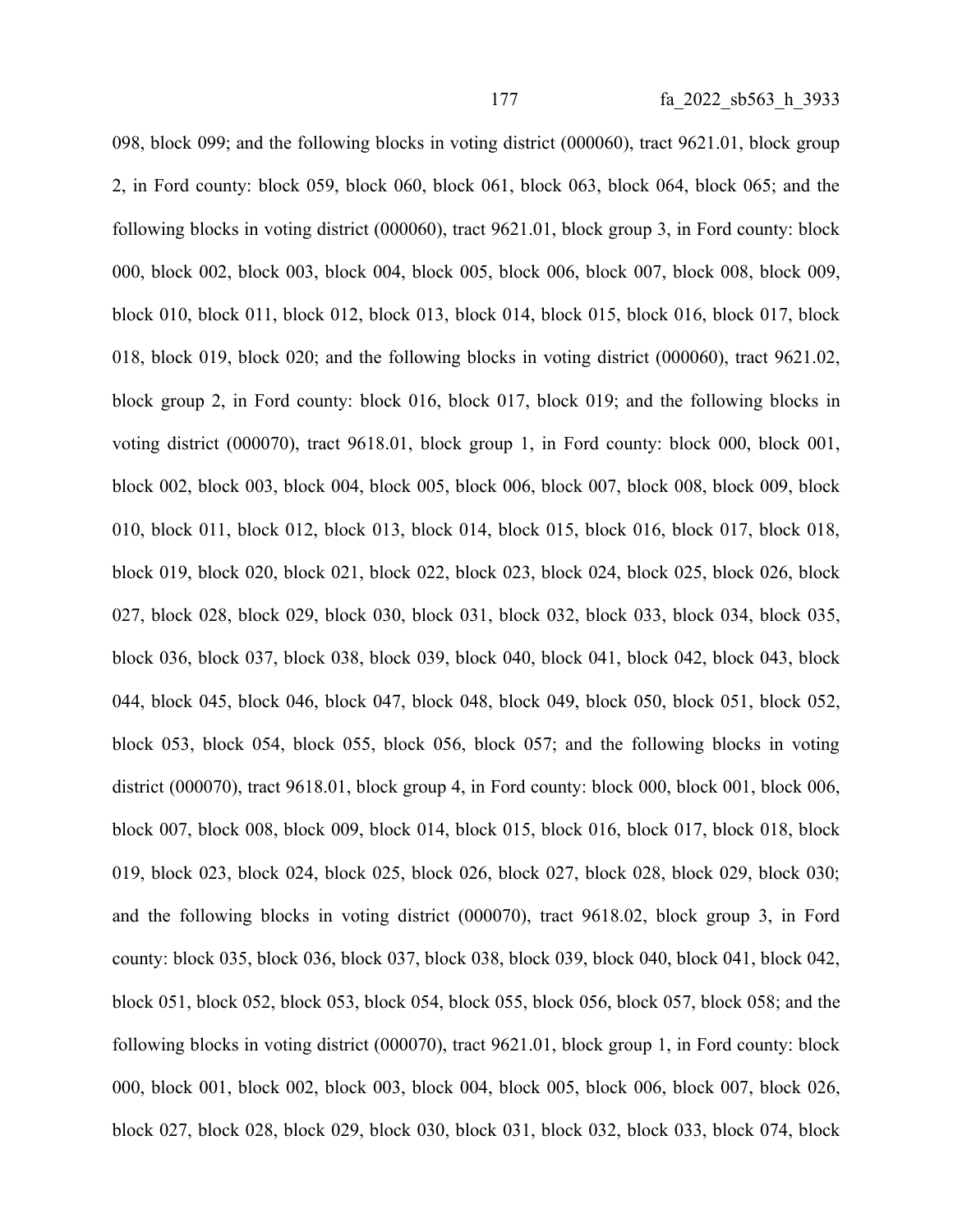098, block 099; and the following blocks in voting district (000060), tract 9621.01, block group 2, in Ford county: block 059, block 060, block 061, block 063, block 064, block 065; and the following blocks in voting district (000060), tract 9621.01, block group 3, in Ford county: block 000, block 002, block 003, block 004, block 005, block 006, block 007, block 008, block 009, block 010, block 011, block 012, block 013, block 014, block 015, block 016, block 017, block 018, block 019, block 020; and the following blocks in voting district (000060), tract 9621.02, block group 2, in Ford county: block 016, block 017, block 019; and the following blocks in voting district (000070), tract 9618.01, block group 1, in Ford county: block 000, block 001, block 002, block 003, block 004, block 005, block 006, block 007, block 008, block 009, block 010, block 011, block 012, block 013, block 014, block 015, block 016, block 017, block 018, block 019, block 020, block 021, block 022, block 023, block 024, block 025, block 026, block 027, block 028, block 029, block 030, block 031, block 032, block 033, block 034, block 035, block 036, block 037, block 038, block 039, block 040, block 041, block 042, block 043, block 044, block 045, block 046, block 047, block 048, block 049, block 050, block 051, block 052, block 053, block 054, block 055, block 056, block 057; and the following blocks in voting district (000070), tract 9618.01, block group 4, in Ford county: block 000, block 001, block 006, block 007, block 008, block 009, block 014, block 015, block 016, block 017, block 018, block 019, block 023, block 024, block 025, block 026, block 027, block 028, block 029, block 030; and the following blocks in voting district (000070), tract 9618.02, block group 3, in Ford county: block 035, block 036, block 037, block 038, block 039, block 040, block 041, block 042, block 051, block 052, block 053, block 054, block 055, block 056, block 057, block 058; and the following blocks in voting district (000070), tract 9621.01, block group 1, in Ford county: block 000, block 001, block 002, block 003, block 004, block 005, block 006, block 007, block 026, block 027, block 028, block 029, block 030, block 031, block 032, block 033, block 074, block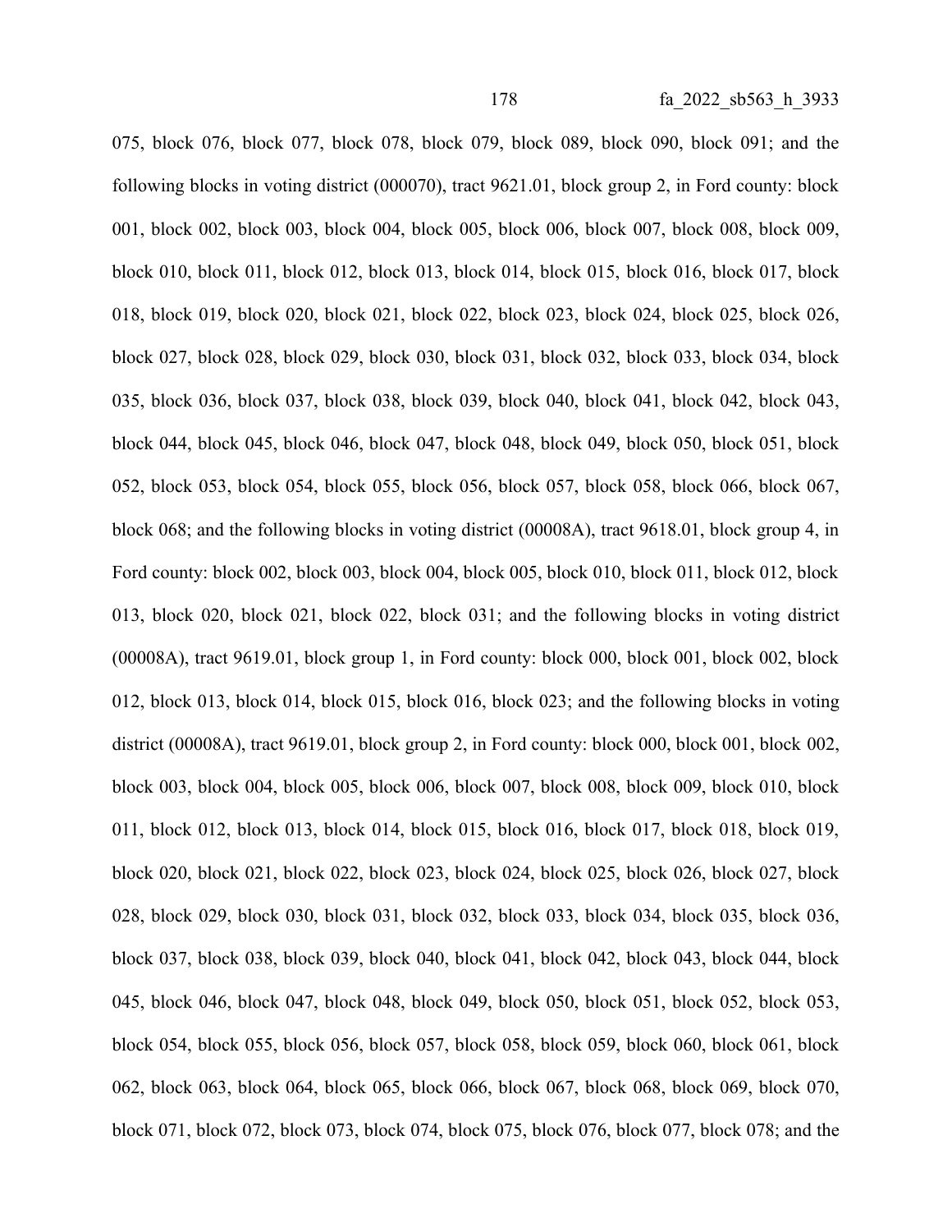075, block 076, block 077, block 078, block 079, block 089, block 090, block 091; and the following blocks in voting district (000070), tract 9621.01, block group 2, in Ford county: block 001, block 002, block 003, block 004, block 005, block 006, block 007, block 008, block 009, block 010, block 011, block 012, block 013, block 014, block 015, block 016, block 017, block 018, block 019, block 020, block 021, block 022, block 023, block 024, block 025, block 026, block 027, block 028, block 029, block 030, block 031, block 032, block 033, block 034, block 035, block 036, block 037, block 038, block 039, block 040, block 041, block 042, block 043, block 044, block 045, block 046, block 047, block 048, block 049, block 050, block 051, block 052, block 053, block 054, block 055, block 056, block 057, block 058, block 066, block 067, block 068; and the following blocks in voting district (00008A), tract 9618.01, block group 4, in Ford county: block 002, block 003, block 004, block 005, block 010, block 011, block 012, block 013, block 020, block 021, block 022, block 031; and the following blocks in voting district (00008A), tract 9619.01, block group 1, in Ford county: block 000, block 001, block 002, block 012, block 013, block 014, block 015, block 016, block 023; and the following blocks in voting district (00008A), tract 9619.01, block group 2, in Ford county: block 000, block 001, block 002, block 003, block 004, block 005, block 006, block 007, block 008, block 009, block 010, block 011, block 012, block 013, block 014, block 015, block 016, block 017, block 018, block 019, block 020, block 021, block 022, block 023, block 024, block 025, block 026, block 027, block 028, block 029, block 030, block 031, block 032, block 033, block 034, block 035, block 036, block 037, block 038, block 039, block 040, block 041, block 042, block 043, block 044, block 045, block 046, block 047, block 048, block 049, block 050, block 051, block 052, block 053, block 054, block 055, block 056, block 057, block 058, block 059, block 060, block 061, block 062, block 063, block 064, block 065, block 066, block 067, block 068, block 069, block 070, block 071, block 072, block 073, block 074, block 075, block 076, block 077, block 078; and the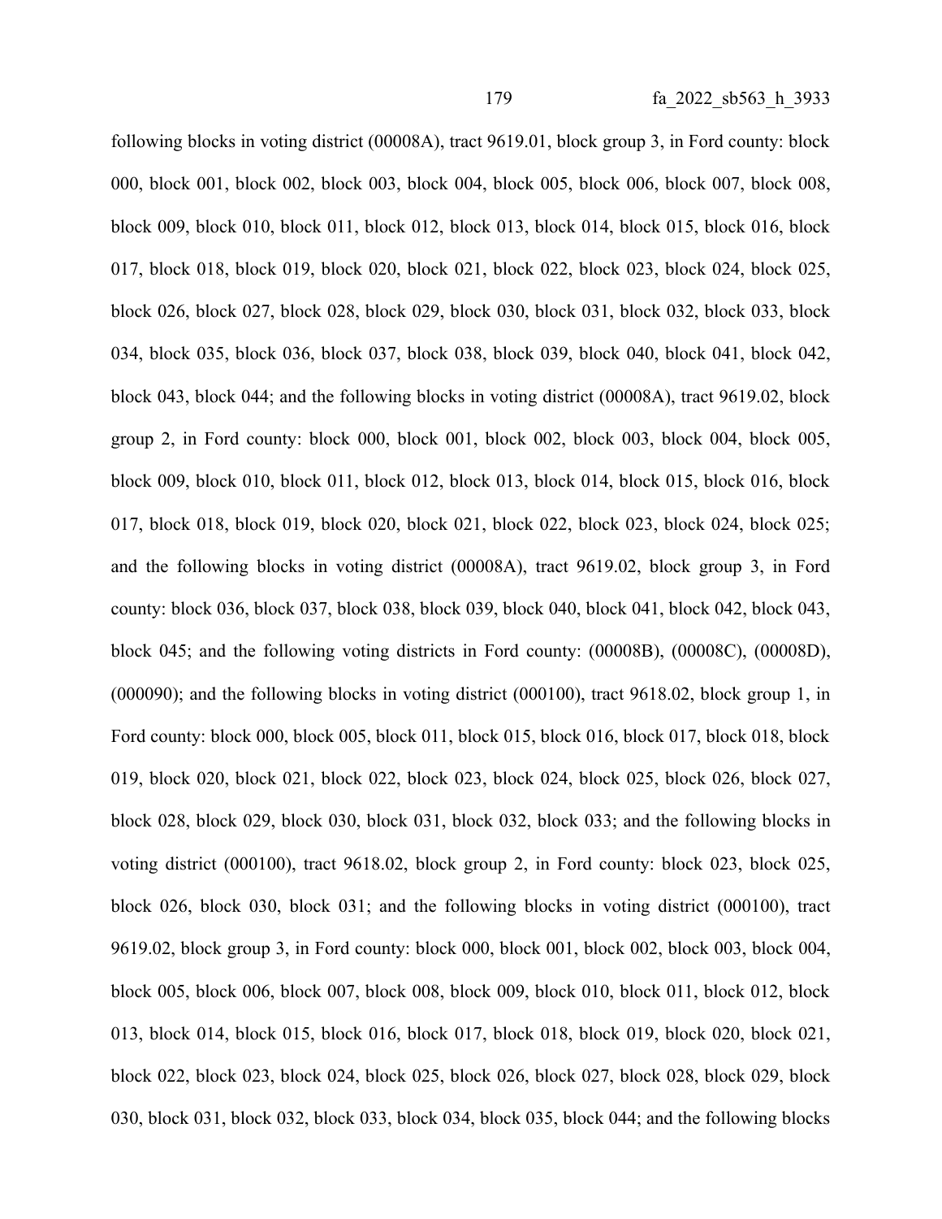following blocks in voting district (00008A), tract 9619.01, block group 3, in Ford county: block 000, block 001, block 002, block 003, block 004, block 005, block 006, block 007, block 008, block 009, block 010, block 011, block 012, block 013, block 014, block 015, block 016, block 017, block 018, block 019, block 020, block 021, block 022, block 023, block 024, block 025, block 026, block 027, block 028, block 029, block 030, block 031, block 032, block 033, block 034, block 035, block 036, block 037, block 038, block 039, block 040, block 041, block 042, block 043, block 044; and the following blocks in voting district (00008A), tract 9619.02, block group 2, in Ford county: block 000, block 001, block 002, block 003, block 004, block 005, block 009, block 010, block 011, block 012, block 013, block 014, block 015, block 016, block 017, block 018, block 019, block 020, block 021, block 022, block 023, block 024, block 025; and the following blocks in voting district (00008A), tract 9619.02, block group 3, in Ford county: block 036, block 037, block 038, block 039, block 040, block 041, block 042, block 043, block 045; and the following voting districts in Ford county: (00008B), (00008C), (00008D), (000090); and the following blocks in voting district (000100), tract 9618.02, block group 1, in Ford county: block 000, block 005, block 011, block 015, block 016, block 017, block 018, block 019, block 020, block 021, block 022, block 023, block 024, block 025, block 026, block 027, block 028, block 029, block 030, block 031, block 032, block 033; and the following blocks in voting district (000100), tract 9618.02, block group 2, in Ford county: block 023, block 025, block 026, block 030, block 031; and the following blocks in voting district (000100), tract 9619.02, block group 3, in Ford county: block 000, block 001, block 002, block 003, block 004, block 005, block 006, block 007, block 008, block 009, block 010, block 011, block 012, block 013, block 014, block 015, block 016, block 017, block 018, block 019, block 020, block 021, block 022, block 023, block 024, block 025, block 026, block 027, block 028, block 029, block 030, block 031, block 032, block 033, block 034, block 035, block 044; and the following blocks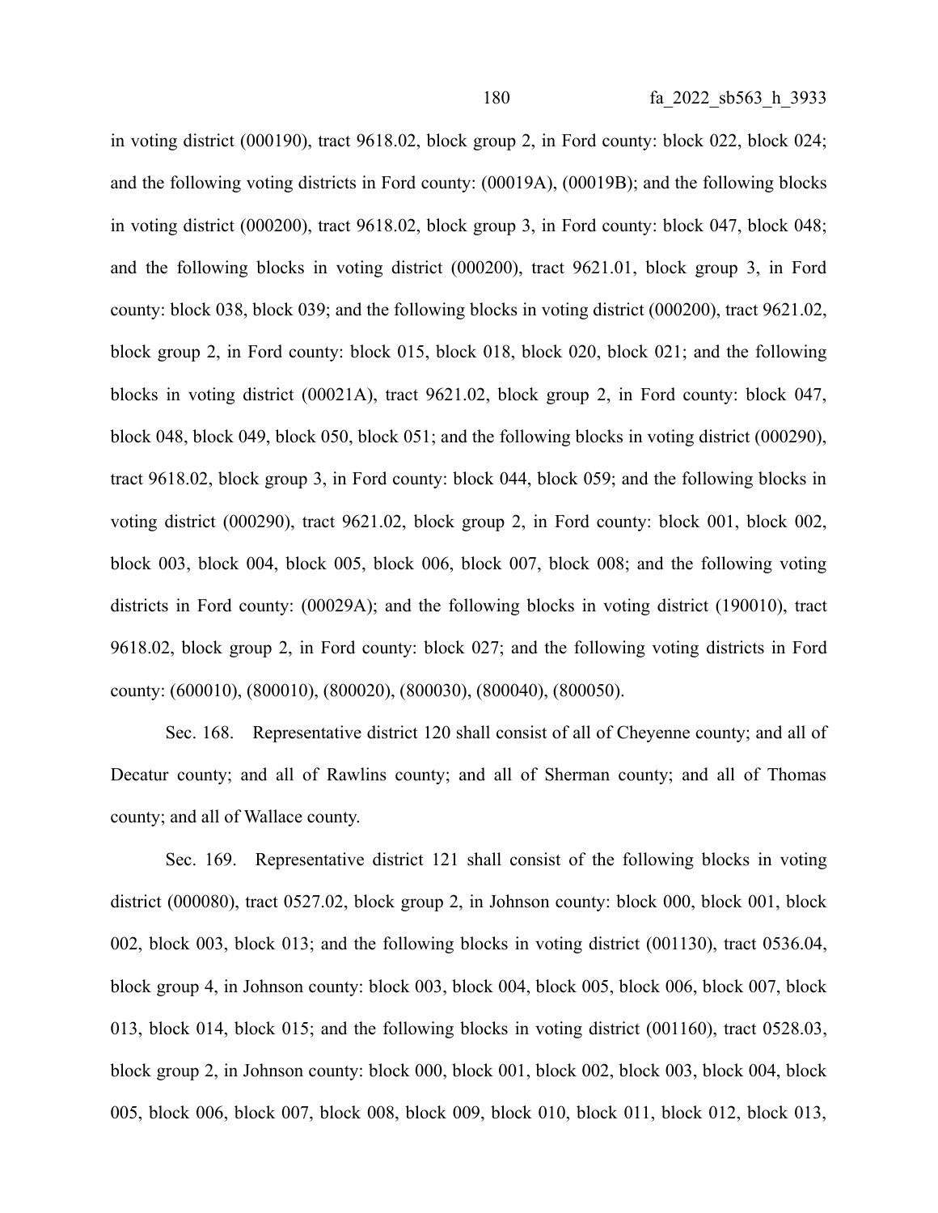in voting district (000190), tract 9618.02, block group 2, in Ford county: block 022, block 024; and the following voting districts in Ford county: (00019A), (00019B); and the following blocks in voting district (000200), tract 9618.02, block group 3, in Ford county: block 047, block 048; and the following blocks in voting district (000200), tract 9621.01, block group 3, in Ford county: block 038, block 039; and the following blocks in voting district (000200), tract 9621.02, block group 2, in Ford county: block 015, block 018, block 020, block 021; and the following blocks in voting district (00021A), tract 9621.02, block group 2, in Ford county: block 047, block 048, block 049, block 050, block 051; and the following blocks in voting district (000290), tract 9618.02, block group 3, in Ford county: block 044, block 059; and the following blocks in voting district (000290), tract 9621.02, block group 2, in Ford county: block 001, block 002, block 003, block 004, block 005, block 006, block 007, block 008; and the following voting districts in Ford county: (00029A); and the following blocks in voting district (190010), tract 9618.02, block group 2, in Ford county: block 027; and the following voting districts in Ford county: (600010), (800010), (800020), (800030), (800040), (800050).

Sec. 168. Representative district 120 shall consist of all of Cheyenne county; and all of Decatur county; and all of Rawlins county; and all of Sherman county; and all of Thomas county; and all of Wallace county.

Sec. 169. Representative district 121 shall consist of the following blocks in voting district (000080), tract 0527.02, block group 2, in Johnson county: block 000, block 001, block 002, block 003, block 013; and the following blocks in voting district (001130), tract 0536.04, block group 4, in Johnson county: block 003, block 004, block 005, block 006, block 007, block 013, block 014, block 015; and the following blocks in voting district (001160), tract 0528.03, block group 2, in Johnson county: block 000, block 001, block 002, block 003, block 004, block 005, block 006, block 007, block 008, block 009, block 010, block 011, block 012, block 013,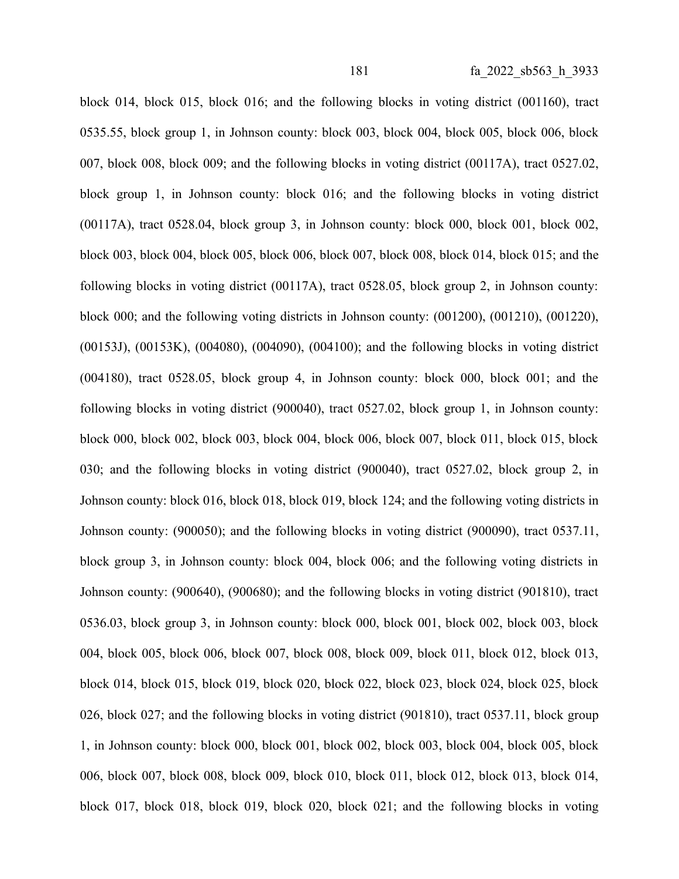block 014, block 015, block 016; and the following blocks in voting district (001160), tract 0535.55, block group 1, in Johnson county: block 003, block 004, block 005, block 006, block 007, block 008, block 009; and the following blocks in voting district (00117A), tract 0527.02, block group 1, in Johnson county: block 016; and the following blocks in voting district (00117A), tract 0528.04, block group 3, in Johnson county: block 000, block 001, block 002, block 003, block 004, block 005, block 006, block 007, block 008, block 014, block 015; and the following blocks in voting district (00117A), tract 0528.05, block group 2, in Johnson county: block 000; and the following voting districts in Johnson county: (001200), (001210), (001220), (00153J), (00153K), (004080), (004090), (004100); and the following blocks in voting district (004180), tract 0528.05, block group 4, in Johnson county: block 000, block 001; and the following blocks in voting district (900040), tract 0527.02, block group 1, in Johnson county: block 000, block 002, block 003, block 004, block 006, block 007, block 011, block 015, block 030; and the following blocks in voting district (900040), tract 0527.02, block group 2, in Johnson county: block 016, block 018, block 019, block 124; and the following voting districts in Johnson county: (900050); and the following blocks in voting district (900090), tract 0537.11, block group 3, in Johnson county: block 004, block 006; and the following voting districts in Johnson county: (900640), (900680); and the following blocks in voting district (901810), tract 0536.03, block group 3, in Johnson county: block 000, block 001, block 002, block 003, block 004, block 005, block 006, block 007, block 008, block 009, block 011, block 012, block 013, block 014, block 015, block 019, block 020, block 022, block 023, block 024, block 025, block 026, block 027; and the following blocks in voting district (901810), tract 0537.11, block group 1, in Johnson county: block 000, block 001, block 002, block 003, block 004, block 005, block 006, block 007, block 008, block 009, block 010, block 011, block 012, block 013, block 014, block 017, block 018, block 019, block 020, block 021; and the following blocks in voting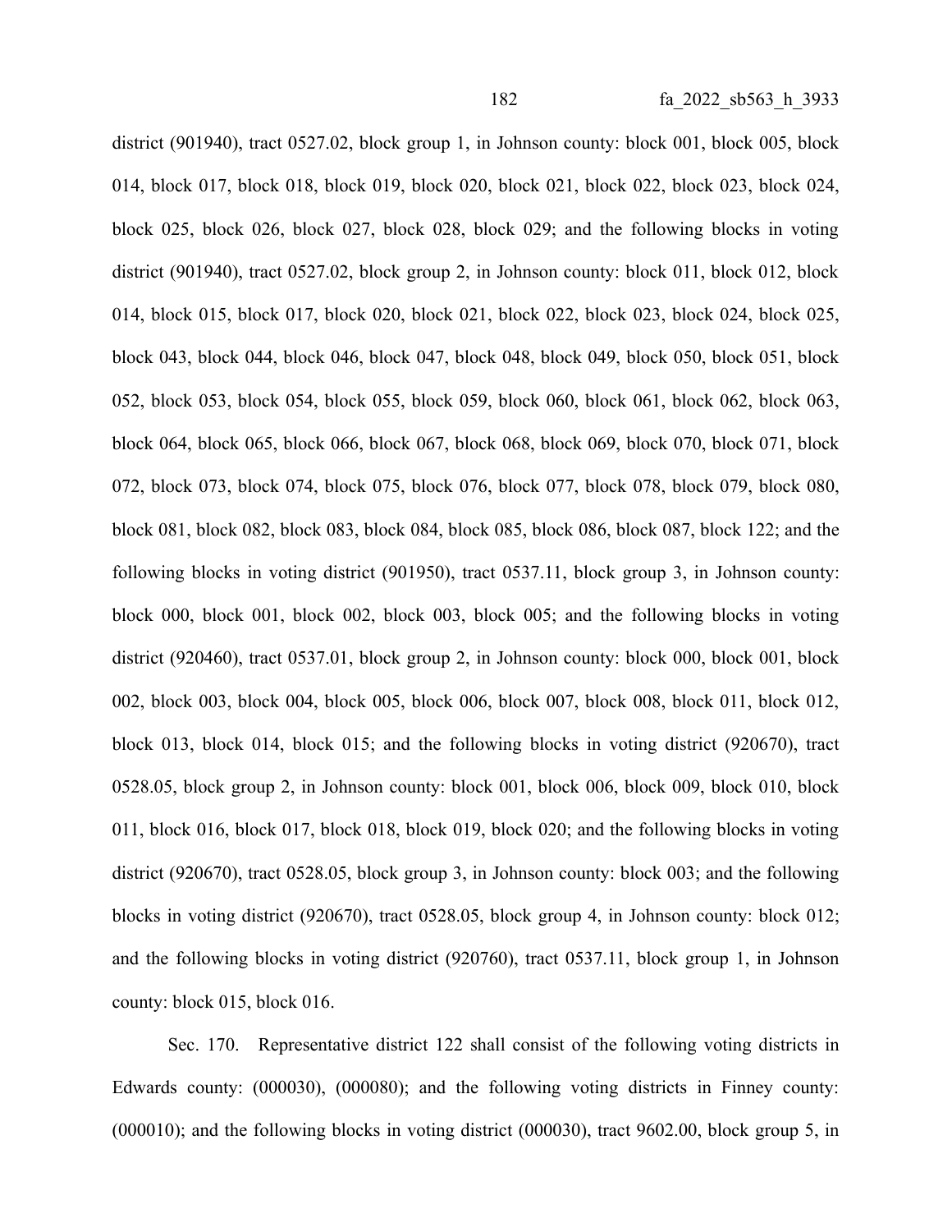district (901940), tract 0527.02, block group 1, in Johnson county: block 001, block 005, block 014, block 017, block 018, block 019, block 020, block 021, block 022, block 023, block 024, block 025, block 026, block 027, block 028, block 029; and the following blocks in voting district (901940), tract 0527.02, block group 2, in Johnson county: block 011, block 012, block 014, block 015, block 017, block 020, block 021, block 022, block 023, block 024, block 025, block 043, block 044, block 046, block 047, block 048, block 049, block 050, block 051, block 052, block 053, block 054, block 055, block 059, block 060, block 061, block 062, block 063, block 064, block 065, block 066, block 067, block 068, block 069, block 070, block 071, block 072, block 073, block 074, block 075, block 076, block 077, block 078, block 079, block 080, block 081, block 082, block 083, block 084, block 085, block 086, block 087, block 122; and the following blocks in voting district (901950), tract 0537.11, block group 3, in Johnson county: block 000, block 001, block 002, block 003, block 005; and the following blocks in voting district (920460), tract 0537.01, block group 2, in Johnson county: block 000, block 001, block 002, block 003, block 004, block 005, block 006, block 007, block 008, block 011, block 012, block 013, block 014, block 015; and the following blocks in voting district (920670), tract 0528.05, block group 2, in Johnson county: block 001, block 006, block 009, block 010, block 011, block 016, block 017, block 018, block 019, block 020; and the following blocks in voting district (920670), tract 0528.05, block group 3, in Johnson county: block 003; and the following blocks in voting district (920670), tract 0528.05, block group 4, in Johnson county: block 012; and the following blocks in voting district (920760), tract 0537.11, block group 1, in Johnson county: block 015, block 016.

Sec. 170. Representative district 122 shall consist of the following voting districts in Edwards county: (000030), (000080); and the following voting districts in Finney county: (000010); and the following blocks in voting district (000030), tract 9602.00, block group 5, in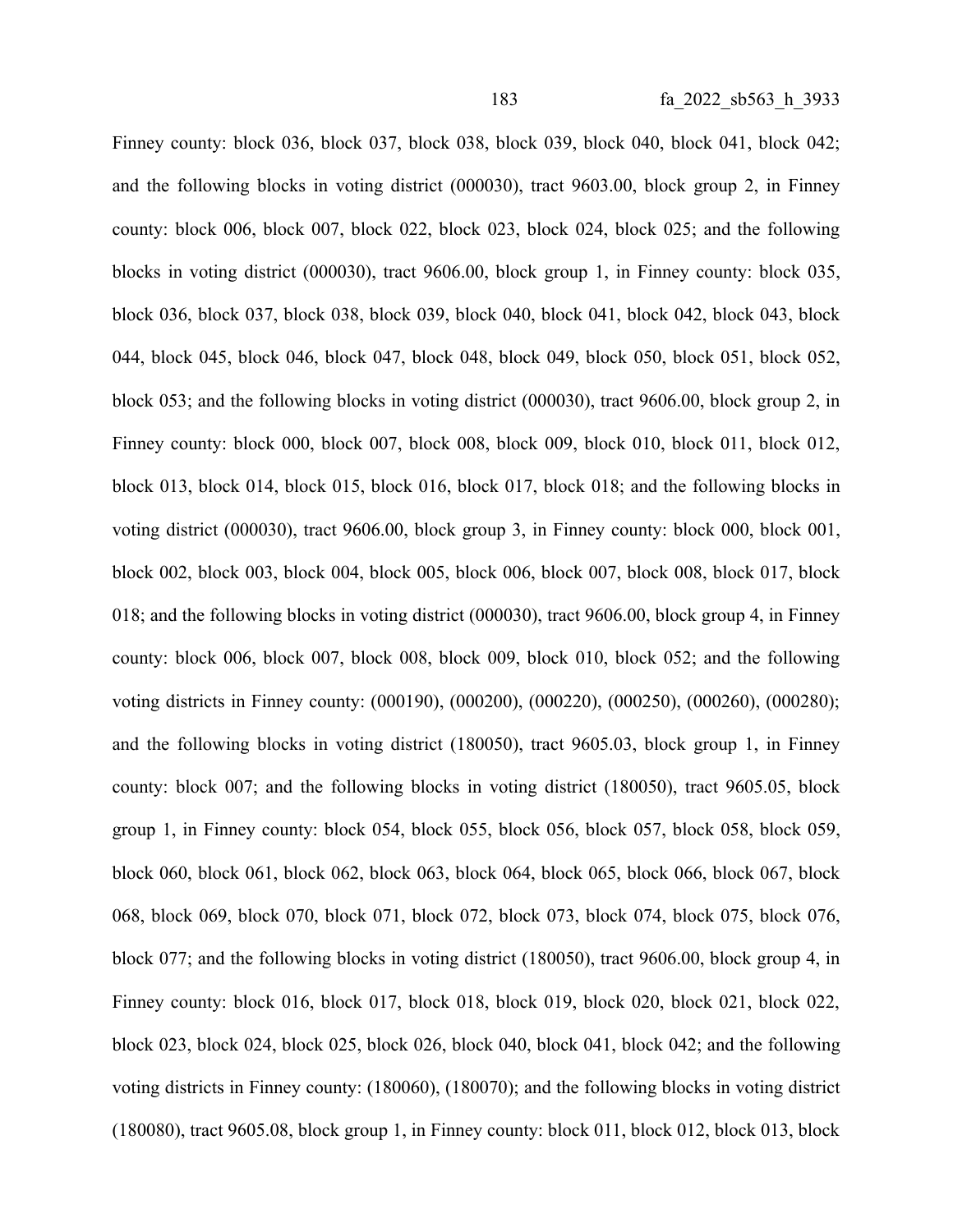Finney county: block 036, block 037, block 038, block 039, block 040, block 041, block 042; and the following blocks in voting district (000030), tract 9603.00, block group 2, in Finney county: block 006, block 007, block 022, block 023, block 024, block 025; and the following blocks in voting district (000030), tract 9606.00, block group 1, in Finney county: block 035, block 036, block 037, block 038, block 039, block 040, block 041, block 042, block 043, block 044, block 045, block 046, block 047, block 048, block 049, block 050, block 051, block 052, block 053; and the following blocks in voting district (000030), tract 9606.00, block group 2, in Finney county: block 000, block 007, block 008, block 009, block 010, block 011, block 012, block 013, block 014, block 015, block 016, block 017, block 018; and the following blocks in voting district (000030), tract 9606.00, block group 3, in Finney county: block 000, block 001, block 002, block 003, block 004, block 005, block 006, block 007, block 008, block 017, block 018; and the following blocks in voting district (000030), tract 9606.00, block group 4, in Finney county: block 006, block 007, block 008, block 009, block 010, block 052; and the following voting districts in Finney county: (000190), (000200), (000220), (000250), (000260), (000280); and the following blocks in voting district (180050), tract 9605.03, block group 1, in Finney county: block 007; and the following blocks in voting district (180050), tract 9605.05, block group 1, in Finney county: block 054, block 055, block 056, block 057, block 058, block 059, block 060, block 061, block 062, block 063, block 064, block 065, block 066, block 067, block 068, block 069, block 070, block 071, block 072, block 073, block 074, block 075, block 076, block 077; and the following blocks in voting district (180050), tract 9606.00, block group 4, in Finney county: block 016, block 017, block 018, block 019, block 020, block 021, block 022, block 023, block 024, block 025, block 026, block 040, block 041, block 042; and the following voting districts in Finney county: (180060), (180070); and the following blocks in voting district (180080), tract 9605.08, block group 1, in Finney county: block 011, block 012, block 013, block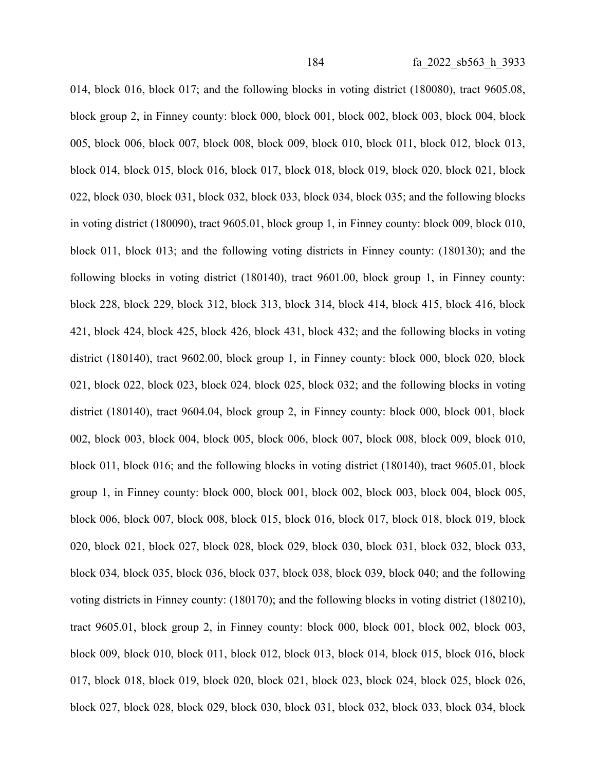014, block 016, block 017; and the following blocks in voting district (180080), tract 9605.08, block group 2, in Finney county: block 000, block 001, block 002, block 003, block 004, block 005, block 006, block 007, block 008, block 009, block 010, block 011, block 012, block 013, block 014, block 015, block 016, block 017, block 018, block 019, block 020, block 021, block 022, block 030, block 031, block 032, block 033, block 034, block 035; and the following blocks in voting district (180090), tract 9605.01, block group 1, in Finney county: block 009, block 010, block 011, block 013; and the following voting districts in Finney county: (180130); and the following blocks in voting district (180140), tract 9601.00, block group 1, in Finney county: block 228, block 229, block 312, block 313, block 314, block 414, block 415, block 416, block 421, block 424, block 425, block 426, block 431, block 432; and the following blocks in voting district (180140), tract 9602.00, block group 1, in Finney county: block 000, block 020, block 021, block 022, block 023, block 024, block 025, block 032; and the following blocks in voting district (180140), tract 9604.04, block group 2, in Finney county: block 000, block 001, block 002, block 003, block 004, block 005, block 006, block 007, block 008, block 009, block 010, block 011, block 016; and the following blocks in voting district (180140), tract 9605.01, block group 1, in Finney county: block 000, block 001, block 002, block 003, block 004, block 005, block 006, block 007, block 008, block 015, block 016, block 017, block 018, block 019, block 020, block 021, block 027, block 028, block 029, block 030, block 031, block 032, block 033, block 034, block 035, block 036, block 037, block 038, block 039, block 040; and the following voting districts in Finney county: (180170); and the following blocks in voting district (180210), tract 9605.01, block group 2, in Finney county: block 000, block 001, block 002, block 003, block 009, block 010, block 011, block 012, block 013, block 014, block 015, block 016, block 017, block 018, block 019, block 020, block 021, block 023, block 024, block 025, block 026, block 027, block 028, block 029, block 030, block 031, block 032, block 033, block 034, block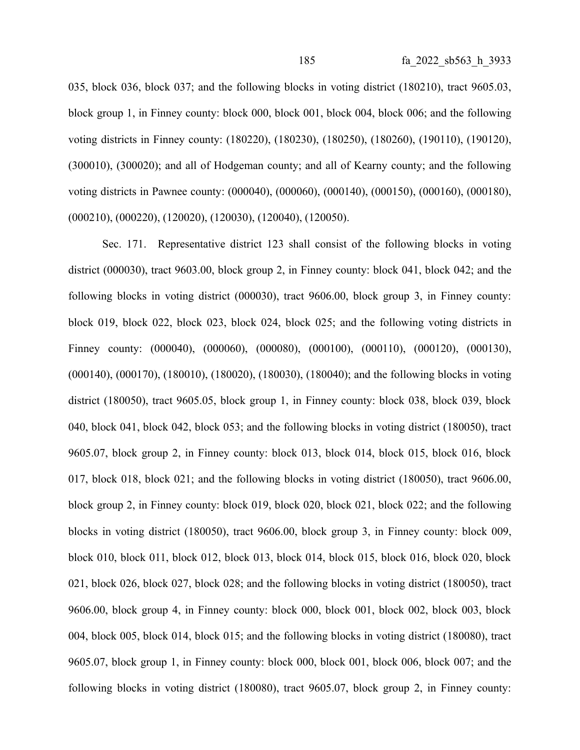035, block 036, block 037; and the following blocks in voting district (180210), tract 9605.03, block group 1, in Finney county: block 000, block 001, block 004, block 006; and the following voting districts in Finney county: (180220), (180230), (180250), (180260), (190110), (190120), (300010), (300020); and all of Hodgeman county; and all of Kearny county; and the following voting districts in Pawnee county: (000040), (000060), (000140), (000150), (000160), (000180), (000210), (000220), (120020), (120030), (120040), (120050).

Sec. 171. Representative district 123 shall consist of the following blocks in voting district (000030), tract 9603.00, block group 2, in Finney county: block 041, block 042; and the following blocks in voting district (000030), tract 9606.00, block group 3, in Finney county: block 019, block 022, block 023, block 024, block 025; and the following voting districts in Finney county: (000040), (000060), (000080), (000100), (000110), (000120), (000130), (000140), (000170), (180010), (180020), (180030), (180040); and the following blocks in voting district (180050), tract 9605.05, block group 1, in Finney county: block 038, block 039, block 040, block 041, block 042, block 053; and the following blocks in voting district (180050), tract 9605.07, block group 2, in Finney county: block 013, block 014, block 015, block 016, block 017, block 018, block 021; and the following blocks in voting district (180050), tract 9606.00, block group 2, in Finney county: block 019, block 020, block 021, block 022; and the following blocks in voting district (180050), tract 9606.00, block group 3, in Finney county: block 009, block 010, block 011, block 012, block 013, block 014, block 015, block 016, block 020, block 021, block 026, block 027, block 028; and the following blocks in voting district (180050), tract 9606.00, block group 4, in Finney county: block 000, block 001, block 002, block 003, block 004, block 005, block 014, block 015; and the following blocks in voting district (180080), tract 9605.07, block group 1, in Finney county: block 000, block 001, block 006, block 007; and the following blocks in voting district (180080), tract 9605.07, block group 2, in Finney county: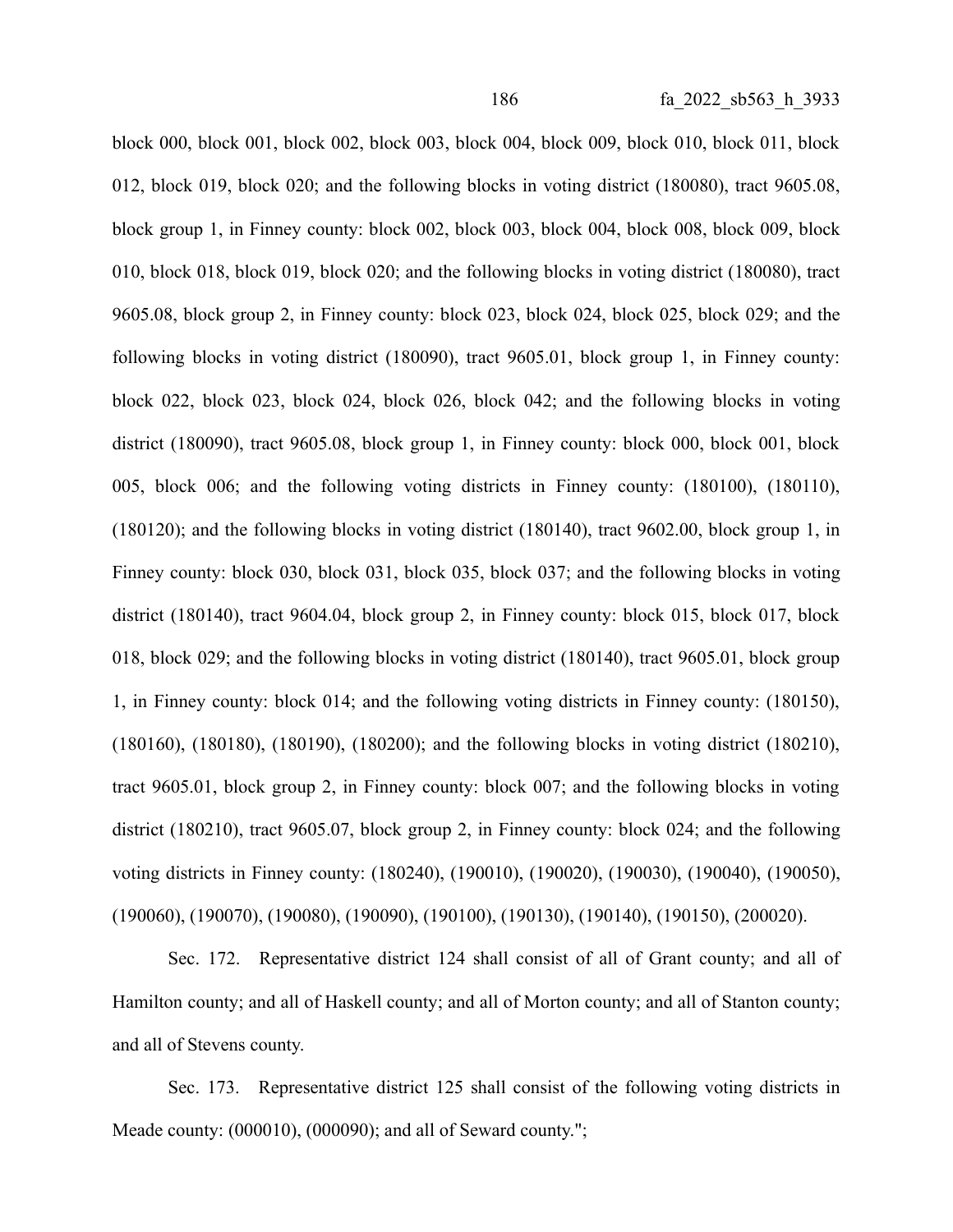block 000, block 001, block 002, block 003, block 004, block 009, block 010, block 011, block 012, block 019, block 020; and the following blocks in voting district (180080), tract 9605.08, block group 1, in Finney county: block 002, block 003, block 004, block 008, block 009, block 010, block 018, block 019, block 020; and the following blocks in voting district (180080), tract 9605.08, block group 2, in Finney county: block 023, block 024, block 025, block 029; and the following blocks in voting district (180090), tract 9605.01, block group 1, in Finney county: block 022, block 023, block 024, block 026, block 042; and the following blocks in voting district (180090), tract 9605.08, block group 1, in Finney county: block 000, block 001, block 005, block 006; and the following voting districts in Finney county: (180100), (180110), (180120); and the following blocks in voting district (180140), tract 9602.00, block group 1, in Finney county: block 030, block 031, block 035, block 037; and the following blocks in voting district (180140), tract 9604.04, block group 2, in Finney county: block 015, block 017, block 018, block 029; and the following blocks in voting district (180140), tract 9605.01, block group 1, in Finney county: block 014; and the following voting districts in Finney county: (180150), (180160), (180180), (180190), (180200); and the following blocks in voting district (180210), tract 9605.01, block group 2, in Finney county: block 007; and the following blocks in voting district (180210), tract 9605.07, block group 2, in Finney county: block 024; and the following voting districts in Finney county: (180240), (190010), (190020), (190030), (190040), (190050), (190060), (190070), (190080), (190090), (190100), (190130), (190140), (190150), (200020).

Sec. 172. Representative district 124 shall consist of all of Grant county; and all of Hamilton county; and all of Haskell county; and all of Morton county; and all of Stanton county; and all of Stevens county.

Sec. 173. Representative district 125 shall consist of the following voting districts in Meade county: (000010), (000090); and all of Seward county.";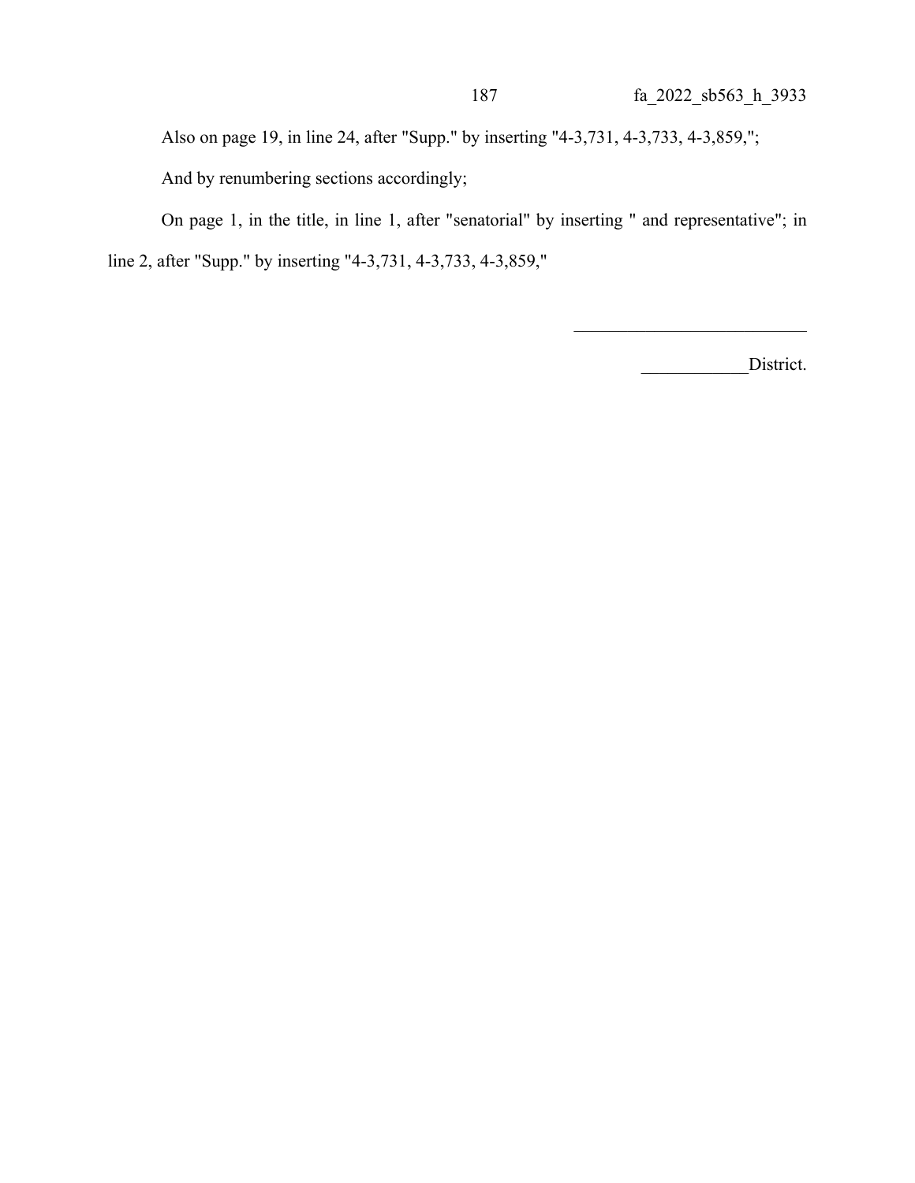Also on page 19, in line 24, after "Supp." by inserting "4-3,731, 4-3,733, 4-3,859,";

And by renumbering sections accordingly;

On page 1, in the title, in line 1, after "senatorial" by inserting " and representative"; in line 2, after "Supp." by inserting "4-3,731, 4-3,733, 4-3,859,"

___________________________

____________District.